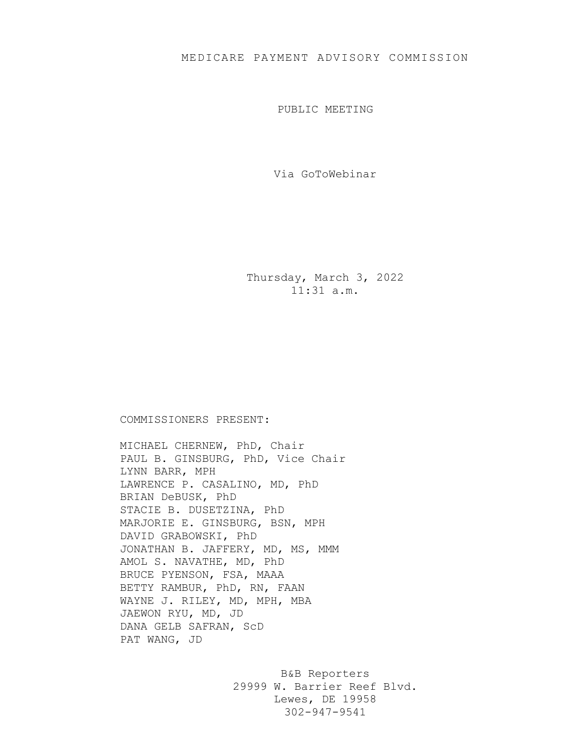# MEDICARE PAYMENT ADVISORY COMMISSION

## PUBLIC MEETING

Via GoToWebinar

Thursday, March 3, 2022
11:31 a.m.

COMMISSIONERS PRESENT:

MICHAEL CHERNEW, PhD, Chair
PAUL B. GINSBURG, PhD, Vice Chair
LYNN BARR, MPH
LAWRENCE P. CASALINO, MD, PhD
BRIAN DeBUSK, PhD
STACIE B. DUSETZINA, PhD
MARJORIE E. GINSBURG, BSN, MPH
DAVID GRABOWSKI, PhD
JONATHAN B. JAFFERY, MD, MS, MMM
AMOL S. NAVATHE, MD, PhD
BRUCE PYENSON, FSA, MAAA
BETTY RAMBUR, PhD, RN, FAAN
WAYNE J. RILEY, MD, MPH, MBA
JAEWON RYU, MD, JD
DANA GELB SAFRAN, ScD
PAT WANG, JD

B&B Reporters
29999 W. Barrier Reef Blvd.
Lewes, DE 19958
302-947-9541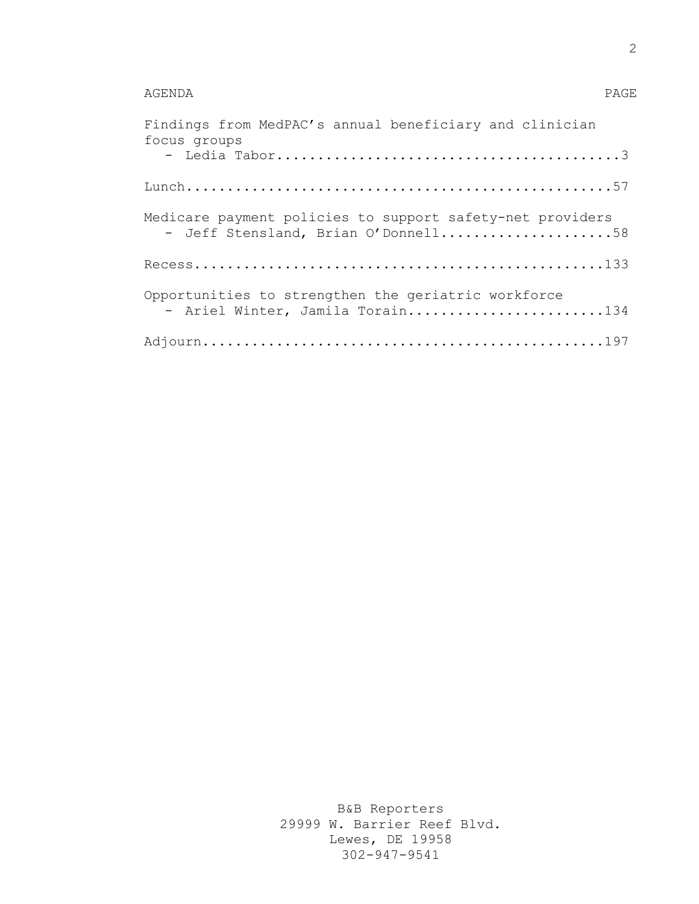AGENDA PAGE

Findings from MedPAC's annual beneficiary and clinician focus groups
- Ledia Tabor..........................................3

Lunch..................................................57

Medicare payment policies to support safety-net providers
- Jeff Stensland, Brian O'Donnell.....................58

Recess................................................133

Opportunities to strengthen the geriatric workforce
- Ariel Winter, Jamila Torain........................134

Adjourn...............................................197

B&B Reporters
29999 W. Barrier Reef Blvd.
Lewes, DE 19958
302-947-9541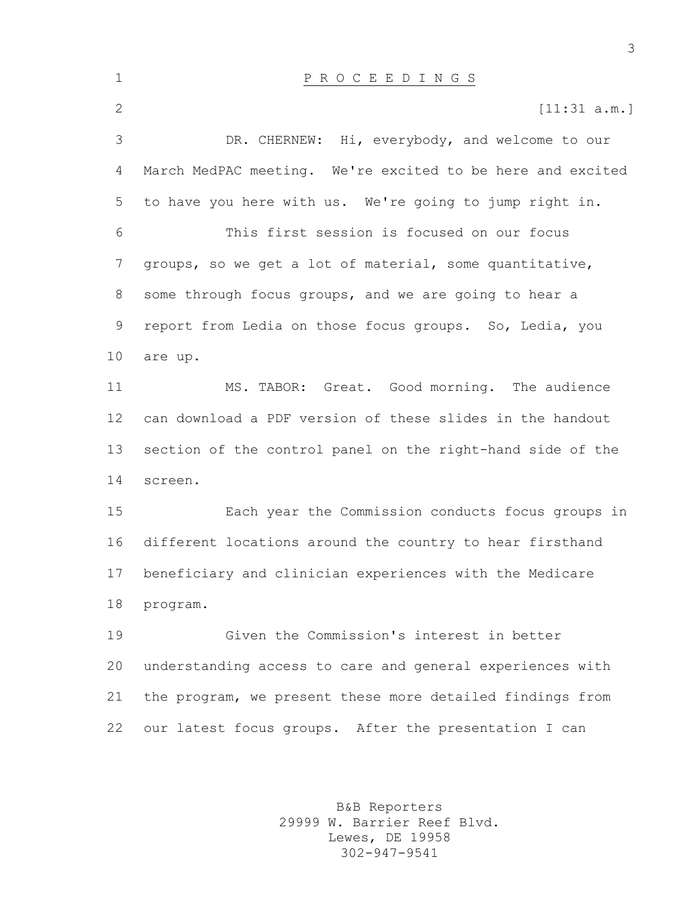P R O C E E D I N G S

[11:31 a.m.]

DR. CHERNEW: Hi, everybody, and welcome to our March MedPAC meeting. We're excited to be here and excited to have you here with us. We're going to jump right in.

This first session is focused on our focus groups, so we get a lot of material, some quantitative, some through focus groups, and we are going to hear a report from Ledia on those focus groups. So, Ledia, you are up.

MS. TABOR: Great. Good morning. The audience can download a PDF version of these slides in the handout section of the control panel on the right-hand side of the screen.

Each year the Commission conducts focus groups in different locations around the country to hear firsthand beneficiary and clinician experiences with the Medicare program.

Given the Commission's interest in better understanding access to care and general experiences with the program, we present these more detailed findings from our latest focus groups. After the presentation I can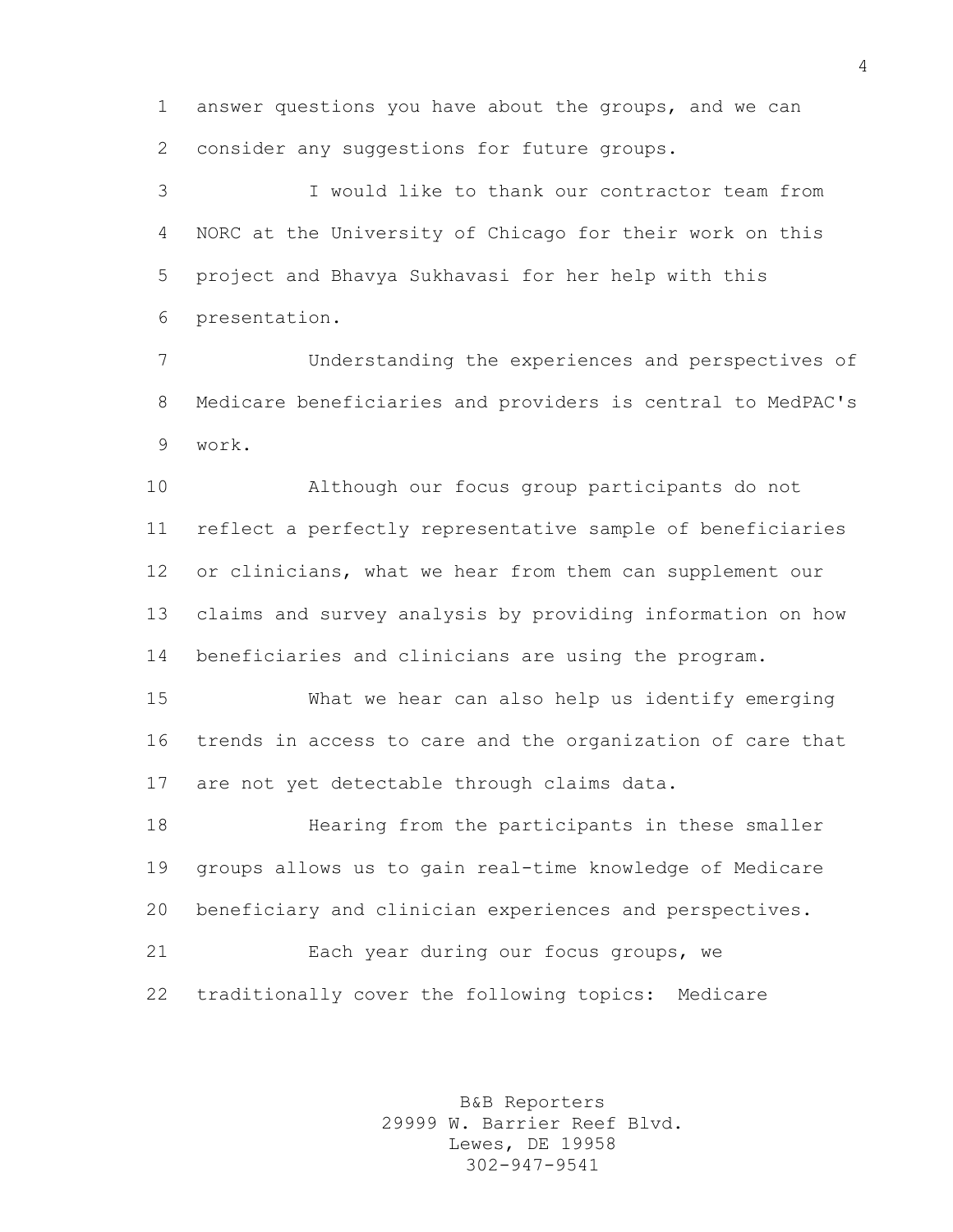answer questions you have about the groups, and we can consider any suggestions for future groups.

I would like to thank our contractor team from NORC at the University of Chicago for their work on this project and Bhavya Sukhavasi for her help with this presentation.

Understanding the experiences and perspectives of Medicare beneficiaries and providers is central to MedPAC's work.

Although our focus group participants do not reflect a perfectly representative sample of beneficiaries or clinicians, what we hear from them can supplement our claims and survey analysis by providing information on how beneficiaries and clinicians are using the program.

What we hear can also help us identify emerging trends in access to care and the organization of care that are not yet detectable through claims data.

Hearing from the participants in these smaller groups allows us to gain real-time knowledge of Medicare beneficiary and clinician experiences and perspectives.

Each year during our focus groups, we traditionally cover the following topics: Medicare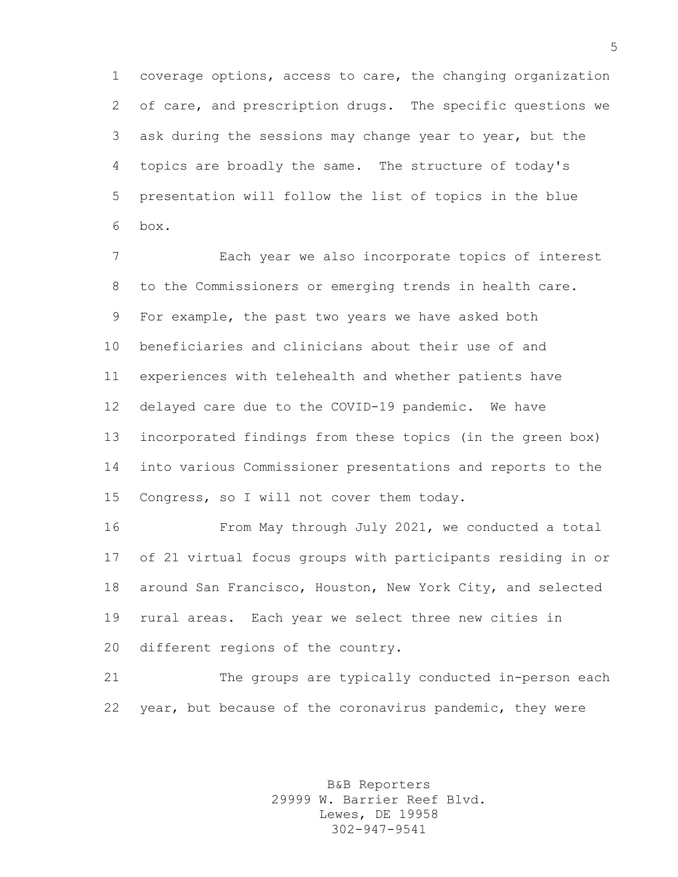coverage options, access to care, the changing organization of care, and prescription drugs. The specific questions we ask during the sessions may change year to year, but the topics are broadly the same. The structure of today's presentation will follow the list of topics in the blue box.

Each year we also incorporate topics of interest to the Commissioners or emerging trends in health care. For example, the past two years we have asked both beneficiaries and clinicians about their use of and experiences with telehealth and whether patients have delayed care due to the COVID-19 pandemic. We have incorporated findings from these topics (in the green box) into various Commissioner presentations and reports to the Congress, so I will not cover them today.

From May through July 2021, we conducted a total of 21 virtual focus groups with participants residing in or around San Francisco, Houston, New York City, and selected rural areas. Each year we select three new cities in different regions of the country.

The groups are typically conducted in-person each year, but because of the coronavirus pandemic, they were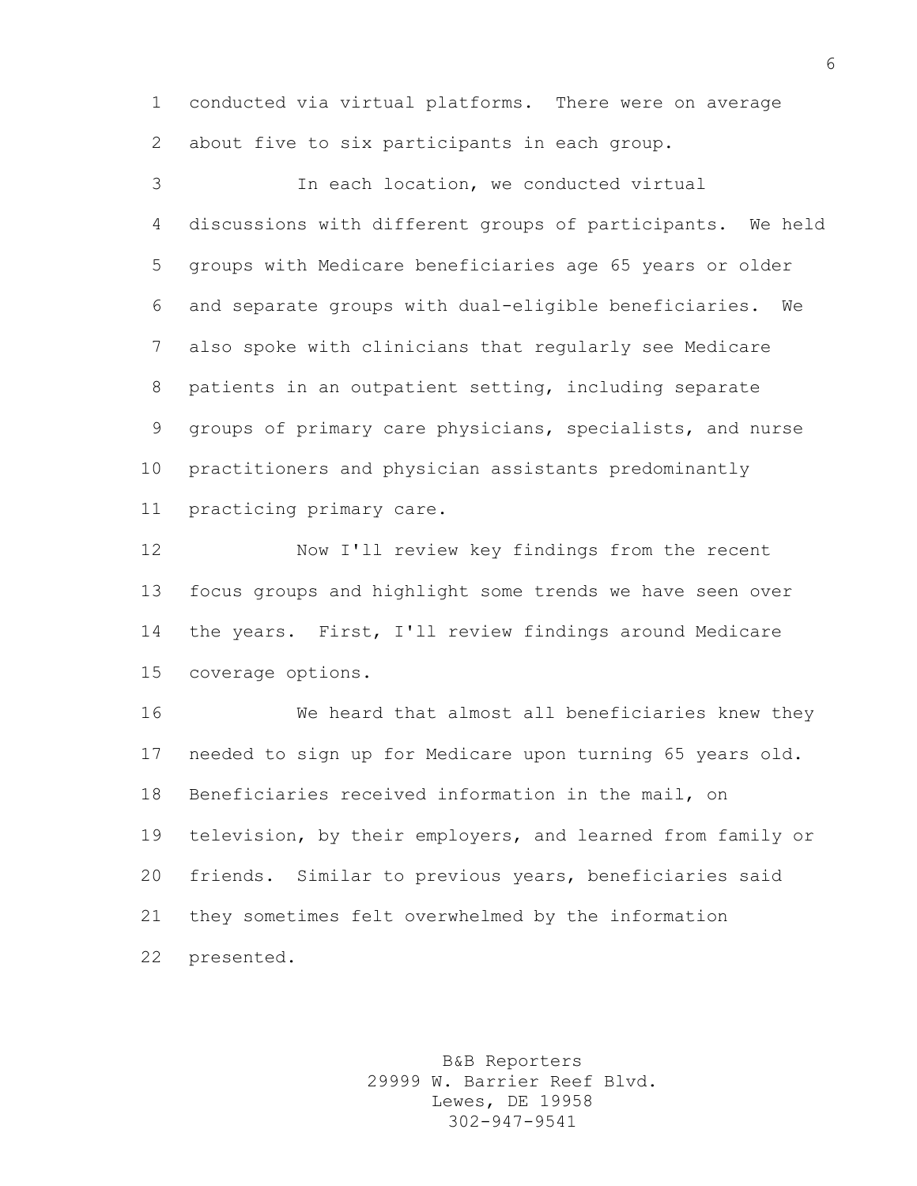conducted via virtual platforms. There were on average about five to six participants in each group.

In each location, we conducted virtual discussions with different groups of participants. We held groups with Medicare beneficiaries age 65 years or older and separate groups with dual-eligible beneficiaries. We also spoke with clinicians that regularly see Medicare patients in an outpatient setting, including separate groups of primary care physicians, specialists, and nurse practitioners and physician assistants predominantly practicing primary care.

Now I'll review key findings from the recent focus groups and highlight some trends we have seen over the years. First, I'll review findings around Medicare coverage options.

We heard that almost all beneficiaries knew they needed to sign up for Medicare upon turning 65 years old. Beneficiaries received information in the mail, on television, by their employers, and learned from family or friends. Similar to previous years, beneficiaries said they sometimes felt overwhelmed by the information presented.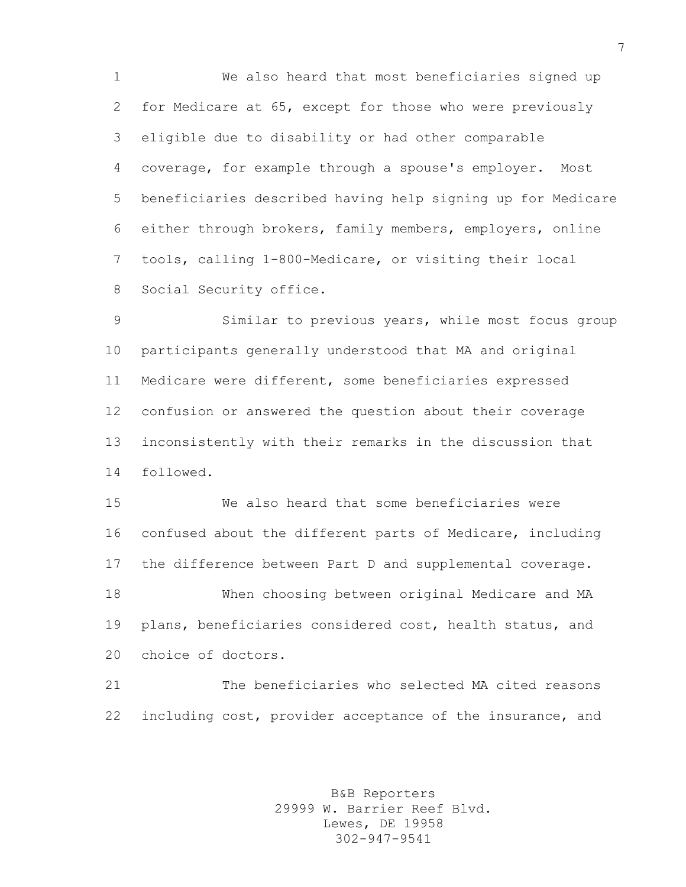We also heard that most beneficiaries signed up for Medicare at 65, except for those who were previously eligible due to disability or had other comparable coverage, for example through a spouse's employer. Most beneficiaries described having help signing up for Medicare either through brokers, family members, employers, online tools, calling 1-800-Medicare, or visiting their local Social Security office.

Similar to previous years, while most focus group participants generally understood that MA and original Medicare were different, some beneficiaries expressed confusion or answered the question about their coverage inconsistently with their remarks in the discussion that followed.

We also heard that some beneficiaries were confused about the different parts of Medicare, including the difference between Part D and supplemental coverage.

When choosing between original Medicare and MA plans, beneficiaries considered cost, health status, and choice of doctors.

The beneficiaries who selected MA cited reasons including cost, provider acceptance of the insurance, and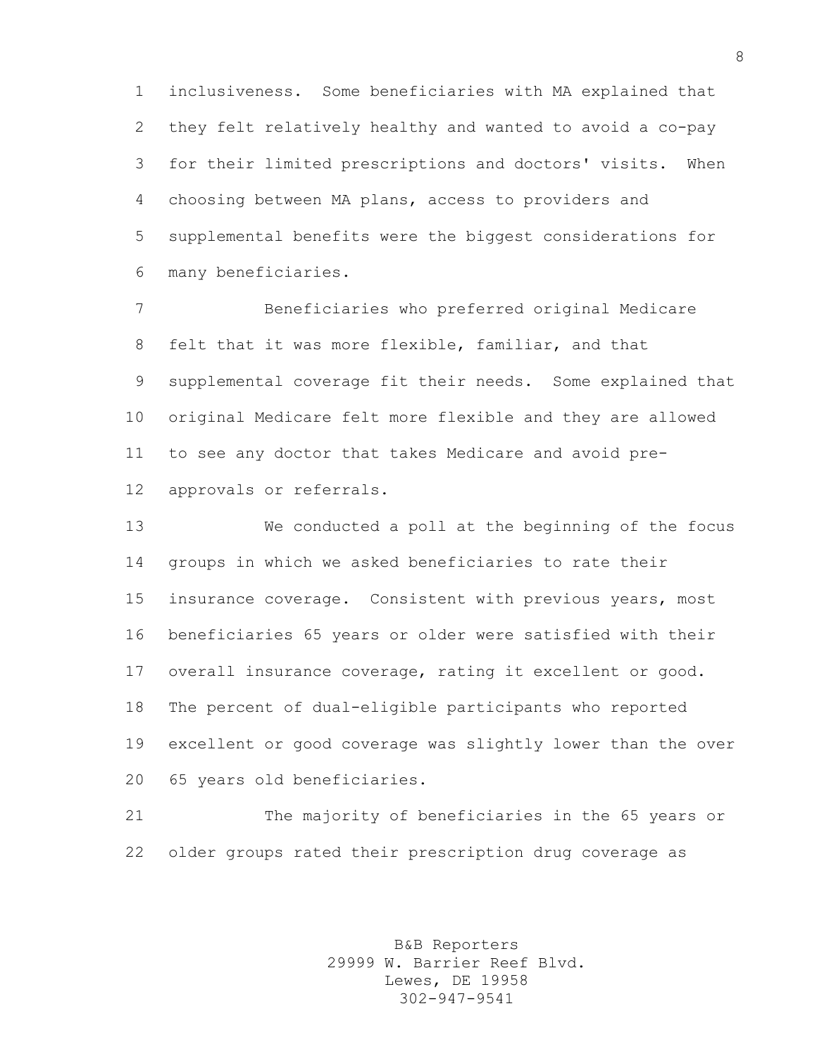inclusiveness. Some beneficiaries with MA explained that they felt relatively healthy and wanted to avoid a co-pay for their limited prescriptions and doctors' visits. When choosing between MA plans, access to providers and supplemental benefits were the biggest considerations for many beneficiaries.

Beneficiaries who preferred original Medicare felt that it was more flexible, familiar, and that supplemental coverage fit their needs. Some explained that original Medicare felt more flexible and they are allowed to see any doctor that takes Medicare and avoid pre-approvals or referrals.

We conducted a poll at the beginning of the focus groups in which we asked beneficiaries to rate their insurance coverage. Consistent with previous years, most beneficiaries 65 years or older were satisfied with their overall insurance coverage, rating it excellent or good. The percent of dual-eligible participants who reported excellent or good coverage was slightly lower than the over 65 years old beneficiaries.

The majority of beneficiaries in the 65 years or older groups rated their prescription drug coverage as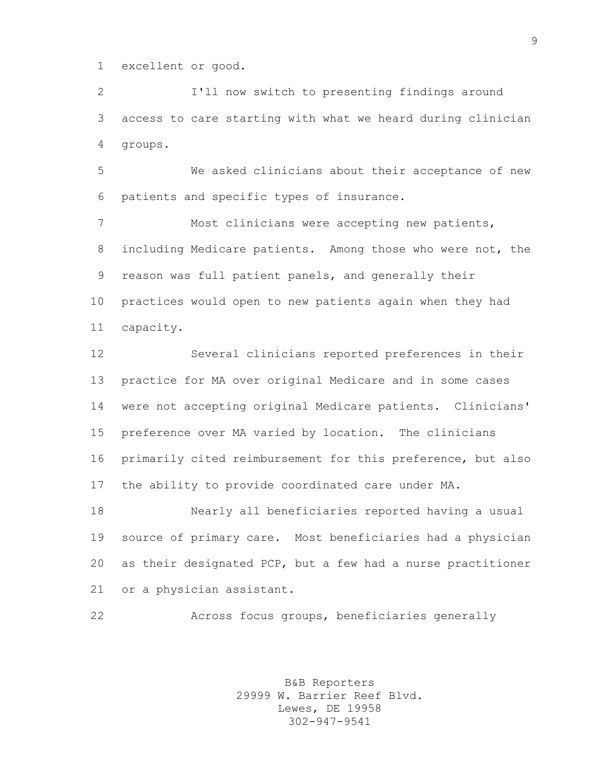excellent or good.

I'll now switch to presenting findings around access to care starting with what we heard during clinician groups.

We asked clinicians about their acceptance of new patients and specific types of insurance.

Most clinicians were accepting new patients, including Medicare patients. Among those who were not, the reason was full patient panels, and generally their practices would open to new patients again when they had capacity.

Several clinicians reported preferences in their practice for MA over original Medicare and in some cases were not accepting original Medicare patients. Clinicians' preference over MA varied by location. The clinicians primarily cited reimbursement for this preference, but also the ability to provide coordinated care under MA.

Nearly all beneficiaries reported having a usual source of primary care. Most beneficiaries had a physician as their designated PCP, but a few had a nurse practitioner or a physician assistant.

Across focus groups, beneficiaries generally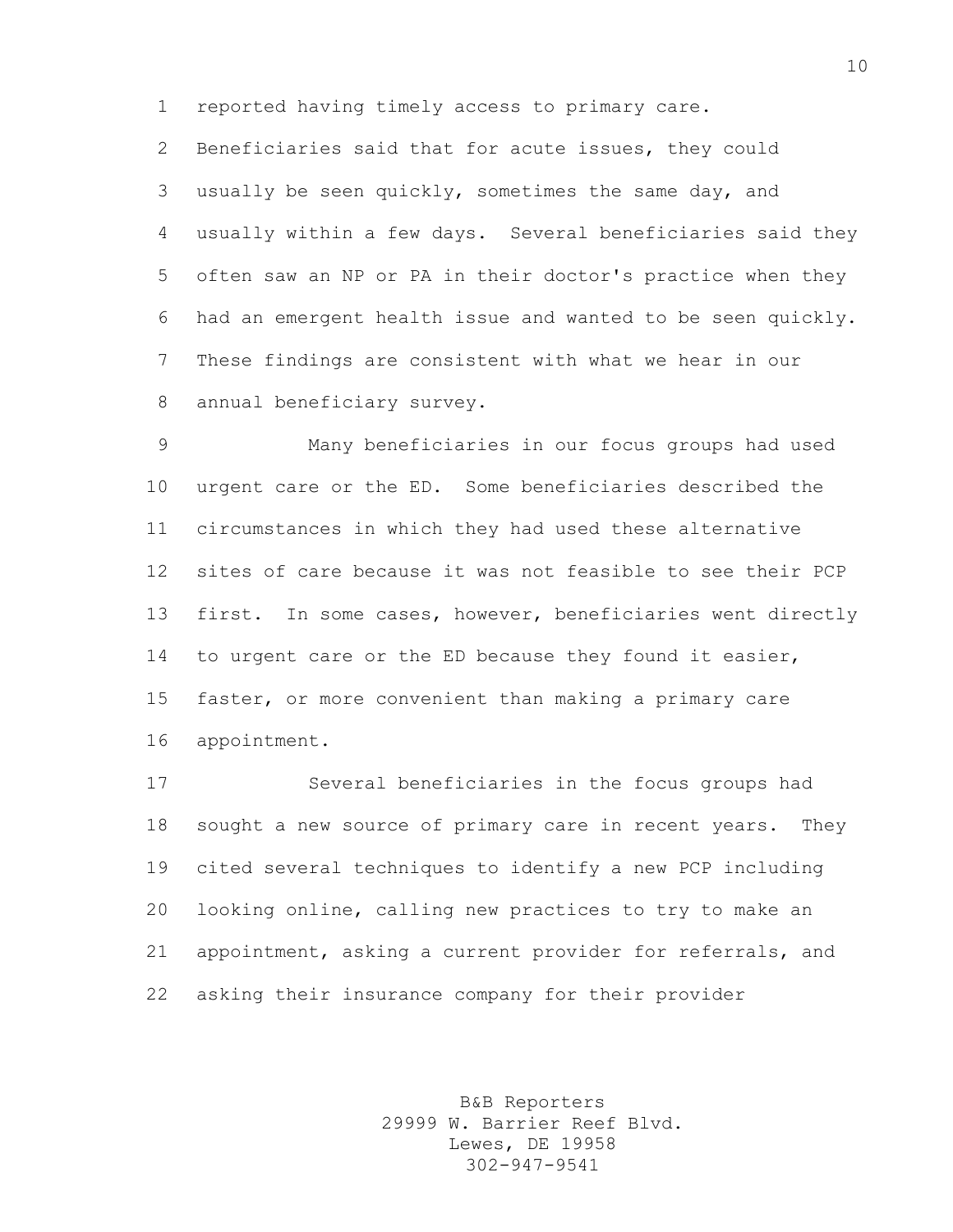reported having timely access to primary care. Beneficiaries said that for acute issues, they could usually be seen quickly, sometimes the same day, and usually within a few days. Several beneficiaries said they often saw an NP or PA in their doctor's practice when they had an emergent health issue and wanted to be seen quickly. These findings are consistent with what we hear in our annual beneficiary survey.

Many beneficiaries in our focus groups had used urgent care or the ED. Some beneficiaries described the circumstances in which they had used these alternative sites of care because it was not feasible to see their PCP first. In some cases, however, beneficiaries went directly to urgent care or the ED because they found it easier, faster, or more convenient than making a primary care appointment.

Several beneficiaries in the focus groups had sought a new source of primary care in recent years. They cited several techniques to identify a new PCP including looking online, calling new practices to try to make an appointment, asking a current provider for referrals, and asking their insurance company for their provider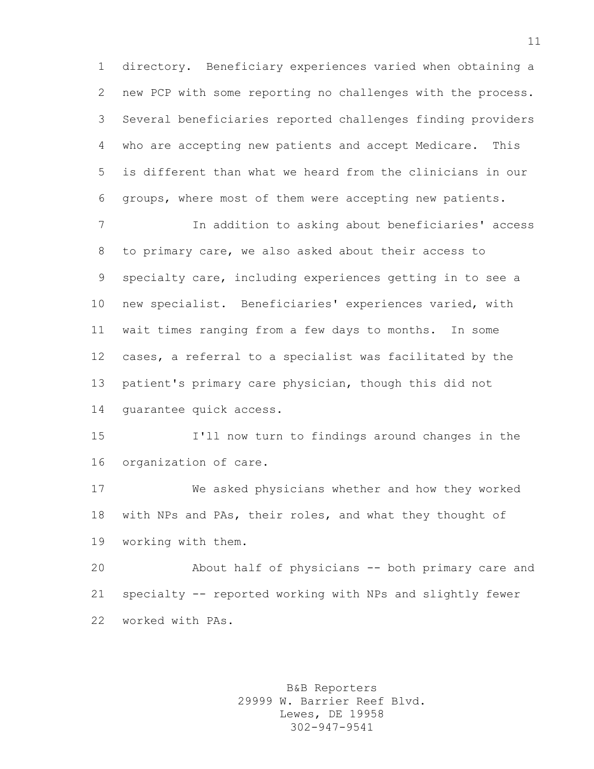directory. Beneficiary experiences varied when obtaining a new PCP with some reporting no challenges with the process. Several beneficiaries reported challenges finding providers who are accepting new patients and accept Medicare. This is different than what we heard from the clinicians in our groups, where most of them were accepting new patients.

In addition to asking about beneficiaries' access to primary care, we also asked about their access to specialty care, including experiences getting in to see a new specialist. Beneficiaries' experiences varied, with wait times ranging from a few days to months. In some cases, a referral to a specialist was facilitated by the patient's primary care physician, though this did not guarantee quick access.

I'll now turn to findings around changes in the organization of care.

We asked physicians whether and how they worked with NPs and PAs, their roles, and what they thought of working with them.

About half of physicians -- both primary care and specialty -- reported working with NPs and slightly fewer worked with PAs.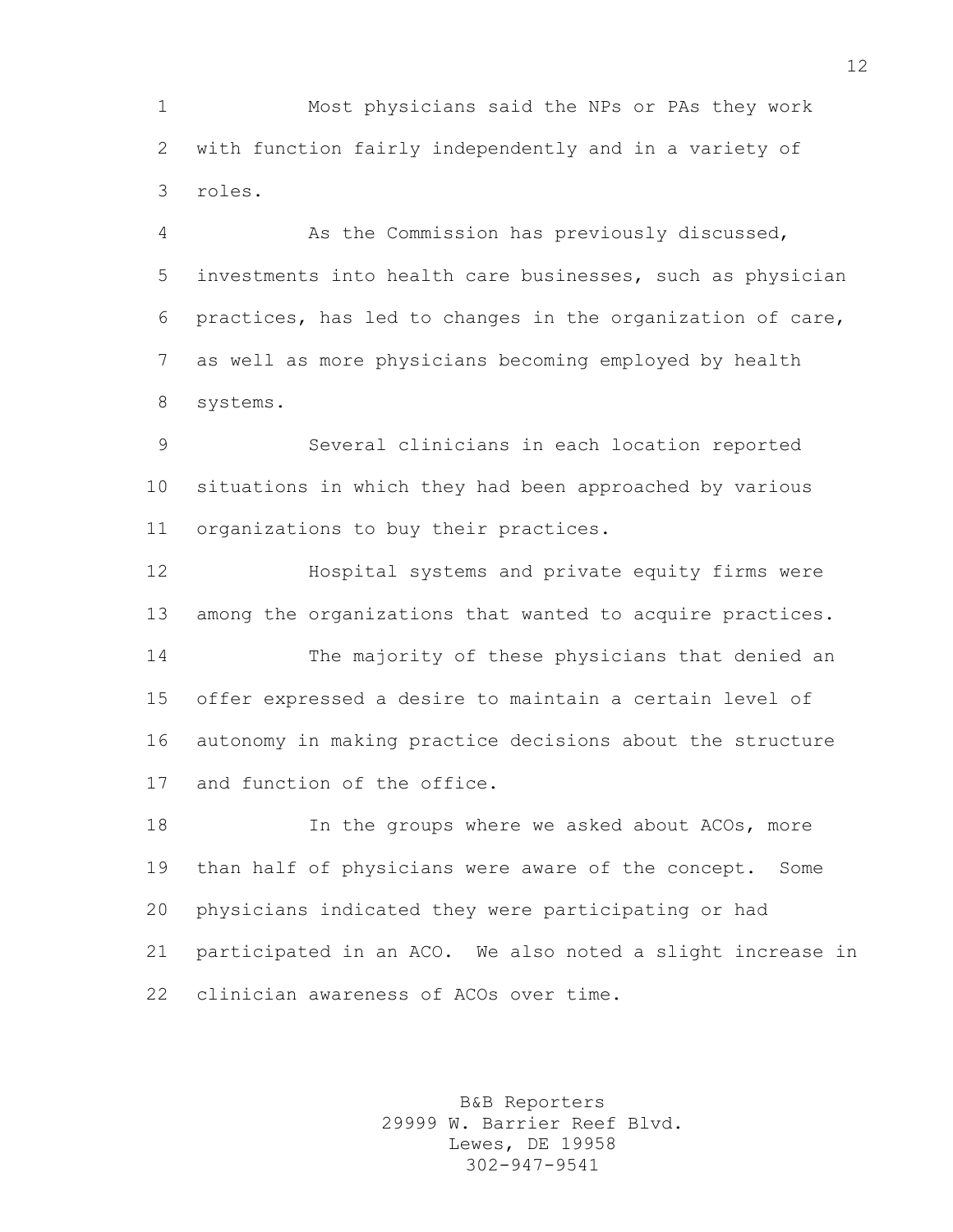Most physicians said the NPs or PAs they work with function fairly independently and in a variety of roles.

As the Commission has previously discussed, investments into health care businesses, such as physician practices, has led to changes in the organization of care, as well as more physicians becoming employed by health systems.

Several clinicians in each location reported situations in which they had been approached by various organizations to buy their practices.

Hospital systems and private equity firms were among the organizations that wanted to acquire practices.

The majority of these physicians that denied an offer expressed a desire to maintain a certain level of autonomy in making practice decisions about the structure and function of the office.

In the groups where we asked about ACOs, more than half of physicians were aware of the concept. Some physicians indicated they were participating or had participated in an ACO. We also noted a slight increase in clinician awareness of ACOs over time.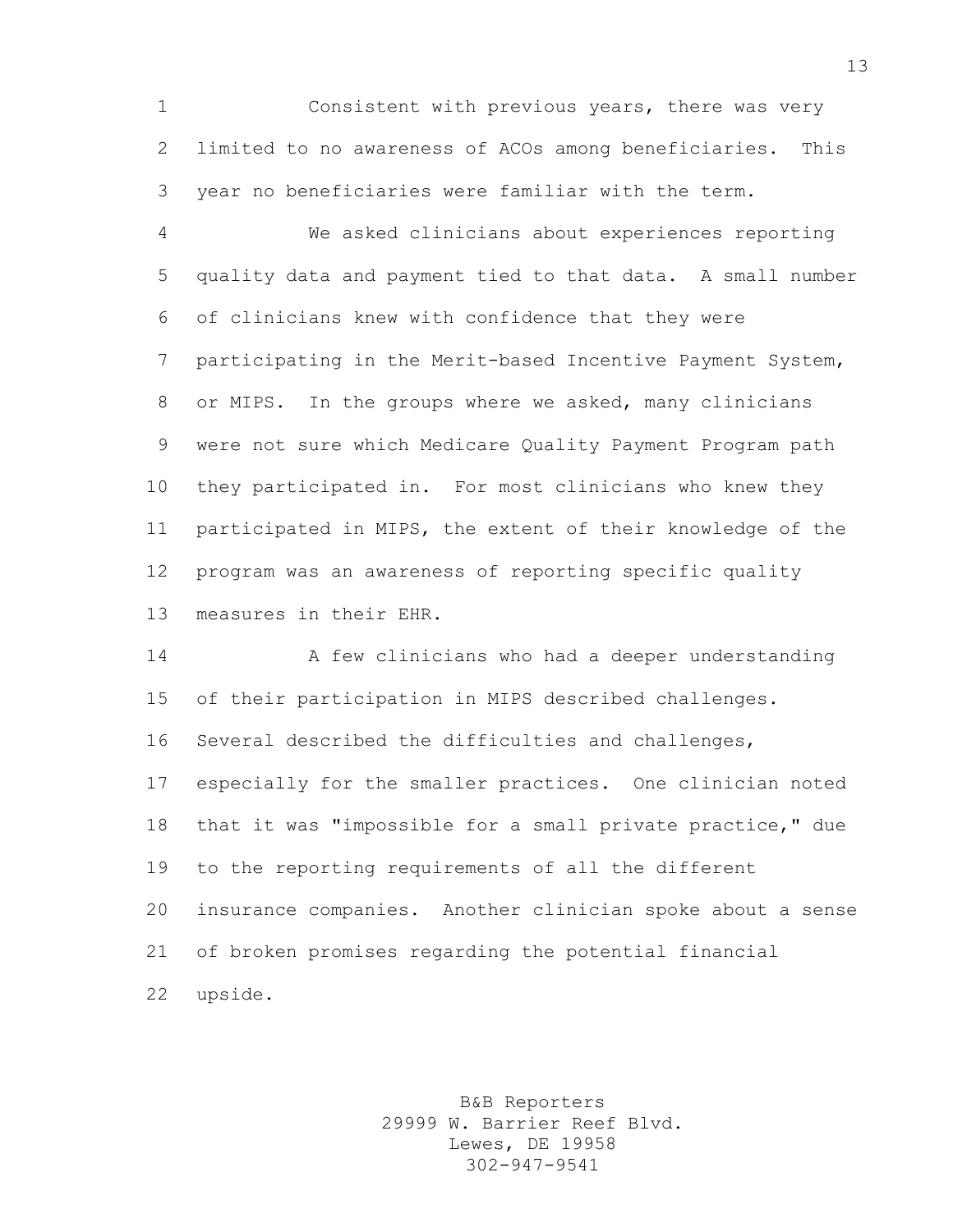Consistent with previous years, there was very limited to no awareness of ACOs among beneficiaries. This year no beneficiaries were familiar with the term.

We asked clinicians about experiences reporting quality data and payment tied to that data. A small number of clinicians knew with confidence that they were participating in the Merit-based Incentive Payment System, or MIPS. In the groups where we asked, many clinicians were not sure which Medicare Quality Payment Program path they participated in. For most clinicians who knew they participated in MIPS, the extent of their knowledge of the program was an awareness of reporting specific quality measures in their EHR.

A few clinicians who had a deeper understanding of their participation in MIPS described challenges. Several described the difficulties and challenges, especially for the smaller practices. One clinician noted that it was "impossible for a small private practice," due to the reporting requirements of all the different insurance companies. Another clinician spoke about a sense of broken promises regarding the potential financial upside.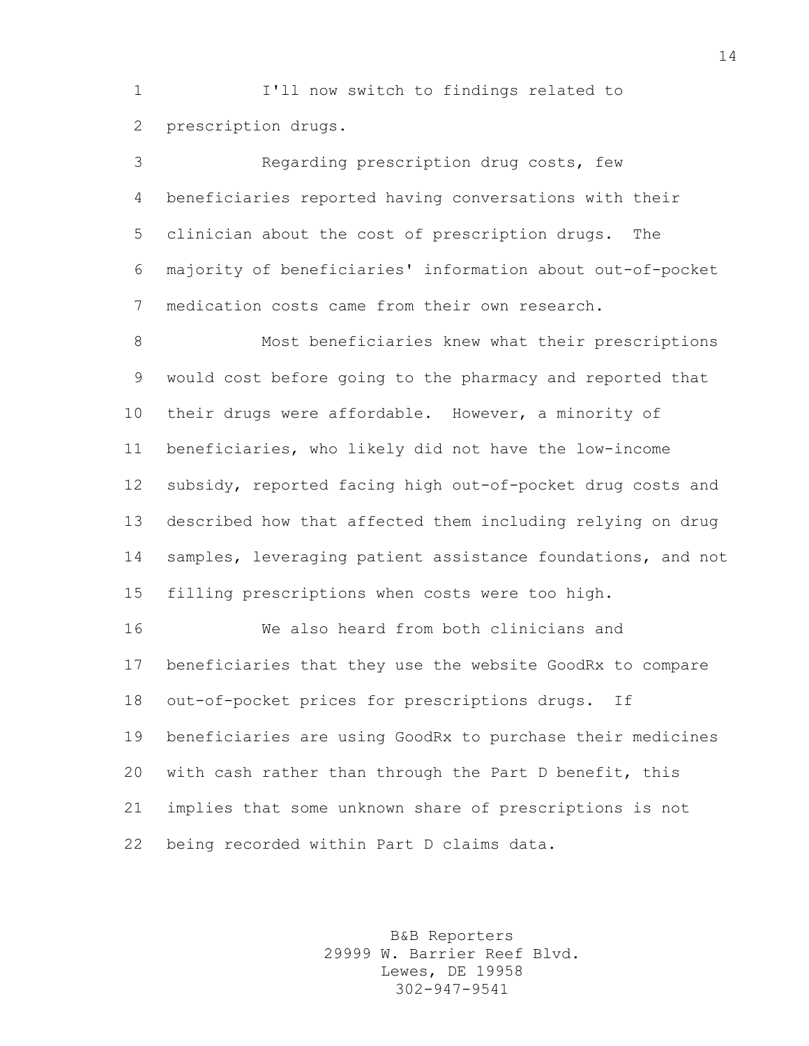I'll now switch to findings related to prescription drugs.

Regarding prescription drug costs, few beneficiaries reported having conversations with their clinician about the cost of prescription drugs. The majority of beneficiaries' information about out-of-pocket medication costs came from their own research.

Most beneficiaries knew what their prescriptions would cost before going to the pharmacy and reported that their drugs were affordable. However, a minority of beneficiaries, who likely did not have the low-income subsidy, reported facing high out-of-pocket drug costs and described how that affected them including relying on drug samples, leveraging patient assistance foundations, and not filling prescriptions when costs were too high.

We also heard from both clinicians and beneficiaries that they use the website GoodRx to compare out-of-pocket prices for prescriptions drugs. If beneficiaries are using GoodRx to purchase their medicines with cash rather than through the Part D benefit, this implies that some unknown share of prescriptions is not being recorded within Part D claims data.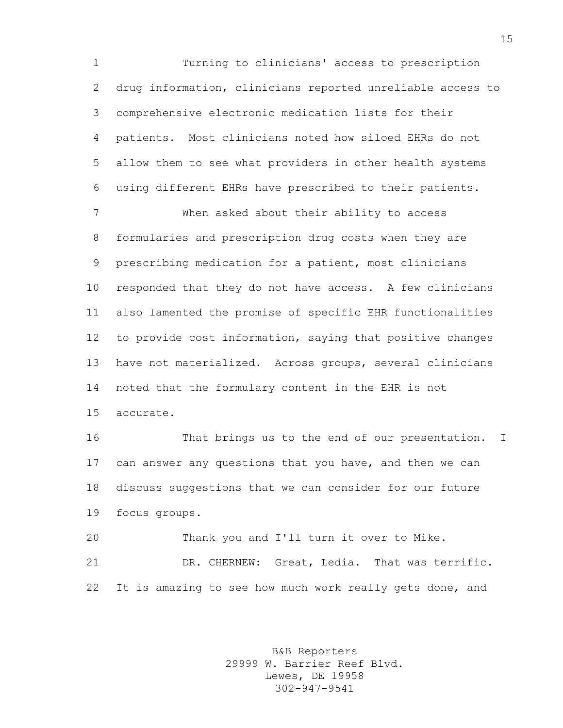Turning to clinicians' access to prescription drug information, clinicians reported unreliable access to comprehensive electronic medication lists for their patients. Most clinicians noted how siloed EHRs do not allow them to see what providers in other health systems using different EHRs have prescribed to their patients.

When asked about their ability to access formularies and prescription drug costs when they are prescribing medication for a patient, most clinicians responded that they do not have access. A few clinicians also lamented the promise of specific EHR functionalities to provide cost information, saying that positive changes have not materialized. Across groups, several clinicians noted that the formulary content in the EHR is not accurate.

That brings us to the end of our presentation. I can answer any questions that you have, and then we can discuss suggestions that we can consider for our future focus groups.

Thank you and I'll turn it over to Mike.

DR. CHERNEW: Great, Ledia. That was terrific. It is amazing to see how much work really gets done, and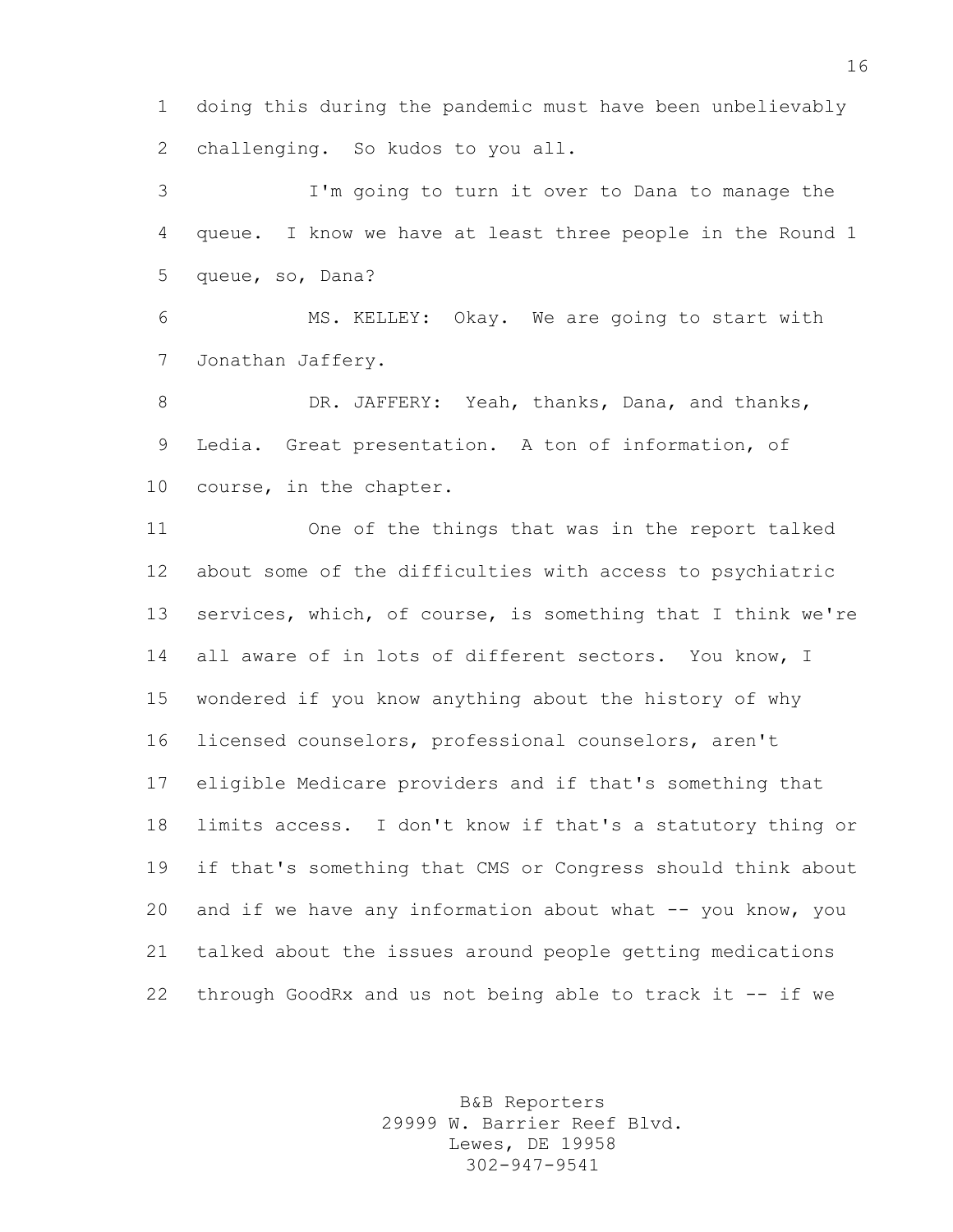doing this during the pandemic must have been unbelievably challenging. So kudos to you all.

I'm going to turn it over to Dana to manage the queue. I know we have at least three people in the Round 1 queue, so, Dana?

MS. KELLEY: Okay. We are going to start with Jonathan Jaffery.

DR. JAFFERY: Yeah, thanks, Dana, and thanks, Ledia. Great presentation. A ton of information, of course, in the chapter.

One of the things that was in the report talked about some of the difficulties with access to psychiatric services, which, of course, is something that I think we're all aware of in lots of different sectors. You know, I wondered if you know anything about the history of why licensed counselors, professional counselors, aren't eligible Medicare providers and if that's something that limits access. I don't know if that's a statutory thing or if that's something that CMS or Congress should think about and if we have any information about what -- you know, you talked about the issues around people getting medications through GoodRx and us not being able to track it -- if we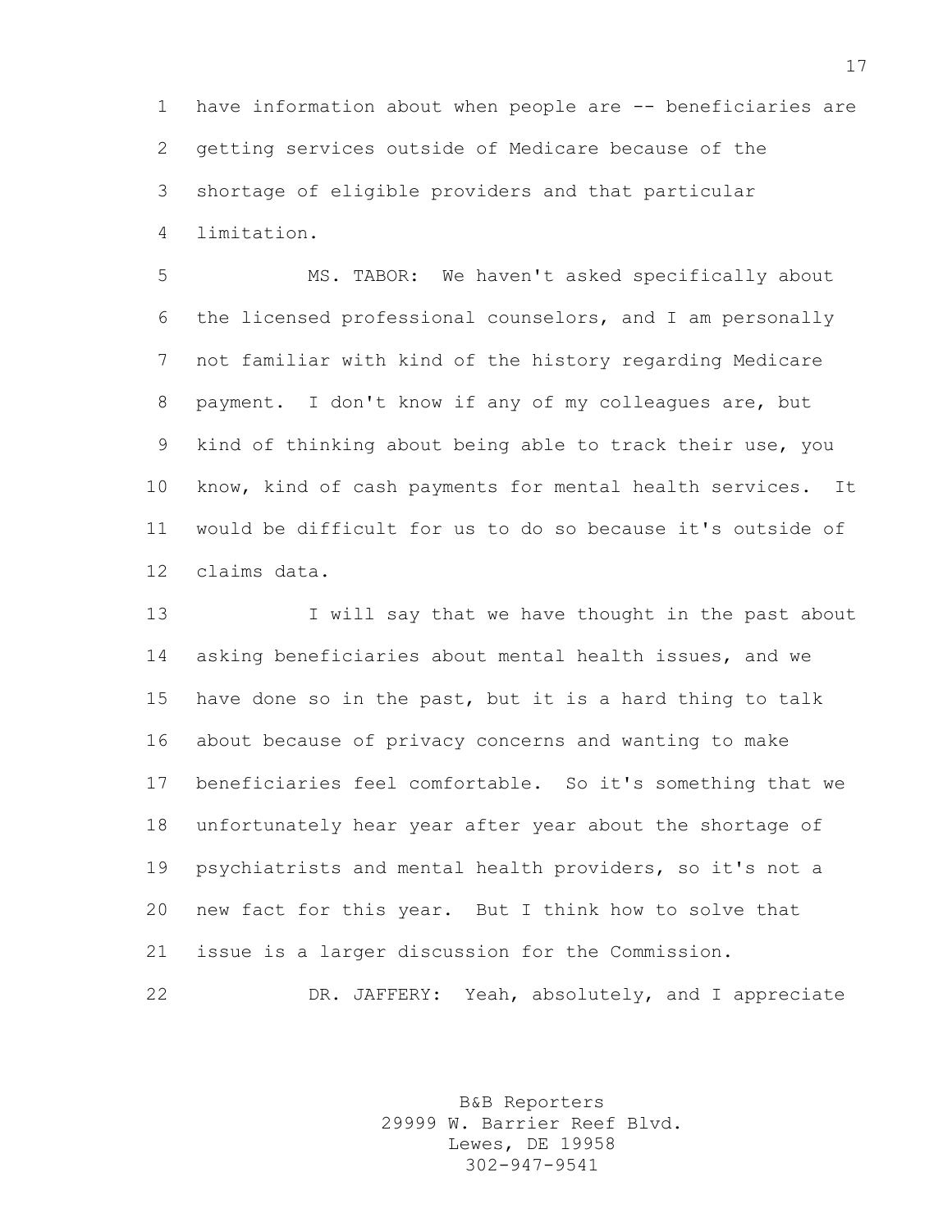have information about when people are -- beneficiaries are getting services outside of Medicare because of the shortage of eligible providers and that particular limitation.

MS. TABOR: We haven't asked specifically about the licensed professional counselors, and I am personally not familiar with kind of the history regarding Medicare payment. I don't know if any of my colleagues are, but kind of thinking about being able to track their use, you know, kind of cash payments for mental health services. It would be difficult for us to do so because it's outside of claims data.

I will say that we have thought in the past about asking beneficiaries about mental health issues, and we have done so in the past, but it is a hard thing to talk about because of privacy concerns and wanting to make beneficiaries feel comfortable. So it's something that we unfortunately hear year after year about the shortage of psychiatrists and mental health providers, so it's not a new fact for this year. But I think how to solve that issue is a larger discussion for the Commission.

DR. JAFFERY: Yeah, absolutely, and I appreciate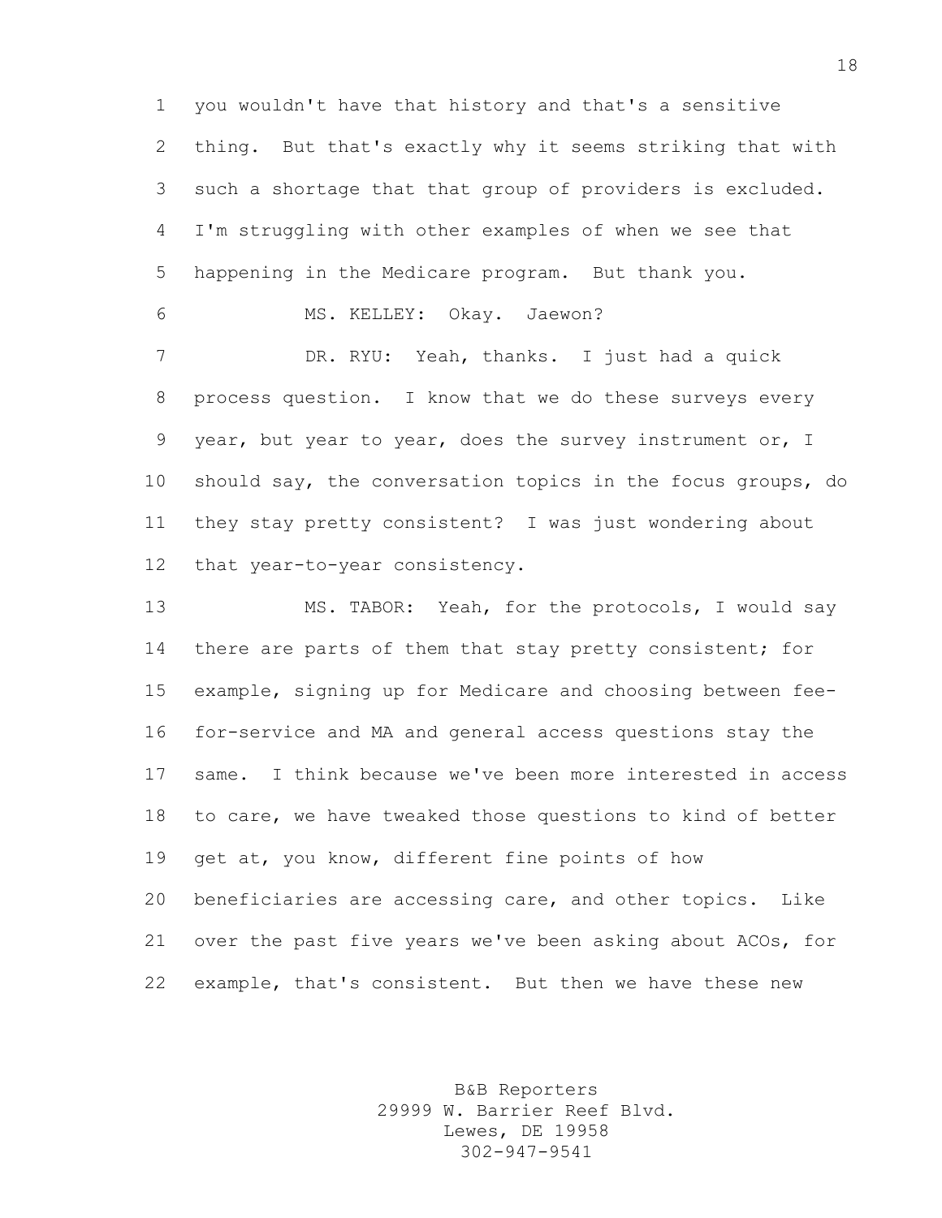you wouldn't have that history and that's a sensitive thing. But that's exactly why it seems striking that with such a shortage that that group of providers is excluded. I'm struggling with other examples of when we see that happening in the Medicare program. But thank you.

MS. KELLEY: Okay. Jaewon?

DR. RYU: Yeah, thanks. I just had a quick process question. I know that we do these surveys every year, but year to year, does the survey instrument or, I should say, the conversation topics in the focus groups, do they stay pretty consistent? I was just wondering about that year-to-year consistency.

MS. TABOR: Yeah, for the protocols, I would say there are parts of them that stay pretty consistent; for example, signing up for Medicare and choosing between fee-for-service and MA and general access questions stay the same. I think because we've been more interested in access to care, we have tweaked those questions to kind of better get at, you know, different fine points of how beneficiaries are accessing care, and other topics. Like over the past five years we've been asking about ACOs, for example, that's consistent. But then we have these new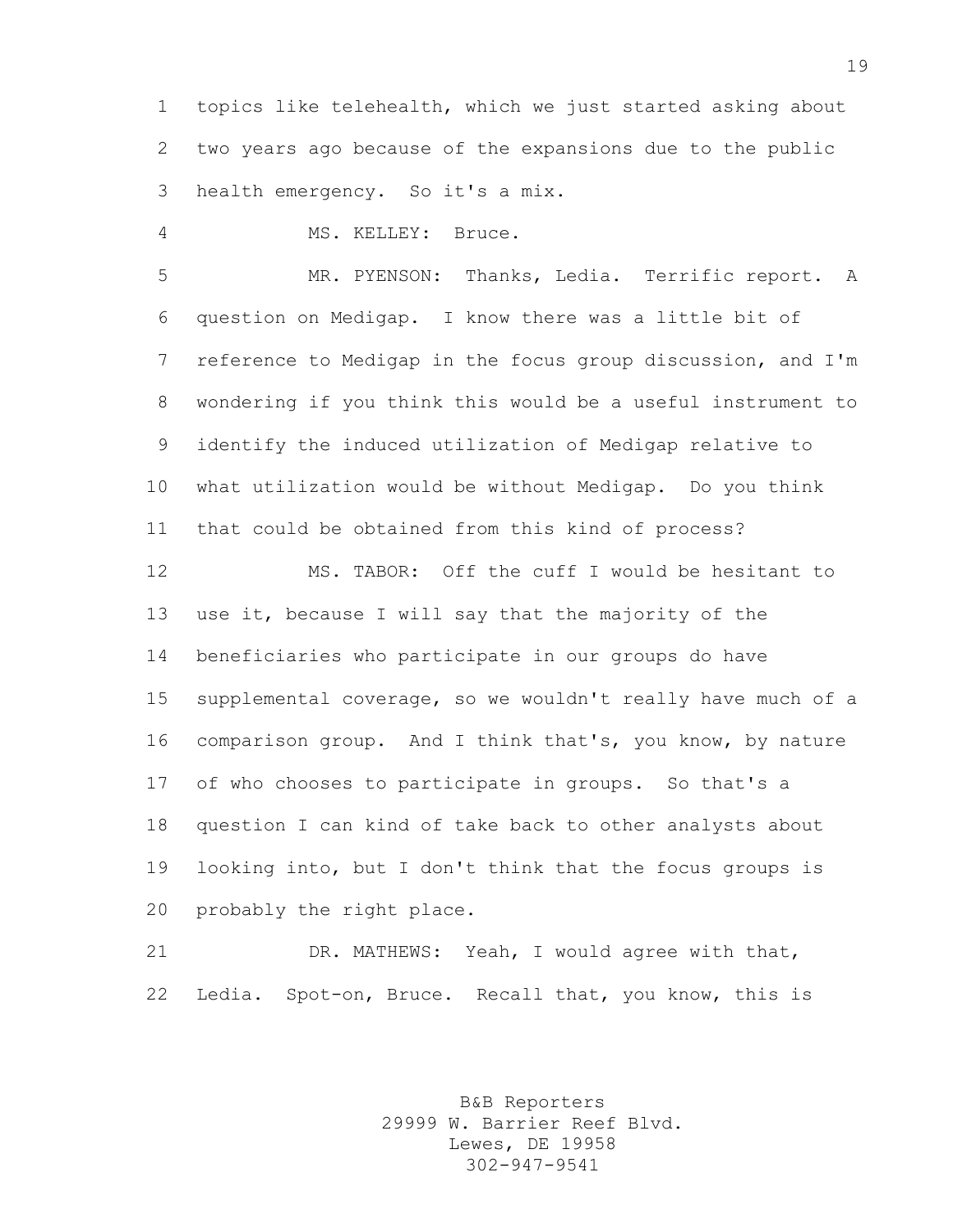topics like telehealth, which we just started asking about two years ago because of the expansions due to the public health emergency. So it's a mix.

MS. KELLEY: Bruce.

MR. PYENSON: Thanks, Ledia. Terrific report. A question on Medigap. I know there was a little bit of reference to Medigap in the focus group discussion, and I'm wondering if you think this would be a useful instrument to identify the induced utilization of Medigap relative to what utilization would be without Medigap. Do you think that could be obtained from this kind of process?

MS. TABOR: Off the cuff I would be hesitant to use it, because I will say that the majority of the beneficiaries who participate in our groups do have supplemental coverage, so we wouldn't really have much of a comparison group. And I think that's, you know, by nature of who chooses to participate in groups. So that's a question I can kind of take back to other analysts about looking into, but I don't think that the focus groups is probably the right place.

DR. MATHEWS: Yeah, I would agree with that, Ledia. Spot-on, Bruce. Recall that, you know, this is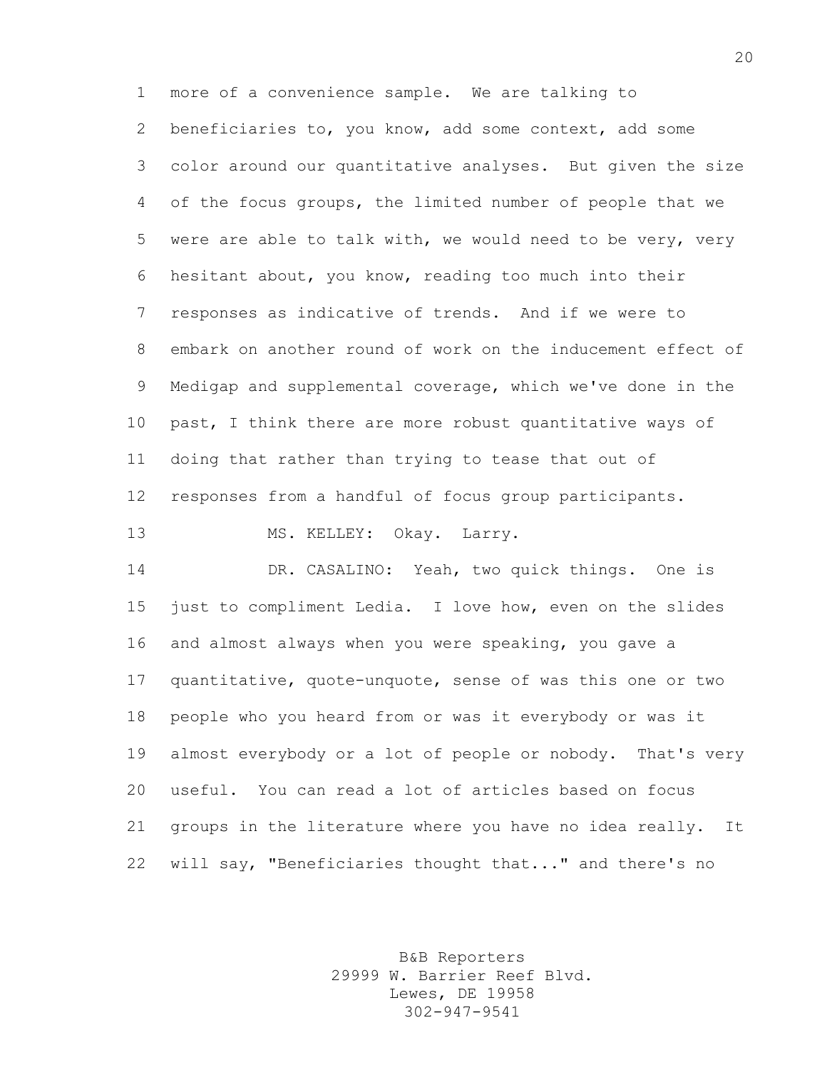more of a convenience sample. We are talking to beneficiaries to, you know, add some context, add some color around our quantitative analyses. But given the size of the focus groups, the limited number of people that we were are able to talk with, we would need to be very, very hesitant about, you know, reading too much into their responses as indicative of trends. And if we were to embark on another round of work on the inducement effect of Medigap and supplemental coverage, which we've done in the past, I think there are more robust quantitative ways of doing that rather than trying to tease that out of responses from a handful of focus group participants.

MS. KELLEY: Okay. Larry.

DR. CASALINO: Yeah, two quick things. One is just to compliment Ledia. I love how, even on the slides and almost always when you were speaking, you gave a quantitative, quote-unquote, sense of was this one or two people who you heard from or was it everybody or was it almost everybody or a lot of people or nobody. That's very useful. You can read a lot of articles based on focus groups in the literature where you have no idea really. It will say, "Beneficiaries thought that..." and there's no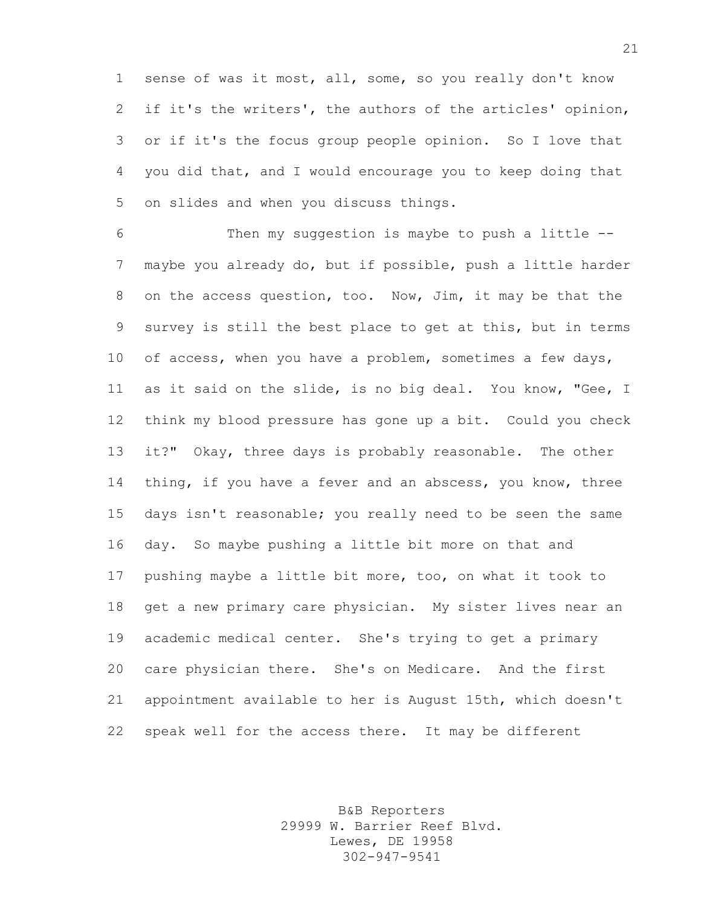sense of was it most, all, some, so you really don't know if it's the writers', the authors of the articles' opinion, or if it's the focus group people opinion. So I love that you did that, and I would encourage you to keep doing that on slides and when you discuss things.

Then my suggestion is maybe to push a little -- maybe you already do, but if possible, push a little harder on the access question, too. Now, Jim, it may be that the survey is still the best place to get at this, but in terms of access, when you have a problem, sometimes a few days, as it said on the slide, is no big deal. You know, "Gee, I think my blood pressure has gone up a bit. Could you check it?" Okay, three days is probably reasonable. The other thing, if you have a fever and an abscess, you know, three days isn't reasonable; you really need to be seen the same day. So maybe pushing a little bit more on that and pushing maybe a little bit more, too, on what it took to get a new primary care physician. My sister lives near an academic medical center. She's trying to get a primary care physician there. She's on Medicare. And the first appointment available to her is August 15th, which doesn't speak well for the access there. It may be different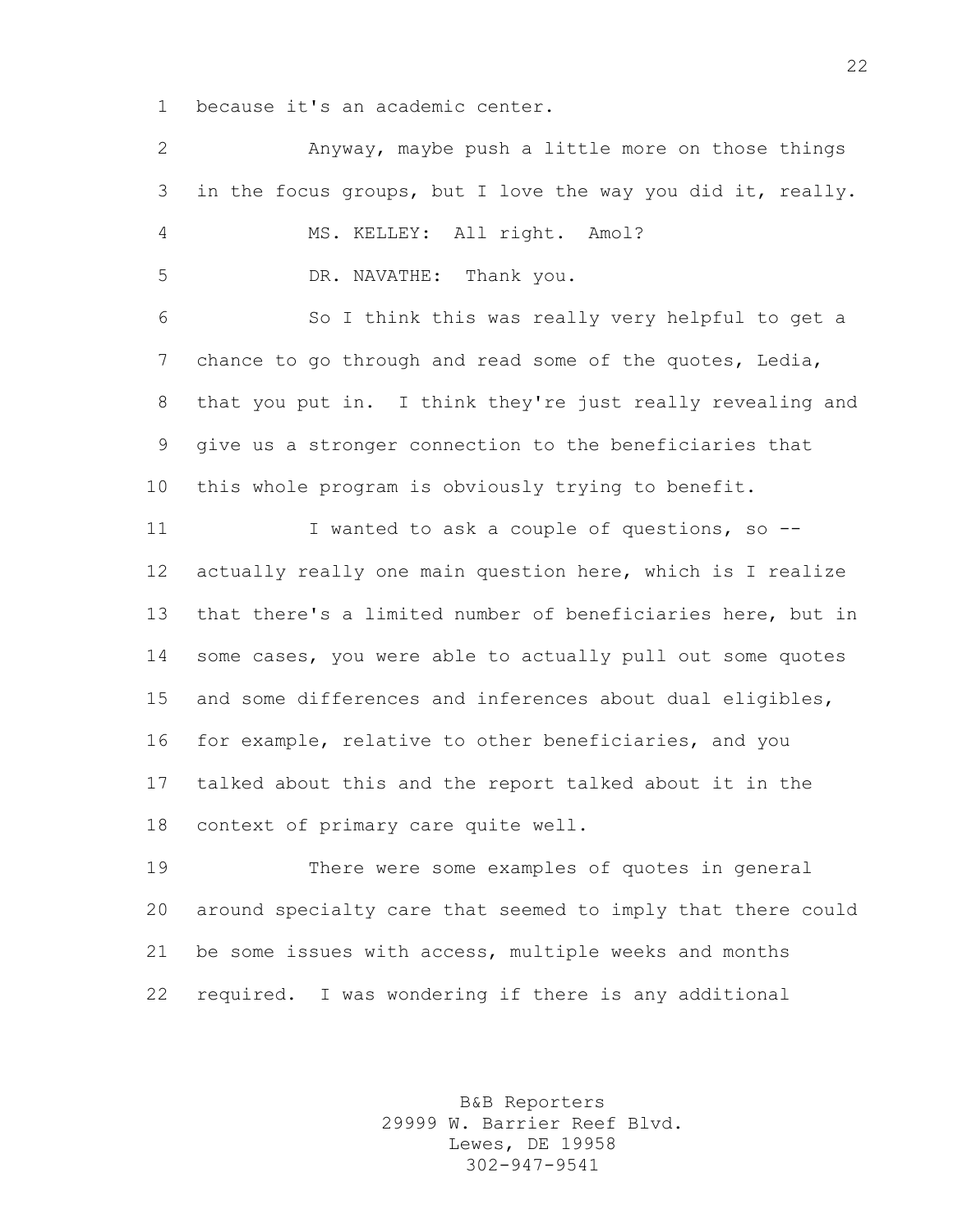because it's an academic center.

Anyway, maybe push a little more on those things in the focus groups, but I love the way you did it, really.

MS. KELLEY: All right. Amol?

DR. NAVATHE: Thank you.

So I think this was really very helpful to get a chance to go through and read some of the quotes, Ledia, that you put in. I think they're just really revealing and give us a stronger connection to the beneficiaries that this whole program is obviously trying to benefit.

I wanted to ask a couple of questions, so -- actually really one main question here, which is I realize that there's a limited number of beneficiaries here, but in some cases, you were able to actually pull out some quotes and some differences and inferences about dual eligibles, for example, relative to other beneficiaries, and you talked about this and the report talked about it in the context of primary care quite well.

There were some examples of quotes in general around specialty care that seemed to imply that there could be some issues with access, multiple weeks and months required. I was wondering if there is any additional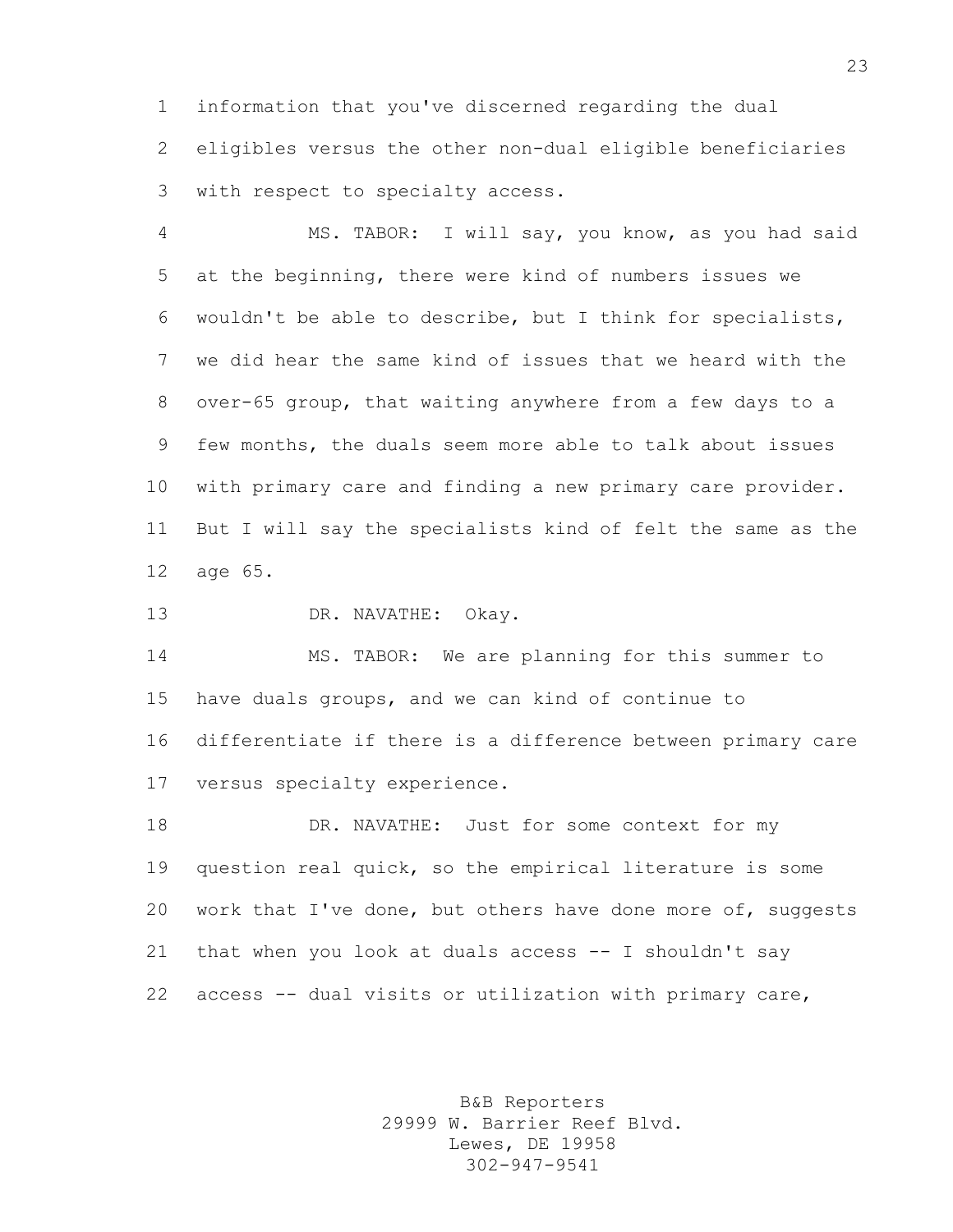information that you've discerned regarding the dual eligibles versus the other non-dual eligible beneficiaries with respect to specialty access.

MS. TABOR: I will say, you know, as you had said at the beginning, there were kind of numbers issues we wouldn't be able to describe, but I think for specialists, we did hear the same kind of issues that we heard with the over-65 group, that waiting anywhere from a few days to a few months, the duals seem more able to talk about issues with primary care and finding a new primary care provider. But I will say the specialists kind of felt the same as the age 65.

DR. NAVATHE: Okay.

MS. TABOR: We are planning for this summer to have duals groups, and we can kind of continue to differentiate if there is a difference between primary care versus specialty experience.

DR. NAVATHE: Just for some context for my question real quick, so the empirical literature is some work that I've done, but others have done more of, suggests that when you look at duals access -- I shouldn't say access -- dual visits or utilization with primary care,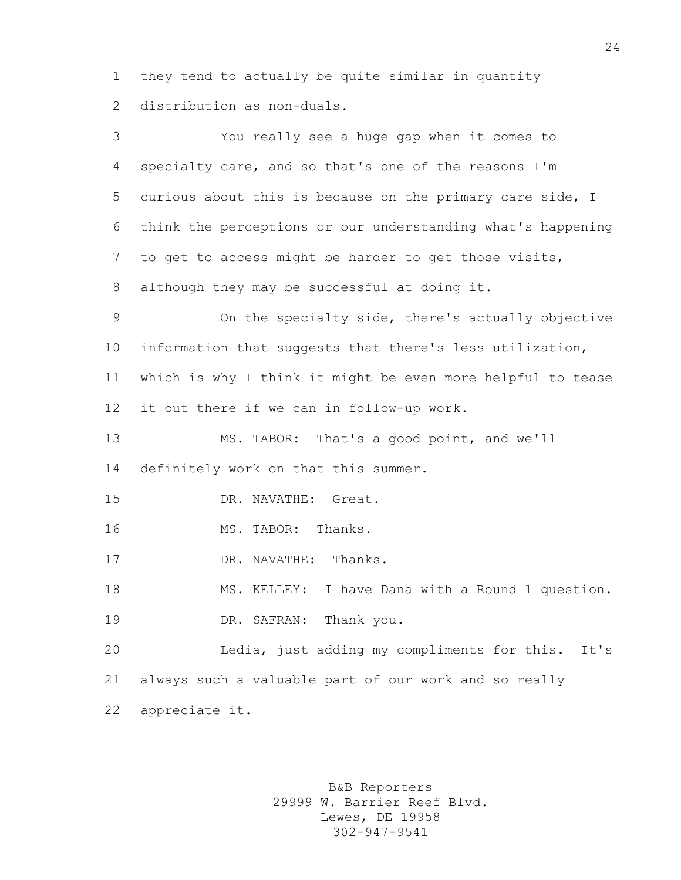they tend to actually be quite similar in quantity distribution as non-duals.

You really see a huge gap when it comes to specialty care, and so that's one of the reasons I'm curious about this is because on the primary care side, I think the perceptions or our understanding what's happening to get to access might be harder to get those visits, although they may be successful at doing it.

On the specialty side, there's actually objective information that suggests that there's less utilization, which is why I think it might be even more helpful to tease it out there if we can in follow-up work.

MS. TABOR: That's a good point, and we'll definitely work on that this summer.

DR. NAVATHE: Great.

MS. TABOR: Thanks.

DR. NAVATHE: Thanks.

MS. KELLEY: I have Dana with a Round 1 question.

DR. SAFRAN: Thank you.

Ledia, just adding my compliments for this. It's always such a valuable part of our work and so really appreciate it.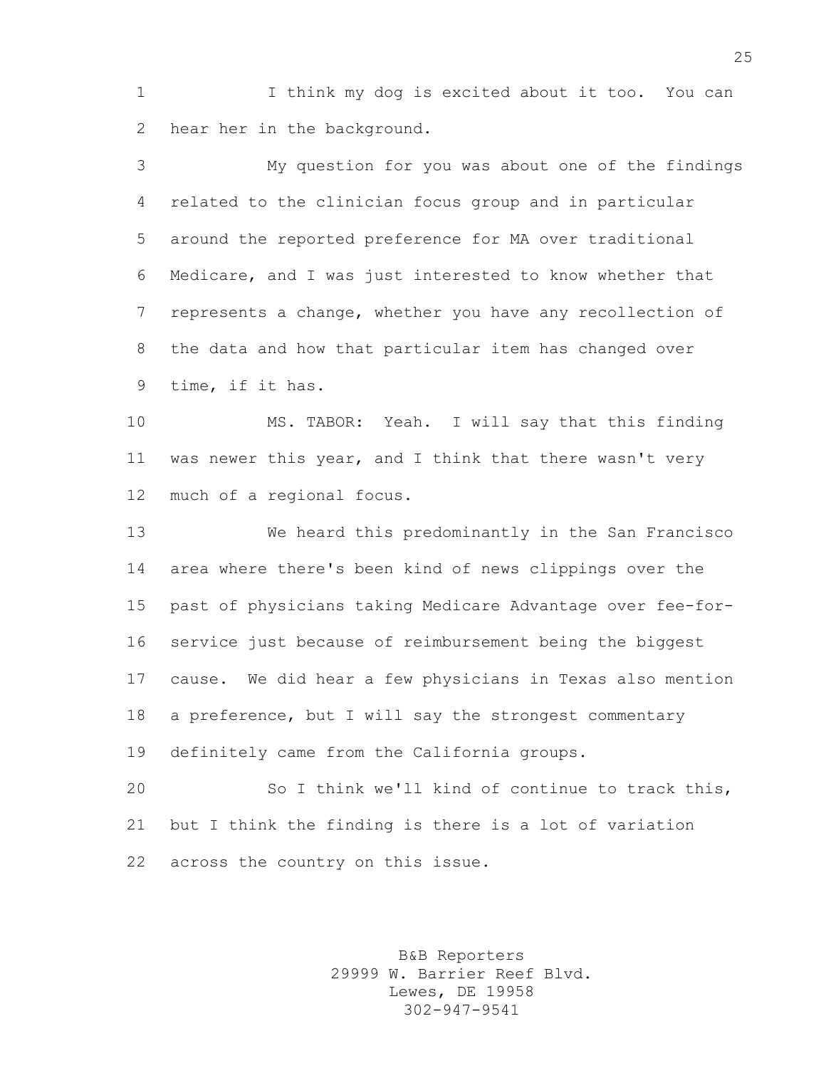I think my dog is excited about it too. You can hear her in the background.

My question for you was about one of the findings related to the clinician focus group and in particular around the reported preference for MA over traditional Medicare, and I was just interested to know whether that represents a change, whether you have any recollection of the data and how that particular item has changed over time, if it has.

MS. TABOR: Yeah. I will say that this finding was newer this year, and I think that there wasn't very much of a regional focus.

We heard this predominantly in the San Francisco area where there's been kind of news clippings over the past of physicians taking Medicare Advantage over fee-for-service just because of reimbursement being the biggest cause. We did hear a few physicians in Texas also mention a preference, but I will say the strongest commentary definitely came from the California groups.

So I think we'll kind of continue to track this, but I think the finding is there is a lot of variation across the country on this issue.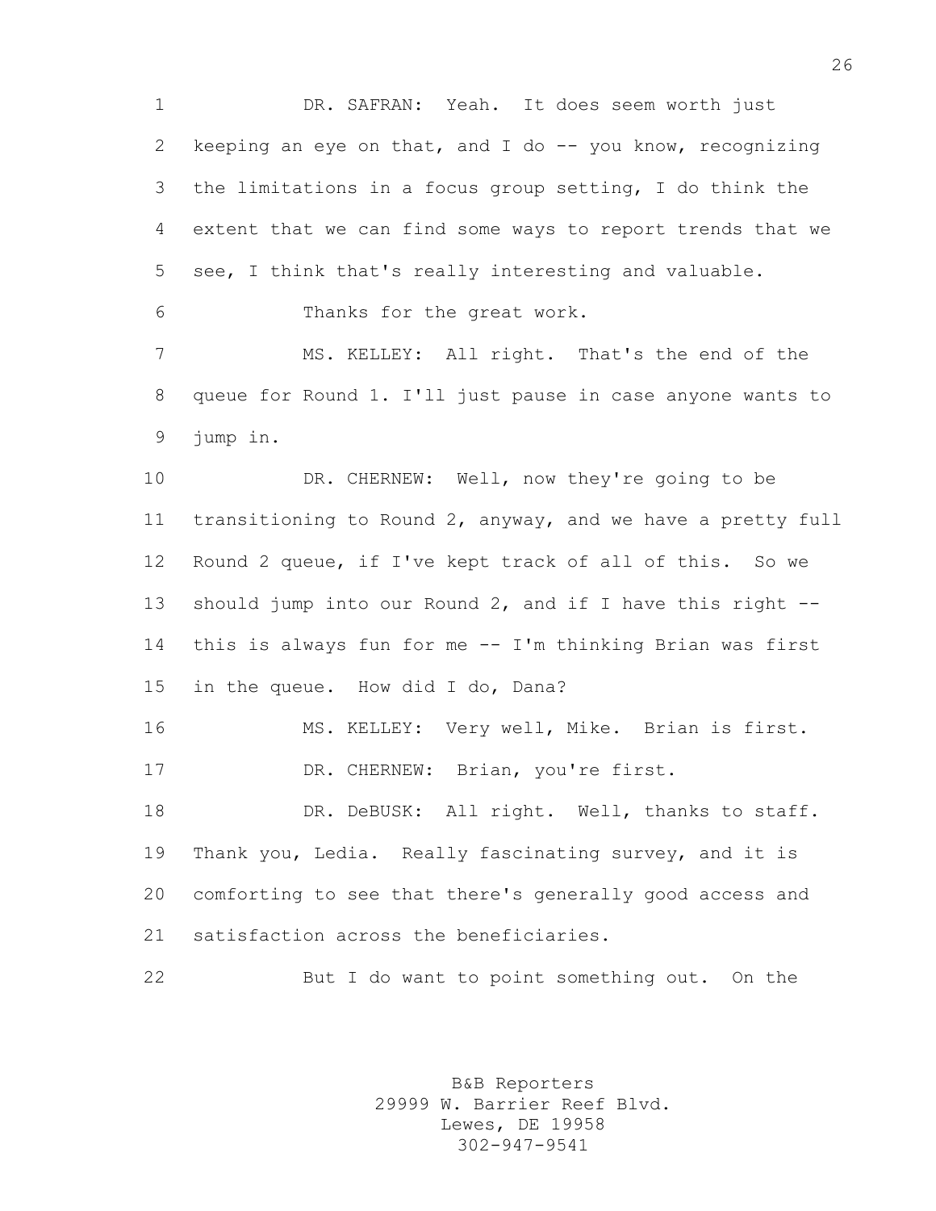DR. SAFRAN: Yeah. It does seem worth just keeping an eye on that, and I do -- you know, recognizing the limitations in a focus group setting, I do think the extent that we can find some ways to report trends that we see, I think that's really interesting and valuable.

Thanks for the great work.

MS. KELLEY: All right. That's the end of the queue for Round 1. I'll just pause in case anyone wants to jump in.

DR. CHERNEW: Well, now they're going to be transitioning to Round 2, anyway, and we have a pretty full Round 2 queue, if I've kept track of all of this. So we should jump into our Round 2, and if I have this right -- this is always fun for me -- I'm thinking Brian was first in the queue. How did I do, Dana?

MS. KELLEY: Very well, Mike. Brian is first.

DR. CHERNEW: Brian, you're first.

DR. DeBUSK: All right. Well, thanks to staff. Thank you, Ledia. Really fascinating survey, and it is comforting to see that there's generally good access and satisfaction across the beneficiaries.

But I do want to point something out. On the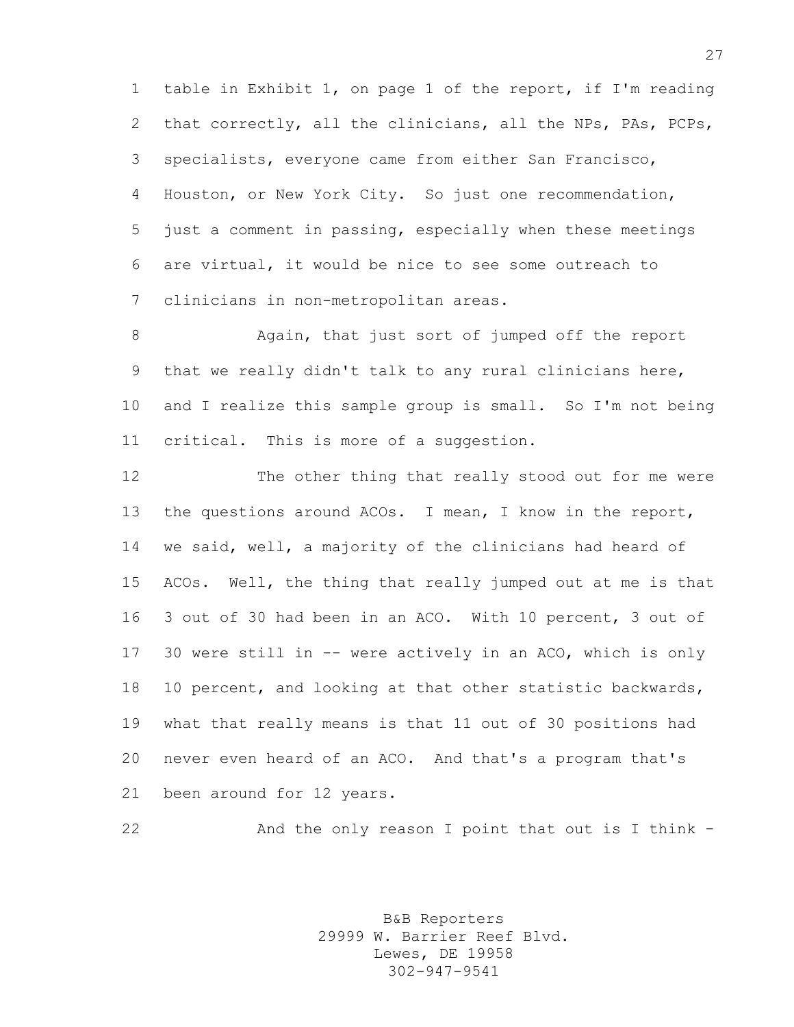table in Exhibit 1, on page 1 of the report, if I'm reading that correctly, all the clinicians, all the NPs, PAs, PCPs, specialists, everyone came from either San Francisco, Houston, or New York City. So just one recommendation, just a comment in passing, especially when these meetings are virtual, it would be nice to see some outreach to clinicians in non-metropolitan areas.

Again, that just sort of jumped off the report that we really didn't talk to any rural clinicians here, and I realize this sample group is small. So I'm not being critical. This is more of a suggestion.

The other thing that really stood out for me were the questions around ACOs. I mean, I know in the report, we said, well, a majority of the clinicians had heard of ACOs. Well, the thing that really jumped out at me is that 3 out of 30 had been in an ACO. With 10 percent, 3 out of 30 were still in -- were actively in an ACO, which is only 10 percent, and looking at that other statistic backwards, what that really means is that 11 out of 30 positions had never even heard of an ACO. And that's a program that's been around for 12 years.

And the only reason I point that out is I think -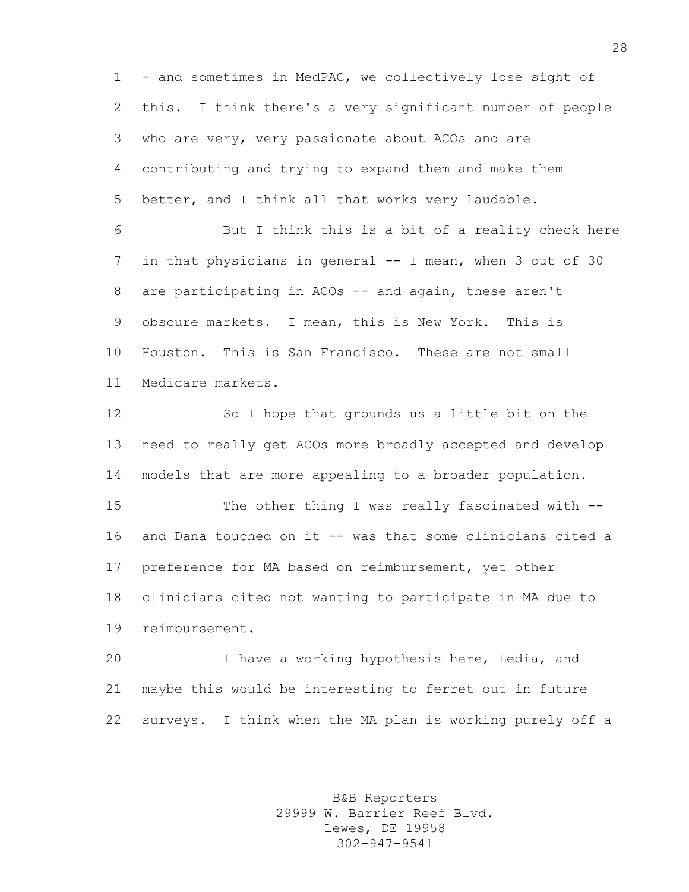- and sometimes in MedPAC, we collectively lose sight of this. I think there's a very significant number of people who are very, very passionate about ACOs and are contributing and trying to expand them and make them better, and I think all that works very laudable.

But I think this is a bit of a reality check here in that physicians in general -- I mean, when 3 out of 30 are participating in ACOs -- and again, these aren't obscure markets. I mean, this is New York. This is Houston. This is San Francisco. These are not small Medicare markets.

So I hope that grounds us a little bit on the need to really get ACOs more broadly accepted and develop models that are more appealing to a broader population.

The other thing I was really fascinated with -- and Dana touched on it -- was that some clinicians cited a preference for MA based on reimbursement, yet other clinicians cited not wanting to participate in MA due to reimbursement.

I have a working hypothesis here, Ledia, and maybe this would be interesting to ferret out in future surveys. I think when the MA plan is working purely off a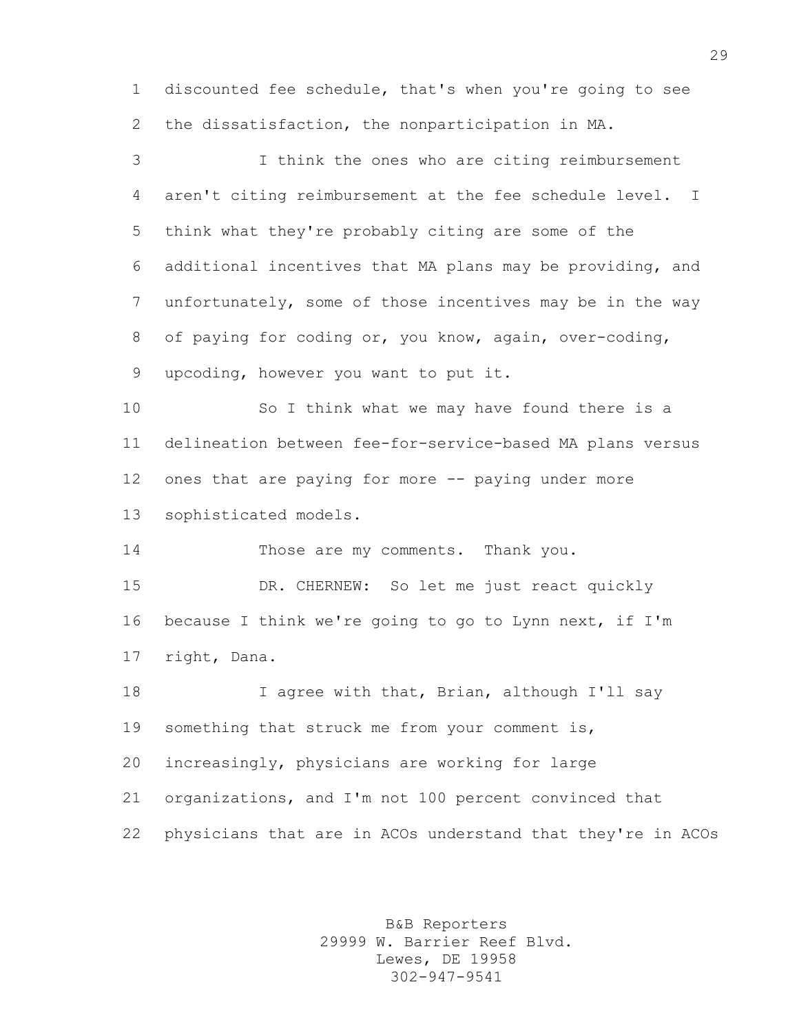discounted fee schedule, that's when you're going to see the dissatisfaction, the nonparticipation in MA.

I think the ones who are citing reimbursement aren't citing reimbursement at the fee schedule level. I think what they're probably citing are some of the additional incentives that MA plans may be providing, and unfortunately, some of those incentives may be in the way of paying for coding or, you know, again, over-coding, upcoding, however you want to put it.

So I think what we may have found there is a delineation between fee-for-service-based MA plans versus ones that are paying for more -- paying under more sophisticated models.

Those are my comments. Thank you.

DR. CHERNEW: So let me just react quickly because I think we're going to go to Lynn next, if I'm right, Dana.

I agree with that, Brian, although I'll say something that struck me from your comment is, increasingly, physicians are working for large organizations, and I'm not 100 percent convinced that physicians that are in ACOs understand that they're in ACOs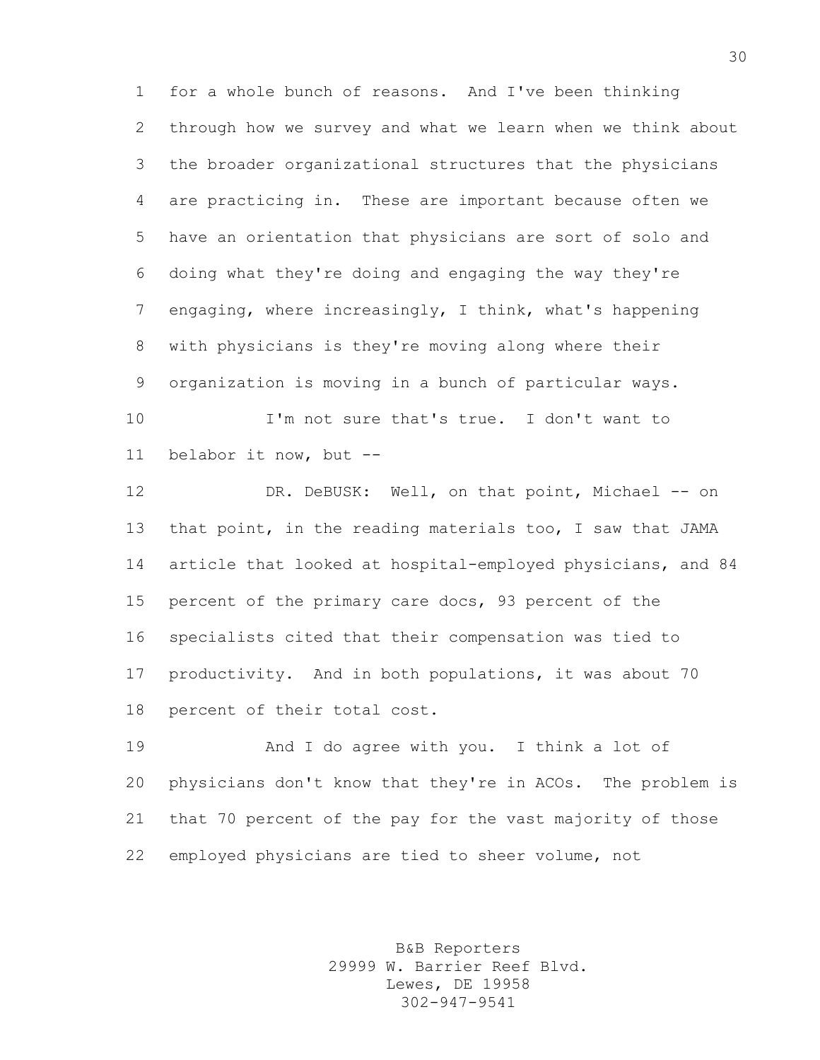for a whole bunch of reasons. And I've been thinking through how we survey and what we learn when we think about the broader organizational structures that the physicians are practicing in. These are important because often we have an orientation that physicians are sort of solo and doing what they're doing and engaging the way they're engaging, where increasingly, I think, what's happening with physicians is they're moving along where their organization is moving in a bunch of particular ways.

I'm not sure that's true. I don't want to belabor it now, but --

DR. DeBUSK: Well, on that point, Michael -- on that point, in the reading materials too, I saw that JAMA article that looked at hospital-employed physicians, and 84 percent of the primary care docs, 93 percent of the specialists cited that their compensation was tied to productivity. And in both populations, it was about 70 percent of their total cost.

And I do agree with you. I think a lot of physicians don't know that they're in ACOs. The problem is that 70 percent of the pay for the vast majority of those employed physicians are tied to sheer volume, not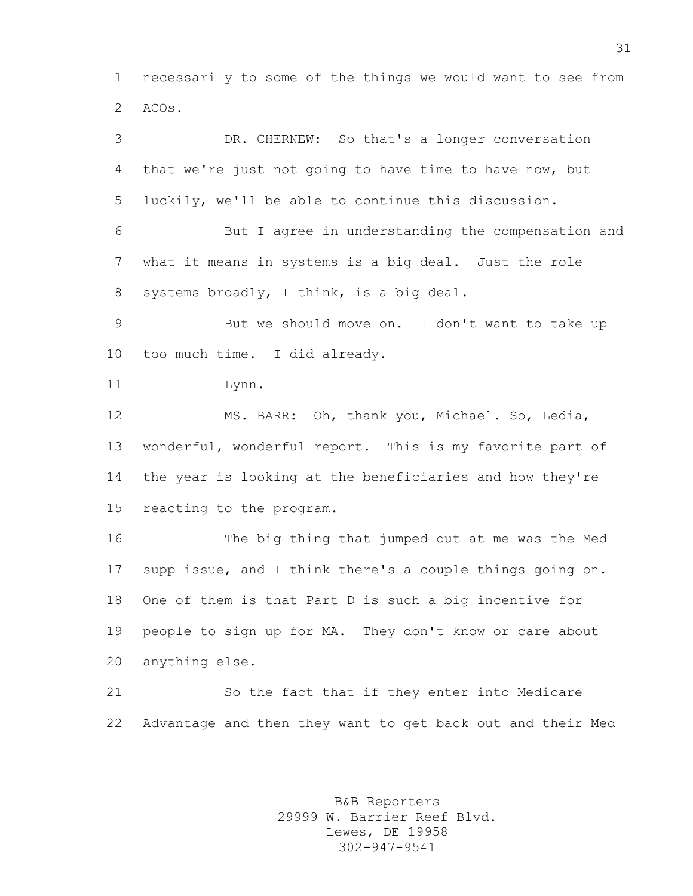necessarily to some of the things we would want to see from ACOs.

DR. CHERNEW: So that's a longer conversation that we're just not going to have time to have now, but luckily, we'll be able to continue this discussion.

But I agree in understanding the compensation and what it means in systems is a big deal. Just the role systems broadly, I think, is a big deal.

But we should move on. I don't want to take up too much time. I did already.

Lynn.

MS. BARR: Oh, thank you, Michael. So, Ledia, wonderful, wonderful report. This is my favorite part of the year is looking at the beneficiaries and how they're reacting to the program.

The big thing that jumped out at me was the Med supp issue, and I think there's a couple things going on. One of them is that Part D is such a big incentive for people to sign up for MA. They don't know or care about anything else.

So the fact that if they enter into Medicare Advantage and then they want to get back out and their Med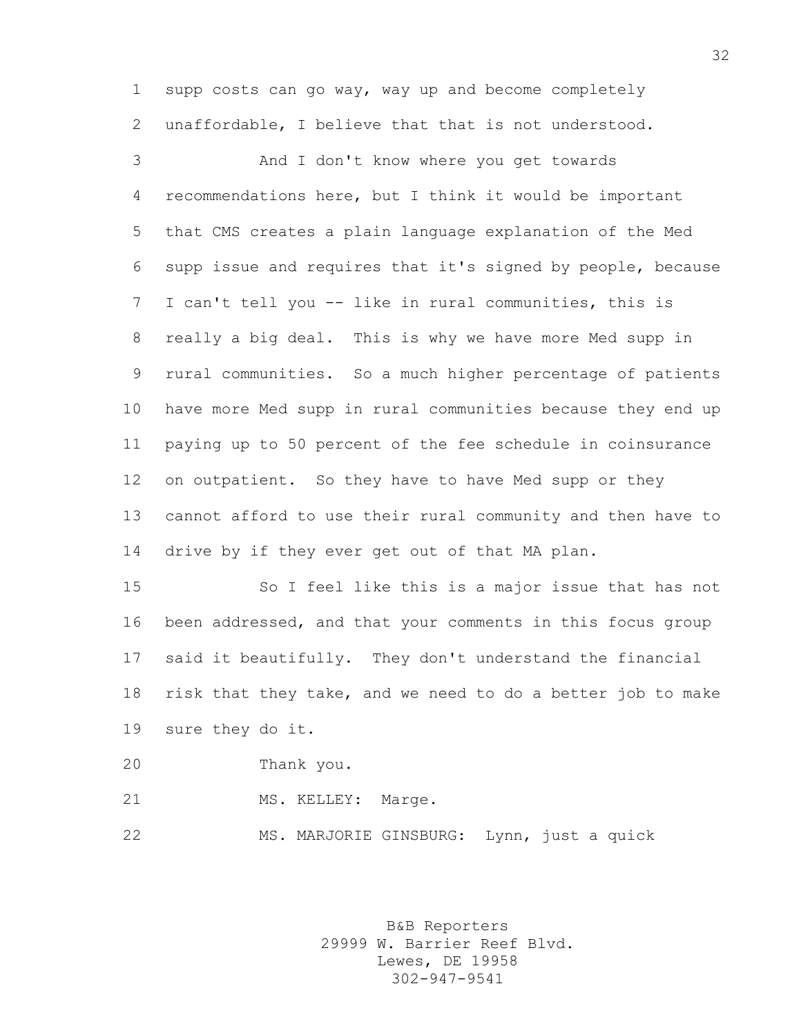supp costs can go way, way up and become completely unaffordable, I believe that that is not understood.

And I don't know where you get towards recommendations here, but I think it would be important that CMS creates a plain language explanation of the Med supp issue and requires that it's signed by people, because I can't tell you -- like in rural communities, this is really a big deal. This is why we have more Med supp in rural communities. So a much higher percentage of patients have more Med supp in rural communities because they end up paying up to 50 percent of the fee schedule in coinsurance on outpatient. So they have to have Med supp or they cannot afford to use their rural community and then have to drive by if they ever get out of that MA plan.

So I feel like this is a major issue that has not been addressed, and that your comments in this focus group said it beautifully. They don't understand the financial risk that they take, and we need to do a better job to make sure they do it.

Thank you.

MS. KELLEY: Marge.

MS. MARJORIE GINSBURG: Lynn, just a quick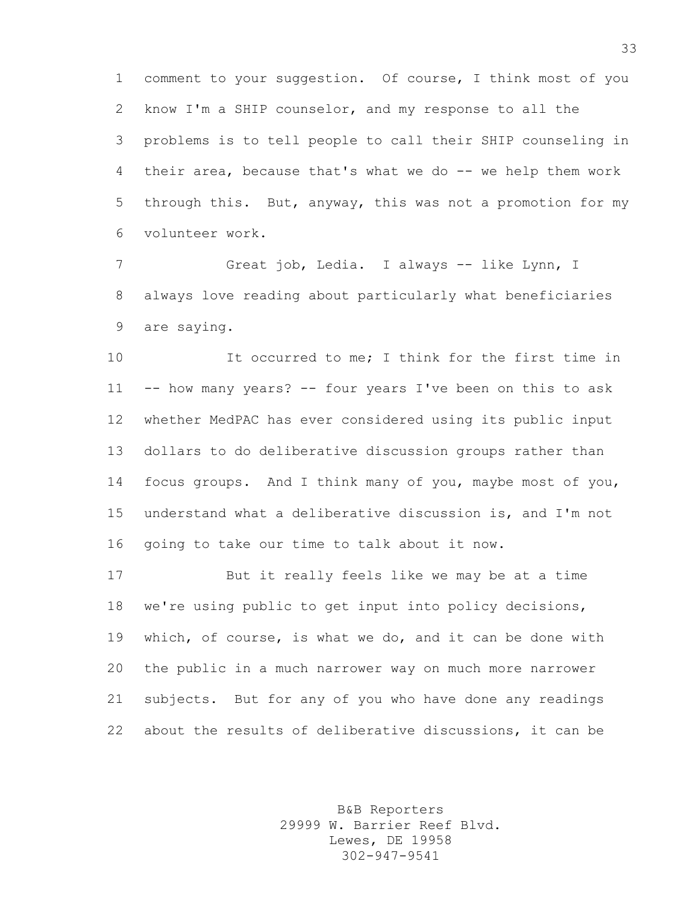comment to your suggestion. Of course, I think most of you know I'm a SHIP counselor, and my response to all the problems is to tell people to call their SHIP counseling in their area, because that's what we do -- we help them work through this. But, anyway, this was not a promotion for my volunteer work.

Great job, Ledia. I always -- like Lynn, I always love reading about particularly what beneficiaries are saying.

It occurred to me; I think for the first time in -- how many years? -- four years I've been on this to ask whether MedPAC has ever considered using its public input dollars to do deliberative discussion groups rather than focus groups. And I think many of you, maybe most of you, understand what a deliberative discussion is, and I'm not going to take our time to talk about it now.

But it really feels like we may be at a time we're using public to get input into policy decisions, which, of course, is what we do, and it can be done with the public in a much narrower way on much more narrower subjects. But for any of you who have done any readings about the results of deliberative discussions, it can be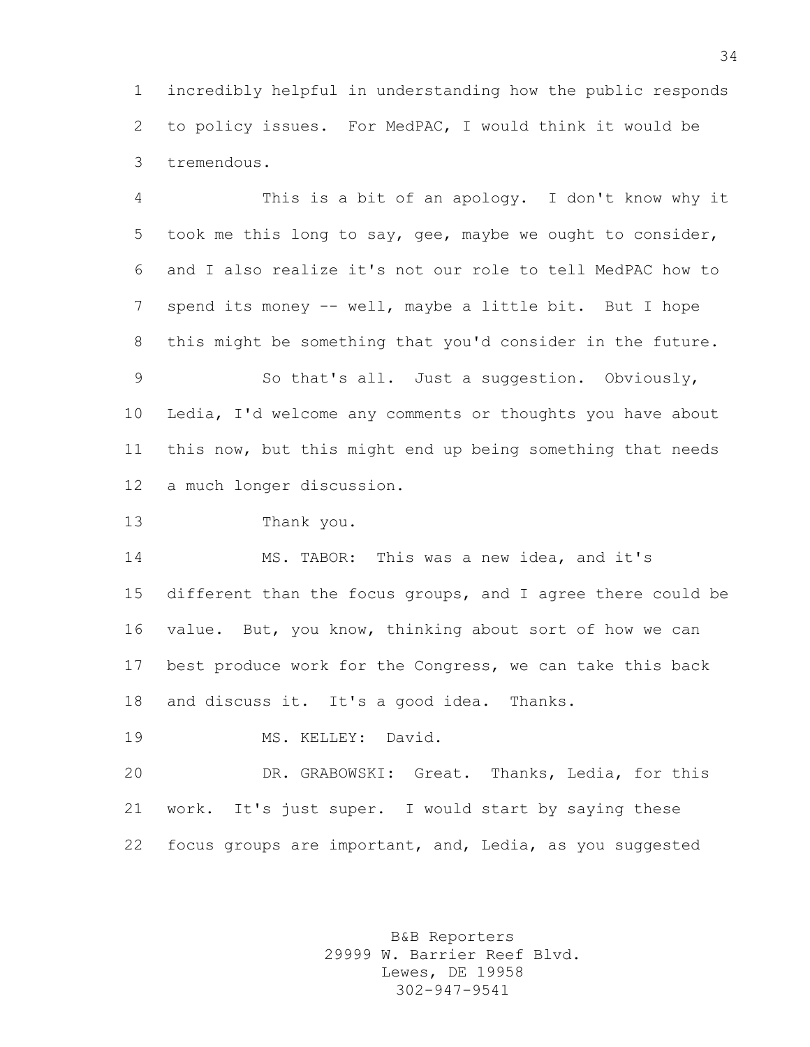incredibly helpful in understanding how the public responds to policy issues. For MedPAC, I would think it would be tremendous.

This is a bit of an apology. I don't know why it took me this long to say, gee, maybe we ought to consider, and I also realize it's not our role to tell MedPAC how to spend its money -- well, maybe a little bit. But I hope this might be something that you'd consider in the future.

So that's all. Just a suggestion. Obviously, Ledia, I'd welcome any comments or thoughts you have about this now, but this might end up being something that needs a much longer discussion.

Thank you.

MS. TABOR: This was a new idea, and it's different than the focus groups, and I agree there could be value. But, you know, thinking about sort of how we can best produce work for the Congress, we can take this back and discuss it. It's a good idea. Thanks.

MS. KELLEY: David.

DR. GRABOWSKI: Great. Thanks, Ledia, for this work. It's just super. I would start by saying these focus groups are important, and, Ledia, as you suggested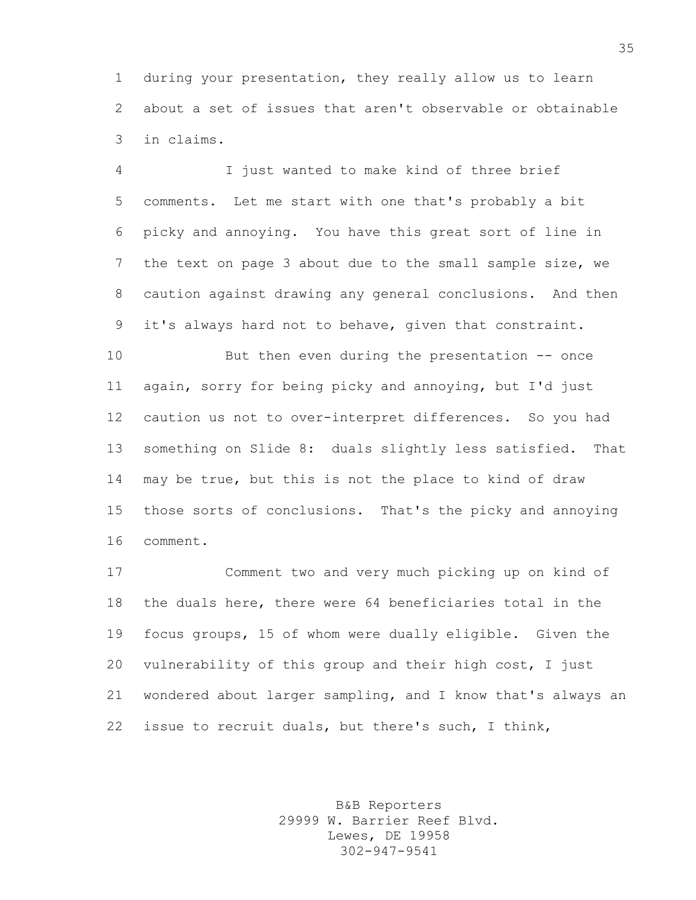during your presentation, they really allow us to learn about a set of issues that aren't observable or obtainable in claims.

I just wanted to make kind of three brief comments. Let me start with one that's probably a bit picky and annoying. You have this great sort of line in the text on page 3 about due to the small sample size, we caution against drawing any general conclusions. And then it's always hard not to behave, given that constraint.

But then even during the presentation -- once again, sorry for being picky and annoying, but I'd just caution us not to over-interpret differences. So you had something on Slide 8: duals slightly less satisfied. That may be true, but this is not the place to kind of draw those sorts of conclusions. That's the picky and annoying comment.

Comment two and very much picking up on kind of the duals here, there were 64 beneficiaries total in the focus groups, 15 of whom were dually eligible. Given the vulnerability of this group and their high cost, I just wondered about larger sampling, and I know that's always an issue to recruit duals, but there's such, I think,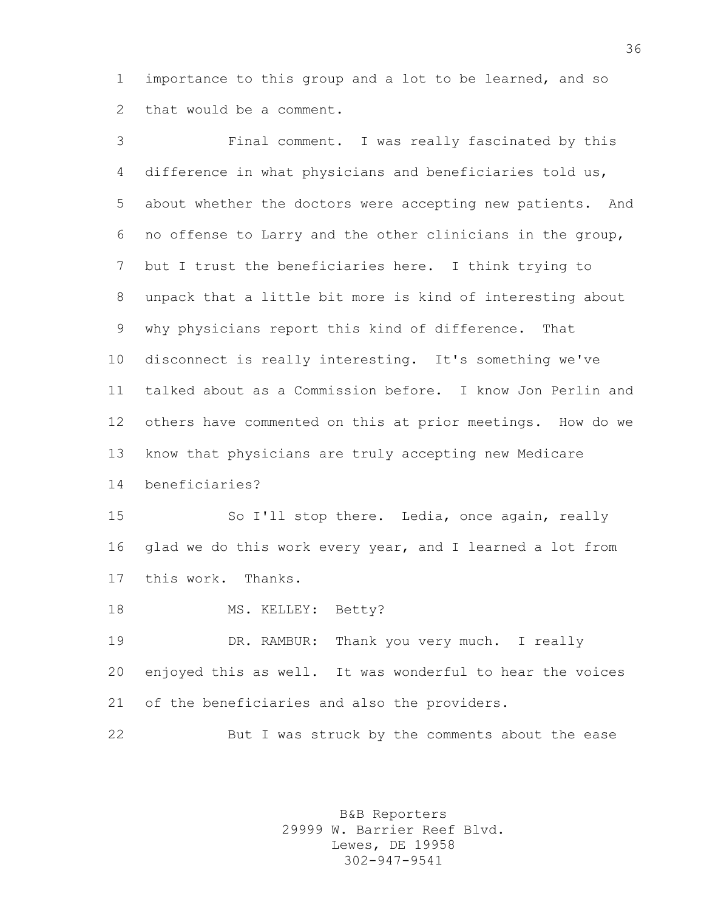importance to this group and a lot to be learned, and so that would be a comment.

Final comment. I was really fascinated by this difference in what physicians and beneficiaries told us, about whether the doctors were accepting new patients. And no offense to Larry and the other clinicians in the group, but I trust the beneficiaries here. I think trying to unpack that a little bit more is kind of interesting about why physicians report this kind of difference. That disconnect is really interesting. It's something we've talked about as a Commission before. I know Jon Perlin and others have commented on this at prior meetings. How do we know that physicians are truly accepting new Medicare beneficiaries?

So I'll stop there. Ledia, once again, really glad we do this work every year, and I learned a lot from this work. Thanks.

MS. KELLEY: Betty?

DR. RAMBUR: Thank you very much. I really enjoyed this as well. It was wonderful to hear the voices of the beneficiaries and also the providers.

But I was struck by the comments about the ease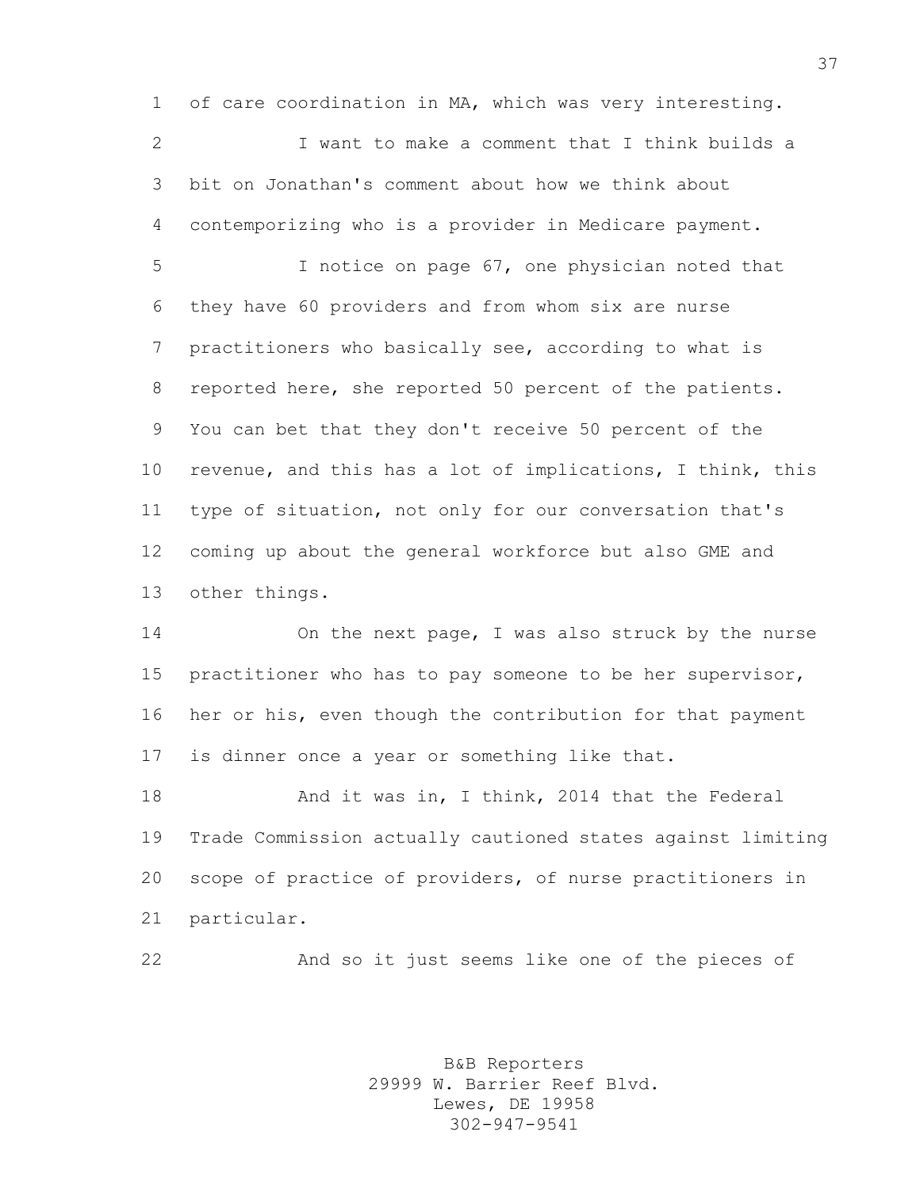of care coordination in MA, which was very interesting.

I want to make a comment that I think builds a bit on Jonathan's comment about how we think about contemporizing who is a provider in Medicare payment.

I notice on page 67, one physician noted that they have 60 providers and from whom six are nurse practitioners who basically see, according to what is reported here, she reported 50 percent of the patients. You can bet that they don't receive 50 percent of the revenue, and this has a lot of implications, I think, this type of situation, not only for our conversation that's coming up about the general workforce but also GME and other things.

On the next page, I was also struck by the nurse practitioner who has to pay someone to be her supervisor, her or his, even though the contribution for that payment is dinner once a year or something like that.

And it was in, I think, 2014 that the Federal Trade Commission actually cautioned states against limiting scope of practice of providers, of nurse practitioners in particular.

And so it just seems like one of the pieces of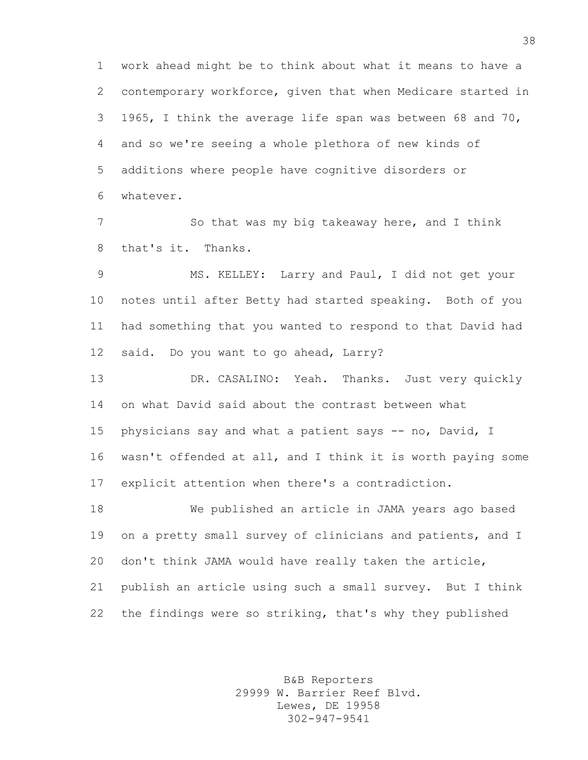work ahead might be to think about what it means to have a contemporary workforce, given that when Medicare started in 1965, I think the average life span was between 68 and 70, and so we're seeing a whole plethora of new kinds of additions where people have cognitive disorders or whatever.

So that was my big takeaway here, and I think that's it. Thanks.

MS. KELLEY: Larry and Paul, I did not get your notes until after Betty had started speaking. Both of you had something that you wanted to respond to that David had said. Do you want to go ahead, Larry?

DR. CASALINO: Yeah. Thanks. Just very quickly on what David said about the contrast between what physicians say and what a patient says -- no, David, I wasn't offended at all, and I think it is worth paying some explicit attention when there's a contradiction.

We published an article in JAMA years ago based on a pretty small survey of clinicians and patients, and I don't think JAMA would have really taken the article, publish an article using such a small survey. But I think the findings were so striking, that's why they published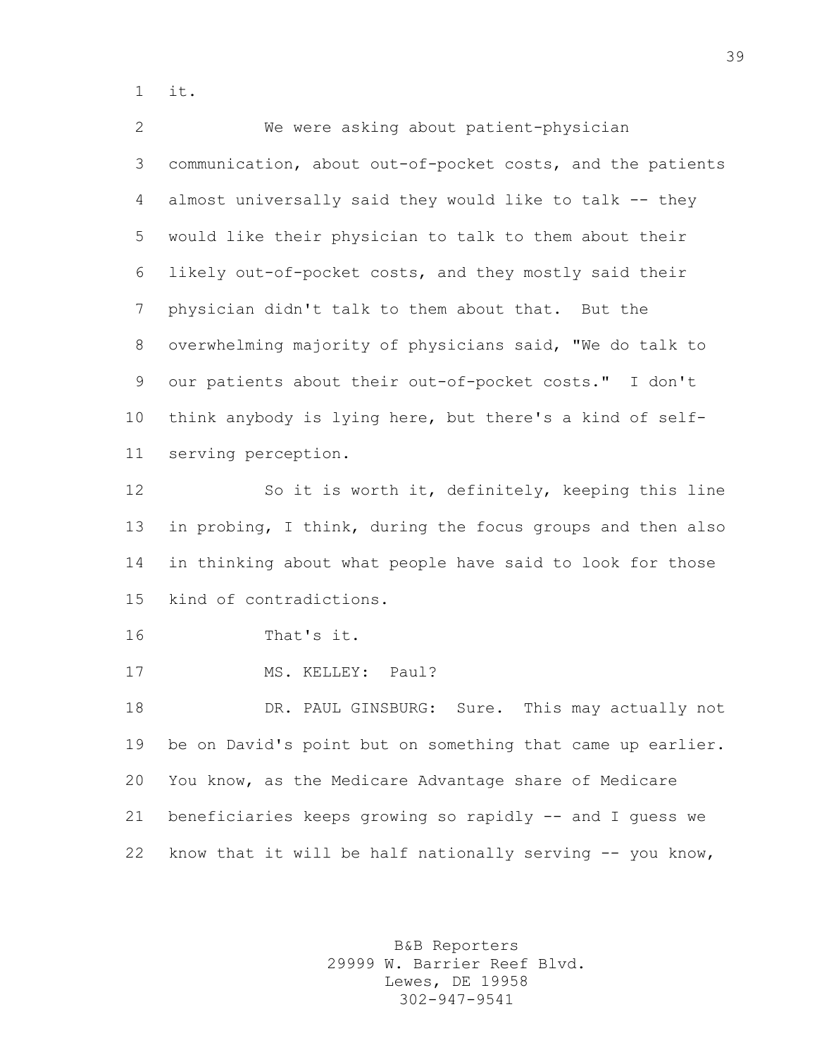it.

We were asking about patient-physician communication, about out-of-pocket costs, and the patients almost universally said they would like to talk -- they would like their physician to talk to them about their likely out-of-pocket costs, and they mostly said their physician didn't talk to them about that. But the overwhelming majority of physicians said, "We do talk to our patients about their out-of-pocket costs." I don't think anybody is lying here, but there's a kind of self-serving perception.

So it is worth it, definitely, keeping this line in probing, I think, during the focus groups and then also in thinking about what people have said to look for those kind of contradictions.

That's it.

MS. KELLEY: Paul?

DR. PAUL GINSBURG: Sure. This may actually not be on David's point but on something that came up earlier. You know, as the Medicare Advantage share of Medicare beneficiaries keeps growing so rapidly -- and I guess we know that it will be half nationally serving -- you know,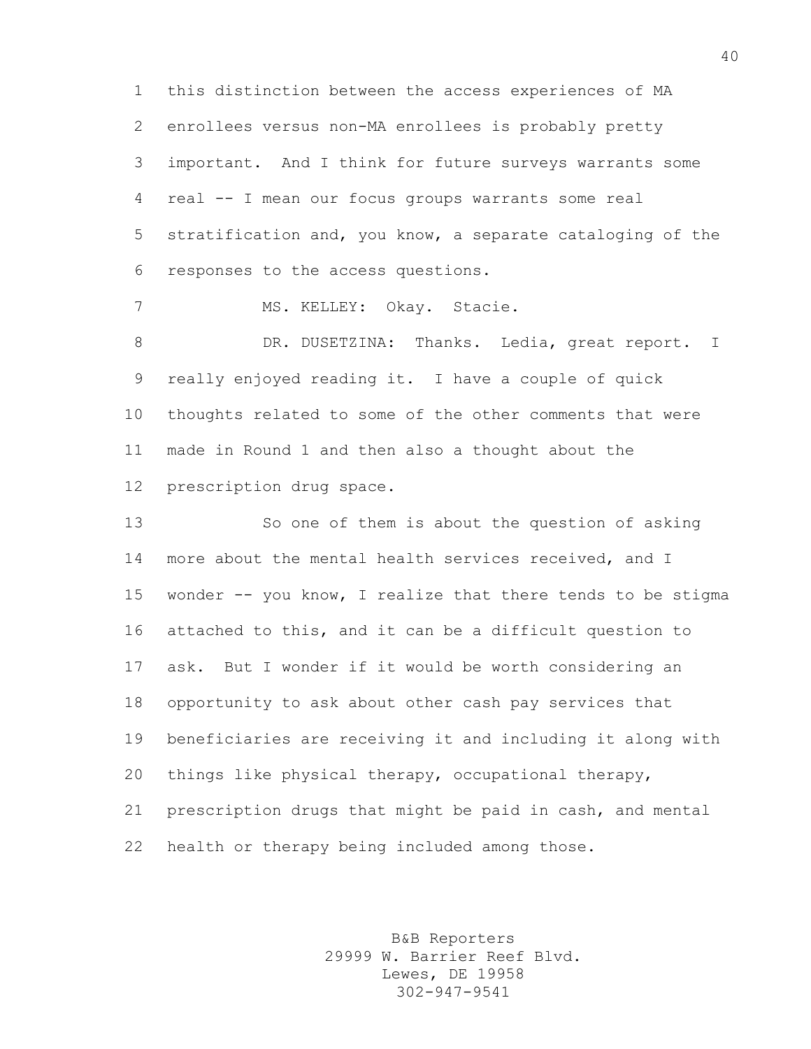this distinction between the access experiences of MA enrollees versus non-MA enrollees is probably pretty important. And I think for future surveys warrants some real -- I mean our focus groups warrants some real stratification and, you know, a separate cataloging of the responses to the access questions.

MS. KELLEY: Okay. Stacie.

DR. DUSETZINA: Thanks. Ledia, great report. I really enjoyed reading it. I have a couple of quick thoughts related to some of the other comments that were made in Round 1 and then also a thought about the prescription drug space.

So one of them is about the question of asking more about the mental health services received, and I wonder -- you know, I realize that there tends to be stigma attached to this, and it can be a difficult question to ask. But I wonder if it would be worth considering an opportunity to ask about other cash pay services that beneficiaries are receiving it and including it along with things like physical therapy, occupational therapy, prescription drugs that might be paid in cash, and mental health or therapy being included among those.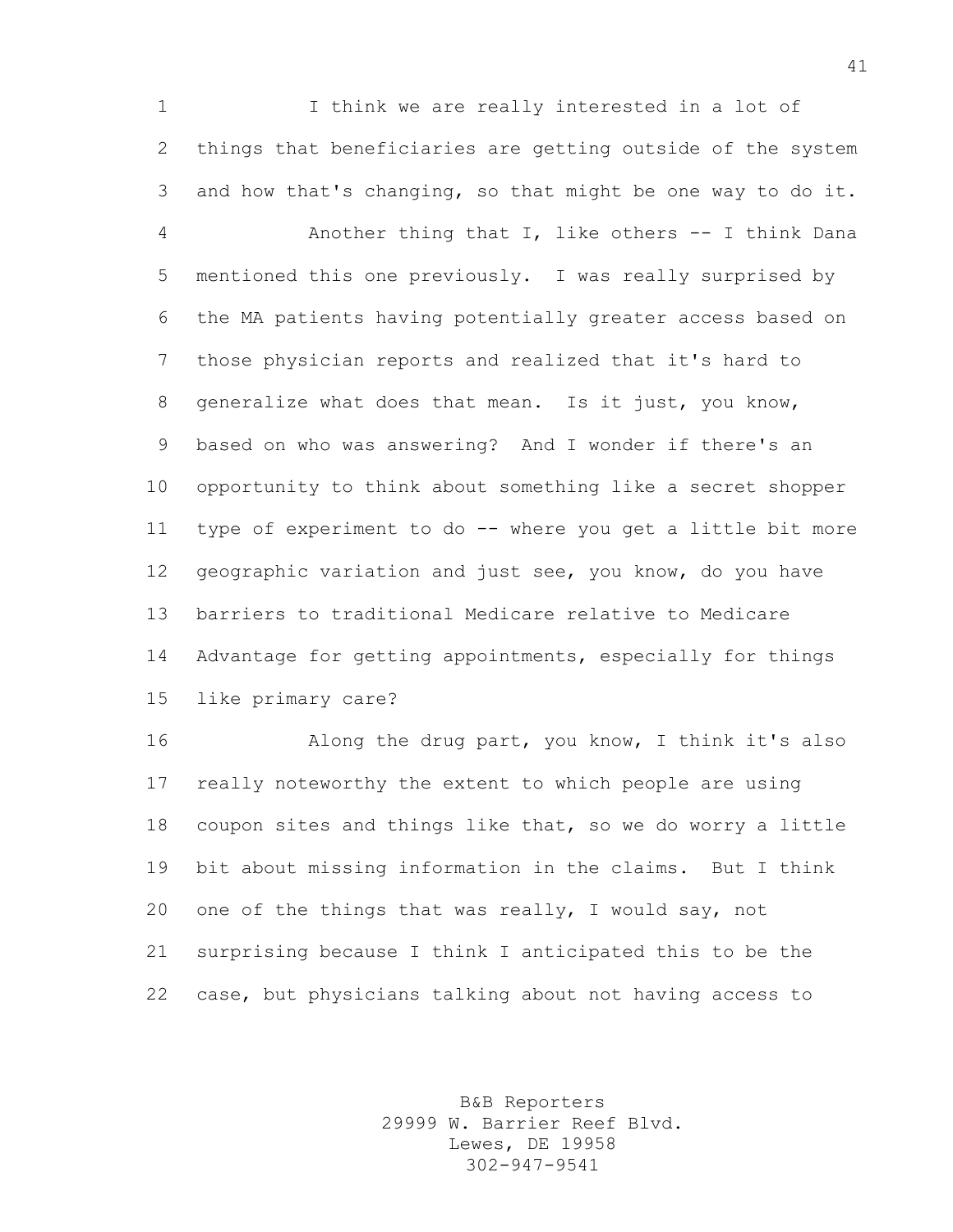I think we are really interested in a lot of things that beneficiaries are getting outside of the system and how that's changing, so that might be one way to do it.

Another thing that I, like others -- I think Dana mentioned this one previously. I was really surprised by the MA patients having potentially greater access based on those physician reports and realized that it's hard to generalize what does that mean. Is it just, you know, based on who was answering? And I wonder if there's an opportunity to think about something like a secret shopper type of experiment to do -- where you get a little bit more geographic variation and just see, you know, do you have barriers to traditional Medicare relative to Medicare Advantage for getting appointments, especially for things like primary care?

Along the drug part, you know, I think it's also really noteworthy the extent to which people are using coupon sites and things like that, so we do worry a little bit about missing information in the claims. But I think one of the things that was really, I would say, not surprising because I think I anticipated this to be the case, but physicians talking about not having access to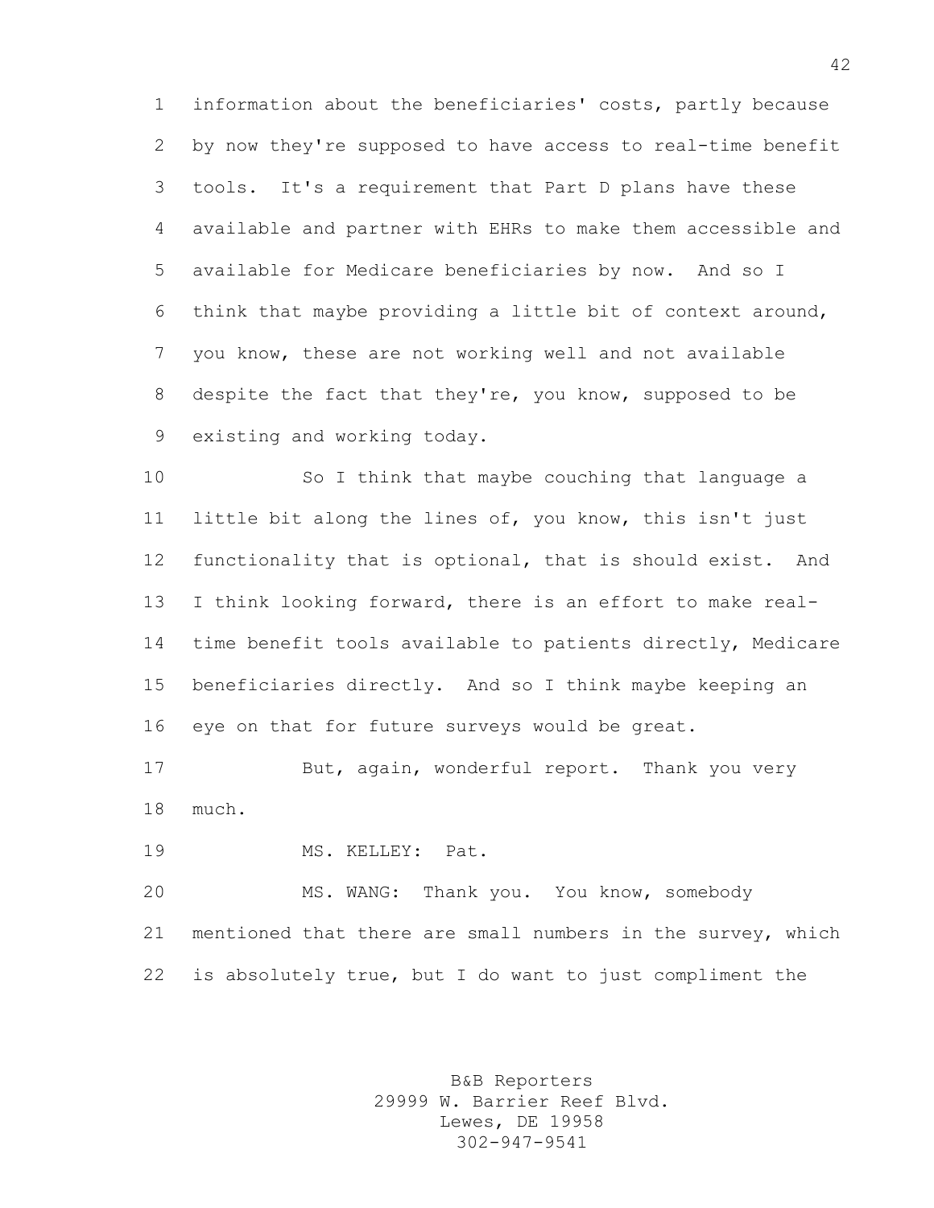information about the beneficiaries' costs, partly because by now they're supposed to have access to real-time benefit tools. It's a requirement that Part D plans have these available and partner with EHRs to make them accessible and available for Medicare beneficiaries by now. And so I think that maybe providing a little bit of context around, you know, these are not working well and not available despite the fact that they're, you know, supposed to be existing and working today.

So I think that maybe couching that language a little bit along the lines of, you know, this isn't just functionality that is optional, that is should exist. And I think looking forward, there is an effort to make real-time benefit tools available to patients directly, Medicare beneficiaries directly. And so I think maybe keeping an eye on that for future surveys would be great.

But, again, wonderful report. Thank you very much.

MS. KELLEY: Pat.

MS. WANG: Thank you. You know, somebody mentioned that there are small numbers in the survey, which is absolutely true, but I do want to just compliment the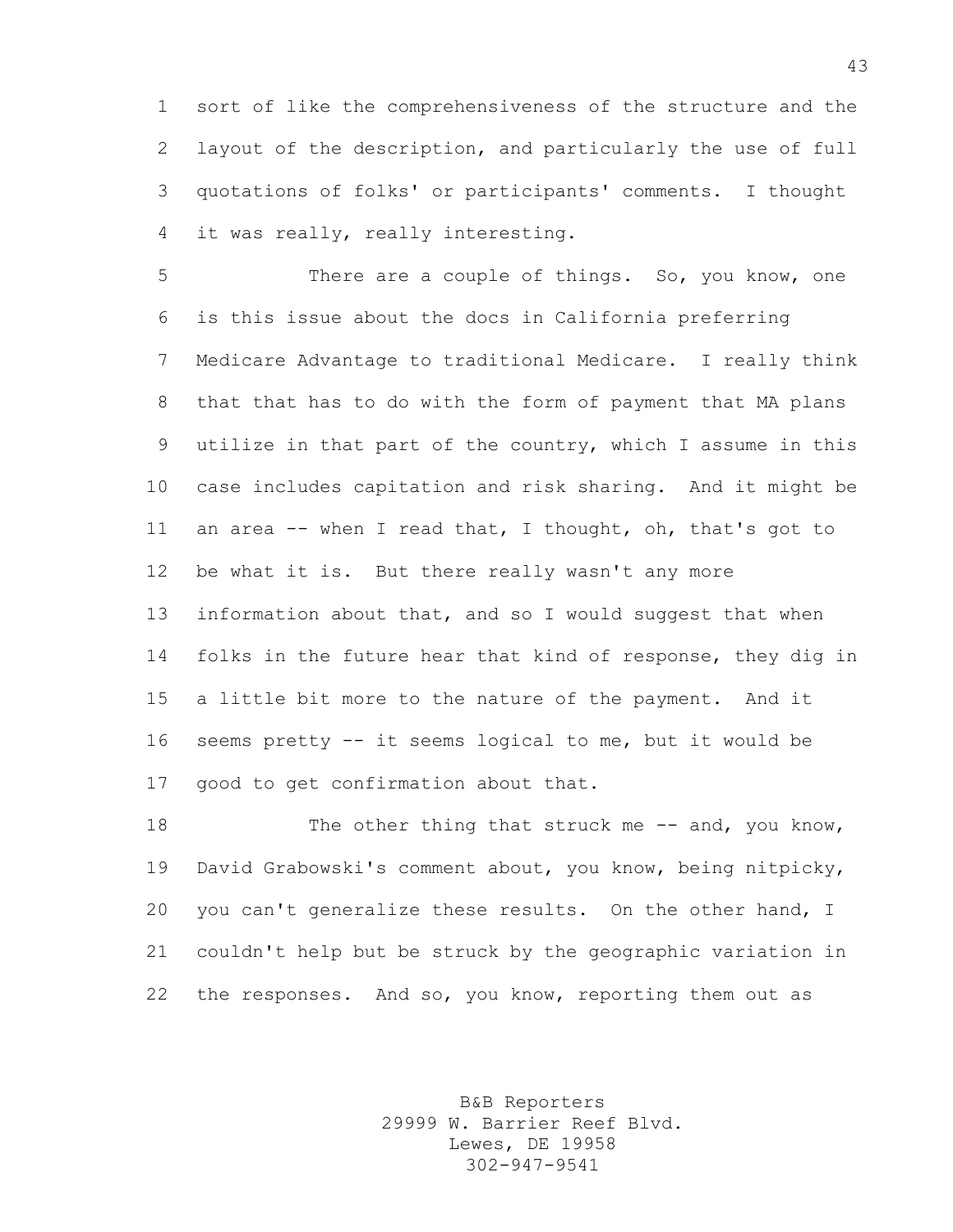sort of like the comprehensiveness of the structure and the layout of the description, and particularly the use of full quotations of folks' or participants' comments. I thought it was really, really interesting.

There are a couple of things. So, you know, one is this issue about the docs in California preferring Medicare Advantage to traditional Medicare. I really think that that has to do with the form of payment that MA plans utilize in that part of the country, which I assume in this case includes capitation and risk sharing. And it might be an area -- when I read that, I thought, oh, that's got to be what it is. But there really wasn't any more information about that, and so I would suggest that when folks in the future hear that kind of response, they dig in a little bit more to the nature of the payment. And it seems pretty -- it seems logical to me, but it would be good to get confirmation about that.

The other thing that struck me -- and, you know, David Grabowski's comment about, you know, being nitpicky, you can't generalize these results. On the other hand, I couldn't help but be struck by the geographic variation in the responses. And so, you know, reporting them out as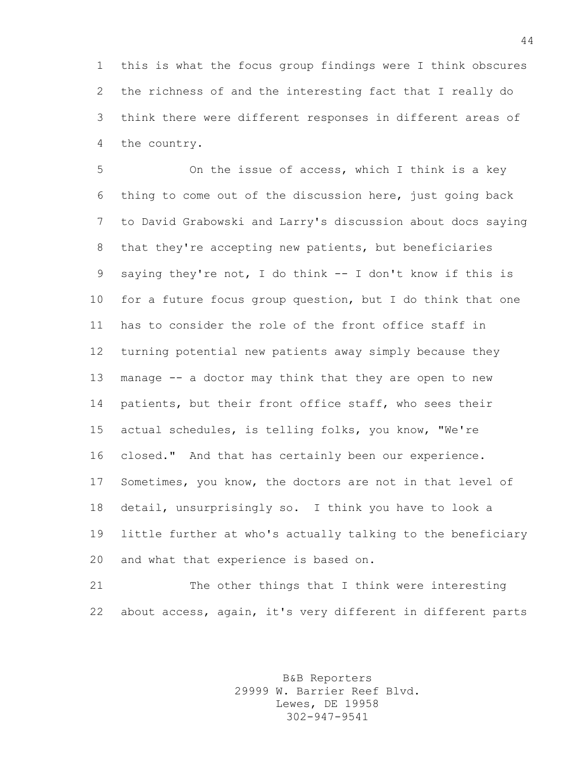this is what the focus group findings were I think obscures the richness of and the interesting fact that I really do think there were different responses in different areas of the country.

On the issue of access, which I think is a key thing to come out of the discussion here, just going back to David Grabowski and Larry's discussion about docs saying that they're accepting new patients, but beneficiaries saying they're not, I do think -- I don't know if this is for a future focus group question, but I do think that one has to consider the role of the front office staff in turning potential new patients away simply because they manage -- a doctor may think that they are open to new patients, but their front office staff, who sees their actual schedules, is telling folks, you know, "We're closed." And that has certainly been our experience. Sometimes, you know, the doctors are not in that level of detail, unsurprisingly so. I think you have to look a little further at who's actually talking to the beneficiary and what that experience is based on.

The other things that I think were interesting about access, again, it's very different in different parts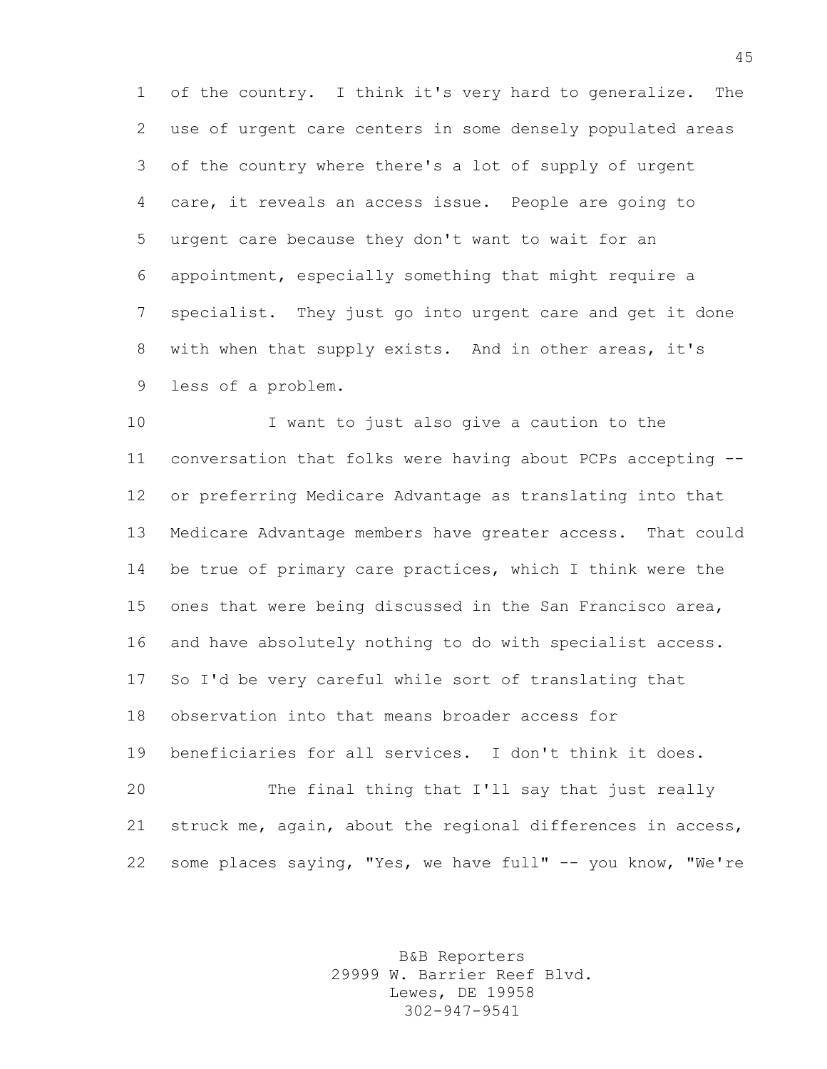of the country. I think it's very hard to generalize. The use of urgent care centers in some densely populated areas of the country where there's a lot of supply of urgent care, it reveals an access issue. People are going to urgent care because they don't want to wait for an appointment, especially something that might require a specialist. They just go into urgent care and get it done with when that supply exists. And in other areas, it's less of a problem.

I want to just also give a caution to the conversation that folks were having about PCPs accepting -- or preferring Medicare Advantage as translating into that Medicare Advantage members have greater access. That could be true of primary care practices, which I think were the ones that were being discussed in the San Francisco area, and have absolutely nothing to do with specialist access. So I'd be very careful while sort of translating that observation into that means broader access for beneficiaries for all services. I don't think it does.

The final thing that I'll say that just really struck me, again, about the regional differences in access, some places saying, "Yes, we have full" -- you know, "We're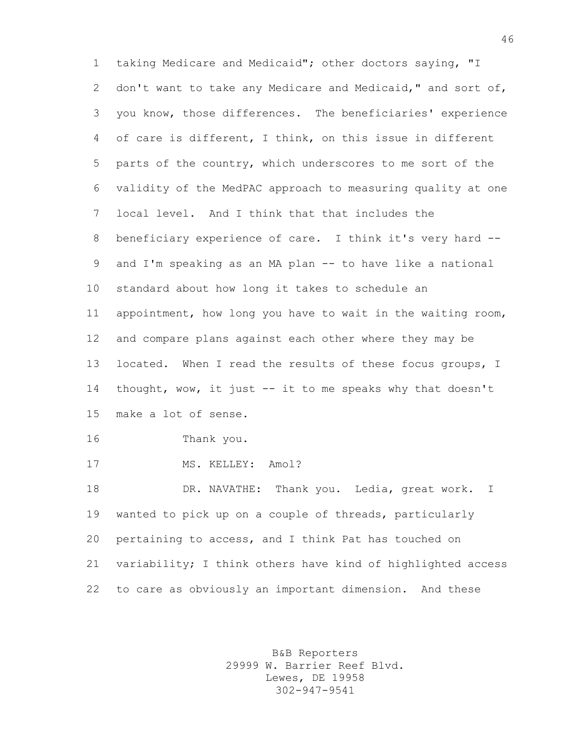taking Medicare and Medicaid"; other doctors saying, "I don't want to take any Medicare and Medicaid," and sort of, you know, those differences. The beneficiaries' experience of care is different, I think, on this issue in different parts of the country, which underscores to me sort of the validity of the MedPAC approach to measuring quality at one local level. And I think that that includes the beneficiary experience of care. I think it's very hard -- and I'm speaking as an MA plan -- to have like a national standard about how long it takes to schedule an appointment, how long you have to wait in the waiting room, and compare plans against each other where they may be located. When I read the results of these focus groups, I thought, wow, it just -- it to me speaks why that doesn't make a lot of sense.

Thank you.

MS. KELLEY: Amol?

DR. NAVATHE: Thank you. Ledia, great work. I wanted to pick up on a couple of threads, particularly pertaining to access, and I think Pat has touched on variability; I think others have kind of highlighted access to care as obviously an important dimension. And these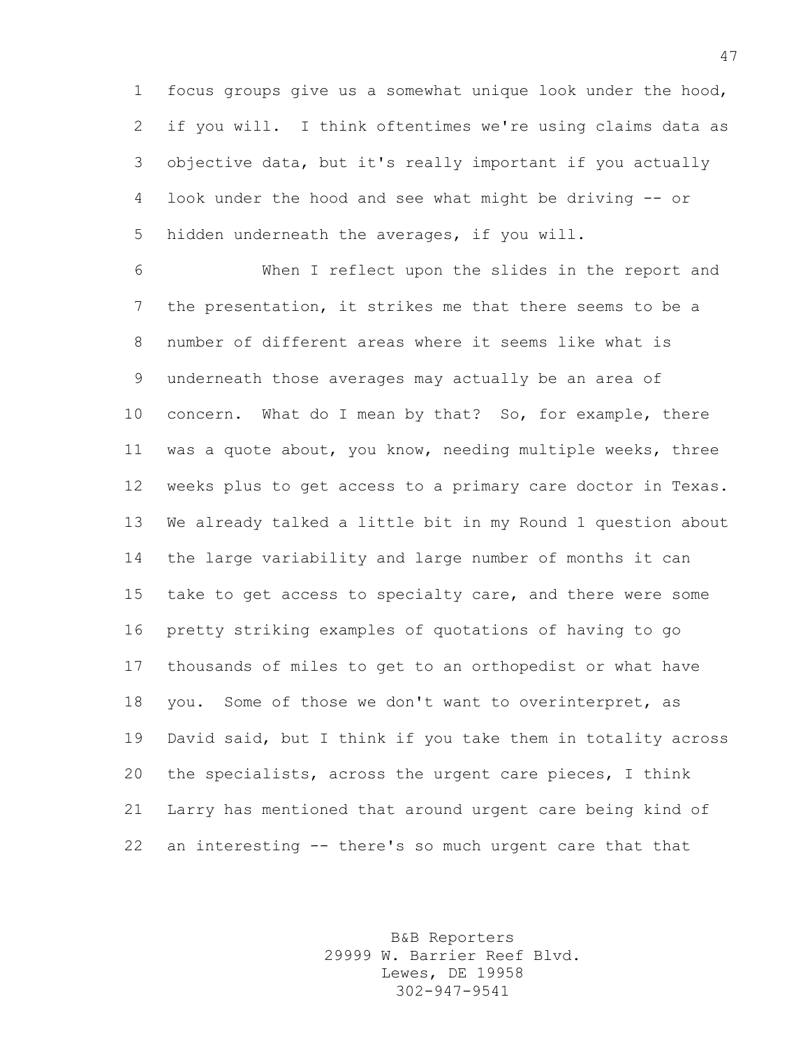focus groups give us a somewhat unique look under the hood, if you will. I think oftentimes we're using claims data as objective data, but it's really important if you actually look under the hood and see what might be driving -- or hidden underneath the averages, if you will.

When I reflect upon the slides in the report and the presentation, it strikes me that there seems to be a number of different areas where it seems like what is underneath those averages may actually be an area of concern. What do I mean by that? So, for example, there was a quote about, you know, needing multiple weeks, three weeks plus to get access to a primary care doctor in Texas. We already talked a little bit in my Round 1 question about the large variability and large number of months it can take to get access to specialty care, and there were some pretty striking examples of quotations of having to go thousands of miles to get to an orthopedist or what have you. Some of those we don't want to overinterpret, as David said, but I think if you take them in totality across the specialists, across the urgent care pieces, I think Larry has mentioned that around urgent care being kind of an interesting -- there's so much urgent care that that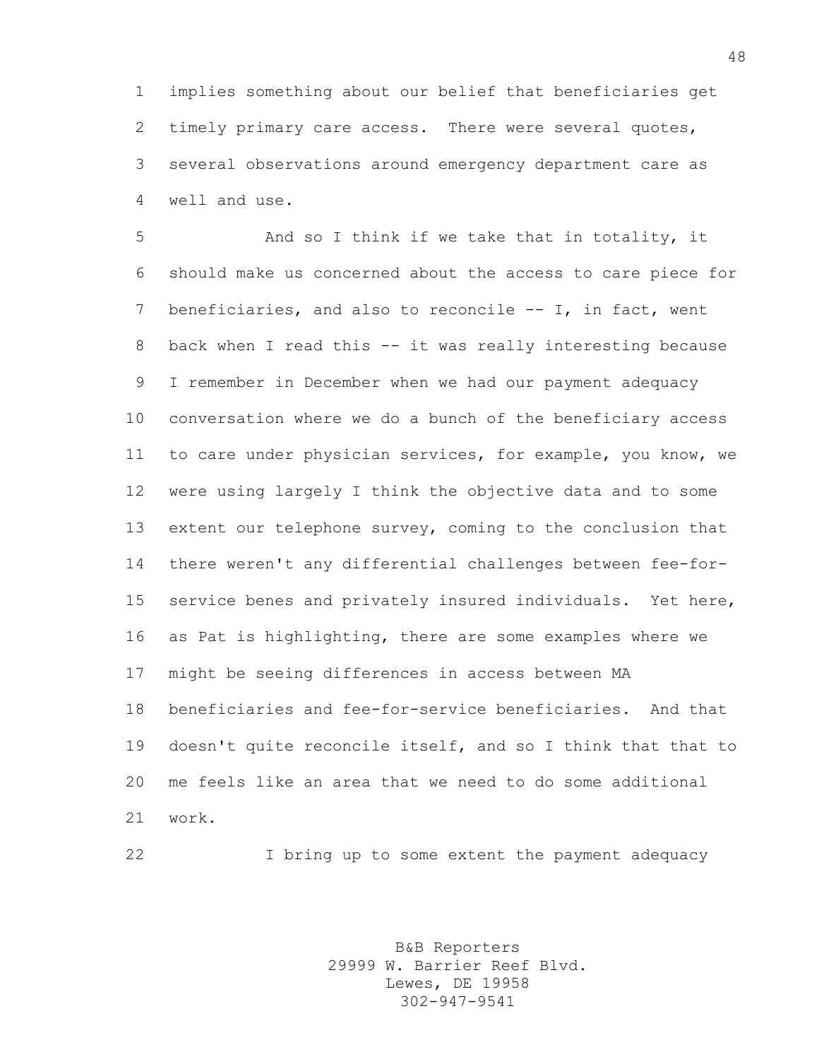implies something about our belief that beneficiaries get timely primary care access. There were several quotes, several observations around emergency department care as well and use.

And so I think if we take that in totality, it should make us concerned about the access to care piece for beneficiaries, and also to reconcile -- I, in fact, went back when I read this -- it was really interesting because I remember in December when we had our payment adequacy conversation where we do a bunch of the beneficiary access to care under physician services, for example, you know, we were using largely I think the objective data and to some extent our telephone survey, coming to the conclusion that there weren't any differential challenges between fee-for-service benes and privately insured individuals. Yet here, as Pat is highlighting, there are some examples where we might be seeing differences in access between MA beneficiaries and fee-for-service beneficiaries. And that doesn't quite reconcile itself, and so I think that that to me feels like an area that we need to do some additional work.

I bring up to some extent the payment adequacy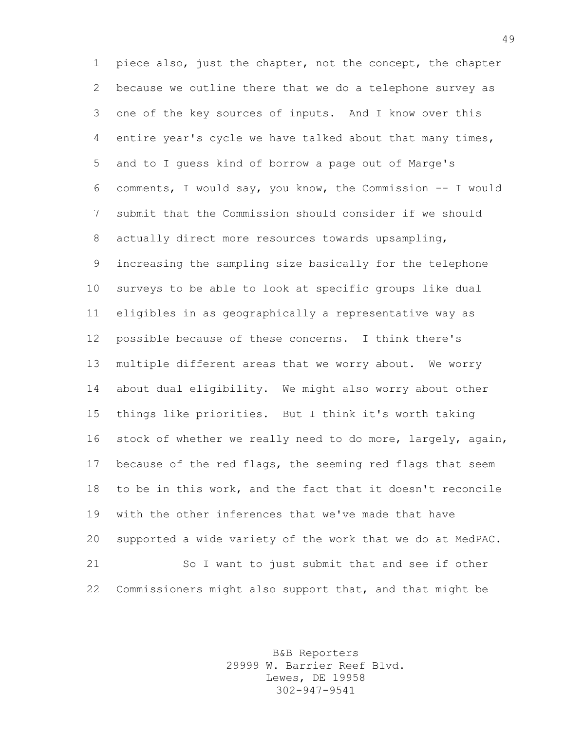piece also, just the chapter, not the concept, the chapter because we outline there that we do a telephone survey as one of the key sources of inputs. And I know over this entire year's cycle we have talked about that many times, and to I guess kind of borrow a page out of Marge's comments, I would say, you know, the Commission -- I would submit that the Commission should consider if we should actually direct more resources towards upsampling, increasing the sampling size basically for the telephone surveys to be able to look at specific groups like dual eligibles in as geographically a representative way as possible because of these concerns. I think there's multiple different areas that we worry about. We worry about dual eligibility. We might also worry about other things like priorities. But I think it's worth taking stock of whether we really need to do more, largely, again, because of the red flags, the seeming red flags that seem to be in this work, and the fact that it doesn't reconcile with the other inferences that we've made that have supported a wide variety of the work that we do at MedPAC.

So I want to just submit that and see if other Commissioners might also support that, and that might be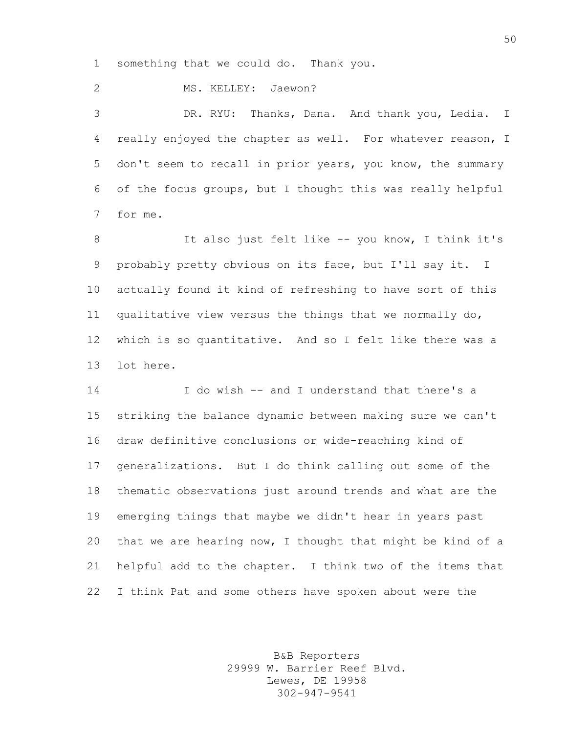something that we could do. Thank you.

MS. KELLEY: Jaewon?

DR. RYU: Thanks, Dana. And thank you, Ledia. I really enjoyed the chapter as well. For whatever reason, I don't seem to recall in prior years, you know, the summary of the focus groups, but I thought this was really helpful for me.

It also just felt like -- you know, I think it's probably pretty obvious on its face, but I'll say it. I actually found it kind of refreshing to have sort of this qualitative view versus the things that we normally do, which is so quantitative. And so I felt like there was a lot here.

I do wish -- and I understand that there's a striking the balance dynamic between making sure we can't draw definitive conclusions or wide-reaching kind of generalizations. But I do think calling out some of the thematic observations just around trends and what are the emerging things that maybe we didn't hear in years past that we are hearing now, I thought that might be kind of a helpful add to the chapter. I think two of the items that I think Pat and some others have spoken about were the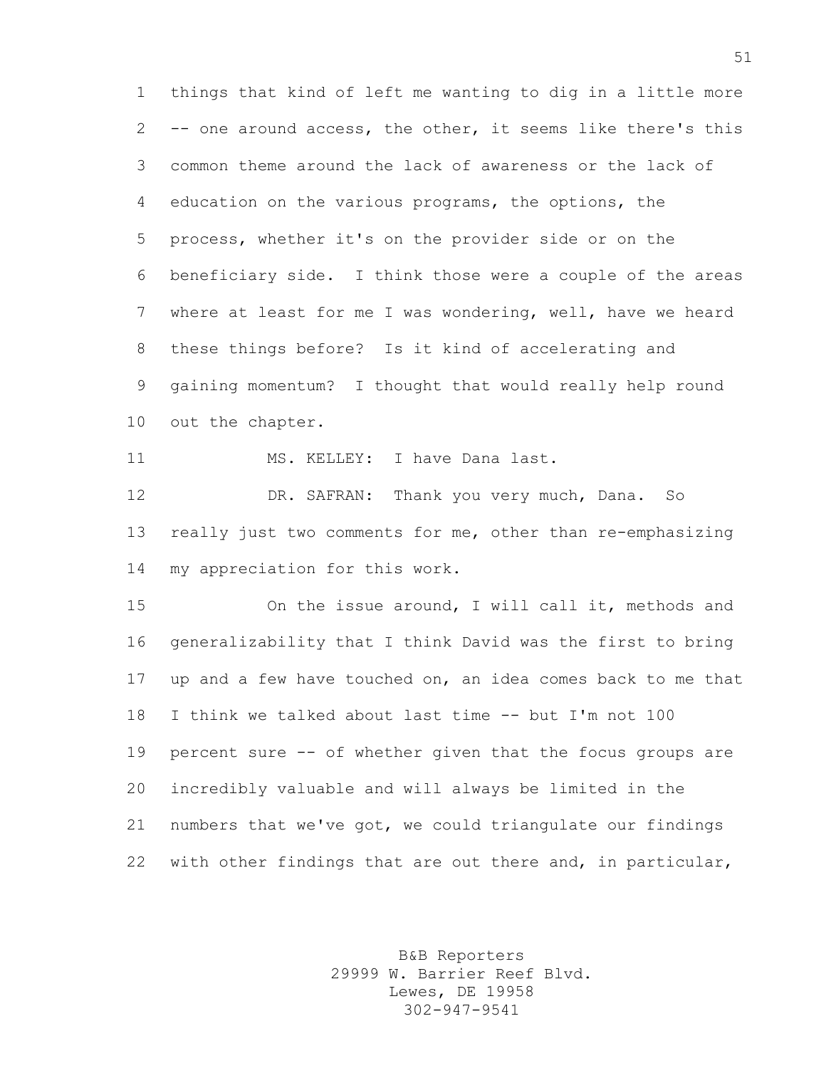things that kind of left me wanting to dig in a little more -- one around access, the other, it seems like there's this common theme around the lack of awareness or the lack of education on the various programs, the options, the process, whether it's on the provider side or on the beneficiary side. I think those were a couple of the areas where at least for me I was wondering, well, have we heard these things before? Is it kind of accelerating and gaining momentum? I thought that would really help round out the chapter.

MS. KELLEY: I have Dana last.

DR. SAFRAN: Thank you very much, Dana. So really just two comments for me, other than re-emphasizing my appreciation for this work.

On the issue around, I will call it, methods and generalizability that I think David was the first to bring up and a few have touched on, an idea comes back to me that I think we talked about last time -- but I'm not 100 percent sure -- of whether given that the focus groups are incredibly valuable and will always be limited in the numbers that we've got, we could triangulate our findings with other findings that are out there and, in particular,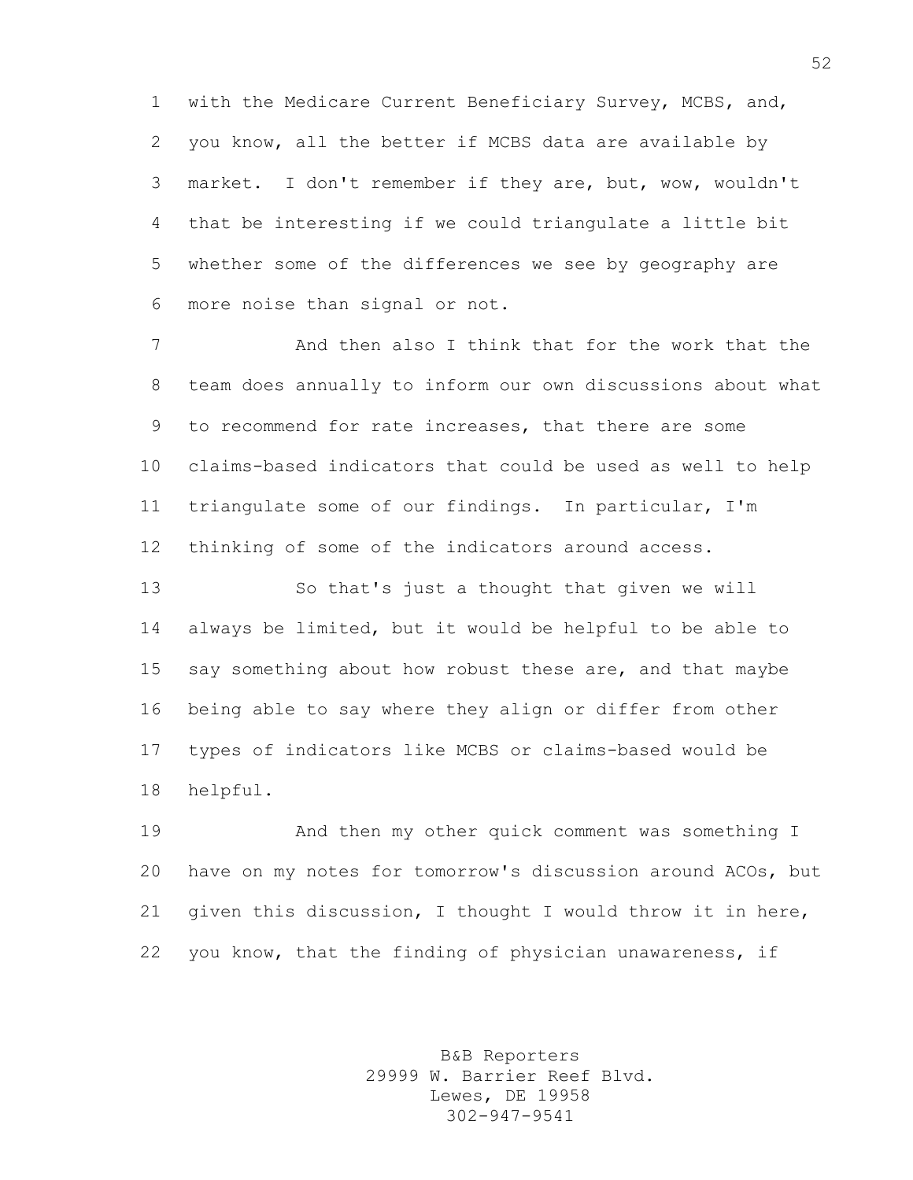with the Medicare Current Beneficiary Survey, MCBS, and, you know, all the better if MCBS data are available by market. I don't remember if they are, but, wow, wouldn't that be interesting if we could triangulate a little bit whether some of the differences we see by geography are more noise than signal or not.

And then also I think that for the work that the team does annually to inform our own discussions about what to recommend for rate increases, that there are some claims-based indicators that could be used as well to help triangulate some of our findings. In particular, I'm thinking of some of the indicators around access.

So that's just a thought that given we will always be limited, but it would be helpful to be able to say something about how robust these are, and that maybe being able to say where they align or differ from other types of indicators like MCBS or claims-based would be helpful.

And then my other quick comment was something I have on my notes for tomorrow's discussion around ACOs, but given this discussion, I thought I would throw it in here, you know, that the finding of physician unawareness, if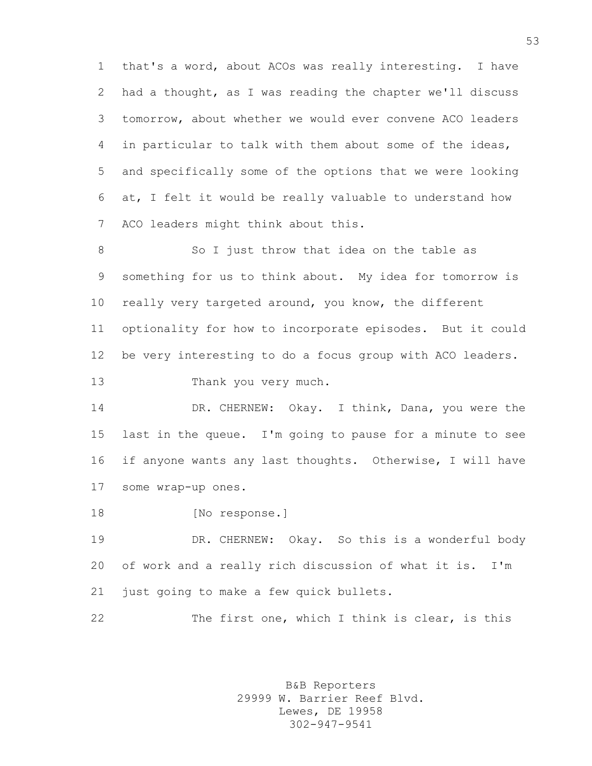that's a word, about ACOs was really interesting. I have had a thought, as I was reading the chapter we'll discuss tomorrow, about whether we would ever convene ACO leaders in particular to talk with them about some of the ideas, and specifically some of the options that we were looking at, I felt it would be really valuable to understand how ACO leaders might think about this.

So I just throw that idea on the table as something for us to think about. My idea for tomorrow is really very targeted around, you know, the different optionality for how to incorporate episodes. But it could be very interesting to do a focus group with ACO leaders.

Thank you very much.

DR. CHERNEW: Okay. I think, Dana, you were the last in the queue. I'm going to pause for a minute to see if anyone wants any last thoughts. Otherwise, I will have some wrap-up ones.

[No response.]

DR. CHERNEW: Okay. So this is a wonderful body of work and a really rich discussion of what it is. I'm just going to make a few quick bullets.

The first one, which I think is clear, is this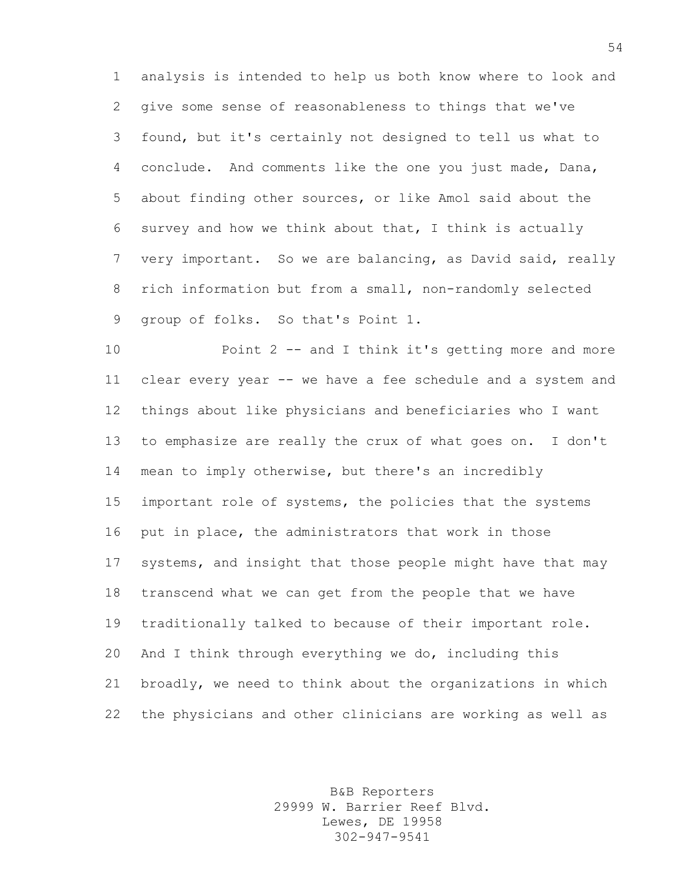analysis is intended to help us both know where to look and give some sense of reasonableness to things that we've found, but it's certainly not designed to tell us what to conclude. And comments like the one you just made, Dana, about finding other sources, or like Amol said about the survey and how we think about that, I think is actually very important. So we are balancing, as David said, really rich information but from a small, non-randomly selected group of folks. So that's Point 1.

Point 2 -- and I think it's getting more and more clear every year -- we have a fee schedule and a system and things about like physicians and beneficiaries who I want to emphasize are really the crux of what goes on. I don't mean to imply otherwise, but there's an incredibly important role of systems, the policies that the systems put in place, the administrators that work in those systems, and insight that those people might have that may transcend what we can get from the people that we have traditionally talked to because of their important role. And I think through everything we do, including this broadly, we need to think about the organizations in which the physicians and other clinicians are working as well as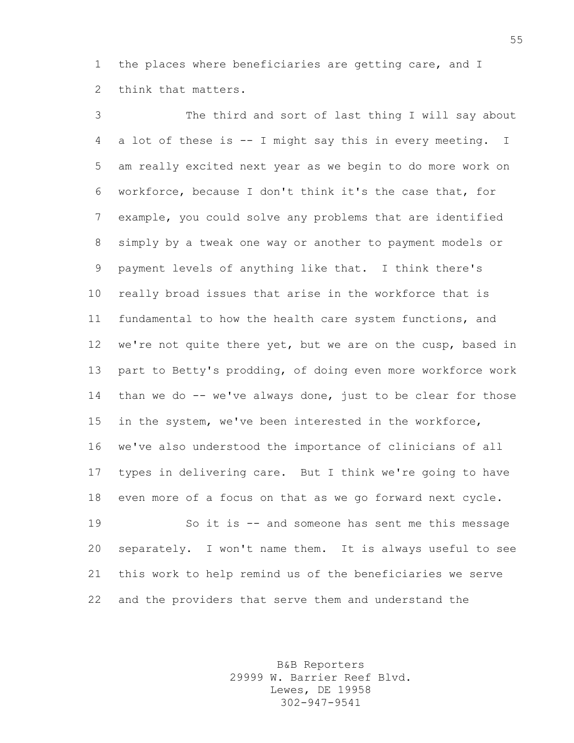the places where beneficiaries are getting care, and I think that matters.

The third and sort of last thing I will say about a lot of these is -- I might say this in every meeting. I am really excited next year as we begin to do more work on workforce, because I don't think it's the case that, for example, you could solve any problems that are identified simply by a tweak one way or another to payment models or payment levels of anything like that. I think there's really broad issues that arise in the workforce that is fundamental to how the health care system functions, and we're not quite there yet, but we are on the cusp, based in part to Betty's prodding, of doing even more workforce work than we do -- we've always done, just to be clear for those in the system, we've been interested in the workforce, we've also understood the importance of clinicians of all types in delivering care. But I think we're going to have even more of a focus on that as we go forward next cycle.

So it is -- and someone has sent me this message separately. I won't name them. It is always useful to see this work to help remind us of the beneficiaries we serve and the providers that serve them and understand the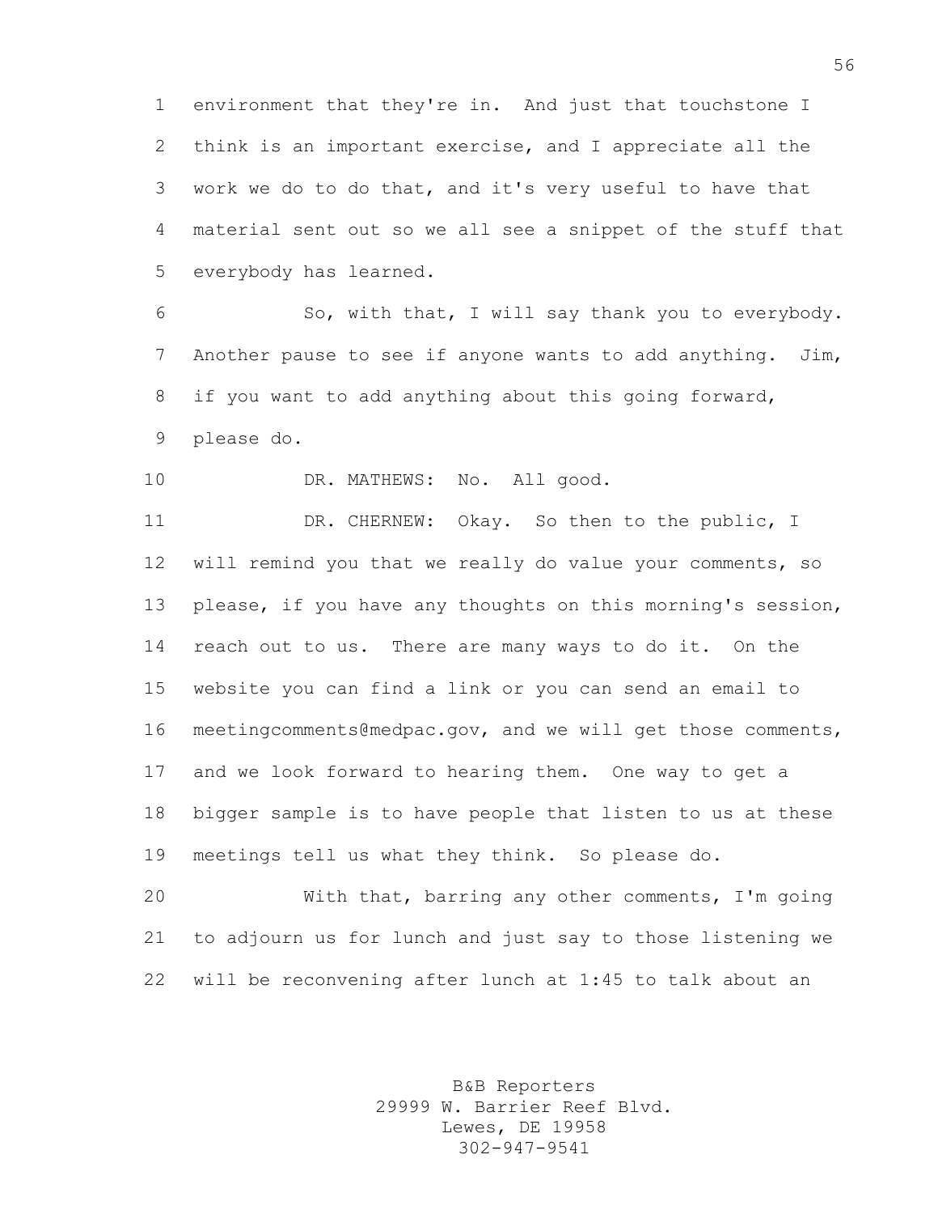environment that they're in. And just that touchstone I think is an important exercise, and I appreciate all the work we do to do that, and it's very useful to have that material sent out so we all see a snippet of the stuff that everybody has learned.

So, with that, I will say thank you to everybody. Another pause to see if anyone wants to add anything. Jim, if you want to add anything about this going forward, please do.

DR. MATHEWS: No. All good.

DR. CHERNEW: Okay. So then to the public, I will remind you that we really do value your comments, so please, if you have any thoughts on this morning's session, reach out to us. There are many ways to do it. On the website you can find a link or you can send an email to meetingcomments@medpac.gov, and we will get those comments, and we look forward to hearing them. One way to get a bigger sample is to have people that listen to us at these meetings tell us what they think. So please do.

With that, barring any other comments, I'm going to adjourn us for lunch and just say to those listening we will be reconvening after lunch at 1:45 to talk about an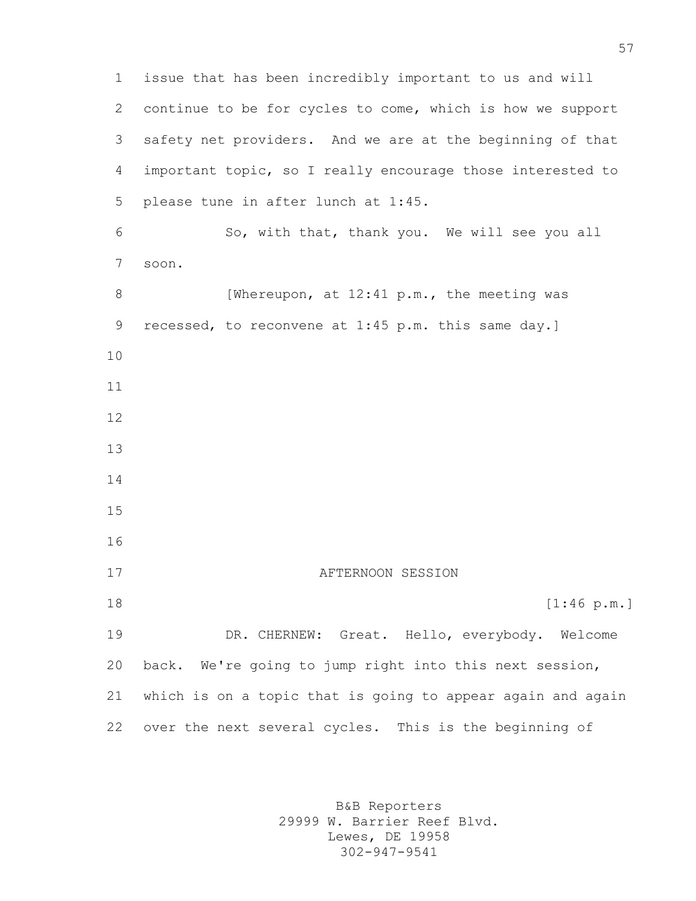issue that has been incredibly important to us and will continue to be for cycles to come, which is how we support safety net providers. And we are at the beginning of that important topic, so I really encourage those interested to please tune in after lunch at 1:45.

So, with that, thank you. We will see you all soon.

[Whereupon, at 12:41 p.m., the meeting was recessed, to reconvene at 1:45 p.m. this same day.]

## AFTERNOON SESSION

[1:46 p.m.]

DR. CHERNEW: Great. Hello, everybody. Welcome back. We're going to jump right into this next session, which is on a topic that is going to appear again and again over the next several cycles. This is the beginning of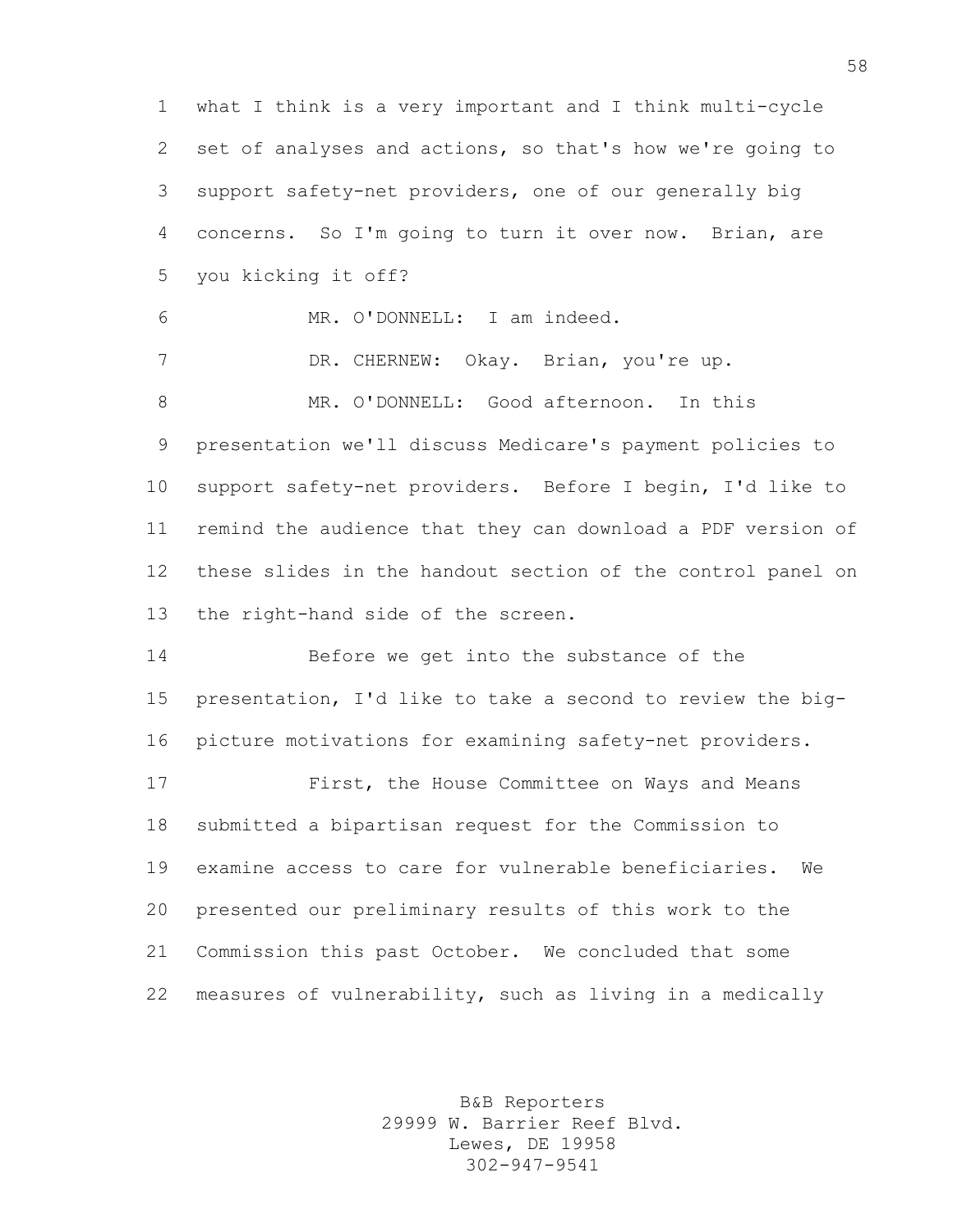what I think is a very important and I think multi-cycle set of analyses and actions, so that's how we're going to support safety-net providers, one of our generally big concerns. So I'm going to turn it over now. Brian, are you kicking it off?

MR. O'DONNELL: I am indeed.

DR. CHERNEW: Okay. Brian, you're up.

MR. O'DONNELL: Good afternoon. In this presentation we'll discuss Medicare's payment policies to support safety-net providers. Before I begin, I'd like to remind the audience that they can download a PDF version of these slides in the handout section of the control panel on the right-hand side of the screen.

Before we get into the substance of the presentation, I'd like to take a second to review the big-picture motivations for examining safety-net providers.

First, the House Committee on Ways and Means submitted a bipartisan request for the Commission to examine access to care for vulnerable beneficiaries. We presented our preliminary results of this work to the Commission this past October. We concluded that some measures of vulnerability, such as living in a medically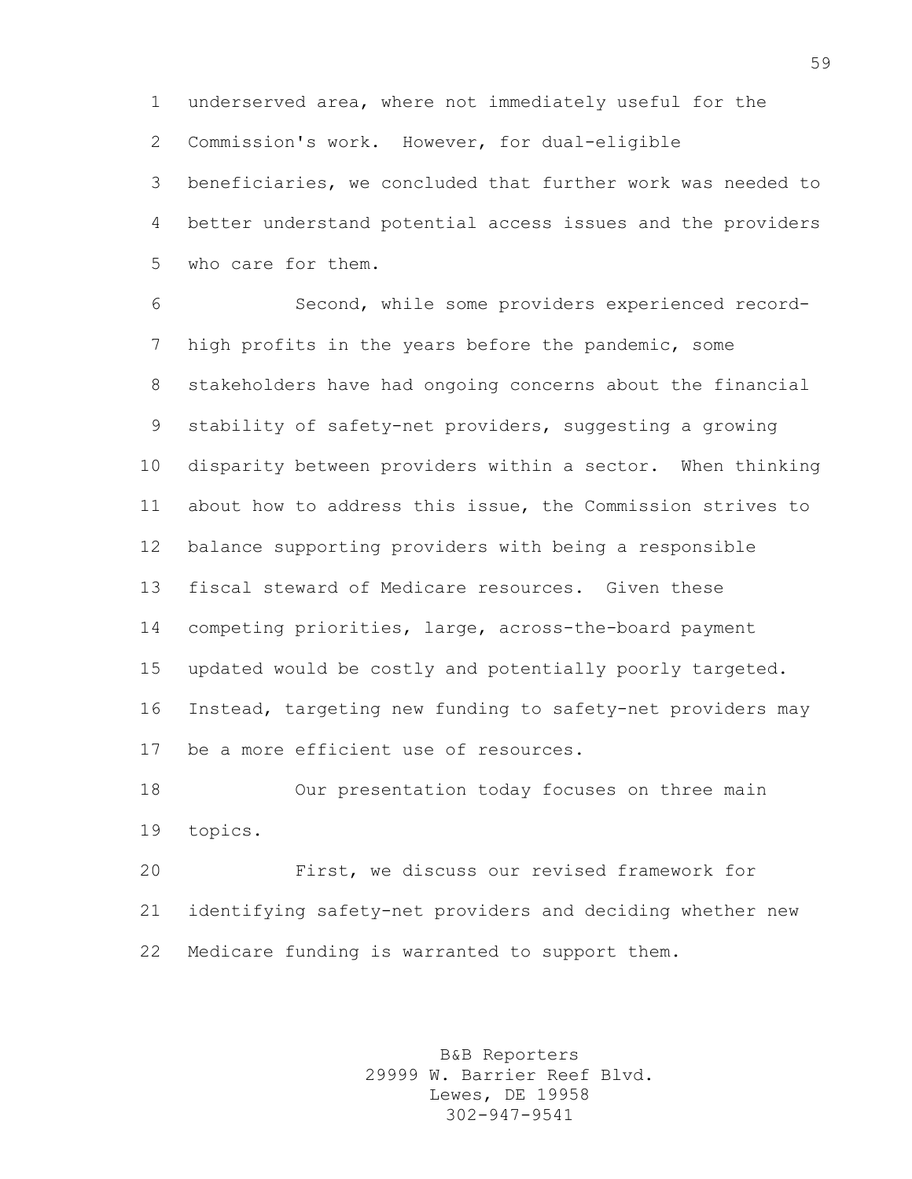underserved area, where not immediately useful for the Commission's work. However, for dual-eligible beneficiaries, we concluded that further work was needed to better understand potential access issues and the providers who care for them.

Second, while some providers experienced record-high profits in the years before the pandemic, some stakeholders have had ongoing concerns about the financial stability of safety-net providers, suggesting a growing disparity between providers within a sector. When thinking about how to address this issue, the Commission strives to balance supporting providers with being a responsible fiscal steward of Medicare resources. Given these competing priorities, large, across-the-board payment updated would be costly and potentially poorly targeted. Instead, targeting new funding to safety-net providers may be a more efficient use of resources.

Our presentation today focuses on three main topics.

First, we discuss our revised framework for identifying safety-net providers and deciding whether new Medicare funding is warranted to support them.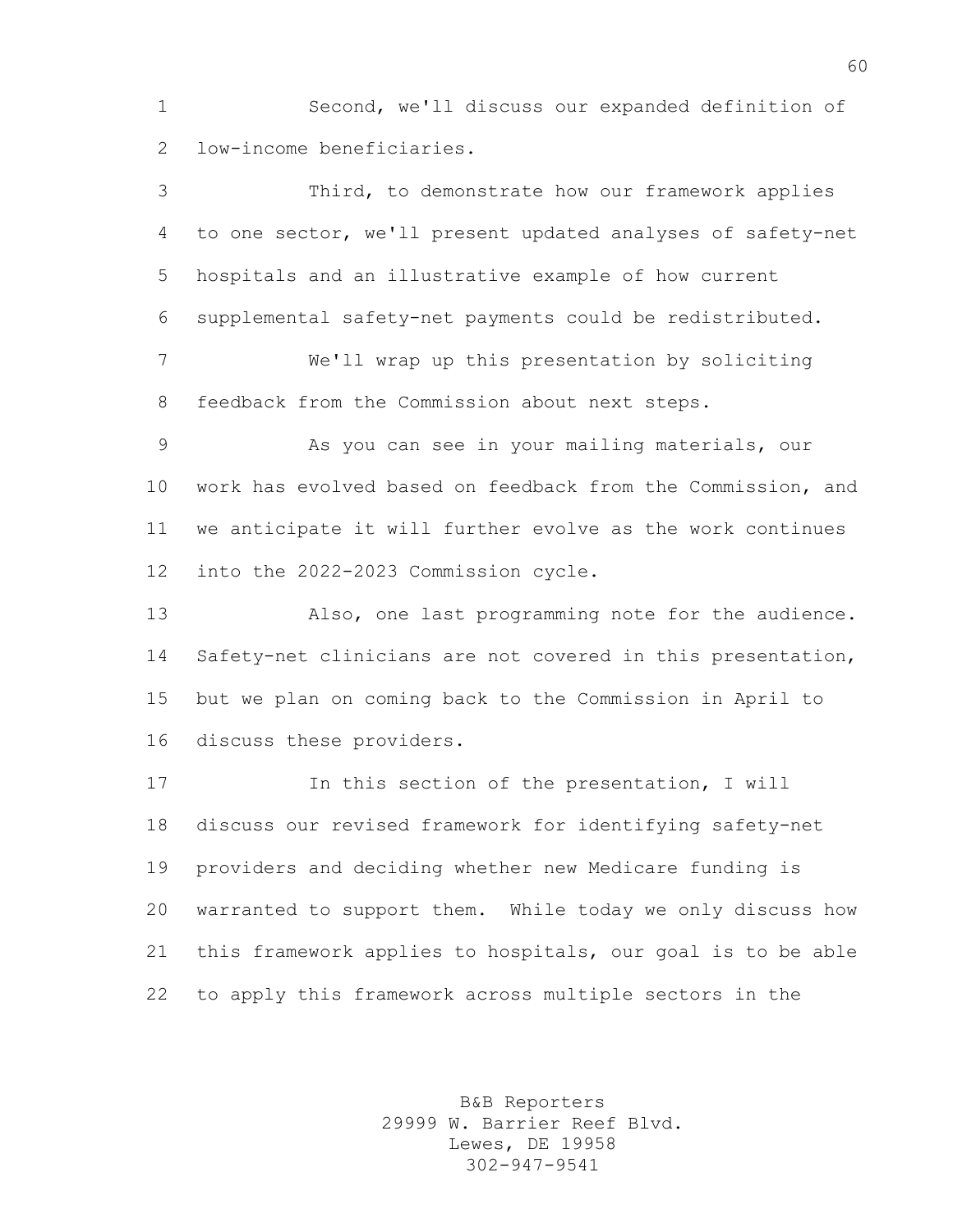Second, we'll discuss our expanded definition of low-income beneficiaries.

Third, to demonstrate how our framework applies to one sector, we'll present updated analyses of safety-net hospitals and an illustrative example of how current supplemental safety-net payments could be redistributed.

We'll wrap up this presentation by soliciting feedback from the Commission about next steps.

As you can see in your mailing materials, our work has evolved based on feedback from the Commission, and we anticipate it will further evolve as the work continues into the 2022-2023 Commission cycle.

Also, one last programming note for the audience. Safety-net clinicians are not covered in this presentation, but we plan on coming back to the Commission in April to discuss these providers.

In this section of the presentation, I will discuss our revised framework for identifying safety-net providers and deciding whether new Medicare funding is warranted to support them. While today we only discuss how this framework applies to hospitals, our goal is to be able to apply this framework across multiple sectors in the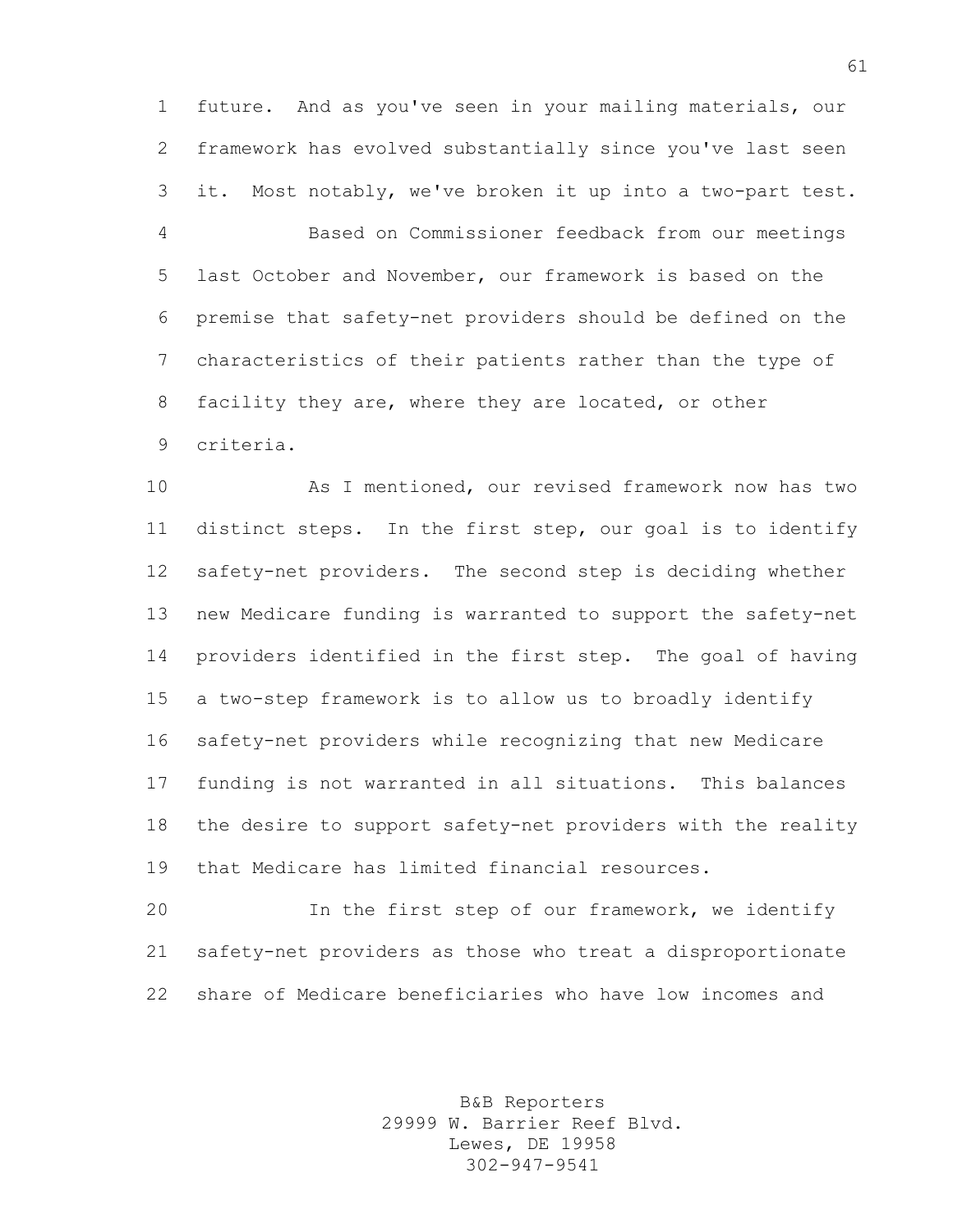future. And as you've seen in your mailing materials, our framework has evolved substantially since you've last seen it. Most notably, we've broken it up into a two-part test.

Based on Commissioner feedback from our meetings last October and November, our framework is based on the premise that safety-net providers should be defined on the characteristics of their patients rather than the type of facility they are, where they are located, or other criteria.

As I mentioned, our revised framework now has two distinct steps. In the first step, our goal is to identify safety-net providers. The second step is deciding whether new Medicare funding is warranted to support the safety-net providers identified in the first step. The goal of having a two-step framework is to allow us to broadly identify safety-net providers while recognizing that new Medicare funding is not warranted in all situations. This balances the desire to support safety-net providers with the reality that Medicare has limited financial resources.

In the first step of our framework, we identify safety-net providers as those who treat a disproportionate share of Medicare beneficiaries who have low incomes and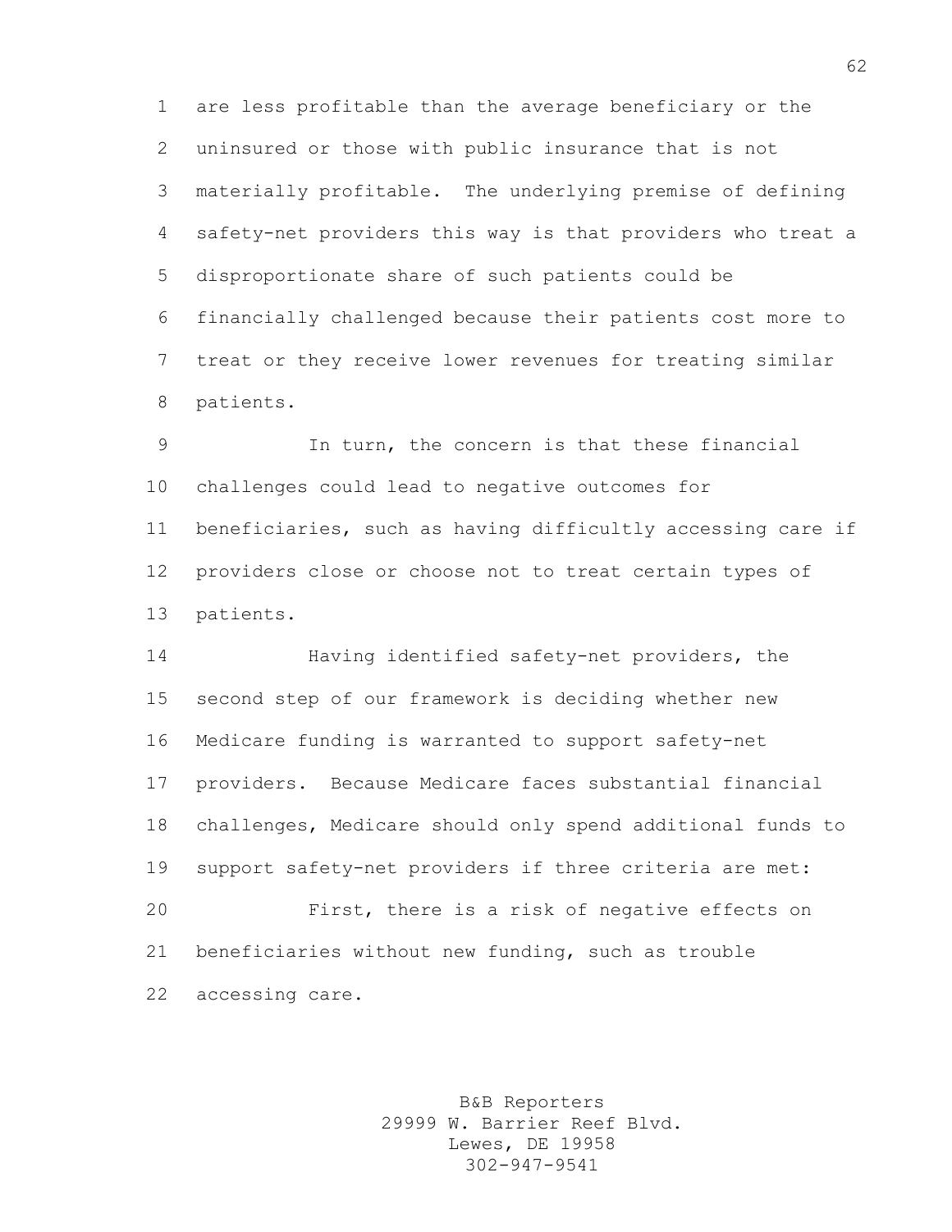are less profitable than the average beneficiary or the uninsured or those with public insurance that is not materially profitable. The underlying premise of defining safety-net providers this way is that providers who treat a disproportionate share of such patients could be financially challenged because their patients cost more to treat or they receive lower revenues for treating similar patients.

In turn, the concern is that these financial challenges could lead to negative outcomes for beneficiaries, such as having difficultly accessing care if providers close or choose not to treat certain types of patients.

Having identified safety-net providers, the second step of our framework is deciding whether new Medicare funding is warranted to support safety-net providers. Because Medicare faces substantial financial challenges, Medicare should only spend additional funds to support safety-net providers if three criteria are met:

First, there is a risk of negative effects on beneficiaries without new funding, such as trouble accessing care.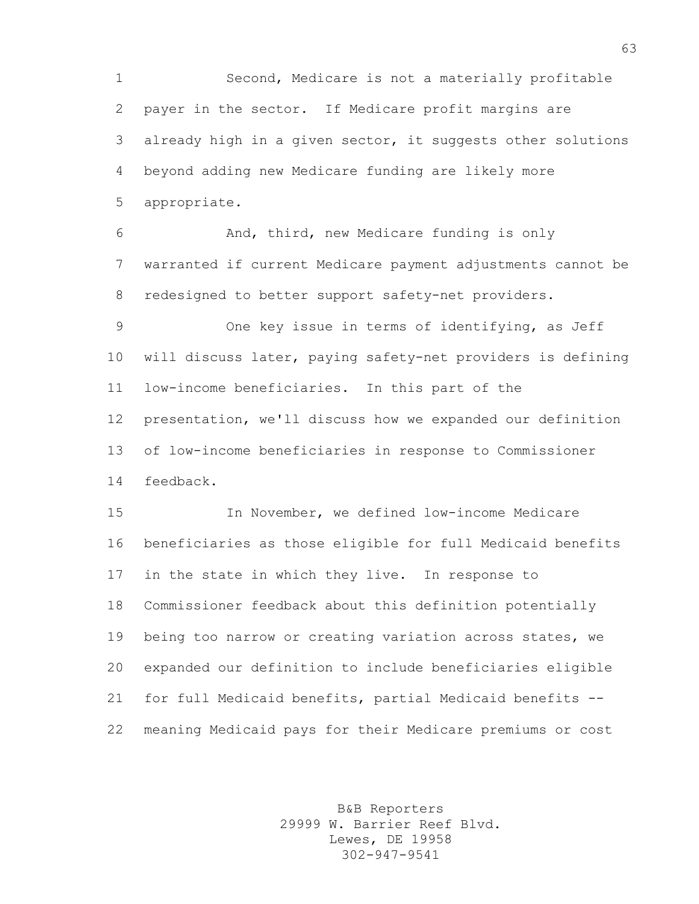Second, Medicare is not a materially profitable payer in the sector. If Medicare profit margins are already high in a given sector, it suggests other solutions beyond adding new Medicare funding are likely more appropriate.

And, third, new Medicare funding is only warranted if current Medicare payment adjustments cannot be redesigned to better support safety-net providers.

One key issue in terms of identifying, as Jeff will discuss later, paying safety-net providers is defining low-income beneficiaries. In this part of the presentation, we'll discuss how we expanded our definition of low-income beneficiaries in response to Commissioner feedback.

In November, we defined low-income Medicare beneficiaries as those eligible for full Medicaid benefits in the state in which they live. In response to Commissioner feedback about this definition potentially being too narrow or creating variation across states, we expanded our definition to include beneficiaries eligible for full Medicaid benefits, partial Medicaid benefits -- meaning Medicaid pays for their Medicare premiums or cost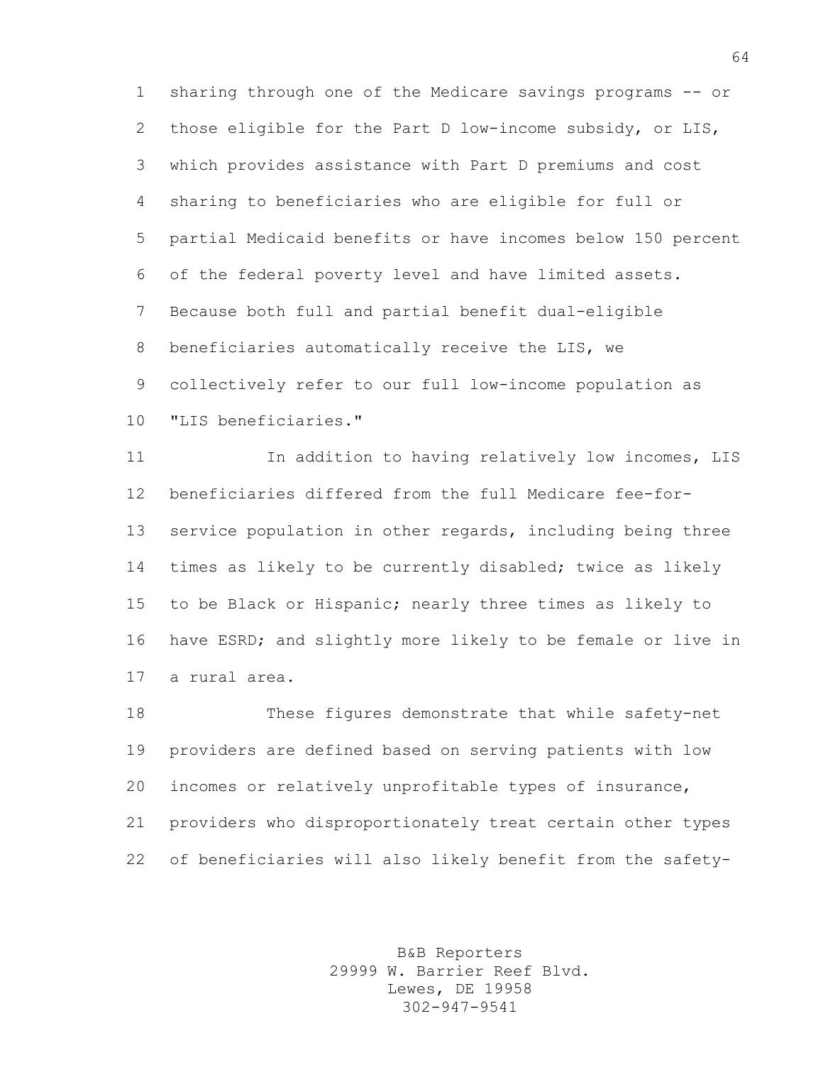sharing through one of the Medicare savings programs -- or those eligible for the Part D low-income subsidy, or LIS, which provides assistance with Part D premiums and cost sharing to beneficiaries who are eligible for full or partial Medicaid benefits or have incomes below 150 percent of the federal poverty level and have limited assets. Because both full and partial benefit dual-eligible beneficiaries automatically receive the LIS, we collectively refer to our full low-income population as "LIS beneficiaries."

In addition to having relatively low incomes, LIS beneficiaries differed from the full Medicare fee-for-service population in other regards, including being three times as likely to be currently disabled; twice as likely to be Black or Hispanic; nearly three times as likely to have ESRD; and slightly more likely to be female or live in a rural area.

These figures demonstrate that while safety-net providers are defined based on serving patients with low incomes or relatively unprofitable types of insurance, providers who disproportionately treat certain other types of beneficiaries will also likely benefit from the safety-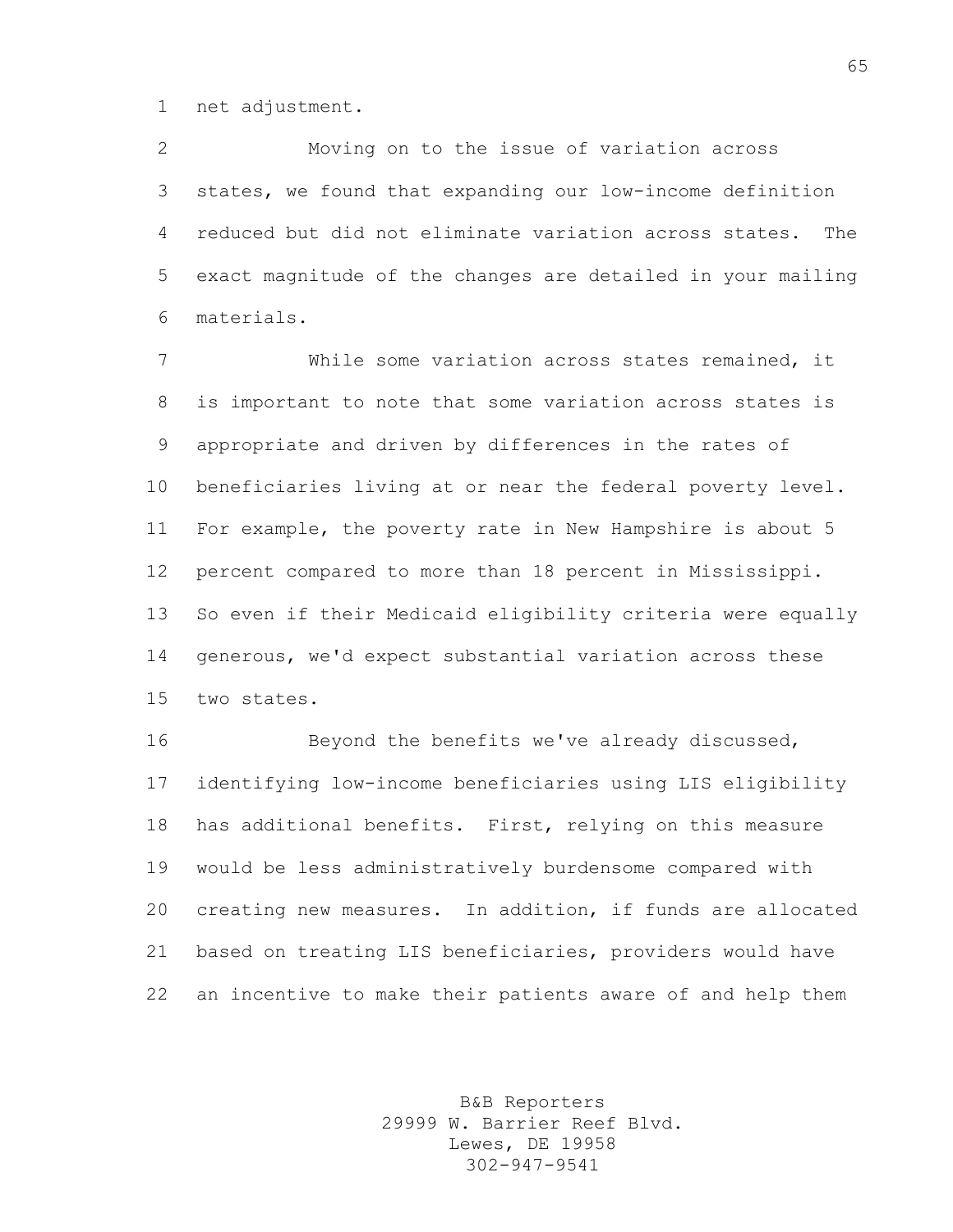net adjustment.

Moving on to the issue of variation across states, we found that expanding our low-income definition reduced but did not eliminate variation across states. The exact magnitude of the changes are detailed in your mailing materials.

While some variation across states remained, it is important to note that some variation across states is appropriate and driven by differences in the rates of beneficiaries living at or near the federal poverty level. For example, the poverty rate in New Hampshire is about 5 percent compared to more than 18 percent in Mississippi. So even if their Medicaid eligibility criteria were equally generous, we'd expect substantial variation across these two states.

Beyond the benefits we've already discussed, identifying low-income beneficiaries using LIS eligibility has additional benefits. First, relying on this measure would be less administratively burdensome compared with creating new measures. In addition, if funds are allocated based on treating LIS beneficiaries, providers would have an incentive to make their patients aware of and help them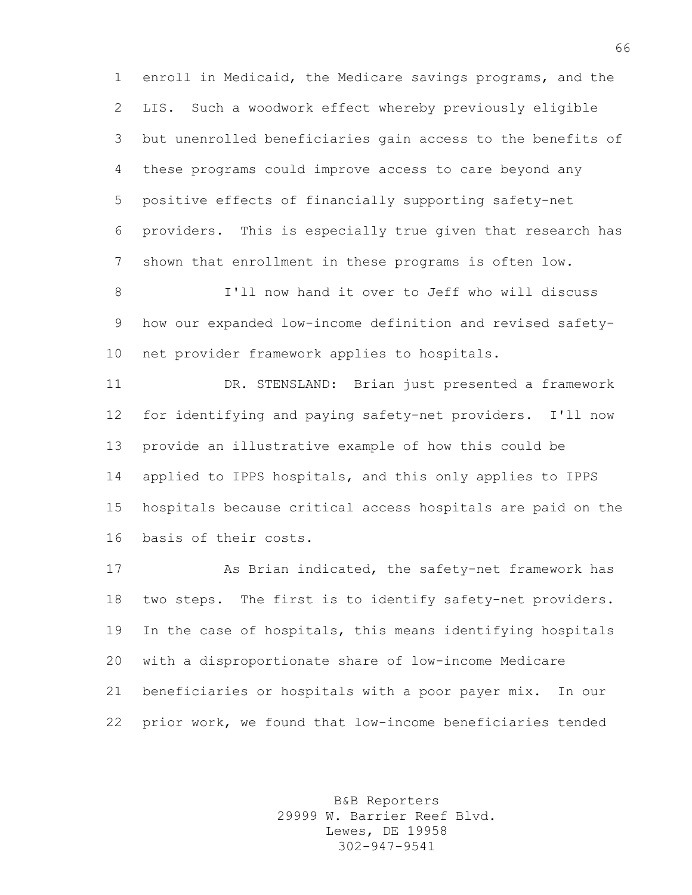enroll in Medicaid, the Medicare savings programs, and the LIS. Such a woodwork effect whereby previously eligible but unenrolled beneficiaries gain access to the benefits of these programs could improve access to care beyond any positive effects of financially supporting safety-net providers. This is especially true given that research has shown that enrollment in these programs is often low.

I'll now hand it over to Jeff who will discuss how our expanded low-income definition and revised safety-net provider framework applies to hospitals.

DR. STENSLAND: Brian just presented a framework for identifying and paying safety-net providers. I'll now provide an illustrative example of how this could be applied to IPPS hospitals, and this only applies to IPPS hospitals because critical access hospitals are paid on the basis of their costs.

As Brian indicated, the safety-net framework has two steps. The first is to identify safety-net providers. In the case of hospitals, this means identifying hospitals with a disproportionate share of low-income Medicare beneficiaries or hospitals with a poor payer mix. In our prior work, we found that low-income beneficiaries tended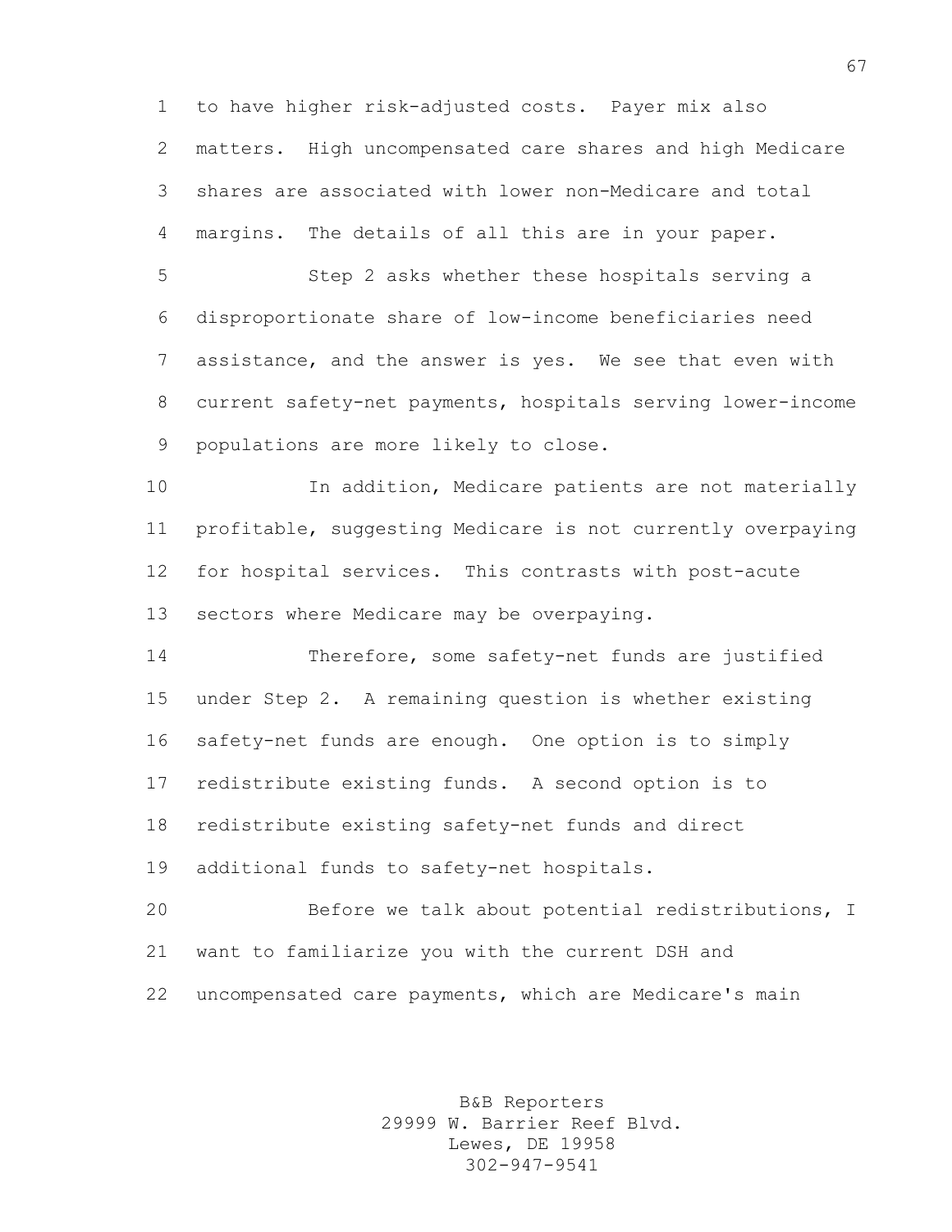to have higher risk-adjusted costs. Payer mix also matters. High uncompensated care shares and high Medicare shares are associated with lower non-Medicare and total margins. The details of all this are in your paper.

Step 2 asks whether these hospitals serving a disproportionate share of low-income beneficiaries need assistance, and the answer is yes. We see that even with current safety-net payments, hospitals serving lower-income populations are more likely to close.

In addition, Medicare patients are not materially profitable, suggesting Medicare is not currently overpaying for hospital services. This contrasts with post-acute sectors where Medicare may be overpaying.

Therefore, some safety-net funds are justified under Step 2. A remaining question is whether existing safety-net funds are enough. One option is to simply redistribute existing funds. A second option is to redistribute existing safety-net funds and direct additional funds to safety-net hospitals.

Before we talk about potential redistributions, I want to familiarize you with the current DSH and uncompensated care payments, which are Medicare's main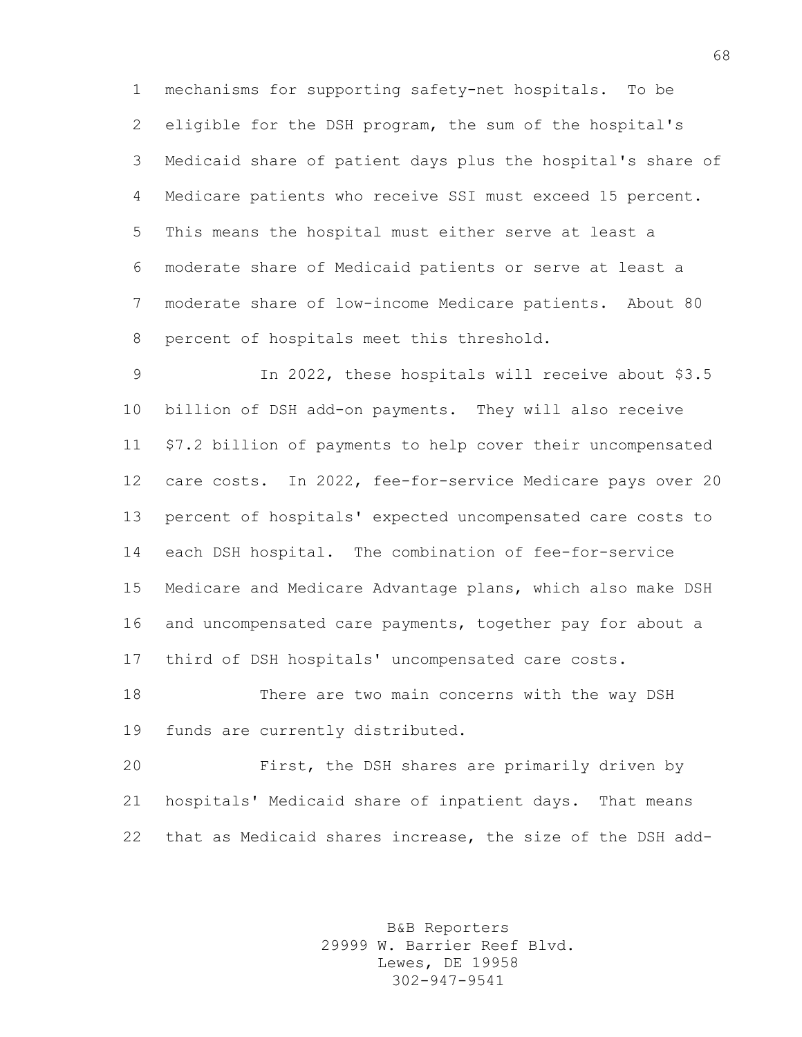mechanisms for supporting safety-net hospitals. To be eligible for the DSH program, the sum of the hospital's Medicaid share of patient days plus the hospital's share of Medicare patients who receive SSI must exceed 15 percent. This means the hospital must either serve at least a moderate share of Medicaid patients or serve at least a moderate share of low-income Medicare patients. About 80 percent of hospitals meet this threshold.

In 2022, these hospitals will receive about $3.5 billion of DSH add-on payments. They will also receive $7.2 billion of payments to help cover their uncompensated care costs. In 2022, fee-for-service Medicare pays over 20 percent of hospitals' expected uncompensated care costs to each DSH hospital. The combination of fee-for-service Medicare and Medicare Advantage plans, which also make DSH and uncompensated care payments, together pay for about a third of DSH hospitals' uncompensated care costs.

There are two main concerns with the way DSH funds are currently distributed.

First, the DSH shares are primarily driven by hospitals' Medicaid share of inpatient days. That means that as Medicaid shares increase, the size of the DSH add-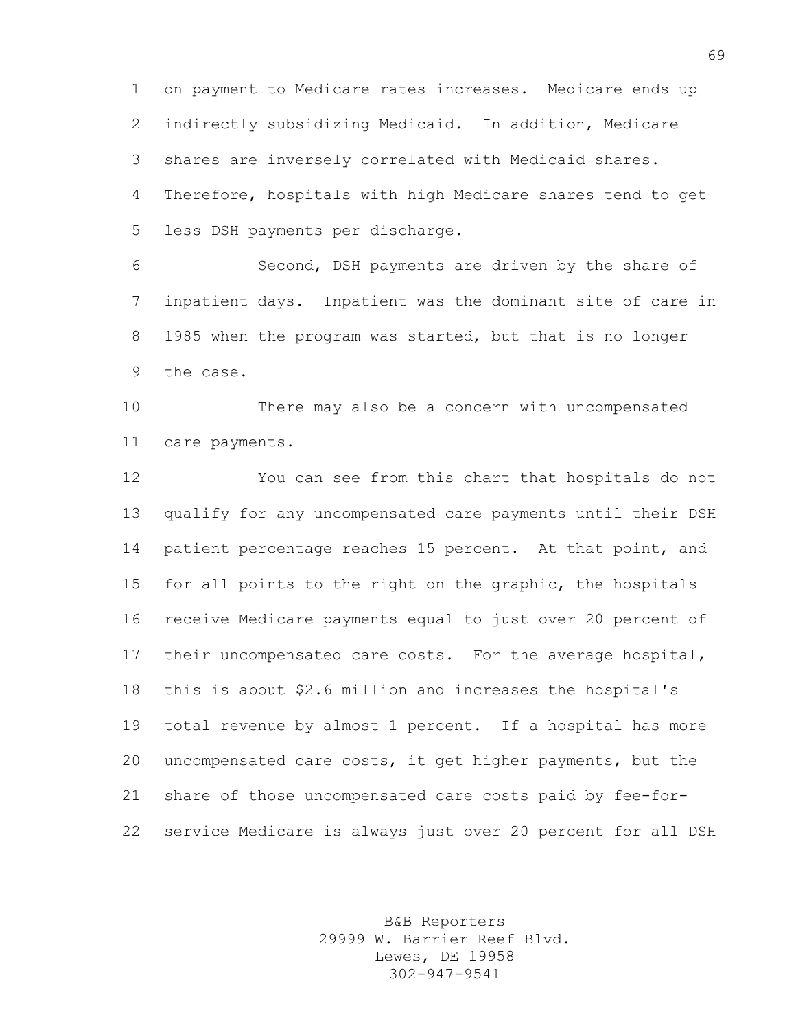on payment to Medicare rates increases. Medicare ends up indirectly subsidizing Medicaid. In addition, Medicare shares are inversely correlated with Medicaid shares. Therefore, hospitals with high Medicare shares tend to get less DSH payments per discharge.

Second, DSH payments are driven by the share of inpatient days. Inpatient was the dominant site of care in 1985 when the program was started, but that is no longer the case.

There may also be a concern with uncompensated care payments.

You can see from this chart that hospitals do not qualify for any uncompensated care payments until their DSH patient percentage reaches 15 percent. At that point, and for all points to the right on the graphic, the hospitals receive Medicare payments equal to just over 20 percent of their uncompensated care costs. For the average hospital, this is about $2.6 million and increases the hospital's total revenue by almost 1 percent. If a hospital has more uncompensated care costs, it get higher payments, but the share of those uncompensated care costs paid by fee-for-service Medicare is always just over 20 percent for all DSH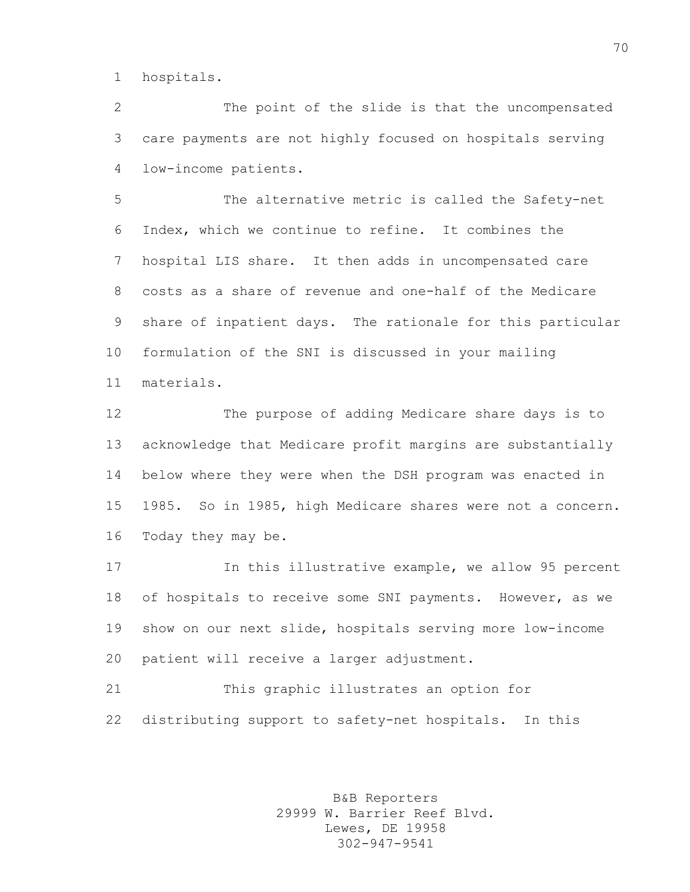hospitals.

The point of the slide is that the uncompensated care payments are not highly focused on hospitals serving low-income patients.

The alternative metric is called the Safety-net Index, which we continue to refine. It combines the hospital LIS share. It then adds in uncompensated care costs as a share of revenue and one-half of the Medicare share of inpatient days. The rationale for this particular formulation of the SNI is discussed in your mailing materials.

The purpose of adding Medicare share days is to acknowledge that Medicare profit margins are substantially below where they were when the DSH program was enacted in 1985. So in 1985, high Medicare shares were not a concern. Today they may be.

In this illustrative example, we allow 95 percent of hospitals to receive some SNI payments. However, as we show on our next slide, hospitals serving more low-income patient will receive a larger adjustment.

This graphic illustrates an option for distributing support to safety-net hospitals. In this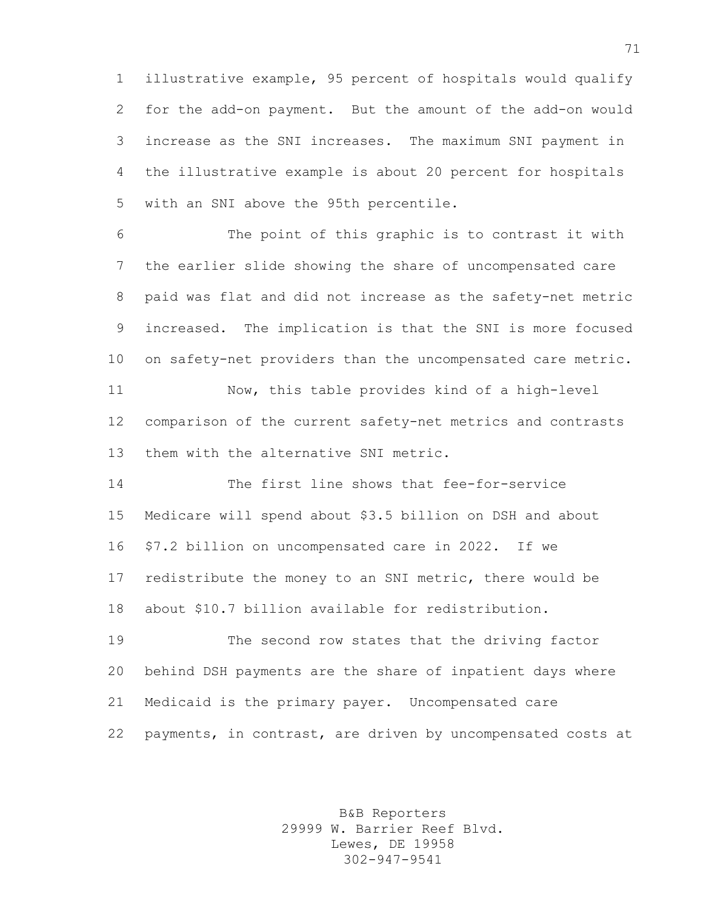illustrative example, 95 percent of hospitals would qualify for the add-on payment. But the amount of the add-on would increase as the SNI increases. The maximum SNI payment in the illustrative example is about 20 percent for hospitals with an SNI above the 95th percentile.

The point of this graphic is to contrast it with the earlier slide showing the share of uncompensated care paid was flat and did not increase as the safety-net metric increased. The implication is that the SNI is more focused on safety-net providers than the uncompensated care metric.

Now, this table provides kind of a high-level comparison of the current safety-net metrics and contrasts them with the alternative SNI metric.

The first line shows that fee-for-service Medicare will spend about $3.5 billion on DSH and about $7.2 billion on uncompensated care in 2022. If we redistribute the money to an SNI metric, there would be about $10.7 billion available for redistribution.

The second row states that the driving factor behind DSH payments are the share of inpatient days where Medicaid is the primary payer. Uncompensated care payments, in contrast, are driven by uncompensated costs at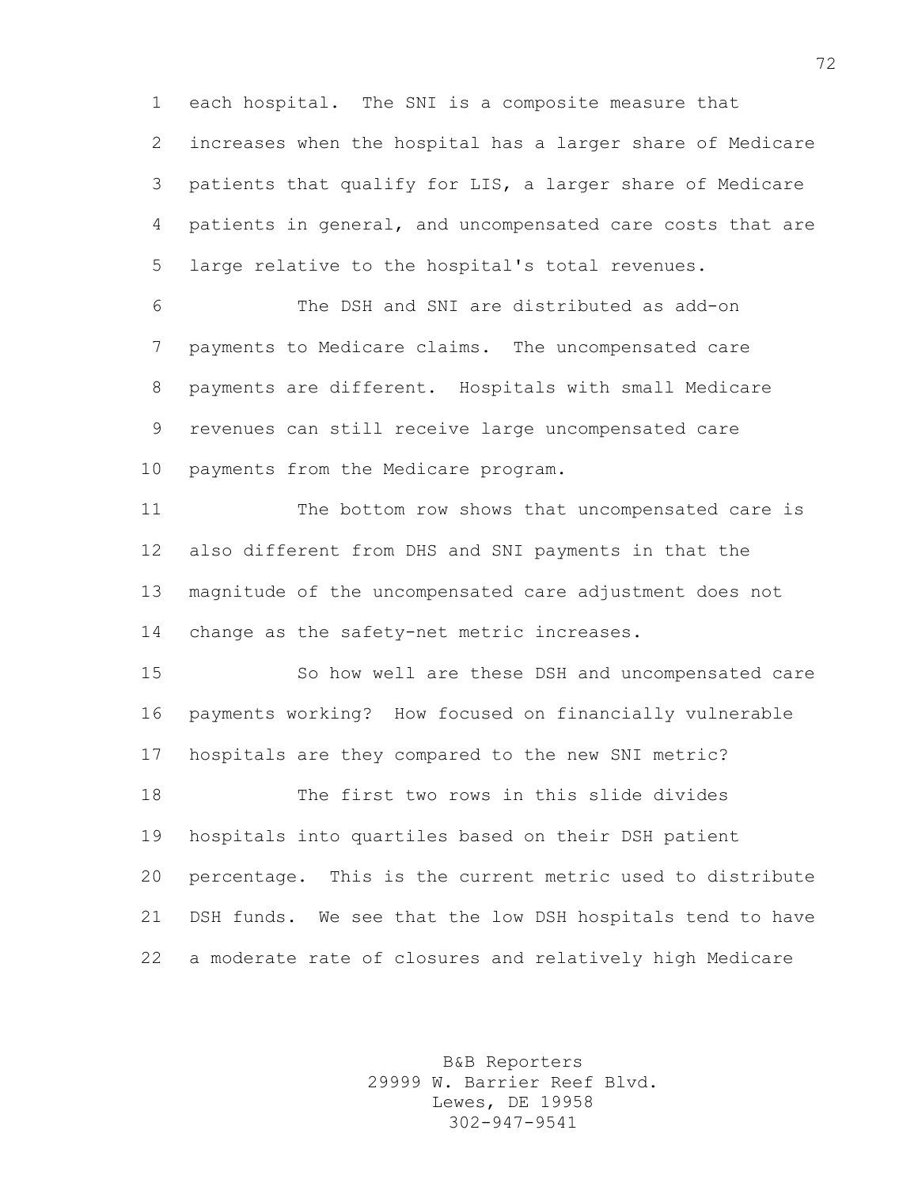each hospital. The SNI is a composite measure that increases when the hospital has a larger share of Medicare patients that qualify for LIS, a larger share of Medicare patients in general, and uncompensated care costs that are large relative to the hospital's total revenues.

The DSH and SNI are distributed as add-on payments to Medicare claims. The uncompensated care payments are different. Hospitals with small Medicare revenues can still receive large uncompensated care payments from the Medicare program.

The bottom row shows that uncompensated care is also different from DHS and SNI payments in that the magnitude of the uncompensated care adjustment does not change as the safety-net metric increases.

So how well are these DSH and uncompensated care payments working? How focused on financially vulnerable hospitals are they compared to the new SNI metric?

The first two rows in this slide divides hospitals into quartiles based on their DSH patient percentage. This is the current metric used to distribute DSH funds. We see that the low DSH hospitals tend to have a moderate rate of closures and relatively high Medicare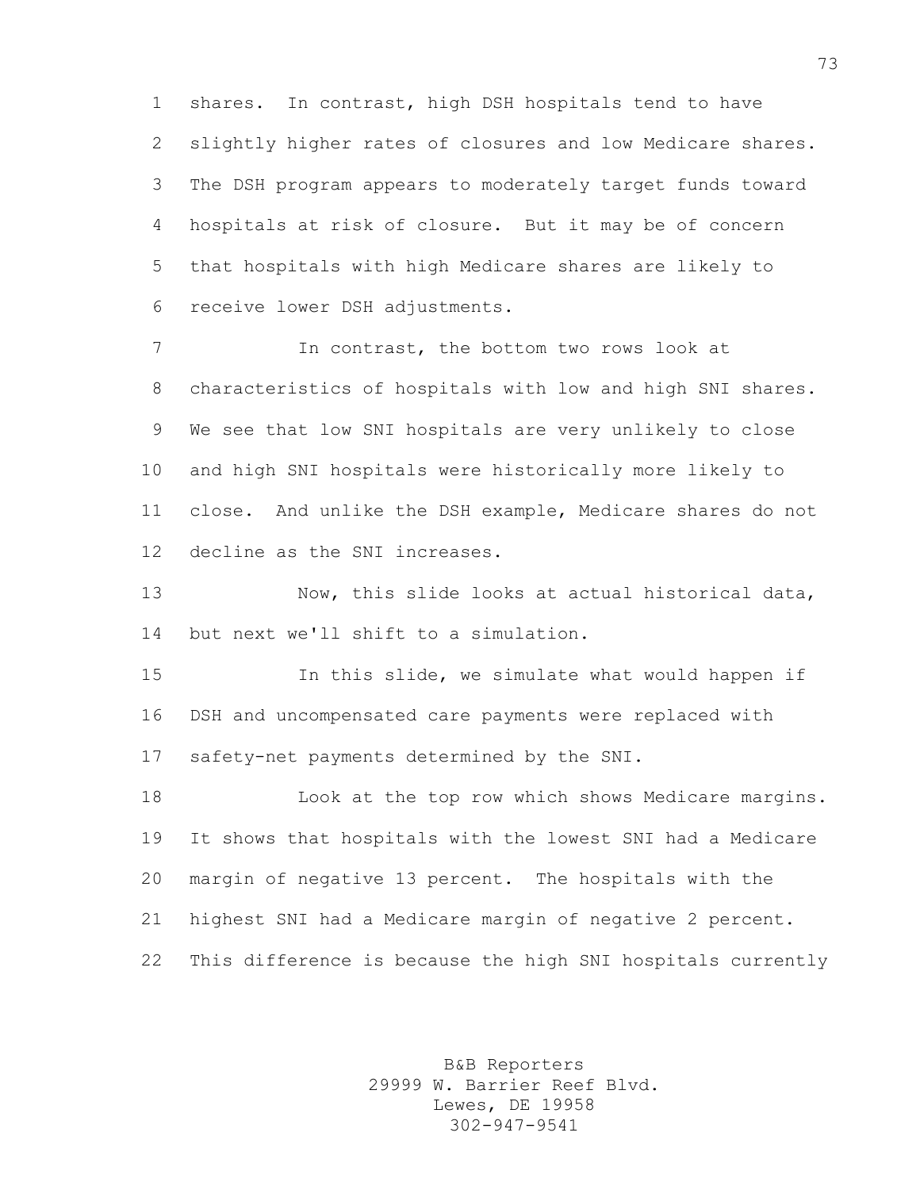shares. In contrast, high DSH hospitals tend to have slightly higher rates of closures and low Medicare shares. The DSH program appears to moderately target funds toward hospitals at risk of closure. But it may be of concern that hospitals with high Medicare shares are likely to receive lower DSH adjustments.

In contrast, the bottom two rows look at characteristics of hospitals with low and high SNI shares. We see that low SNI hospitals are very unlikely to close and high SNI hospitals were historically more likely to close. And unlike the DSH example, Medicare shares do not decline as the SNI increases.

Now, this slide looks at actual historical data, but next we'll shift to a simulation.

In this slide, we simulate what would happen if DSH and uncompensated care payments were replaced with safety-net payments determined by the SNI.

Look at the top row which shows Medicare margins. It shows that hospitals with the lowest SNI had a Medicare margin of negative 13 percent. The hospitals with the highest SNI had a Medicare margin of negative 2 percent. This difference is because the high SNI hospitals currently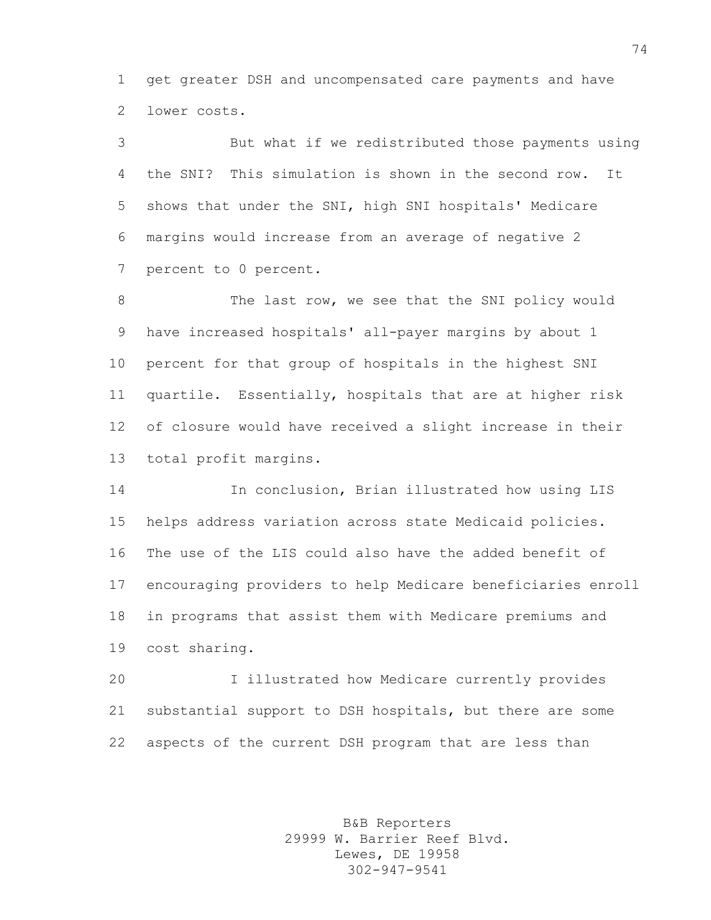get greater DSH and uncompensated care payments and have lower costs.

But what if we redistributed those payments using the SNI? This simulation is shown in the second row. It shows that under the SNI, high SNI hospitals' Medicare margins would increase from an average of negative 2 percent to 0 percent.

The last row, we see that the SNI policy would have increased hospitals' all-payer margins by about 1 percent for that group of hospitals in the highest SNI quartile. Essentially, hospitals that are at higher risk of closure would have received a slight increase in their total profit margins.

In conclusion, Brian illustrated how using LIS helps address variation across state Medicaid policies. The use of the LIS could also have the added benefit of encouraging providers to help Medicare beneficiaries enroll in programs that assist them with Medicare premiums and cost sharing.

I illustrated how Medicare currently provides substantial support to DSH hospitals, but there are some aspects of the current DSH program that are less than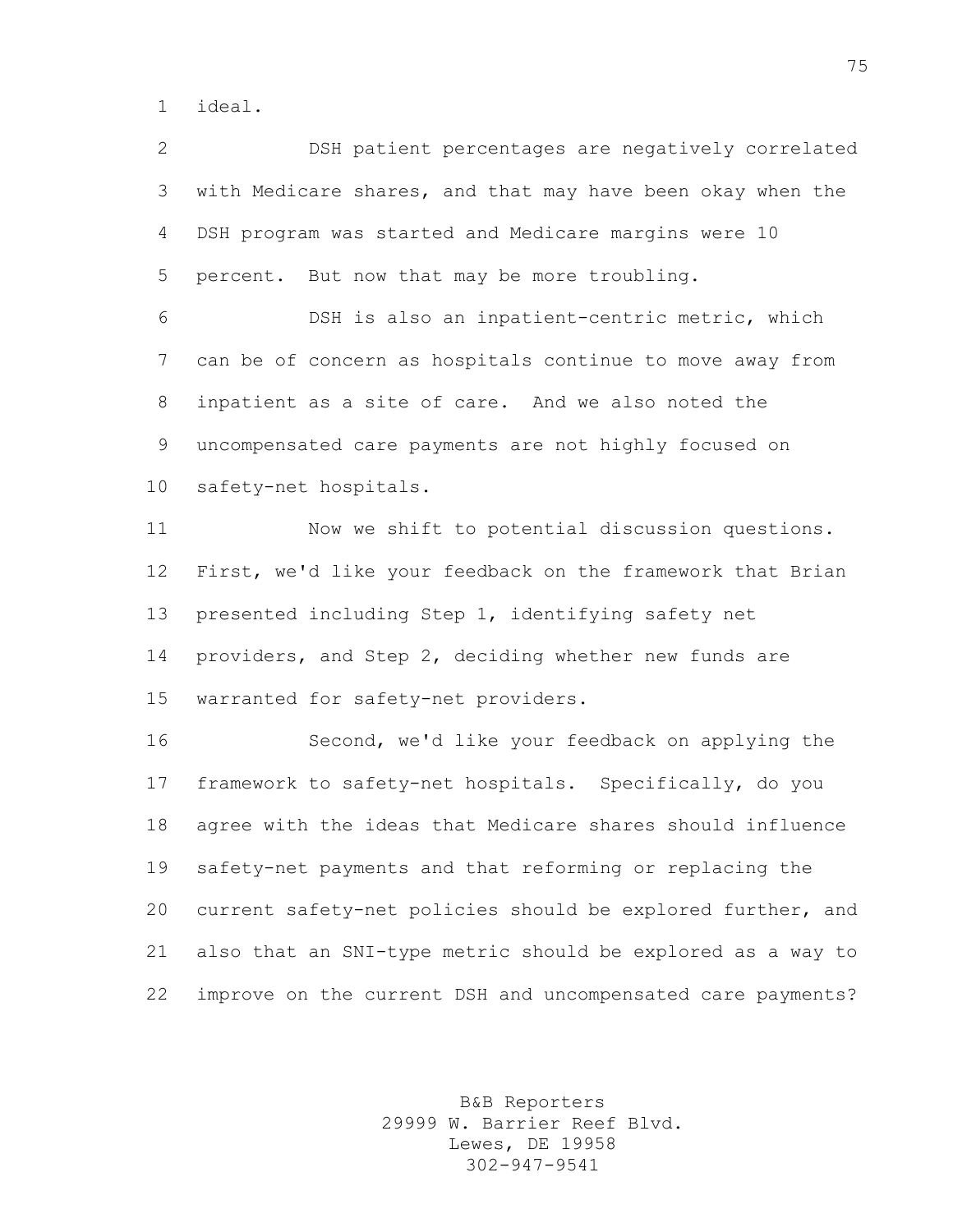ideal.

DSH patient percentages are negatively correlated with Medicare shares, and that may have been okay when the DSH program was started and Medicare margins were 10 percent. But now that may be more troubling.

DSH is also an inpatient-centric metric, which can be of concern as hospitals continue to move away from inpatient as a site of care. And we also noted the uncompensated care payments are not highly focused on safety-net hospitals.

Now we shift to potential discussion questions. First, we'd like your feedback on the framework that Brian presented including Step 1, identifying safety net providers, and Step 2, deciding whether new funds are warranted for safety-net providers.

Second, we'd like your feedback on applying the framework to safety-net hospitals. Specifically, do you agree with the ideas that Medicare shares should influence safety-net payments and that reforming or replacing the current safety-net policies should be explored further, and also that an SNI-type metric should be explored as a way to improve on the current DSH and uncompensated care payments?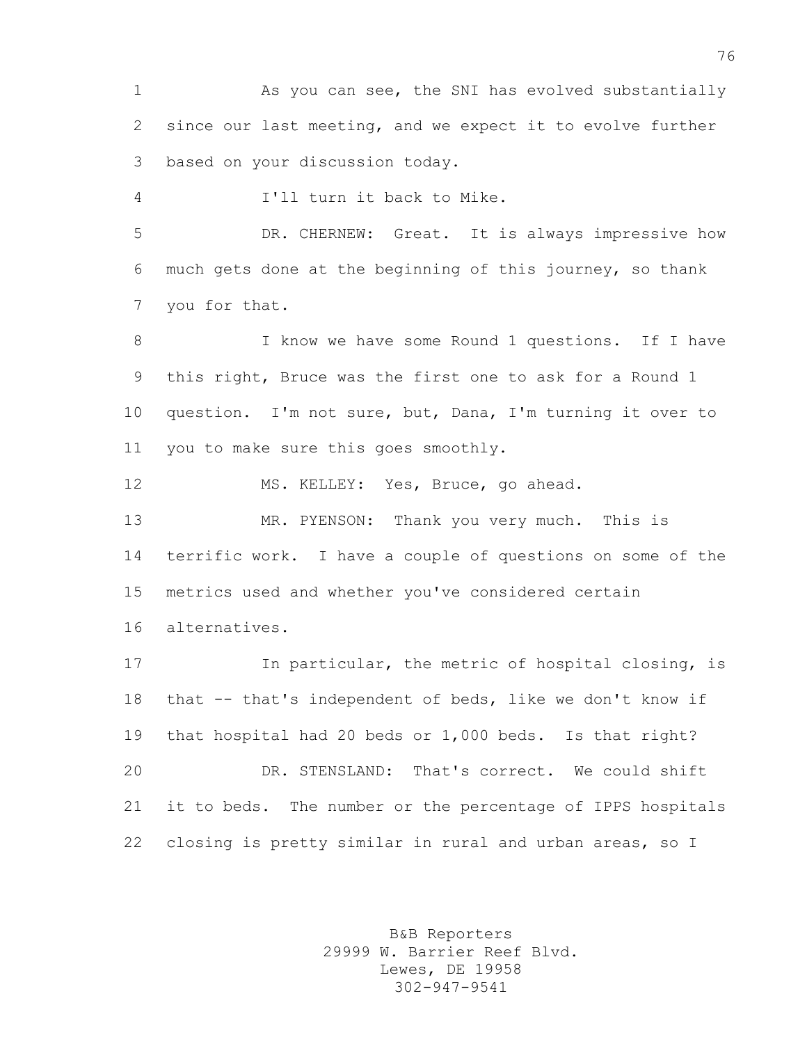As you can see, the SNI has evolved substantially since our last meeting, and we expect it to evolve further based on your discussion today.

I'll turn it back to Mike.

DR. CHERNEW: Great. It is always impressive how much gets done at the beginning of this journey, so thank you for that.

I know we have some Round 1 questions. If I have this right, Bruce was the first one to ask for a Round 1 question. I'm not sure, but, Dana, I'm turning it over to you to make sure this goes smoothly.

MS. KELLEY: Yes, Bruce, go ahead.

MR. PYENSON: Thank you very much. This is terrific work. I have a couple of questions on some of the metrics used and whether you've considered certain alternatives.

In particular, the metric of hospital closing, is that -- that's independent of beds, like we don't know if that hospital had 20 beds or 1,000 beds. Is that right?

DR. STENSLAND: That's correct. We could shift it to beds. The number or the percentage of IPPS hospitals closing is pretty similar in rural and urban areas, so I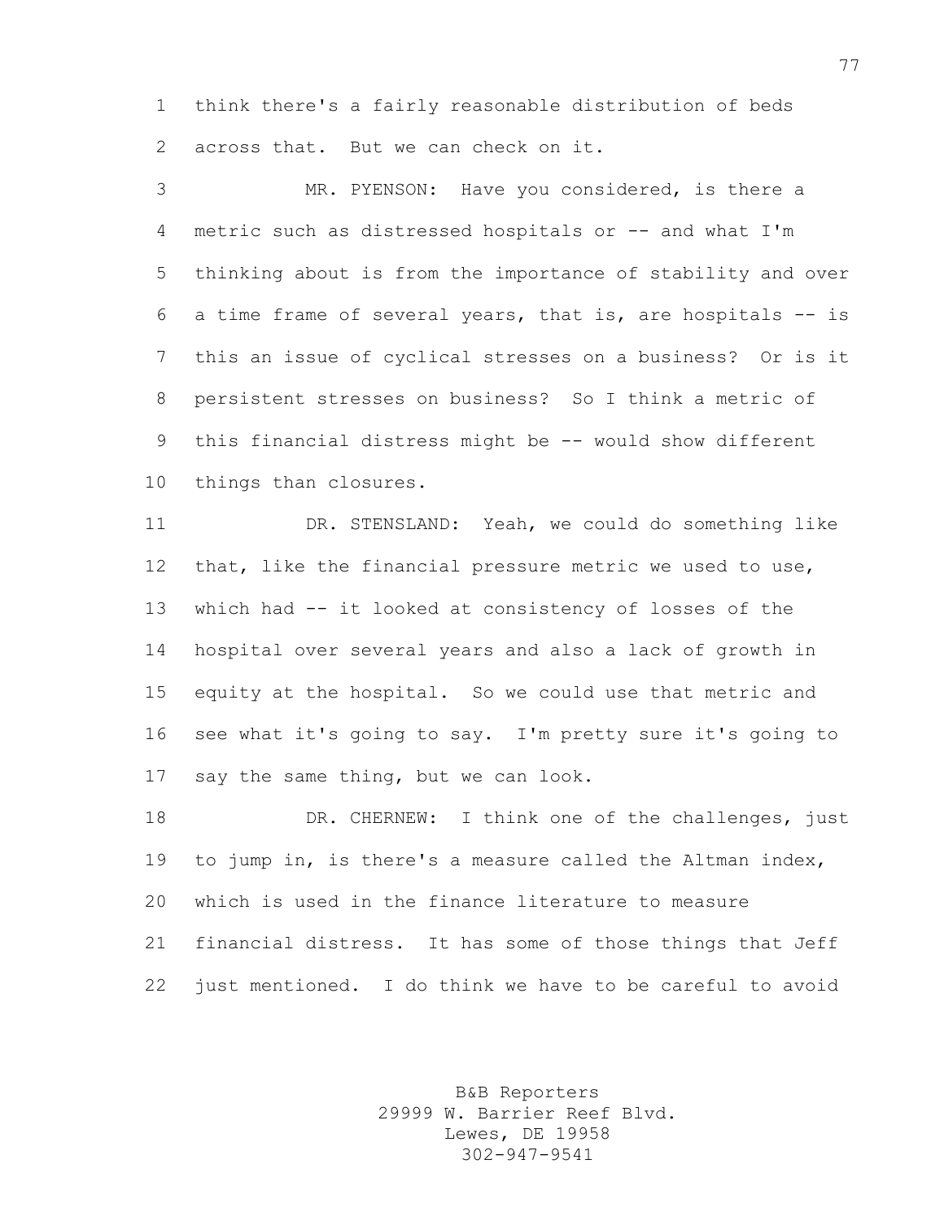think there's a fairly reasonable distribution of beds across that. But we can check on it.

MR. PYENSON: Have you considered, is there a metric such as distressed hospitals or -- and what I'm thinking about is from the importance of stability and over a time frame of several years, that is, are hospitals -- is this an issue of cyclical stresses on a business? Or is it persistent stresses on business? So I think a metric of this financial distress might be -- would show different things than closures.

DR. STENSLAND: Yeah, we could do something like that, like the financial pressure metric we used to use, which had -- it looked at consistency of losses of the hospital over several years and also a lack of growth in equity at the hospital. So we could use that metric and see what it's going to say. I'm pretty sure it's going to say the same thing, but we can look.

DR. CHERNEW: I think one of the challenges, just to jump in, is there's a measure called the Altman index, which is used in the finance literature to measure financial distress. It has some of those things that Jeff just mentioned. I do think we have to be careful to avoid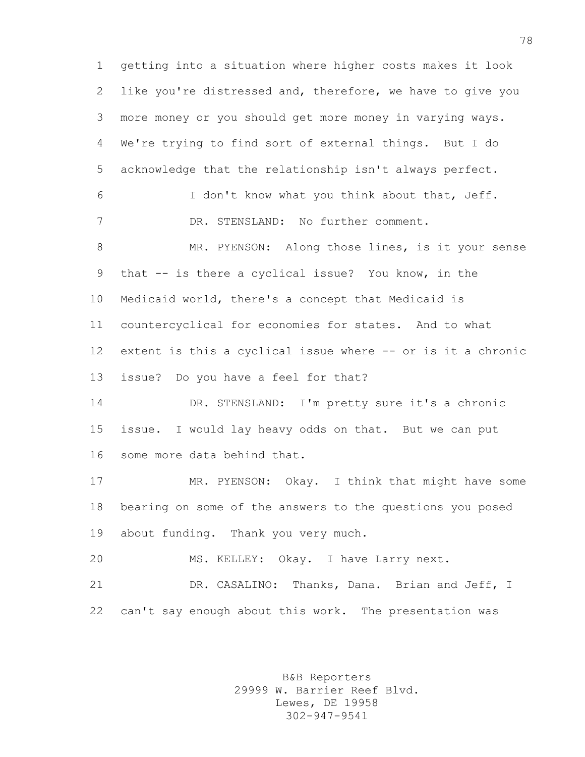getting into a situation where higher costs makes it look like you're distressed and, therefore, we have to give you more money or you should get more money in varying ways. We're trying to find sort of external things. But I do acknowledge that the relationship isn't always perfect.

I don't know what you think about that, Jeff.

DR. STENSLAND: No further comment.

MR. PYENSON: Along those lines, is it your sense that -- is there a cyclical issue? You know, in the Medicaid world, there's a concept that Medicaid is countercyclical for economies for states. And to what extent is this a cyclical issue where -- or is it a chronic issue? Do you have a feel for that?

DR. STENSLAND: I'm pretty sure it's a chronic issue. I would lay heavy odds on that. But we can put some more data behind that.

MR. PYENSON: Okay. I think that might have some bearing on some of the answers to the questions you posed about funding. Thank you very much.

MS. KELLEY: Okay. I have Larry next.

DR. CASALINO: Thanks, Dana. Brian and Jeff, I can't say enough about this work. The presentation was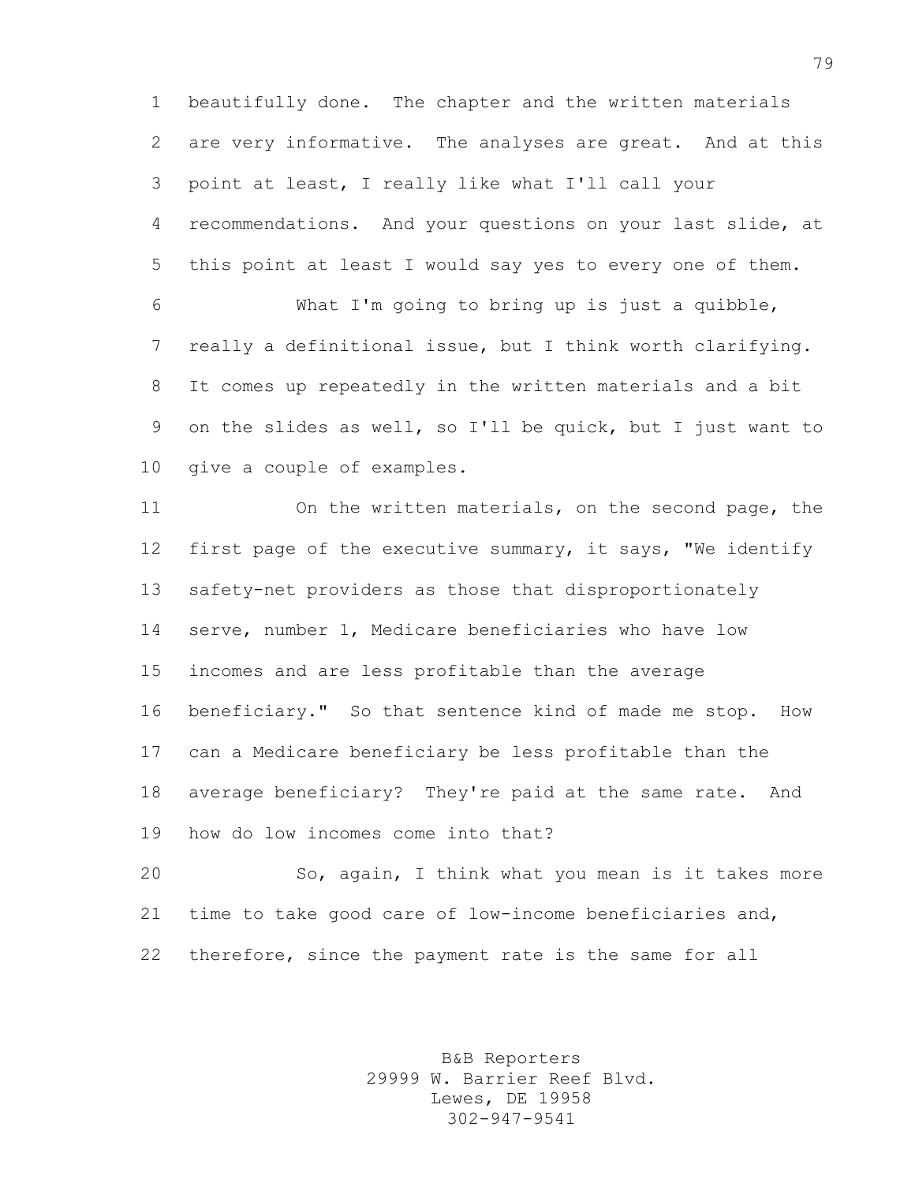beautifully done. The chapter and the written materials are very informative. The analyses are great. And at this point at least, I really like what I'll call your recommendations. And your questions on your last slide, at this point at least I would say yes to every one of them.

What I'm going to bring up is just a quibble, really a definitional issue, but I think worth clarifying. It comes up repeatedly in the written materials and a bit on the slides as well, so I'll be quick, but I just want to give a couple of examples.

On the written materials, on the second page, the first page of the executive summary, it says, "We identify safety-net providers as those that disproportionately serve, number 1, Medicare beneficiaries who have low incomes and are less profitable than the average beneficiary." So that sentence kind of made me stop. How can a Medicare beneficiary be less profitable than the average beneficiary? They're paid at the same rate. And how do low incomes come into that?

So, again, I think what you mean is it takes more time to take good care of low-income beneficiaries and, therefore, since the payment rate is the same for all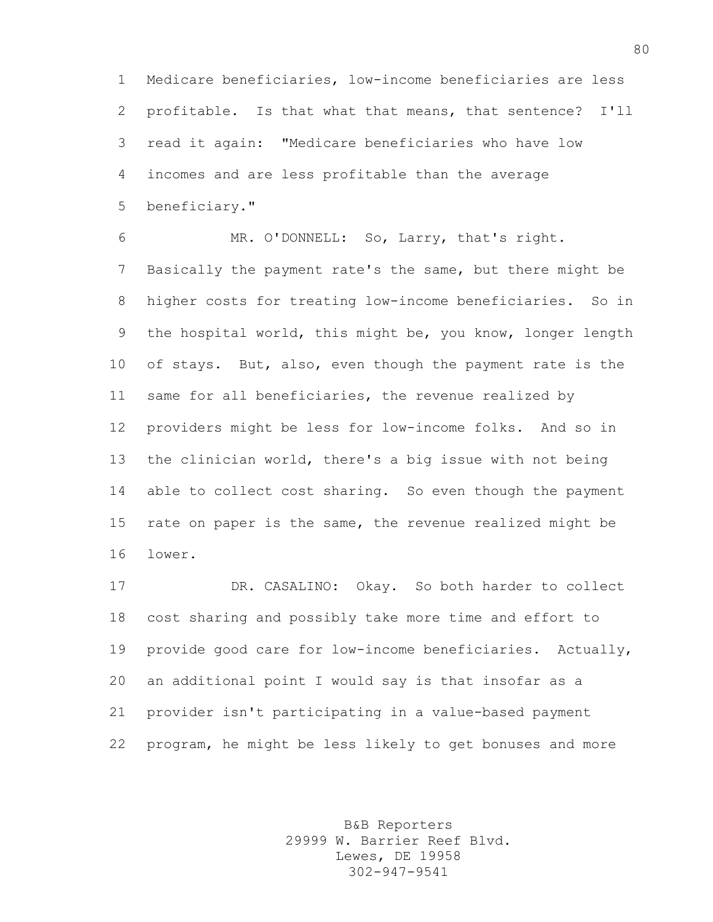Medicare beneficiaries, low-income beneficiaries are less profitable. Is that what that means, that sentence? I'll read it again: "Medicare beneficiaries who have low incomes and are less profitable than the average beneficiary."

MR. O'DONNELL: So, Larry, that's right. Basically the payment rate's the same, but there might be higher costs for treating low-income beneficiaries. So in the hospital world, this might be, you know, longer length of stays. But, also, even though the payment rate is the same for all beneficiaries, the revenue realized by providers might be less for low-income folks. And so in the clinician world, there's a big issue with not being able to collect cost sharing. So even though the payment rate on paper is the same, the revenue realized might be lower.

DR. CASALINO: Okay. So both harder to collect cost sharing and possibly take more time and effort to provide good care for low-income beneficiaries. Actually, an additional point I would say is that insofar as a provider isn't participating in a value-based payment program, he might be less likely to get bonuses and more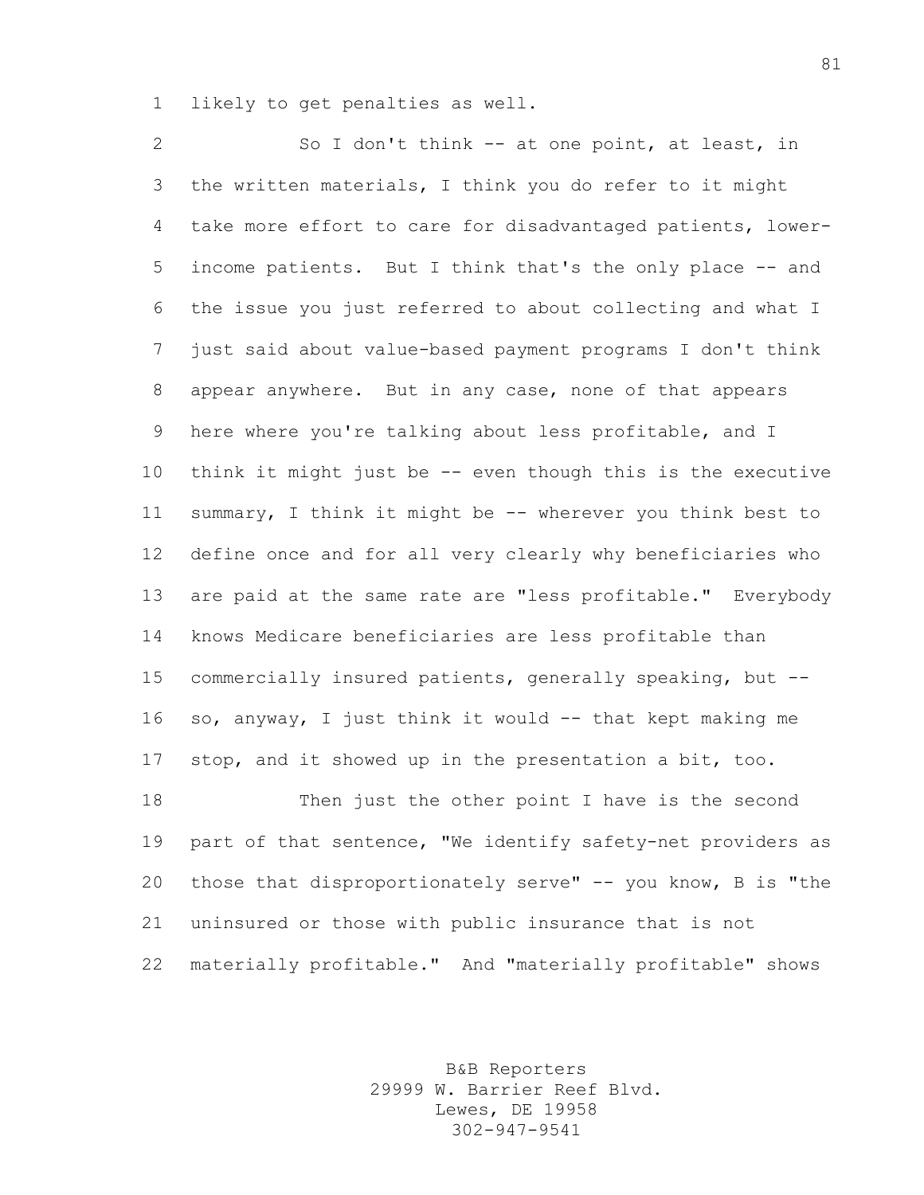likely to get penalties as well.

So I don't think -- at one point, at least, in the written materials, I think you do refer to it might take more effort to care for disadvantaged patients, lower-income patients. But I think that's the only place -- and the issue you just referred to about collecting and what I just said about value-based payment programs I don't think appear anywhere. But in any case, none of that appears here where you're talking about less profitable, and I think it might just be -- even though this is the executive summary, I think it might be -- wherever you think best to define once and for all very clearly why beneficiaries who are paid at the same rate are "less profitable." Everybody knows Medicare beneficiaries are less profitable than commercially insured patients, generally speaking, but -- so, anyway, I just think it would -- that kept making me stop, and it showed up in the presentation a bit, too.

Then just the other point I have is the second part of that sentence, "We identify safety-net providers as those that disproportionately serve" -- you know, B is "the uninsured or those with public insurance that is not materially profitable." And "materially profitable" shows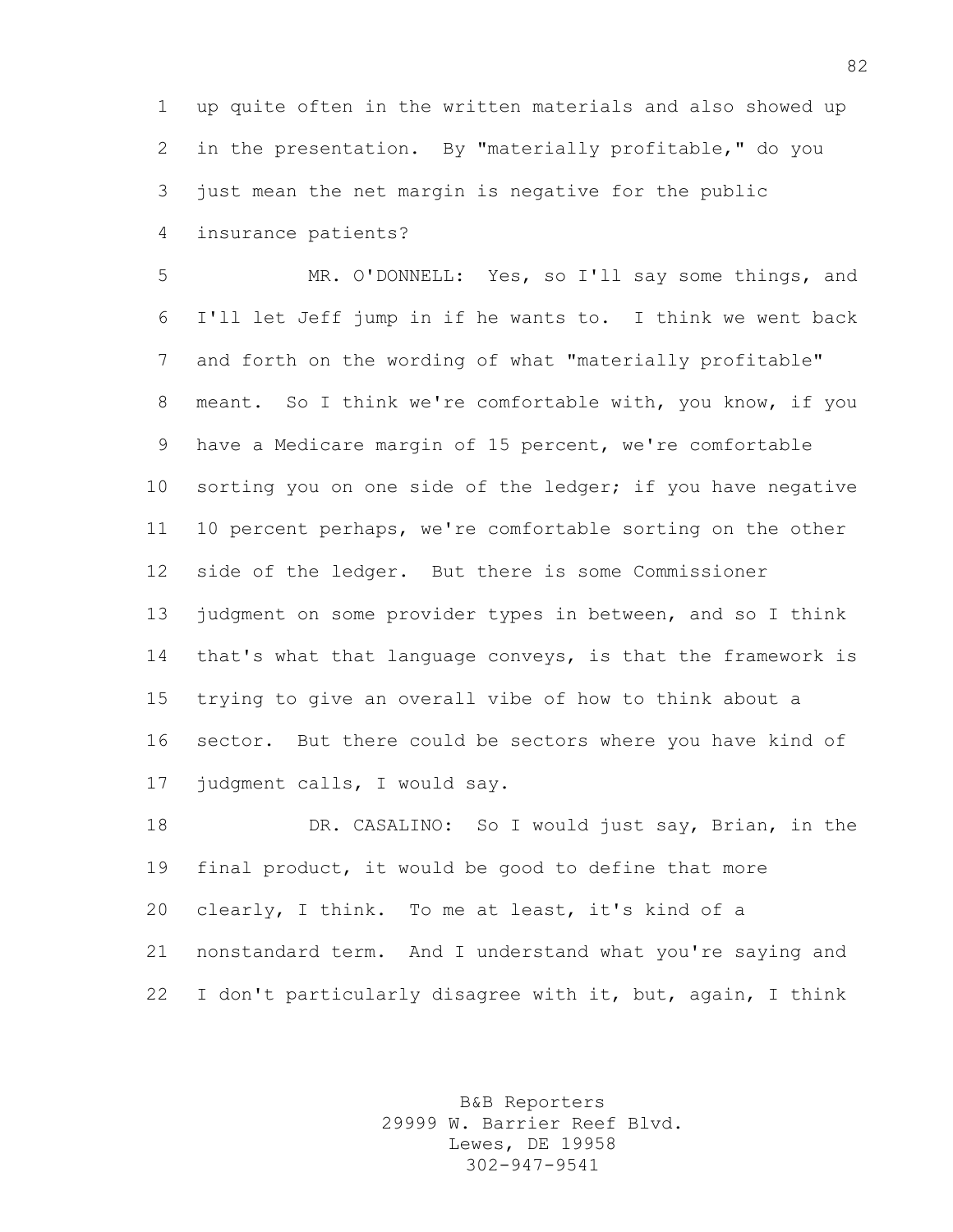up quite often in the written materials and also showed up in the presentation. By "materially profitable," do you just mean the net margin is negative for the public insurance patients?

MR. O'DONNELL: Yes, so I'll say some things, and I'll let Jeff jump in if he wants to. I think we went back and forth on the wording of what "materially profitable" meant. So I think we're comfortable with, you know, if you have a Medicare margin of 15 percent, we're comfortable sorting you on one side of the ledger; if you have negative 10 percent perhaps, we're comfortable sorting on the other side of the ledger. But there is some Commissioner judgment on some provider types in between, and so I think that's what that language conveys, is that the framework is trying to give an overall vibe of how to think about a sector. But there could be sectors where you have kind of judgment calls, I would say.

DR. CASALINO: So I would just say, Brian, in the final product, it would be good to define that more clearly, I think. To me at least, it's kind of a nonstandard term. And I understand what you're saying and I don't particularly disagree with it, but, again, I think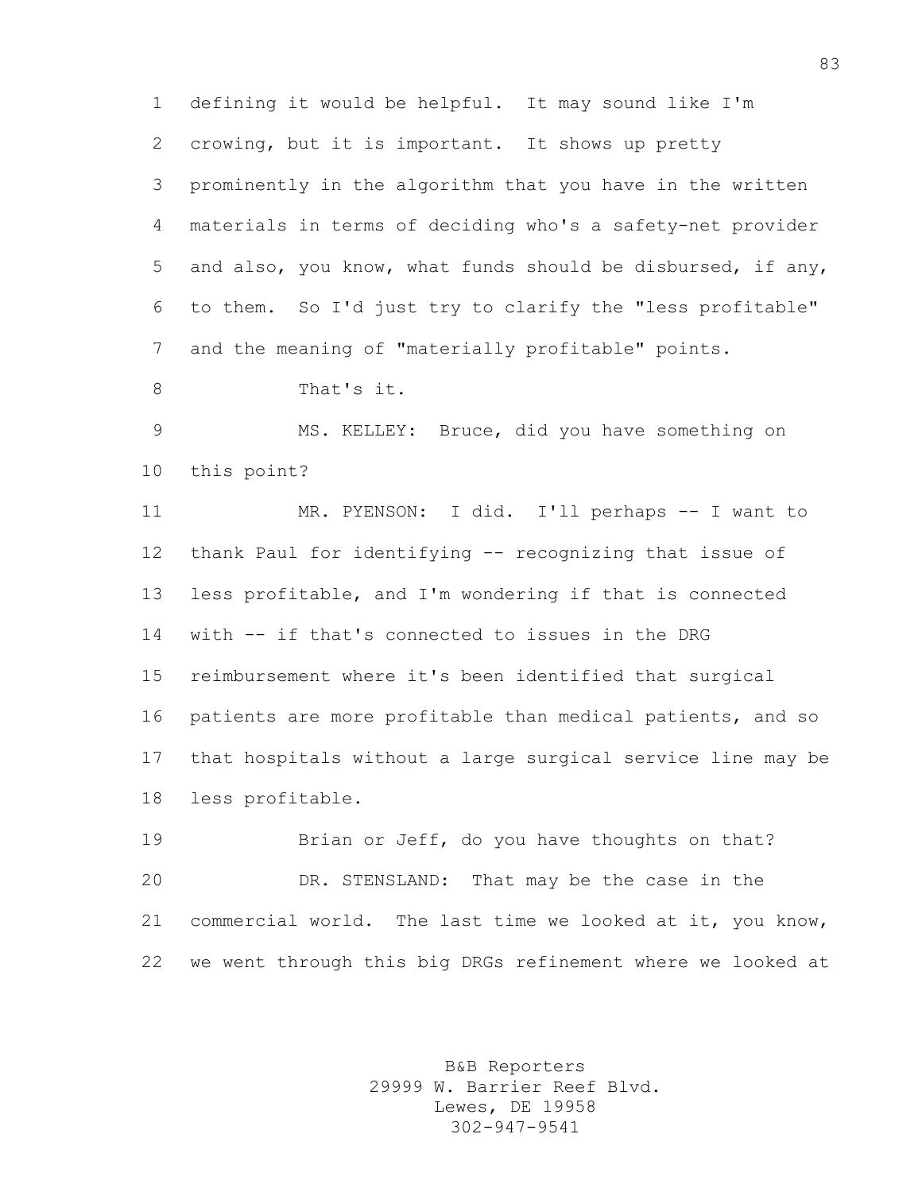defining it would be helpful. It may sound like I'm crowing, but it is important. It shows up pretty prominently in the algorithm that you have in the written materials in terms of deciding who's a safety-net provider and also, you know, what funds should be disbursed, if any, to them. So I'd just try to clarify the "less profitable" and the meaning of "materially profitable" points.

That's it.

MS. KELLEY: Bruce, did you have something on this point?

MR. PYENSON: I did. I'll perhaps -- I want to thank Paul for identifying -- recognizing that issue of less profitable, and I'm wondering if that is connected with -- if that's connected to issues in the DRG reimbursement where it's been identified that surgical patients are more profitable than medical patients, and so that hospitals without a large surgical service line may be less profitable.

Brian or Jeff, do you have thoughts on that?

DR. STENSLAND: That may be the case in the commercial world. The last time we looked at it, you know, we went through this big DRGs refinement where we looked at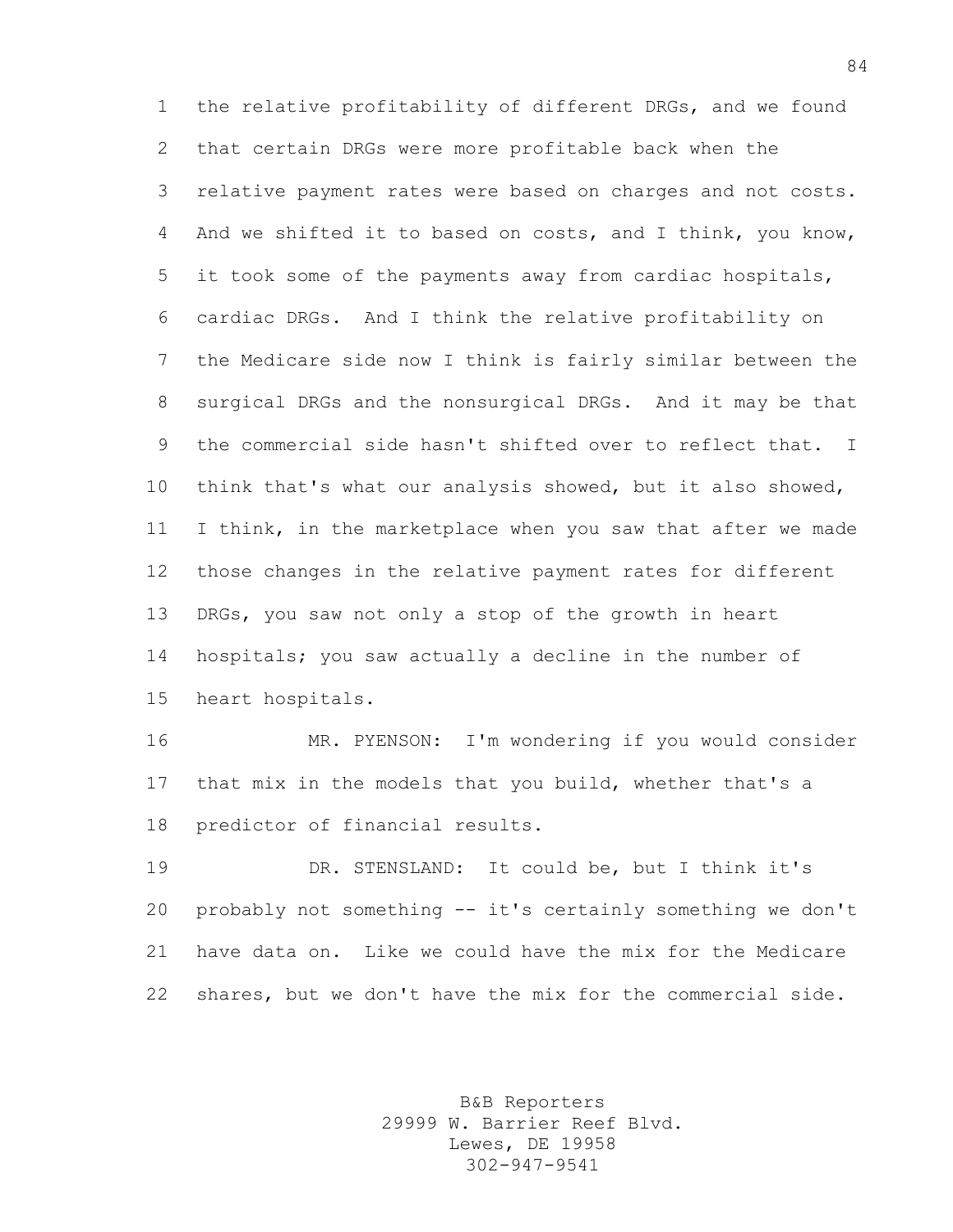the relative profitability of different DRGs, and we found that certain DRGs were more profitable back when the relative payment rates were based on charges and not costs. And we shifted it to based on costs, and I think, you know, it took some of the payments away from cardiac hospitals, cardiac DRGs. And I think the relative profitability on the Medicare side now I think is fairly similar between the surgical DRGs and the nonsurgical DRGs. And it may be that the commercial side hasn't shifted over to reflect that. I think that's what our analysis showed, but it also showed, I think, in the marketplace when you saw that after we made those changes in the relative payment rates for different DRGs, you saw not only a stop of the growth in heart hospitals; you saw actually a decline in the number of heart hospitals.

MR. PYENSON: I'm wondering if you would consider that mix in the models that you build, whether that's a predictor of financial results.

DR. STENSLAND: It could be, but I think it's probably not something -- it's certainly something we don't have data on. Like we could have the mix for the Medicare shares, but we don't have the mix for the commercial side.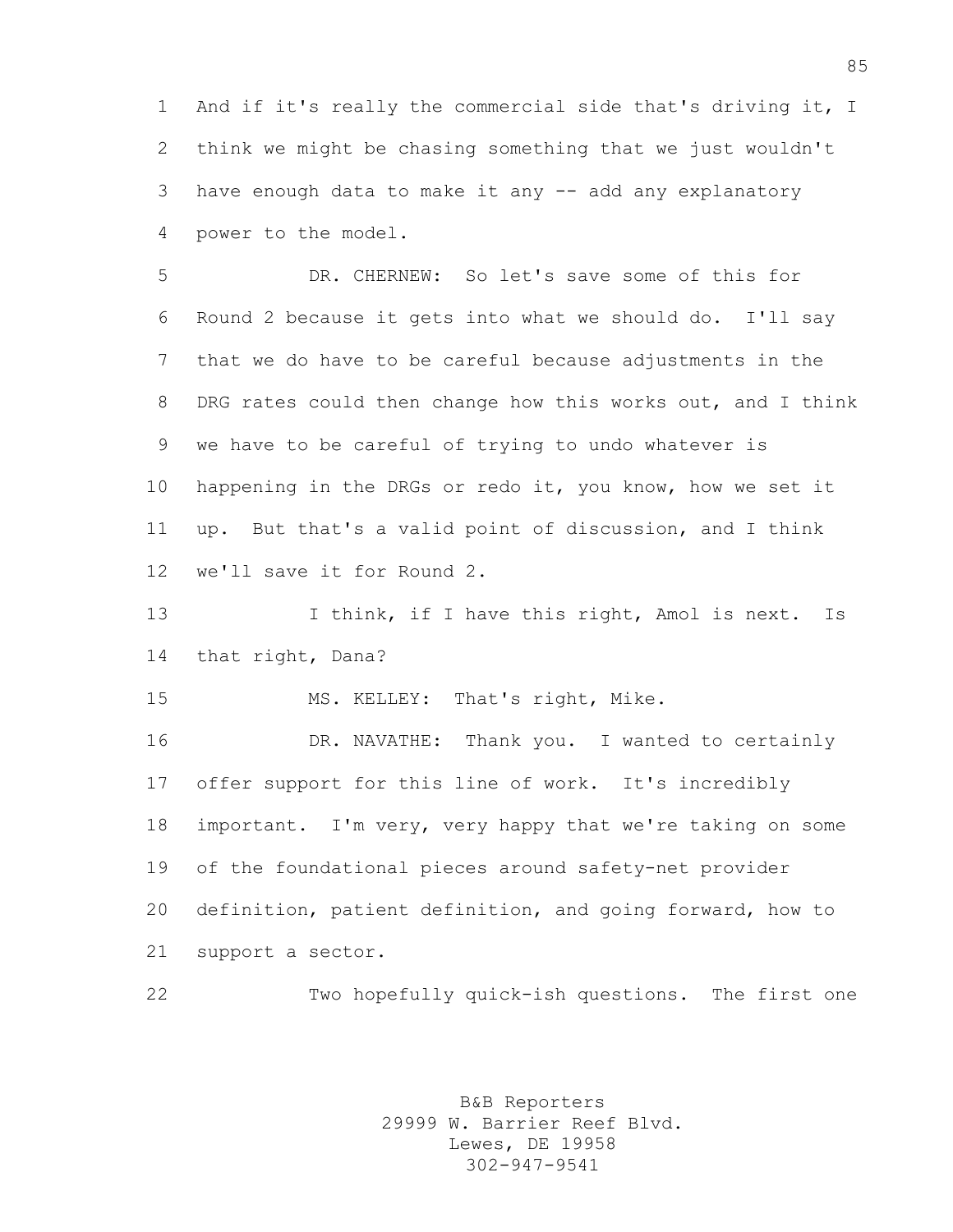And if it's really the commercial side that's driving it, I think we might be chasing something that we just wouldn't have enough data to make it any -- add any explanatory power to the model.

DR. CHERNEW: So let's save some of this for Round 2 because it gets into what we should do. I'll say that we do have to be careful because adjustments in the DRG rates could then change how this works out, and I think we have to be careful of trying to undo whatever is happening in the DRGs or redo it, you know, how we set it up. But that's a valid point of discussion, and I think we'll save it for Round 2.

I think, if I have this right, Amol is next. Is that right, Dana?

MS. KELLEY: That's right, Mike.

DR. NAVATHE: Thank you. I wanted to certainly offer support for this line of work. It's incredibly important. I'm very, very happy that we're taking on some of the foundational pieces around safety-net provider definition, patient definition, and going forward, how to support a sector.

Two hopefully quick-ish questions. The first one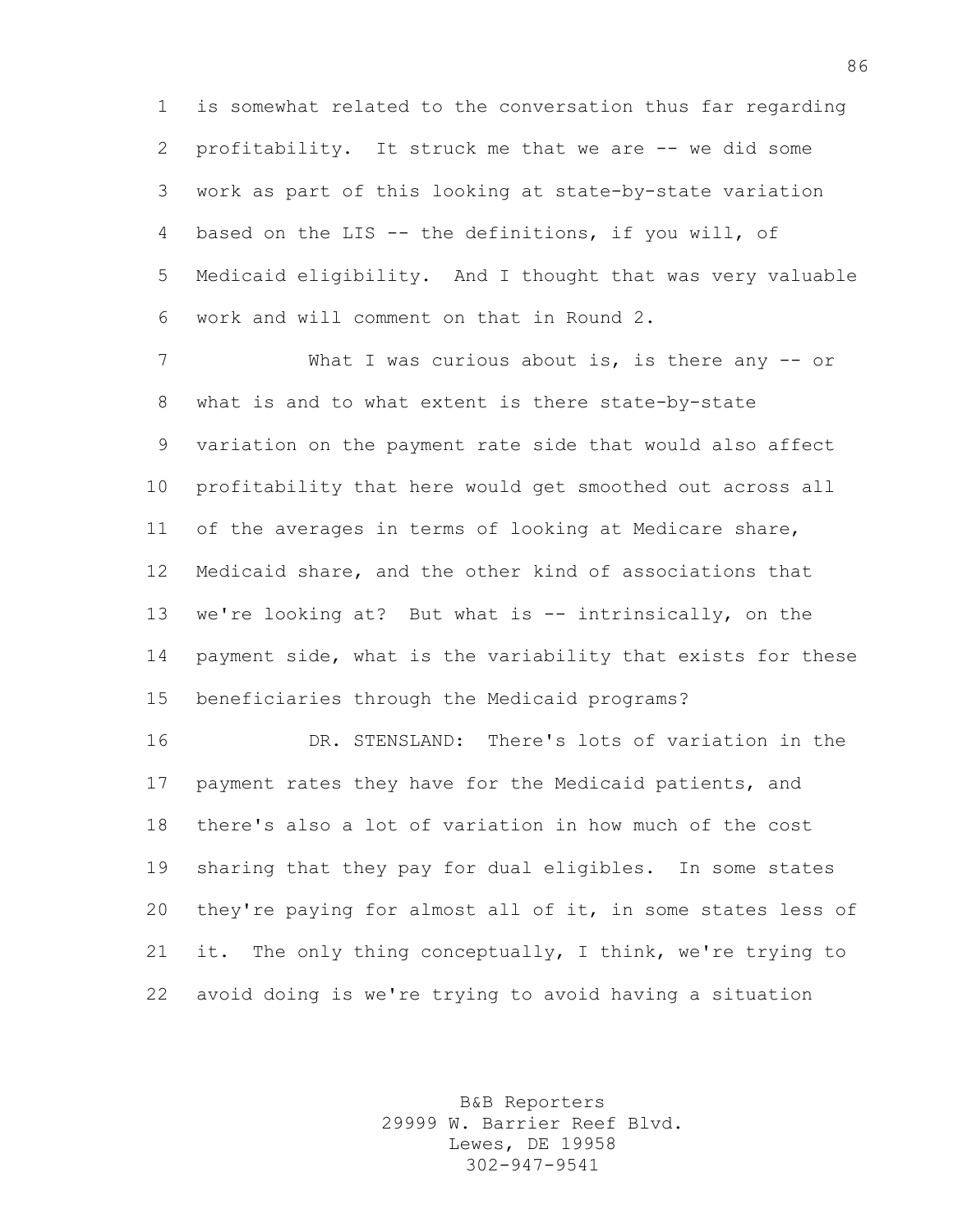is somewhat related to the conversation thus far regarding profitability. It struck me that we are -- we did some work as part of this looking at state-by-state variation based on the LIS -- the definitions, if you will, of Medicaid eligibility. And I thought that was very valuable work and will comment on that in Round 2.

What I was curious about is, is there any -- or what is and to what extent is there state-by-state variation on the payment rate side that would also affect profitability that here would get smoothed out across all of the averages in terms of looking at Medicare share, Medicaid share, and the other kind of associations that we're looking at? But what is -- intrinsically, on the payment side, what is the variability that exists for these beneficiaries through the Medicaid programs?

DR. STENSLAND: There's lots of variation in the payment rates they have for the Medicaid patients, and there's also a lot of variation in how much of the cost sharing that they pay for dual eligibles. In some states they're paying for almost all of it, in some states less of it. The only thing conceptually, I think, we're trying to avoid doing is we're trying to avoid having a situation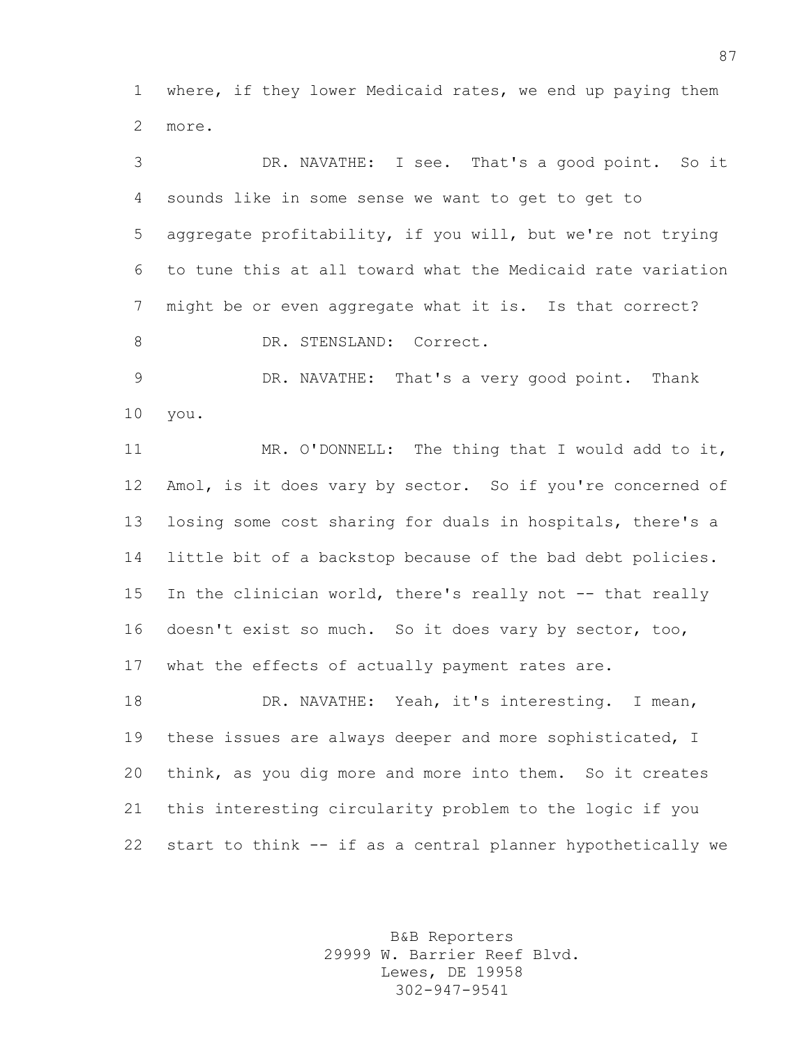where, if they lower Medicaid rates, we end up paying them more.

DR. NAVATHE: I see. That's a good point. So it sounds like in some sense we want to get to get to aggregate profitability, if you will, but we're not trying to tune this at all toward what the Medicaid rate variation might be or even aggregate what it is. Is that correct?

DR. STENSLAND: Correct.

DR. NAVATHE: That's a very good point. Thank you.

MR. O'DONNELL: The thing that I would add to it, Amol, is it does vary by sector. So if you're concerned of losing some cost sharing for duals in hospitals, there's a little bit of a backstop because of the bad debt policies. In the clinician world, there's really not -- that really doesn't exist so much. So it does vary by sector, too, what the effects of actually payment rates are.

DR. NAVATHE: Yeah, it's interesting. I mean, these issues are always deeper and more sophisticated, I think, as you dig more and more into them. So it creates this interesting circularity problem to the logic if you start to think -- if as a central planner hypothetically we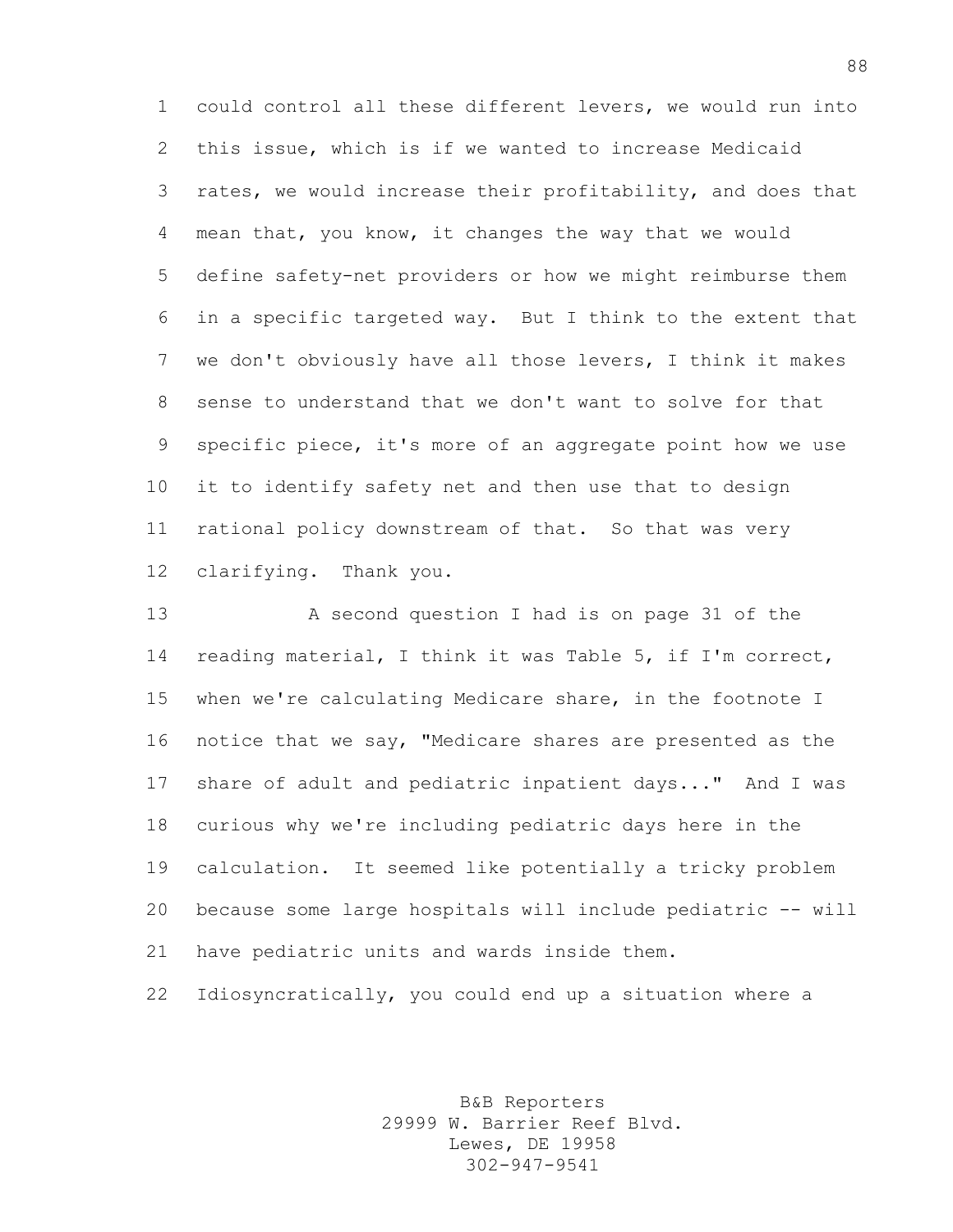could control all these different levers, we would run into this issue, which is if we wanted to increase Medicaid rates, we would increase their profitability, and does that mean that, you know, it changes the way that we would define safety-net providers or how we might reimburse them in a specific targeted way. But I think to the extent that we don't obviously have all those levers, I think it makes sense to understand that we don't want to solve for that specific piece, it's more of an aggregate point how we use it to identify safety net and then use that to design rational policy downstream of that. So that was very clarifying. Thank you.

A second question I had is on page 31 of the reading material, I think it was Table 5, if I'm correct, when we're calculating Medicare share, in the footnote I notice that we say, "Medicare shares are presented as the share of adult and pediatric inpatient days..." And I was curious why we're including pediatric days here in the calculation. It seemed like potentially a tricky problem because some large hospitals will include pediatric -- will have pediatric units and wards inside them. Idiosyncratically, you could end up a situation where a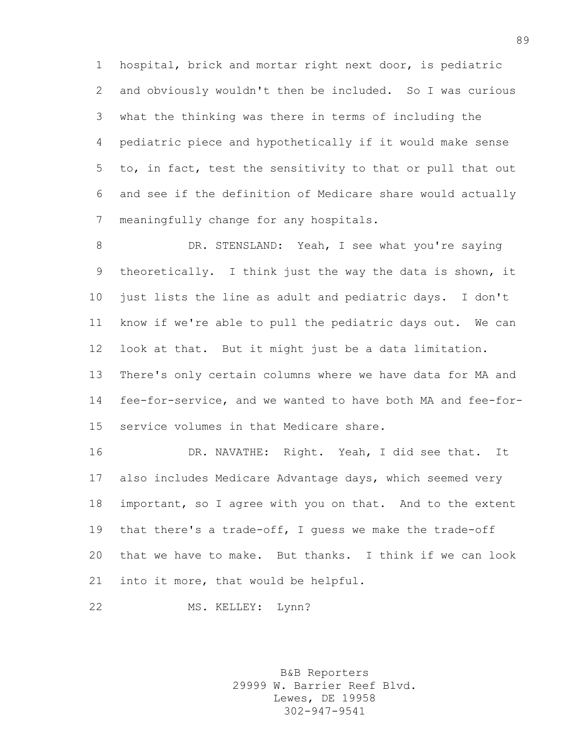hospital, brick and mortar right next door, is pediatric and obviously wouldn't then be included. So I was curious what the thinking was there in terms of including the pediatric piece and hypothetically if it would make sense to, in fact, test the sensitivity to that or pull that out and see if the definition of Medicare share would actually meaningfully change for any hospitals.

DR. STENSLAND: Yeah, I see what you're saying theoretically. I think just the way the data is shown, it just lists the line as adult and pediatric days. I don't know if we're able to pull the pediatric days out. We can look at that. But it might just be a data limitation. There's only certain columns where we have data for MA and fee-for-service, and we wanted to have both MA and fee-for-service volumes in that Medicare share.

DR. NAVATHE: Right. Yeah, I did see that. It also includes Medicare Advantage days, which seemed very important, so I agree with you on that. And to the extent that there's a trade-off, I guess we make the trade-off that we have to make. But thanks. I think if we can look into it more, that would be helpful.

MS. KELLEY: Lynn?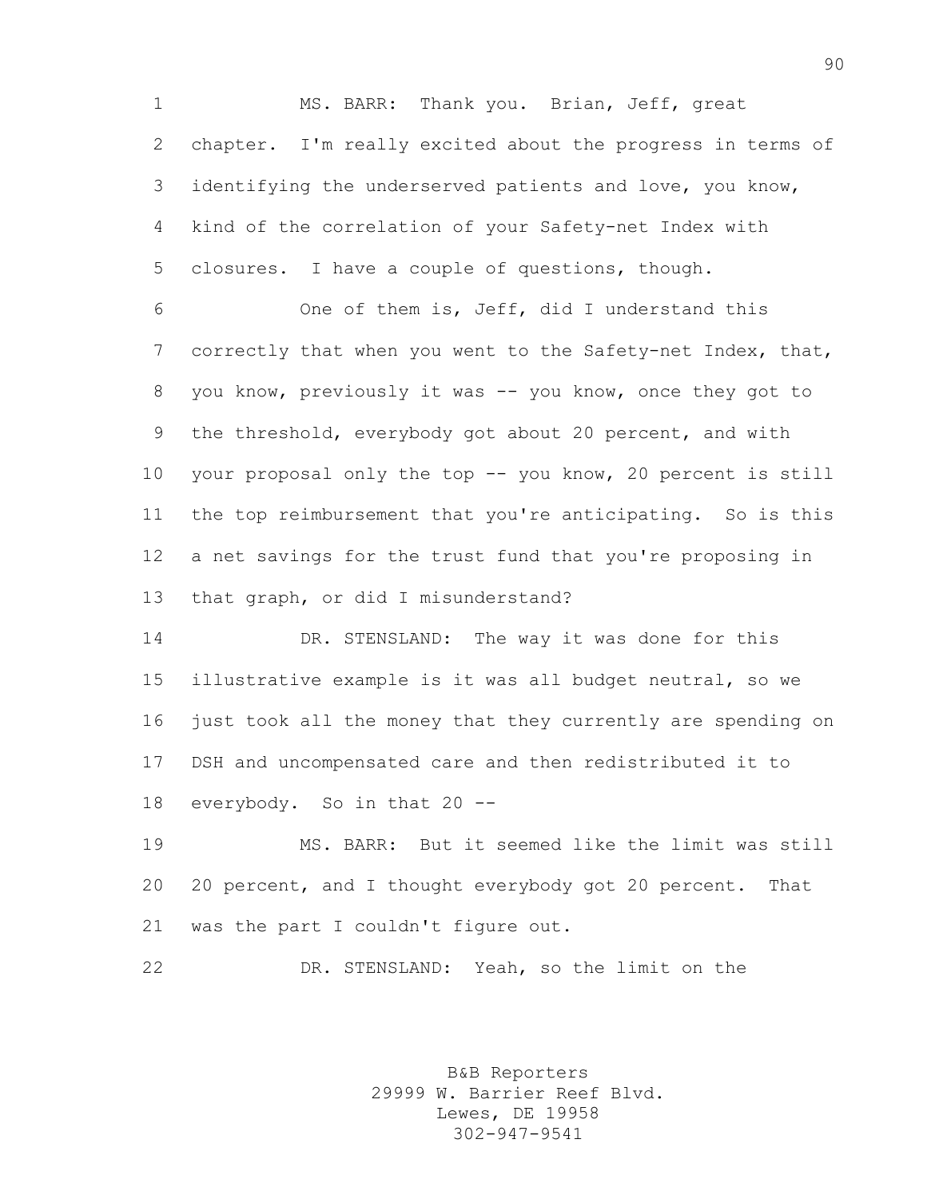MS. BARR: Thank you. Brian, Jeff, great chapter. I'm really excited about the progress in terms of identifying the underserved patients and love, you know, kind of the correlation of your Safety-net Index with closures. I have a couple of questions, though.

One of them is, Jeff, did I understand this correctly that when you went to the Safety-net Index, that, you know, previously it was -- you know, once they got to the threshold, everybody got about 20 percent, and with your proposal only the top -- you know, 20 percent is still the top reimbursement that you're anticipating. So is this a net savings for the trust fund that you're proposing in that graph, or did I misunderstand?

DR. STENSLAND: The way it was done for this illustrative example is it was all budget neutral, so we just took all the money that they currently are spending on DSH and uncompensated care and then redistributed it to everybody. So in that 20 --

MS. BARR: But it seemed like the limit was still 20 percent, and I thought everybody got 20 percent. That was the part I couldn't figure out.

DR. STENSLAND: Yeah, so the limit on the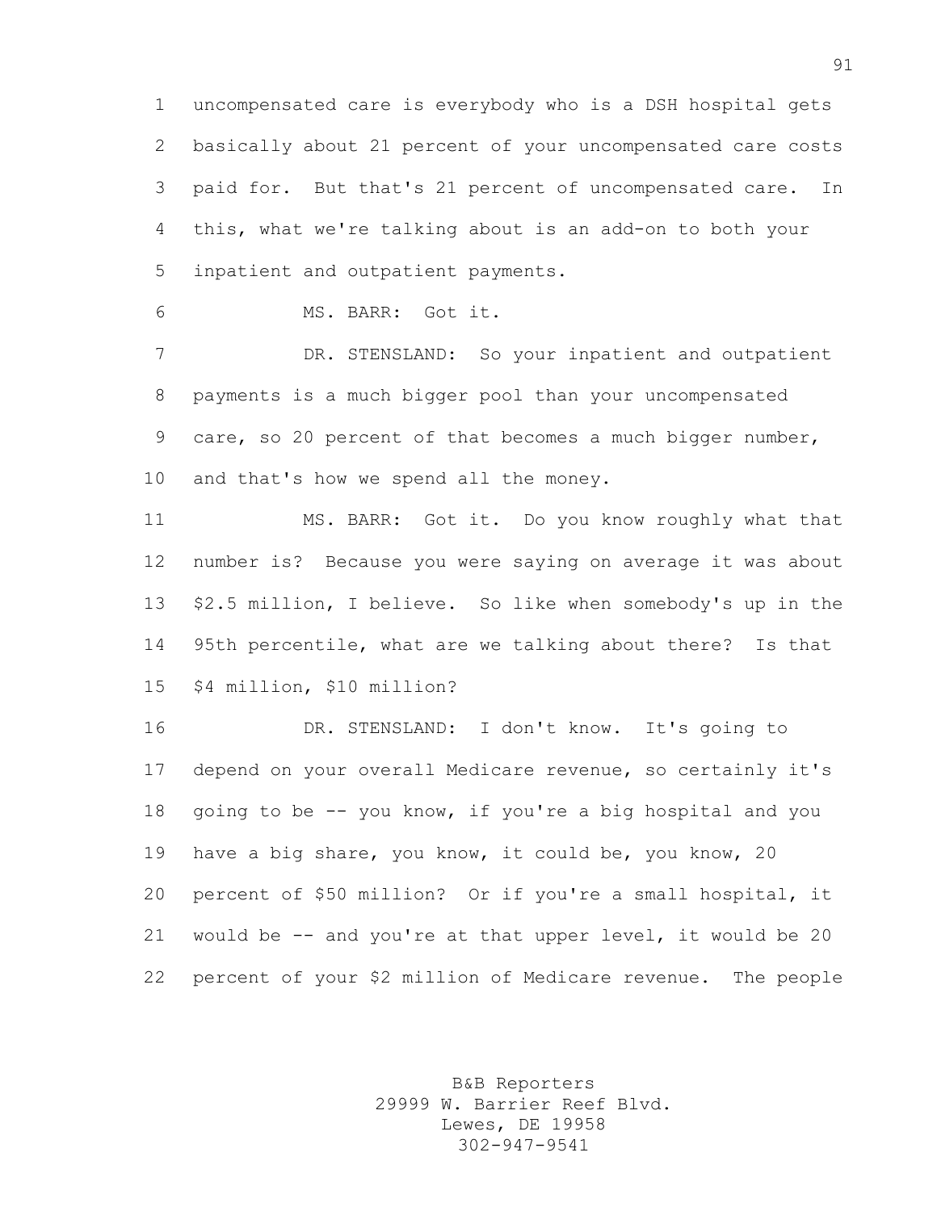uncompensated care is everybody who is a DSH hospital gets basically about 21 percent of your uncompensated care costs paid for. But that's 21 percent of uncompensated care. In this, what we're talking about is an add-on to both your inpatient and outpatient payments.

MS. BARR: Got it.

DR. STENSLAND: So your inpatient and outpatient payments is a much bigger pool than your uncompensated care, so 20 percent of that becomes a much bigger number, and that's how we spend all the money.

MS. BARR: Got it. Do you know roughly what that number is? Because you were saying on average it was about $2.5 million, I believe. So like when somebody's up in the 95th percentile, what are we talking about there? Is that $4 million, $10 million?

DR. STENSLAND: I don't know. It's going to depend on your overall Medicare revenue, so certainly it's going to be -- you know, if you're a big hospital and you have a big share, you know, it could be, you know, 20 percent of $50 million? Or if you're a small hospital, it would be -- and you're at that upper level, it would be 20 percent of your $2 million of Medicare revenue. The people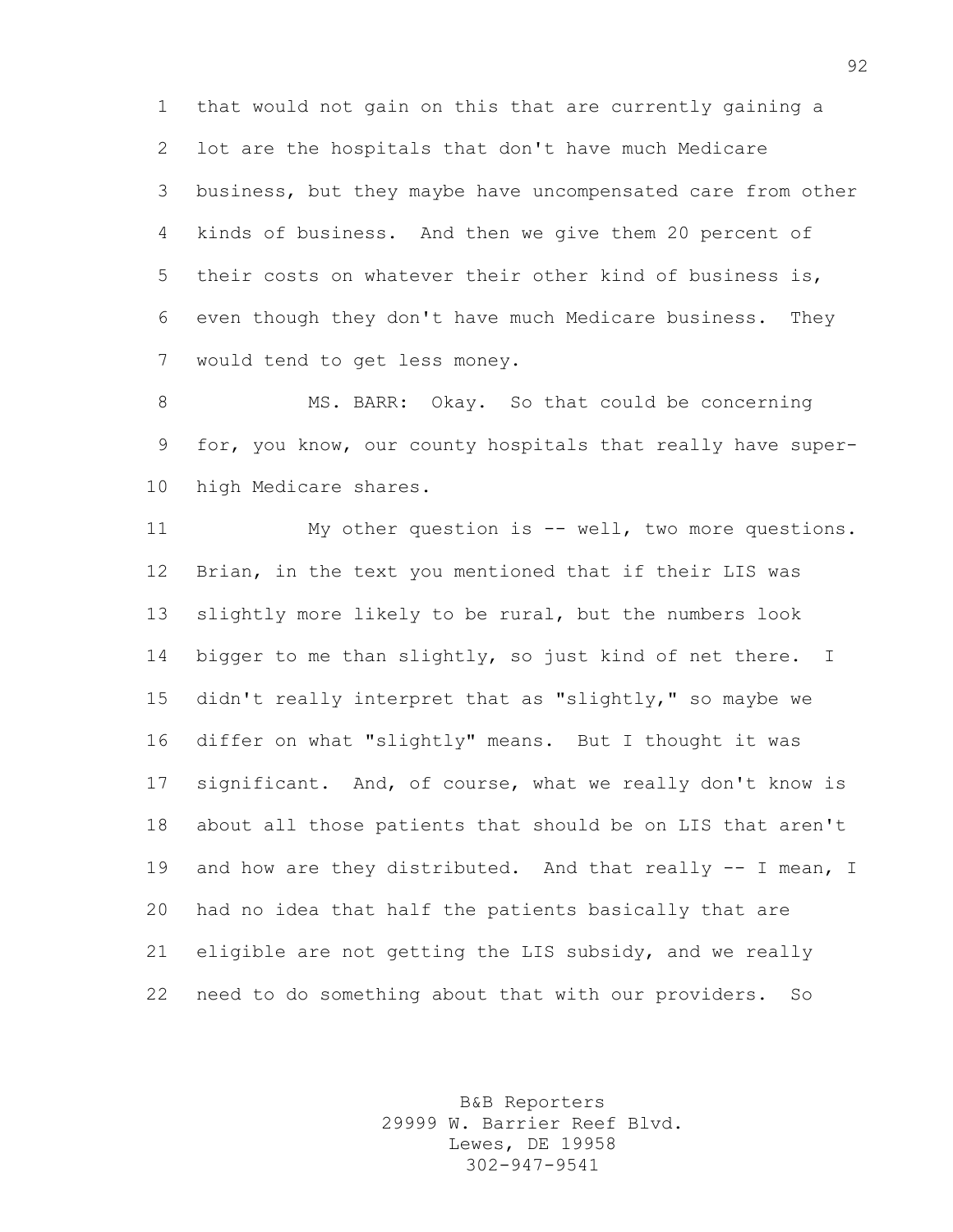that would not gain on this that are currently gaining a lot are the hospitals that don't have much Medicare business, but they maybe have uncompensated care from other kinds of business. And then we give them 20 percent of their costs on whatever their other kind of business is, even though they don't have much Medicare business. They would tend to get less money.

MS. BARR: Okay. So that could be concerning for, you know, our county hospitals that really have super-high Medicare shares.

My other question is -- well, two more questions. Brian, in the text you mentioned that if their LIS was slightly more likely to be rural, but the numbers look bigger to me than slightly, so just kind of net there. I didn't really interpret that as "slightly," so maybe we differ on what "slightly" means. But I thought it was significant. And, of course, what we really don't know is about all those patients that should be on LIS that aren't and how are they distributed. And that really -- I mean, I had no idea that half the patients basically that are eligible are not getting the LIS subsidy, and we really need to do something about that with our providers. So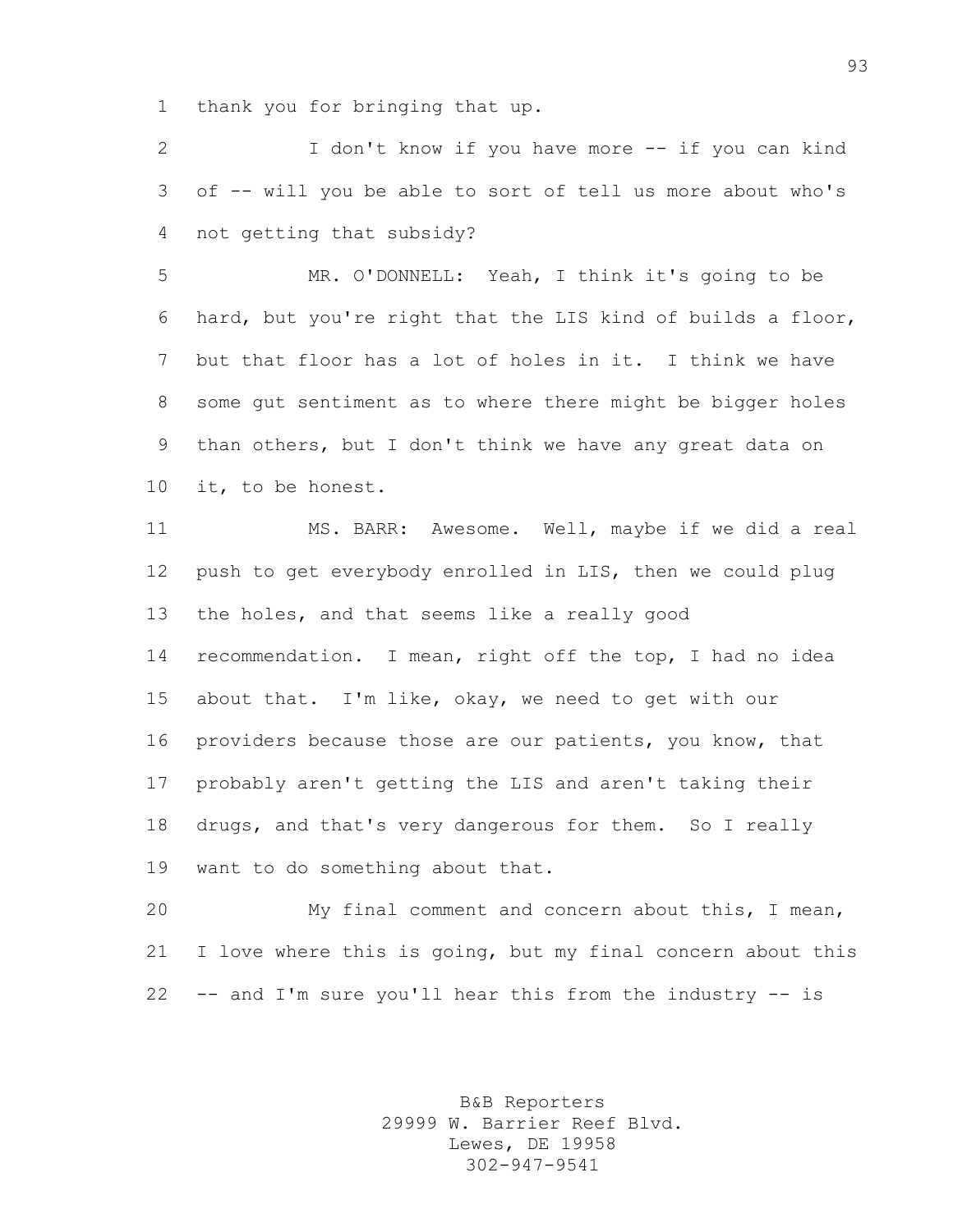thank you for bringing that up.

I don't know if you have more -- if you can kind of -- will you be able to sort of tell us more about who's not getting that subsidy?

MR. O'DONNELL: Yeah, I think it's going to be hard, but you're right that the LIS kind of builds a floor, but that floor has a lot of holes in it. I think we have some gut sentiment as to where there might be bigger holes than others, but I don't think we have any great data on it, to be honest.

MS. BARR: Awesome. Well, maybe if we did a real push to get everybody enrolled in LIS, then we could plug the holes, and that seems like a really good recommendation. I mean, right off the top, I had no idea about that. I'm like, okay, we need to get with our providers because those are our patients, you know, that probably aren't getting the LIS and aren't taking their drugs, and that's very dangerous for them. So I really want to do something about that.

My final comment and concern about this, I mean, I love where this is going, but my final concern about this -- and I'm sure you'll hear this from the industry -- is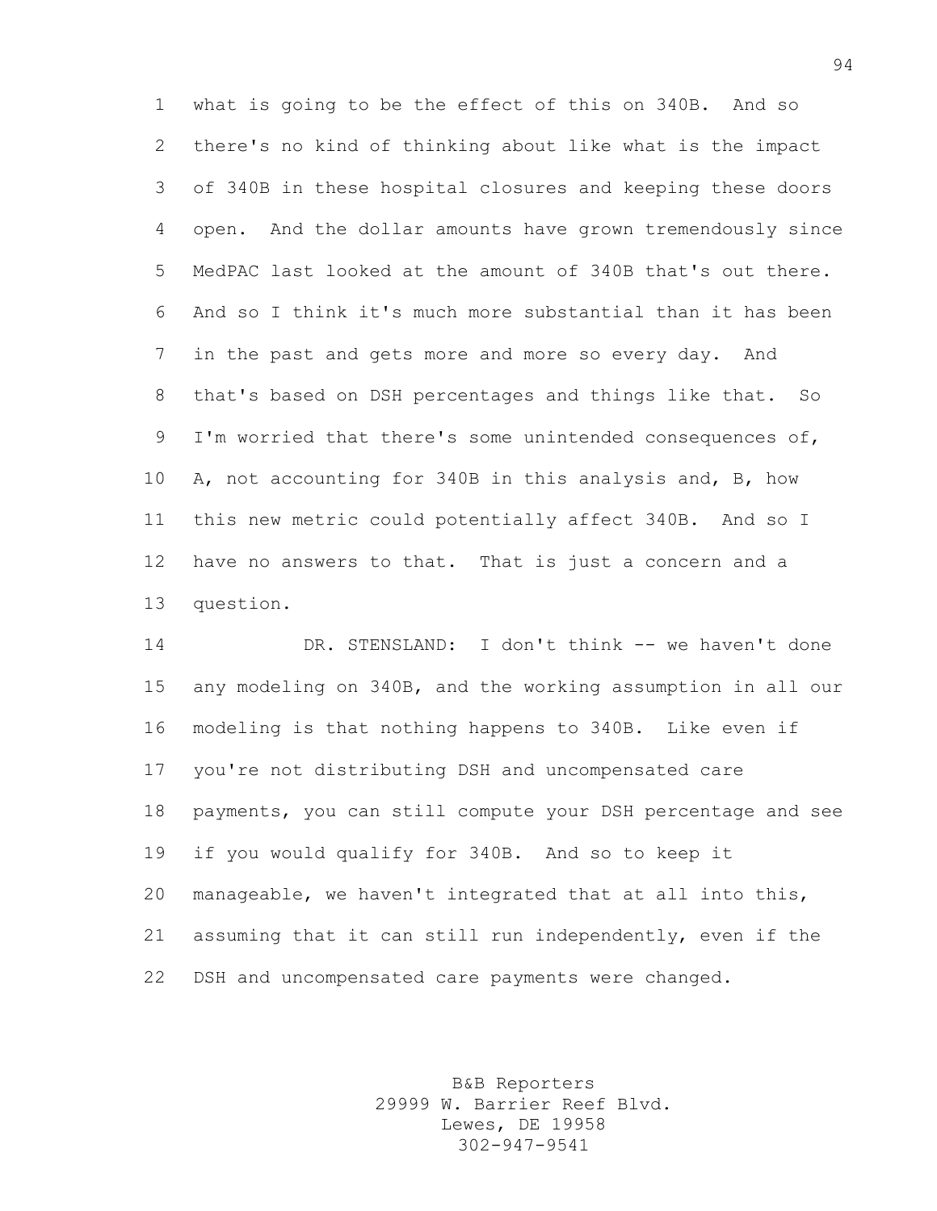what is going to be the effect of this on 340B. And so there's no kind of thinking about like what is the impact of 340B in these hospital closures and keeping these doors open. And the dollar amounts have grown tremendously since MedPAC last looked at the amount of 340B that's out there. And so I think it's much more substantial than it has been in the past and gets more and more so every day. And that's based on DSH percentages and things like that. So I'm worried that there's some unintended consequences of, A, not accounting for 340B in this analysis and, B, how this new metric could potentially affect 340B. And so I have no answers to that. That is just a concern and a question.

DR. STENSLAND: I don't think -- we haven't done any modeling on 340B, and the working assumption in all our modeling is that nothing happens to 340B. Like even if you're not distributing DSH and uncompensated care payments, you can still compute your DSH percentage and see if you would qualify for 340B. And so to keep it manageable, we haven't integrated that at all into this, assuming that it can still run independently, even if the DSH and uncompensated care payments were changed.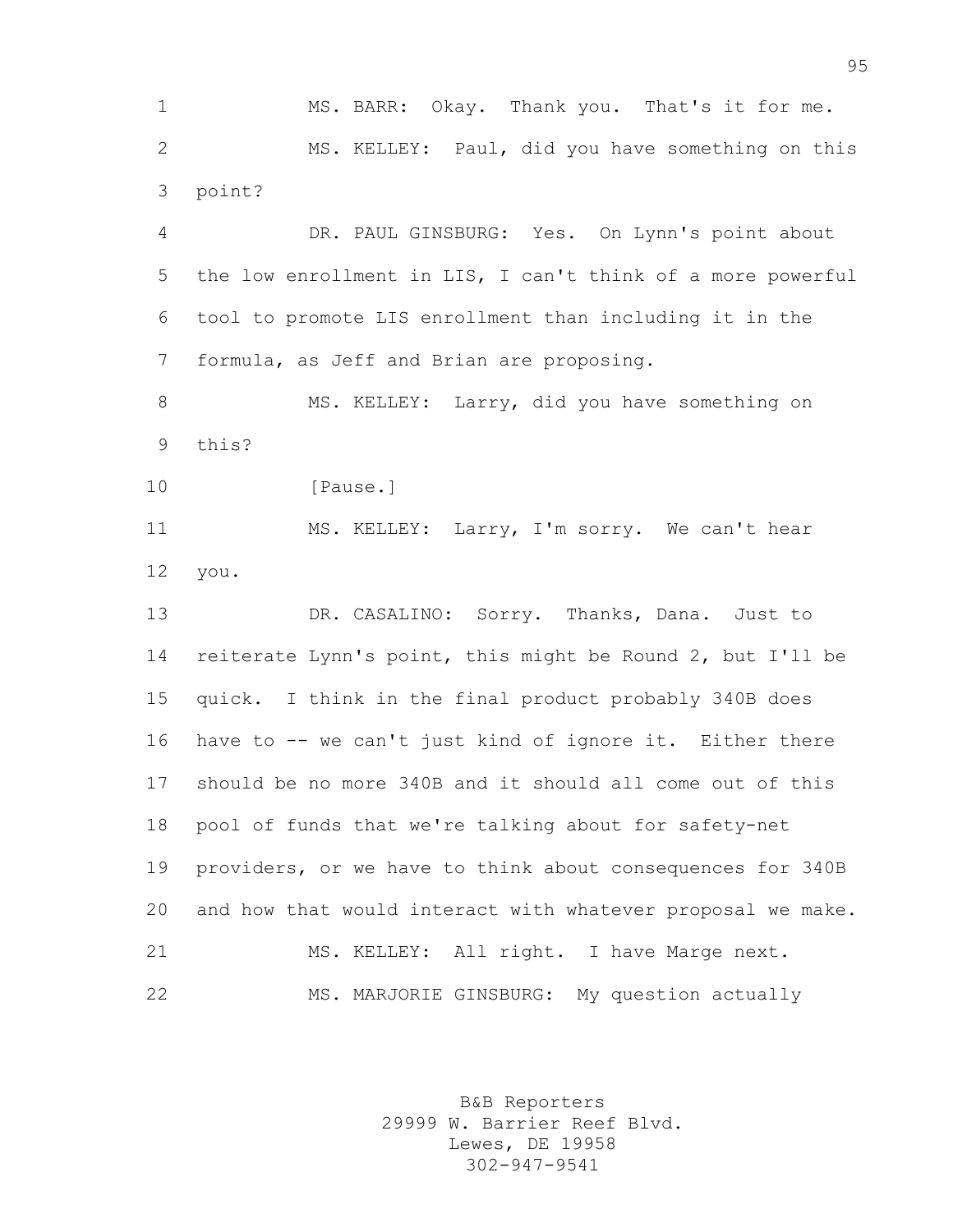MS. BARR: Okay. Thank you. That's it for me.

MS. KELLEY: Paul, did you have something on this point?

DR. PAUL GINSBURG: Yes. On Lynn's point about the low enrollment in LIS, I can't think of a more powerful tool to promote LIS enrollment than including it in the formula, as Jeff and Brian are proposing.

MS. KELLEY: Larry, did you have something on this?

[Pause.]

MS. KELLEY: Larry, I'm sorry. We can't hear you.

DR. CASALINO: Sorry. Thanks, Dana. Just to reiterate Lynn's point, this might be Round 2, but I'll be quick. I think in the final product probably 340B does have to -- we can't just kind of ignore it. Either there should be no more 340B and it should all come out of this pool of funds that we're talking about for safety-net providers, or we have to think about consequences for 340B and how that would interact with whatever proposal we make.

MS. KELLEY: All right. I have Marge next.

MS. MARJORIE GINSBURG: My question actually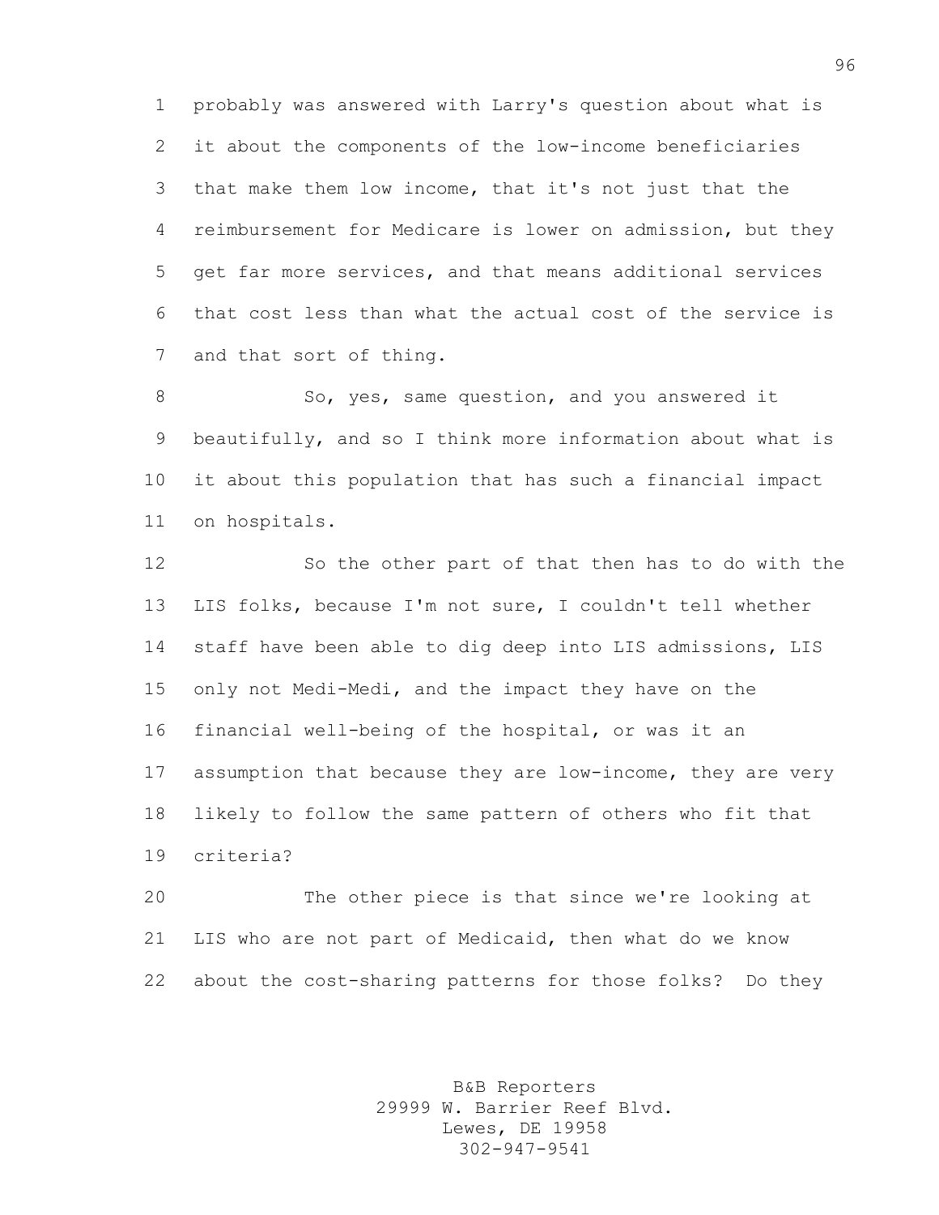probably was answered with Larry's question about what is it about the components of the low-income beneficiaries that make them low income, that it's not just that the reimbursement for Medicare is lower on admission, but they get far more services, and that means additional services that cost less than what the actual cost of the service is and that sort of thing.

So, yes, same question, and you answered it beautifully, and so I think more information about what is it about this population that has such a financial impact on hospitals.

So the other part of that then has to do with the LIS folks, because I'm not sure, I couldn't tell whether staff have been able to dig deep into LIS admissions, LIS only not Medi-Medi, and the impact they have on the financial well-being of the hospital, or was it an assumption that because they are low-income, they are very likely to follow the same pattern of others who fit that criteria?

The other piece is that since we're looking at LIS who are not part of Medicaid, then what do we know about the cost-sharing patterns for those folks? Do they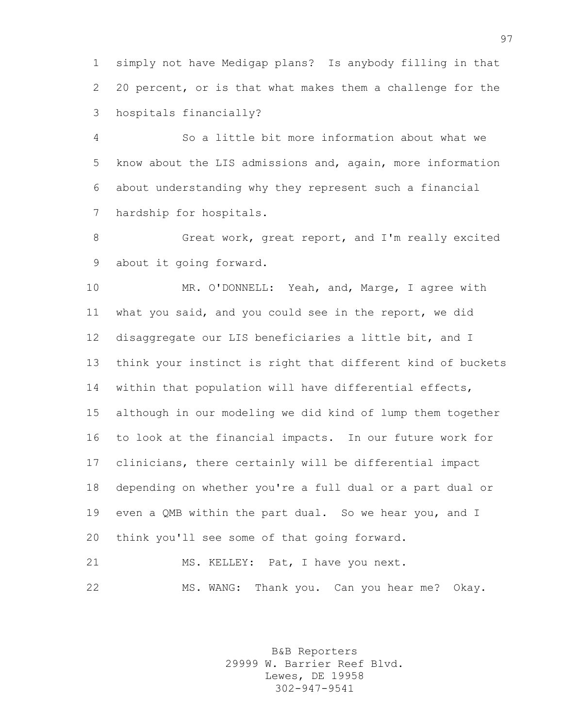simply not have Medigap plans? Is anybody filling in that 20 percent, or is that what makes them a challenge for the hospitals financially?

So a little bit more information about what we know about the LIS admissions and, again, more information about understanding why they represent such a financial hardship for hospitals.

Great work, great report, and I'm really excited about it going forward.

MR. O'DONNELL: Yeah, and, Marge, I agree with what you said, and you could see in the report, we did disaggregate our LIS beneficiaries a little bit, and I think your instinct is right that different kind of buckets within that population will have differential effects, although in our modeling we did kind of lump them together to look at the financial impacts. In our future work for clinicians, there certainly will be differential impact depending on whether you're a full dual or a part dual or even a QMB within the part dual. So we hear you, and I think you'll see some of that going forward.

MS. KELLEY: Pat, I have you next.

MS. WANG: Thank you. Can you hear me? Okay.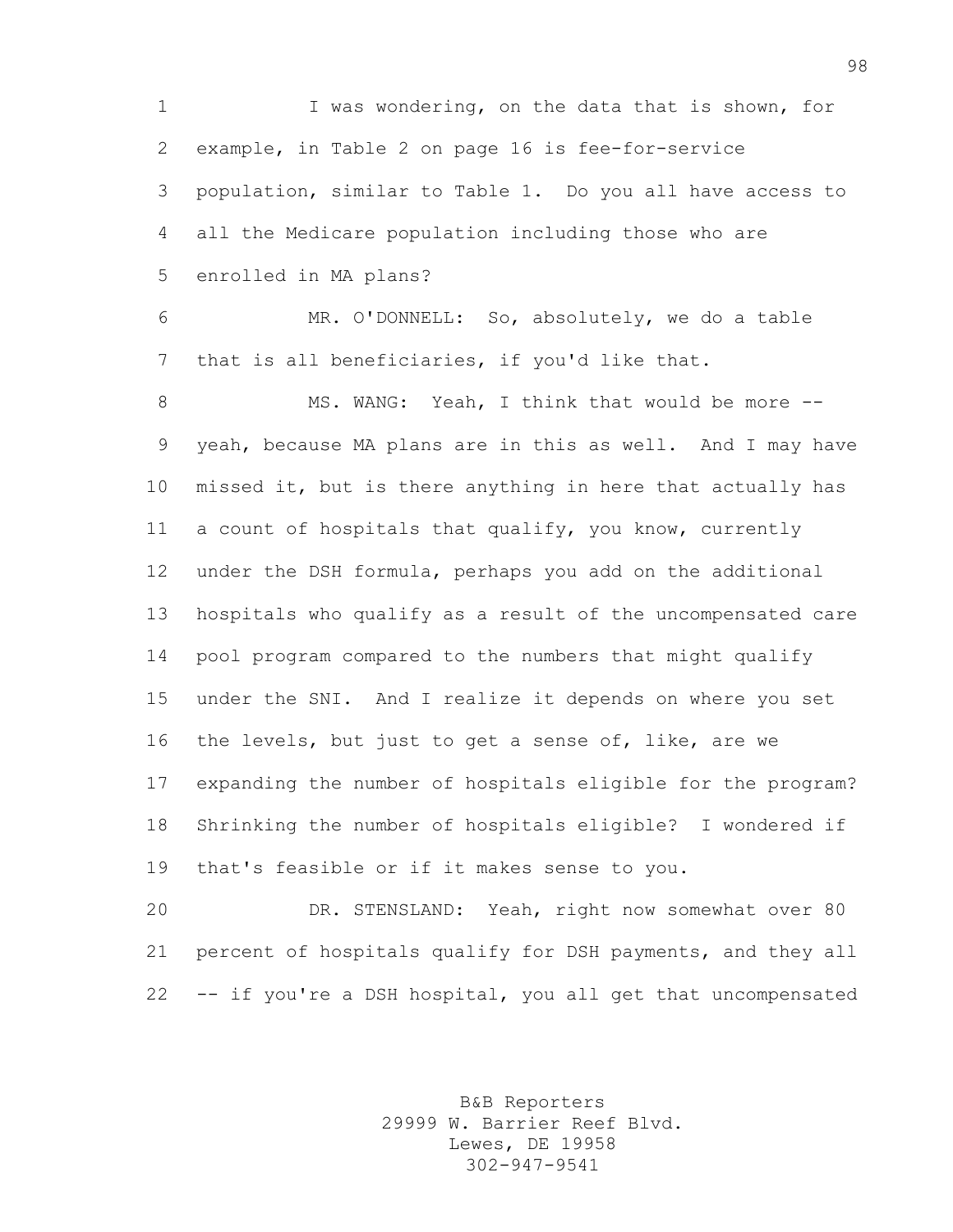I was wondering, on the data that is shown, for example, in Table 2 on page 16 is fee-for-service population, similar to Table 1. Do you all have access to all the Medicare population including those who are enrolled in MA plans?

MR. O'DONNELL: So, absolutely, we do a table that is all beneficiaries, if you'd like that.

MS. WANG: Yeah, I think that would be more -- yeah, because MA plans are in this as well. And I may have missed it, but is there anything in here that actually has a count of hospitals that qualify, you know, currently under the DSH formula, perhaps you add on the additional hospitals who qualify as a result of the uncompensated care pool program compared to the numbers that might qualify under the SNI. And I realize it depends on where you set the levels, but just to get a sense of, like, are we expanding the number of hospitals eligible for the program? Shrinking the number of hospitals eligible? I wondered if that's feasible or if it makes sense to you.

DR. STENSLAND: Yeah, right now somewhat over 80 percent of hospitals qualify for DSH payments, and they all -- if you're a DSH hospital, you all get that uncompensated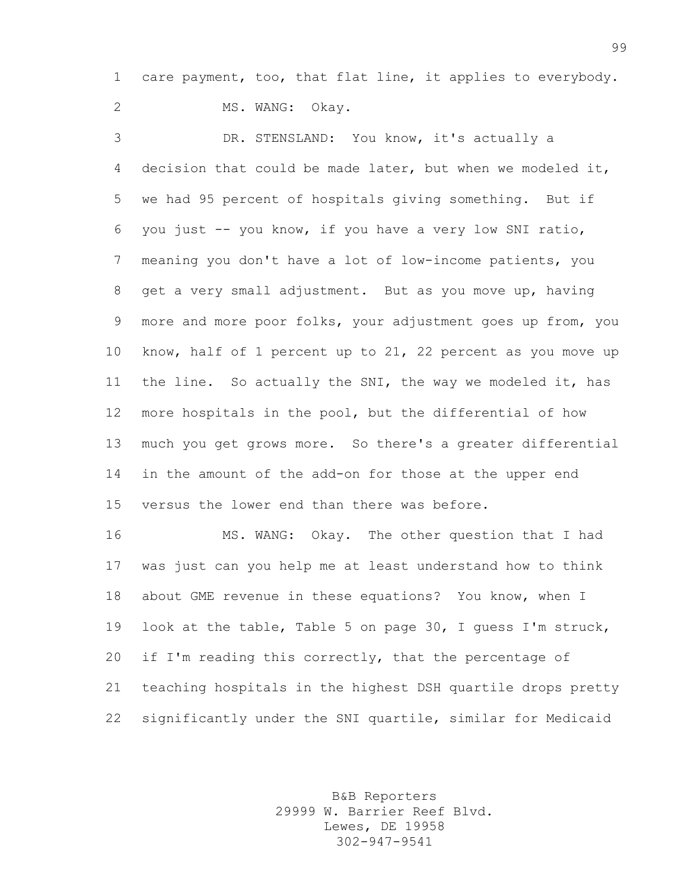care payment, too, that flat line, it applies to everybody.

MS. WANG: Okay.

DR. STENSLAND: You know, it's actually a decision that could be made later, but when we modeled it, we had 95 percent of hospitals giving something. But if you just -- you know, if you have a very low SNI ratio, meaning you don't have a lot of low-income patients, you get a very small adjustment. But as you move up, having more and more poor folks, your adjustment goes up from, you know, half of 1 percent up to 21, 22 percent as you move up the line. So actually the SNI, the way we modeled it, has more hospitals in the pool, but the differential of how much you get grows more. So there's a greater differential in the amount of the add-on for those at the upper end versus the lower end than there was before.

MS. WANG: Okay. The other question that I had was just can you help me at least understand how to think about GME revenue in these equations? You know, when I look at the table, Table 5 on page 30, I guess I'm struck, if I'm reading this correctly, that the percentage of teaching hospitals in the highest DSH quartile drops pretty significantly under the SNI quartile, similar for Medicaid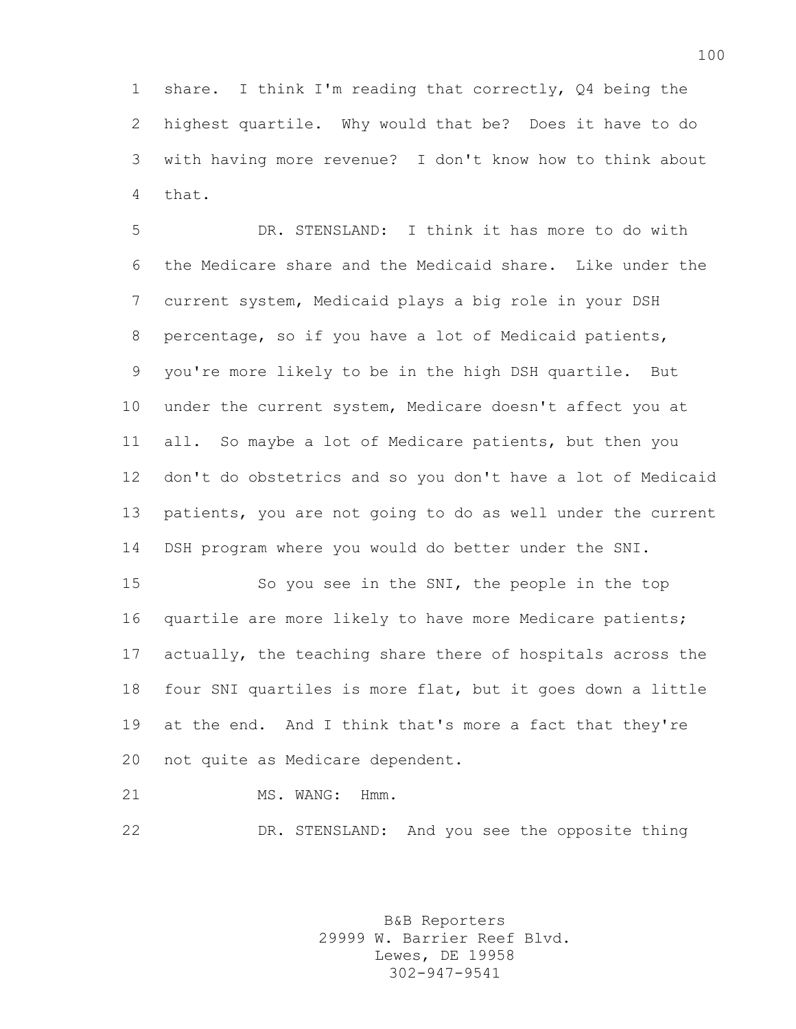share. I think I'm reading that correctly, Q4 being the highest quartile. Why would that be? Does it have to do with having more revenue? I don't know how to think about that.

DR. STENSLAND: I think it has more to do with the Medicare share and the Medicaid share. Like under the current system, Medicaid plays a big role in your DSH percentage, so if you have a lot of Medicaid patients, you're more likely to be in the high DSH quartile. But under the current system, Medicare doesn't affect you at all. So maybe a lot of Medicare patients, but then you don't do obstetrics and so you don't have a lot of Medicaid patients, you are not going to do as well under the current DSH program where you would do better under the SNI.

So you see in the SNI, the people in the top quartile are more likely to have more Medicare patients; actually, the teaching share there of hospitals across the four SNI quartiles is more flat, but it goes down a little at the end. And I think that's more a fact that they're not quite as Medicare dependent.

MS. WANG: Hmm.

DR. STENSLAND: And you see the opposite thing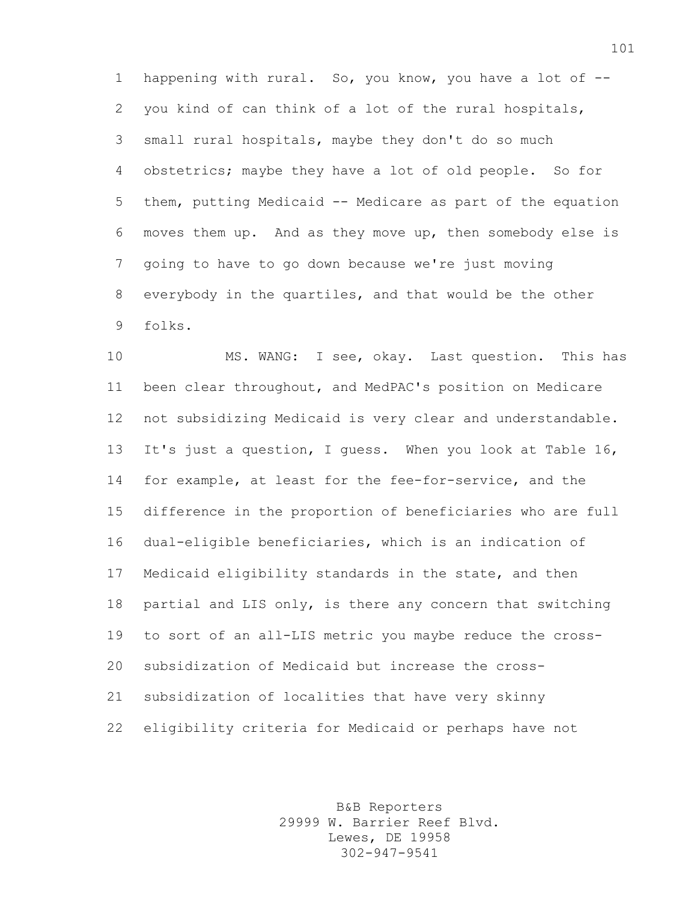happening with rural. So, you know, you have a lot of -- you kind of can think of a lot of the rural hospitals, small rural hospitals, maybe they don't do so much obstetrics; maybe they have a lot of old people. So for them, putting Medicaid -- Medicare as part of the equation moves them up. And as they move up, then somebody else is going to have to go down because we're just moving everybody in the quartiles, and that would be the other folks.

MS. WANG: I see, okay. Last question. This has been clear throughout, and MedPAC's position on Medicare not subsidizing Medicaid is very clear and understandable. It's just a question, I guess. When you look at Table 16, for example, at least for the fee-for-service, and the difference in the proportion of beneficiaries who are full dual-eligible beneficiaries, which is an indication of Medicaid eligibility standards in the state, and then partial and LIS only, is there any concern that switching to sort of an all-LIS metric you maybe reduce the cross-subsidization of Medicaid but increase the cross-subsidization of localities that have very skinny eligibility criteria for Medicaid or perhaps have not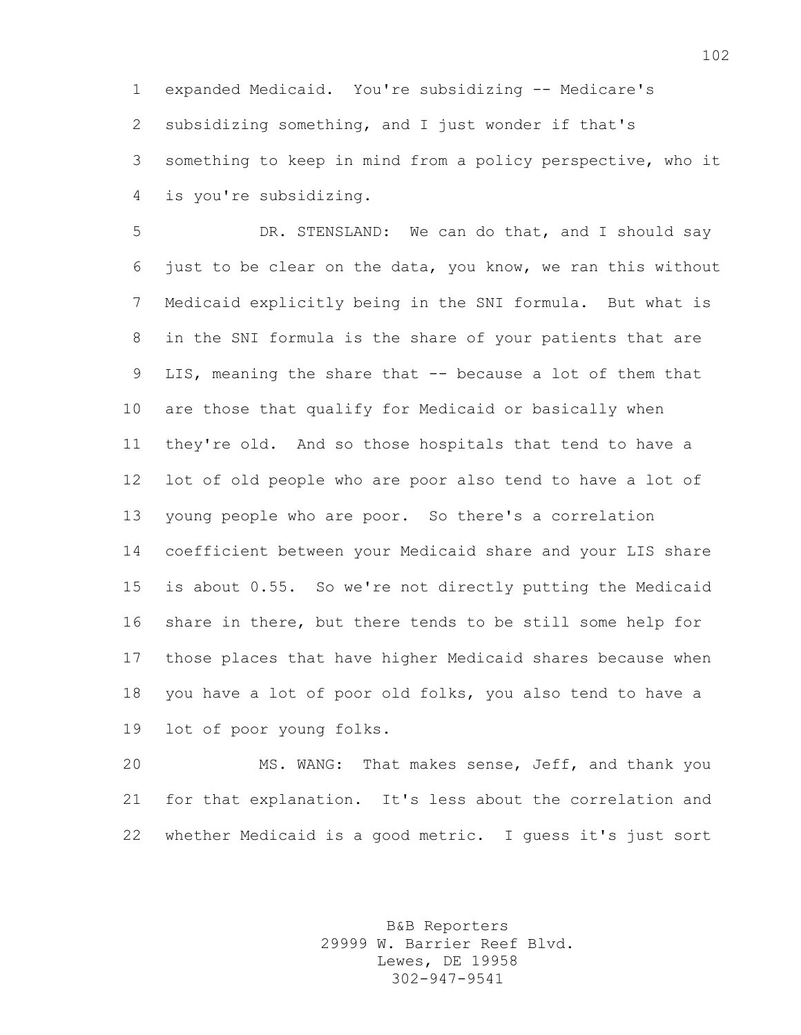expanded Medicaid. You're subsidizing -- Medicare's subsidizing something, and I just wonder if that's something to keep in mind from a policy perspective, who it is you're subsidizing.

DR. STENSLAND: We can do that, and I should say just to be clear on the data, you know, we ran this without Medicaid explicitly being in the SNI formula. But what is in the SNI formula is the share of your patients that are LIS, meaning the share that -- because a lot of them that are those that qualify for Medicaid or basically when they're old. And so those hospitals that tend to have a lot of old people who are poor also tend to have a lot of young people who are poor. So there's a correlation coefficient between your Medicaid share and your LIS share is about 0.55. So we're not directly putting the Medicaid share in there, but there tends to be still some help for those places that have higher Medicaid shares because when you have a lot of poor old folks, you also tend to have a lot of poor young folks.

MS. WANG: That makes sense, Jeff, and thank you for that explanation. It's less about the correlation and whether Medicaid is a good metric. I guess it's just sort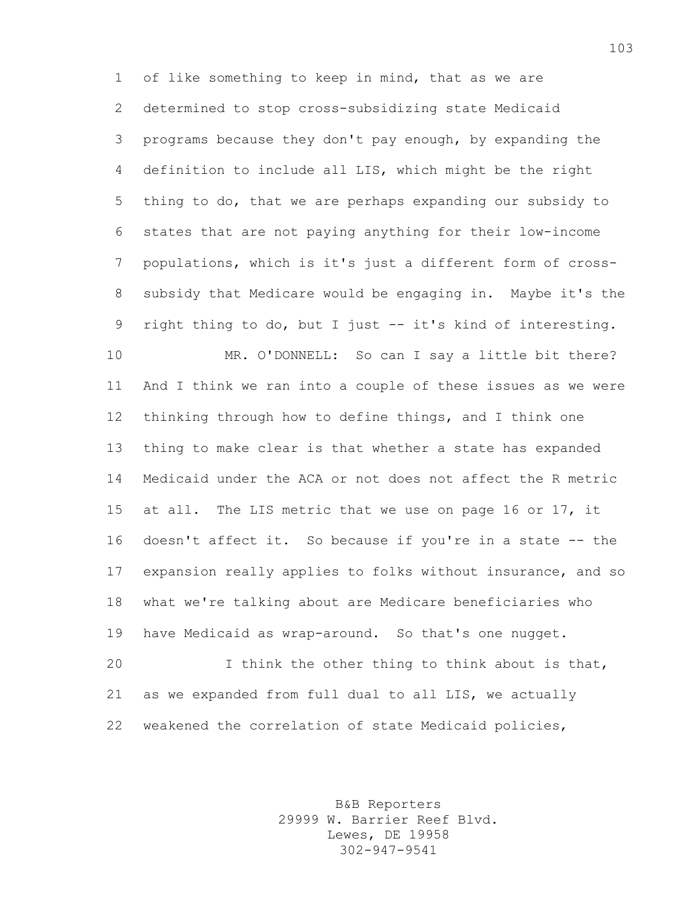of like something to keep in mind, that as we are determined to stop cross-subsidizing state Medicaid programs because they don't pay enough, by expanding the definition to include all LIS, which might be the right thing to do, that we are perhaps expanding our subsidy to states that are not paying anything for their low-income populations, which is it's just a different form of cross-subsidy that Medicare would be engaging in. Maybe it's the right thing to do, but I just -- it's kind of interesting.

MR. O'DONNELL: So can I say a little bit there? And I think we ran into a couple of these issues as we were thinking through how to define things, and I think one thing to make clear is that whether a state has expanded Medicaid under the ACA or not does not affect the R metric at all. The LIS metric that we use on page 16 or 17, it doesn't affect it. So because if you're in a state -- the expansion really applies to folks without insurance, and so what we're talking about are Medicare beneficiaries who have Medicaid as wrap-around. So that's one nugget.

I think the other thing to think about is that, as we expanded from full dual to all LIS, we actually weakened the correlation of state Medicaid policies,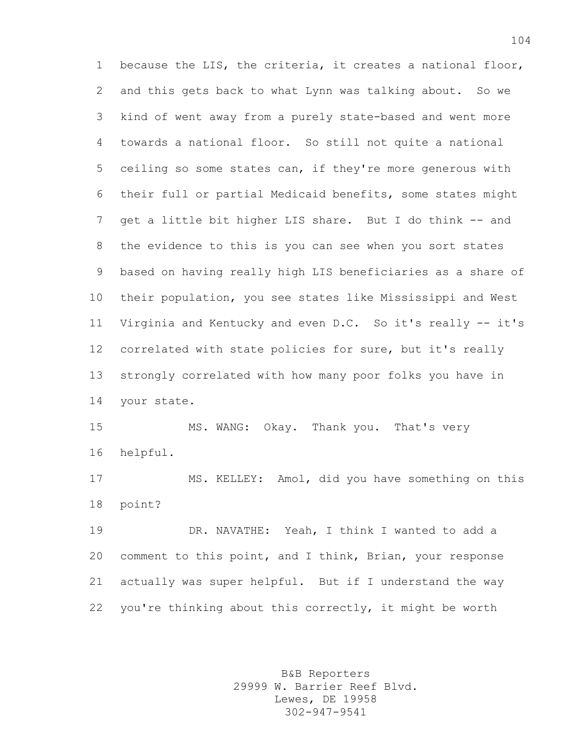because the LIS, the criteria, it creates a national floor, and this gets back to what Lynn was talking about. So we kind of went away from a purely state-based and went more towards a national floor. So still not quite a national ceiling so some states can, if they're more generous with their full or partial Medicaid benefits, some states might get a little bit higher LIS share. But I do think -- and the evidence to this is you can see when you sort states based on having really high LIS beneficiaries as a share of their population, you see states like Mississippi and West Virginia and Kentucky and even D.C. So it's really -- it's correlated with state policies for sure, but it's really strongly correlated with how many poor folks you have in your state.

MS. WANG: Okay. Thank you. That's very helpful.

MS. KELLEY: Amol, did you have something on this point?

DR. NAVATHE: Yeah, I think I wanted to add a comment to this point, and I think, Brian, your response actually was super helpful. But if I understand the way you're thinking about this correctly, it might be worth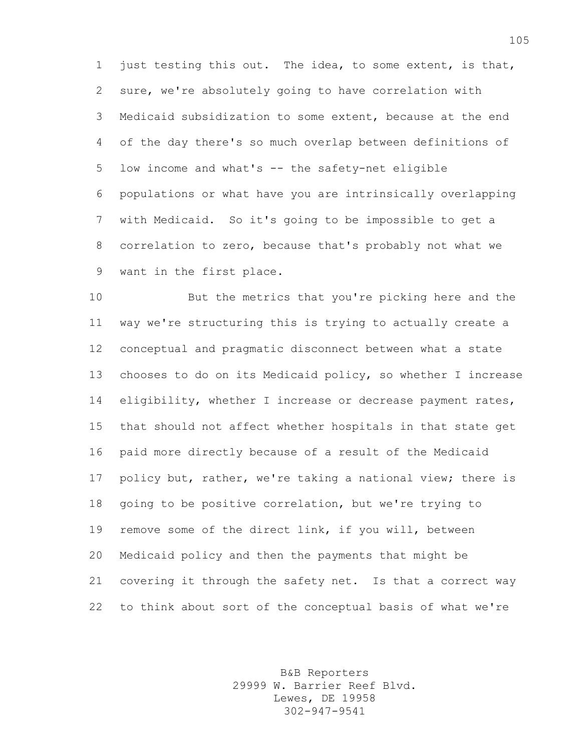just testing this out. The idea, to some extent, is that, sure, we're absolutely going to have correlation with Medicaid subsidization to some extent, because at the end of the day there's so much overlap between definitions of low income and what's -- the safety-net eligible populations or what have you are intrinsically overlapping with Medicaid. So it's going to be impossible to get a correlation to zero, because that's probably not what we want in the first place.

But the metrics that you're picking here and the way we're structuring this is trying to actually create a conceptual and pragmatic disconnect between what a state chooses to do on its Medicaid policy, so whether I increase eligibility, whether I increase or decrease payment rates, that should not affect whether hospitals in that state get paid more directly because of a result of the Medicaid policy but, rather, we're taking a national view; there is going to be positive correlation, but we're trying to remove some of the direct link, if you will, between Medicaid policy and then the payments that might be covering it through the safety net. Is that a correct way to think about sort of the conceptual basis of what we're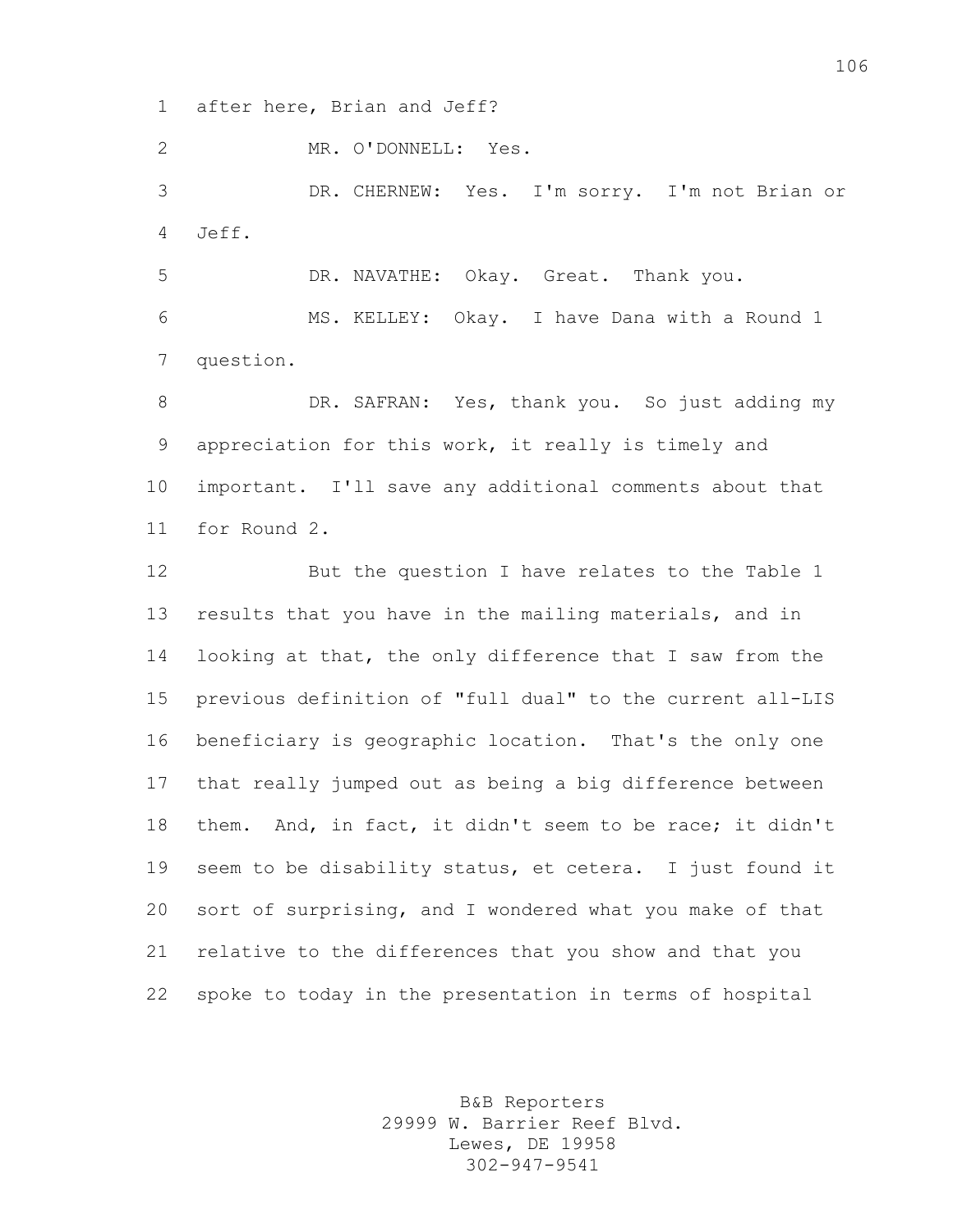after here, Brian and Jeff?

MR. O'DONNELL: Yes.

DR. CHERNEW: Yes. I'm sorry. I'm not Brian or Jeff.

DR. NAVATHE: Okay. Great. Thank you.

MS. KELLEY: Okay. I have Dana with a Round 1 question.

DR. SAFRAN: Yes, thank you. So just adding my appreciation for this work, it really is timely and important. I'll save any additional comments about that for Round 2.

But the question I have relates to the Table 1 results that you have in the mailing materials, and in looking at that, the only difference that I saw from the previous definition of "full dual" to the current all-LIS beneficiary is geographic location. That's the only one that really jumped out as being a big difference between them. And, in fact, it didn't seem to be race; it didn't seem to be disability status, et cetera. I just found it sort of surprising, and I wondered what you make of that relative to the differences that you show and that you spoke to today in the presentation in terms of hospital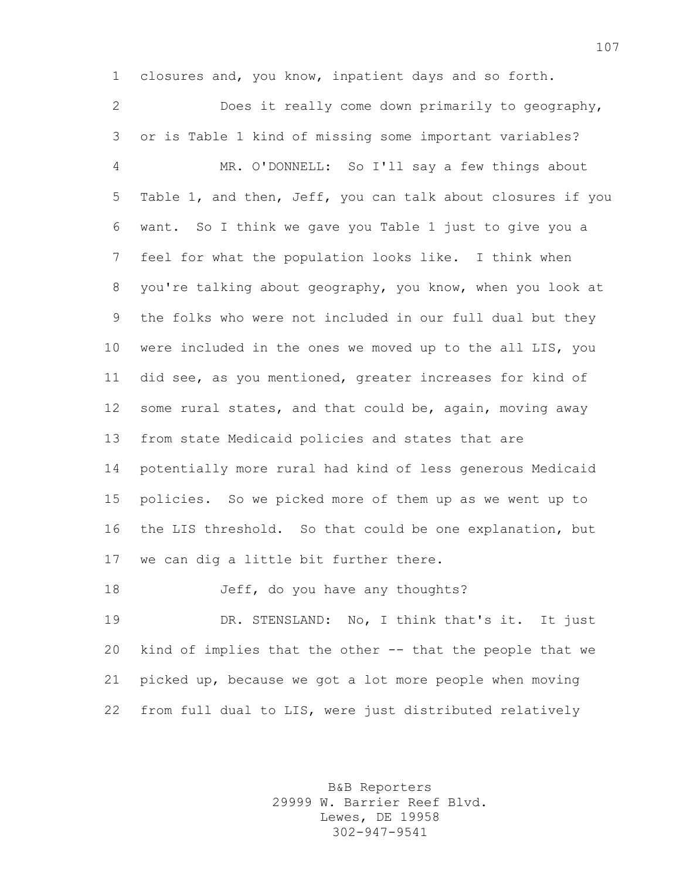closures and, you know, inpatient days and so forth.

Does it really come down primarily to geography, or is Table 1 kind of missing some important variables?

MR. O'DONNELL: So I'll say a few things about Table 1, and then, Jeff, you can talk about closures if you want. So I think we gave you Table 1 just to give you a feel for what the population looks like. I think when you're talking about geography, you know, when you look at the folks who were not included in our full dual but they were included in the ones we moved up to the all LIS, you did see, as you mentioned, greater increases for kind of some rural states, and that could be, again, moving away from state Medicaid policies and states that are potentially more rural had kind of less generous Medicaid policies. So we picked more of them up as we went up to the LIS threshold. So that could be one explanation, but we can dig a little bit further there.

Jeff, do you have any thoughts?

DR. STENSLAND: No, I think that's it. It just kind of implies that the other -- that the people that we picked up, because we got a lot more people when moving from full dual to LIS, were just distributed relatively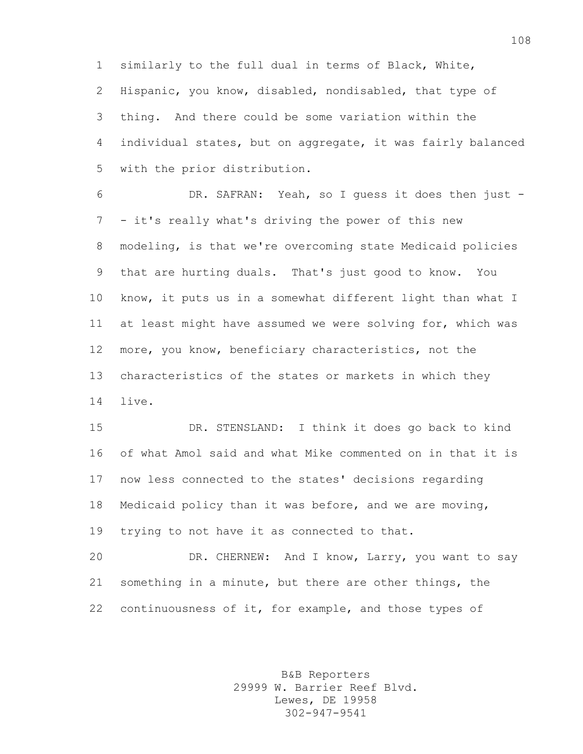similarly to the full dual in terms of Black, White, Hispanic, you know, disabled, nondisabled, that type of thing. And there could be some variation within the individual states, but on aggregate, it was fairly balanced with the prior distribution.

DR. SAFRAN: Yeah, so I guess it does then just -- it's really what's driving the power of this new modeling, is that we're overcoming state Medicaid policies that are hurting duals. That's just good to know. You know, it puts us in a somewhat different light than what I at least might have assumed we were solving for, which was more, you know, beneficiary characteristics, not the characteristics of the states or markets in which they live.

DR. STENSLAND: I think it does go back to kind of what Amol said and what Mike commented on in that it is now less connected to the states' decisions regarding Medicaid policy than it was before, and we are moving, trying to not have it as connected to that.

DR. CHERNEW: And I know, Larry, you want to say something in a minute, but there are other things, the continuousness of it, for example, and those types of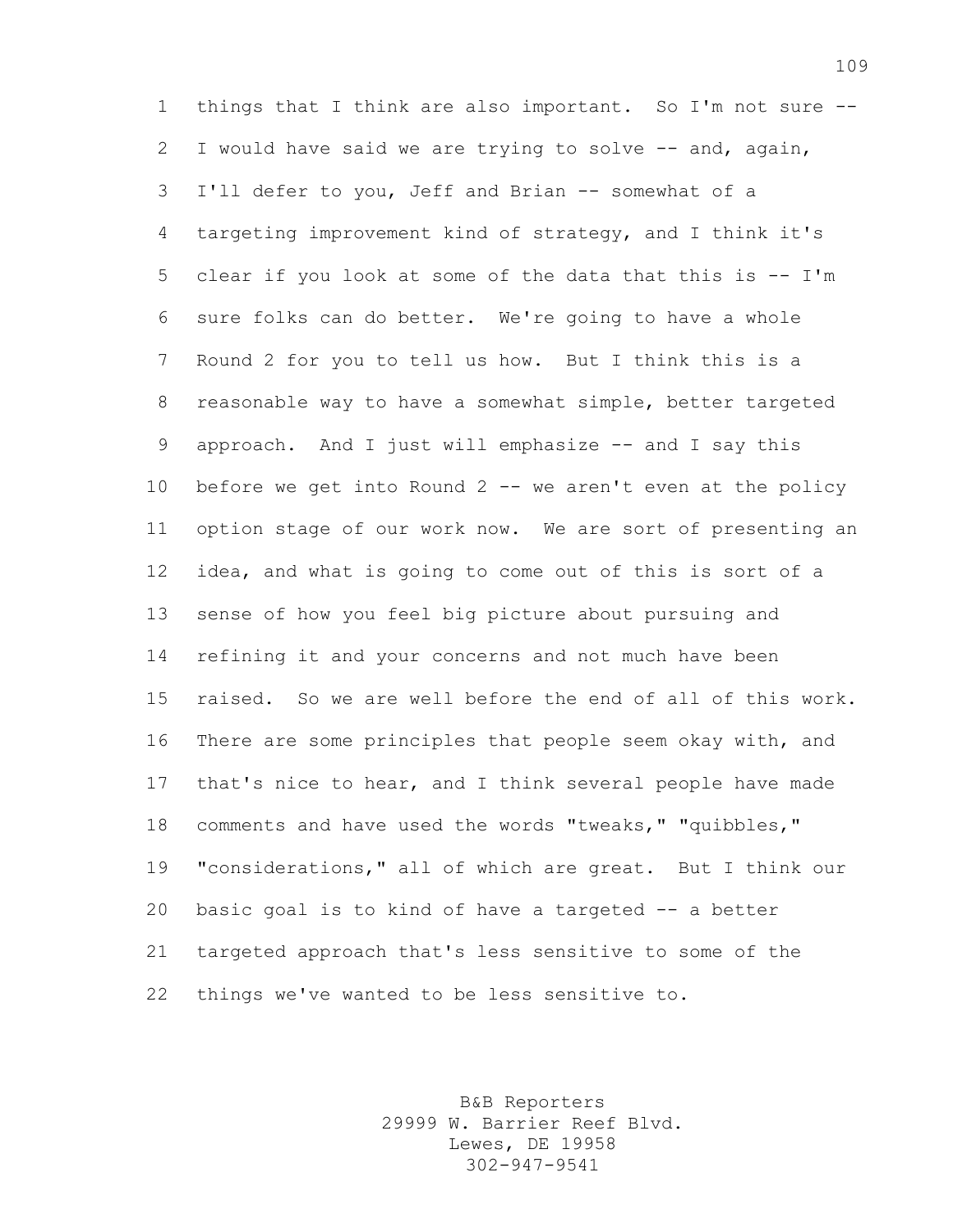things that I think are also important. So I'm not sure -- I would have said we are trying to solve -- and, again, I'll defer to you, Jeff and Brian -- somewhat of a targeting improvement kind of strategy, and I think it's clear if you look at some of the data that this is -- I'm sure folks can do better. We're going to have a whole Round 2 for you to tell us how. But I think this is a reasonable way to have a somewhat simple, better targeted approach. And I just will emphasize -- and I say this before we get into Round 2 -- we aren't even at the policy option stage of our work now. We are sort of presenting an idea, and what is going to come out of this is sort of a sense of how you feel big picture about pursuing and refining it and your concerns and not much have been raised. So we are well before the end of all of this work. There are some principles that people seem okay with, and that's nice to hear, and I think several people have made comments and have used the words "tweaks," "quibbles," "considerations," all of which are great. But I think our basic goal is to kind of have a targeted -- a better targeted approach that's less sensitive to some of the things we've wanted to be less sensitive to.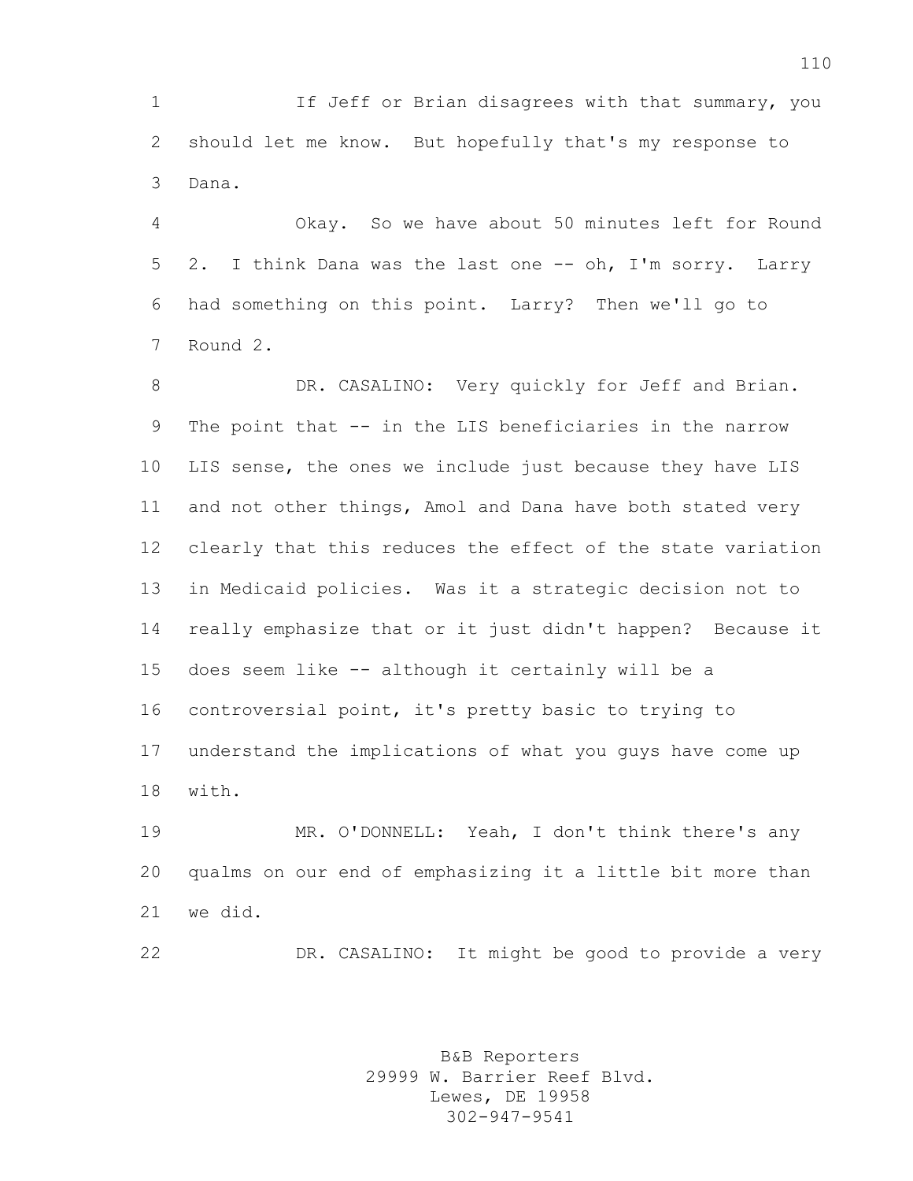If Jeff or Brian disagrees with that summary, you should let me know. But hopefully that's my response to Dana.

Okay. So we have about 50 minutes left for Round 2. I think Dana was the last one -- oh, I'm sorry. Larry had something on this point. Larry? Then we'll go to Round 2.

DR. CASALINO: Very quickly for Jeff and Brian. The point that -- in the LIS beneficiaries in the narrow LIS sense, the ones we include just because they have LIS and not other things, Amol and Dana have both stated very clearly that this reduces the effect of the state variation in Medicaid policies. Was it a strategic decision not to really emphasize that or it just didn't happen? Because it does seem like -- although it certainly will be a controversial point, it's pretty basic to trying to understand the implications of what you guys have come up with.

MR. O'DONNELL: Yeah, I don't think there's any qualms on our end of emphasizing it a little bit more than we did.

DR. CASALINO: It might be good to provide a very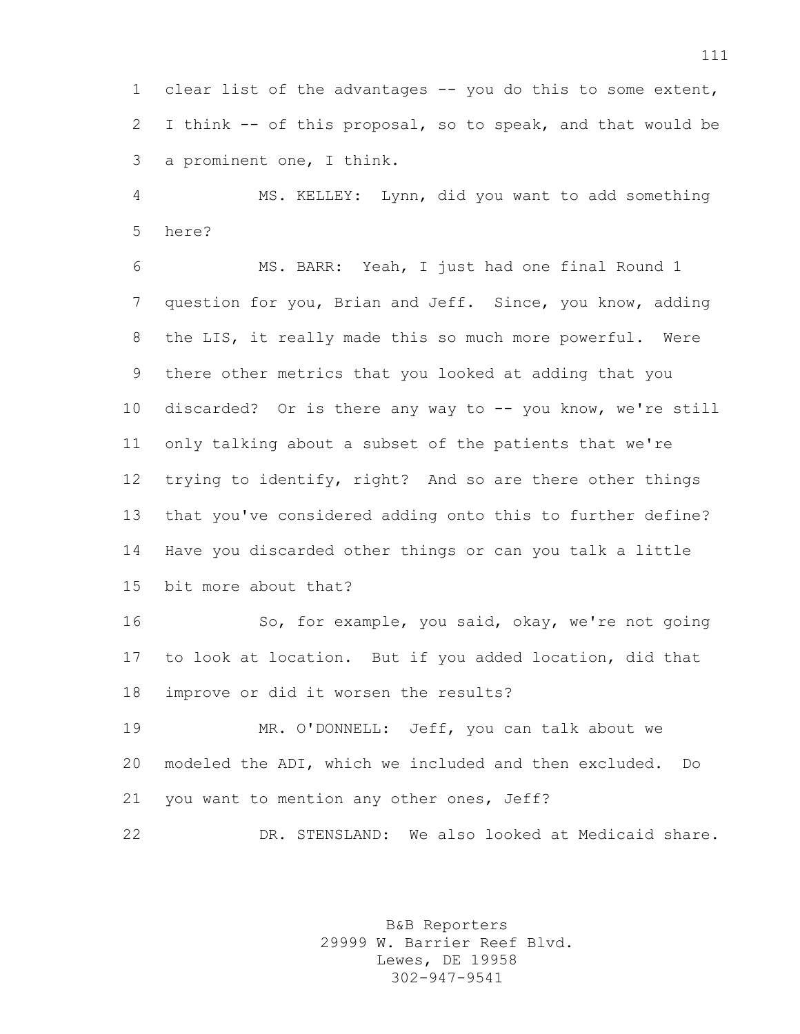clear list of the advantages -- you do this to some extent, I think -- of this proposal, so to speak, and that would be a prominent one, I think.

MS. KELLEY: Lynn, did you want to add something here?

MS. BARR: Yeah, I just had one final Round 1 question for you, Brian and Jeff. Since, you know, adding the LIS, it really made this so much more powerful. Were there other metrics that you looked at adding that you discarded? Or is there any way to -- you know, we're still only talking about a subset of the patients that we're trying to identify, right? And so are there other things that you've considered adding onto this to further define? Have you discarded other things or can you talk a little bit more about that?

So, for example, you said, okay, we're not going to look at location. But if you added location, did that improve or did it worsen the results?

MR. O'DONNELL: Jeff, you can talk about we modeled the ADI, which we included and then excluded. Do you want to mention any other ones, Jeff?

DR. STENSLAND: We also looked at Medicaid share.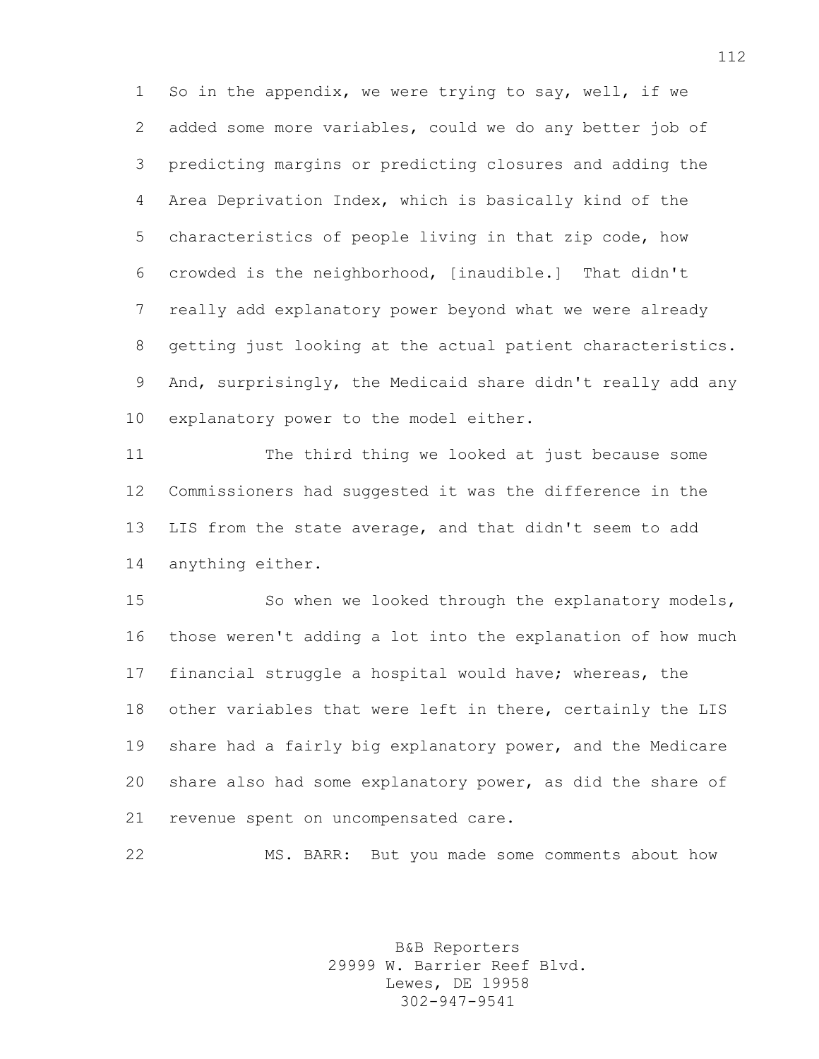So in the appendix, we were trying to say, well, if we added some more variables, could we do any better job of predicting margins or predicting closures and adding the Area Deprivation Index, which is basically kind of the characteristics of people living in that zip code, how crowded is the neighborhood, [inaudible.] That didn't really add explanatory power beyond what we were already getting just looking at the actual patient characteristics. And, surprisingly, the Medicaid share didn't really add any explanatory power to the model either.

The third thing we looked at just because some Commissioners had suggested it was the difference in the LIS from the state average, and that didn't seem to add anything either.

So when we looked through the explanatory models, those weren't adding a lot into the explanation of how much financial struggle a hospital would have; whereas, the other variables that were left in there, certainly the LIS share had a fairly big explanatory power, and the Medicare share also had some explanatory power, as did the share of revenue spent on uncompensated care.

MS. BARR: But you made some comments about how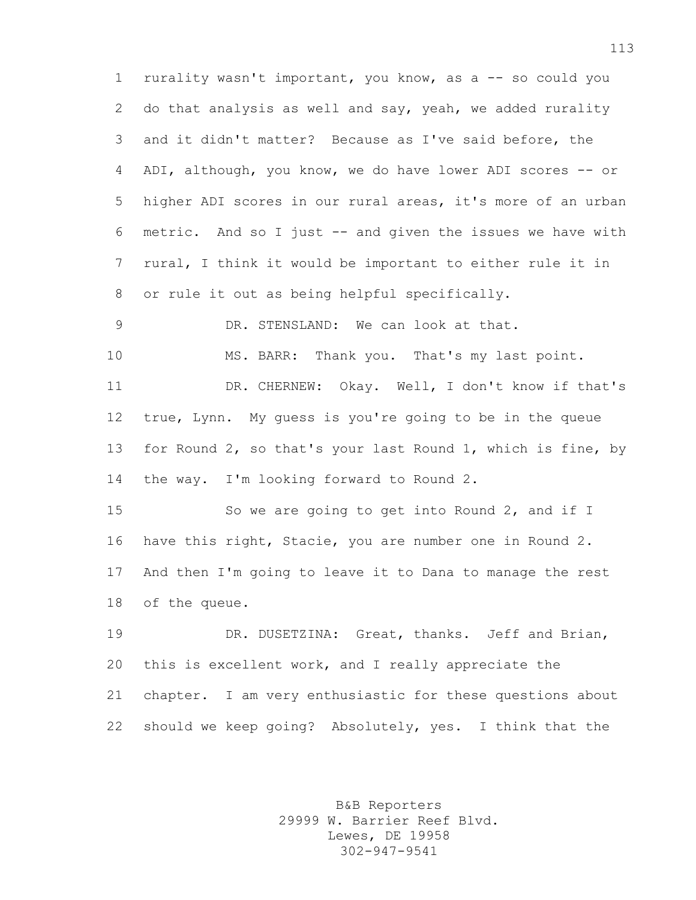rurality wasn't important, you know, as a -- so could you do that analysis as well and say, yeah, we added rurality and it didn't matter? Because as I've said before, the ADI, although, you know, we do have lower ADI scores -- or higher ADI scores in our rural areas, it's more of an urban metric. And so I just -- and given the issues we have with rural, I think it would be important to either rule it in or rule it out as being helpful specifically.

DR. STENSLAND: We can look at that.

MS. BARR: Thank you. That's my last point.

DR. CHERNEW: Okay. Well, I don't know if that's true, Lynn. My guess is you're going to be in the queue for Round 2, so that's your last Round 1, which is fine, by the way. I'm looking forward to Round 2.

So we are going to get into Round 2, and if I have this right, Stacie, you are number one in Round 2. And then I'm going to leave it to Dana to manage the rest of the queue.

DR. DUSETZINA: Great, thanks. Jeff and Brian, this is excellent work, and I really appreciate the chapter. I am very enthusiastic for these questions about should we keep going? Absolutely, yes. I think that the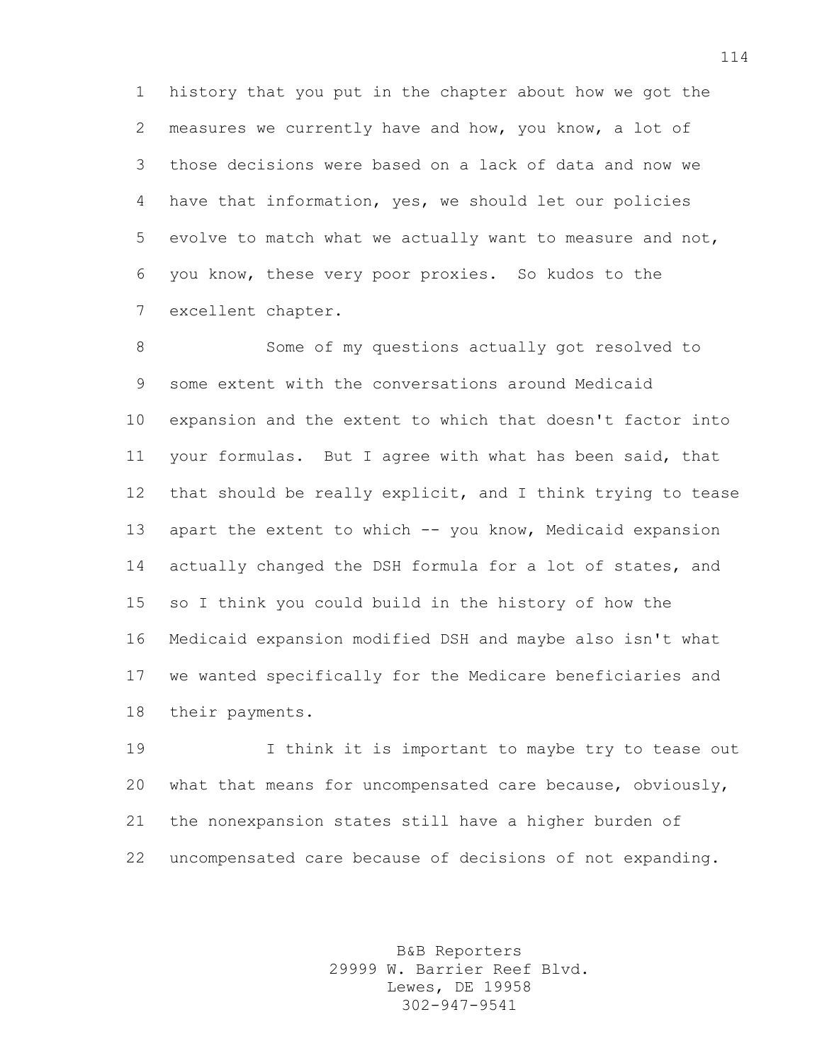history that you put in the chapter about how we got the measures we currently have and how, you know, a lot of those decisions were based on a lack of data and now we have that information, yes, we should let our policies evolve to match what we actually want to measure and not, you know, these very poor proxies. So kudos to the excellent chapter.

Some of my questions actually got resolved to some extent with the conversations around Medicaid expansion and the extent to which that doesn't factor into your formulas. But I agree with what has been said, that that should be really explicit, and I think trying to tease apart the extent to which -- you know, Medicaid expansion actually changed the DSH formula for a lot of states, and so I think you could build in the history of how the Medicaid expansion modified DSH and maybe also isn't what we wanted specifically for the Medicare beneficiaries and their payments.

I think it is important to maybe try to tease out what that means for uncompensated care because, obviously, the nonexpansion states still have a higher burden of uncompensated care because of decisions of not expanding.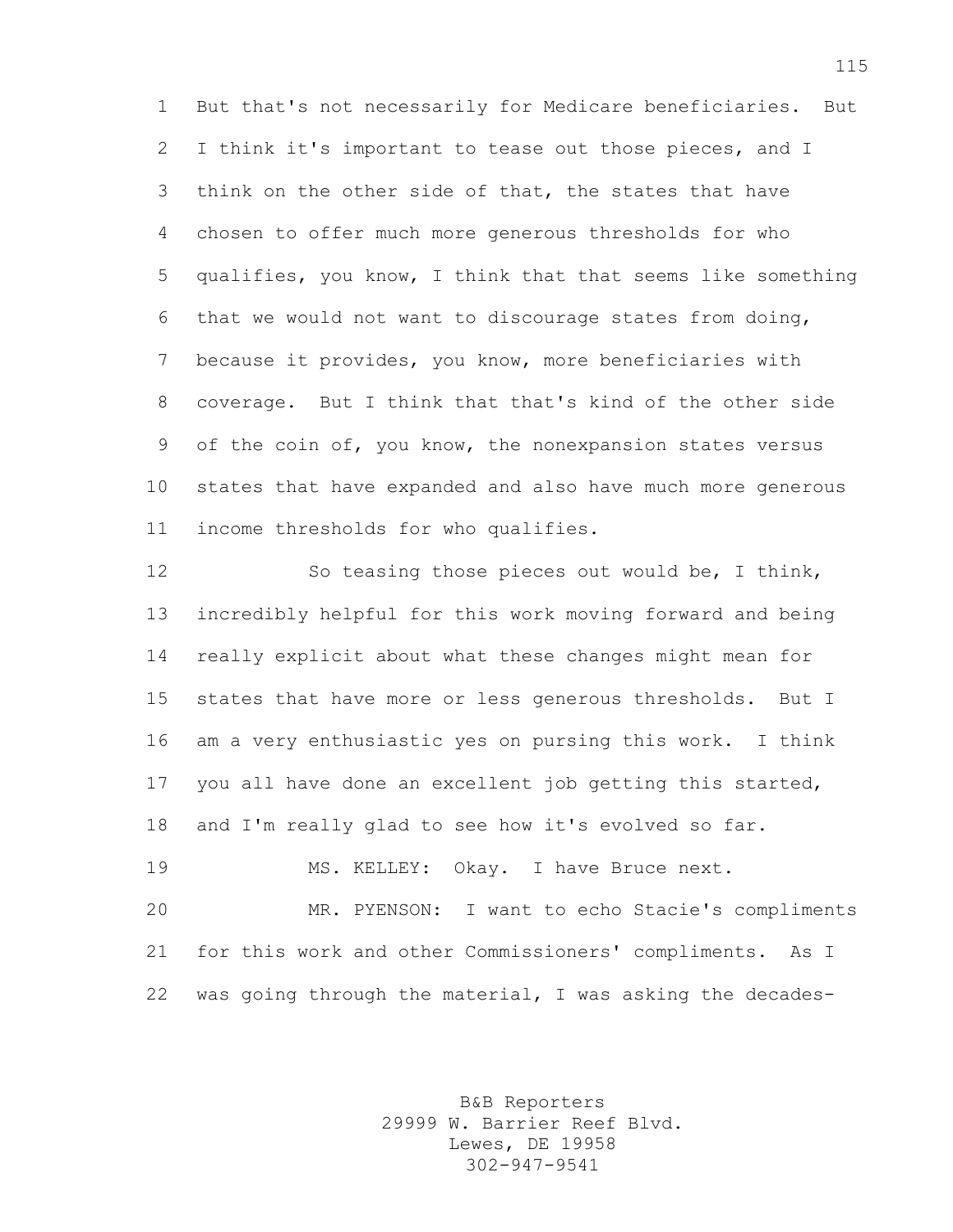But that's not necessarily for Medicare beneficiaries. But I think it's important to tease out those pieces, and I think on the other side of that, the states that have chosen to offer much more generous thresholds for who qualifies, you know, I think that that seems like something that we would not want to discourage states from doing, because it provides, you know, more beneficiaries with coverage. But I think that that's kind of the other side of the coin of, you know, the nonexpansion states versus states that have expanded and also have much more generous income thresholds for who qualifies.

So teasing those pieces out would be, I think, incredibly helpful for this work moving forward and being really explicit about what these changes might mean for states that have more or less generous thresholds. But I am a very enthusiastic yes on pursing this work. I think you all have done an excellent job getting this started, and I'm really glad to see how it's evolved so far.

MS. KELLEY: Okay. I have Bruce next.

MR. PYENSON: I want to echo Stacie's compliments for this work and other Commissioners' compliments. As I was going through the material, I was asking the decades-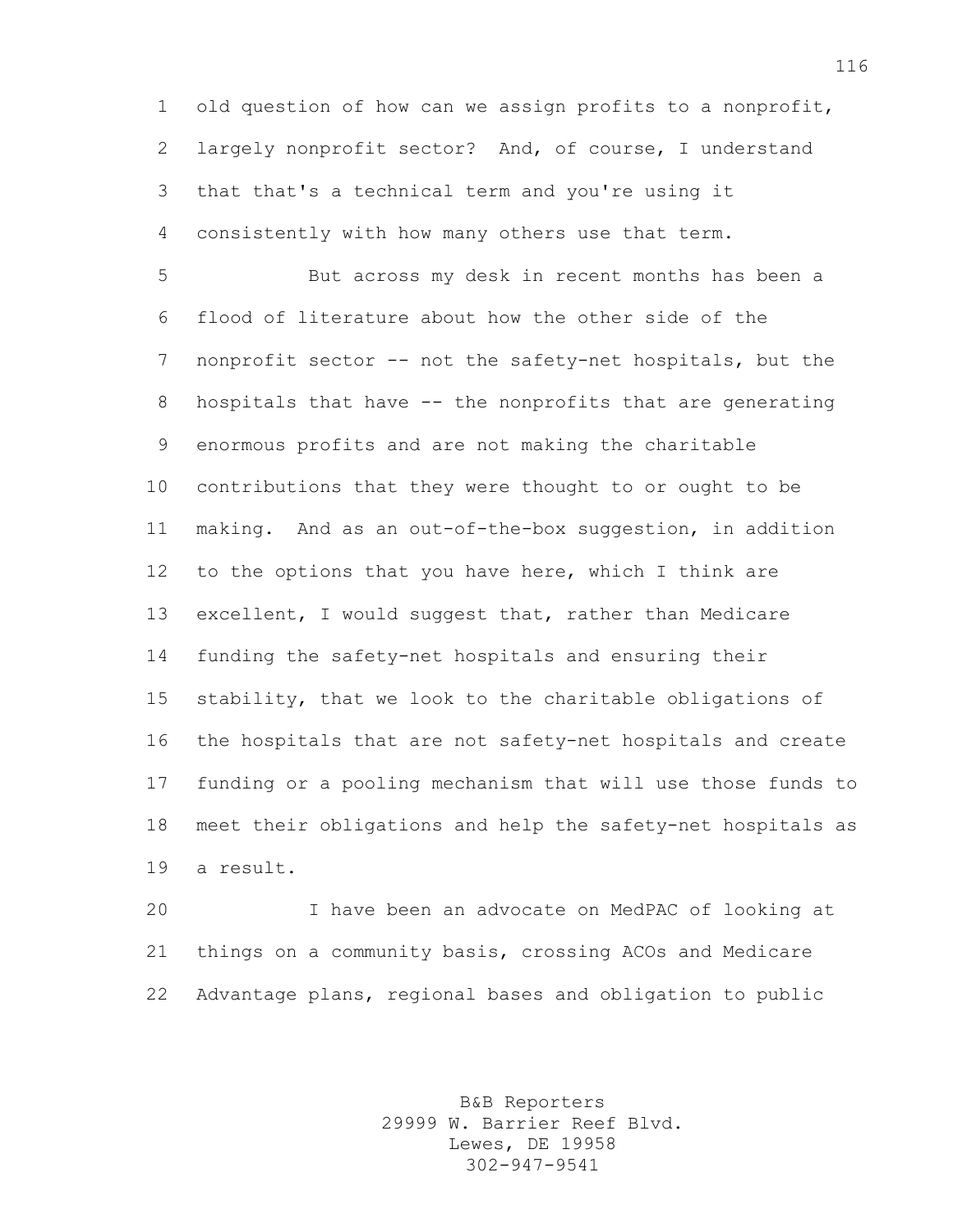old question of how can we assign profits to a nonprofit, largely nonprofit sector? And, of course, I understand that that's a technical term and you're using it consistently with how many others use that term.

But across my desk in recent months has been a flood of literature about how the other side of the nonprofit sector -- not the safety-net hospitals, but the hospitals that have -- the nonprofits that are generating enormous profits and are not making the charitable contributions that they were thought to or ought to be making. And as an out-of-the-box suggestion, in addition to the options that you have here, which I think are excellent, I would suggest that, rather than Medicare funding the safety-net hospitals and ensuring their stability, that we look to the charitable obligations of the hospitals that are not safety-net hospitals and create funding or a pooling mechanism that will use those funds to meet their obligations and help the safety-net hospitals as a result.

I have been an advocate on MedPAC of looking at things on a community basis, crossing ACOs and Medicare Advantage plans, regional bases and obligation to public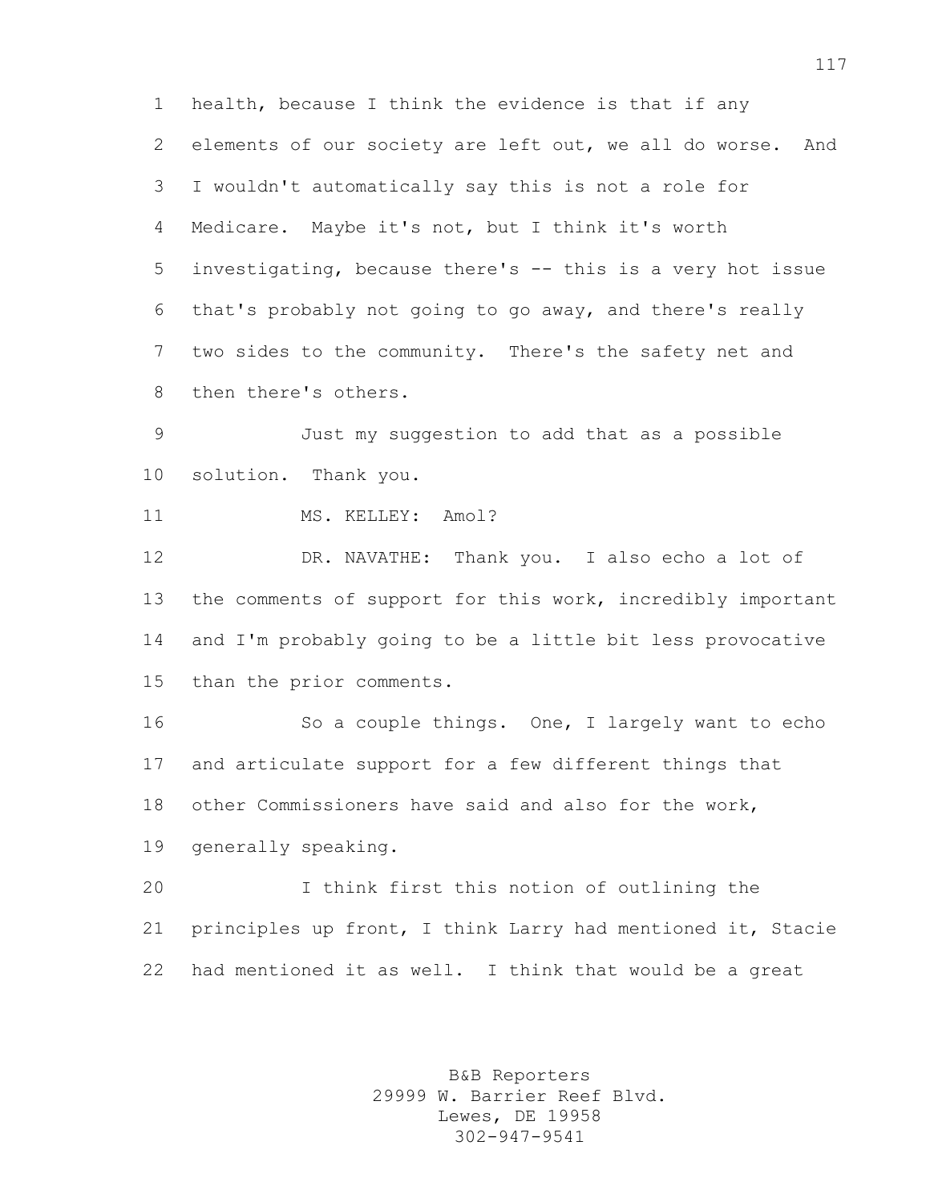health, because I think the evidence is that if any elements of our society are left out, we all do worse. And I wouldn't automatically say this is not a role for Medicare. Maybe it's not, but I think it's worth investigating, because there's -- this is a very hot issue that's probably not going to go away, and there's really two sides to the community. There's the safety net and then there's others.

Just my suggestion to add that as a possible solution. Thank you.

MS. KELLEY: Amol?

DR. NAVATHE: Thank you. I also echo a lot of the comments of support for this work, incredibly important and I'm probably going to be a little bit less provocative than the prior comments.

So a couple things. One, I largely want to echo and articulate support for a few different things that other Commissioners have said and also for the work, generally speaking.

I think first this notion of outlining the principles up front, I think Larry had mentioned it, Stacie had mentioned it as well. I think that would be a great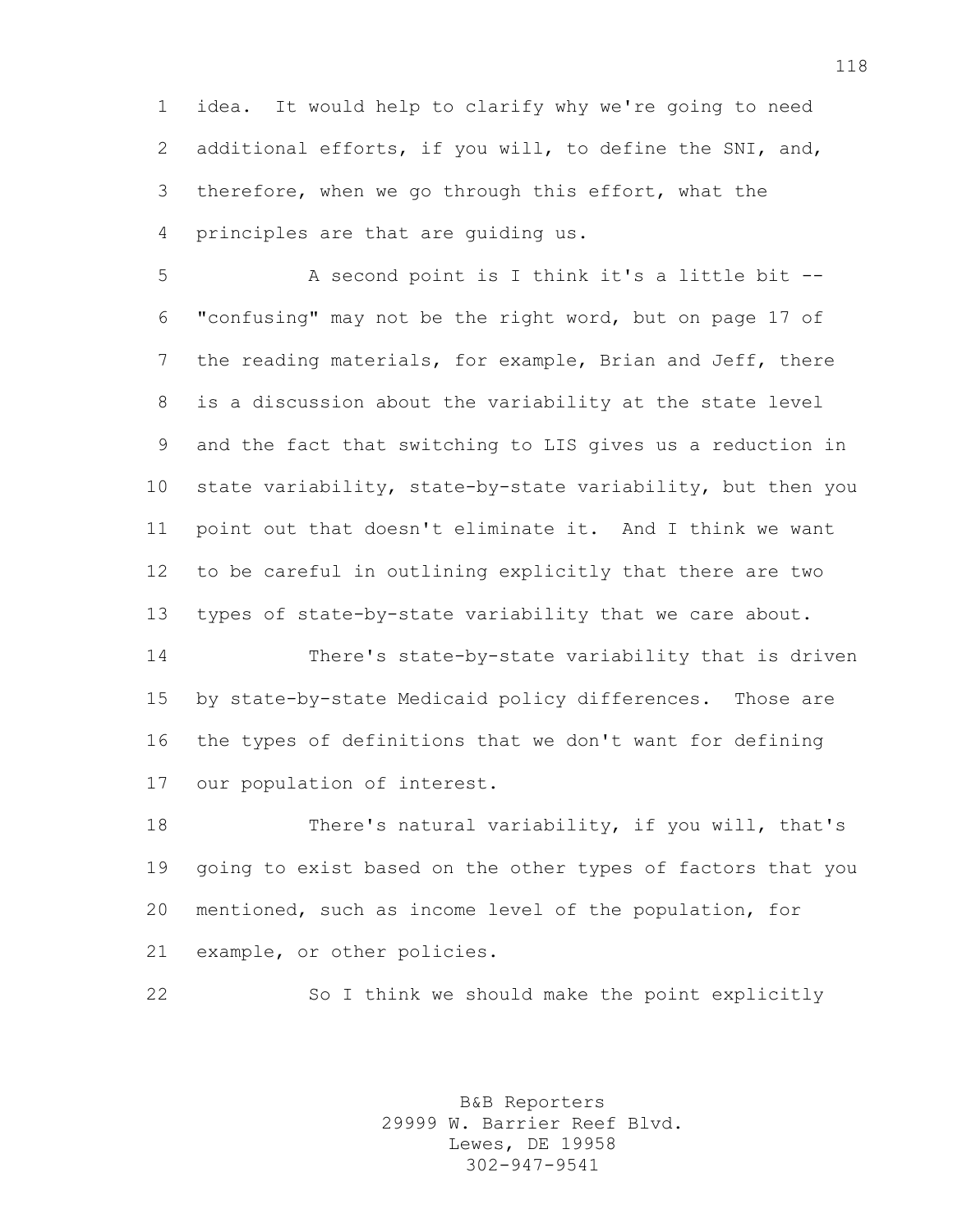idea. It would help to clarify why we're going to need additional efforts, if you will, to define the SNI, and, therefore, when we go through this effort, what the principles are that are guiding us.

A second point is I think it's a little bit -- "confusing" may not be the right word, but on page 17 of the reading materials, for example, Brian and Jeff, there is a discussion about the variability at the state level and the fact that switching to LIS gives us a reduction in state variability, state-by-state variability, but then you point out that doesn't eliminate it. And I think we want to be careful in outlining explicitly that there are two types of state-by-state variability that we care about.

There's state-by-state variability that is driven by state-by-state Medicaid policy differences. Those are the types of definitions that we don't want for defining our population of interest.

There's natural variability, if you will, that's going to exist based on the other types of factors that you mentioned, such as income level of the population, for example, or other policies.

So I think we should make the point explicitly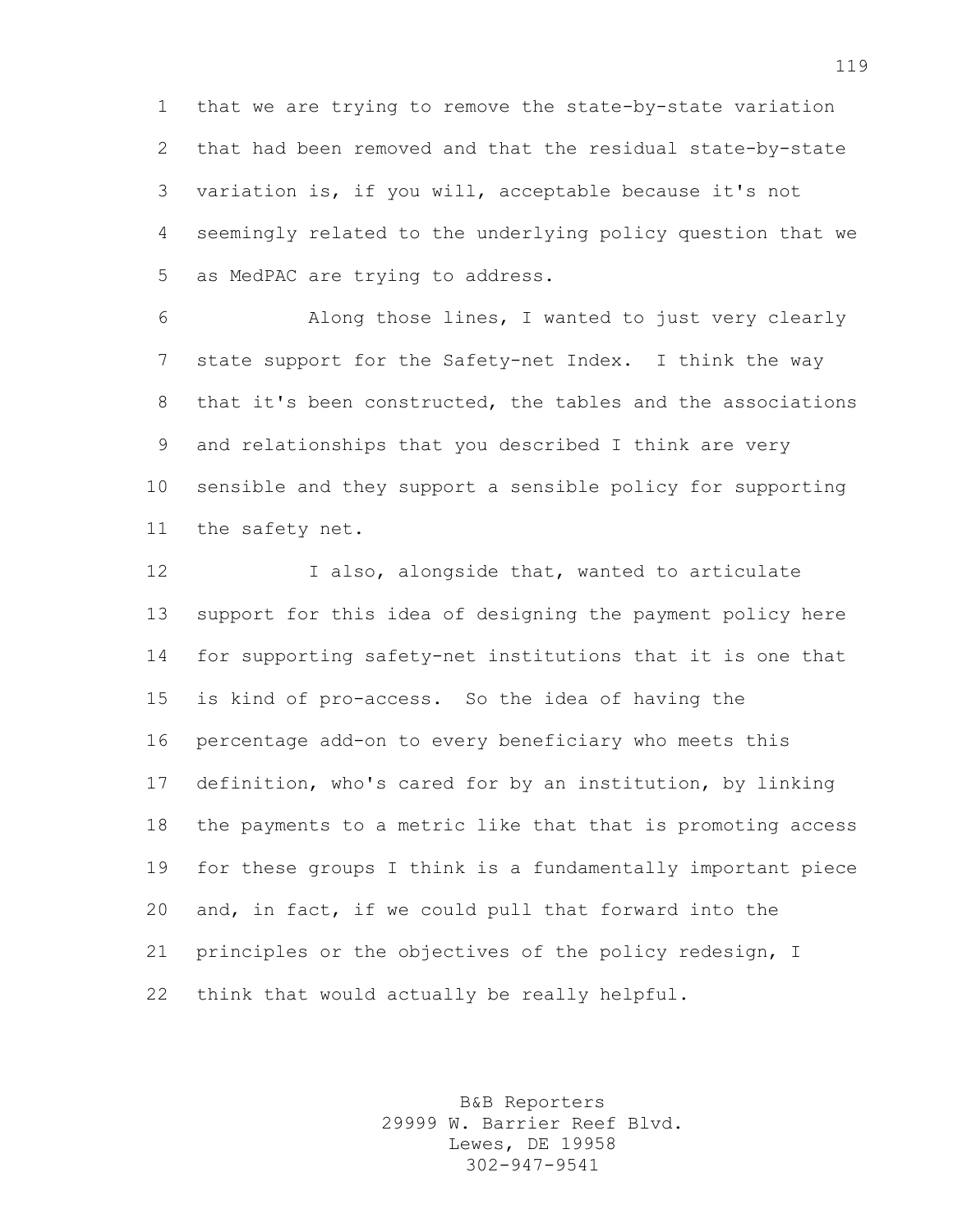that we are trying to remove the state-by-state variation that had been removed and that the residual state-by-state variation is, if you will, acceptable because it's not seemingly related to the underlying policy question that we as MedPAC are trying to address.

Along those lines, I wanted to just very clearly state support for the Safety-net Index. I think the way that it's been constructed, the tables and the associations and relationships that you described I think are very sensible and they support a sensible policy for supporting the safety net.

I also, alongside that, wanted to articulate support for this idea of designing the payment policy here for supporting safety-net institutions that it is one that is kind of pro-access. So the idea of having the percentage add-on to every beneficiary who meets this definition, who's cared for by an institution, by linking the payments to a metric like that that is promoting access for these groups I think is a fundamentally important piece and, in fact, if we could pull that forward into the principles or the objectives of the policy redesign, I think that would actually be really helpful.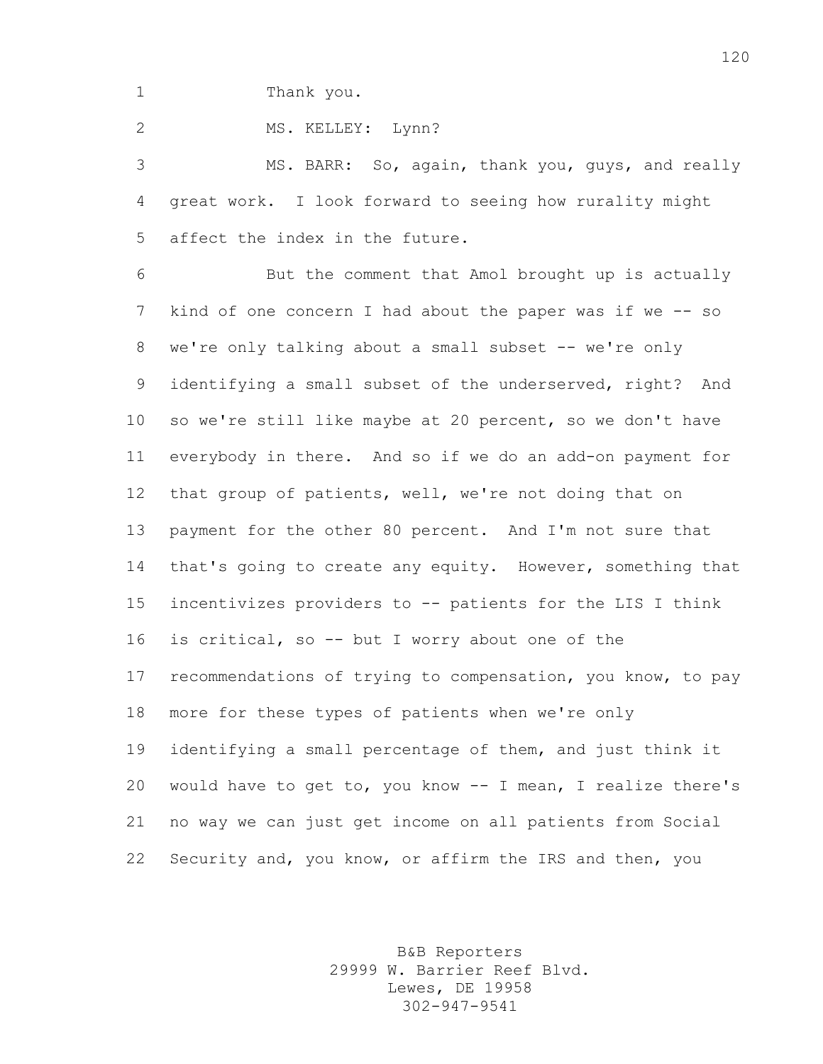Thank you.

MS. KELLEY: Lynn?

MS. BARR: So, again, thank you, guys, and really great work. I look forward to seeing how rurality might affect the index in the future.

But the comment that Amol brought up is actually kind of one concern I had about the paper was if we -- so we're only talking about a small subset -- we're only identifying a small subset of the underserved, right? And so we're still like maybe at 20 percent, so we don't have everybody in there. And so if we do an add-on payment for that group of patients, well, we're not doing that on payment for the other 80 percent. And I'm not sure that that's going to create any equity. However, something that incentivizes providers to -- patients for the LIS I think is critical, so -- but I worry about one of the recommendations of trying to compensation, you know, to pay more for these types of patients when we're only identifying a small percentage of them, and just think it would have to get to, you know -- I mean, I realize there's no way we can just get income on all patients from Social Security and, you know, or affirm the IRS and then, you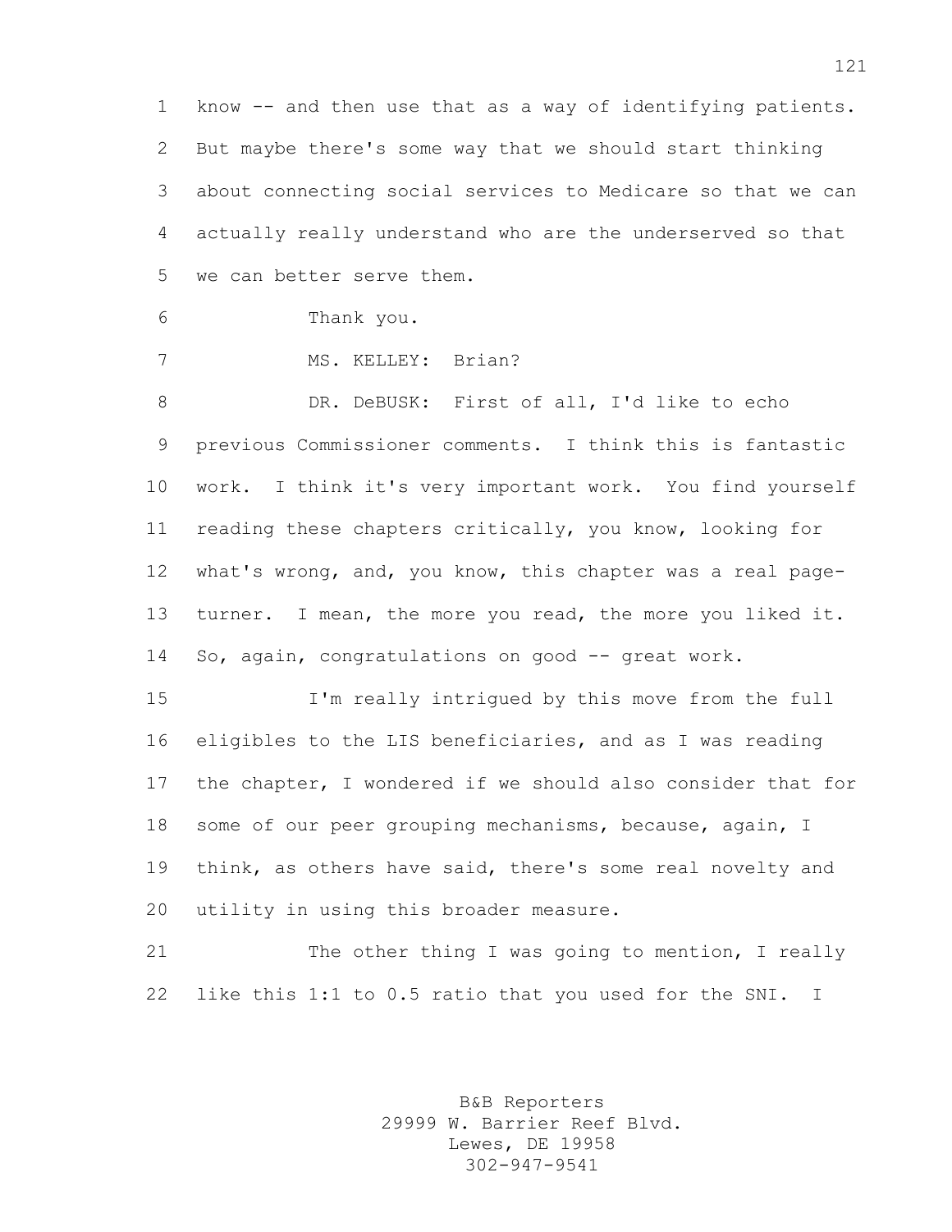know -- and then use that as a way of identifying patients. But maybe there's some way that we should start thinking about connecting social services to Medicare so that we can actually really understand who are the underserved so that we can better serve them.

Thank you.

MS. KELLEY: Brian?

DR. DeBUSK: First of all, I'd like to echo previous Commissioner comments. I think this is fantastic work. I think it's very important work. You find yourself reading these chapters critically, you know, looking for what's wrong, and, you know, this chapter was a real page-turner. I mean, the more you read, the more you liked it. So, again, congratulations on good -- great work.

I'm really intrigued by this move from the full eligibles to the LIS beneficiaries, and as I was reading the chapter, I wondered if we should also consider that for some of our peer grouping mechanisms, because, again, I think, as others have said, there's some real novelty and utility in using this broader measure.

The other thing I was going to mention, I really like this 1:1 to 0.5 ratio that you used for the SNI. I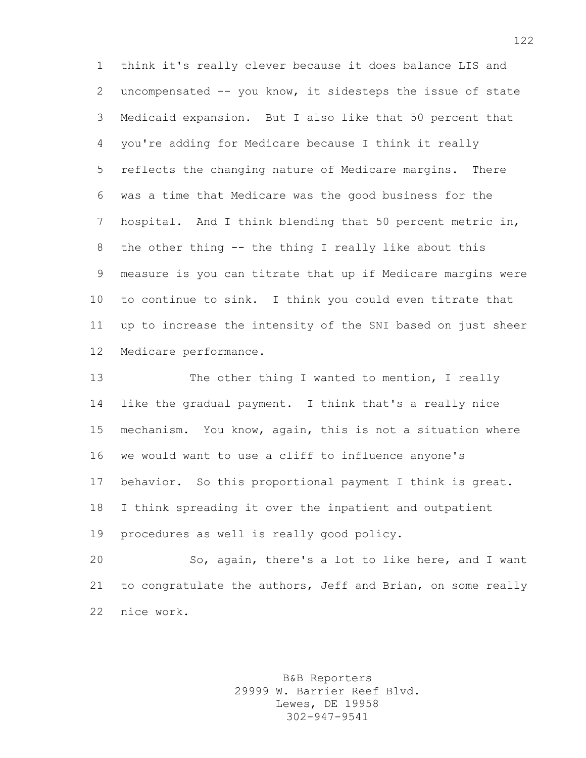think it's really clever because it does balance LIS and uncompensated -- you know, it sidesteps the issue of state Medicaid expansion. But I also like that 50 percent that you're adding for Medicare because I think it really reflects the changing nature of Medicare margins. There was a time that Medicare was the good business for the hospital. And I think blending that 50 percent metric in, the other thing -- the thing I really like about this measure is you can titrate that up if Medicare margins were to continue to sink. I think you could even titrate that up to increase the intensity of the SNI based on just sheer Medicare performance.

The other thing I wanted to mention, I really like the gradual payment. I think that's a really nice mechanism. You know, again, this is not a situation where we would want to use a cliff to influence anyone's behavior. So this proportional payment I think is great. I think spreading it over the inpatient and outpatient procedures as well is really good policy.

So, again, there's a lot to like here, and I want to congratulate the authors, Jeff and Brian, on some really nice work.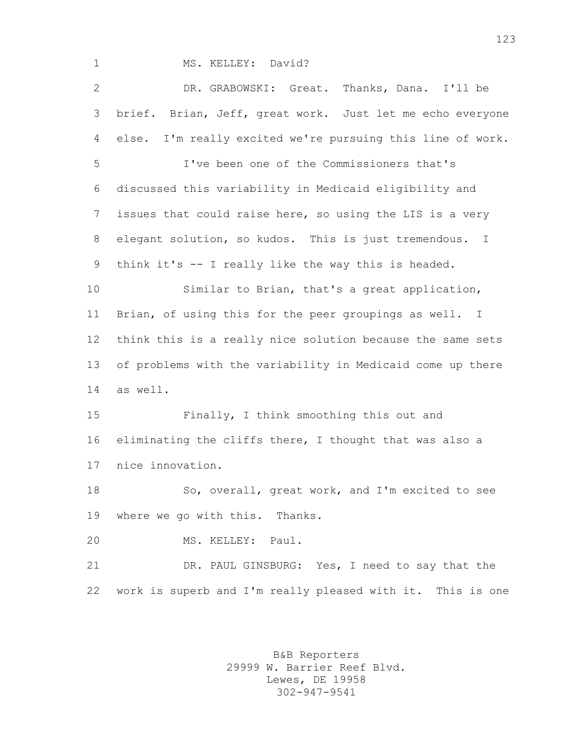MS. KELLEY: David?

DR. GRABOWSKI: Great. Thanks, Dana. I'll be brief. Brian, Jeff, great work. Just let me echo everyone else. I'm really excited we're pursuing this line of work.

I've been one of the Commissioners that's discussed this variability in Medicaid eligibility and issues that could raise here, so using the LIS is a very elegant solution, so kudos. This is just tremendous. I think it's -- I really like the way this is headed.

Similar to Brian, that's a great application, Brian, of using this for the peer groupings as well. I think this is a really nice solution because the same sets of problems with the variability in Medicaid come up there as well.

Finally, I think smoothing this out and eliminating the cliffs there, I thought that was also a nice innovation.

So, overall, great work, and I'm excited to see where we go with this. Thanks.

MS. KELLEY: Paul.

DR. PAUL GINSBURG: Yes, I need to say that the work is superb and I'm really pleased with it. This is one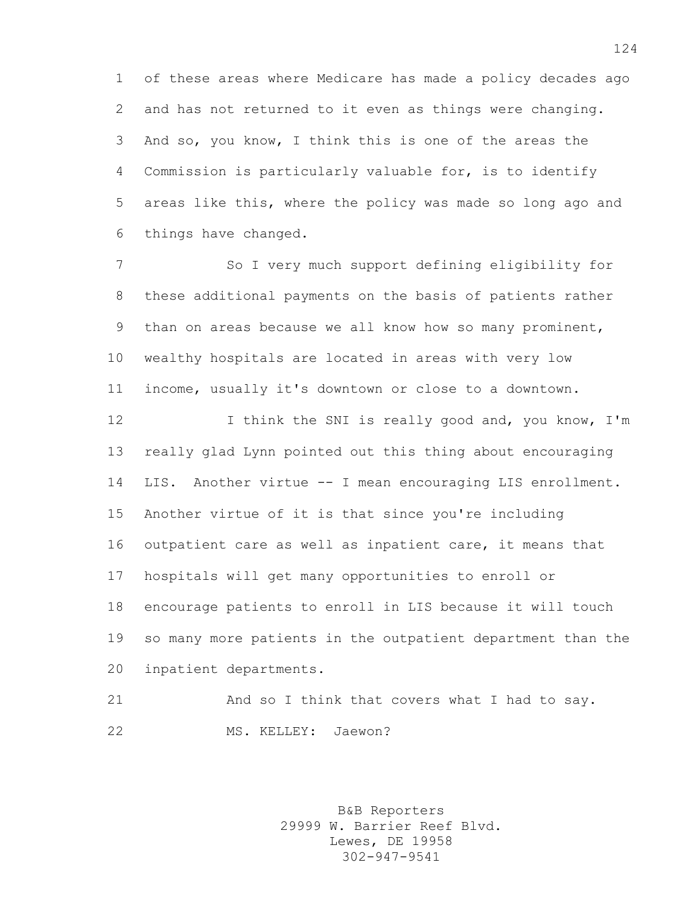of these areas where Medicare has made a policy decades ago and has not returned to it even as things were changing. And so, you know, I think this is one of the areas the Commission is particularly valuable for, is to identify areas like this, where the policy was made so long ago and things have changed.

So I very much support defining eligibility for these additional payments on the basis of patients rather than on areas because we all know how so many prominent, wealthy hospitals are located in areas with very low income, usually it's downtown or close to a downtown.

I think the SNI is really good and, you know, I'm really glad Lynn pointed out this thing about encouraging LIS. Another virtue -- I mean encouraging LIS enrollment. Another virtue of it is that since you're including outpatient care as well as inpatient care, it means that hospitals will get many opportunities to enroll or encourage patients to enroll in LIS because it will touch so many more patients in the outpatient department than the inpatient departments.

And so I think that covers what I had to say.

MS. KELLEY: Jaewon?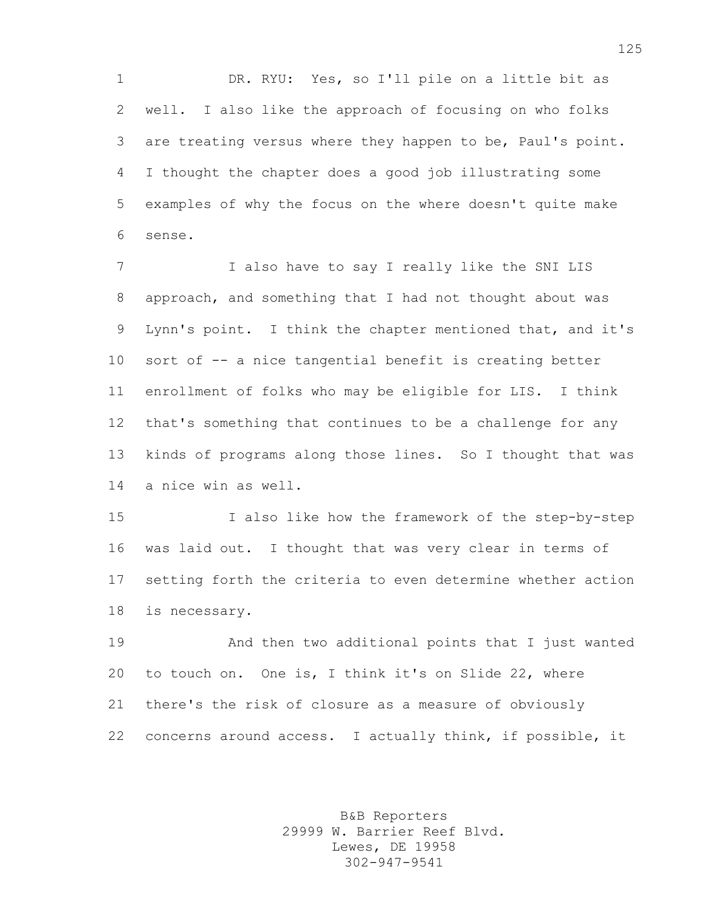DR. RYU: Yes, so I'll pile on a little bit as well. I also like the approach of focusing on who folks are treating versus where they happen to be, Paul's point. I thought the chapter does a good job illustrating some examples of why the focus on the where doesn't quite make sense.

I also have to say I really like the SNI LIS approach, and something that I had not thought about was Lynn's point. I think the chapter mentioned that, and it's sort of -- a nice tangential benefit is creating better enrollment of folks who may be eligible for LIS. I think that's something that continues to be a challenge for any kinds of programs along those lines. So I thought that was a nice win as well.

I also like how the framework of the step-by-step was laid out. I thought that was very clear in terms of setting forth the criteria to even determine whether action is necessary.

And then two additional points that I just wanted to touch on. One is, I think it's on Slide 22, where there's the risk of closure as a measure of obviously concerns around access. I actually think, if possible, it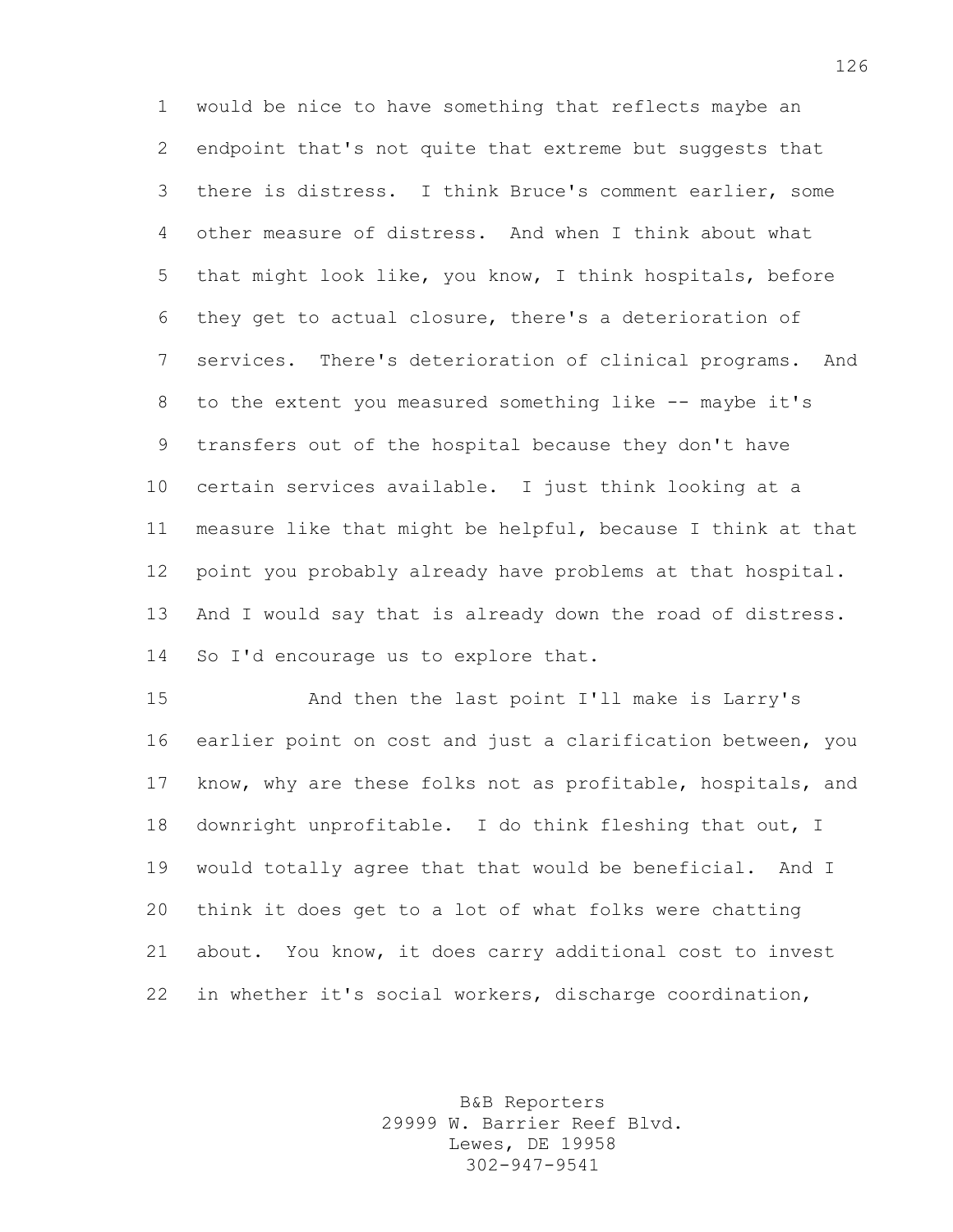would be nice to have something that reflects maybe an endpoint that's not quite that extreme but suggests that there is distress. I think Bruce's comment earlier, some other measure of distress. And when I think about what that might look like, you know, I think hospitals, before they get to actual closure, there's a deterioration of services. There's deterioration of clinical programs. And to the extent you measured something like -- maybe it's transfers out of the hospital because they don't have certain services available. I just think looking at a measure like that might be helpful, because I think at that point you probably already have problems at that hospital. And I would say that is already down the road of distress. So I'd encourage us to explore that.

And then the last point I'll make is Larry's earlier point on cost and just a clarification between, you know, why are these folks not as profitable, hospitals, and downright unprofitable. I do think fleshing that out, I would totally agree that that would be beneficial. And I think it does get to a lot of what folks were chatting about. You know, it does carry additional cost to invest in whether it's social workers, discharge coordination,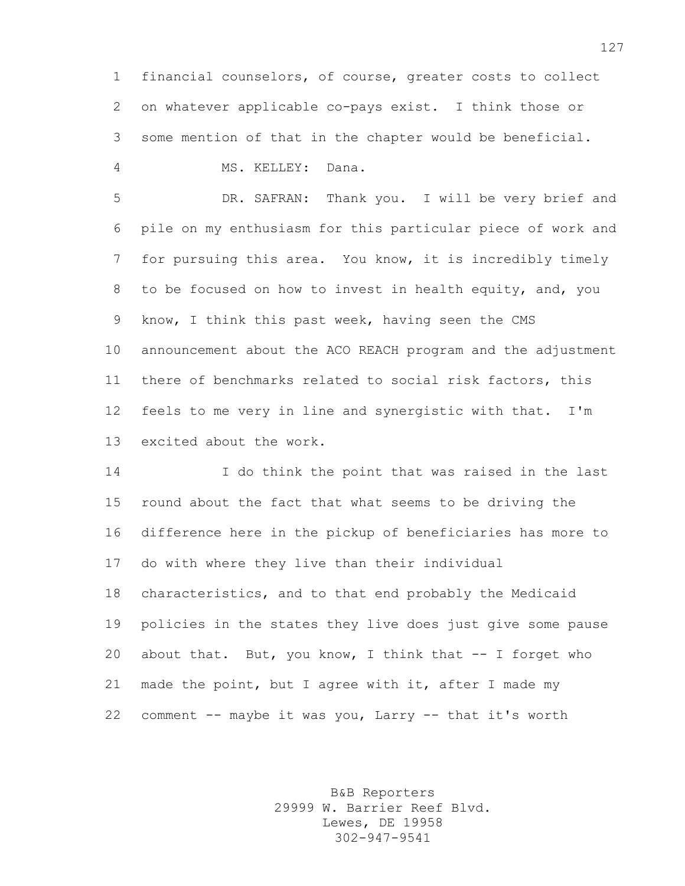financial counselors, of course, greater costs to collect on whatever applicable co-pays exist. I think those or some mention of that in the chapter would be beneficial.

MS. KELLEY: Dana.

DR. SAFRAN: Thank you. I will be very brief and pile on my enthusiasm for this particular piece of work and for pursuing this area. You know, it is incredibly timely to be focused on how to invest in health equity, and, you know, I think this past week, having seen the CMS announcement about the ACO REACH program and the adjustment there of benchmarks related to social risk factors, this feels to me very in line and synergistic with that. I'm excited about the work.

I do think the point that was raised in the last round about the fact that what seems to be driving the difference here in the pickup of beneficiaries has more to do with where they live than their individual characteristics, and to that end probably the Medicaid policies in the states they live does just give some pause about that. But, you know, I think that -- I forget who made the point, but I agree with it, after I made my comment -- maybe it was you, Larry -- that it's worth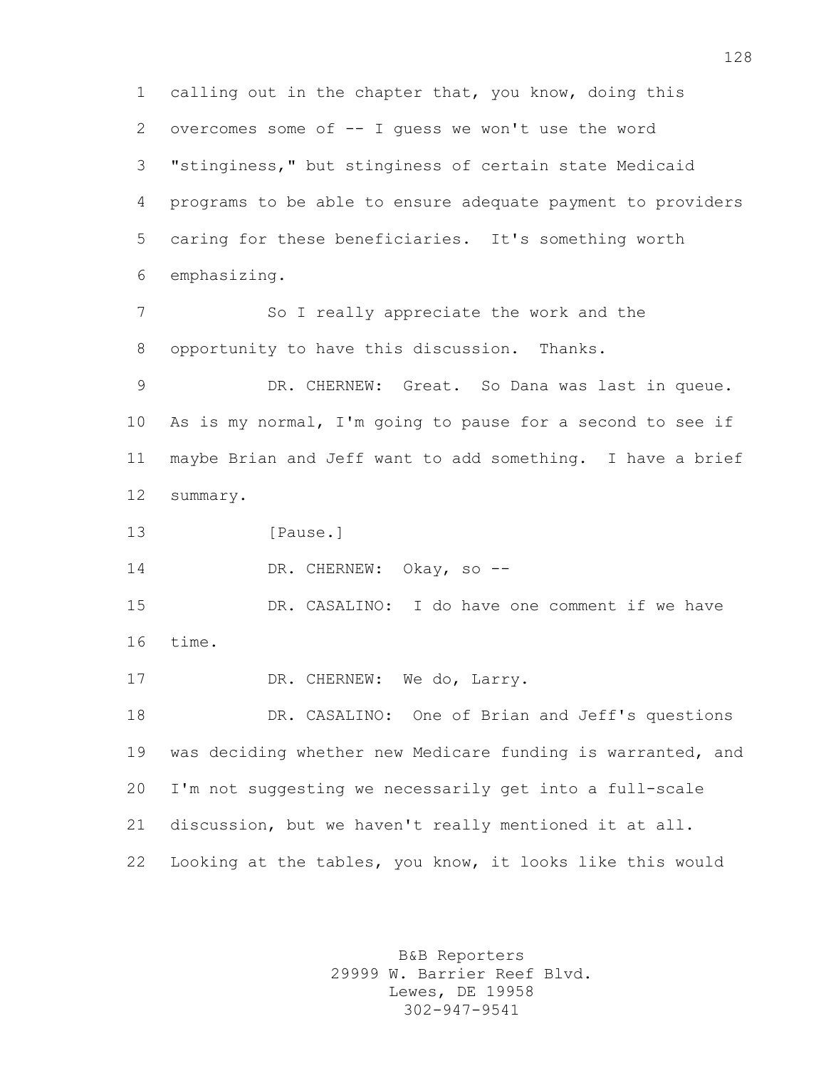calling out in the chapter that, you know, doing this overcomes some of -- I guess we won't use the word "stinginess," but stinginess of certain state Medicaid programs to be able to ensure adequate payment to providers caring for these beneficiaries. It's something worth emphasizing.

So I really appreciate the work and the opportunity to have this discussion. Thanks.

DR. CHERNEW: Great. So Dana was last in queue. As is my normal, I'm going to pause for a second to see if maybe Brian and Jeff want to add something. I have a brief summary.

[Pause.]

DR. CHERNEW: Okay, so --

DR. CASALINO: I do have one comment if we have time.

DR. CHERNEW: We do, Larry.

DR. CASALINO: One of Brian and Jeff's questions was deciding whether new Medicare funding is warranted, and I'm not suggesting we necessarily get into a full-scale discussion, but we haven't really mentioned it at all. Looking at the tables, you know, it looks like this would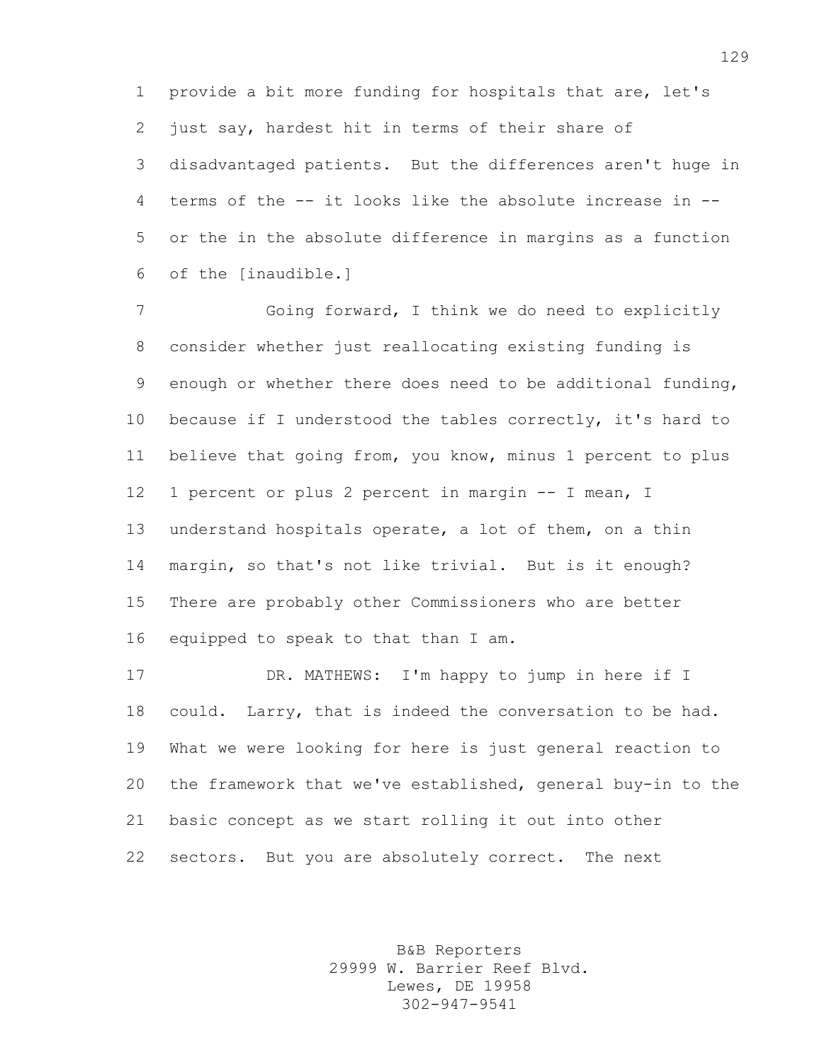provide a bit more funding for hospitals that are, let's just say, hardest hit in terms of their share of disadvantaged patients. But the differences aren't huge in terms of the -- it looks like the absolute increase in -- or the in the absolute difference in margins as a function of the [inaudible.]

Going forward, I think we do need to explicitly consider whether just reallocating existing funding is enough or whether there does need to be additional funding, because if I understood the tables correctly, it's hard to believe that going from, you know, minus 1 percent to plus 1 percent or plus 2 percent in margin -- I mean, I understand hospitals operate, a lot of them, on a thin margin, so that's not like trivial. But is it enough? There are probably other Commissioners who are better equipped to speak to that than I am.

DR. MATHEWS: I'm happy to jump in here if I could. Larry, that is indeed the conversation to be had. What we were looking for here is just general reaction to the framework that we've established, general buy-in to the basic concept as we start rolling it out into other sectors. But you are absolutely correct. The next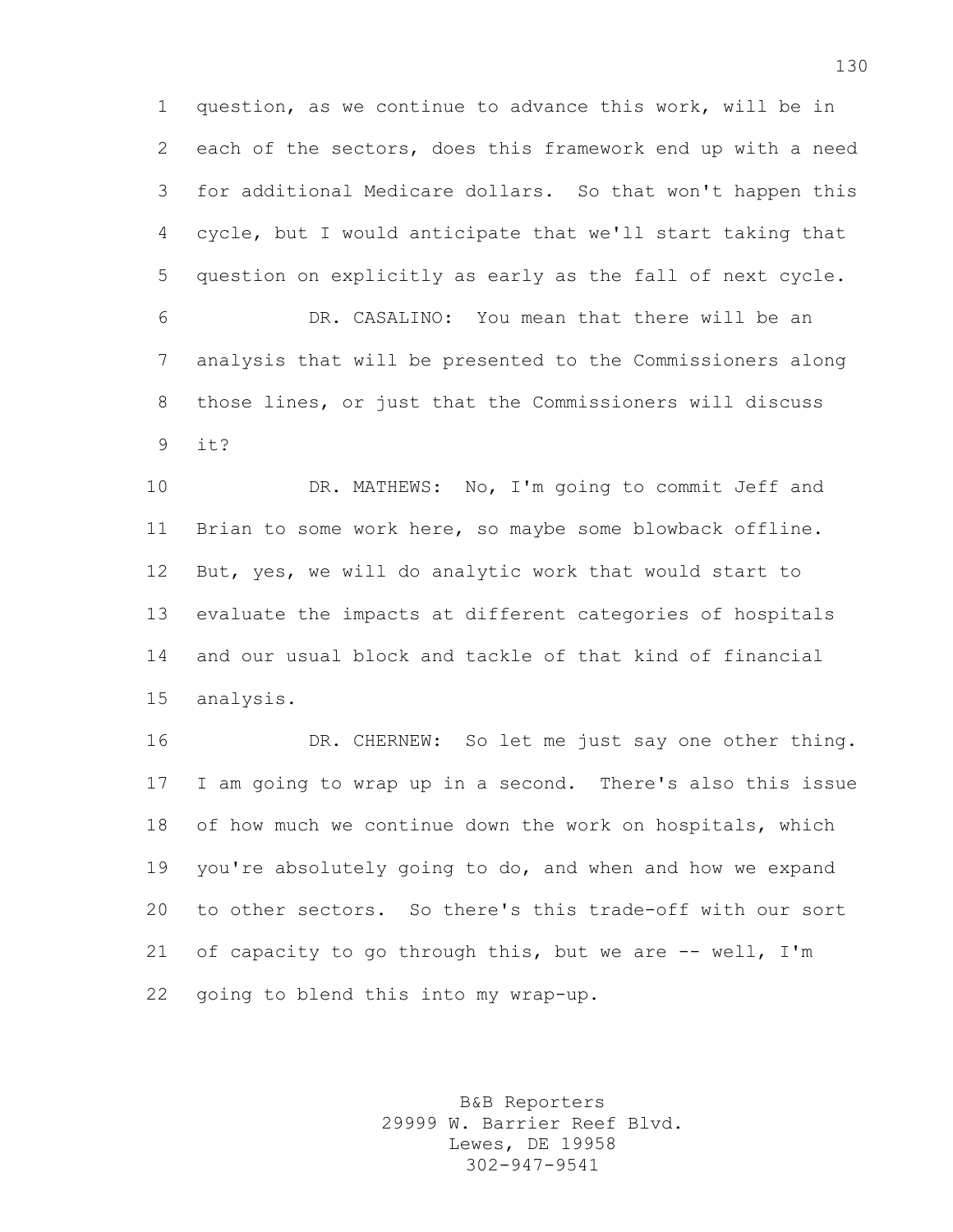question, as we continue to advance this work, will be in each of the sectors, does this framework end up with a need for additional Medicare dollars. So that won't happen this cycle, but I would anticipate that we'll start taking that question on explicitly as early as the fall of next cycle.

DR. CASALINO: You mean that there will be an analysis that will be presented to the Commissioners along those lines, or just that the Commissioners will discuss it?

DR. MATHEWS: No, I'm going to commit Jeff and Brian to some work here, so maybe some blowback offline. But, yes, we will do analytic work that would start to evaluate the impacts at different categories of hospitals and our usual block and tackle of that kind of financial analysis.

DR. CHERNEW: So let me just say one other thing. I am going to wrap up in a second. There's also this issue of how much we continue down the work on hospitals, which you're absolutely going to do, and when and how we expand to other sectors. So there's this trade-off with our sort of capacity to go through this, but we are -- well, I'm going to blend this into my wrap-up.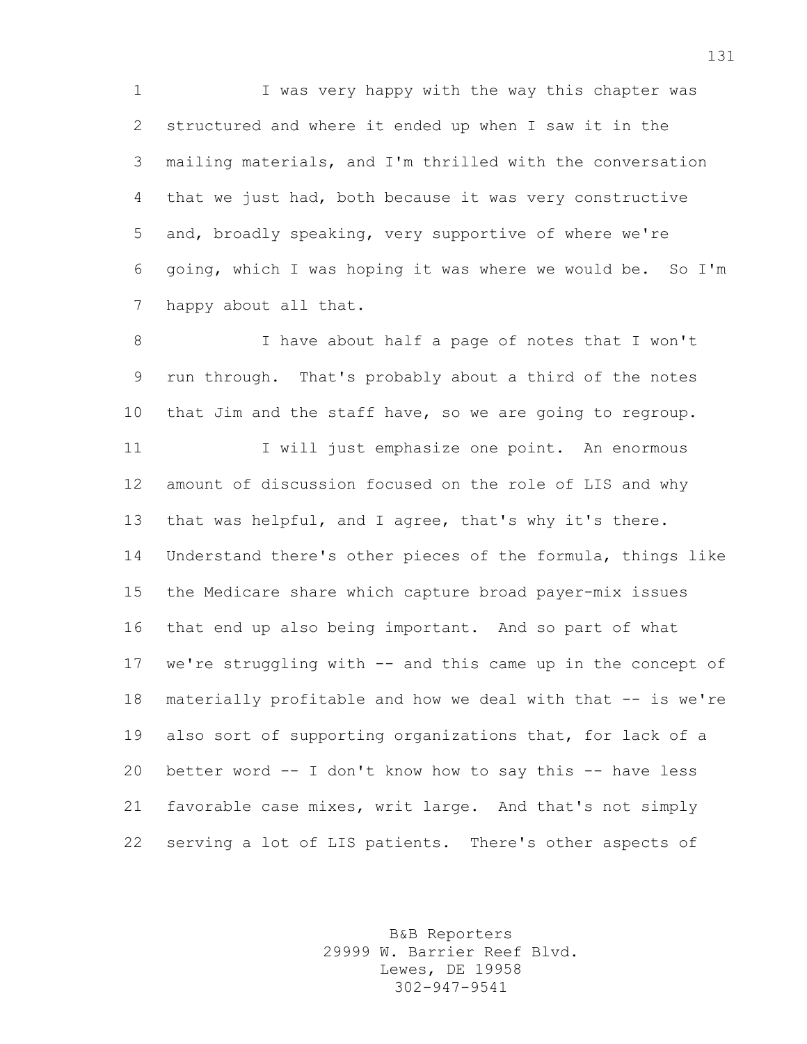I was very happy with the way this chapter was structured and where it ended up when I saw it in the mailing materials, and I'm thrilled with the conversation that we just had, both because it was very constructive and, broadly speaking, very supportive of where we're going, which I was hoping it was where we would be. So I'm happy about all that.

I have about half a page of notes that I won't run through. That's probably about a third of the notes that Jim and the staff have, so we are going to regroup.

I will just emphasize one point. An enormous amount of discussion focused on the role of LIS and why that was helpful, and I agree, that's why it's there. Understand there's other pieces of the formula, things like the Medicare share which capture broad payer-mix issues that end up also being important. And so part of what we're struggling with -- and this came up in the concept of materially profitable and how we deal with that -- is we're also sort of supporting organizations that, for lack of a better word -- I don't know how to say this -- have less favorable case mixes, writ large. And that's not simply serving a lot of LIS patients. There's other aspects of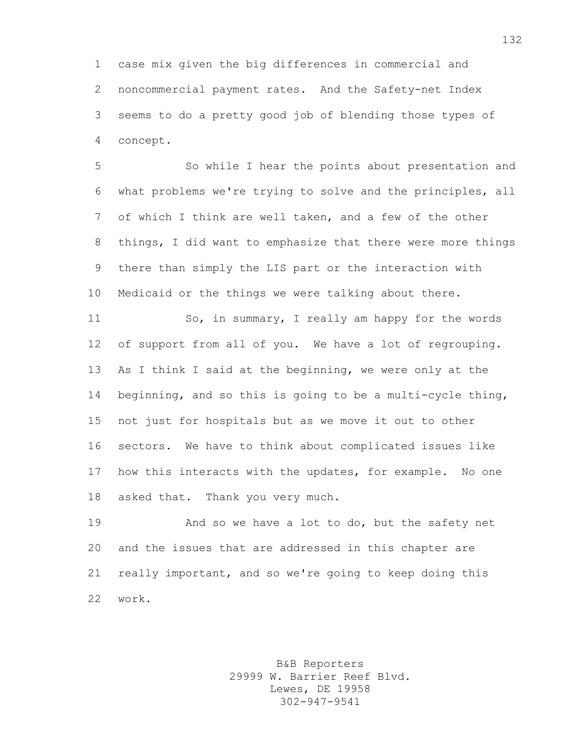case mix given the big differences in commercial and noncommercial payment rates. And the Safety-net Index seems to do a pretty good job of blending those types of concept.

So while I hear the points about presentation and what problems we're trying to solve and the principles, all of which I think are well taken, and a few of the other things, I did want to emphasize that there were more things there than simply the LIS part or the interaction with Medicaid or the things we were talking about there.

So, in summary, I really am happy for the words of support from all of you. We have a lot of regrouping. As I think I said at the beginning, we were only at the beginning, and so this is going to be a multi-cycle thing, not just for hospitals but as we move it out to other sectors. We have to think about complicated issues like how this interacts with the updates, for example. No one asked that. Thank you very much.

And so we have a lot to do, but the safety net and the issues that are addressed in this chapter are really important, and so we're going to keep doing this work.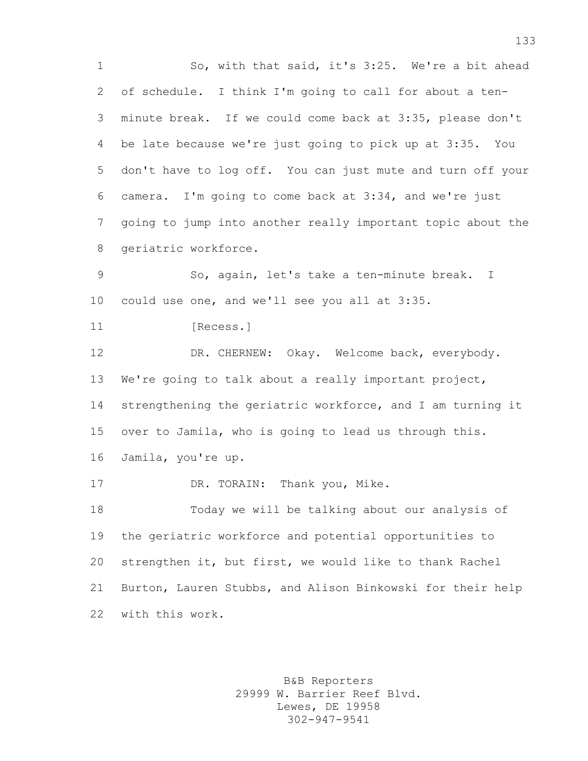So, with that said, it's 3:25. We're a bit ahead of schedule. I think I'm going to call for about a ten-minute break. If we could come back at 3:35, please don't be late because we're just going to pick up at 3:35. You don't have to log off. You can just mute and turn off your camera. I'm going to come back at 3:34, and we're just going to jump into another really important topic about the geriatric workforce.

So, again, let's take a ten-minute break. I could use one, and we'll see you all at 3:35.

[Recess.]

DR. CHERNEW: Okay. Welcome back, everybody. We're going to talk about a really important project, strengthening the geriatric workforce, and I am turning it over to Jamila, who is going to lead us through this. Jamila, you're up.

DR. TORAIN: Thank you, Mike.

Today we will be talking about our analysis of the geriatric workforce and potential opportunities to strengthen it, but first, we would like to thank Rachel Burton, Lauren Stubbs, and Alison Binkowski for their help with this work.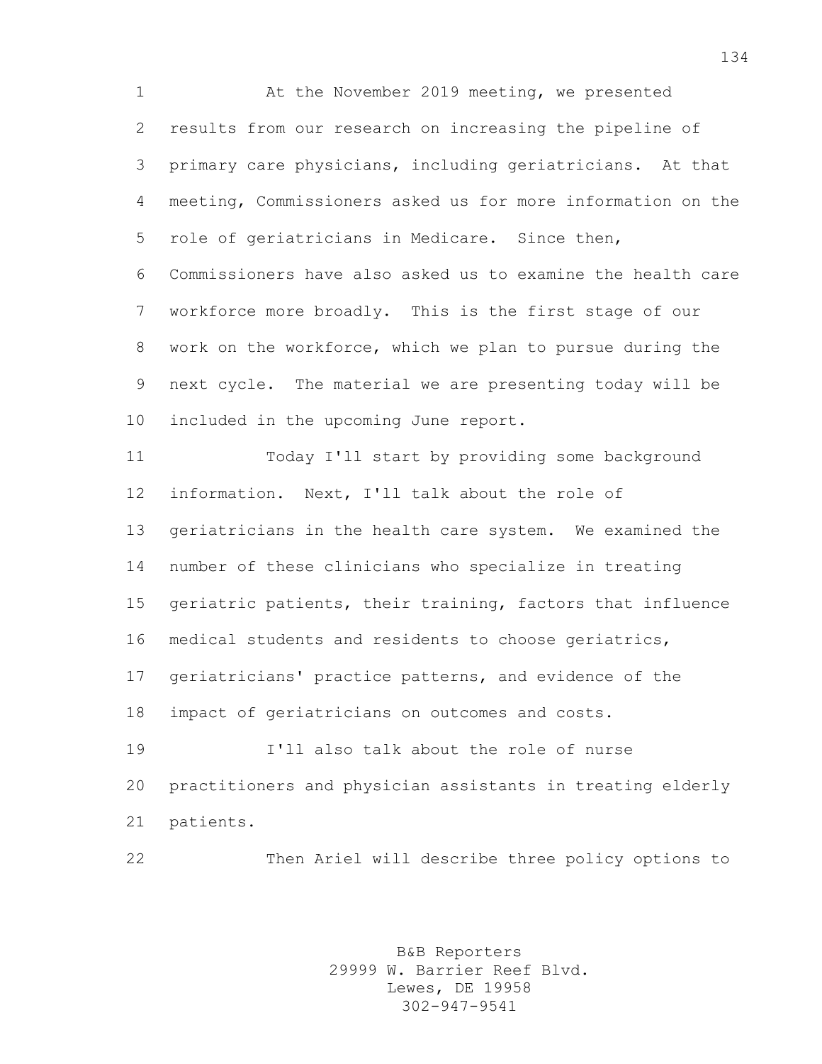At the November 2019 meeting, we presented results from our research on increasing the pipeline of primary care physicians, including geriatricians. At that meeting, Commissioners asked us for more information on the role of geriatricians in Medicare. Since then, Commissioners have also asked us to examine the health care workforce more broadly. This is the first stage of our work on the workforce, which we plan to pursue during the next cycle. The material we are presenting today will be included in the upcoming June report.

Today I'll start by providing some background information. Next, I'll talk about the role of geriatricians in the health care system. We examined the number of these clinicians who specialize in treating geriatric patients, their training, factors that influence medical students and residents to choose geriatrics, geriatricians' practice patterns, and evidence of the impact of geriatricians on outcomes and costs.

I'll also talk about the role of nurse practitioners and physician assistants in treating elderly patients.

Then Ariel will describe three policy options to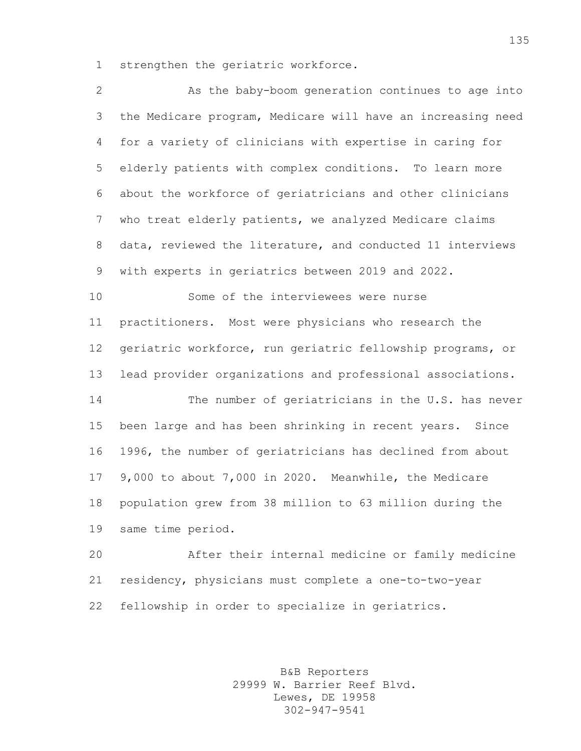strengthen the geriatric workforce.

As the baby-boom generation continues to age into the Medicare program, Medicare will have an increasing need for a variety of clinicians with expertise in caring for elderly patients with complex conditions. To learn more about the workforce of geriatricians and other clinicians who treat elderly patients, we analyzed Medicare claims data, reviewed the literature, and conducted 11 interviews with experts in geriatrics between 2019 and 2022.

Some of the interviewees were nurse practitioners. Most were physicians who research the geriatric workforce, run geriatric fellowship programs, or lead provider organizations and professional associations.

The number of geriatricians in the U.S. has never been large and has been shrinking in recent years. Since 1996, the number of geriatricians has declined from about 9,000 to about 7,000 in 2020. Meanwhile, the Medicare population grew from 38 million to 63 million during the same time period.

After their internal medicine or family medicine residency, physicians must complete a one-to-two-year fellowship in order to specialize in geriatrics.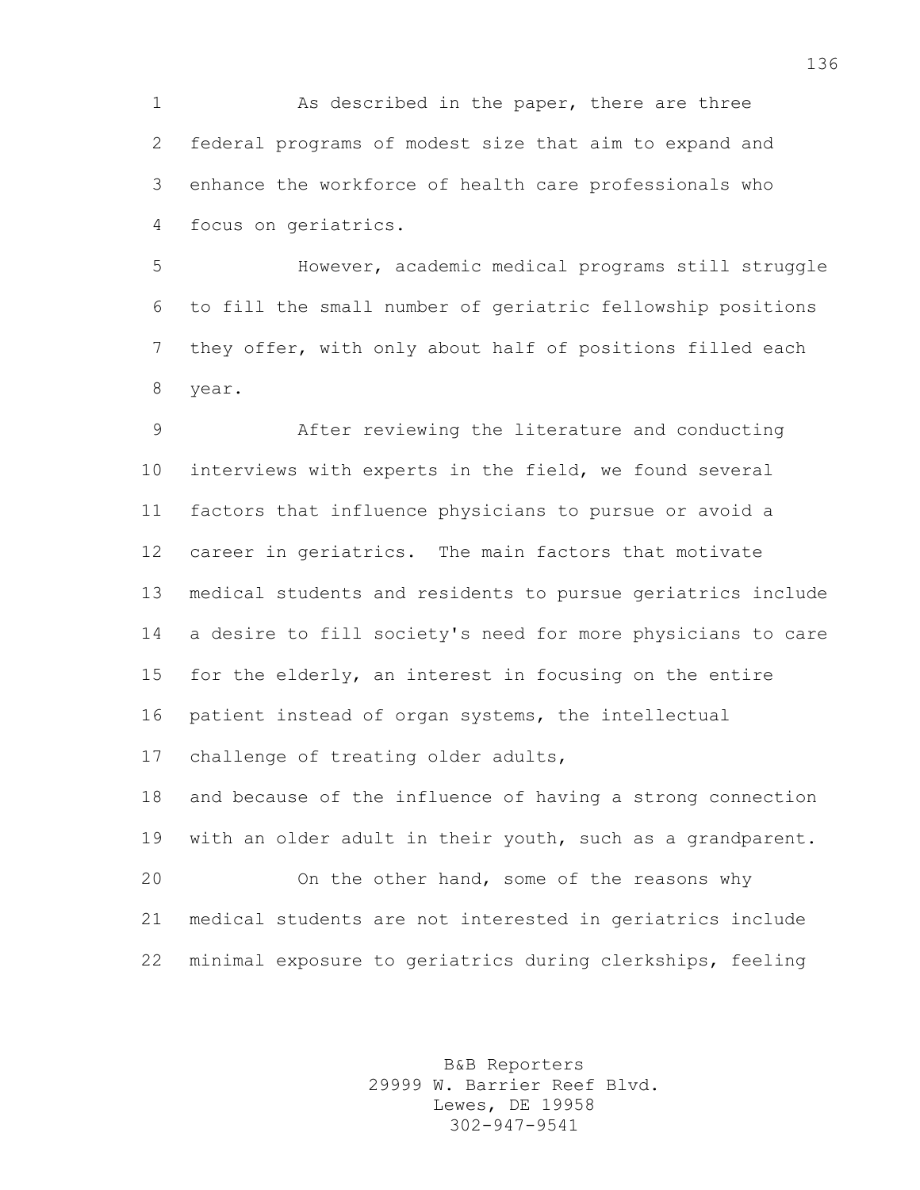As described in the paper, there are three federal programs of modest size that aim to expand and enhance the workforce of health care professionals who focus on geriatrics.

However, academic medical programs still struggle to fill the small number of geriatric fellowship positions they offer, with only about half of positions filled each year.

After reviewing the literature and conducting interviews with experts in the field, we found several factors that influence physicians to pursue or avoid a career in geriatrics. The main factors that motivate medical students and residents to pursue geriatrics include a desire to fill society's need for more physicians to care for the elderly, an interest in focusing on the entire patient instead of organ systems, the intellectual challenge of treating older adults, and because of the influence of having a strong connection with an older adult in their youth, such as a grandparent.

On the other hand, some of the reasons why medical students are not interested in geriatrics include minimal exposure to geriatrics during clerkships, feeling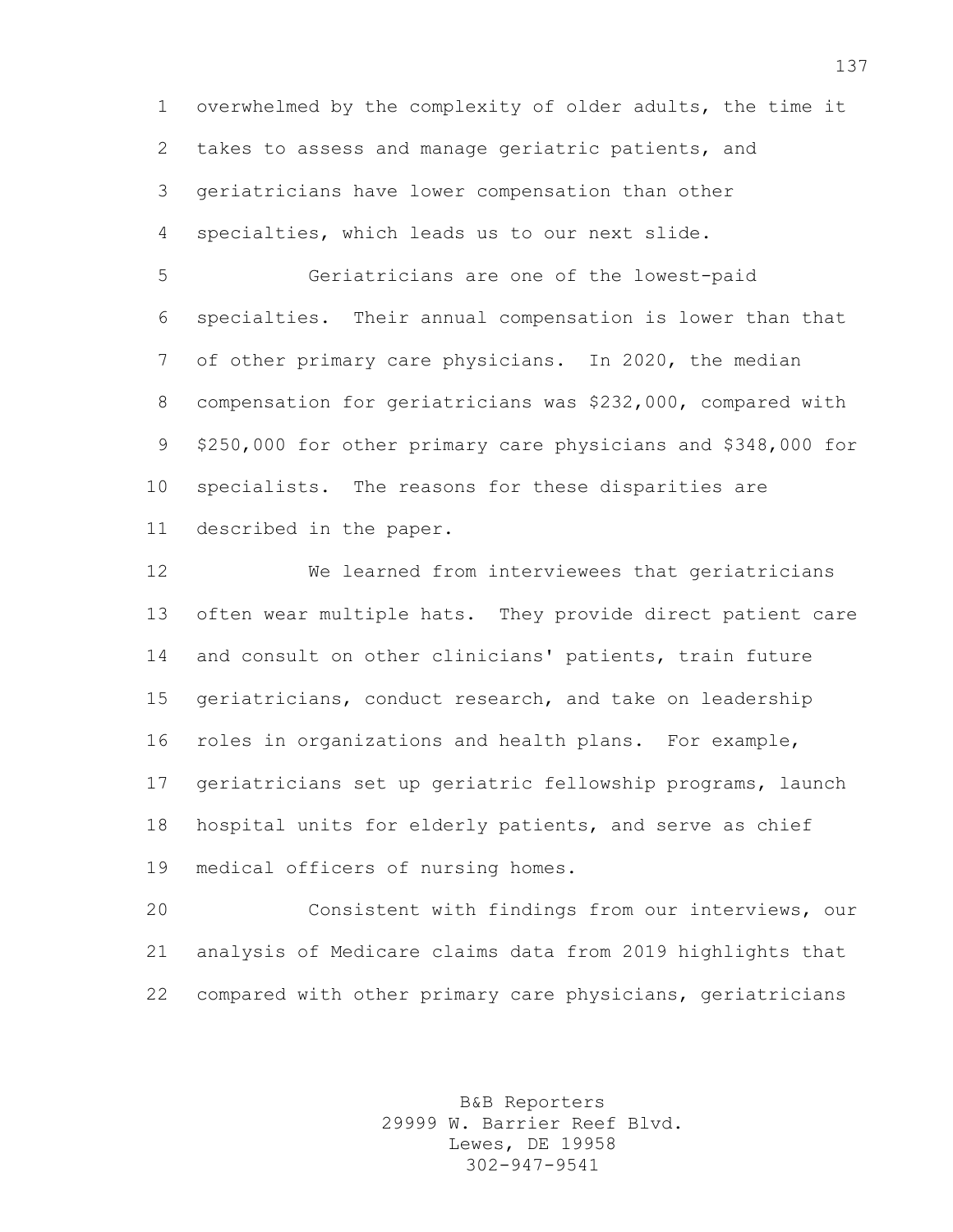overwhelmed by the complexity of older adults, the time it takes to assess and manage geriatric patients, and geriatricians have lower compensation than other specialties, which leads us to our next slide.

Geriatricians are one of the lowest-paid specialties. Their annual compensation is lower than that of other primary care physicians. In 2020, the median compensation for geriatricians was $232,000, compared with $250,000 for other primary care physicians and $348,000 for specialists. The reasons for these disparities are described in the paper.

We learned from interviewees that geriatricians often wear multiple hats. They provide direct patient care and consult on other clinicians' patients, train future geriatricians, conduct research, and take on leadership roles in organizations and health plans. For example, geriatricians set up geriatric fellowship programs, launch hospital units for elderly patients, and serve as chief medical officers of nursing homes.

Consistent with findings from our interviews, our analysis of Medicare claims data from 2019 highlights that compared with other primary care physicians, geriatricians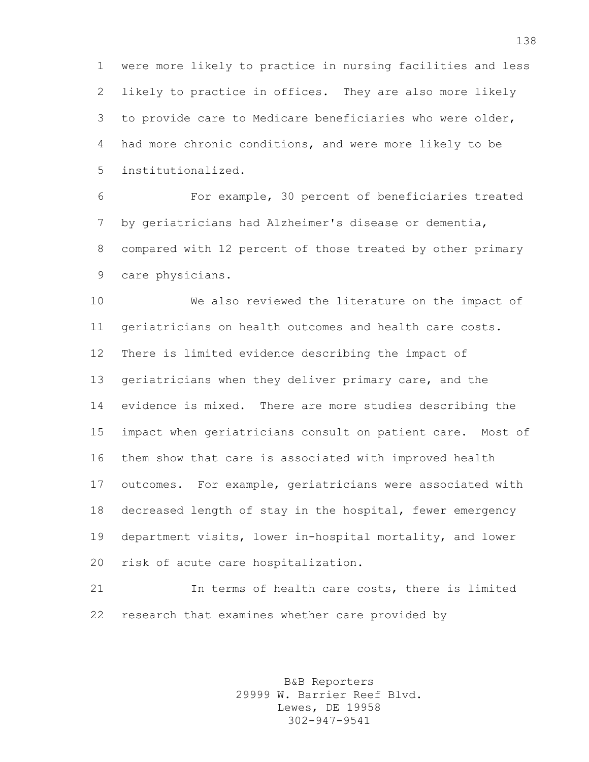were more likely to practice in nursing facilities and less likely to practice in offices. They are also more likely to provide care to Medicare beneficiaries who were older, had more chronic conditions, and were more likely to be institutionalized.

For example, 30 percent of beneficiaries treated by geriatricians had Alzheimer's disease or dementia, compared with 12 percent of those treated by other primary care physicians.

We also reviewed the literature on the impact of geriatricians on health outcomes and health care costs. There is limited evidence describing the impact of geriatricians when they deliver primary care, and the evidence is mixed. There are more studies describing the impact when geriatricians consult on patient care. Most of them show that care is associated with improved health outcomes. For example, geriatricians were associated with decreased length of stay in the hospital, fewer emergency department visits, lower in-hospital mortality, and lower risk of acute care hospitalization.

In terms of health care costs, there is limited research that examines whether care provided by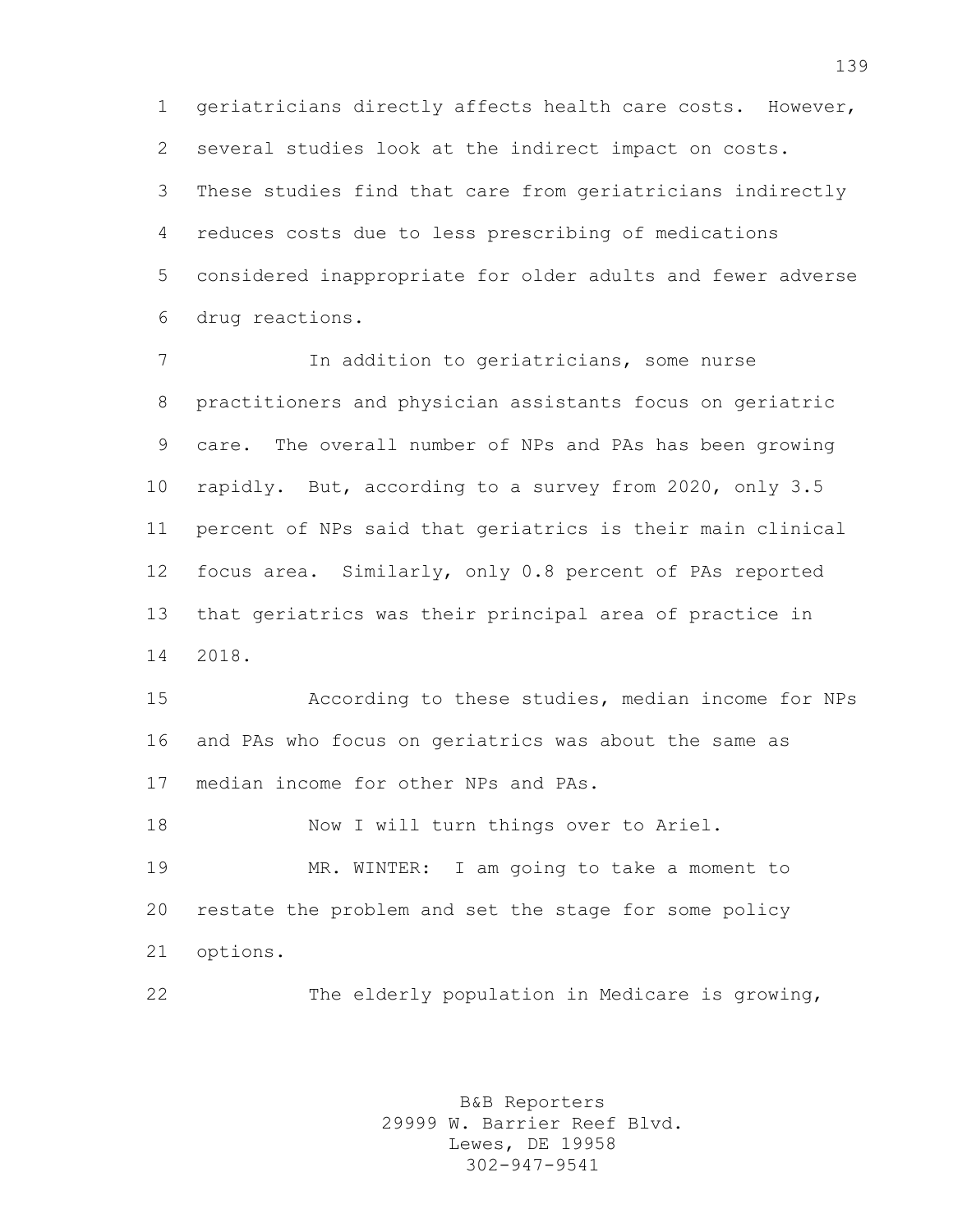geriatricians directly affects health care costs. However, several studies look at the indirect impact on costs. These studies find that care from geriatricians indirectly reduces costs due to less prescribing of medications considered inappropriate for older adults and fewer adverse drug reactions.

In addition to geriatricians, some nurse practitioners and physician assistants focus on geriatric care. The overall number of NPs and PAs has been growing rapidly. But, according to a survey from 2020, only 3.5 percent of NPs said that geriatrics is their main clinical focus area. Similarly, only 0.8 percent of PAs reported that geriatrics was their principal area of practice in 2018.

According to these studies, median income for NPs and PAs who focus on geriatrics was about the same as median income for other NPs and PAs.

Now I will turn things over to Ariel.

MR. WINTER: I am going to take a moment to restate the problem and set the stage for some policy options.

The elderly population in Medicare is growing,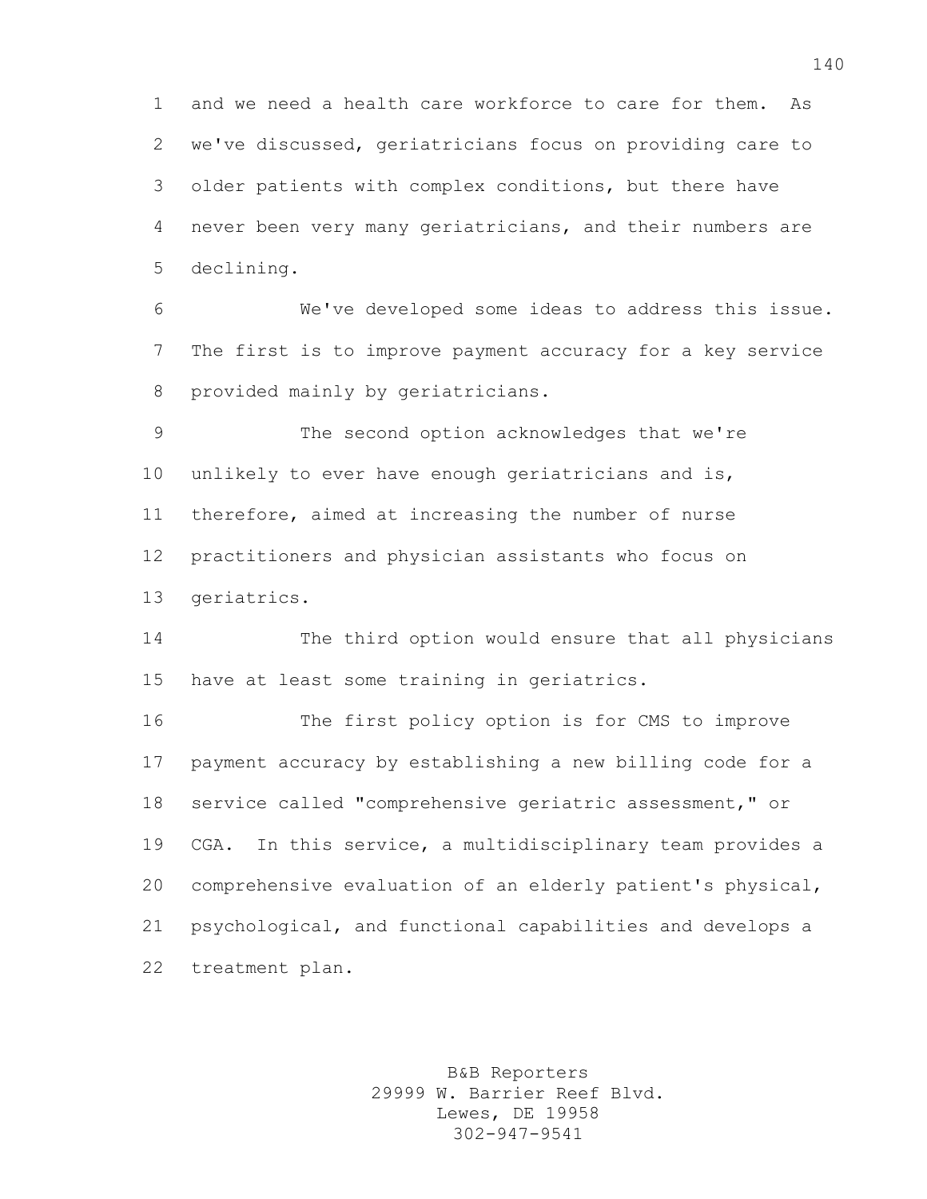and we need a health care workforce to care for them. As we've discussed, geriatricians focus on providing care to older patients with complex conditions, but there have never been very many geriatricians, and their numbers are declining.

We've developed some ideas to address this issue. The first is to improve payment accuracy for a key service provided mainly by geriatricians.

The second option acknowledges that we're unlikely to ever have enough geriatricians and is, therefore, aimed at increasing the number of nurse practitioners and physician assistants who focus on geriatrics.

The third option would ensure that all physicians have at least some training in geriatrics.

The first policy option is for CMS to improve payment accuracy by establishing a new billing code for a service called "comprehensive geriatric assessment," or CGA. In this service, a multidisciplinary team provides a comprehensive evaluation of an elderly patient's physical, psychological, and functional capabilities and develops a treatment plan.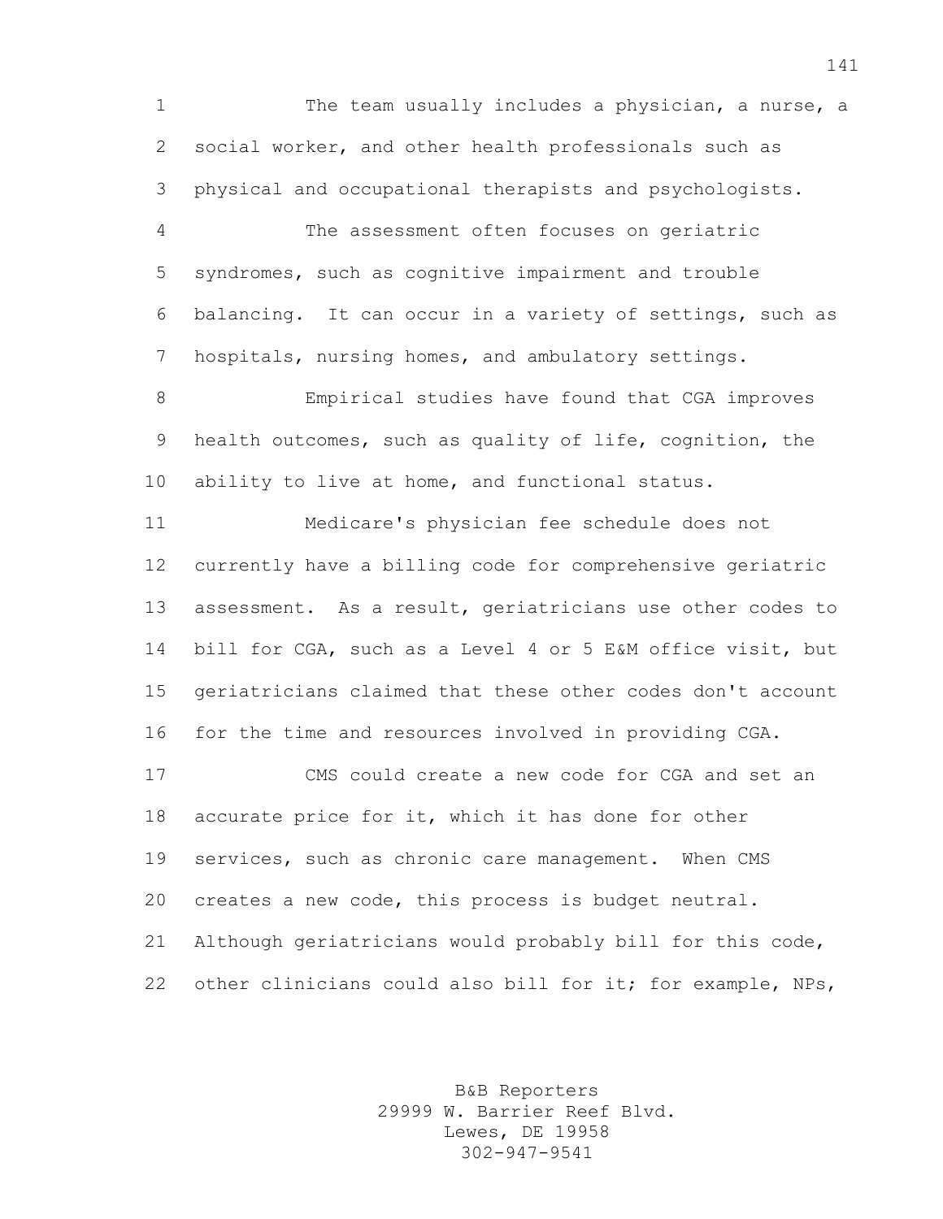The team usually includes a physician, a nurse, a social worker, and other health professionals such as physical and occupational therapists and psychologists.

The assessment often focuses on geriatric syndromes, such as cognitive impairment and trouble balancing. It can occur in a variety of settings, such as hospitals, nursing homes, and ambulatory settings.

Empirical studies have found that CGA improves health outcomes, such as quality of life, cognition, the ability to live at home, and functional status.

Medicare's physician fee schedule does not currently have a billing code for comprehensive geriatric assessment. As a result, geriatricians use other codes to bill for CGA, such as a Level 4 or 5 E&M office visit, but geriatricians claimed that these other codes don't account for the time and resources involved in providing CGA.

CMS could create a new code for CGA and set an accurate price for it, which it has done for other services, such as chronic care management. When CMS creates a new code, this process is budget neutral. Although geriatricians would probably bill for this code, other clinicians could also bill for it; for example, NPs,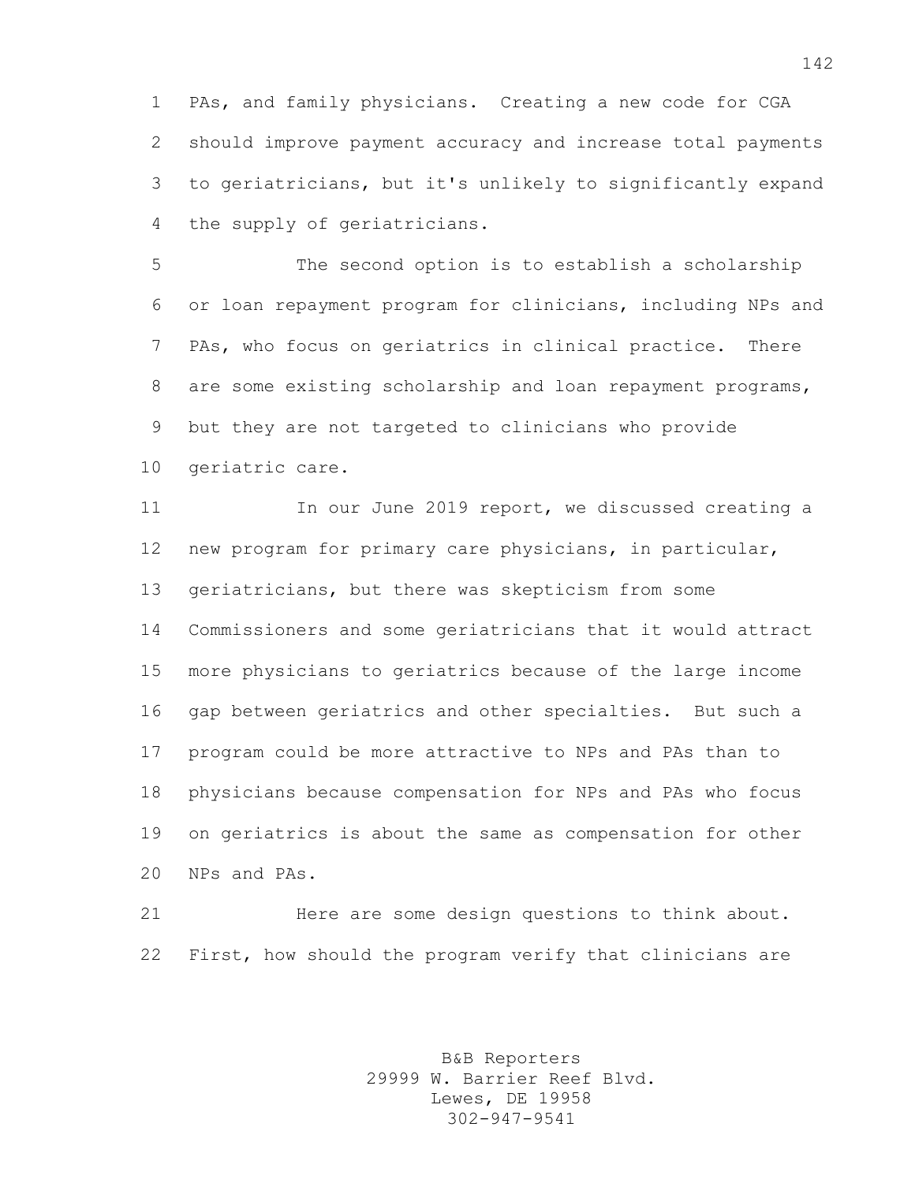PAs, and family physicians. Creating a new code for CGA should improve payment accuracy and increase total payments to geriatricians, but it's unlikely to significantly expand the supply of geriatricians.

The second option is to establish a scholarship or loan repayment program for clinicians, including NPs and PAs, who focus on geriatrics in clinical practice. There are some existing scholarship and loan repayment programs, but they are not targeted to clinicians who provide geriatric care.

In our June 2019 report, we discussed creating a new program for primary care physicians, in particular, geriatricians, but there was skepticism from some Commissioners and some geriatricians that it would attract more physicians to geriatrics because of the large income gap between geriatrics and other specialties. But such a program could be more attractive to NPs and PAs than to physicians because compensation for NPs and PAs who focus on geriatrics is about the same as compensation for other NPs and PAs.

Here are some design questions to think about. First, how should the program verify that clinicians are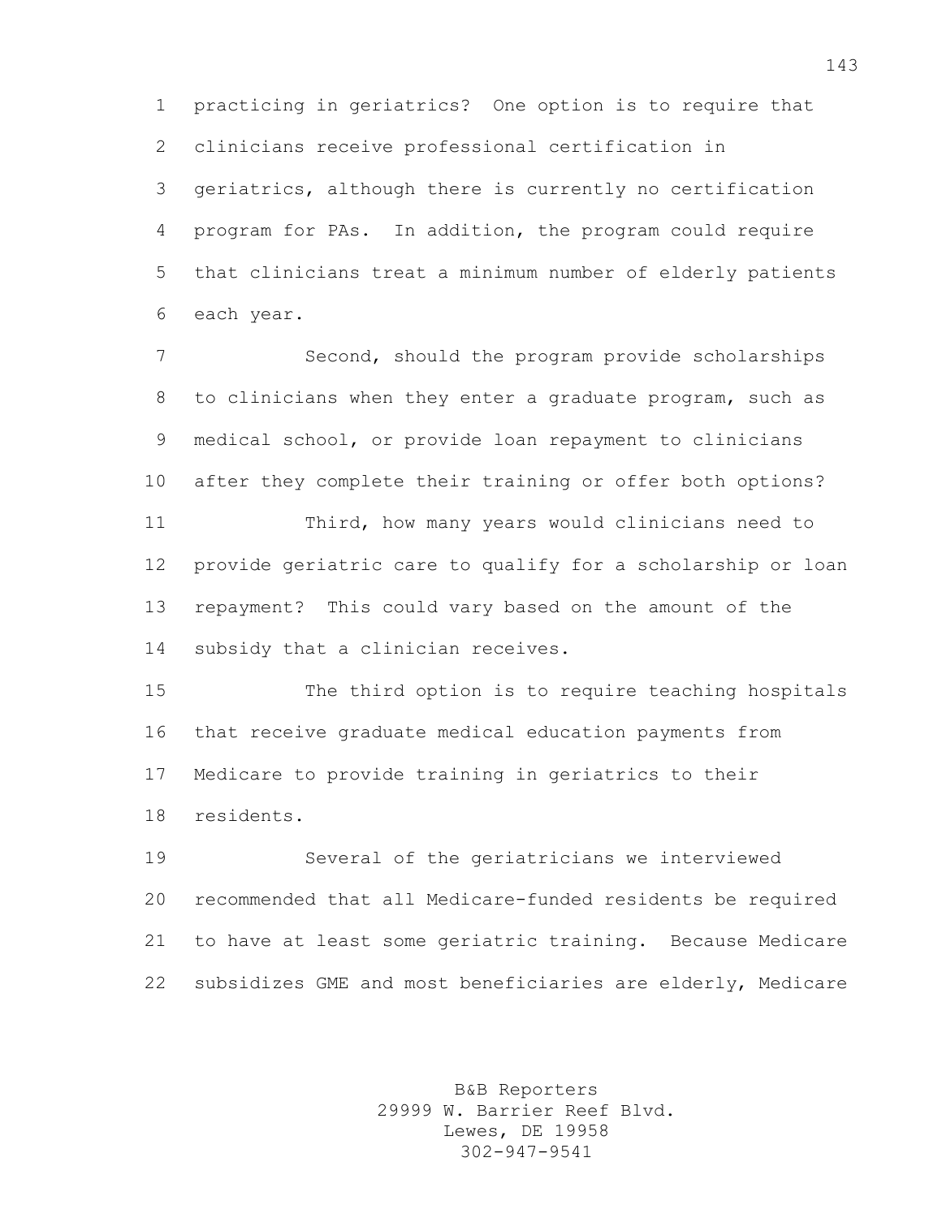practicing in geriatrics? One option is to require that clinicians receive professional certification in geriatrics, although there is currently no certification program for PAs. In addition, the program could require that clinicians treat a minimum number of elderly patients each year.

Second, should the program provide scholarships to clinicians when they enter a graduate program, such as medical school, or provide loan repayment to clinicians after they complete their training or offer both options?

Third, how many years would clinicians need to provide geriatric care to qualify for a scholarship or loan repayment? This could vary based on the amount of the subsidy that a clinician receives.

The third option is to require teaching hospitals that receive graduate medical education payments from Medicare to provide training in geriatrics to their residents.

Several of the geriatricians we interviewed recommended that all Medicare-funded residents be required to have at least some geriatric training. Because Medicare subsidizes GME and most beneficiaries are elderly, Medicare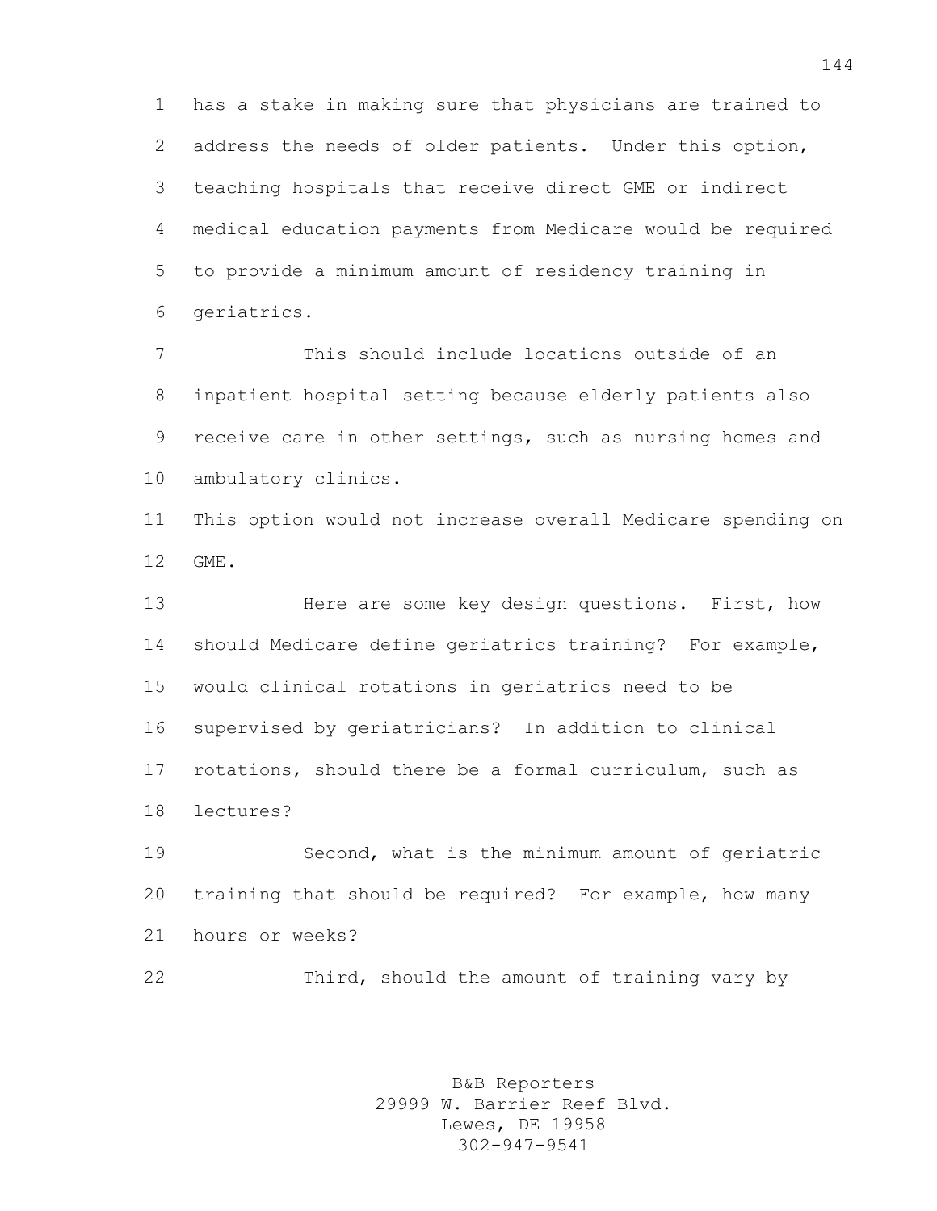has a stake in making sure that physicians are trained to address the needs of older patients. Under this option, teaching hospitals that receive direct GME or indirect medical education payments from Medicare would be required to provide a minimum amount of residency training in geriatrics.

This should include locations outside of an inpatient hospital setting because elderly patients also receive care in other settings, such as nursing homes and ambulatory clinics.

This option would not increase overall Medicare spending on GME.

Here are some key design questions. First, how should Medicare define geriatrics training? For example, would clinical rotations in geriatrics need to be supervised by geriatricians? In addition to clinical rotations, should there be a formal curriculum, such as lectures?

Second, what is the minimum amount of geriatric training that should be required? For example, how many hours or weeks?

Third, should the amount of training vary by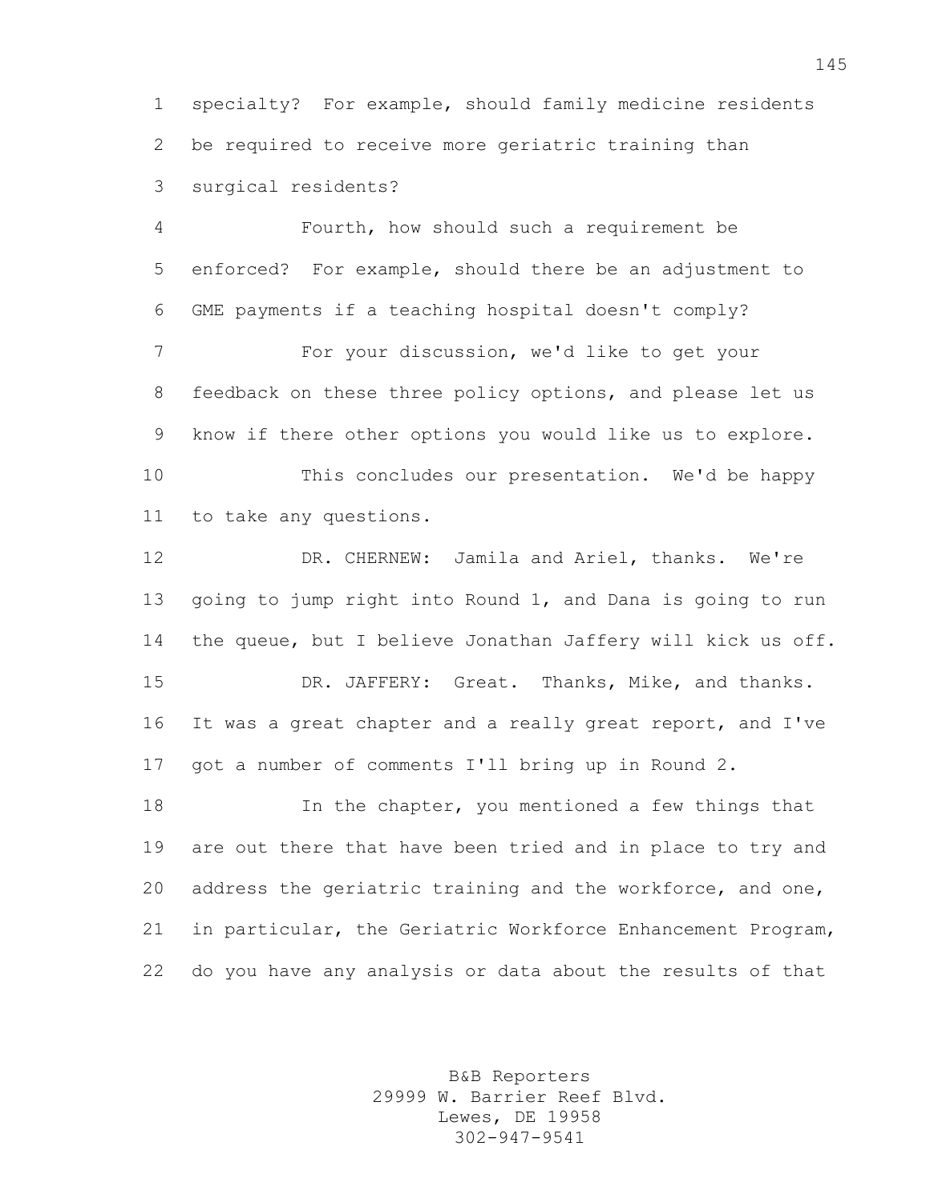specialty? For example, should family medicine residents be required to receive more geriatric training than surgical residents?

Fourth, how should such a requirement be enforced? For example, should there be an adjustment to GME payments if a teaching hospital doesn't comply?

For your discussion, we'd like to get your feedback on these three policy options, and please let us know if there other options you would like us to explore.

This concludes our presentation. We'd be happy to take any questions.

DR. CHERNEW: Jamila and Ariel, thanks. We're going to jump right into Round 1, and Dana is going to run the queue, but I believe Jonathan Jaffery will kick us off.

DR. JAFFERY: Great. Thanks, Mike, and thanks. It was a great chapter and a really great report, and I've got a number of comments I'll bring up in Round 2.

In the chapter, you mentioned a few things that are out there that have been tried and in place to try and address the geriatric training and the workforce, and one, in particular, the Geriatric Workforce Enhancement Program, do you have any analysis or data about the results of that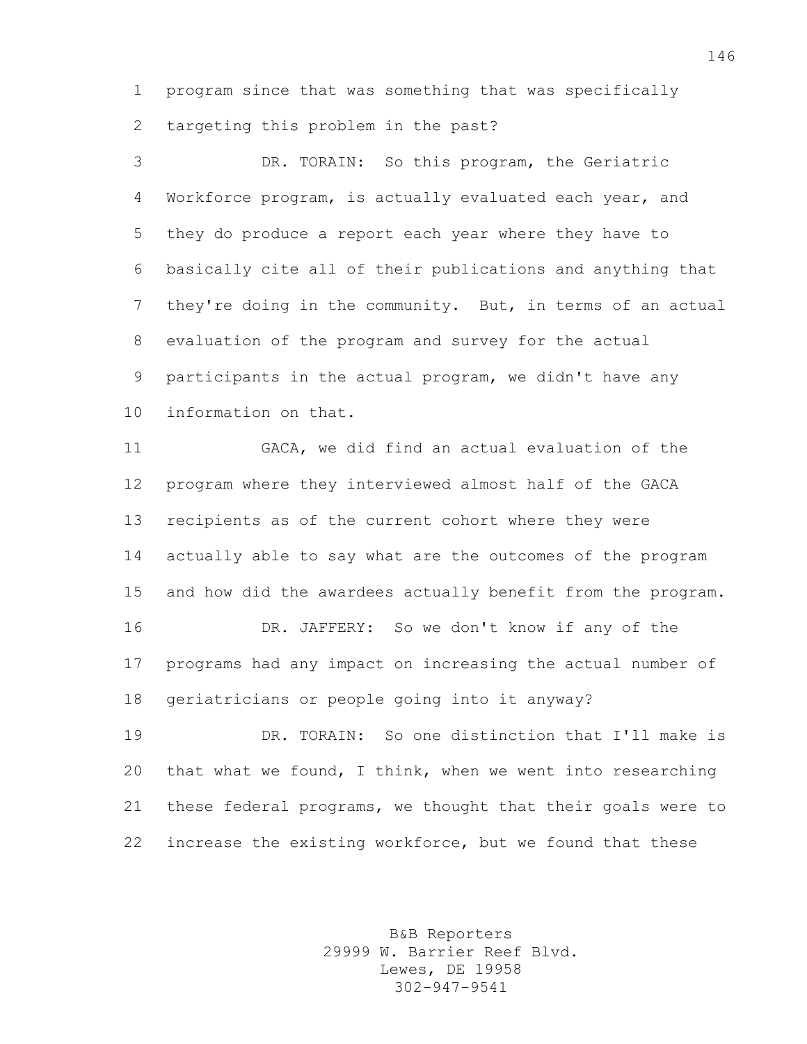program since that was something that was specifically targeting this problem in the past?

DR. TORAIN: So this program, the Geriatric Workforce program, is actually evaluated each year, and they do produce a report each year where they have to basically cite all of their publications and anything that they're doing in the community. But, in terms of an actual evaluation of the program and survey for the actual participants in the actual program, we didn't have any information on that.

GACA, we did find an actual evaluation of the program where they interviewed almost half of the GACA recipients as of the current cohort where they were actually able to say what are the outcomes of the program and how did the awardees actually benefit from the program.

DR. JAFFERY: So we don't know if any of the programs had any impact on increasing the actual number of geriatricians or people going into it anyway?

DR. TORAIN: So one distinction that I'll make is that what we found, I think, when we went into researching these federal programs, we thought that their goals were to increase the existing workforce, but we found that these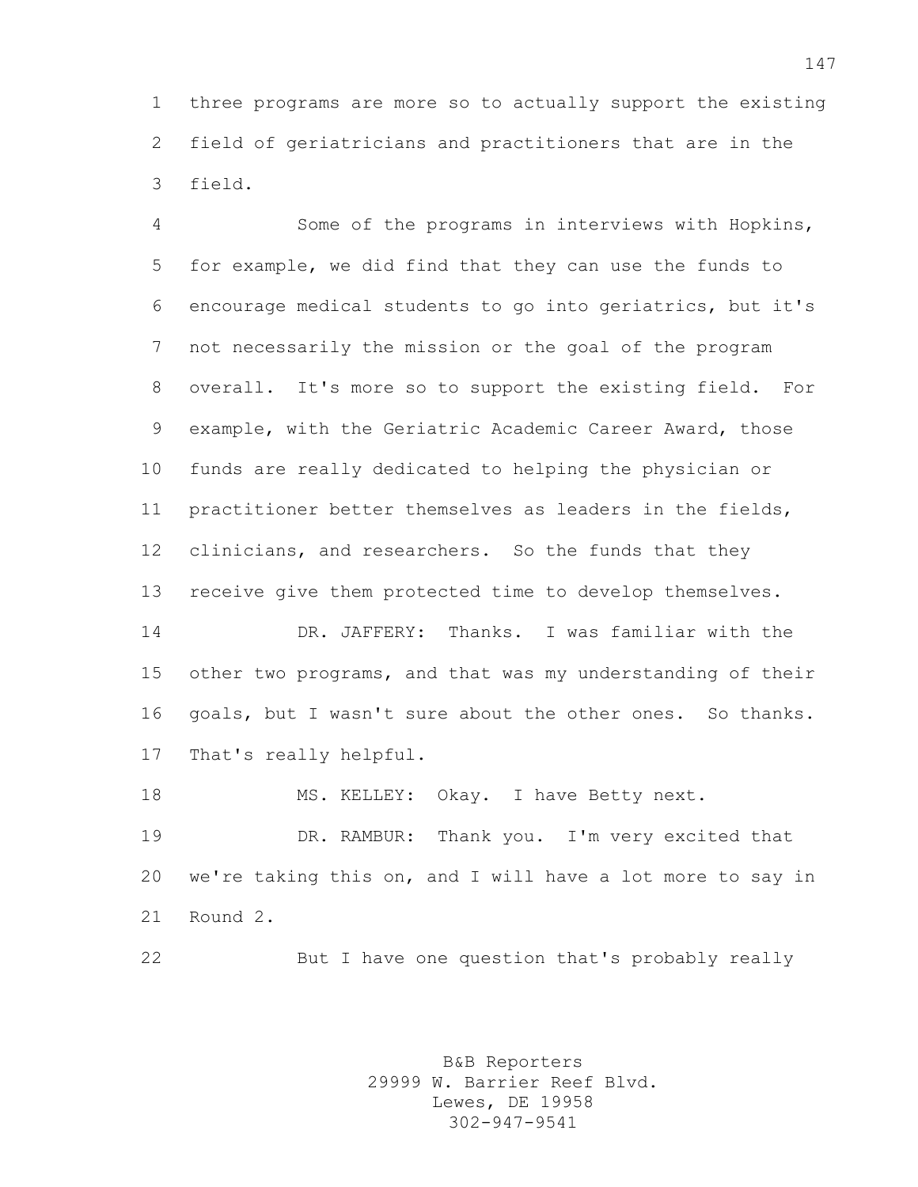three programs are more so to actually support the existing field of geriatricians and practitioners that are in the field.

Some of the programs in interviews with Hopkins, for example, we did find that they can use the funds to encourage medical students to go into geriatrics, but it's not necessarily the mission or the goal of the program overall. It's more so to support the existing field. For example, with the Geriatric Academic Career Award, those funds are really dedicated to helping the physician or practitioner better themselves as leaders in the fields, clinicians, and researchers. So the funds that they receive give them protected time to develop themselves.

DR. JAFFERY: Thanks. I was familiar with the other two programs, and that was my understanding of their goals, but I wasn't sure about the other ones. So thanks. That's really helpful.

MS. KELLEY: Okay. I have Betty next.

DR. RAMBUR: Thank you. I'm very excited that we're taking this on, and I will have a lot more to say in Round 2.

But I have one question that's probably really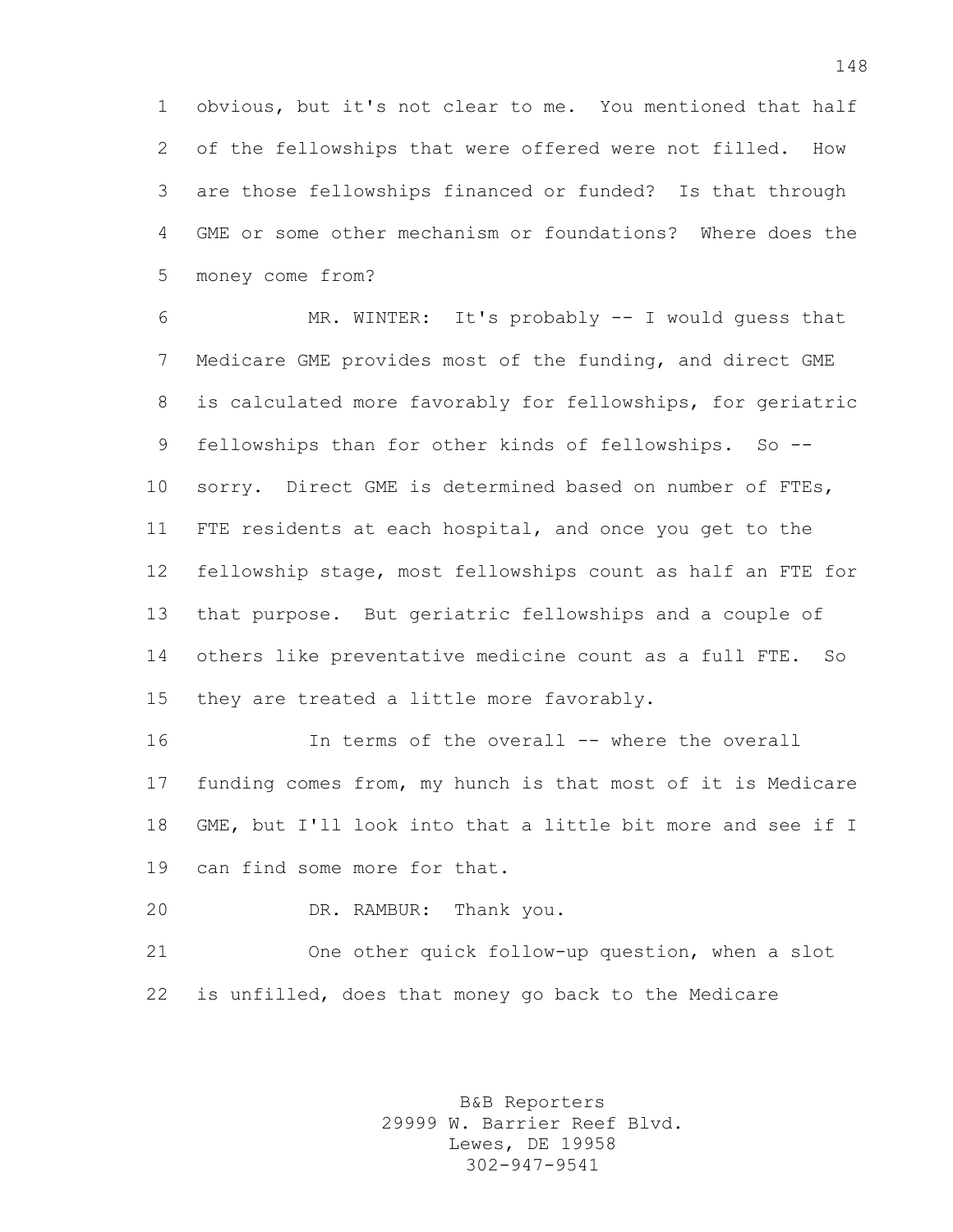obvious, but it's not clear to me. You mentioned that half of the fellowships that were offered were not filled. How are those fellowships financed or funded? Is that through GME or some other mechanism or foundations? Where does the money come from?

MR. WINTER: It's probably -- I would guess that Medicare GME provides most of the funding, and direct GME is calculated more favorably for fellowships, for geriatric fellowships than for other kinds of fellowships. So -- sorry. Direct GME is determined based on number of FTEs, FTE residents at each hospital, and once you get to the fellowship stage, most fellowships count as half an FTE for that purpose. But geriatric fellowships and a couple of others like preventative medicine count as a full FTE. So they are treated a little more favorably.

In terms of the overall -- where the overall funding comes from, my hunch is that most of it is Medicare GME, but I'll look into that a little bit more and see if I can find some more for that.

DR. RAMBUR: Thank you.

One other quick follow-up question, when a slot is unfilled, does that money go back to the Medicare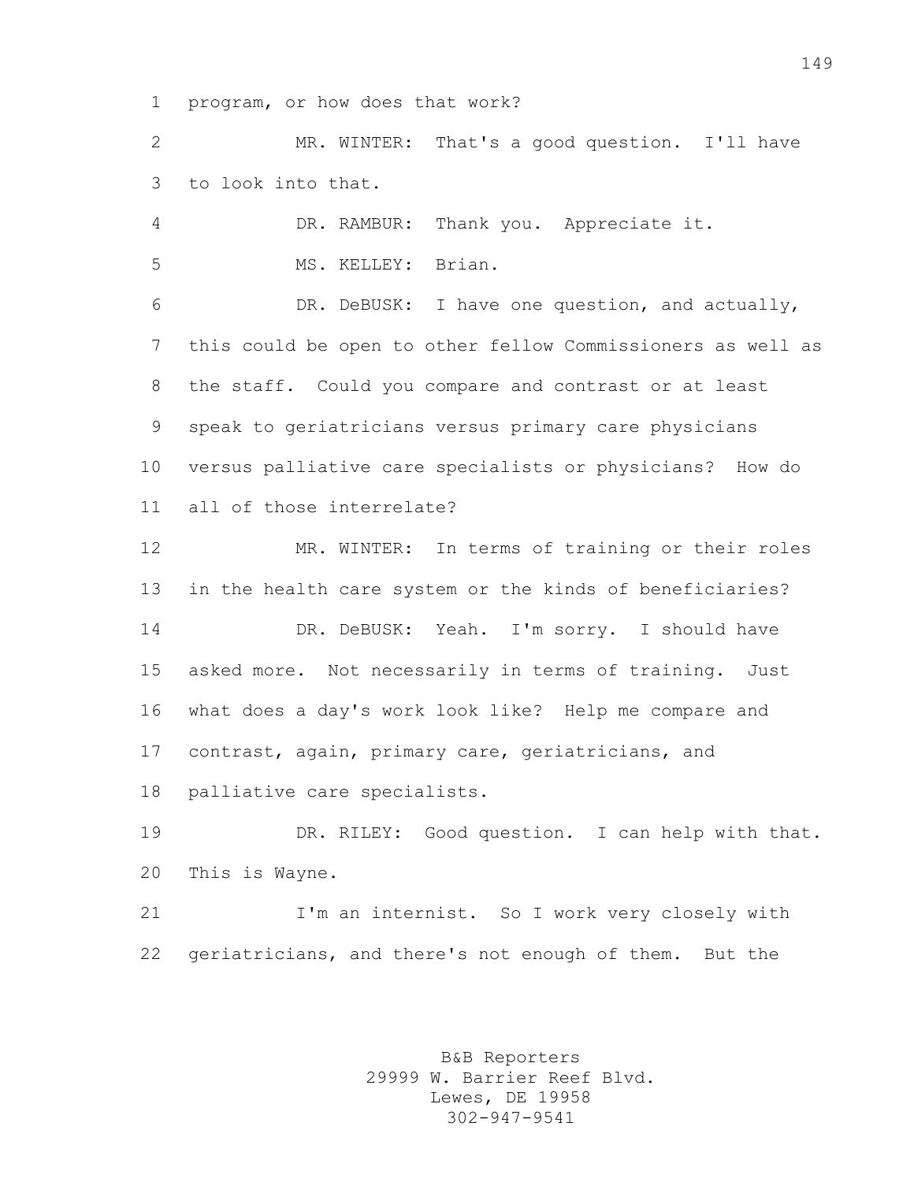program, or how does that work?

MR. WINTER: That's a good question. I'll have to look into that.

DR. RAMBUR: Thank you. Appreciate it.

MS. KELLEY: Brian.

DR. DeBUSK: I have one question, and actually, this could be open to other fellow Commissioners as well as the staff. Could you compare and contrast or at least speak to geriatricians versus primary care physicians versus palliative care specialists or physicians? How do all of those interrelate?

MR. WINTER: In terms of training or their roles in the health care system or the kinds of beneficiaries?

DR. DeBUSK: Yeah. I'm sorry. I should have asked more. Not necessarily in terms of training. Just what does a day's work look like? Help me compare and contrast, again, primary care, geriatricians, and palliative care specialists.

DR. RILEY: Good question. I can help with that. This is Wayne.

I'm an internist. So I work very closely with geriatricians, and there's not enough of them. But the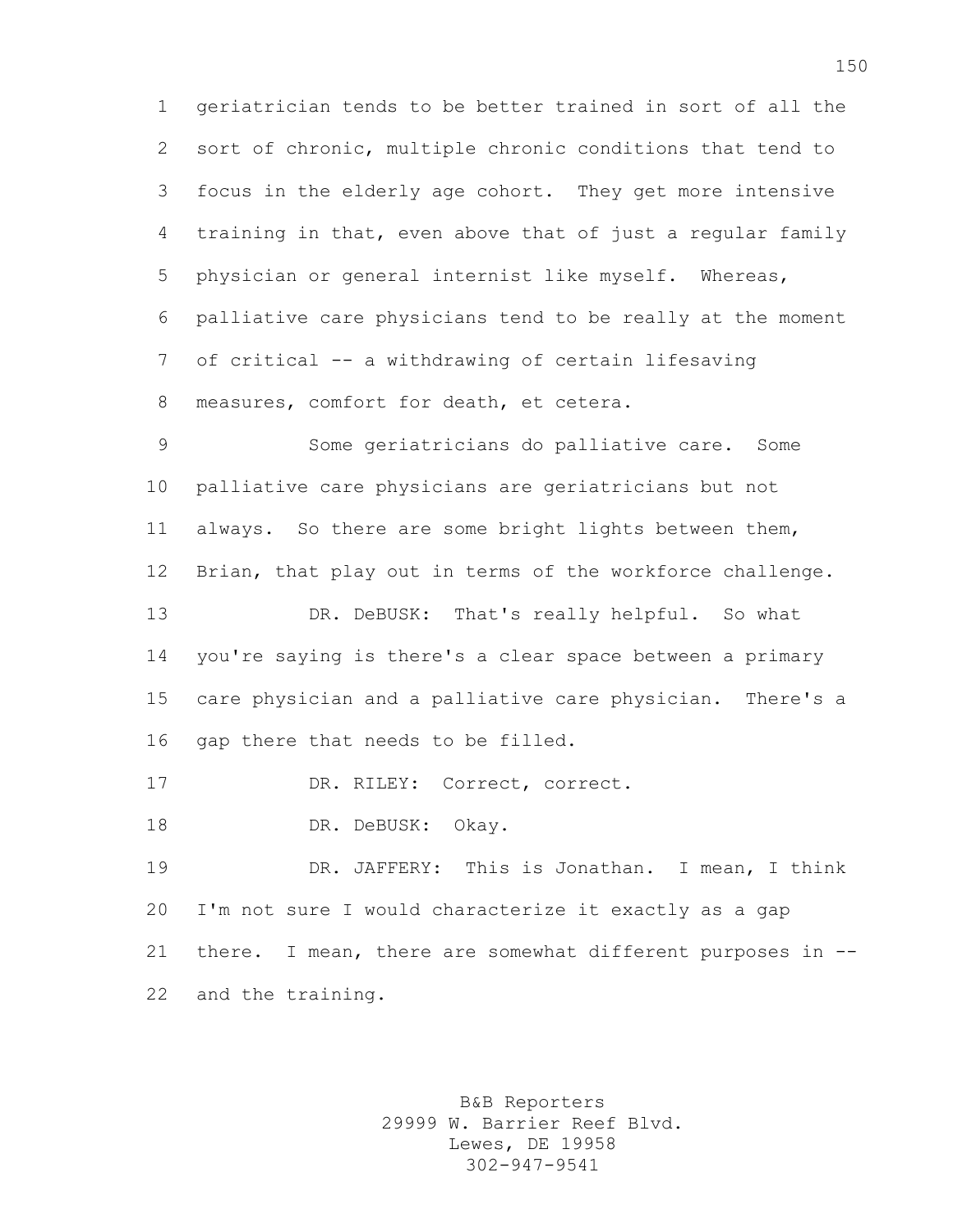geriatrician tends to be better trained in sort of all the sort of chronic, multiple chronic conditions that tend to focus in the elderly age cohort. They get more intensive training in that, even above that of just a regular family physician or general internist like myself. Whereas, palliative care physicians tend to be really at the moment of critical -- a withdrawing of certain lifesaving measures, comfort for death, et cetera.

Some geriatricians do palliative care. Some palliative care physicians are geriatricians but not always. So there are some bright lights between them, Brian, that play out in terms of the workforce challenge.

DR. DeBUSK: That's really helpful. So what you're saying is there's a clear space between a primary care physician and a palliative care physician. There's a gap there that needs to be filled.

DR. RILEY: Correct, correct.

DR. DeBUSK: Okay.

DR. JAFFERY: This is Jonathan. I mean, I think I'm not sure I would characterize it exactly as a gap there. I mean, there are somewhat different purposes in -- and the training.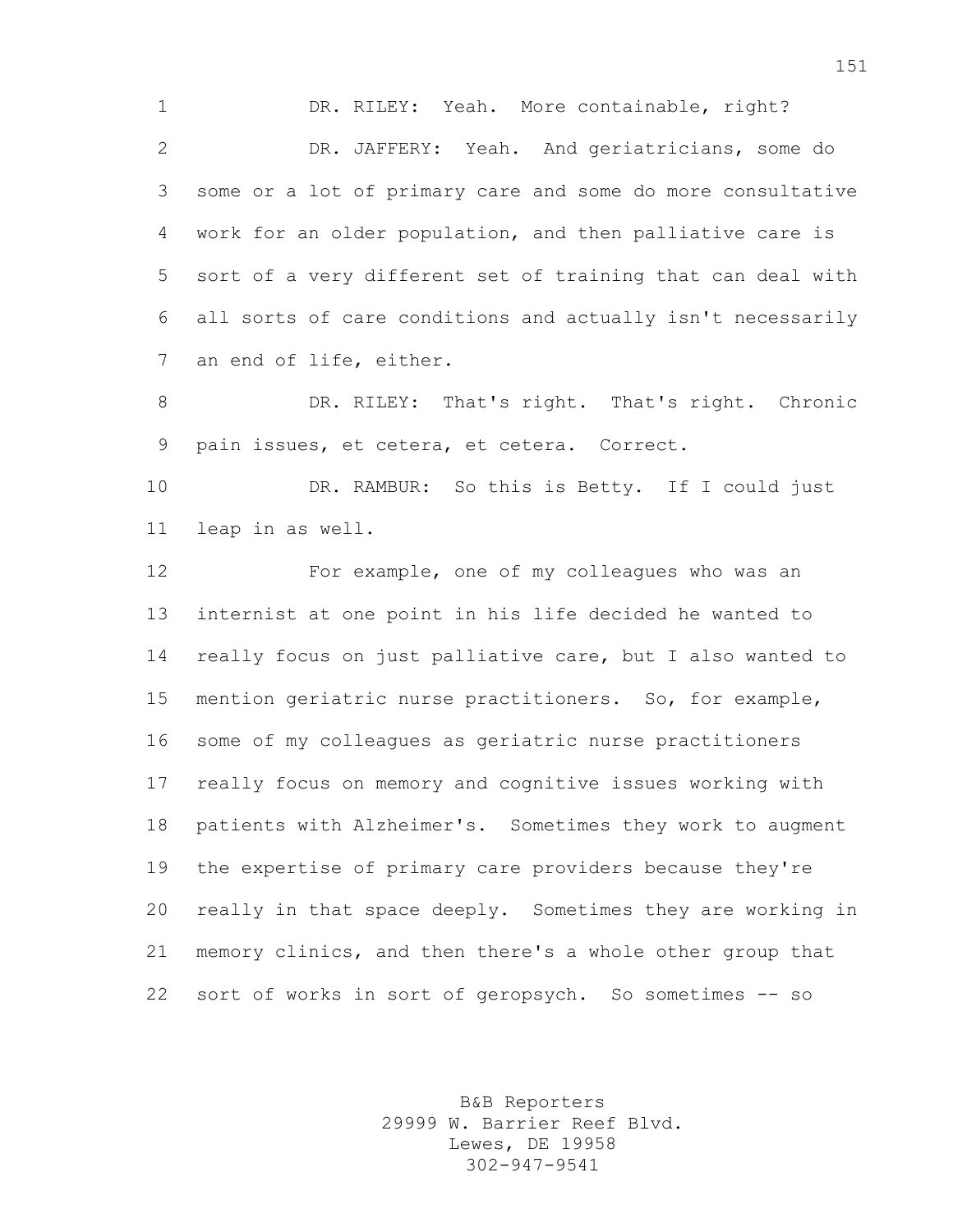DR. RILEY: Yeah. More containable, right?

DR. JAFFERY: Yeah. And geriatricians, some do some or a lot of primary care and some do more consultative work for an older population, and then palliative care is sort of a very different set of training that can deal with all sorts of care conditions and actually isn't necessarily an end of life, either.

DR. RILEY: That's right. That's right. Chronic pain issues, et cetera, et cetera. Correct.

DR. RAMBUR: So this is Betty. If I could just leap in as well.

For example, one of my colleagues who was an internist at one point in his life decided he wanted to really focus on just palliative care, but I also wanted to mention geriatric nurse practitioners. So, for example, some of my colleagues as geriatric nurse practitioners really focus on memory and cognitive issues working with patients with Alzheimer's. Sometimes they work to augment the expertise of primary care providers because they're really in that space deeply. Sometimes they are working in memory clinics, and then there's a whole other group that sort of works in sort of geropsych. So sometimes -- so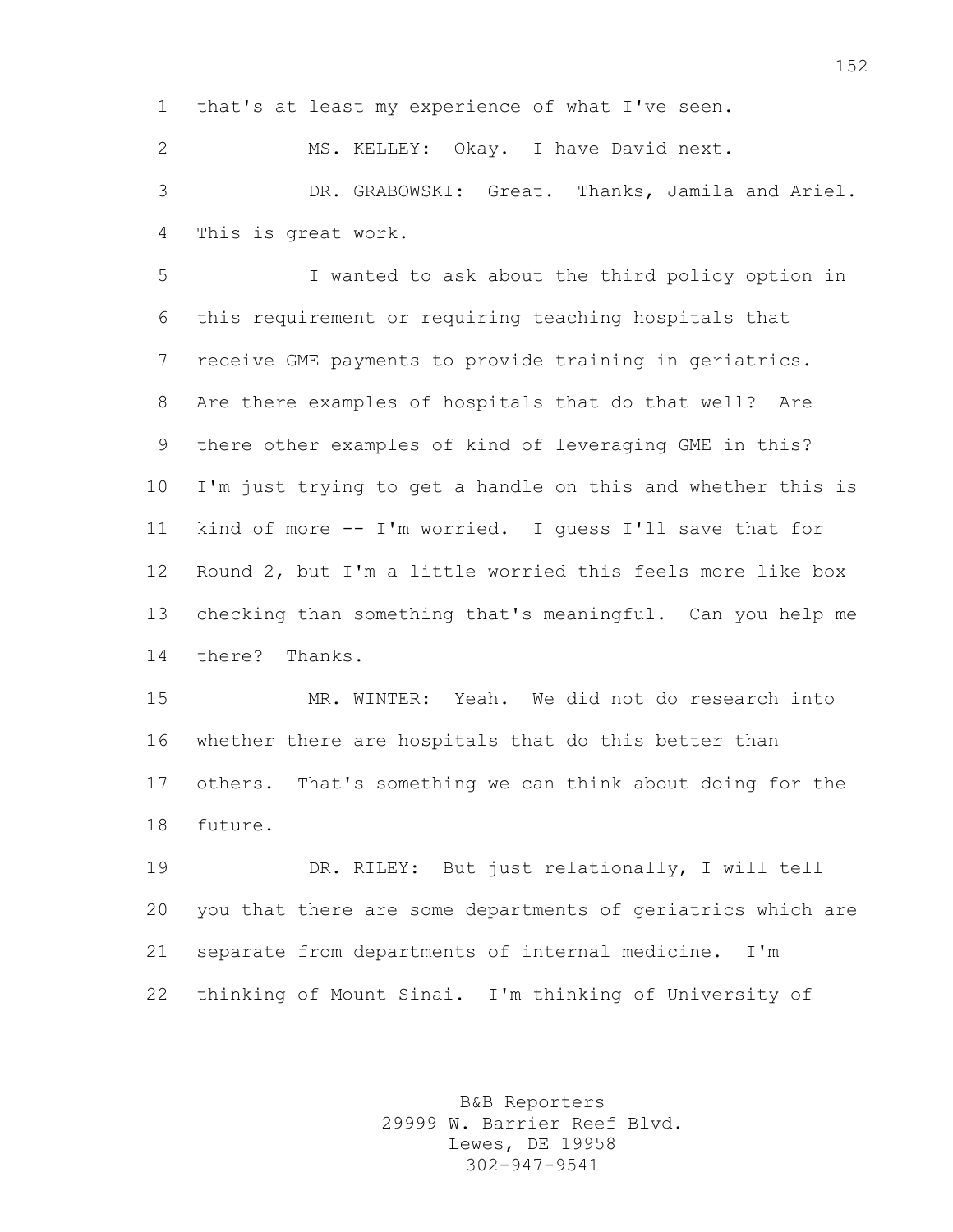that's at least my experience of what I've seen.

MS. KELLEY: Okay. I have David next.

DR. GRABOWSKI: Great. Thanks, Jamila and Ariel. This is great work.

I wanted to ask about the third policy option in this requirement or requiring teaching hospitals that receive GME payments to provide training in geriatrics. Are there examples of hospitals that do that well? Are there other examples of kind of leveraging GME in this? I'm just trying to get a handle on this and whether this is kind of more -- I'm worried. I guess I'll save that for Round 2, but I'm a little worried this feels more like box checking than something that's meaningful. Can you help me there? Thanks.

MR. WINTER: Yeah. We did not do research into whether there are hospitals that do this better than others. That's something we can think about doing for the future.

DR. RILEY: But just relationally, I will tell you that there are some departments of geriatrics which are separate from departments of internal medicine. I'm thinking of Mount Sinai. I'm thinking of University of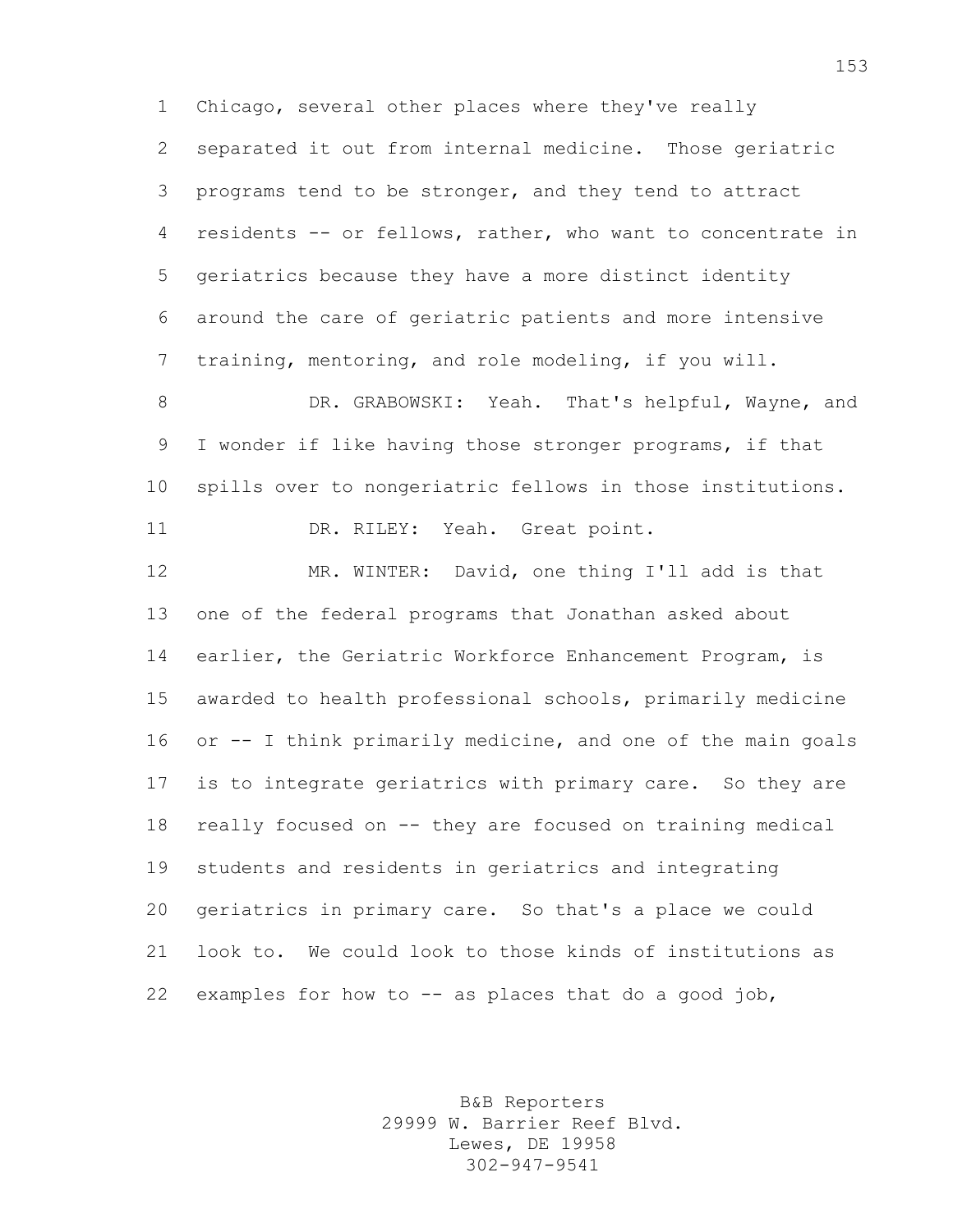Chicago, several other places where they've really separated it out from internal medicine. Those geriatric programs tend to be stronger, and they tend to attract residents -- or fellows, rather, who want to concentrate in geriatrics because they have a more distinct identity around the care of geriatric patients and more intensive training, mentoring, and role modeling, if you will.

DR. GRABOWSKI: Yeah. That's helpful, Wayne, and I wonder if like having those stronger programs, if that spills over to nongeriatric fellows in those institutions.

DR. RILEY: Yeah. Great point.

MR. WINTER: David, one thing I'll add is that one of the federal programs that Jonathan asked about earlier, the Geriatric Workforce Enhancement Program, is awarded to health professional schools, primarily medicine or -- I think primarily medicine, and one of the main goals is to integrate geriatrics with primary care. So they are really focused on -- they are focused on training medical students and residents in geriatrics and integrating geriatrics in primary care. So that's a place we could look to. We could look to those kinds of institutions as examples for how to -- as places that do a good job,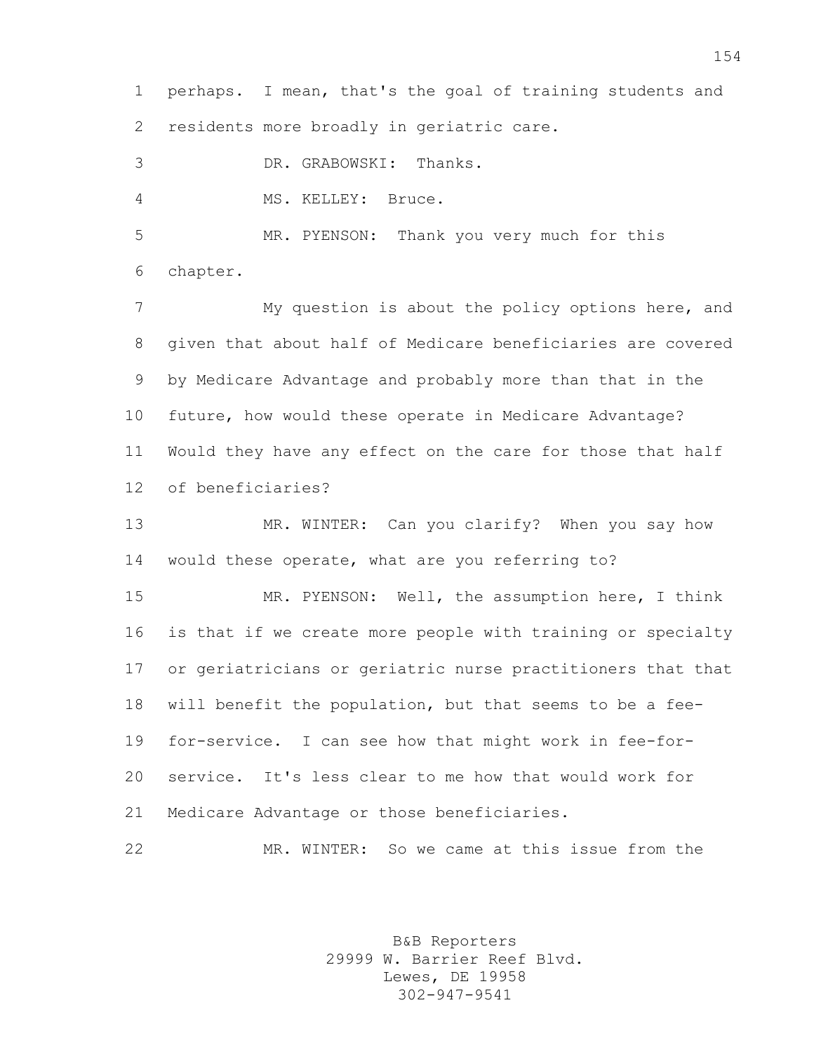perhaps. I mean, that's the goal of training students and residents more broadly in geriatric care.

DR. GRABOWSKI: Thanks.

MS. KELLEY: Bruce.

MR. PYENSON: Thank you very much for this chapter.

My question is about the policy options here, and given that about half of Medicare beneficiaries are covered by Medicare Advantage and probably more than that in the future, how would these operate in Medicare Advantage? Would they have any effect on the care for those that half of beneficiaries?

MR. WINTER: Can you clarify? When you say how would these operate, what are you referring to?

MR. PYENSON: Well, the assumption here, I think is that if we create more people with training or specialty or geriatricians or geriatric nurse practitioners that that will benefit the population, but that seems to be a fee-for-service. I can see how that might work in fee-for-service. It's less clear to me how that would work for Medicare Advantage or those beneficiaries.

MR. WINTER: So we came at this issue from the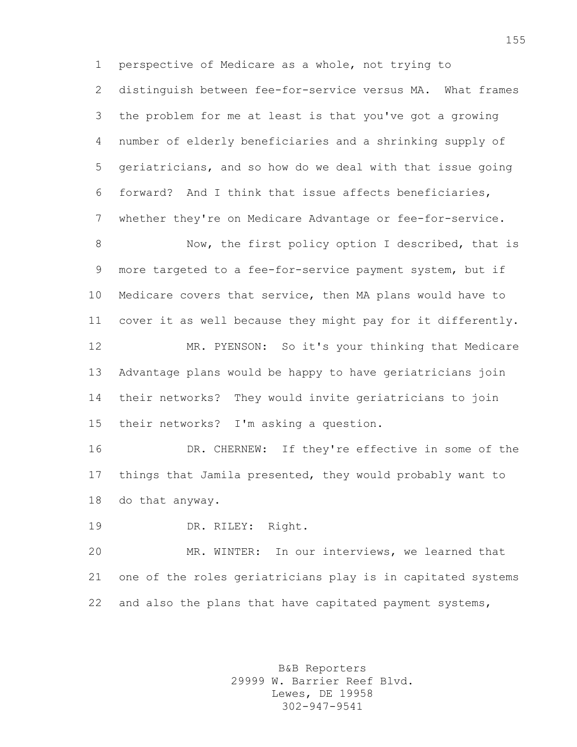perspective of Medicare as a whole, not trying to distinguish between fee-for-service versus MA. What frames the problem for me at least is that you've got a growing number of elderly beneficiaries and a shrinking supply of geriatricians, and so how do we deal with that issue going forward? And I think that issue affects beneficiaries, whether they're on Medicare Advantage or fee-for-service.

Now, the first policy option I described, that is more targeted to a fee-for-service payment system, but if Medicare covers that service, then MA plans would have to cover it as well because they might pay for it differently.

MR. PYENSON: So it's your thinking that Medicare Advantage plans would be happy to have geriatricians join their networks? They would invite geriatricians to join their networks? I'm asking a question.

DR. CHERNEW: If they're effective in some of the things that Jamila presented, they would probably want to do that anyway.

DR. RILEY: Right.

MR. WINTER: In our interviews, we learned that one of the roles geriatricians play is in capitated systems and also the plans that have capitated payment systems,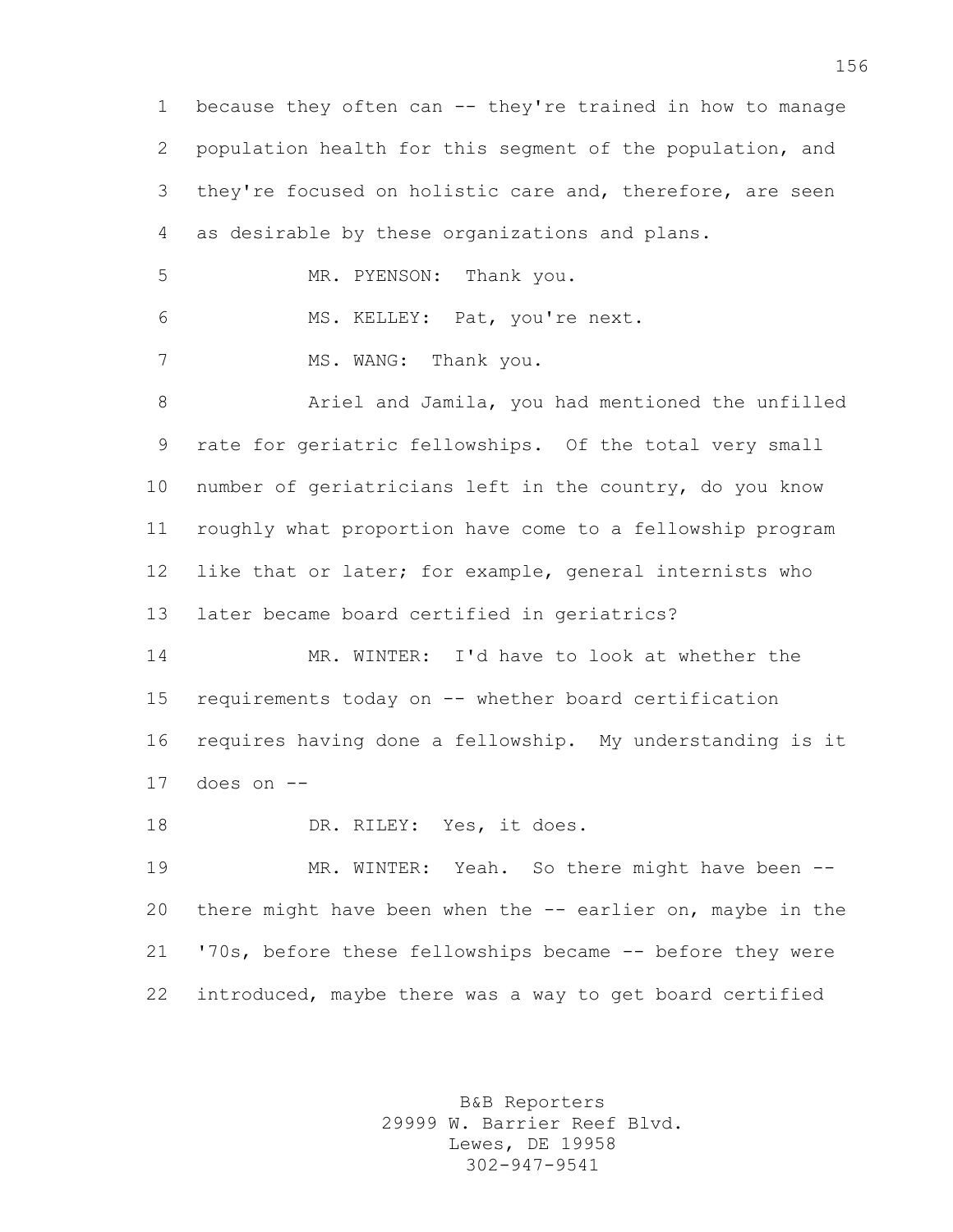because they often can -- they're trained in how to manage population health for this segment of the population, and they're focused on holistic care and, therefore, are seen as desirable by these organizations and plans.

MR. PYENSON: Thank you.

MS. KELLEY: Pat, you're next.

MS. WANG: Thank you.

Ariel and Jamila, you had mentioned the unfilled rate for geriatric fellowships. Of the total very small number of geriatricians left in the country, do you know roughly what proportion have come to a fellowship program like that or later; for example, general internists who later became board certified in geriatrics?

MR. WINTER: I'd have to look at whether the requirements today on -- whether board certification requires having done a fellowship. My understanding is it does on --

DR. RILEY: Yes, it does.

MR. WINTER: Yeah. So there might have been -- there might have been when the -- earlier on, maybe in the '70s, before these fellowships became -- before they were introduced, maybe there was a way to get board certified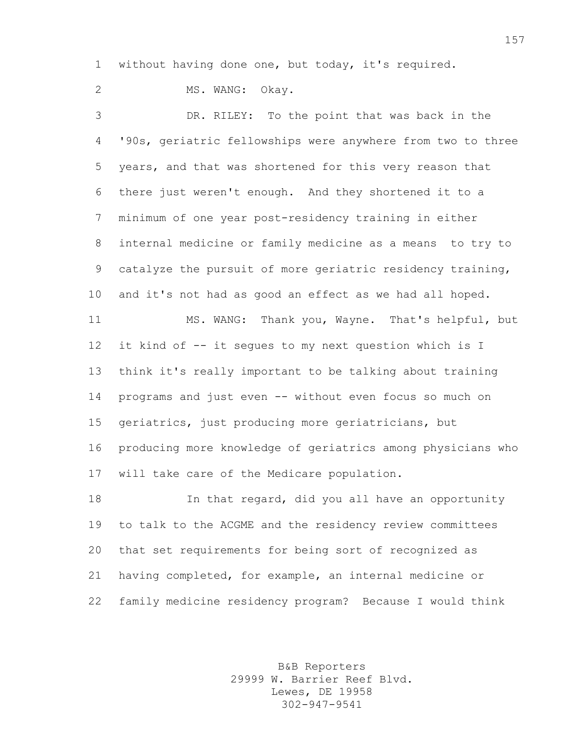without having done one, but today, it's required.

MS. WANG: Okay.

DR. RILEY: To the point that was back in the '90s, geriatric fellowships were anywhere from two to three years, and that was shortened for this very reason that there just weren't enough. And they shortened it to a minimum of one year post-residency training in either internal medicine or family medicine as a means to try to catalyze the pursuit of more geriatric residency training, and it's not had as good an effect as we had all hoped.

MS. WANG: Thank you, Wayne. That's helpful, but it kind of -- it segues to my next question which is I think it's really important to be talking about training programs and just even -- without even focus so much on geriatrics, just producing more geriatricians, but producing more knowledge of geriatrics among physicians who will take care of the Medicare population.

In that regard, did you all have an opportunity to talk to the ACGME and the residency review committees that set requirements for being sort of recognized as having completed, for example, an internal medicine or family medicine residency program? Because I would think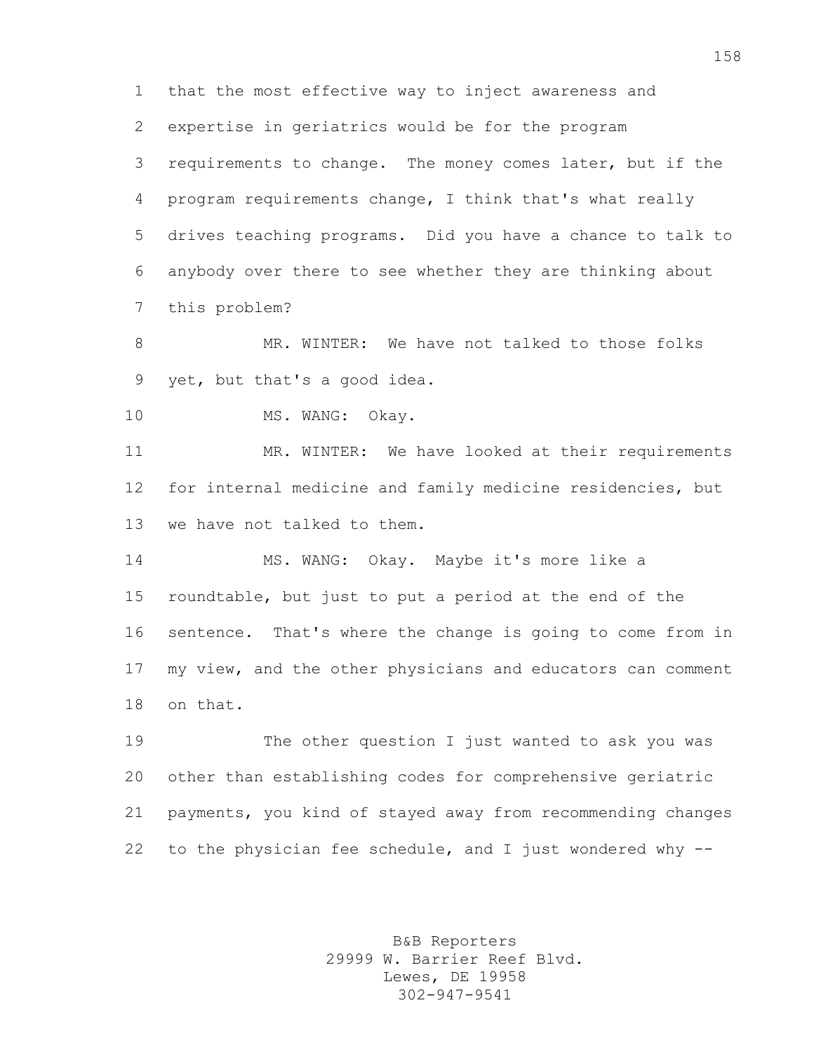that the most effective way to inject awareness and expertise in geriatrics would be for the program requirements to change. The money comes later, but if the program requirements change, I think that's what really drives teaching programs. Did you have a chance to talk to anybody over there to see whether they are thinking about this problem?

MR. WINTER: We have not talked to those folks yet, but that's a good idea.

MS. WANG: Okay.

MR. WINTER: We have looked at their requirements for internal medicine and family medicine residencies, but we have not talked to them.

MS. WANG: Okay. Maybe it's more like a roundtable, but just to put a period at the end of the sentence. That's where the change is going to come from in my view, and the other physicians and educators can comment on that.

The other question I just wanted to ask you was other than establishing codes for comprehensive geriatric payments, you kind of stayed away from recommending changes to the physician fee schedule, and I just wondered why --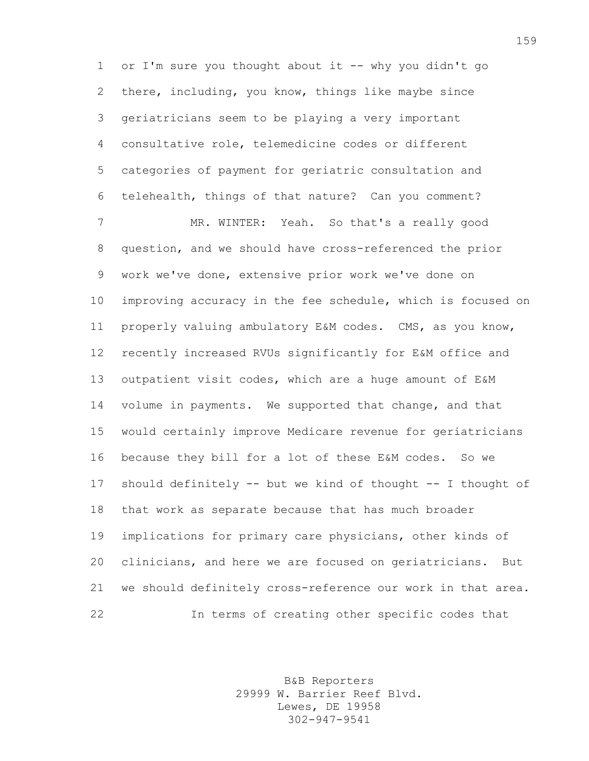or I'm sure you thought about it -- why you didn't go there, including, you know, things like maybe since geriatricians seem to be playing a very important consultative role, telemedicine codes or different categories of payment for geriatric consultation and telehealth, things of that nature? Can you comment?

MR. WINTER: Yeah. So that's a really good question, and we should have cross-referenced the prior work we've done, extensive prior work we've done on improving accuracy in the fee schedule, which is focused on properly valuing ambulatory E&M codes. CMS, as you know, recently increased RVUs significantly for E&M office and outpatient visit codes, which are a huge amount of E&M volume in payments. We supported that change, and that would certainly improve Medicare revenue for geriatricians because they bill for a lot of these E&M codes. So we should definitely -- but we kind of thought -- I thought of that work as separate because that has much broader implications for primary care physicians, other kinds of clinicians, and here we are focused on geriatricians. But we should definitely cross-reference our work in that area.

In terms of creating other specific codes that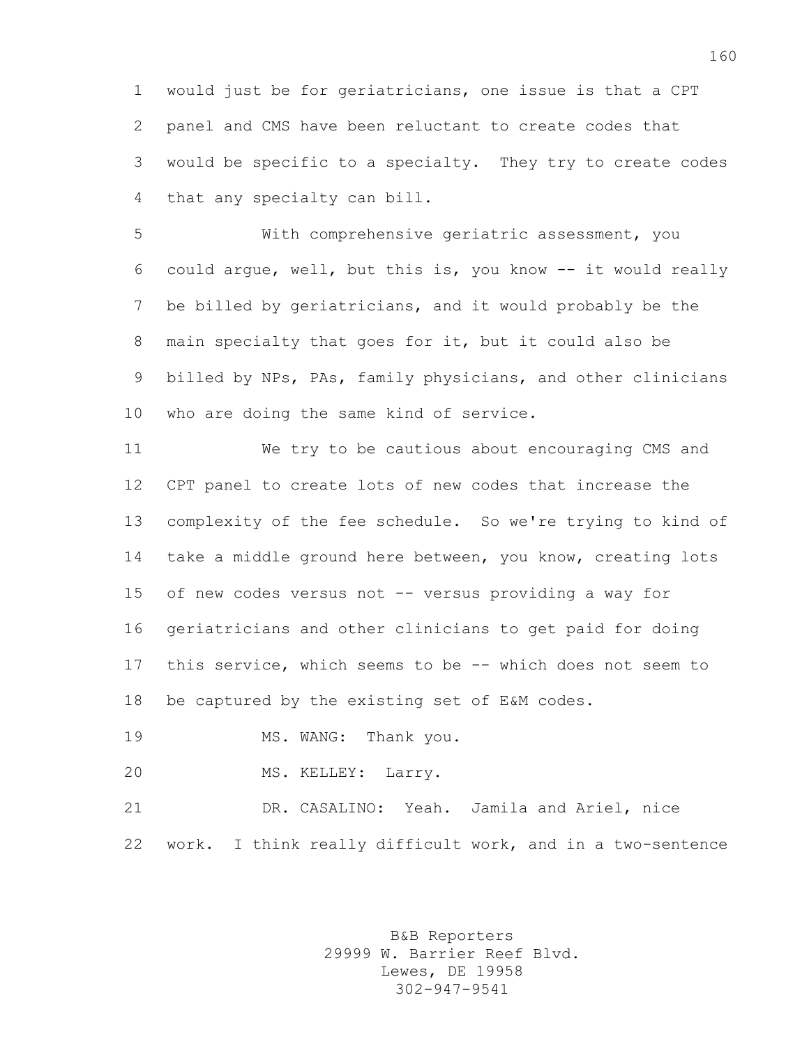would just be for geriatricians, one issue is that a CPT panel and CMS have been reluctant to create codes that would be specific to a specialty. They try to create codes that any specialty can bill.

With comprehensive geriatric assessment, you could argue, well, but this is, you know -- it would really be billed by geriatricians, and it would probably be the main specialty that goes for it, but it could also be billed by NPs, PAs, family physicians, and other clinicians who are doing the same kind of service.

We try to be cautious about encouraging CMS and CPT panel to create lots of new codes that increase the complexity of the fee schedule. So we're trying to kind of take a middle ground here between, you know, creating lots of new codes versus not -- versus providing a way for geriatricians and other clinicians to get paid for doing this service, which seems to be -- which does not seem to be captured by the existing set of E&M codes.

MS. WANG: Thank you.

MS. KELLEY: Larry.

DR. CASALINO: Yeah. Jamila and Ariel, nice work. I think really difficult work, and in a two-sentence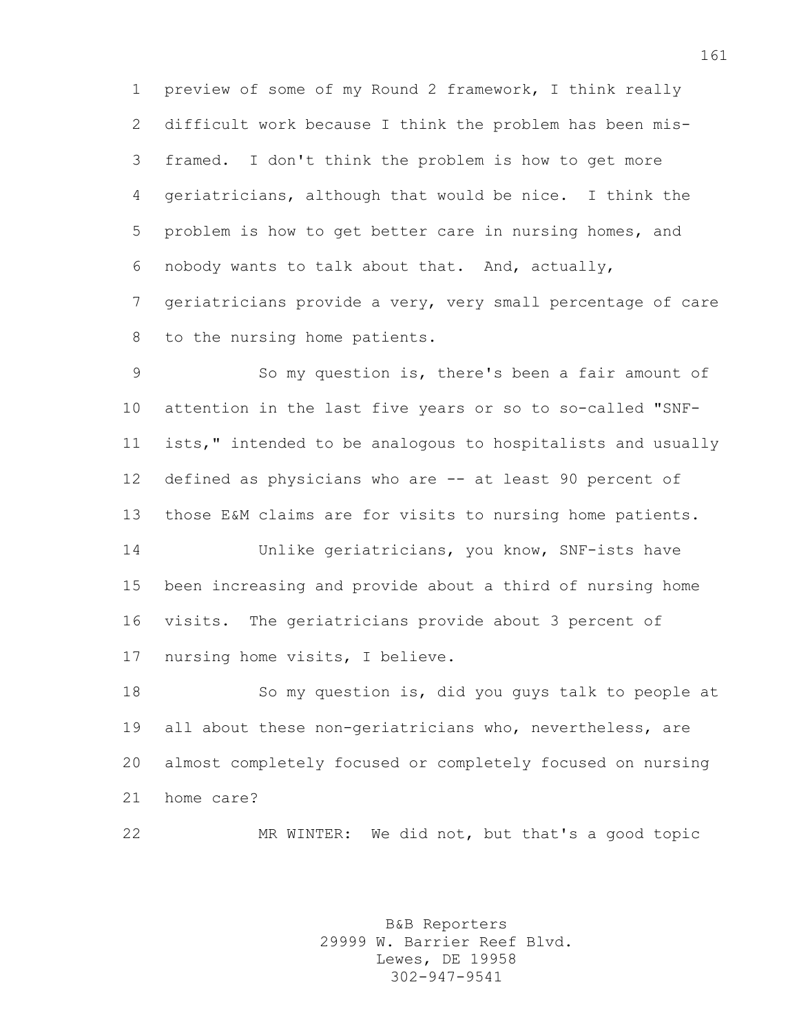preview of some of my Round 2 framework, I think really difficult work because I think the problem has been mis-framed. I don't think the problem is how to get more geriatricians, although that would be nice. I think the problem is how to get better care in nursing homes, and nobody wants to talk about that. And, actually, geriatricians provide a very, very small percentage of care to the nursing home patients.

So my question is, there's been a fair amount of attention in the last five years or so to so-called "SNF-ists," intended to be analogous to hospitalists and usually defined as physicians who are -- at least 90 percent of those E&M claims are for visits to nursing home patients.

Unlike geriatricians, you know, SNF-ists have been increasing and provide about a third of nursing home visits. The geriatricians provide about 3 percent of nursing home visits, I believe.

So my question is, did you guys talk to people at all about these non-geriatricians who, nevertheless, are almost completely focused or completely focused on nursing home care?

MR WINTER: We did not, but that's a good topic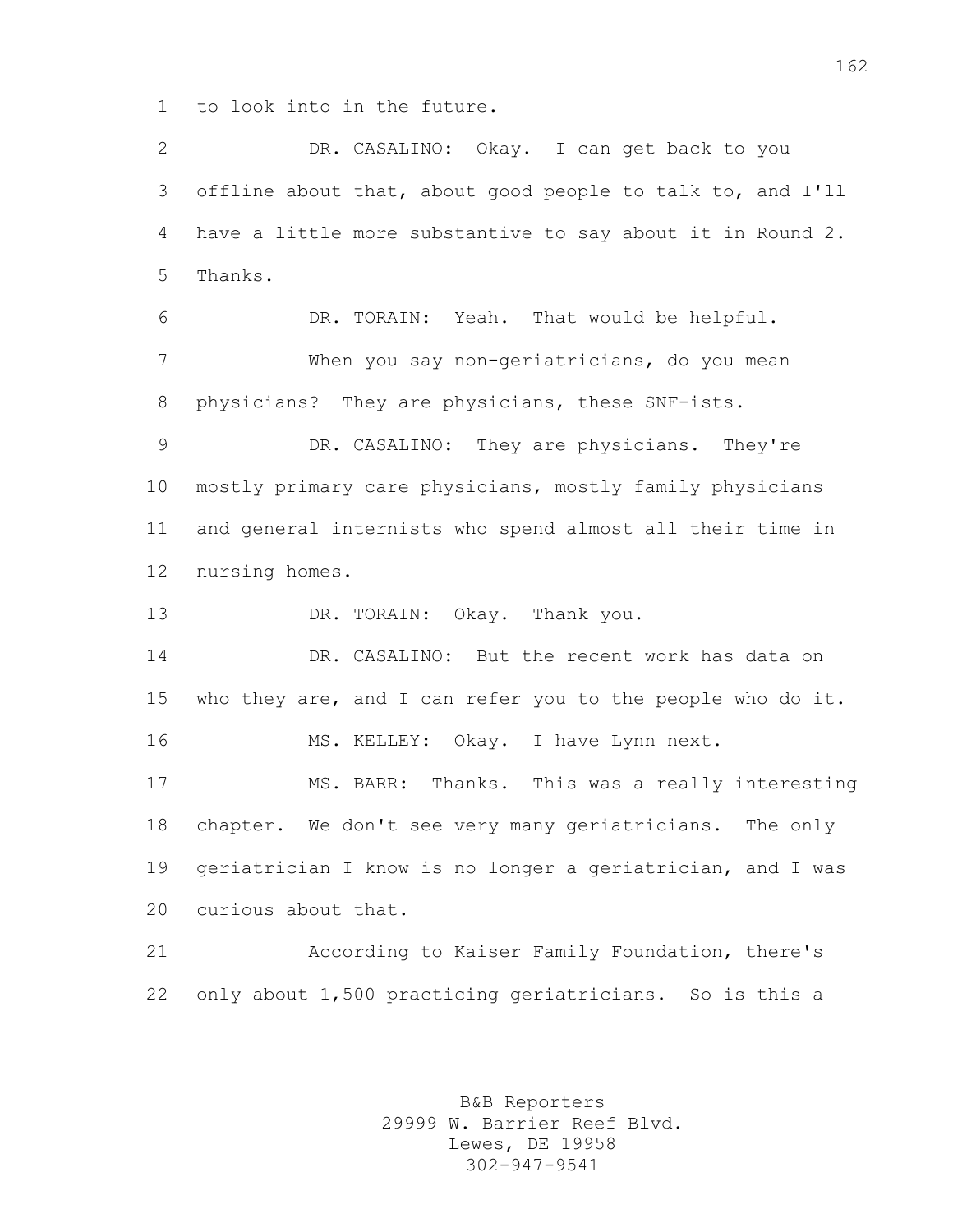to look into in the future.

DR. CASALINO: Okay. I can get back to you offline about that, about good people to talk to, and I'll have a little more substantive to say about it in Round 2. Thanks.

DR. TORAIN: Yeah. That would be helpful.

When you say non-geriatricians, do you mean physicians? They are physicians, these SNF-ists.

DR. CASALINO: They are physicians. They're mostly primary care physicians, mostly family physicians and general internists who spend almost all their time in nursing homes.

DR. TORAIN: Okay. Thank you.

DR. CASALINO: But the recent work has data on who they are, and I can refer you to the people who do it.

MS. KELLEY: Okay. I have Lynn next.

MS. BARR: Thanks. This was a really interesting chapter. We don't see very many geriatricians. The only geriatrician I know is no longer a geriatrician, and I was curious about that.

According to Kaiser Family Foundation, there's only about 1,500 practicing geriatricians. So is this a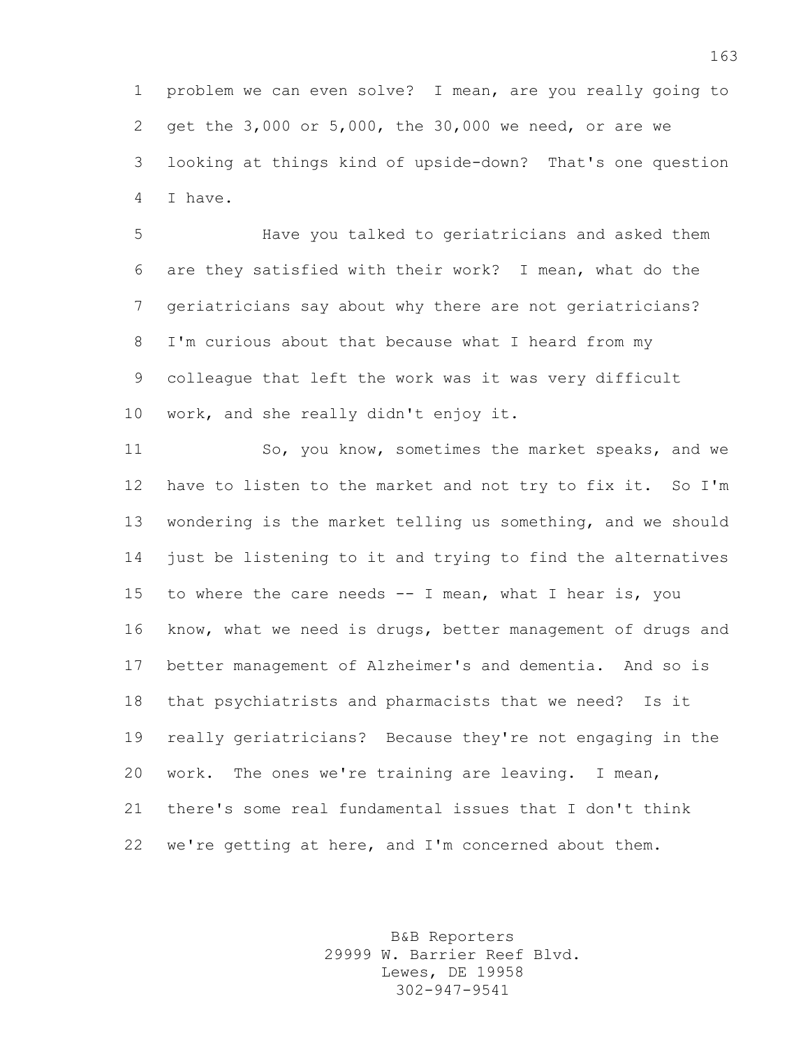problem we can even solve? I mean, are you really going to get the 3,000 or 5,000, the 30,000 we need, or are we looking at things kind of upside-down? That's one question I have.

Have you talked to geriatricians and asked them are they satisfied with their work? I mean, what do the geriatricians say about why there are not geriatricians? I'm curious about that because what I heard from my colleague that left the work was it was very difficult work, and she really didn't enjoy it.

So, you know, sometimes the market speaks, and we have to listen to the market and not try to fix it. So I'm wondering is the market telling us something, and we should just be listening to it and trying to find the alternatives to where the care needs -- I mean, what I hear is, you know, what we need is drugs, better management of drugs and better management of Alzheimer's and dementia. And so is that psychiatrists and pharmacists that we need? Is it really geriatricians? Because they're not engaging in the work. The ones we're training are leaving. I mean, there's some real fundamental issues that I don't think we're getting at here, and I'm concerned about them.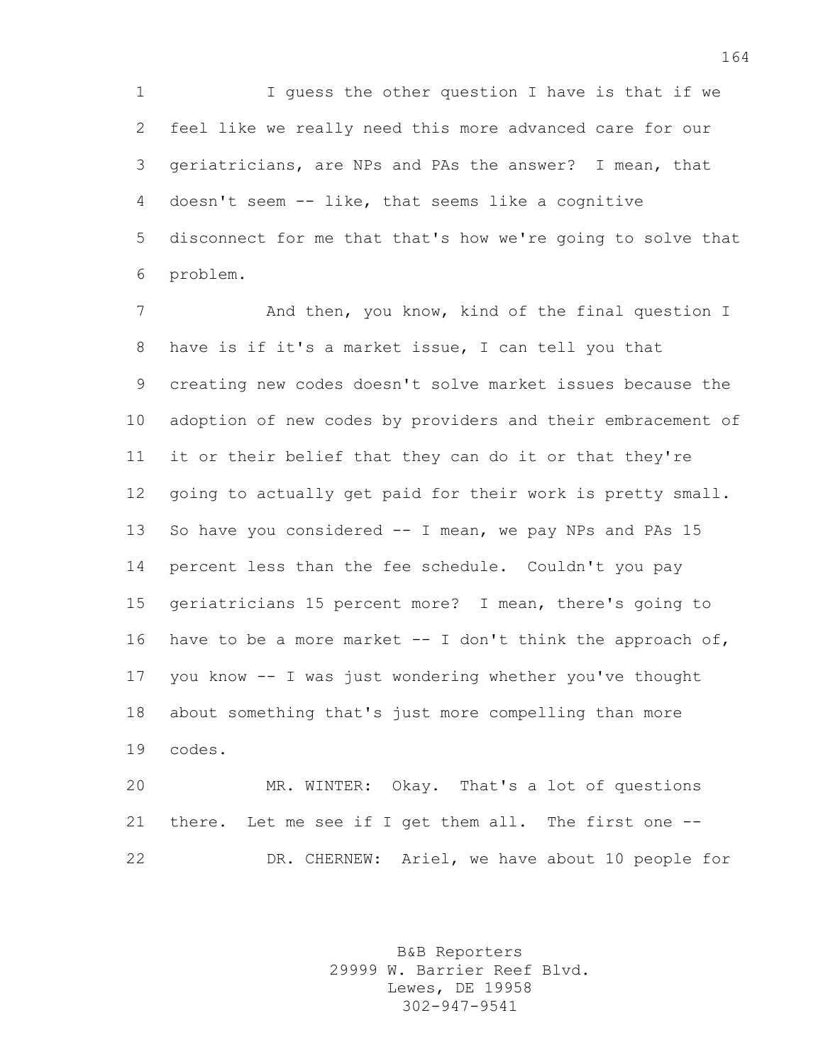I guess the other question I have is that if we feel like we really need this more advanced care for our geriatricians, are NPs and PAs the answer? I mean, that doesn't seem -- like, that seems like a cognitive disconnect for me that that's how we're going to solve that problem.

And then, you know, kind of the final question I have is if it's a market issue, I can tell you that creating new codes doesn't solve market issues because the adoption of new codes by providers and their embracement of it or their belief that they can do it or that they're going to actually get paid for their work is pretty small. So have you considered -- I mean, we pay NPs and PAs 15 percent less than the fee schedule. Couldn't you pay geriatricians 15 percent more? I mean, there's going to have to be a more market -- I don't think the approach of, you know -- I was just wondering whether you've thought about something that's just more compelling than more codes.

MR. WINTER: Okay. That's a lot of questions there. Let me see if I get them all. The first one --

DR. CHERNEW: Ariel, we have about 10 people for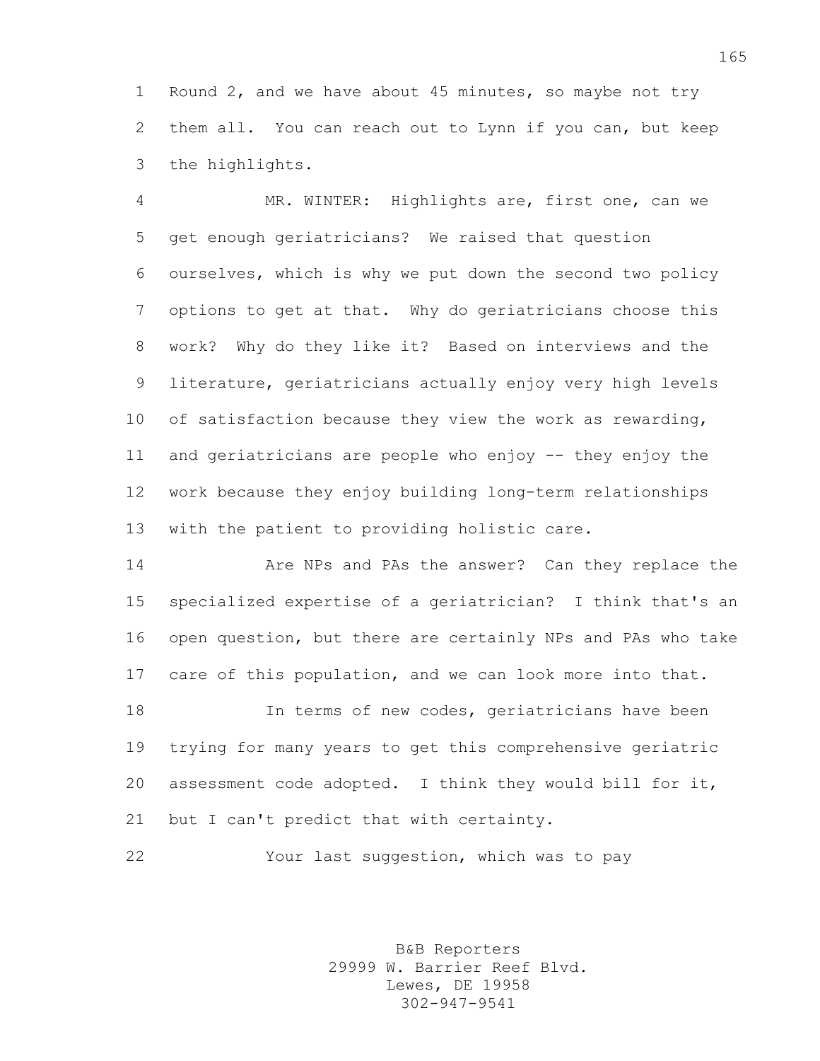Round 2, and we have about 45 minutes, so maybe not try them all. You can reach out to Lynn if you can, but keep the highlights.

MR. WINTER: Highlights are, first one, can we get enough geriatricians? We raised that question ourselves, which is why we put down the second two policy options to get at that. Why do geriatricians choose this work? Why do they like it? Based on interviews and the literature, geriatricians actually enjoy very high levels of satisfaction because they view the work as rewarding, and geriatricians are people who enjoy -- they enjoy the work because they enjoy building long-term relationships with the patient to providing holistic care.

Are NPs and PAs the answer? Can they replace the specialized expertise of a geriatrician? I think that's an open question, but there are certainly NPs and PAs who take care of this population, and we can look more into that.

In terms of new codes, geriatricians have been trying for many years to get this comprehensive geriatric assessment code adopted. I think they would bill for it, but I can't predict that with certainty.

Your last suggestion, which was to pay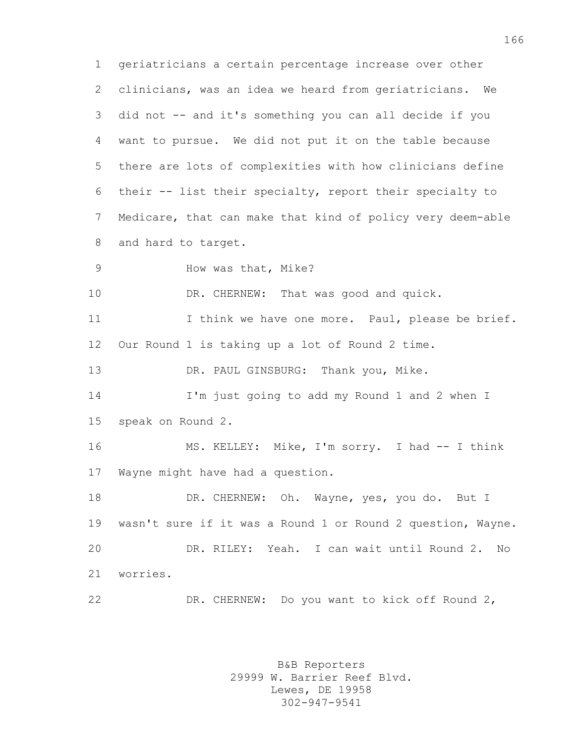geriatricians a certain percentage increase over other clinicians, was an idea we heard from geriatricians. We did not -- and it's something you can all decide if you want to pursue. We did not put it on the table because there are lots of complexities with how clinicians define their -- list their specialty, report their specialty to Medicare, that can make that kind of policy very deem-able and hard to target.

How was that, Mike?

DR. CHERNEW: That was good and quick.

I think we have one more. Paul, please be brief. Our Round 1 is taking up a lot of Round 2 time.

DR. PAUL GINSBURG: Thank you, Mike.

I'm just going to add my Round 1 and 2 when I speak on Round 2.

MS. KELLEY: Mike, I'm sorry. I had -- I think Wayne might have had a question.

DR. CHERNEW: Oh. Wayne, yes, you do. But I wasn't sure if it was a Round 1 or Round 2 question, Wayne.

DR. RILEY: Yeah. I can wait until Round 2. No worries.

DR. CHERNEW: Do you want to kick off Round 2,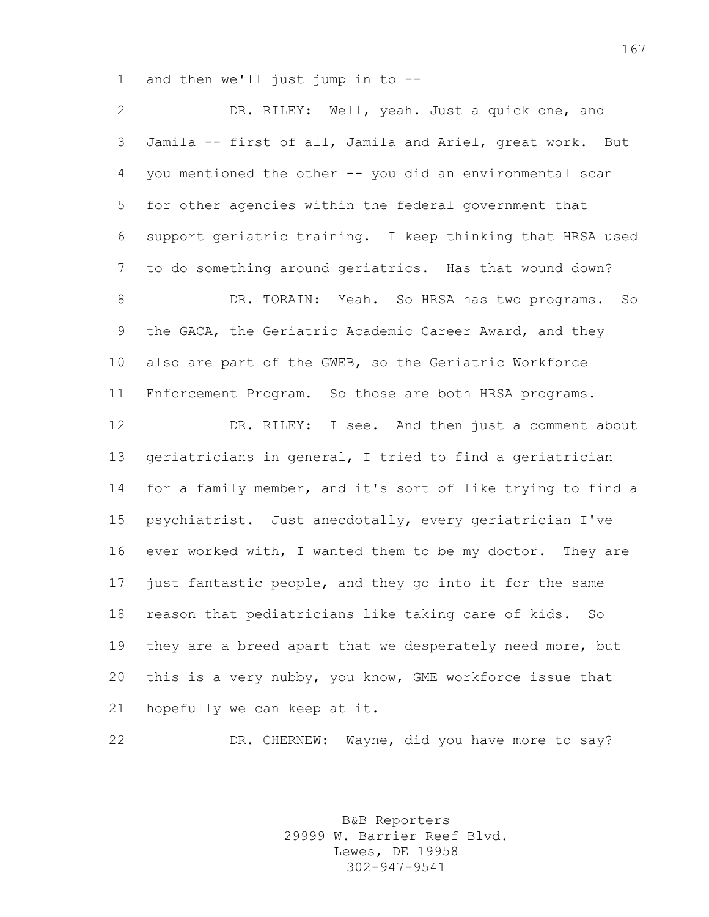and then we'll just jump in to --

DR. RILEY: Well, yeah. Just a quick one, and Jamila -- first of all, Jamila and Ariel, great work. But you mentioned the other -- you did an environmental scan for other agencies within the federal government that support geriatric training. I keep thinking that HRSA used to do something around geriatrics. Has that wound down?

DR. TORAIN: Yeah. So HRSA has two programs. So the GACA, the Geriatric Academic Career Award, and they also are part of the GWEB, so the Geriatric Workforce Enforcement Program. So those are both HRSA programs.

DR. RILEY: I see. And then just a comment about geriatricians in general, I tried to find a geriatrician for a family member, and it's sort of like trying to find a psychiatrist. Just anecdotally, every geriatrician I've ever worked with, I wanted them to be my doctor. They are just fantastic people, and they go into it for the same reason that pediatricians like taking care of kids. So they are a breed apart that we desperately need more, but this is a very nubby, you know, GME workforce issue that hopefully we can keep at it.

DR. CHERNEW: Wayne, did you have more to say?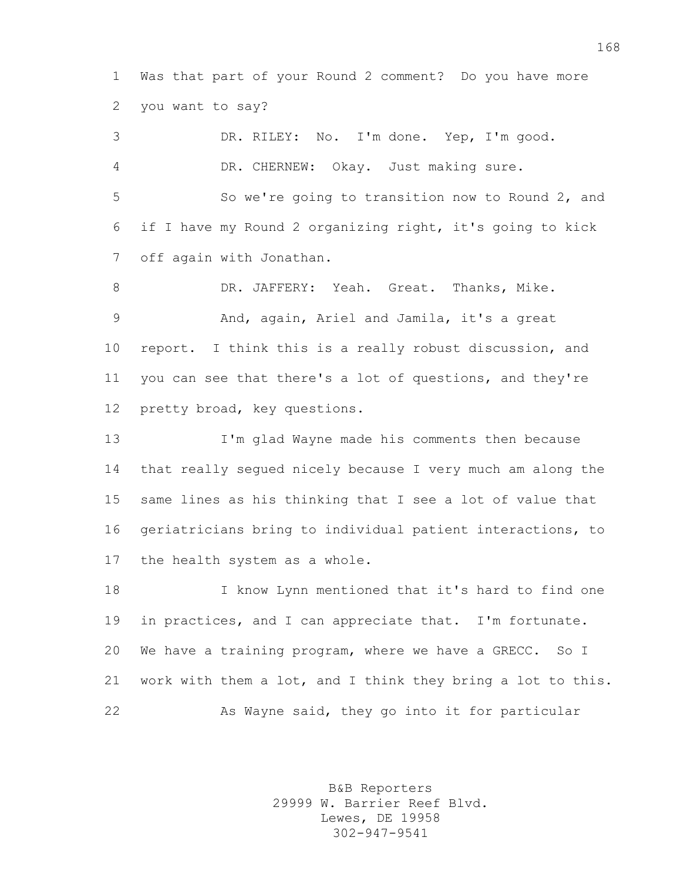Was that part of your Round 2 comment? Do you have more you want to say?

DR. RILEY: No. I'm done. Yep, I'm good.

DR. CHERNEW: Okay. Just making sure.

So we're going to transition now to Round 2, and if I have my Round 2 organizing right, it's going to kick off again with Jonathan.

DR. JAFFERY: Yeah. Great. Thanks, Mike.

And, again, Ariel and Jamila, it's a great report. I think this is a really robust discussion, and you can see that there's a lot of questions, and they're pretty broad, key questions.

I'm glad Wayne made his comments then because that really segued nicely because I very much am along the same lines as his thinking that I see a lot of value that geriatricians bring to individual patient interactions, to the health system as a whole.

I know Lynn mentioned that it's hard to find one in practices, and I can appreciate that. I'm fortunate. We have a training program, where we have a GRECC. So I work with them a lot, and I think they bring a lot to this.

As Wayne said, they go into it for particular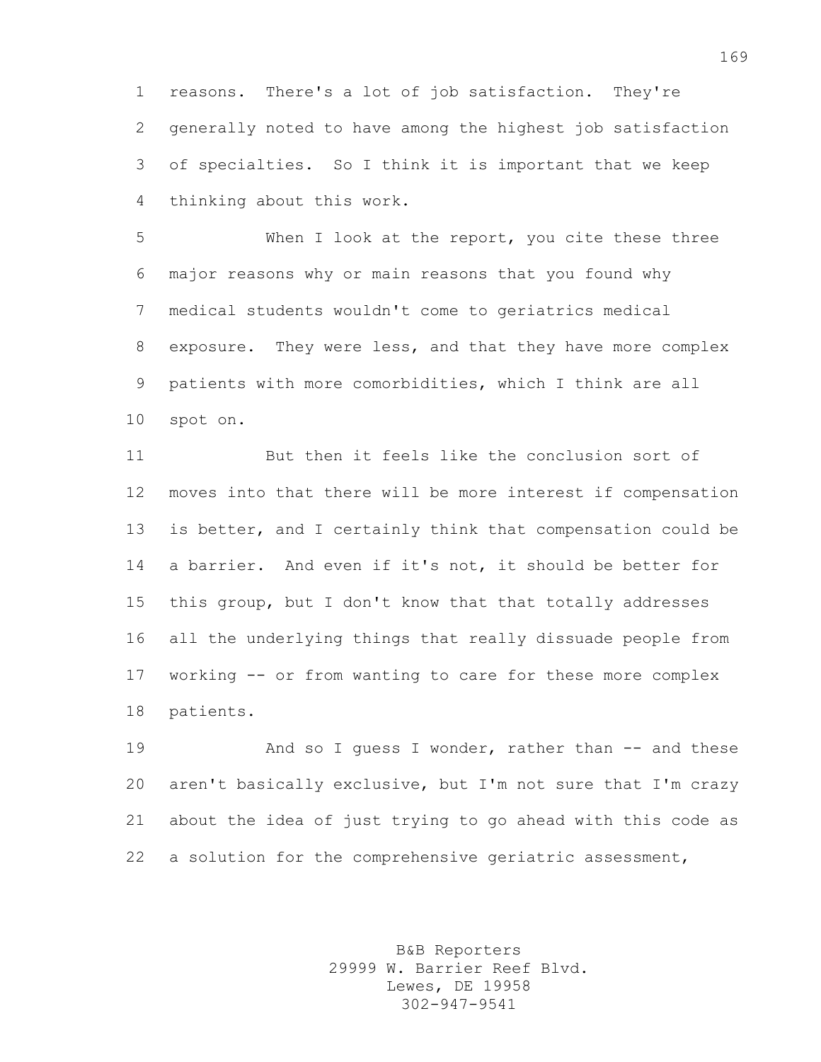reasons. There's a lot of job satisfaction. They're generally noted to have among the highest job satisfaction of specialties. So I think it is important that we keep thinking about this work.

When I look at the report, you cite these three major reasons why or main reasons that you found why medical students wouldn't come to geriatrics medical exposure. They were less, and that they have more complex patients with more comorbidities, which I think are all spot on.

But then it feels like the conclusion sort of moves into that there will be more interest if compensation is better, and I certainly think that compensation could be a barrier. And even if it's not, it should be better for this group, but I don't know that that totally addresses all the underlying things that really dissuade people from working -- or from wanting to care for these more complex patients.

And so I guess I wonder, rather than -- and these aren't basically exclusive, but I'm not sure that I'm crazy about the idea of just trying to go ahead with this code as a solution for the comprehensive geriatric assessment,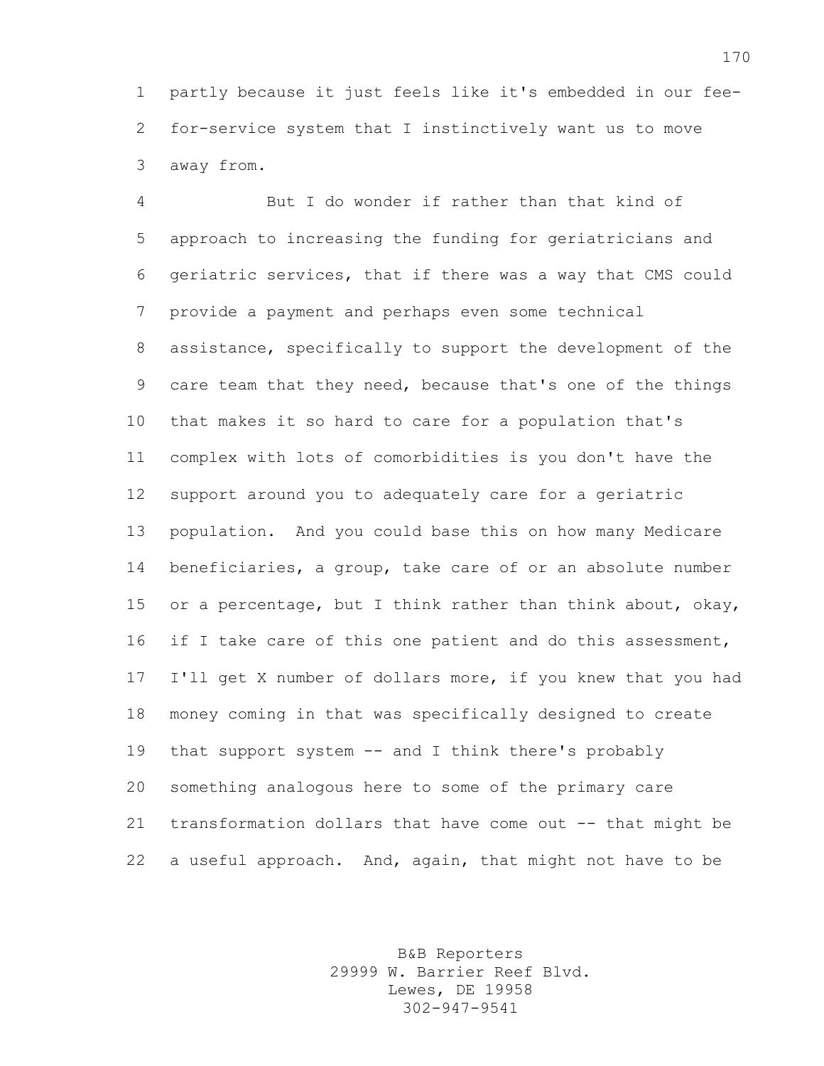partly because it just feels like it's embedded in our fee-for-service system that I instinctively want us to move away from.

But I do wonder if rather than that kind of approach to increasing the funding for geriatricians and geriatric services, that if there was a way that CMS could provide a payment and perhaps even some technical assistance, specifically to support the development of the care team that they need, because that's one of the things that makes it so hard to care for a population that's complex with lots of comorbidities is you don't have the support around you to adequately care for a geriatric population. And you could base this on how many Medicare beneficiaries, a group, take care of or an absolute number or a percentage, but I think rather than think about, okay, if I take care of this one patient and do this assessment, I'll get X number of dollars more, if you knew that you had money coming in that was specifically designed to create that support system -- and I think there's probably something analogous here to some of the primary care transformation dollars that have come out -- that might be a useful approach. And, again, that might not have to be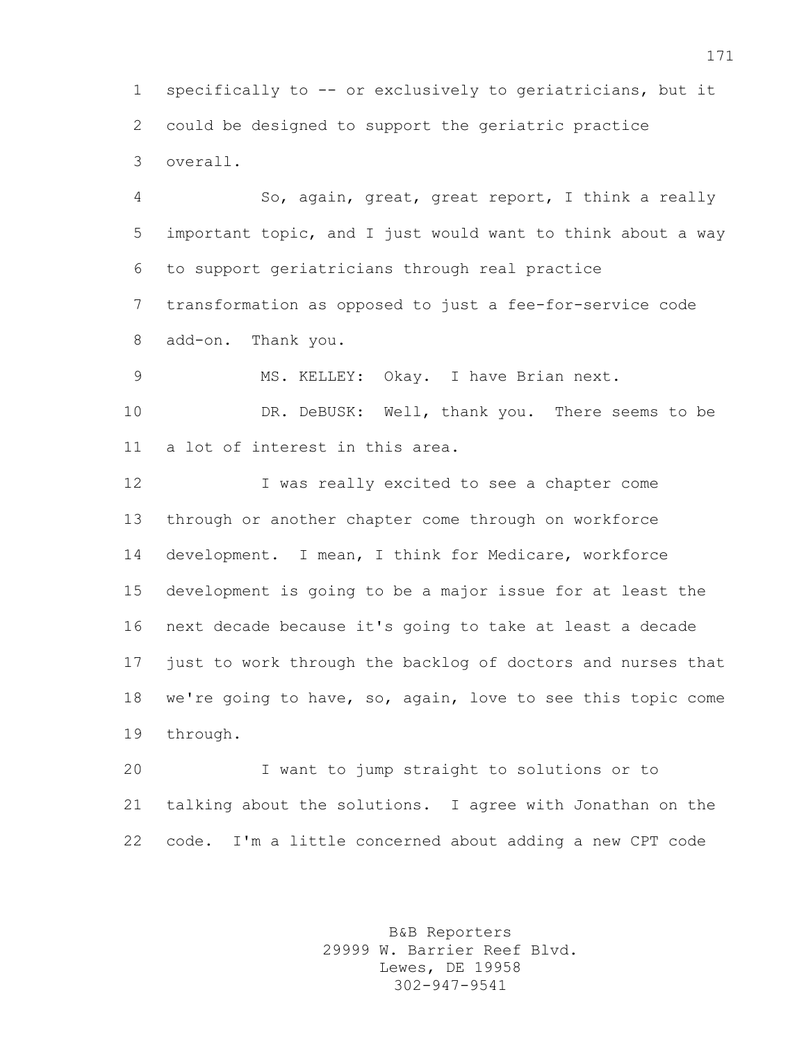specifically to -- or exclusively to geriatricians, but it could be designed to support the geriatric practice overall.

So, again, great, great report, I think a really important topic, and I just would want to think about a way to support geriatricians through real practice transformation as opposed to just a fee-for-service code add-on. Thank you.

MS. KELLEY: Okay. I have Brian next.

DR. DeBUSK: Well, thank you. There seems to be a lot of interest in this area.

I was really excited to see a chapter come through or another chapter come through on workforce development. I mean, I think for Medicare, workforce development is going to be a major issue for at least the next decade because it's going to take at least a decade just to work through the backlog of doctors and nurses that we're going to have, so, again, love to see this topic come through.

I want to jump straight to solutions or to talking about the solutions. I agree with Jonathan on the code. I'm a little concerned about adding a new CPT code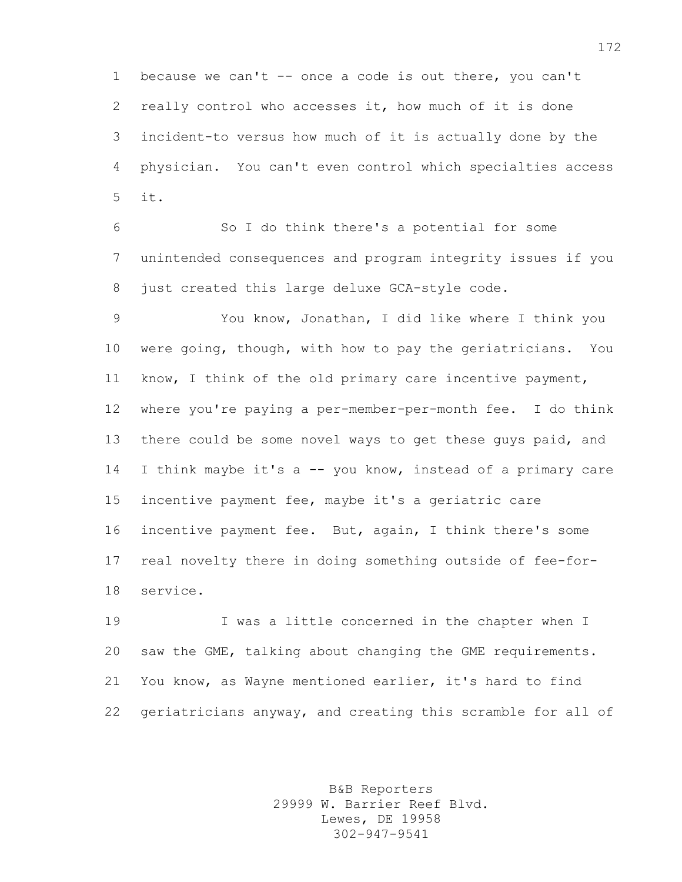because we can't -- once a code is out there, you can't really control who accesses it, how much of it is done incident-to versus how much of it is actually done by the physician. You can't even control which specialties access it.

So I do think there's a potential for some unintended consequences and program integrity issues if you just created this large deluxe GCA-style code.

You know, Jonathan, I did like where I think you were going, though, with how to pay the geriatricians. You know, I think of the old primary care incentive payment, where you're paying a per-member-per-month fee. I do think there could be some novel ways to get these guys paid, and I think maybe it's a -- you know, instead of a primary care incentive payment fee, maybe it's a geriatric care incentive payment fee. But, again, I think there's some real novelty there in doing something outside of fee-for-service.

I was a little concerned in the chapter when I saw the GME, talking about changing the GME requirements. You know, as Wayne mentioned earlier, it's hard to find geriatricians anyway, and creating this scramble for all of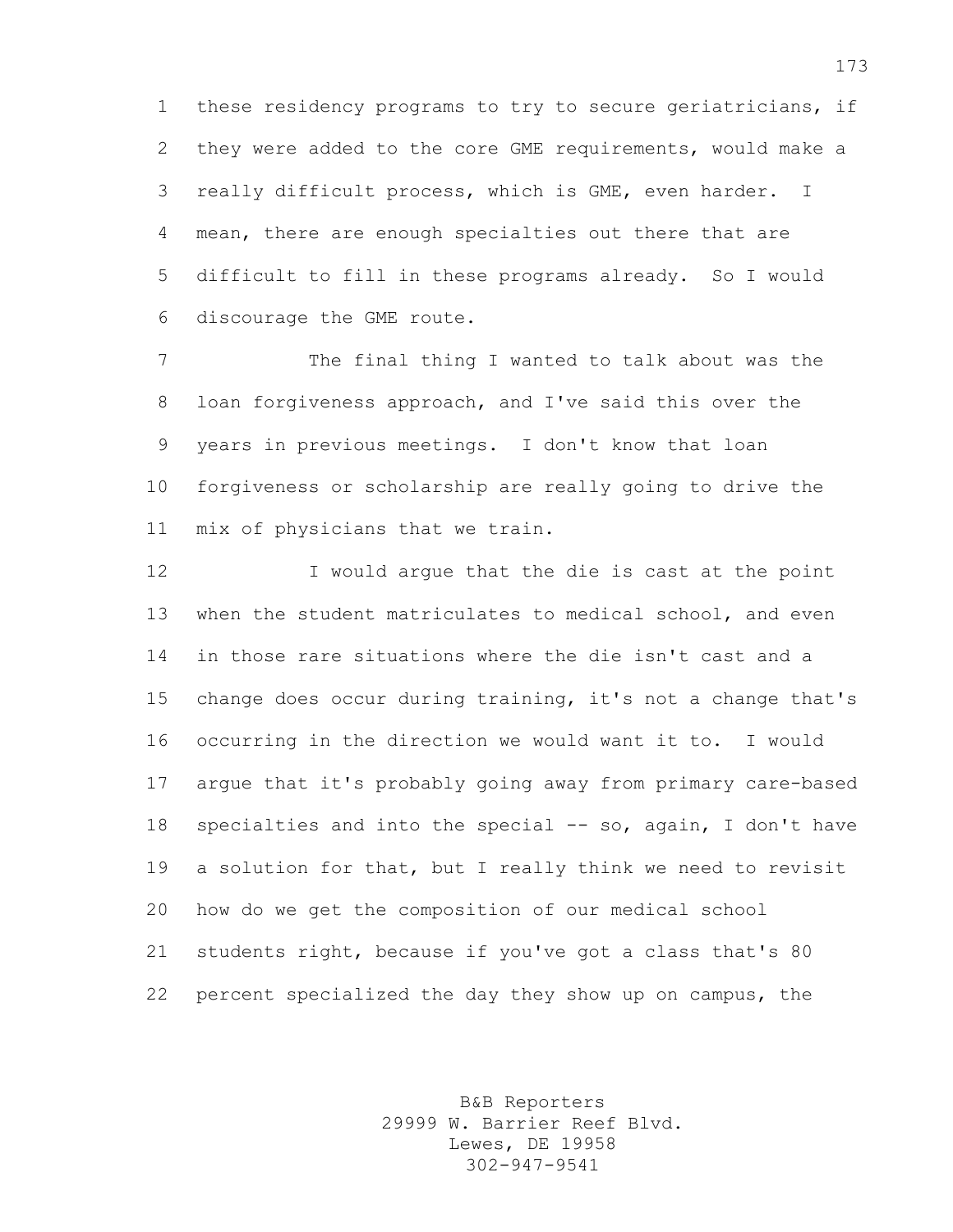these residency programs to try to secure geriatricians, if they were added to the core GME requirements, would make a really difficult process, which is GME, even harder. I mean, there are enough specialties out there that are difficult to fill in these programs already. So I would discourage the GME route.

The final thing I wanted to talk about was the loan forgiveness approach, and I've said this over the years in previous meetings. I don't know that loan forgiveness or scholarship are really going to drive the mix of physicians that we train.

I would argue that the die is cast at the point when the student matriculates to medical school, and even in those rare situations where the die isn't cast and a change does occur during training, it's not a change that's occurring in the direction we would want it to. I would argue that it's probably going away from primary care-based specialties and into the special -- so, again, I don't have a solution for that, but I really think we need to revisit how do we get the composition of our medical school students right, because if you've got a class that's 80 percent specialized the day they show up on campus, the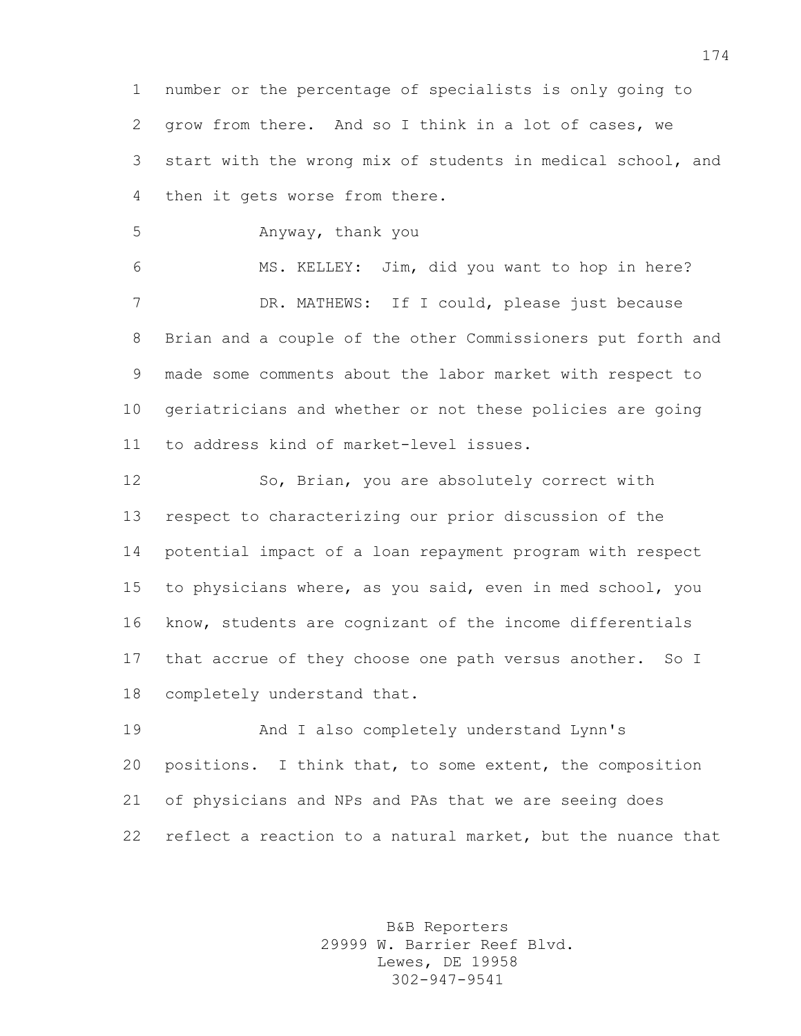number or the percentage of specialists is only going to grow from there. And so I think in a lot of cases, we start with the wrong mix of students in medical school, and then it gets worse from there.

Anyway, thank you

MS. KELLEY: Jim, did you want to hop in here?

DR. MATHEWS: If I could, please just because Brian and a couple of the other Commissioners put forth and made some comments about the labor market with respect to geriatricians and whether or not these policies are going to address kind of market-level issues.

So, Brian, you are absolutely correct with respect to characterizing our prior discussion of the potential impact of a loan repayment program with respect to physicians where, as you said, even in med school, you know, students are cognizant of the income differentials that accrue of they choose one path versus another. So I completely understand that.

And I also completely understand Lynn's positions. I think that, to some extent, the composition of physicians and NPs and PAs that we are seeing does reflect a reaction to a natural market, but the nuance that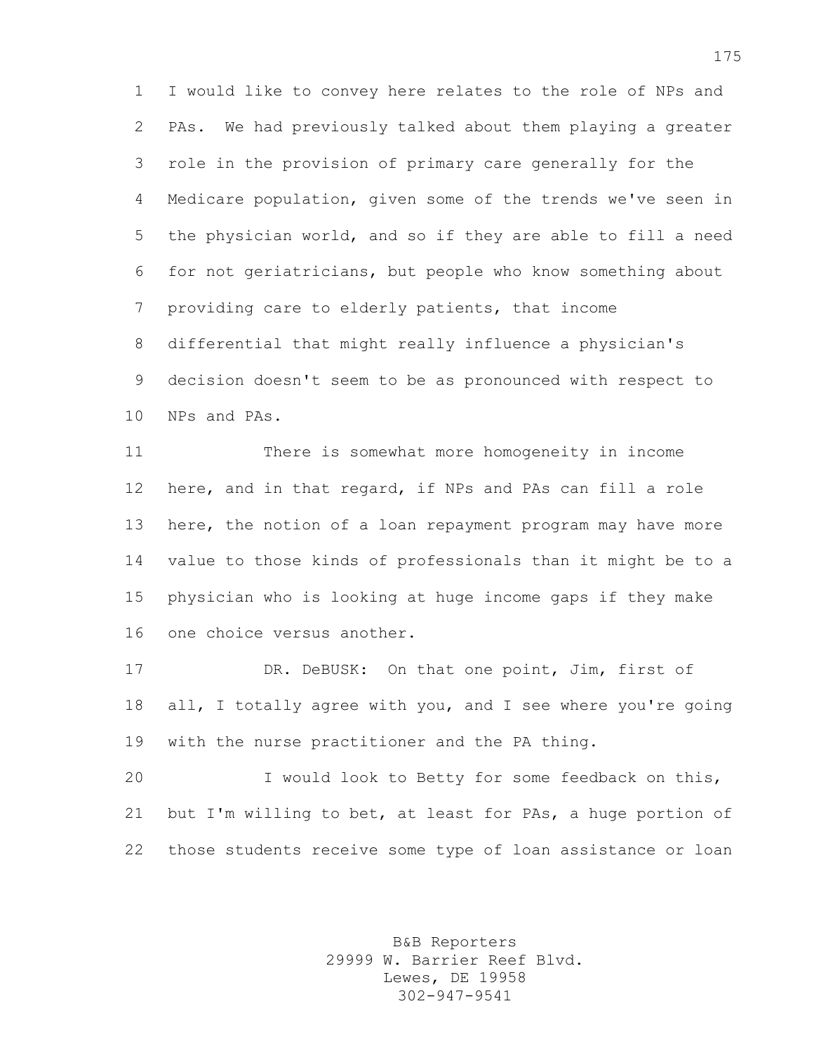I would like to convey here relates to the role of NPs and PAs. We had previously talked about them playing a greater role in the provision of primary care generally for the Medicare population, given some of the trends we've seen in the physician world, and so if they are able to fill a need for not geriatricians, but people who know something about providing care to elderly patients, that income differential that might really influence a physician's decision doesn't seem to be as pronounced with respect to NPs and PAs.

There is somewhat more homogeneity in income here, and in that regard, if NPs and PAs can fill a role here, the notion of a loan repayment program may have more value to those kinds of professionals than it might be to a physician who is looking at huge income gaps if they make one choice versus another.

DR. DeBUSK: On that one point, Jim, first of all, I totally agree with you, and I see where you're going with the nurse practitioner and the PA thing.

I would look to Betty for some feedback on this, but I'm willing to bet, at least for PAs, a huge portion of those students receive some type of loan assistance or loan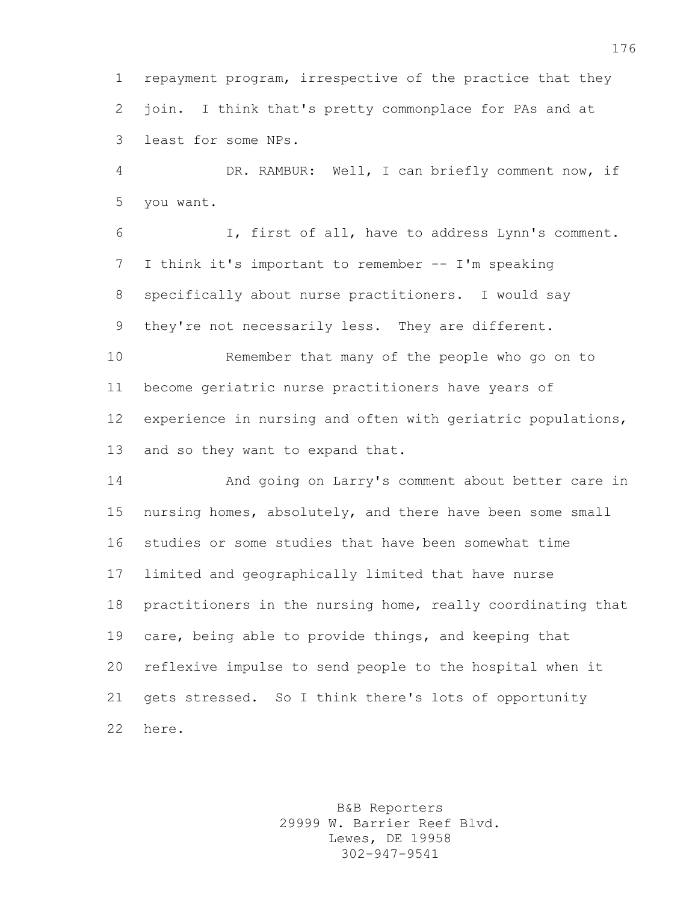repayment program, irrespective of the practice that they join. I think that's pretty commonplace for PAs and at least for some NPs.

DR. RAMBUR: Well, I can briefly comment now, if you want.

I, first of all, have to address Lynn's comment. I think it's important to remember -- I'm speaking specifically about nurse practitioners. I would say they're not necessarily less. They are different.

Remember that many of the people who go on to become geriatric nurse practitioners have years of experience in nursing and often with geriatric populations, and so they want to expand that.

And going on Larry's comment about better care in nursing homes, absolutely, and there have been some small studies or some studies that have been somewhat time limited and geographically limited that have nurse practitioners in the nursing home, really coordinating that care, being able to provide things, and keeping that reflexive impulse to send people to the hospital when it gets stressed. So I think there's lots of opportunity here.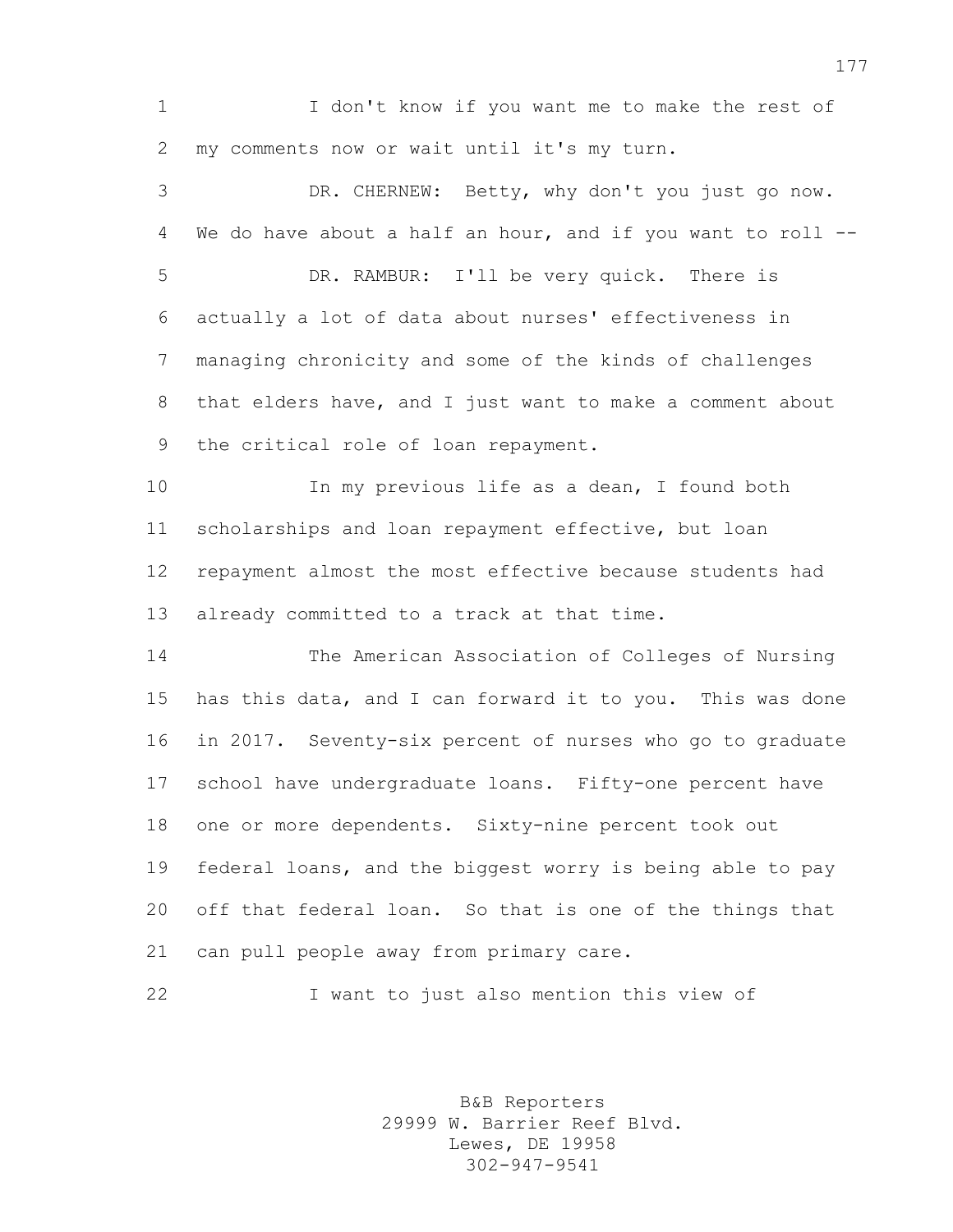I don't know if you want me to make the rest of my comments now or wait until it's my turn.

DR. CHERNEW: Betty, why don't you just go now. We do have about a half an hour, and if you want to roll --

DR. RAMBUR: I'll be very quick. There is actually a lot of data about nurses' effectiveness in managing chronicity and some of the kinds of challenges that elders have, and I just want to make a comment about the critical role of loan repayment.

In my previous life as a dean, I found both scholarships and loan repayment effective, but loan repayment almost the most effective because students had already committed to a track at that time.

The American Association of Colleges of Nursing has this data, and I can forward it to you. This was done in 2017. Seventy-six percent of nurses who go to graduate school have undergraduate loans. Fifty-one percent have one or more dependents. Sixty-nine percent took out federal loans, and the biggest worry is being able to pay off that federal loan. So that is one of the things that can pull people away from primary care.

I want to just also mention this view of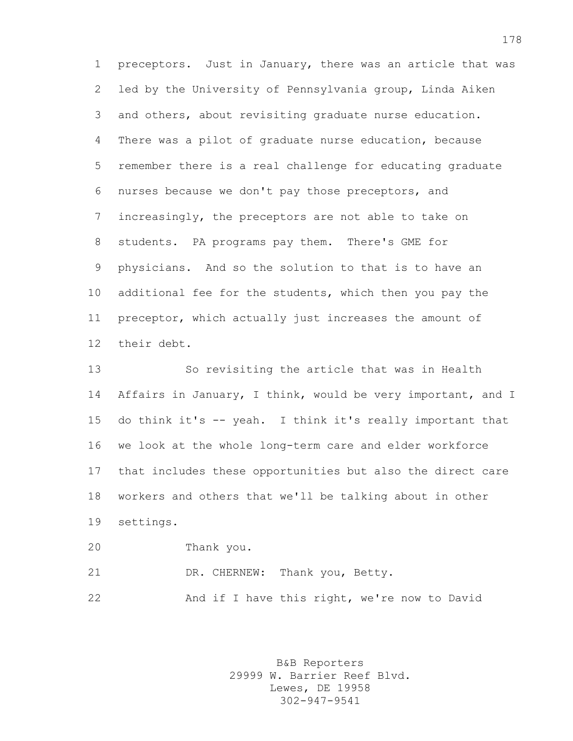preceptors. Just in January, there was an article that was led by the University of Pennsylvania group, Linda Aiken and others, about revisiting graduate nurse education. There was a pilot of graduate nurse education, because remember there is a real challenge for educating graduate nurses because we don't pay those preceptors, and increasingly, the preceptors are not able to take on students. PA programs pay them. There's GME for physicians. And so the solution to that is to have an additional fee for the students, which then you pay the preceptor, which actually just increases the amount of their debt.

So revisiting the article that was in Health Affairs in January, I think, would be very important, and I do think it's -- yeah. I think it's really important that we look at the whole long-term care and elder workforce that includes these opportunities but also the direct care workers and others that we'll be talking about in other settings.

Thank you.

DR. CHERNEW: Thank you, Betty.

And if I have this right, we're now to David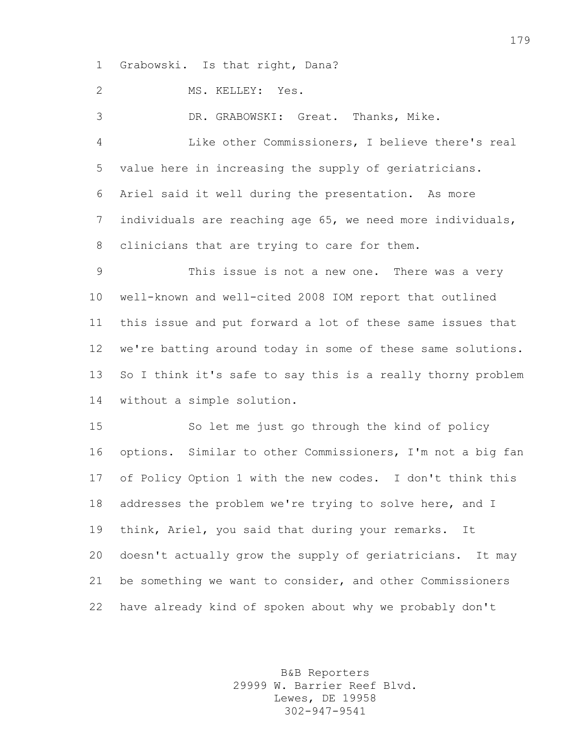Grabowski. Is that right, Dana?

MS. KELLEY: Yes.

DR. GRABOWSKI: Great. Thanks, Mike.

Like other Commissioners, I believe there's real value here in increasing the supply of geriatricians. Ariel said it well during the presentation. As more individuals are reaching age 65, we need more individuals, clinicians that are trying to care for them.

This issue is not a new one. There was a very well-known and well-cited 2008 IOM report that outlined this issue and put forward a lot of these same issues that we're batting around today in some of these same solutions. So I think it's safe to say this is a really thorny problem without a simple solution.

So let me just go through the kind of policy options. Similar to other Commissioners, I'm not a big fan of Policy Option 1 with the new codes. I don't think this addresses the problem we're trying to solve here, and I think, Ariel, you said that during your remarks. It doesn't actually grow the supply of geriatricians. It may be something we want to consider, and other Commissioners have already kind of spoken about why we probably don't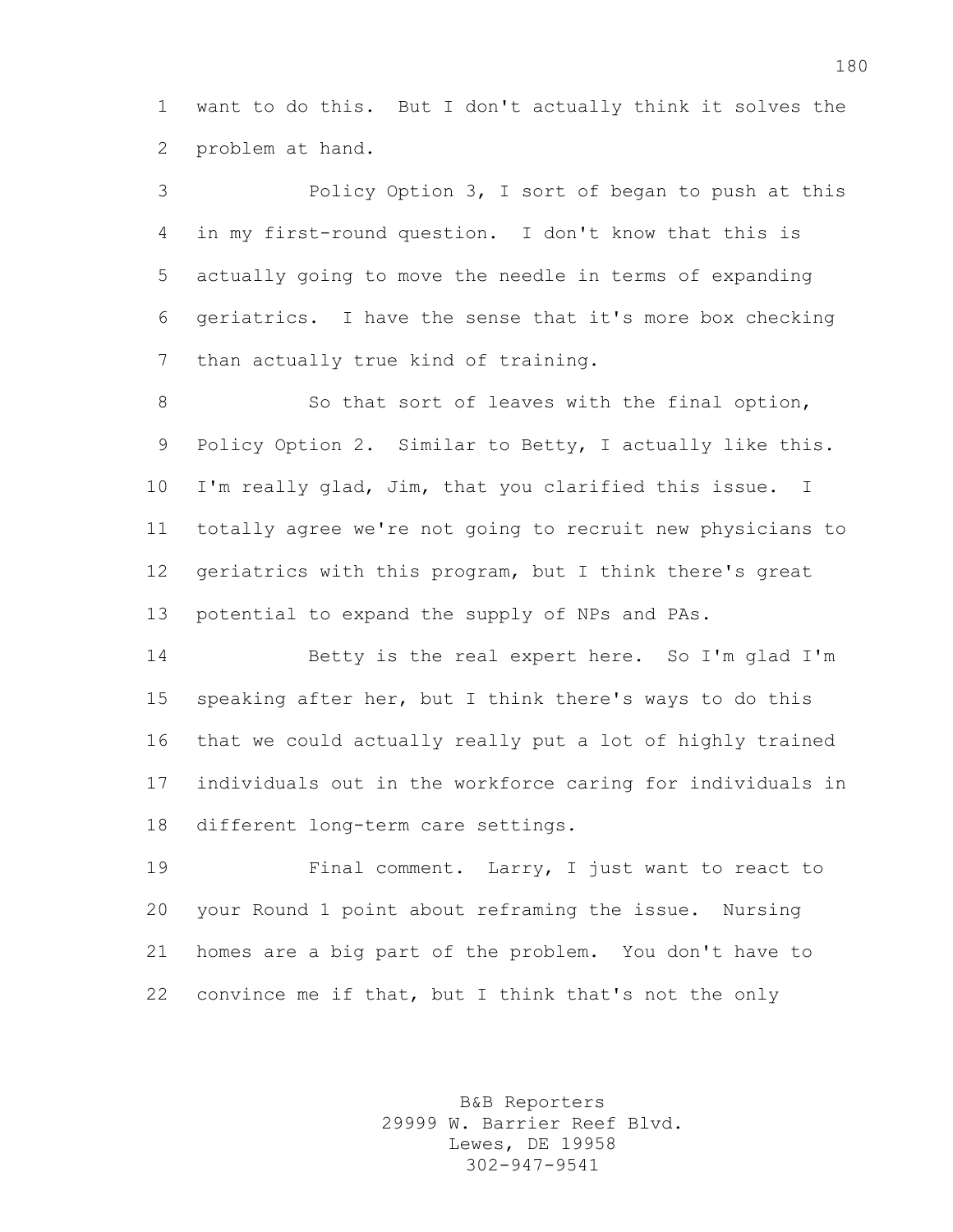want to do this. But I don't actually think it solves the problem at hand.

Policy Option 3, I sort of began to push at this in my first-round question. I don't know that this is actually going to move the needle in terms of expanding geriatrics. I have the sense that it's more box checking than actually true kind of training.

So that sort of leaves with the final option, Policy Option 2. Similar to Betty, I actually like this. I'm really glad, Jim, that you clarified this issue. I totally agree we're not going to recruit new physicians to geriatrics with this program, but I think there's great potential to expand the supply of NPs and PAs.

Betty is the real expert here. So I'm glad I'm speaking after her, but I think there's ways to do this that we could actually really put a lot of highly trained individuals out in the workforce caring for individuals in different long-term care settings.

Final comment. Larry, I just want to react to your Round 1 point about reframing the issue. Nursing homes are a big part of the problem. You don't have to convince me if that, but I think that's not the only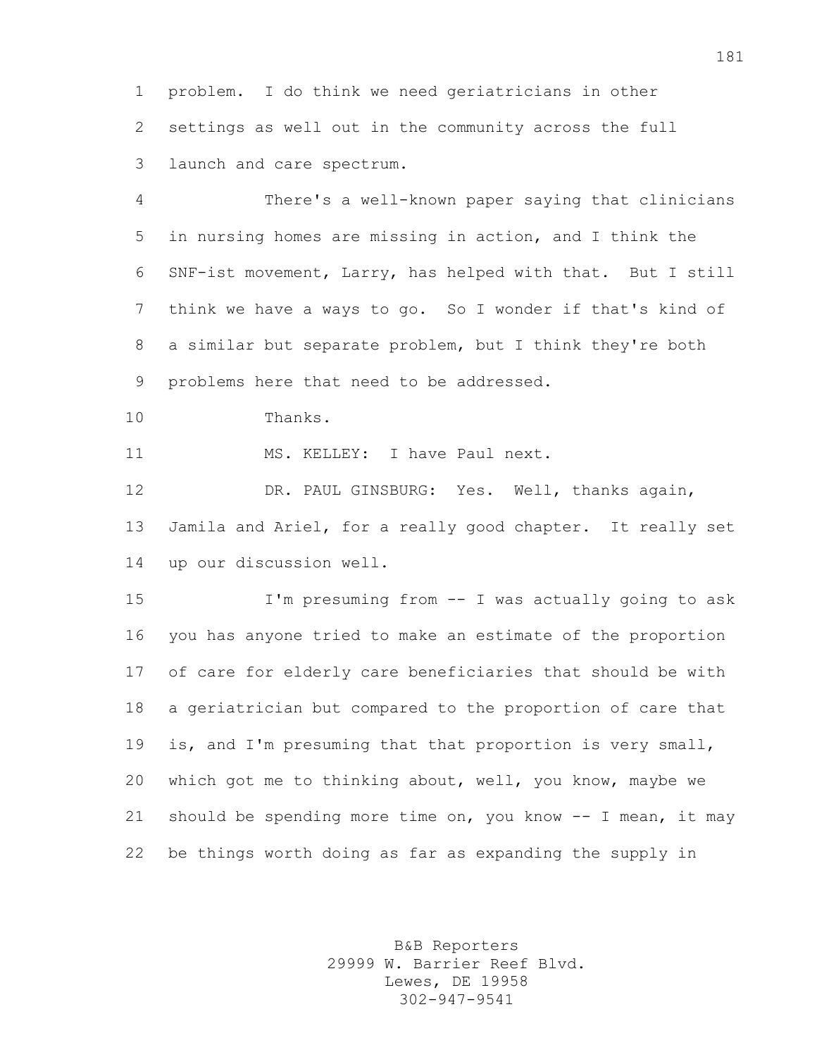problem. I do think we need geriatricians in other settings as well out in the community across the full launch and care spectrum.

There's a well-known paper saying that clinicians in nursing homes are missing in action, and I think the SNF-ist movement, Larry, has helped with that. But I still think we have a ways to go. So I wonder if that's kind of a similar but separate problem, but I think they're both problems here that need to be addressed.

Thanks.

MS. KELLEY: I have Paul next.

DR. PAUL GINSBURG: Yes. Well, thanks again, Jamila and Ariel, for a really good chapter. It really set up our discussion well.

I'm presuming from -- I was actually going to ask you has anyone tried to make an estimate of the proportion of care for elderly care beneficiaries that should be with a geriatrician but compared to the proportion of care that is, and I'm presuming that that proportion is very small, which got me to thinking about, well, you know, maybe we should be spending more time on, you know -- I mean, it may be things worth doing as far as expanding the supply in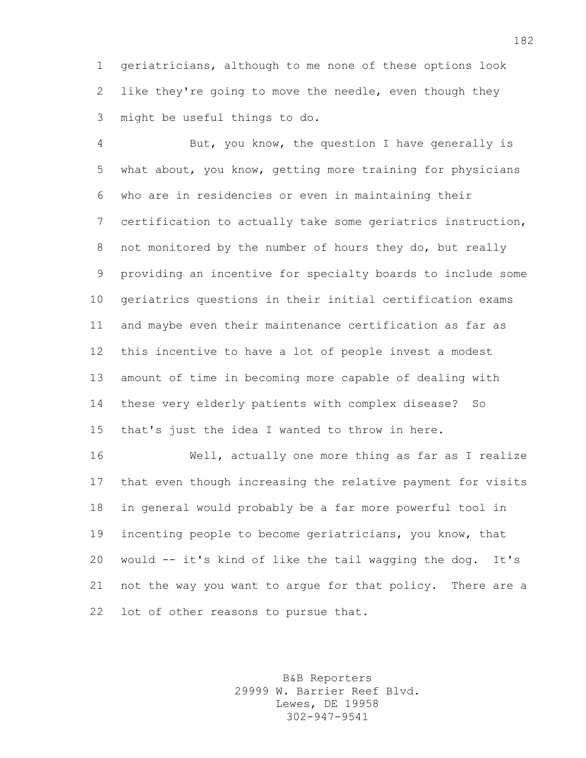geriatricians, although to me none of these options look like they're going to move the needle, even though they might be useful things to do.

But, you know, the question I have generally is what about, you know, getting more training for physicians who are in residencies or even in maintaining their certification to actually take some geriatrics instruction, not monitored by the number of hours they do, but really providing an incentive for specialty boards to include some geriatrics questions in their initial certification exams and maybe even their maintenance certification as far as this incentive to have a lot of people invest a modest amount of time in becoming more capable of dealing with these very elderly patients with complex disease? So that's just the idea I wanted to throw in here.

Well, actually one more thing as far as I realize that even though increasing the relative payment for visits in general would probably be a far more powerful tool in incenting people to become geriatricians, you know, that would -- it's kind of like the tail wagging the dog. It's not the way you want to argue for that policy. There are a lot of other reasons to pursue that.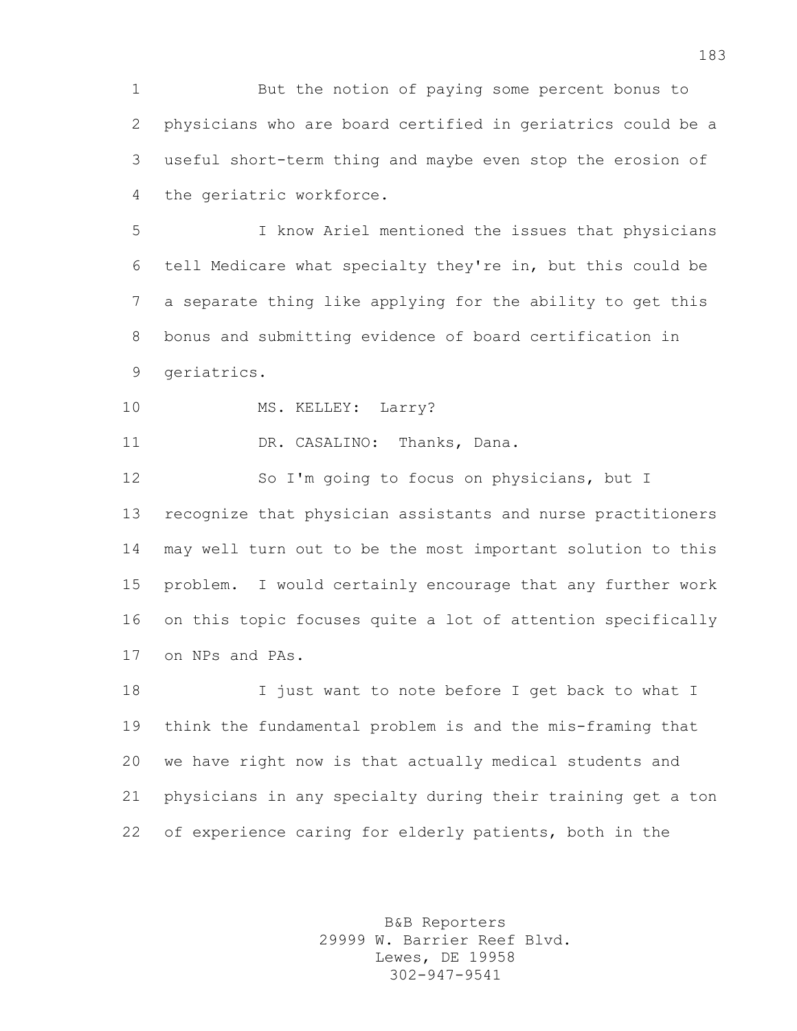But the notion of paying some percent bonus to physicians who are board certified in geriatrics could be a useful short-term thing and maybe even stop the erosion of the geriatric workforce.

I know Ariel mentioned the issues that physicians tell Medicare what specialty they're in, but this could be a separate thing like applying for the ability to get this bonus and submitting evidence of board certification in geriatrics.

MS. KELLEY: Larry?

DR. CASALINO: Thanks, Dana.

So I'm going to focus on physicians, but I recognize that physician assistants and nurse practitioners may well turn out to be the most important solution to this problem. I would certainly encourage that any further work on this topic focuses quite a lot of attention specifically on NPs and PAs.

I just want to note before I get back to what I think the fundamental problem is and the mis-framing that we have right now is that actually medical students and physicians in any specialty during their training get a ton of experience caring for elderly patients, both in the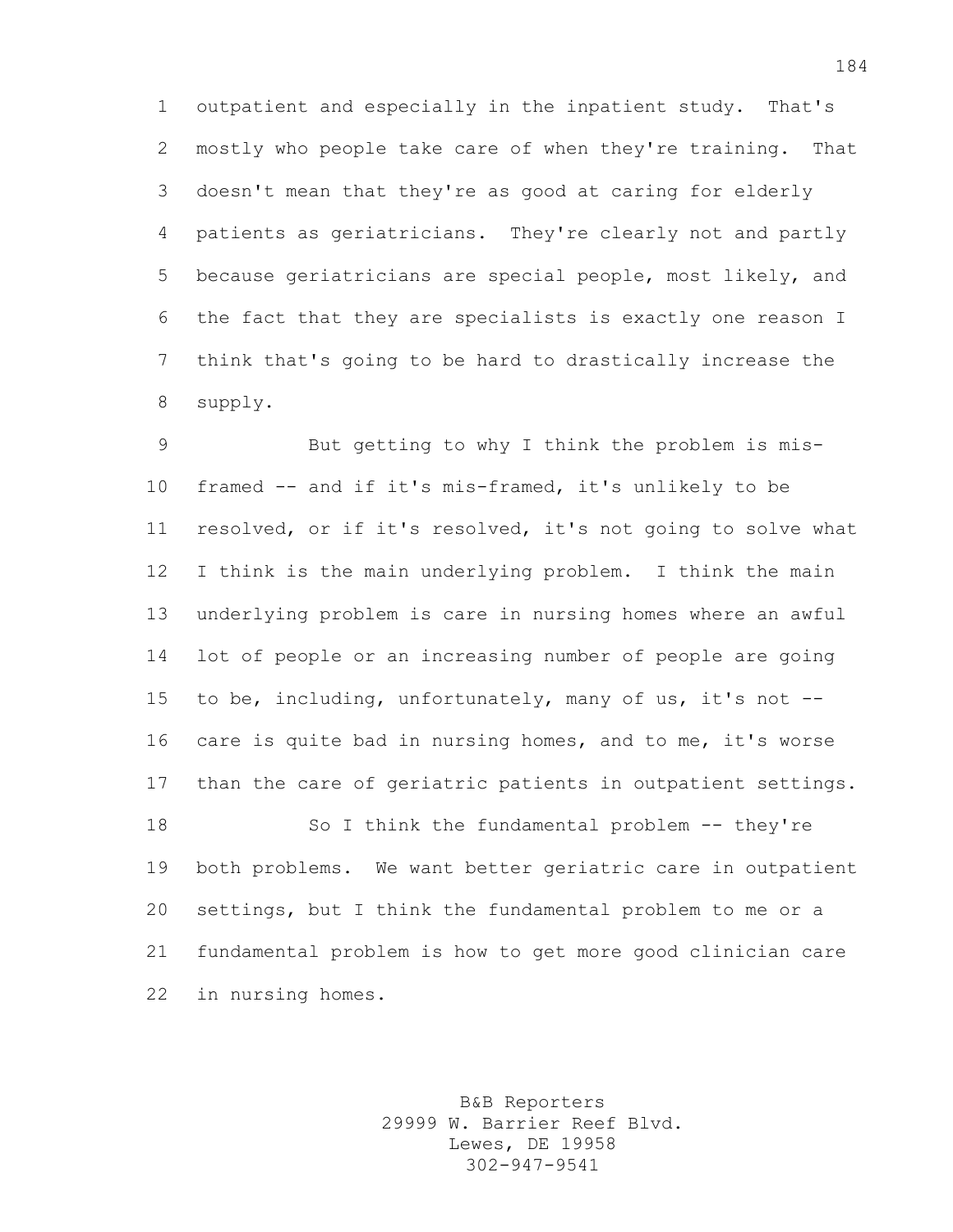outpatient and especially in the inpatient study. That's mostly who people take care of when they're training. That doesn't mean that they're as good at caring for elderly patients as geriatricians. They're clearly not and partly because geriatricians are special people, most likely, and the fact that they are specialists is exactly one reason I think that's going to be hard to drastically increase the supply.

But getting to why I think the problem is mis-framed -- and if it's mis-framed, it's unlikely to be resolved, or if it's resolved, it's not going to solve what I think is the main underlying problem. I think the main underlying problem is care in nursing homes where an awful lot of people or an increasing number of people are going to be, including, unfortunately, many of us, it's not -- care is quite bad in nursing homes, and to me, it's worse than the care of geriatric patients in outpatient settings.

So I think the fundamental problem -- they're both problems. We want better geriatric care in outpatient settings, but I think the fundamental problem to me or a fundamental problem is how to get more good clinician care in nursing homes.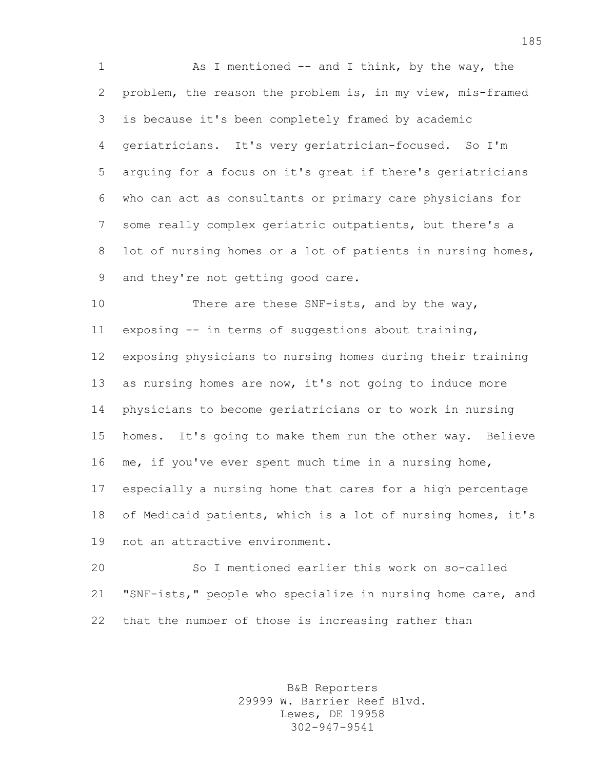As I mentioned -- and I think, by the way, the problem, the reason the problem is, in my view, mis-framed is because it's been completely framed by academic geriatricians. It's very geriatrician-focused. So I'm arguing for a focus on it's great if there's geriatricians who can act as consultants or primary care physicians for some really complex geriatric outpatients, but there's a lot of nursing homes or a lot of patients in nursing homes, and they're not getting good care.

There are these SNF-ists, and by the way, exposing -- in terms of suggestions about training, exposing physicians to nursing homes during their training as nursing homes are now, it's not going to induce more physicians to become geriatricians or to work in nursing homes. It's going to make them run the other way. Believe me, if you've ever spent much time in a nursing home, especially a nursing home that cares for a high percentage of Medicaid patients, which is a lot of nursing homes, it's not an attractive environment.

So I mentioned earlier this work on so-called "SNF-ists," people who specialize in nursing home care, and that the number of those is increasing rather than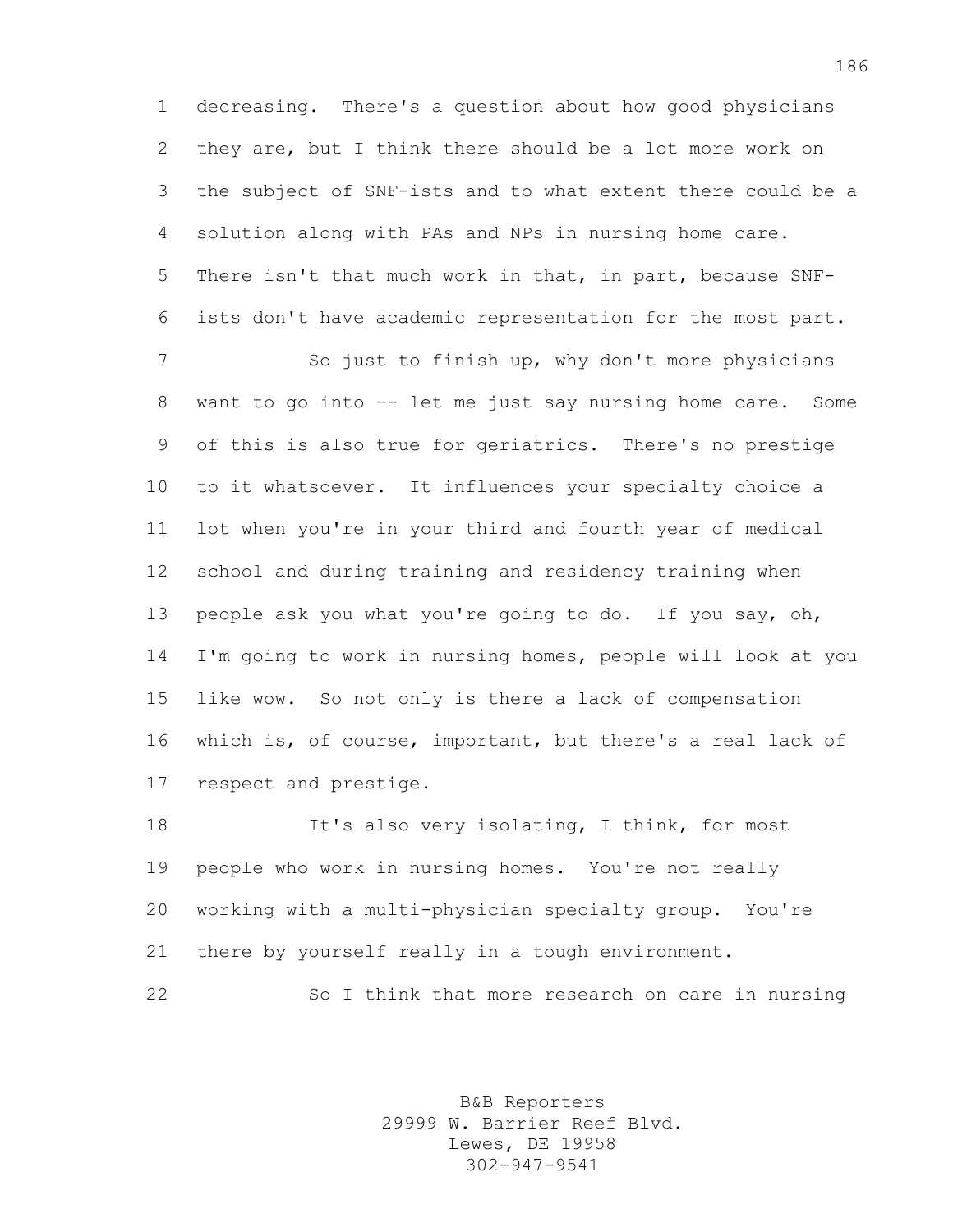decreasing. There's a question about how good physicians they are, but I think there should be a lot more work on the subject of SNF-ists and to what extent there could be a solution along with PAs and NPs in nursing home care. There isn't that much work in that, in part, because SNF-ists don't have academic representation for the most part.

So just to finish up, why don't more physicians want to go into -- let me just say nursing home care. Some of this is also true for geriatrics. There's no prestige to it whatsoever. It influences your specialty choice a lot when you're in your third and fourth year of medical school and during training and residency training when people ask you what you're going to do. If you say, oh, I'm going to work in nursing homes, people will look at you like wow. So not only is there a lack of compensation which is, of course, important, but there's a real lack of respect and prestige.

It's also very isolating, I think, for most people who work in nursing homes. You're not really working with a multi-physician specialty group. You're there by yourself really in a tough environment.

So I think that more research on care in nursing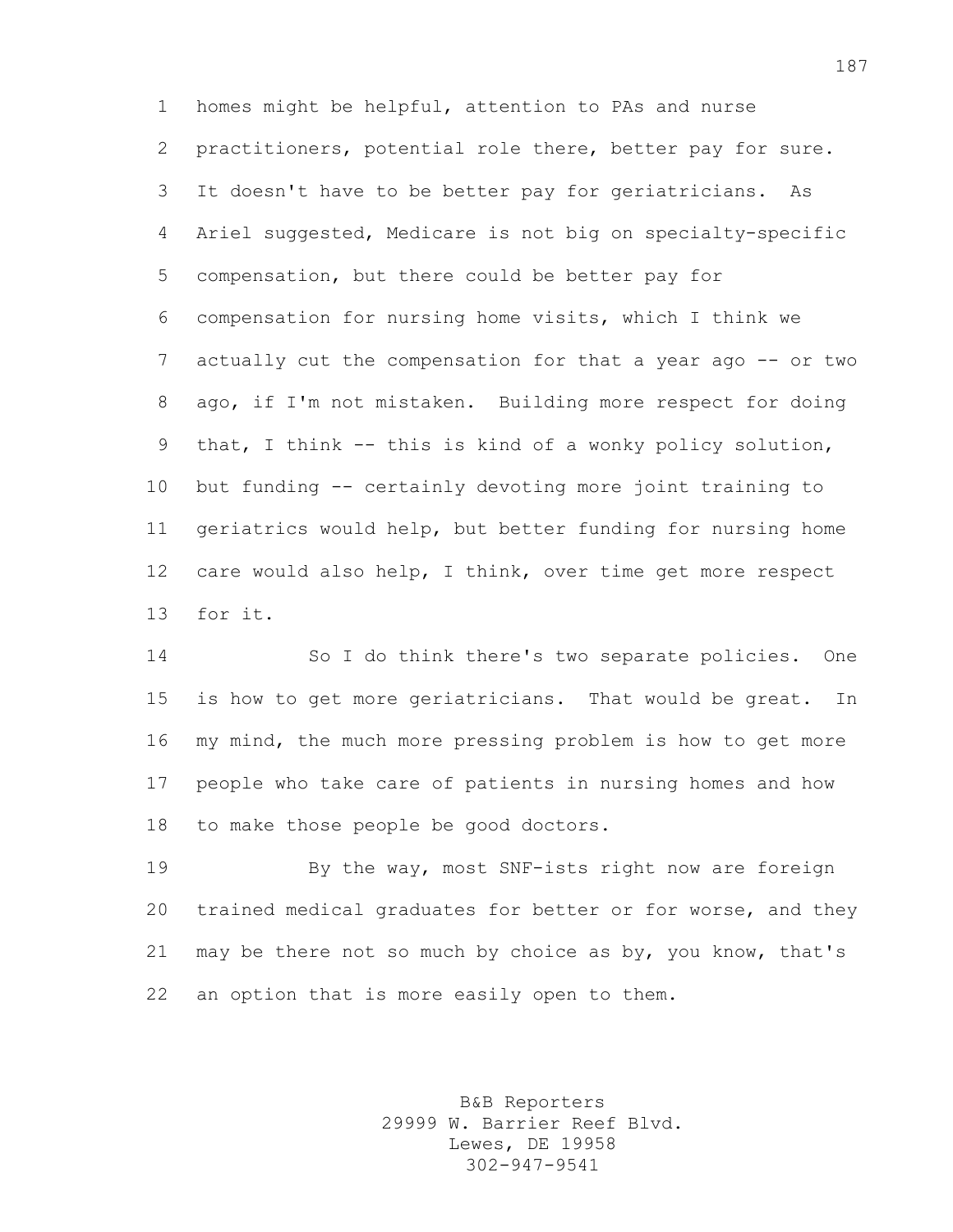homes might be helpful, attention to PAs and nurse practitioners, potential role there, better pay for sure. It doesn't have to be better pay for geriatricians. As Ariel suggested, Medicare is not big on specialty-specific compensation, but there could be better pay for compensation for nursing home visits, which I think we actually cut the compensation for that a year ago -- or two ago, if I'm not mistaken. Building more respect for doing that, I think -- this is kind of a wonky policy solution, but funding -- certainly devoting more joint training to geriatrics would help, but better funding for nursing home care would also help, I think, over time get more respect for it.

So I do think there's two separate policies. One is how to get more geriatricians. That would be great. In my mind, the much more pressing problem is how to get more people who take care of patients in nursing homes and how to make those people be good doctors.

By the way, most SNF-ists right now are foreign trained medical graduates for better or for worse, and they may be there not so much by choice as by, you know, that's an option that is more easily open to them.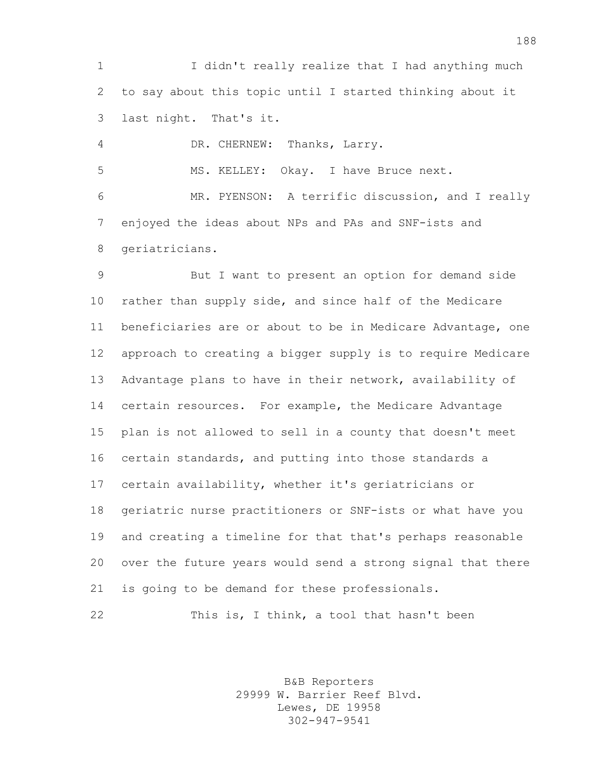I didn't really realize that I had anything much to say about this topic until I started thinking about it last night. That's it.

DR. CHERNEW: Thanks, Larry.

MS. KELLEY: Okay. I have Bruce next.

MR. PYENSON: A terrific discussion, and I really enjoyed the ideas about NPs and PAs and SNF-ists and geriatricians.

But I want to present an option for demand side rather than supply side, and since half of the Medicare beneficiaries are or about to be in Medicare Advantage, one approach to creating a bigger supply is to require Medicare Advantage plans to have in their network, availability of certain resources. For example, the Medicare Advantage plan is not allowed to sell in a county that doesn't meet certain standards, and putting into those standards a certain availability, whether it's geriatricians or geriatric nurse practitioners or SNF-ists or what have you and creating a timeline for that that's perhaps reasonable over the future years would send a strong signal that there is going to be demand for these professionals.

This is, I think, a tool that hasn't been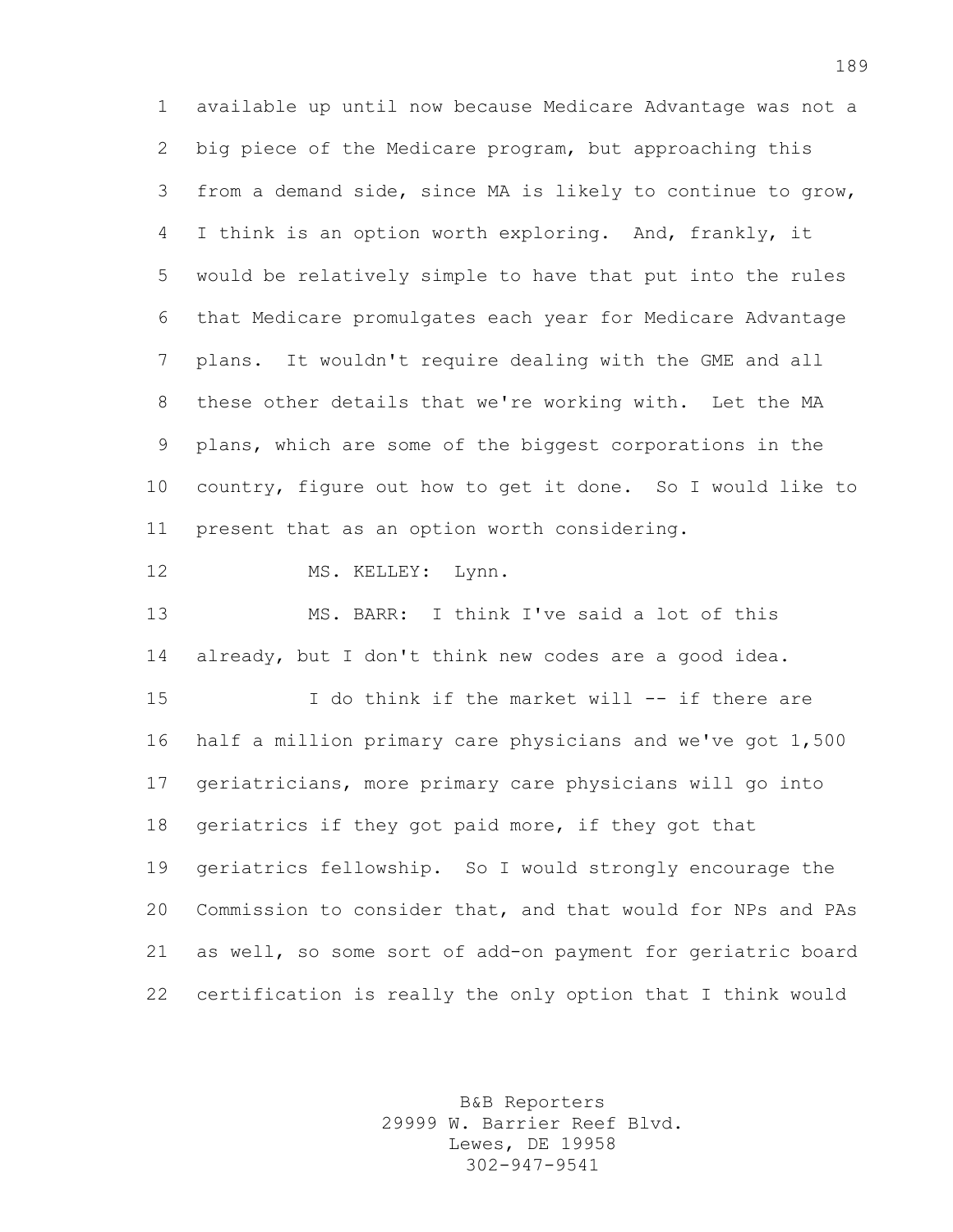available up until now because Medicare Advantage was not a big piece of the Medicare program, but approaching this from a demand side, since MA is likely to continue to grow, I think is an option worth exploring. And, frankly, it would be relatively simple to have that put into the rules that Medicare promulgates each year for Medicare Advantage plans. It wouldn't require dealing with the GME and all these other details that we're working with. Let the MA plans, which are some of the biggest corporations in the country, figure out how to get it done. So I would like to present that as an option worth considering.

MS. KELLEY: Lynn.

MS. BARR: I think I've said a lot of this already, but I don't think new codes are a good idea.

I do think if the market will -- if there are half a million primary care physicians and we've got 1,500 geriatricians, more primary care physicians will go into geriatrics if they got paid more, if they got that geriatrics fellowship. So I would strongly encourage the Commission to consider that, and that would for NPs and PAs as well, so some sort of add-on payment for geriatric board certification is really the only option that I think would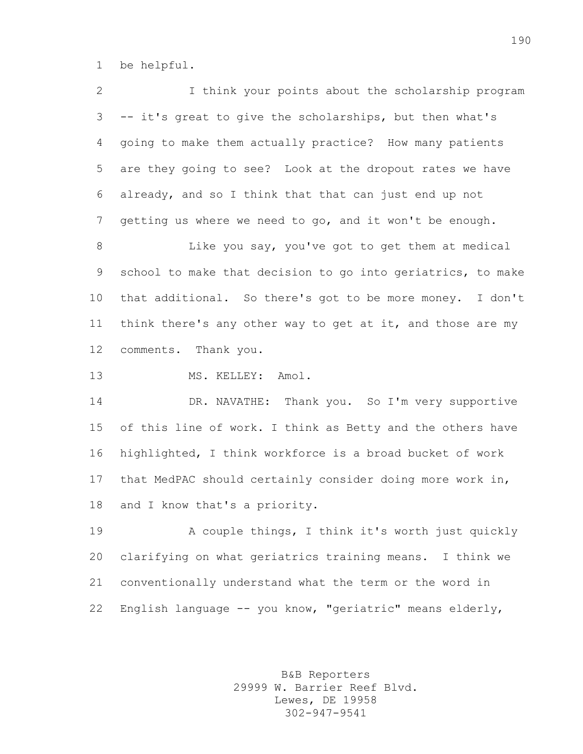be helpful.

I think your points about the scholarship program -- it's great to give the scholarships, but then what's going to make them actually practice? How many patients are they going to see? Look at the dropout rates we have already, and so I think that that can just end up not getting us where we need to go, and it won't be enough.

Like you say, you've got to get them at medical school to make that decision to go into geriatrics, to make that additional. So there's got to be more money. I don't think there's any other way to get at it, and those are my comments. Thank you.

MS. KELLEY: Amol.

DR. NAVATHE: Thank you. So I'm very supportive of this line of work. I think as Betty and the others have highlighted, I think workforce is a broad bucket of work that MedPAC should certainly consider doing more work in, and I know that's a priority.

A couple things, I think it's worth just quickly clarifying on what geriatrics training means. I think we conventionally understand what the term or the word in English language -- you know, "geriatric" means elderly,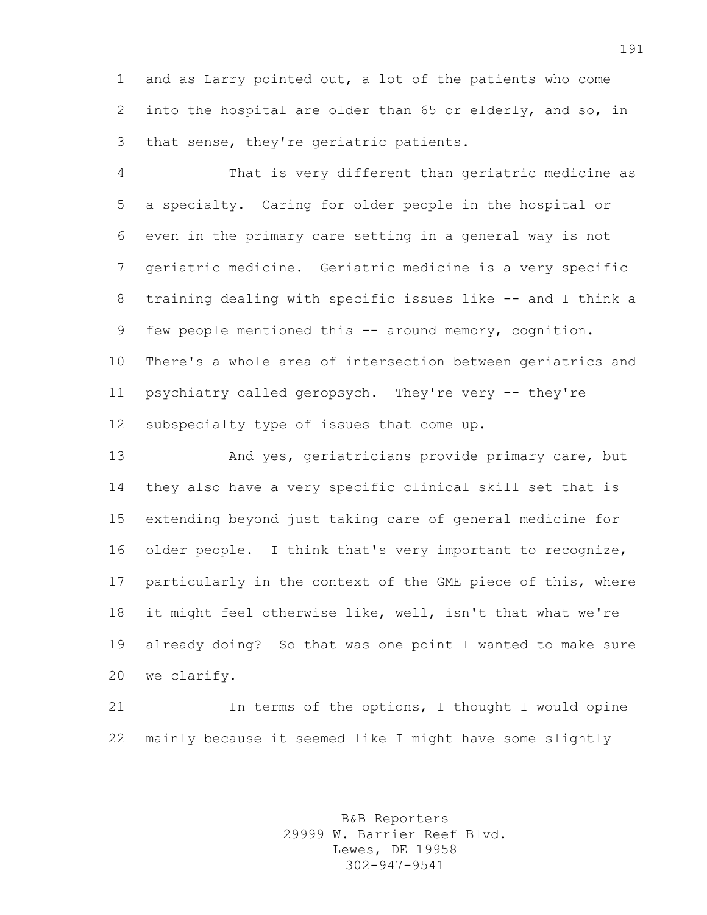and as Larry pointed out, a lot of the patients who come into the hospital are older than 65 or elderly, and so, in that sense, they're geriatric patients.

That is very different than geriatric medicine as a specialty. Caring for older people in the hospital or even in the primary care setting in a general way is not geriatric medicine. Geriatric medicine is a very specific training dealing with specific issues like -- and I think a few people mentioned this -- around memory, cognition. There's a whole area of intersection between geriatrics and psychiatry called geropsych. They're very -- they're subspecialty type of issues that come up.

And yes, geriatricians provide primary care, but they also have a very specific clinical skill set that is extending beyond just taking care of general medicine for older people. I think that's very important to recognize, particularly in the context of the GME piece of this, where it might feel otherwise like, well, isn't that what we're already doing? So that was one point I wanted to make sure we clarify.

In terms of the options, I thought I would opine mainly because it seemed like I might have some slightly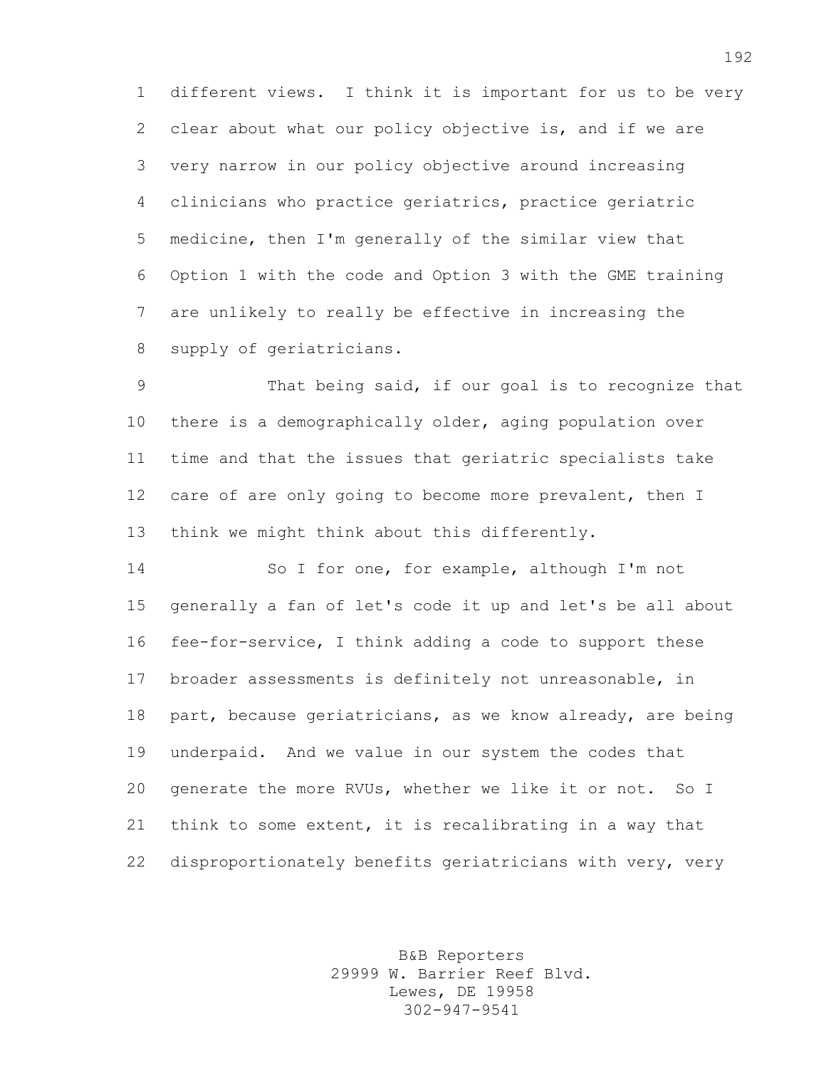different views. I think it is important for us to be very clear about what our policy objective is, and if we are very narrow in our policy objective around increasing clinicians who practice geriatrics, practice geriatric medicine, then I'm generally of the similar view that Option 1 with the code and Option 3 with the GME training are unlikely to really be effective in increasing the supply of geriatricians.

That being said, if our goal is to recognize that there is a demographically older, aging population over time and that the issues that geriatric specialists take care of are only going to become more prevalent, then I think we might think about this differently.

So I for one, for example, although I'm not generally a fan of let's code it up and let's be all about fee-for-service, I think adding a code to support these broader assessments is definitely not unreasonable, in part, because geriatricians, as we know already, are being underpaid. And we value in our system the codes that generate the more RVUs, whether we like it or not. So I think to some extent, it is recalibrating in a way that disproportionately benefits geriatricians with very, very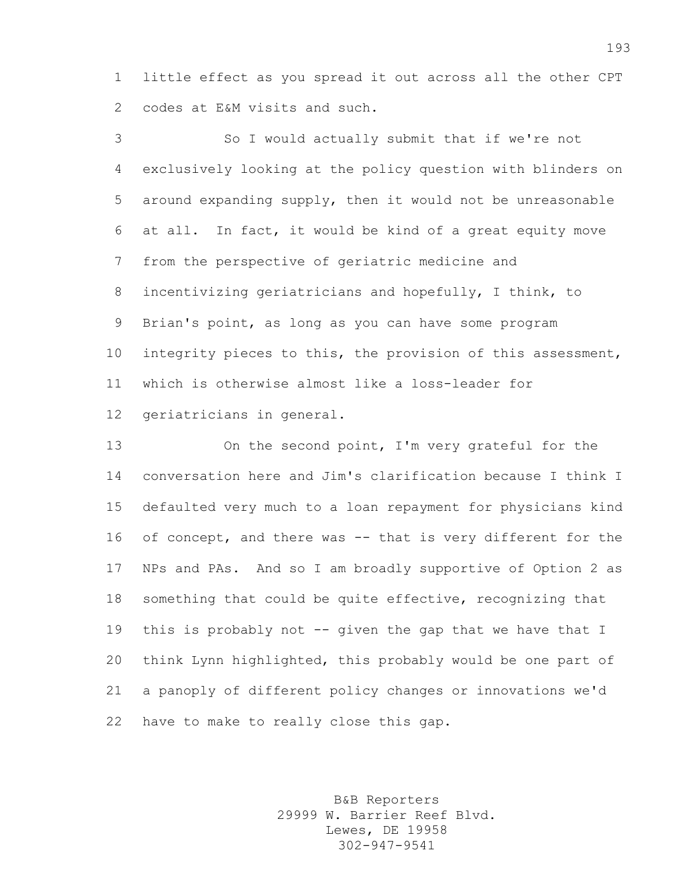little effect as you spread it out across all the other CPT codes at E&M visits and such.

So I would actually submit that if we're not exclusively looking at the policy question with blinders on around expanding supply, then it would not be unreasonable at all. In fact, it would be kind of a great equity move from the perspective of geriatric medicine and incentivizing geriatricians and hopefully, I think, to Brian's point, as long as you can have some program integrity pieces to this, the provision of this assessment, which is otherwise almost like a loss-leader for geriatricians in general.

On the second point, I'm very grateful for the conversation here and Jim's clarification because I think I defaulted very much to a loan repayment for physicians kind of concept, and there was -- that is very different for the NPs and PAs. And so I am broadly supportive of Option 2 as something that could be quite effective, recognizing that this is probably not -- given the gap that we have that I think Lynn highlighted, this probably would be one part of a panoply of different policy changes or innovations we'd have to make to really close this gap.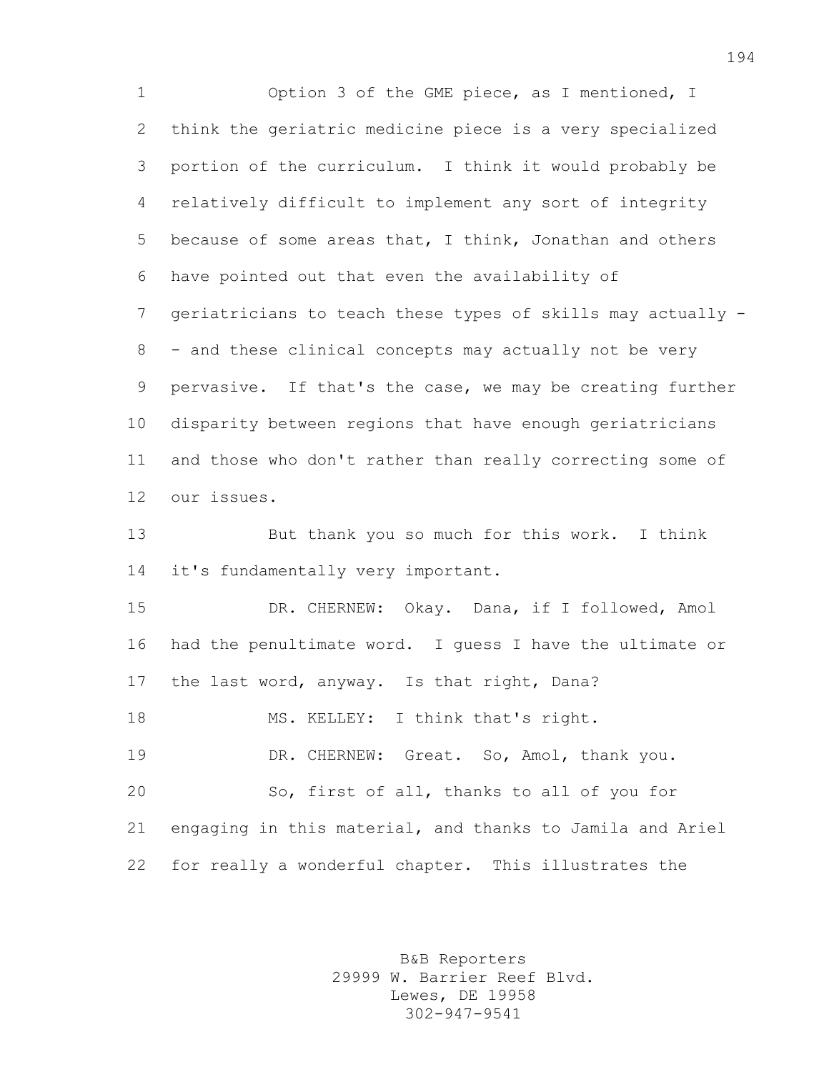Option 3 of the GME piece, as I mentioned, I think the geriatric medicine piece is a very specialized portion of the curriculum. I think it would probably be relatively difficult to implement any sort of integrity because of some areas that, I think, Jonathan and others have pointed out that even the availability of geriatricians to teach these types of skills may actually -- and these clinical concepts may actually not be very pervasive. If that's the case, we may be creating further disparity between regions that have enough geriatricians and those who don't rather than really correcting some of our issues.

But thank you so much for this work. I think it's fundamentally very important.

DR. CHERNEW: Okay. Dana, if I followed, Amol had the penultimate word. I guess I have the ultimate or the last word, anyway. Is that right, Dana?

MS. KELLEY: I think that's right.

DR. CHERNEW: Great. So, Amol, thank you.

So, first of all, thanks to all of you for engaging in this material, and thanks to Jamila and Ariel for really a wonderful chapter. This illustrates the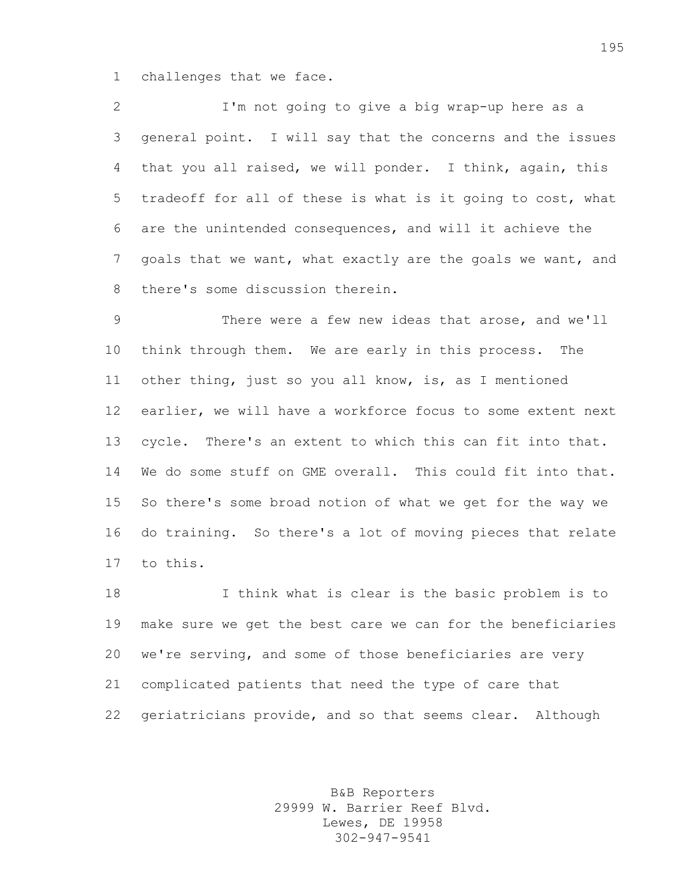challenges that we face.

I'm not going to give a big wrap-up here as a general point. I will say that the concerns and the issues that you all raised, we will ponder. I think, again, this tradeoff for all of these is what is it going to cost, what are the unintended consequences, and will it achieve the goals that we want, what exactly are the goals we want, and there's some discussion therein.

There were a few new ideas that arose, and we'll think through them. We are early in this process. The other thing, just so you all know, is, as I mentioned earlier, we will have a workforce focus to some extent next cycle. There's an extent to which this can fit into that. We do some stuff on GME overall. This could fit into that. So there's some broad notion of what we get for the way we do training. So there's a lot of moving pieces that relate to this.

I think what is clear is the basic problem is to make sure we get the best care we can for the beneficiaries we're serving, and some of those beneficiaries are very complicated patients that need the type of care that geriatricians provide, and so that seems clear. Although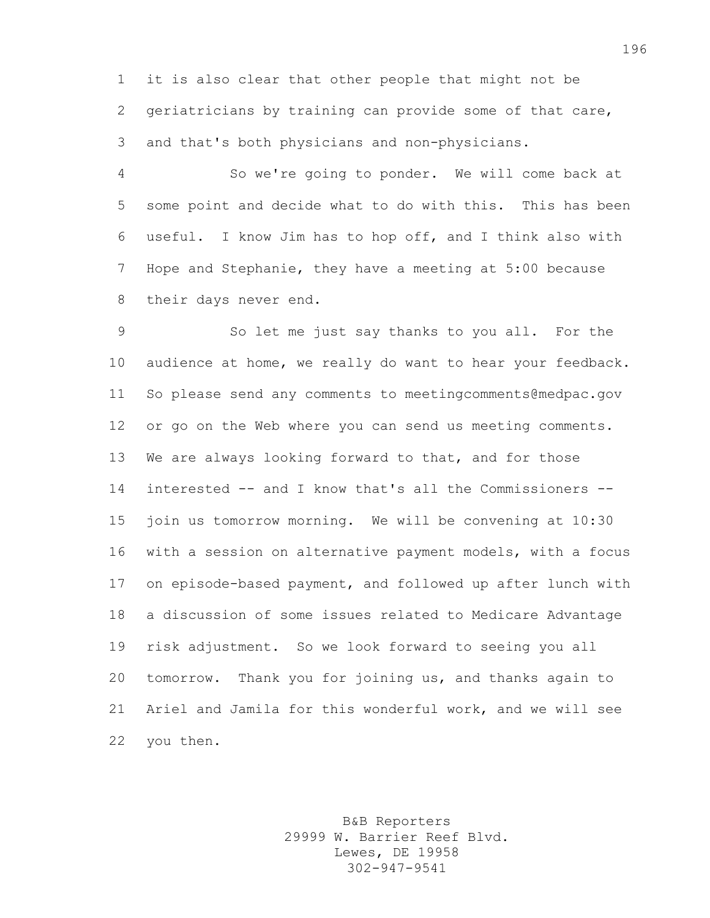it is also clear that other people that might not be geriatricians by training can provide some of that care, and that's both physicians and non-physicians.

So we're going to ponder. We will come back at some point and decide what to do with this. This has been useful. I know Jim has to hop off, and I think also with Hope and Stephanie, they have a meeting at 5:00 because their days never end.

So let me just say thanks to you all. For the audience at home, we really do want to hear your feedback. So please send any comments to meetingcomments@medpac.gov or go on the Web where you can send us meeting comments. We are always looking forward to that, and for those interested -- and I know that's all the Commissioners -- join us tomorrow morning. We will be convening at 10:30 with a session on alternative payment models, with a focus on episode-based payment, and followed up after lunch with a discussion of some issues related to Medicare Advantage risk adjustment. So we look forward to seeing you all tomorrow. Thank you for joining us, and thanks again to Ariel and Jamila for this wonderful work, and we will see you then.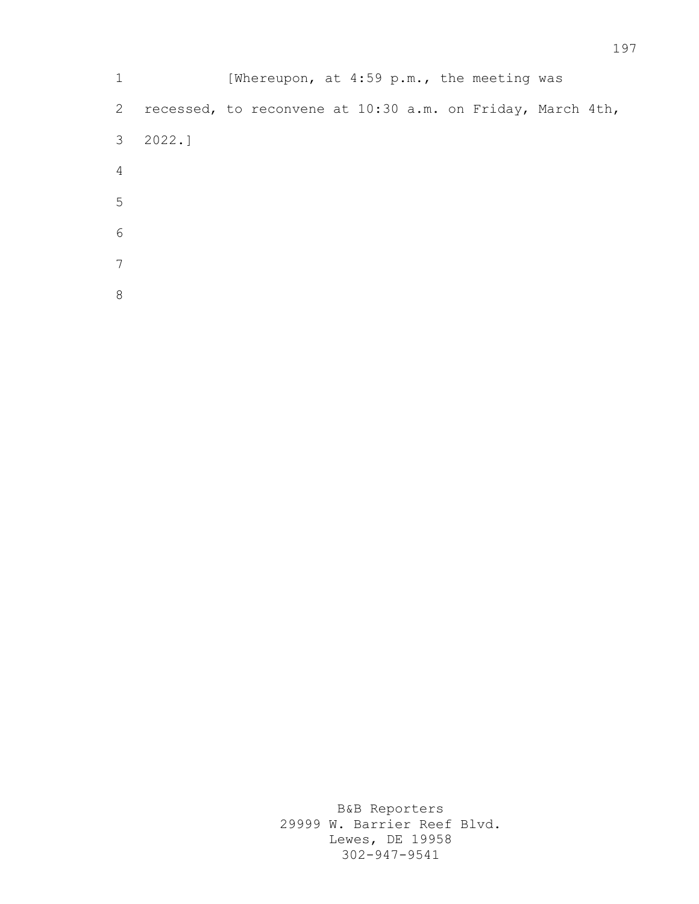[Whereupon, at 4:59 p.m., the meeting was recessed, to reconvene at 10:30 a.m. on Friday, March 4th, 2022.]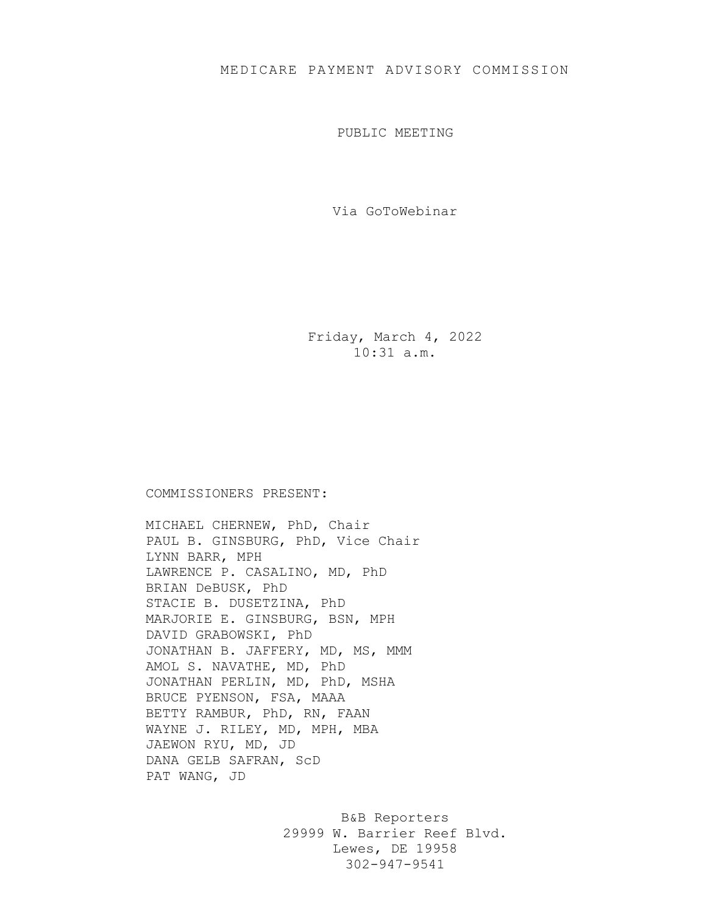# MEDICARE PAYMENT ADVISORY COMMISSION

PUBLIC MEETING

Via GoToWebinar

Friday, March 4, 2022
10:31 a.m.

COMMISSIONERS PRESENT:

MICHAEL CHERNEW, PhD, Chair
PAUL B. GINSBURG, PhD, Vice Chair
LYNN BARR, MPH
LAWRENCE P. CASALINO, MD, PhD
BRIAN DeBUSK, PhD
STACIE B. DUSETZINA, PhD
MARJORIE E. GINSBURG, BSN, MPH
DAVID GRABOWSKI, PhD
JONATHAN B. JAFFERY, MD, MS, MMM
AMOL S. NAVATHE, MD, PhD
JONATHAN PERLIN, MD, PhD, MSHA
BRUCE PYENSON, FSA, MAAA
BETTY RAMBUR, PhD, RN, FAAN
WAYNE J. RILEY, MD, MPH, MBA
JAEWON RYU, MD, JD
DANA GELB SAFRAN, ScD
PAT WANG, JD

B&B Reporters
29999 W. Barrier Reef Blvd.
Lewes, DE 19958
302-947-9541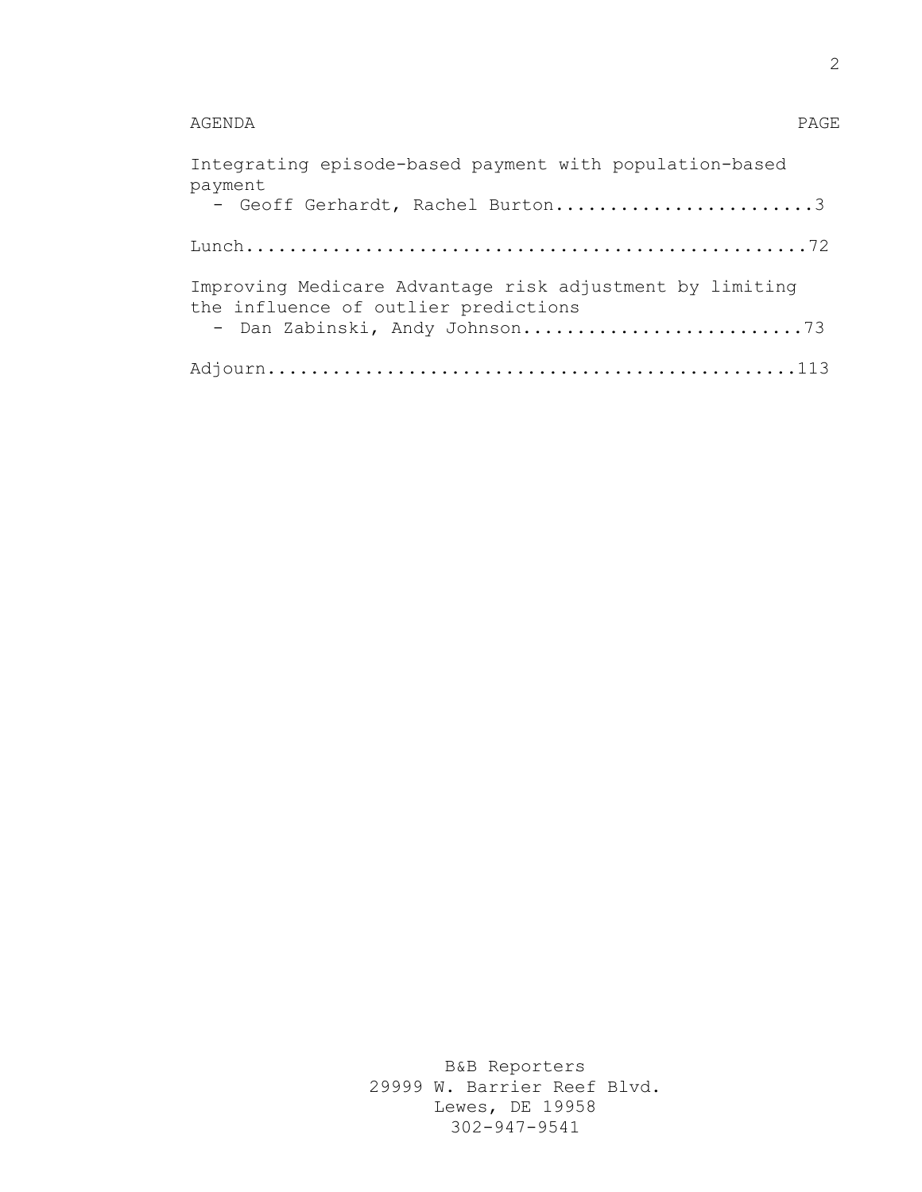AGENDA PAGE

Integrating episode-based payment with population-based payment
- Geoff Gerhardt, Rachel Burton........................3

Lunch..................................................72

Improving Medicare Advantage risk adjustment by limiting the influence of outlier predictions
- Dan Zabinski, Andy Johnson..........................73

Adjourn...............................................113

B&B Reporters
29999 W. Barrier Reef Blvd.
Lewes, DE 19958
302-947-9541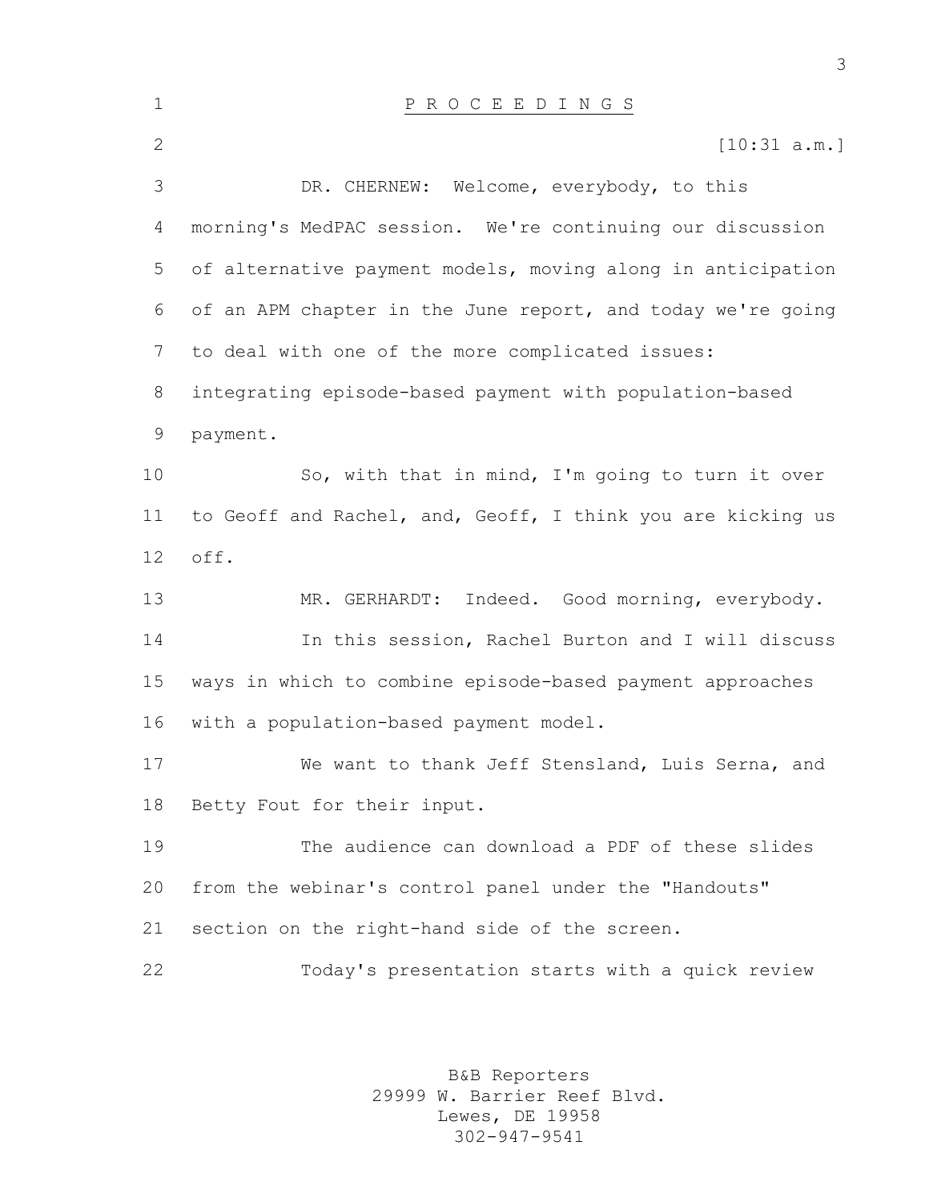# P R O C E E D I N G S

[10:31 a.m.]

DR. CHERNEW: Welcome, everybody, to this morning's MedPAC session. We're continuing our discussion of alternative payment models, moving along in anticipation of an APM chapter in the June report, and today we're going to deal with one of the more complicated issues: integrating episode-based payment with population-based payment.

So, with that in mind, I'm going to turn it over to Geoff and Rachel, and, Geoff, I think you are kicking us off.

MR. GERHARDT: Indeed. Good morning, everybody.

In this session, Rachel Burton and I will discuss ways in which to combine episode-based payment approaches with a population-based payment model.

We want to thank Jeff Stensland, Luis Serna, and Betty Fout for their input.

The audience can download a PDF of these slides from the webinar's control panel under the "Handouts" section on the right-hand side of the screen.

Today's presentation starts with a quick review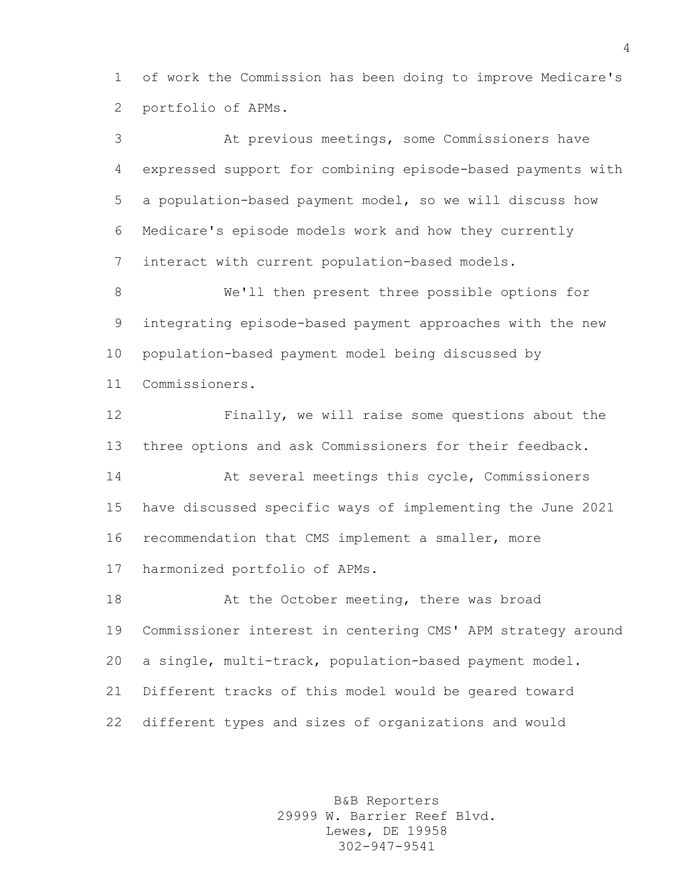of work the Commission has been doing to improve Medicare's portfolio of APMs.

At previous meetings, some Commissioners have expressed support for combining episode-based payments with a population-based payment model, so we will discuss how Medicare's episode models work and how they currently interact with current population-based models.

We'll then present three possible options for integrating episode-based payment approaches with the new population-based payment model being discussed by Commissioners.

Finally, we will raise some questions about the three options and ask Commissioners for their feedback.

At several meetings this cycle, Commissioners have discussed specific ways of implementing the June 2021 recommendation that CMS implement a smaller, more harmonized portfolio of APMs.

At the October meeting, there was broad Commissioner interest in centering CMS' APM strategy around a single, multi-track, population-based payment model. Different tracks of this model would be geared toward different types and sizes of organizations and would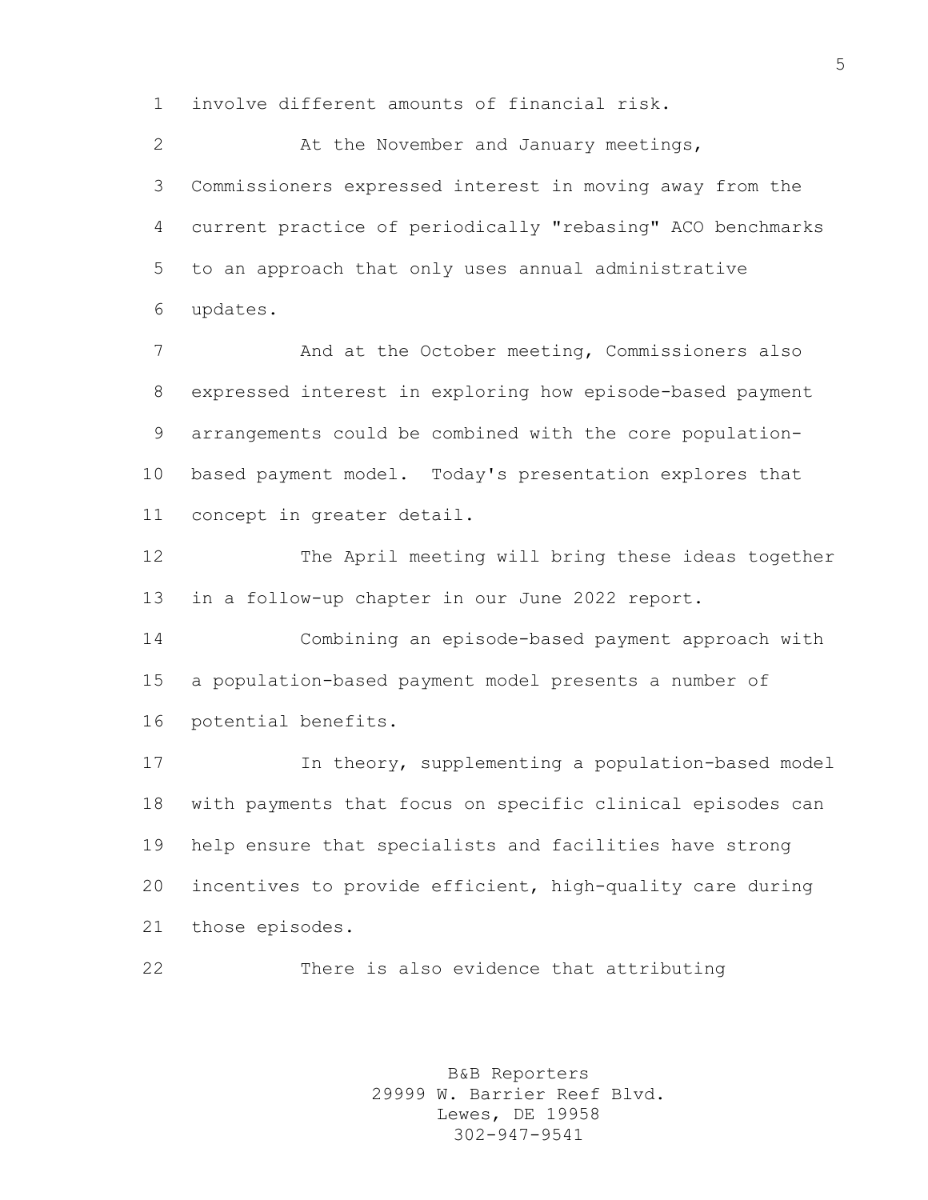involve different amounts of financial risk.

At the November and January meetings, Commissioners expressed interest in moving away from the current practice of periodically "rebasing" ACO benchmarks to an approach that only uses annual administrative updates.

And at the October meeting, Commissioners also expressed interest in exploring how episode-based payment arrangements could be combined with the core population-based payment model. Today's presentation explores that concept in greater detail.

The April meeting will bring these ideas together in a follow-up chapter in our June 2022 report.

Combining an episode-based payment approach with a population-based payment model presents a number of potential benefits.

In theory, supplementing a population-based model with payments that focus on specific clinical episodes can help ensure that specialists and facilities have strong incentives to provide efficient, high-quality care during those episodes.

There is also evidence that attributing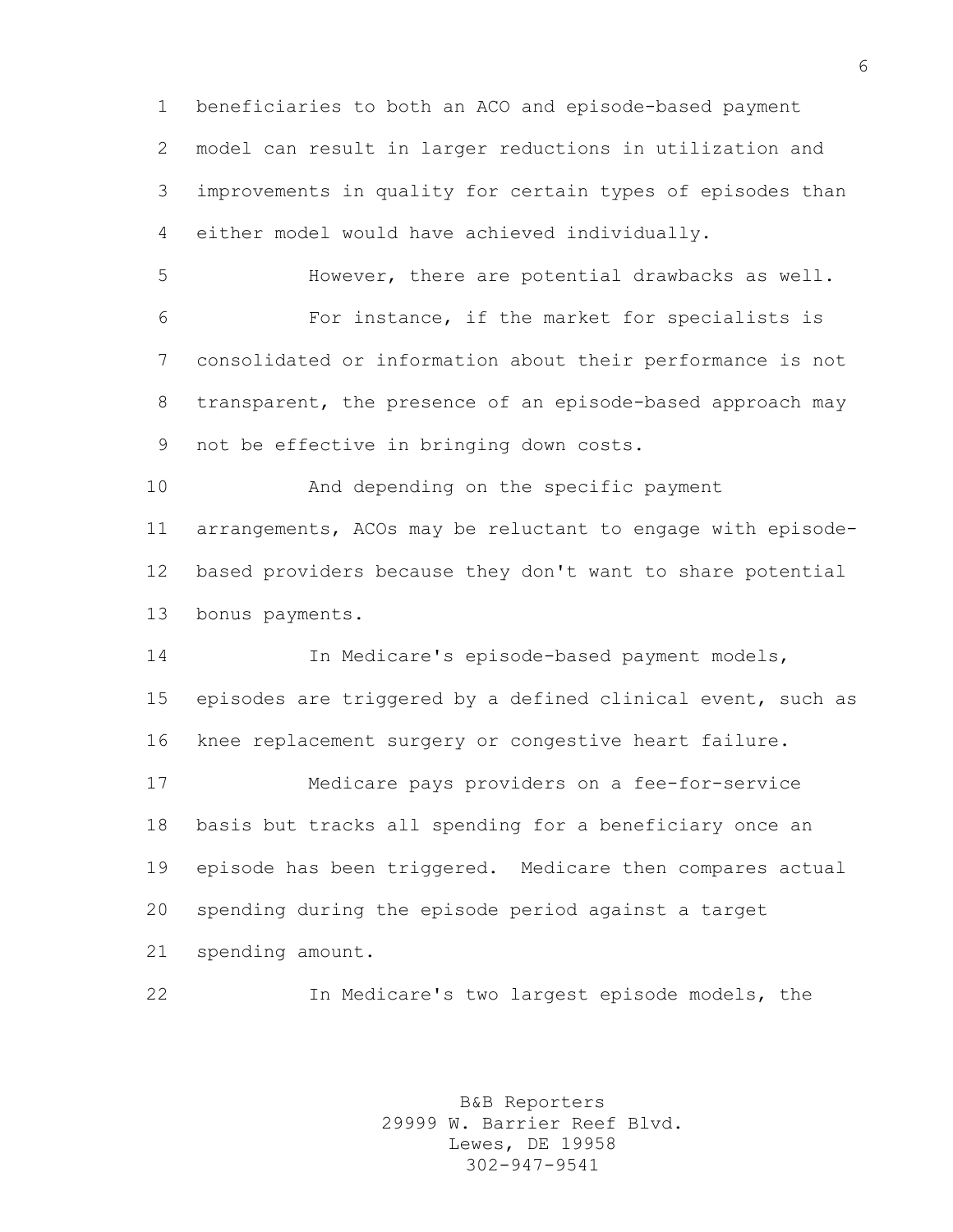beneficiaries to both an ACO and episode-based payment model can result in larger reductions in utilization and improvements in quality for certain types of episodes than either model would have achieved individually.

However, there are potential drawbacks as well.

For instance, if the market for specialists is consolidated or information about their performance is not transparent, the presence of an episode-based approach may not be effective in bringing down costs.

And depending on the specific payment arrangements, ACOs may be reluctant to engage with episode-based providers because they don't want to share potential bonus payments.

In Medicare's episode-based payment models, episodes are triggered by a defined clinical event, such as knee replacement surgery or congestive heart failure.

Medicare pays providers on a fee-for-service basis but tracks all spending for a beneficiary once an episode has been triggered. Medicare then compares actual spending during the episode period against a target spending amount.

In Medicare's two largest episode models, the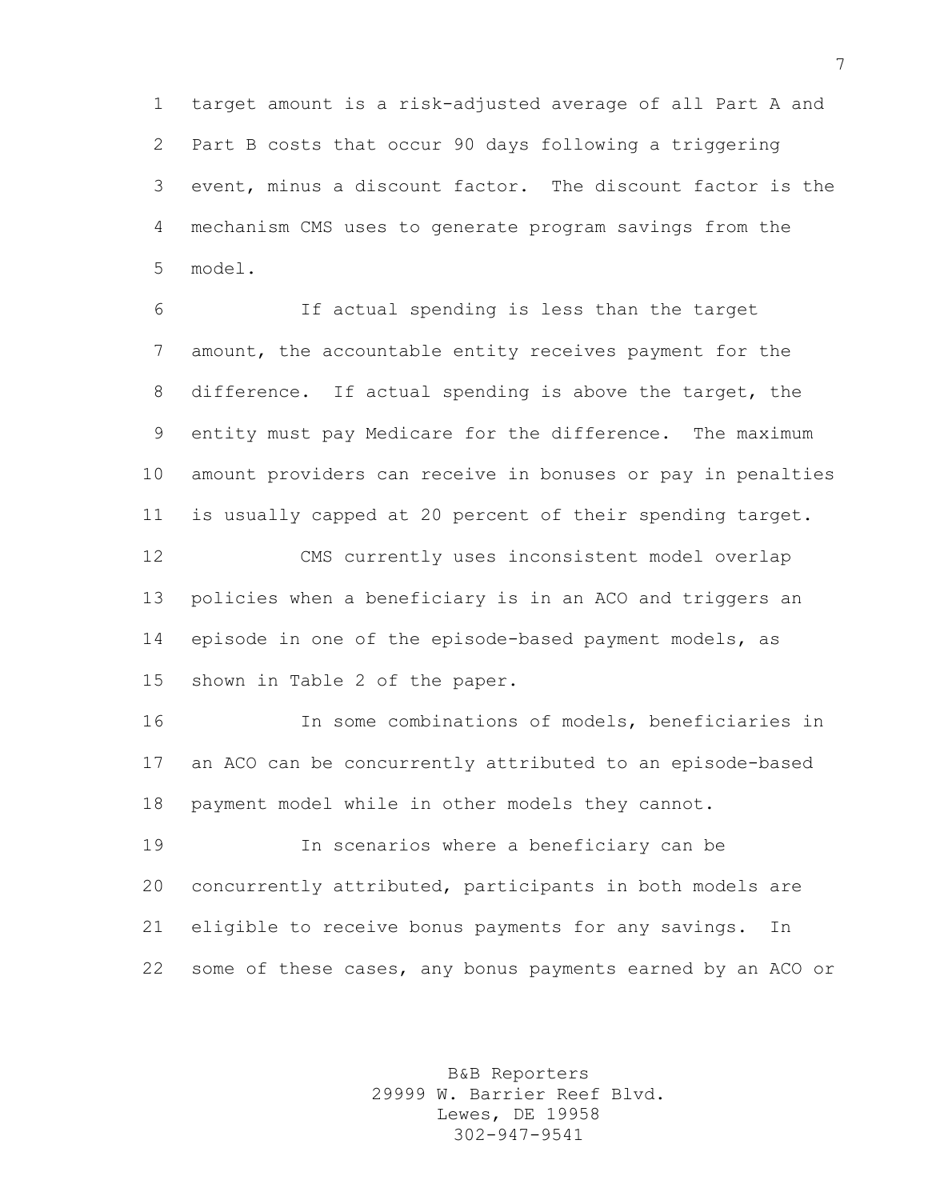target amount is a risk-adjusted average of all Part A and Part B costs that occur 90 days following a triggering event, minus a discount factor. The discount factor is the mechanism CMS uses to generate program savings from the model.

If actual spending is less than the target amount, the accountable entity receives payment for the difference. If actual spending is above the target, the entity must pay Medicare for the difference. The maximum amount providers can receive in bonuses or pay in penalties is usually capped at 20 percent of their spending target.

CMS currently uses inconsistent model overlap policies when a beneficiary is in an ACO and triggers an episode in one of the episode-based payment models, as shown in Table 2 of the paper.

In some combinations of models, beneficiaries in an ACO can be concurrently attributed to an episode-based payment model while in other models they cannot.

In scenarios where a beneficiary can be concurrently attributed, participants in both models are eligible to receive bonus payments for any savings. In some of these cases, any bonus payments earned by an ACO or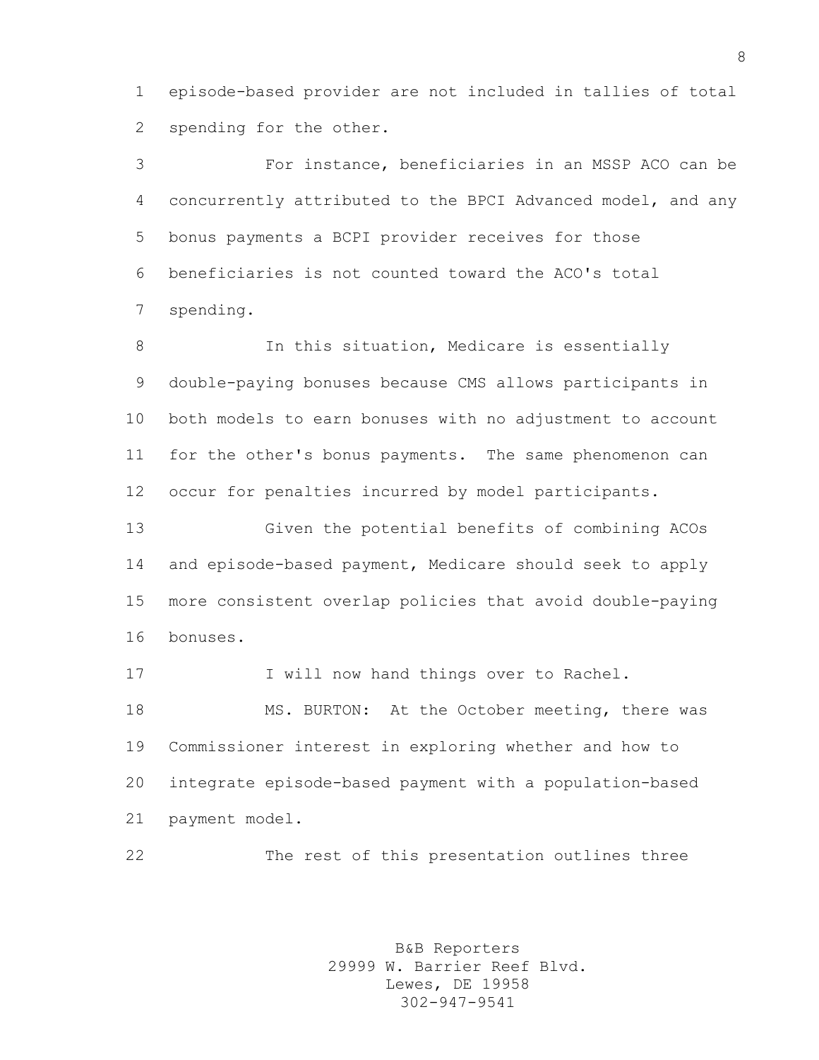episode-based provider are not included in tallies of total spending for the other.

For instance, beneficiaries in an MSSP ACO can be concurrently attributed to the BPCI Advanced model, and any bonus payments a BCPI provider receives for those beneficiaries is not counted toward the ACO's total spending.

In this situation, Medicare is essentially double-paying bonuses because CMS allows participants in both models to earn bonuses with no adjustment to account for the other's bonus payments. The same phenomenon can occur for penalties incurred by model participants.

Given the potential benefits of combining ACOs and episode-based payment, Medicare should seek to apply more consistent overlap policies that avoid double-paying bonuses.

I will now hand things over to Rachel.

MS. BURTON: At the October meeting, there was Commissioner interest in exploring whether and how to integrate episode-based payment with a population-based payment model.

The rest of this presentation outlines three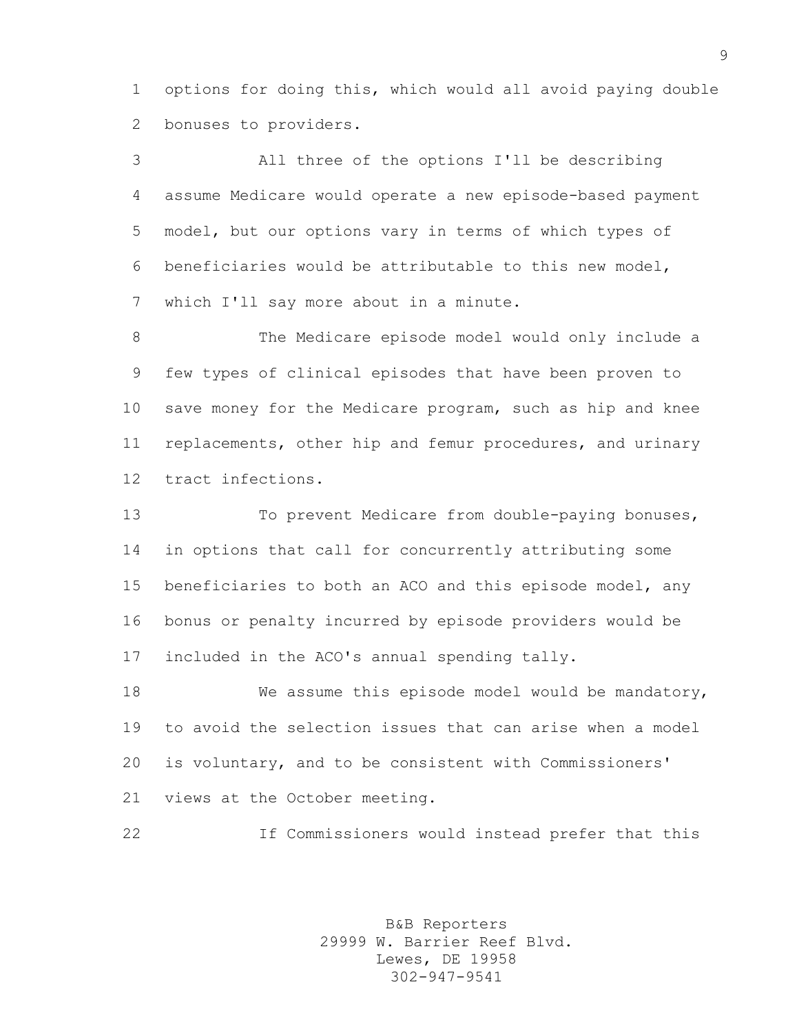options for doing this, which would all avoid paying double bonuses to providers.

All three of the options I'll be describing assume Medicare would operate a new episode-based payment model, but our options vary in terms of which types of beneficiaries would be attributable to this new model, which I'll say more about in a minute.

The Medicare episode model would only include a few types of clinical episodes that have been proven to save money for the Medicare program, such as hip and knee replacements, other hip and femur procedures, and urinary tract infections.

To prevent Medicare from double-paying bonuses, in options that call for concurrently attributing some beneficiaries to both an ACO and this episode model, any bonus or penalty incurred by episode providers would be included in the ACO's annual spending tally.

We assume this episode model would be mandatory, to avoid the selection issues that can arise when a model is voluntary, and to be consistent with Commissioners' views at the October meeting.

If Commissioners would instead prefer that this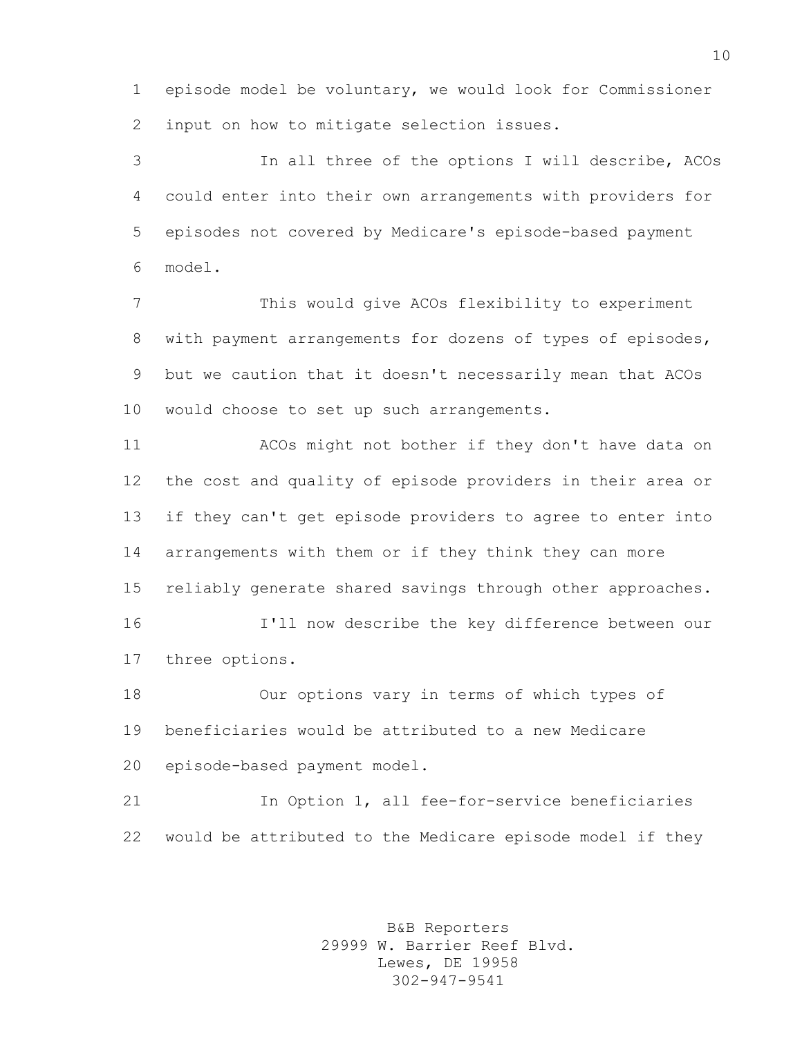episode model be voluntary, we would look for Commissioner input on how to mitigate selection issues.

In all three of the options I will describe, ACOs could enter into their own arrangements with providers for episodes not covered by Medicare's episode-based payment model.

This would give ACOs flexibility to experiment with payment arrangements for dozens of types of episodes, but we caution that it doesn't necessarily mean that ACOs would choose to set up such arrangements.

ACOs might not bother if they don't have data on the cost and quality of episode providers in their area or if they can't get episode providers to agree to enter into arrangements with them or if they think they can more reliably generate shared savings through other approaches.

I'll now describe the key difference between our three options.

Our options vary in terms of which types of beneficiaries would be attributed to a new Medicare episode-based payment model.

In Option 1, all fee-for-service beneficiaries would be attributed to the Medicare episode model if they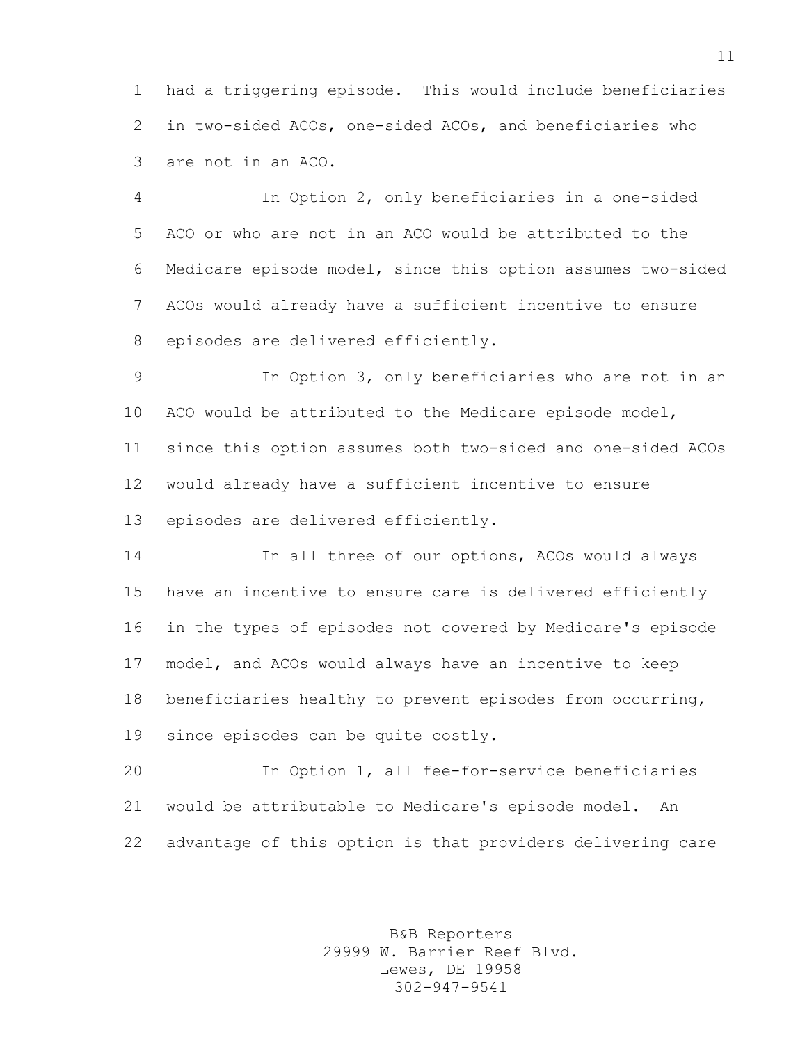had a triggering episode. This would include beneficiaries in two-sided ACOs, one-sided ACOs, and beneficiaries who are not in an ACO.

In Option 2, only beneficiaries in a one-sided ACO or who are not in an ACO would be attributed to the Medicare episode model, since this option assumes two-sided ACOs would already have a sufficient incentive to ensure episodes are delivered efficiently.

In Option 3, only beneficiaries who are not in an ACO would be attributed to the Medicare episode model, since this option assumes both two-sided and one-sided ACOs would already have a sufficient incentive to ensure episodes are delivered efficiently.

In all three of our options, ACOs would always have an incentive to ensure care is delivered efficiently in the types of episodes not covered by Medicare's episode model, and ACOs would always have an incentive to keep beneficiaries healthy to prevent episodes from occurring, since episodes can be quite costly.

In Option 1, all fee-for-service beneficiaries would be attributable to Medicare's episode model. An advantage of this option is that providers delivering care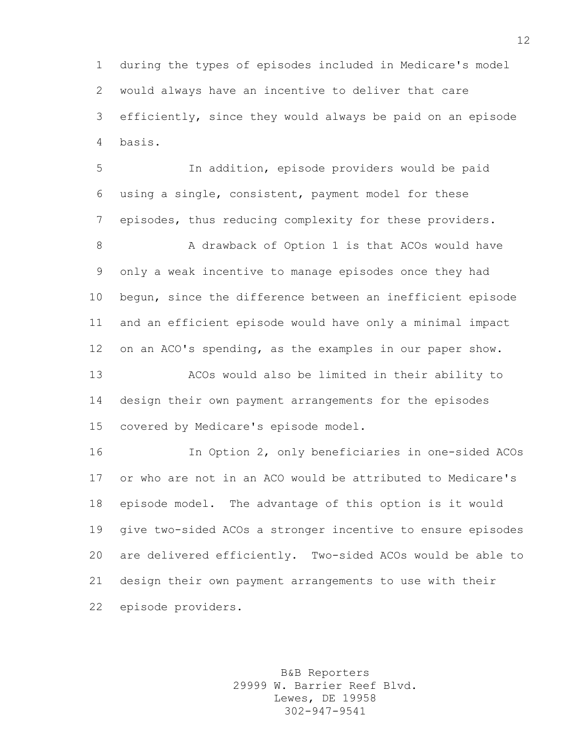during the types of episodes included in Medicare's model would always have an incentive to deliver that care efficiently, since they would always be paid on an episode basis.

In addition, episode providers would be paid using a single, consistent, payment model for these episodes, thus reducing complexity for these providers.

A drawback of Option 1 is that ACOs would have only a weak incentive to manage episodes once they had begun, since the difference between an inefficient episode and an efficient episode would have only a minimal impact on an ACO's spending, as the examples in our paper show.

ACOs would also be limited in their ability to design their own payment arrangements for the episodes covered by Medicare's episode model.

In Option 2, only beneficiaries in one-sided ACOs or who are not in an ACO would be attributed to Medicare's episode model. The advantage of this option is it would give two-sided ACOs a stronger incentive to ensure episodes are delivered efficiently. Two-sided ACOs would be able to design their own payment arrangements to use with their episode providers.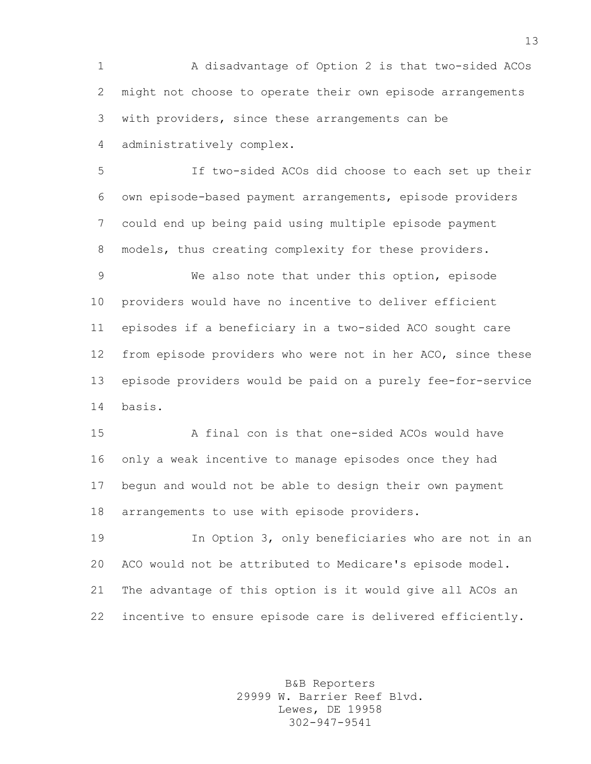A disadvantage of Option 2 is that two-sided ACOs might not choose to operate their own episode arrangements with providers, since these arrangements can be administratively complex.

If two-sided ACOs did choose to each set up their own episode-based payment arrangements, episode providers could end up being paid using multiple episode payment models, thus creating complexity for these providers.

We also note that under this option, episode providers would have no incentive to deliver efficient episodes if a beneficiary in a two-sided ACO sought care from episode providers who were not in her ACO, since these episode providers would be paid on a purely fee-for-service basis.

A final con is that one-sided ACOs would have only a weak incentive to manage episodes once they had begun and would not be able to design their own payment arrangements to use with episode providers.

In Option 3, only beneficiaries who are not in an ACO would not be attributed to Medicare's episode model. The advantage of this option is it would give all ACOs an incentive to ensure episode care is delivered efficiently.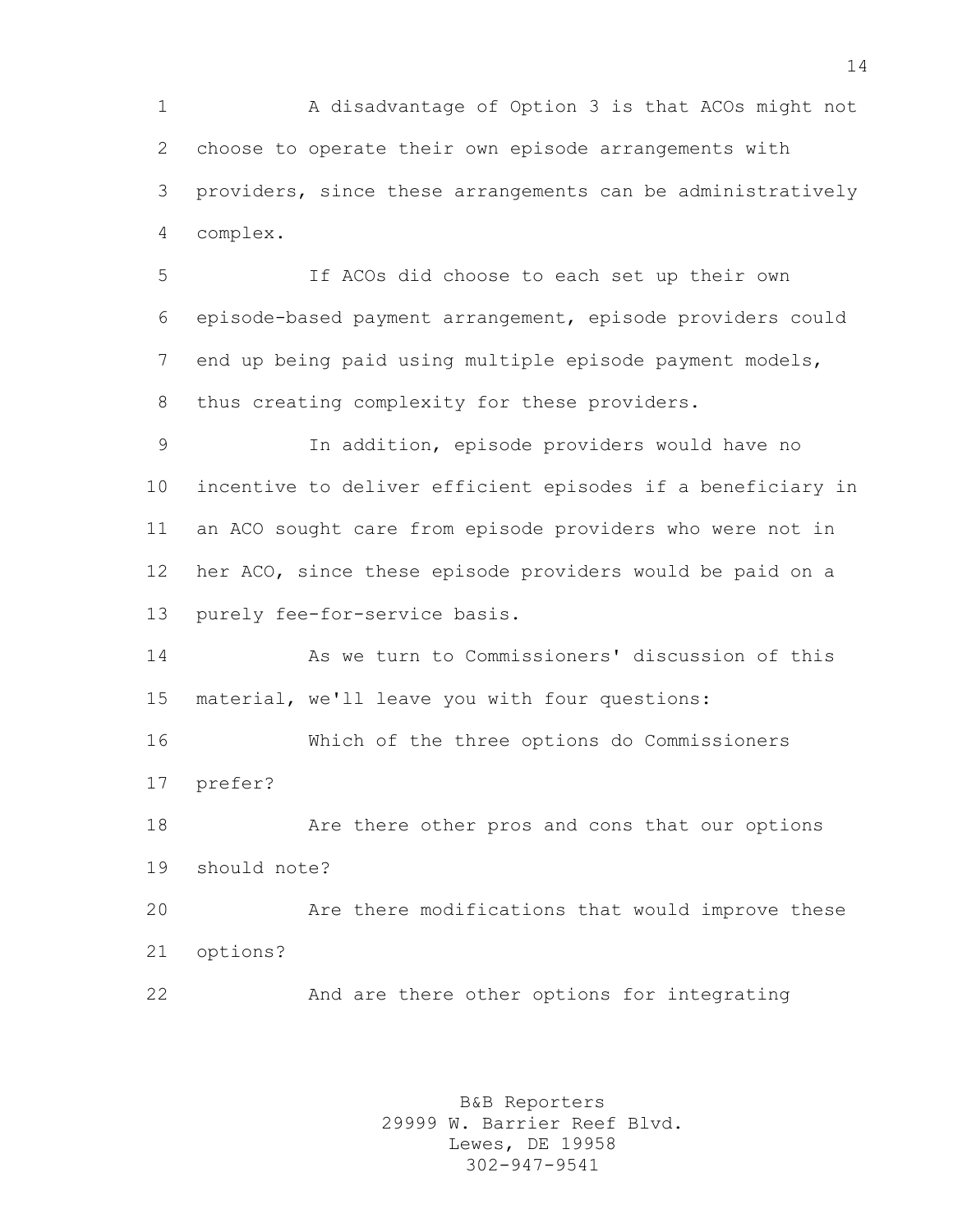A disadvantage of Option 3 is that ACOs might not choose to operate their own episode arrangements with providers, since these arrangements can be administratively complex.

If ACOs did choose to each set up their own episode-based payment arrangement, episode providers could end up being paid using multiple episode payment models, thus creating complexity for these providers.

In addition, episode providers would have no incentive to deliver efficient episodes if a beneficiary in an ACO sought care from episode providers who were not in her ACO, since these episode providers would be paid on a purely fee-for-service basis.

As we turn to Commissioners' discussion of this material, we'll leave you with four questions:

Which of the three options do Commissioners prefer?

Are there other pros and cons that our options should note?

Are there modifications that would improve these options?

And are there other options for integrating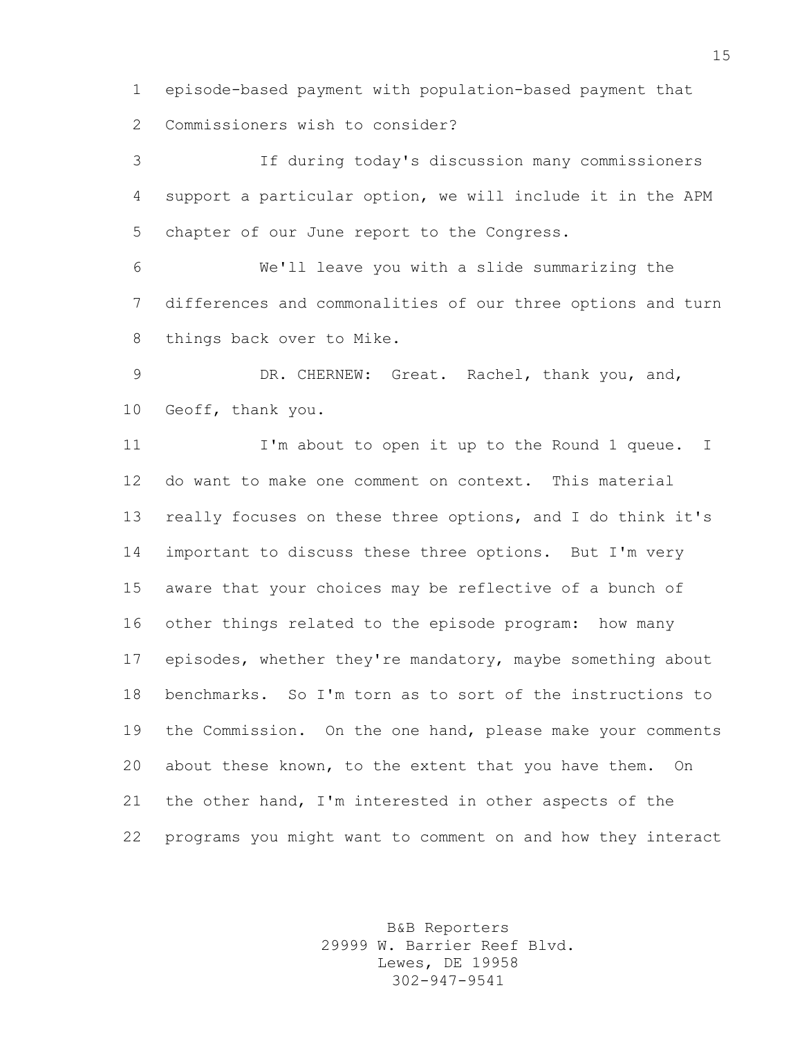episode-based payment with population-based payment that Commissioners wish to consider?

If during today's discussion many commissioners support a particular option, we will include it in the APM chapter of our June report to the Congress.

We'll leave you with a slide summarizing the differences and commonalities of our three options and turn things back over to Mike.

DR. CHERNEW: Great. Rachel, thank you, and, Geoff, thank you.

I'm about to open it up to the Round 1 queue. I do want to make one comment on context. This material really focuses on these three options, and I do think it's important to discuss these three options. But I'm very aware that your choices may be reflective of a bunch of other things related to the episode program: how many episodes, whether they're mandatory, maybe something about benchmarks. So I'm torn as to sort of the instructions to the Commission. On the one hand, please make your comments about these known, to the extent that you have them. On the other hand, I'm interested in other aspects of the programs you might want to comment on and how they interact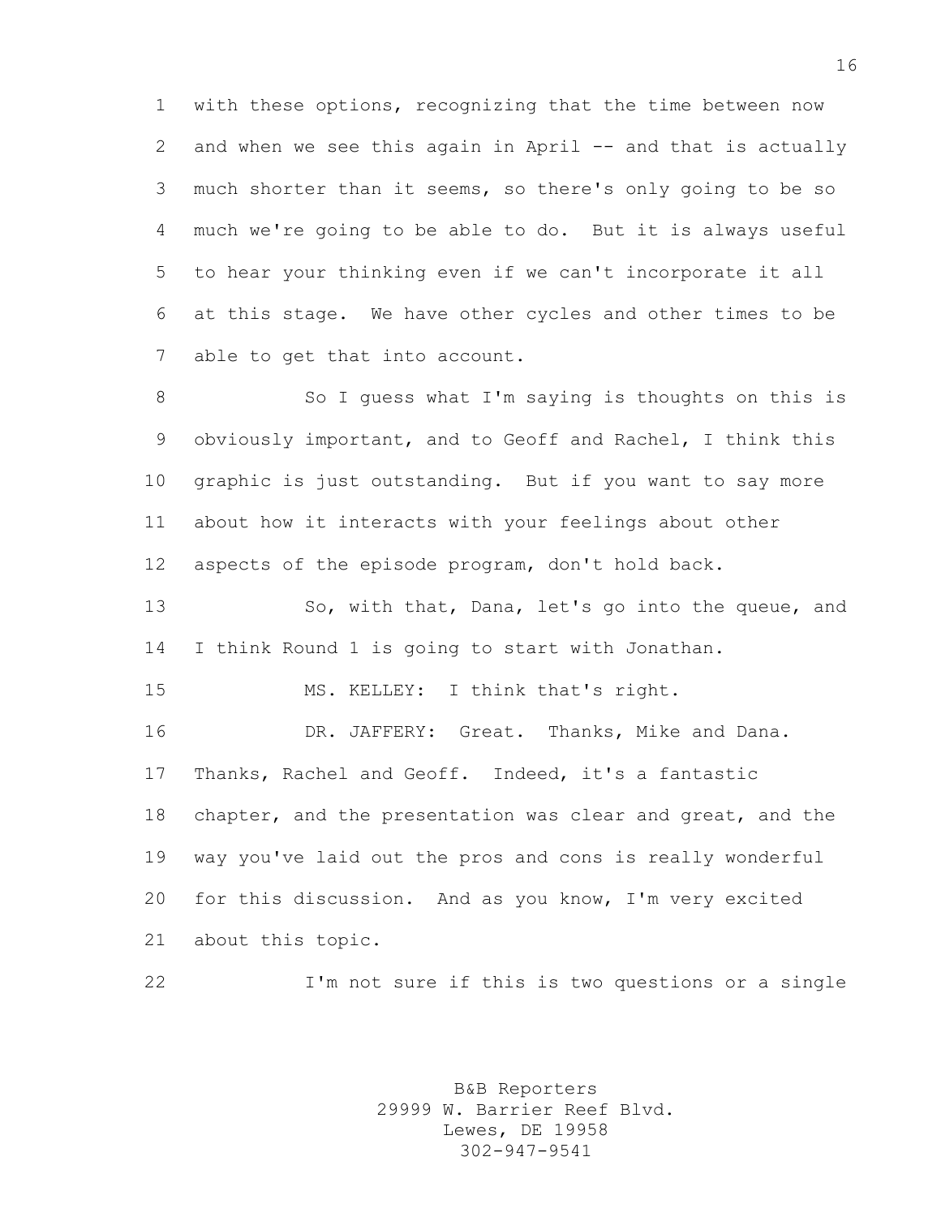with these options, recognizing that the time between now and when we see this again in April -- and that is actually much shorter than it seems, so there's only going to be so much we're going to be able to do. But it is always useful to hear your thinking even if we can't incorporate it all at this stage. We have other cycles and other times to be able to get that into account.

So I guess what I'm saying is thoughts on this is obviously important, and to Geoff and Rachel, I think this graphic is just outstanding. But if you want to say more about how it interacts with your feelings about other aspects of the episode program, don't hold back.

So, with that, Dana, let's go into the queue, and I think Round 1 is going to start with Jonathan.

MS. KELLEY: I think that's right.

DR. JAFFERY: Great. Thanks, Mike and Dana. Thanks, Rachel and Geoff. Indeed, it's a fantastic chapter, and the presentation was clear and great, and the way you've laid out the pros and cons is really wonderful for this discussion. And as you know, I'm very excited about this topic.

I'm not sure if this is two questions or a single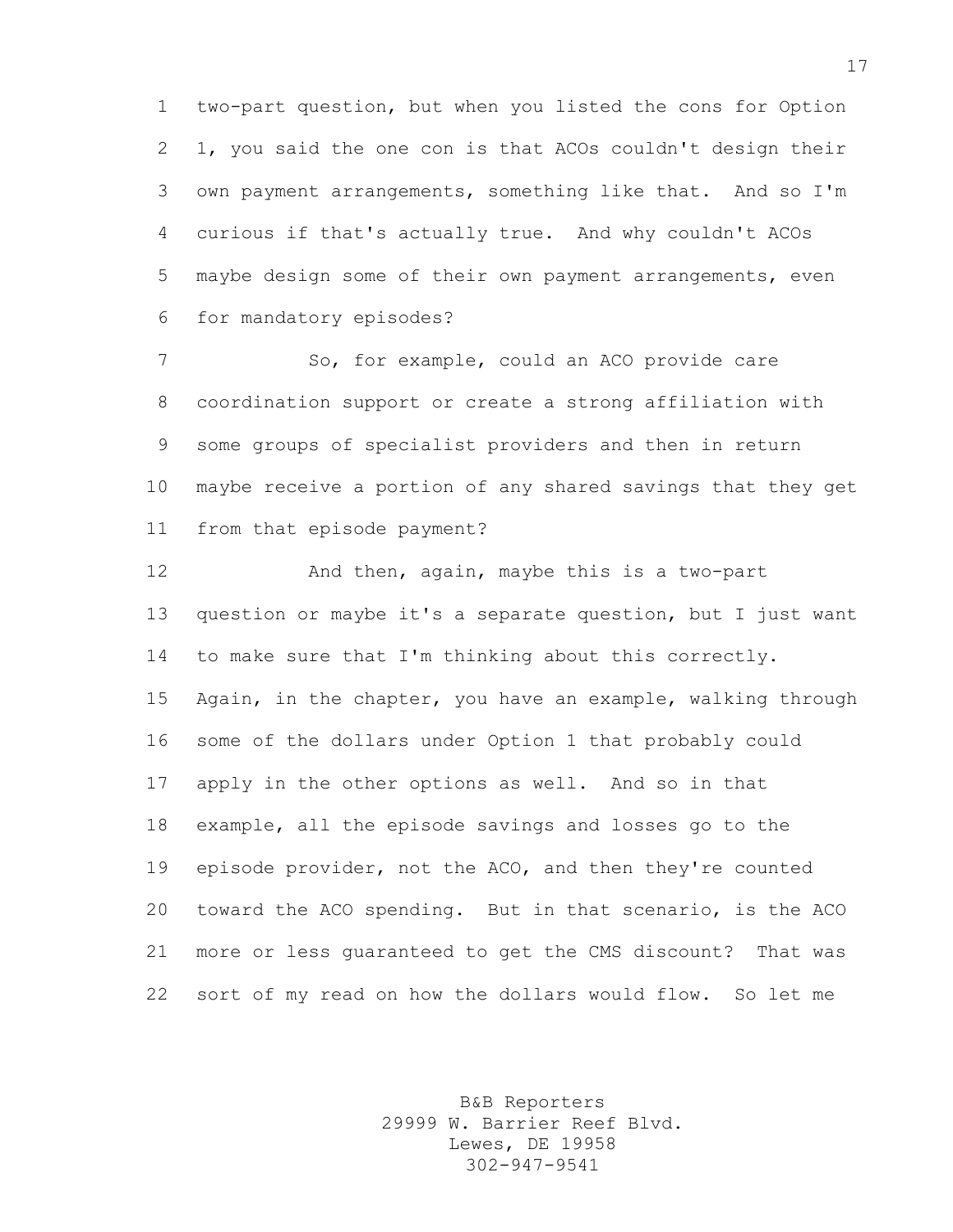two-part question, but when you listed the cons for Option 1, you said the one con is that ACOs couldn't design their own payment arrangements, something like that. And so I'm curious if that's actually true. And why couldn't ACOs maybe design some of their own payment arrangements, even for mandatory episodes?

So, for example, could an ACO provide care coordination support or create a strong affiliation with some groups of specialist providers and then in return maybe receive a portion of any shared savings that they get from that episode payment?

And then, again, maybe this is a two-part question or maybe it's a separate question, but I just want to make sure that I'm thinking about this correctly. Again, in the chapter, you have an example, walking through some of the dollars under Option 1 that probably could apply in the other options as well. And so in that example, all the episode savings and losses go to the episode provider, not the ACO, and then they're counted toward the ACO spending. But in that scenario, is the ACO more or less guaranteed to get the CMS discount? That was sort of my read on how the dollars would flow. So let me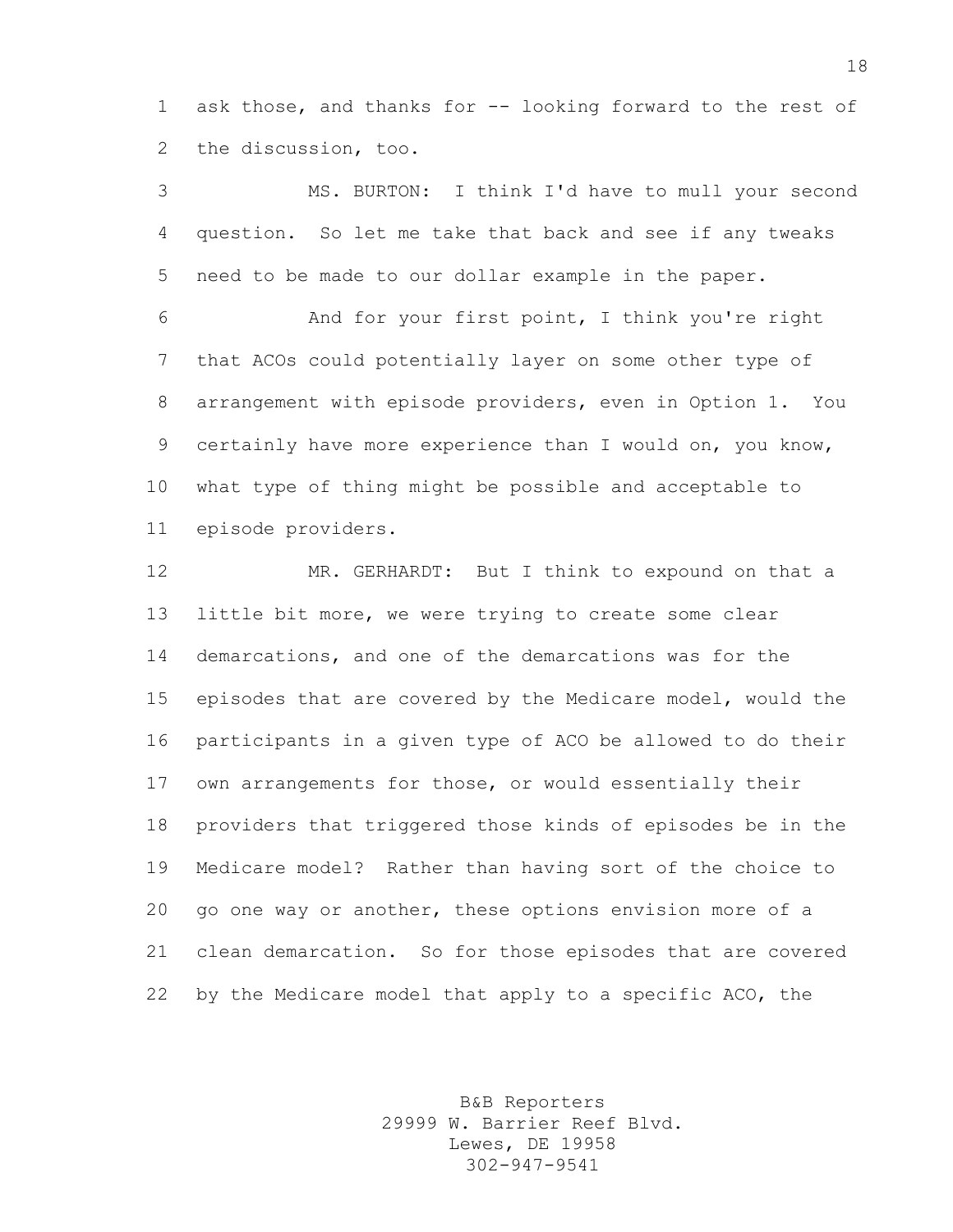ask those, and thanks for -- looking forward to the rest of the discussion, too.

MS. BURTON: I think I'd have to mull your second question. So let me take that back and see if any tweaks need to be made to our dollar example in the paper.

And for your first point, I think you're right that ACOs could potentially layer on some other type of arrangement with episode providers, even in Option 1. You certainly have more experience than I would on, you know, what type of thing might be possible and acceptable to episode providers.

MR. GERHARDT: But I think to expound on that a little bit more, we were trying to create some clear demarcations, and one of the demarcations was for the episodes that are covered by the Medicare model, would the participants in a given type of ACO be allowed to do their own arrangements for those, or would essentially their providers that triggered those kinds of episodes be in the Medicare model? Rather than having sort of the choice to go one way or another, these options envision more of a clean demarcation. So for those episodes that are covered by the Medicare model that apply to a specific ACO, the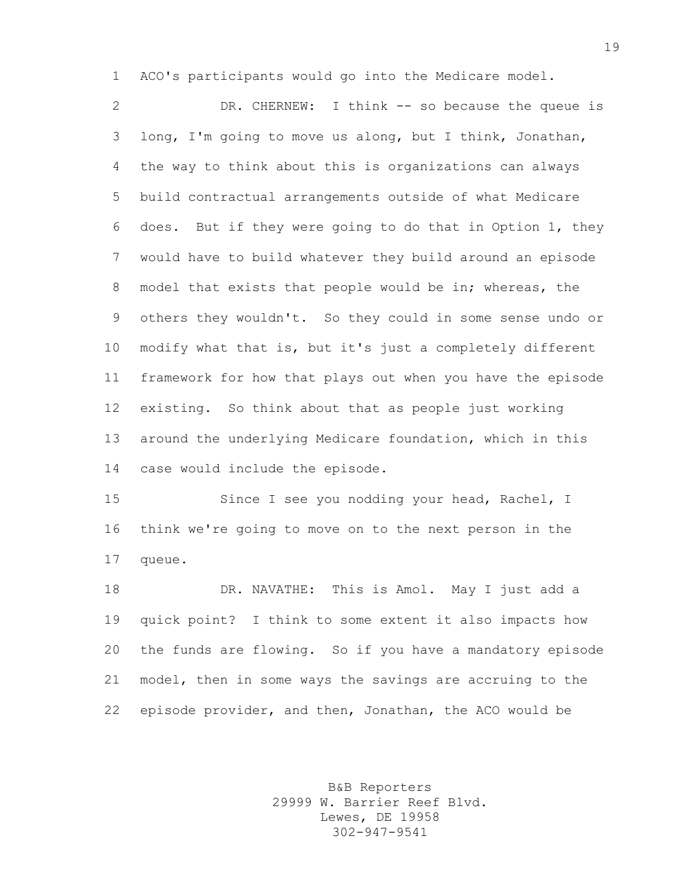ACO's participants would go into the Medicare model.

DR. CHERNEW: I think -- so because the queue is long, I'm going to move us along, but I think, Jonathan, the way to think about this is organizations can always build contractual arrangements outside of what Medicare does. But if they were going to do that in Option 1, they would have to build whatever they build around an episode model that exists that people would be in; whereas, the others they wouldn't. So they could in some sense undo or modify what that is, but it's just a completely different framework for how that plays out when you have the episode existing. So think about that as people just working around the underlying Medicare foundation, which in this case would include the episode.

Since I see you nodding your head, Rachel, I think we're going to move on to the next person in the queue.

DR. NAVATHE: This is Amol. May I just add a quick point? I think to some extent it also impacts how the funds are flowing. So if you have a mandatory episode model, then in some ways the savings are accruing to the episode provider, and then, Jonathan, the ACO would be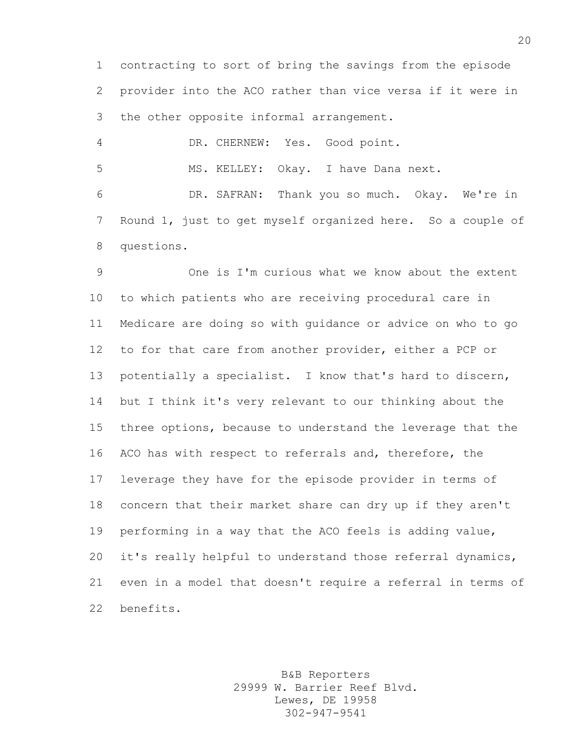contracting to sort of bring the savings from the episode provider into the ACO rather than vice versa if it were in the other opposite informal arrangement.

DR. CHERNEW: Yes. Good point.

MS. KELLEY: Okay. I have Dana next.

DR. SAFRAN: Thank you so much. Okay. We're in Round 1, just to get myself organized here. So a couple of questions.

One is I'm curious what we know about the extent to which patients who are receiving procedural care in Medicare are doing so with guidance or advice on who to go to for that care from another provider, either a PCP or potentially a specialist. I know that's hard to discern, but I think it's very relevant to our thinking about the three options, because to understand the leverage that the ACO has with respect to referrals and, therefore, the leverage they have for the episode provider in terms of concern that their market share can dry up if they aren't performing in a way that the ACO feels is adding value, it's really helpful to understand those referral dynamics, even in a model that doesn't require a referral in terms of benefits.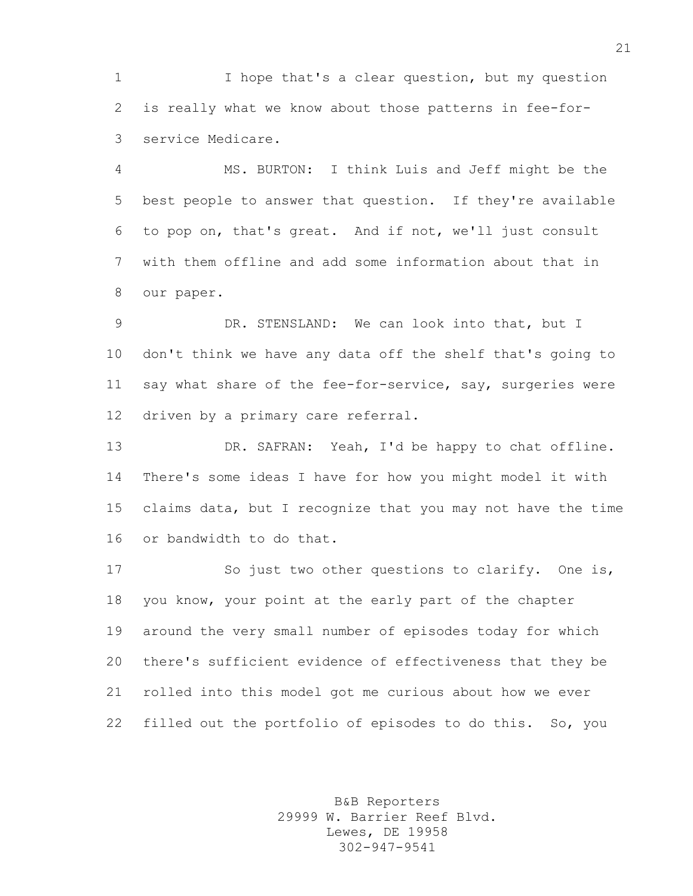I hope that's a clear question, but my question is really what we know about those patterns in fee-for-service Medicare.

MS. BURTON: I think Luis and Jeff might be the best people to answer that question. If they're available to pop on, that's great. And if not, we'll just consult with them offline and add some information about that in our paper.

DR. STENSLAND: We can look into that, but I don't think we have any data off the shelf that's going to say what share of the fee-for-service, say, surgeries were driven by a primary care referral.

DR. SAFRAN: Yeah, I'd be happy to chat offline. There's some ideas I have for how you might model it with claims data, but I recognize that you may not have the time or bandwidth to do that.

So just two other questions to clarify. One is, you know, your point at the early part of the chapter around the very small number of episodes today for which there's sufficient evidence of effectiveness that they be rolled into this model got me curious about how we ever filled out the portfolio of episodes to do this. So, you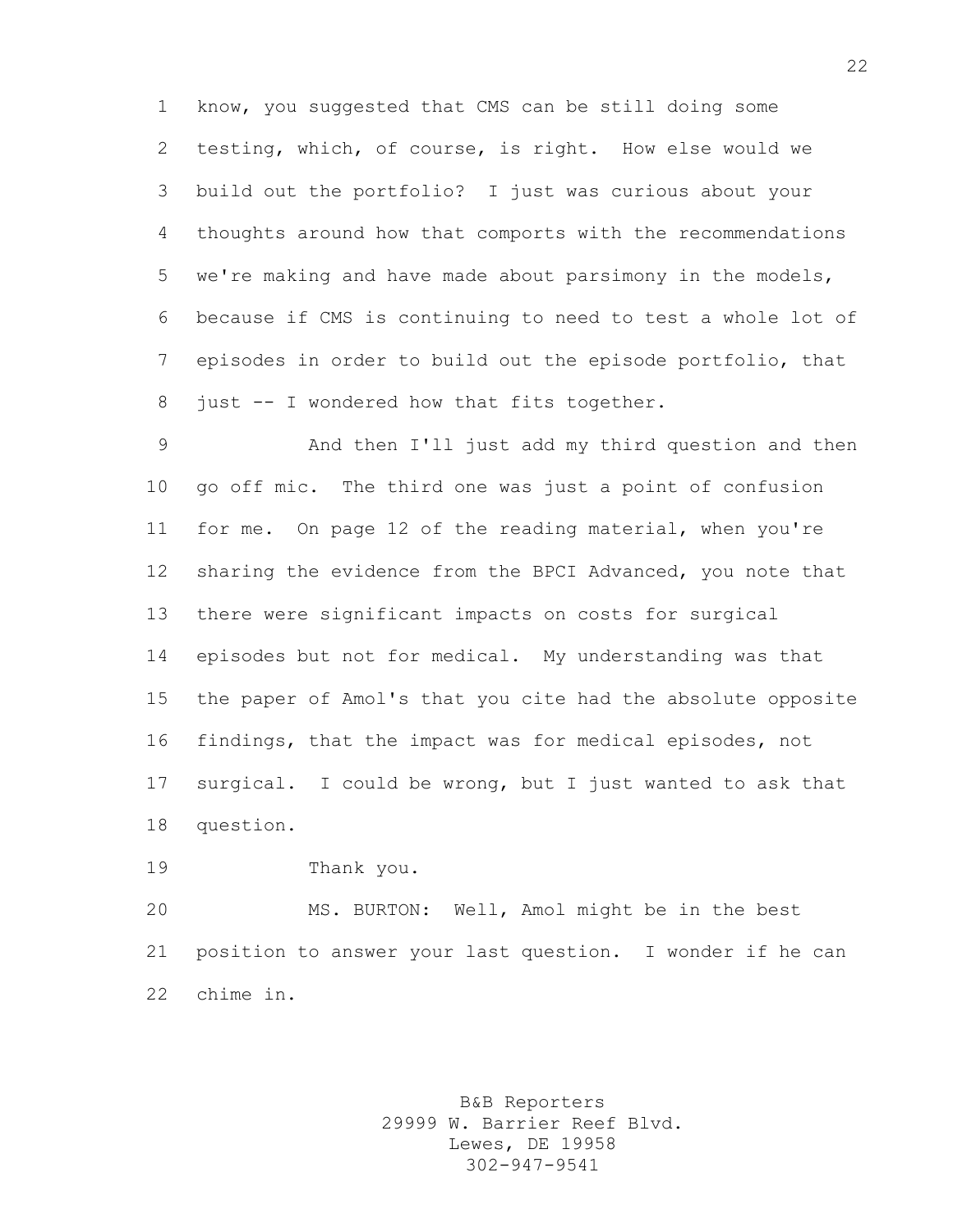know, you suggested that CMS can be still doing some testing, which, of course, is right. How else would we build out the portfolio? I just was curious about your thoughts around how that comports with the recommendations we're making and have made about parsimony in the models, because if CMS is continuing to need to test a whole lot of episodes in order to build out the episode portfolio, that just -- I wondered how that fits together.

And then I'll just add my third question and then go off mic. The third one was just a point of confusion for me. On page 12 of the reading material, when you're sharing the evidence from the BPCI Advanced, you note that there were significant impacts on costs for surgical episodes but not for medical. My understanding was that the paper of Amol's that you cite had the absolute opposite findings, that the impact was for medical episodes, not surgical. I could be wrong, but I just wanted to ask that question.

Thank you.

MS. BURTON: Well, Amol might be in the best position to answer your last question. I wonder if he can chime in.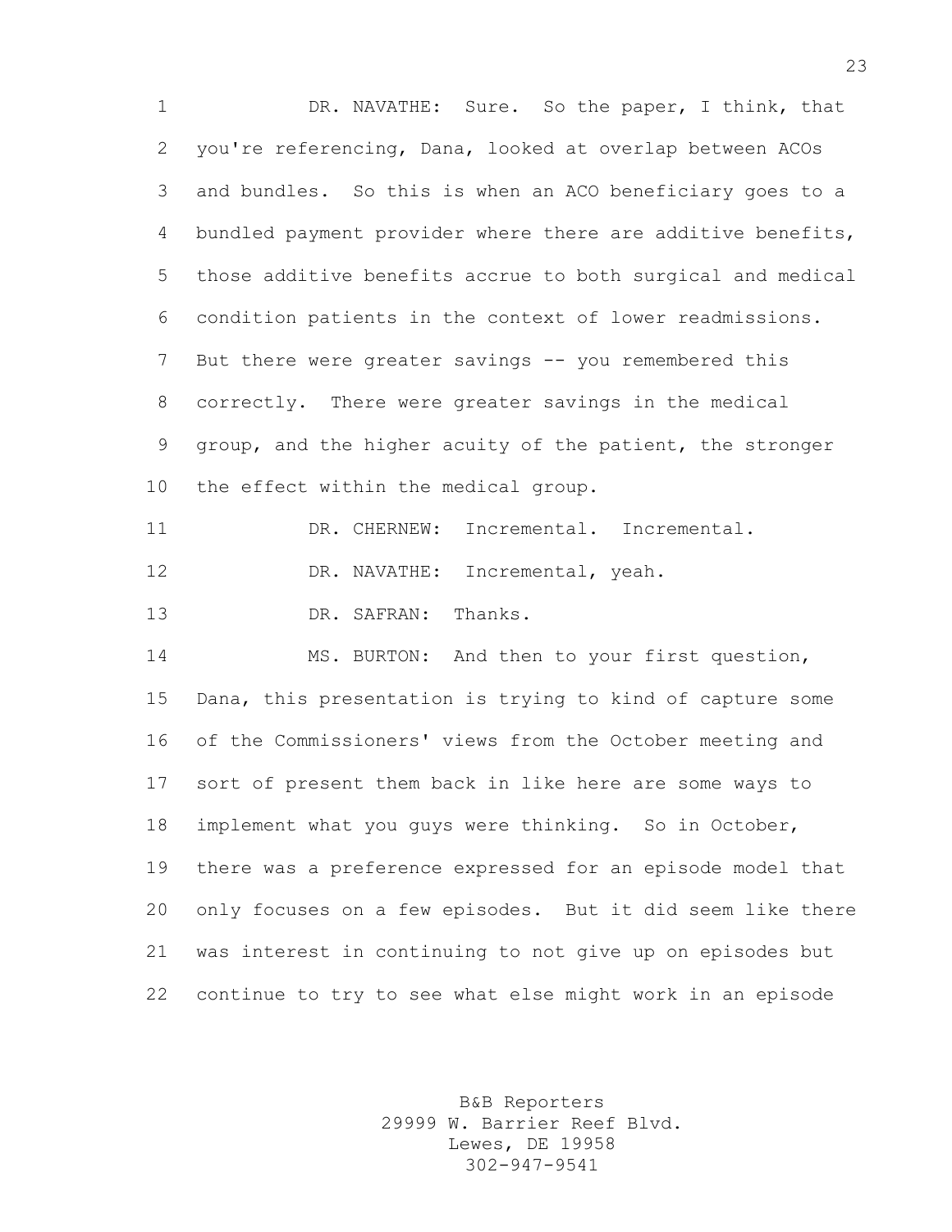DR. NAVATHE: Sure. So the paper, I think, that you're referencing, Dana, looked at overlap between ACOs and bundles. So this is when an ACO beneficiary goes to a bundled payment provider where there are additive benefits, those additive benefits accrue to both surgical and medical condition patients in the context of lower readmissions. But there were greater savings -- you remembered this correctly. There were greater savings in the medical group, and the higher acuity of the patient, the stronger the effect within the medical group.

DR. CHERNEW: Incremental. Incremental.

DR. NAVATHE: Incremental, yeah.

DR. SAFRAN: Thanks.

MS. BURTON: And then to your first question, Dana, this presentation is trying to kind of capture some of the Commissioners' views from the October meeting and sort of present them back in like here are some ways to implement what you guys were thinking. So in October, there was a preference expressed for an episode model that only focuses on a few episodes. But it did seem like there was interest in continuing to not give up on episodes but continue to try to see what else might work in an episode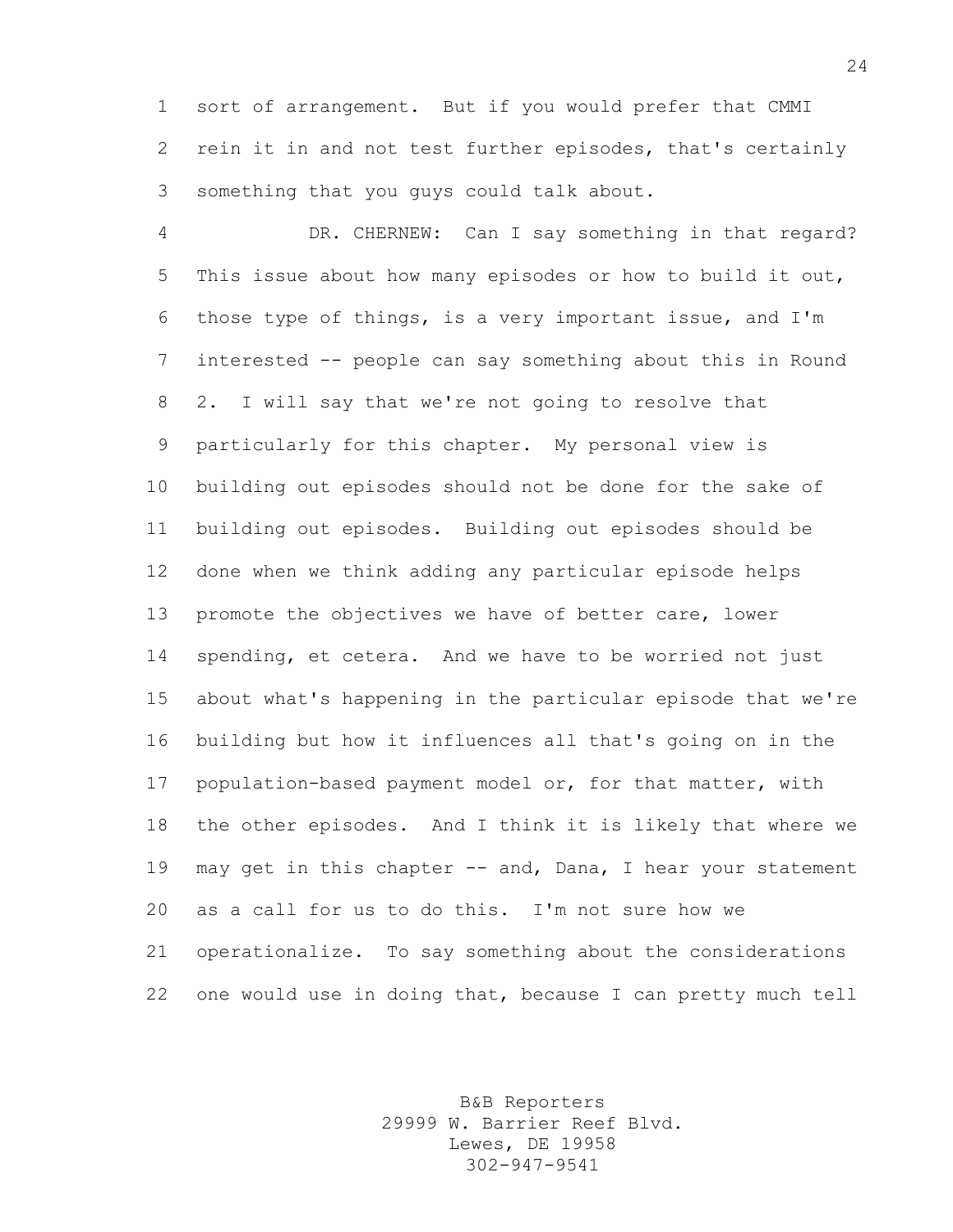sort of arrangement. But if you would prefer that CMMI rein it in and not test further episodes, that's certainly something that you guys could talk about.

DR. CHERNEW: Can I say something in that regard? This issue about how many episodes or how to build it out, those type of things, is a very important issue, and I'm interested -- people can say something about this in Round 2. I will say that we're not going to resolve that particularly for this chapter. My personal view is building out episodes should not be done for the sake of building out episodes. Building out episodes should be done when we think adding any particular episode helps promote the objectives we have of better care, lower spending, et cetera. And we have to be worried not just about what's happening in the particular episode that we're building but how it influences all that's going on in the population-based payment model or, for that matter, with the other episodes. And I think it is likely that where we may get in this chapter -- and, Dana, I hear your statement as a call for us to do this. I'm not sure how we operationalize. To say something about the considerations one would use in doing that, because I can pretty much tell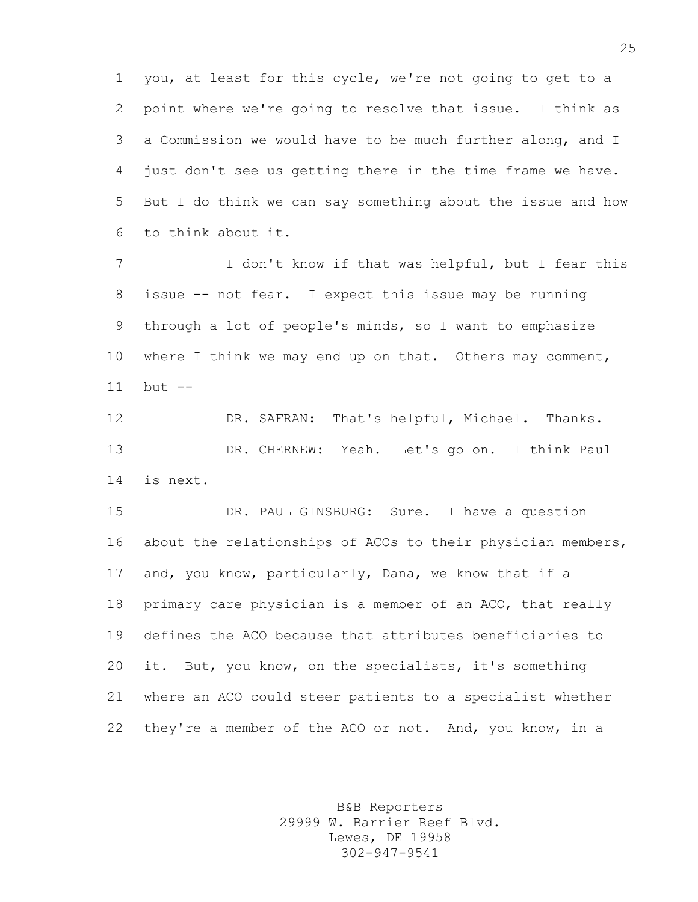you, at least for this cycle, we're not going to get to a point where we're going to resolve that issue. I think as a Commission we would have to be much further along, and I just don't see us getting there in the time frame we have. But I do think we can say something about the issue and how to think about it.

I don't know if that was helpful, but I fear this issue -- not fear. I expect this issue may be running through a lot of people's minds, so I want to emphasize where I think we may end up on that. Others may comment, but --

DR. SAFRAN: That's helpful, Michael. Thanks.

DR. CHERNEW: Yeah. Let's go on. I think Paul is next.

DR. PAUL GINSBURG: Sure. I have a question about the relationships of ACOs to their physician members, and, you know, particularly, Dana, we know that if a primary care physician is a member of an ACO, that really defines the ACO because that attributes beneficiaries to it. But, you know, on the specialists, it's something where an ACO could steer patients to a specialist whether they're a member of the ACO or not. And, you know, in a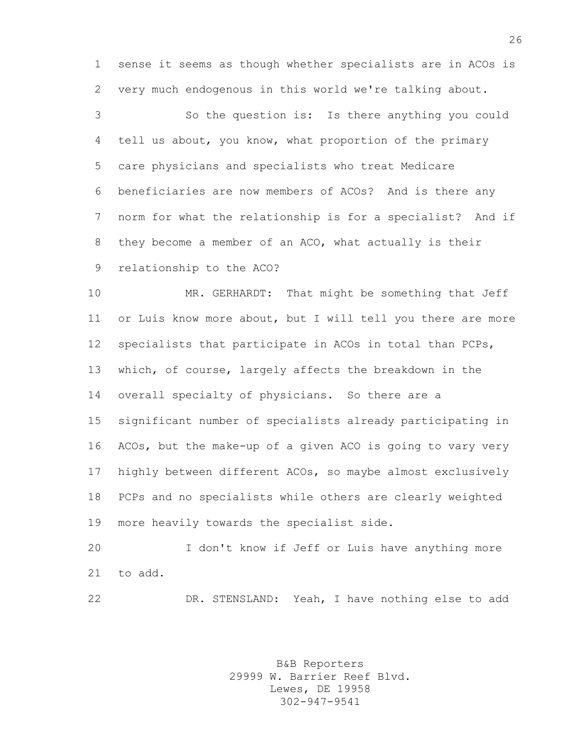sense it seems as though whether specialists are in ACOs is very much endogenous in this world we're talking about.

So the question is: Is there anything you could tell us about, you know, what proportion of the primary care physicians and specialists who treat Medicare beneficiaries are now members of ACOs? And is there any norm for what the relationship is for a specialist? And if they become a member of an ACO, what actually is their relationship to the ACO?

MR. GERHARDT: That might be something that Jeff or Luis know more about, but I will tell you there are more specialists that participate in ACOs in total than PCPs, which, of course, largely affects the breakdown in the overall specialty of physicians. So there are a significant number of specialists already participating in ACOs, but the make-up of a given ACO is going to vary very highly between different ACOs, so maybe almost exclusively PCPs and no specialists while others are clearly weighted more heavily towards the specialist side.

I don't know if Jeff or Luis have anything more to add.

DR. STENSLAND: Yeah, I have nothing else to add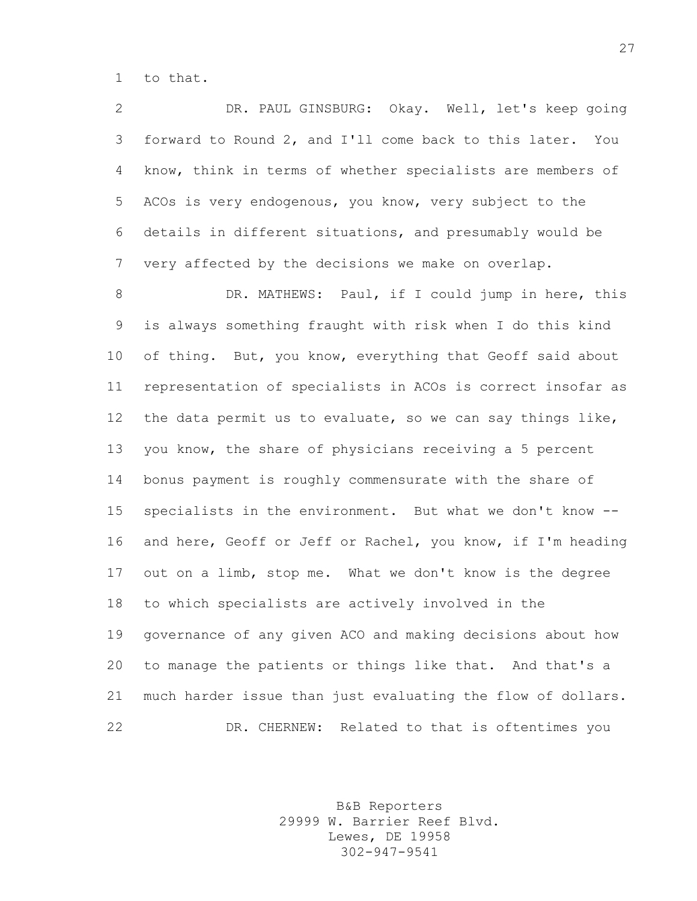to that.

DR. PAUL GINSBURG: Okay. Well, let's keep going forward to Round 2, and I'll come back to this later. You know, think in terms of whether specialists are members of ACOs is very endogenous, you know, very subject to the details in different situations, and presumably would be very affected by the decisions we make on overlap.

DR. MATHEWS: Paul, if I could jump in here, this is always something fraught with risk when I do this kind of thing. But, you know, everything that Geoff said about representation of specialists in ACOs is correct insofar as the data permit us to evaluate, so we can say things like, you know, the share of physicians receiving a 5 percent bonus payment is roughly commensurate with the share of specialists in the environment. But what we don't know -- and here, Geoff or Jeff or Rachel, you know, if I'm heading out on a limb, stop me. What we don't know is the degree to which specialists are actively involved in the governance of any given ACO and making decisions about how to manage the patients or things like that. And that's a much harder issue than just evaluating the flow of dollars.

DR. CHERNEW: Related to that is oftentimes you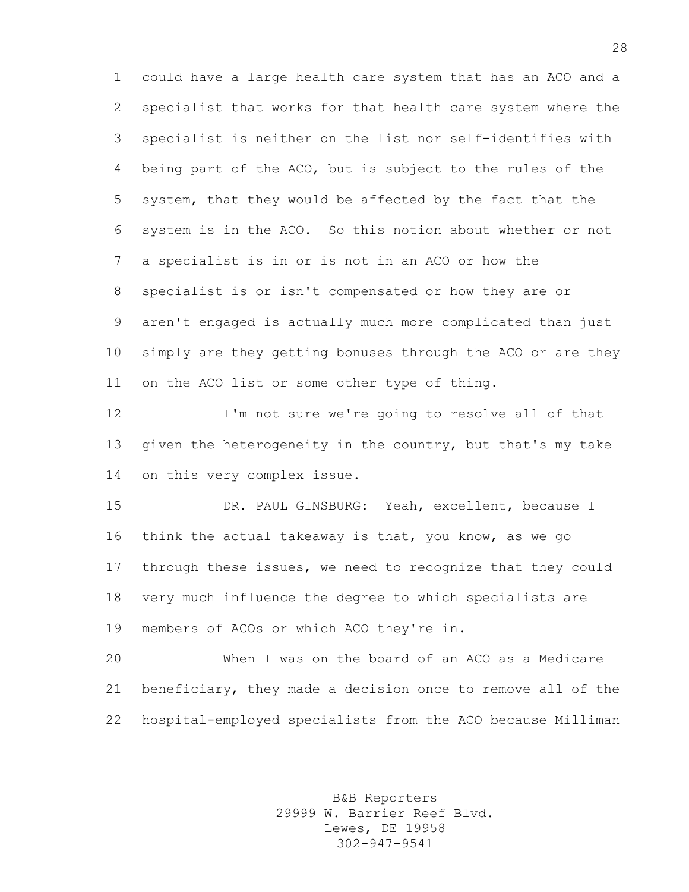could have a large health care system that has an ACO and a specialist that works for that health care system where the specialist is neither on the list nor self-identifies with being part of the ACO, but is subject to the rules of the system, that they would be affected by the fact that the system is in the ACO. So this notion about whether or not a specialist is in or is not in an ACO or how the specialist is or isn't compensated or how they are or aren't engaged is actually much more complicated than just simply are they getting bonuses through the ACO or are they on the ACO list or some other type of thing.

I'm not sure we're going to resolve all of that given the heterogeneity in the country, but that's my take on this very complex issue.

DR. PAUL GINSBURG: Yeah, excellent, because I think the actual takeaway is that, you know, as we go through these issues, we need to recognize that they could very much influence the degree to which specialists are members of ACOs or which ACO they're in.

When I was on the board of an ACO as a Medicare beneficiary, they made a decision once to remove all of the hospital-employed specialists from the ACO because Milliman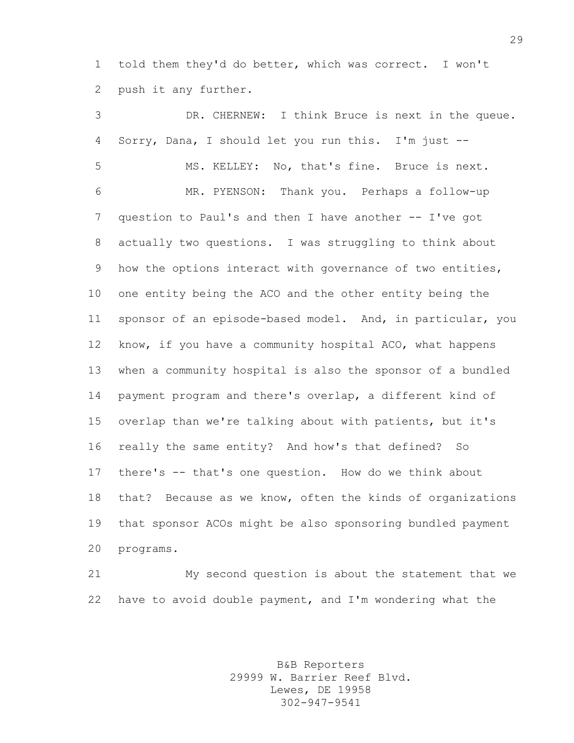told them they'd do better, which was correct. I won't push it any further.

DR. CHERNEW: I think Bruce is next in the queue. Sorry, Dana, I should let you run this. I'm just --

MS. KELLEY: No, that's fine. Bruce is next.

MR. PYENSON: Thank you. Perhaps a follow-up question to Paul's and then I have another -- I've got actually two questions. I was struggling to think about how the options interact with governance of two entities, one entity being the ACO and the other entity being the sponsor of an episode-based model. And, in particular, you know, if you have a community hospital ACO, what happens when a community hospital is also the sponsor of a bundled payment program and there's overlap, a different kind of overlap than we're talking about with patients, but it's really the same entity? And how's that defined? So there's -- that's one question. How do we think about that? Because as we know, often the kinds of organizations that sponsor ACOs might be also sponsoring bundled payment programs.

My second question is about the statement that we have to avoid double payment, and I'm wondering what the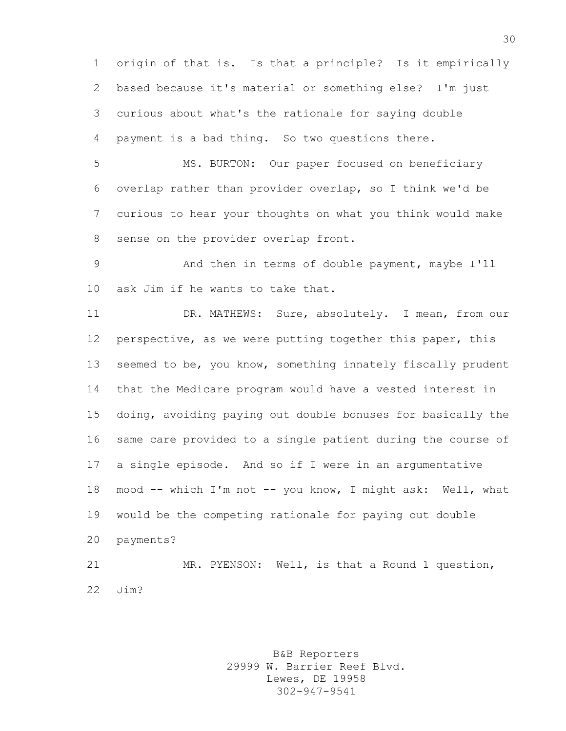origin of that is. Is that a principle? Is it empirically based because it's material or something else? I'm just curious about what's the rationale for saying double payment is a bad thing. So two questions there.

MS. BURTON: Our paper focused on beneficiary overlap rather than provider overlap, so I think we'd be curious to hear your thoughts on what you think would make sense on the provider overlap front.

And then in terms of double payment, maybe I'll ask Jim if he wants to take that.

DR. MATHEWS: Sure, absolutely. I mean, from our perspective, as we were putting together this paper, this seemed to be, you know, something innately fiscally prudent that the Medicare program would have a vested interest in doing, avoiding paying out double bonuses for basically the same care provided to a single patient during the course of a single episode. And so if I were in an argumentative mood -- which I'm not -- you know, I might ask: Well, what would be the competing rationale for paying out double payments?

MR. PYENSON: Well, is that a Round 1 question, Jim?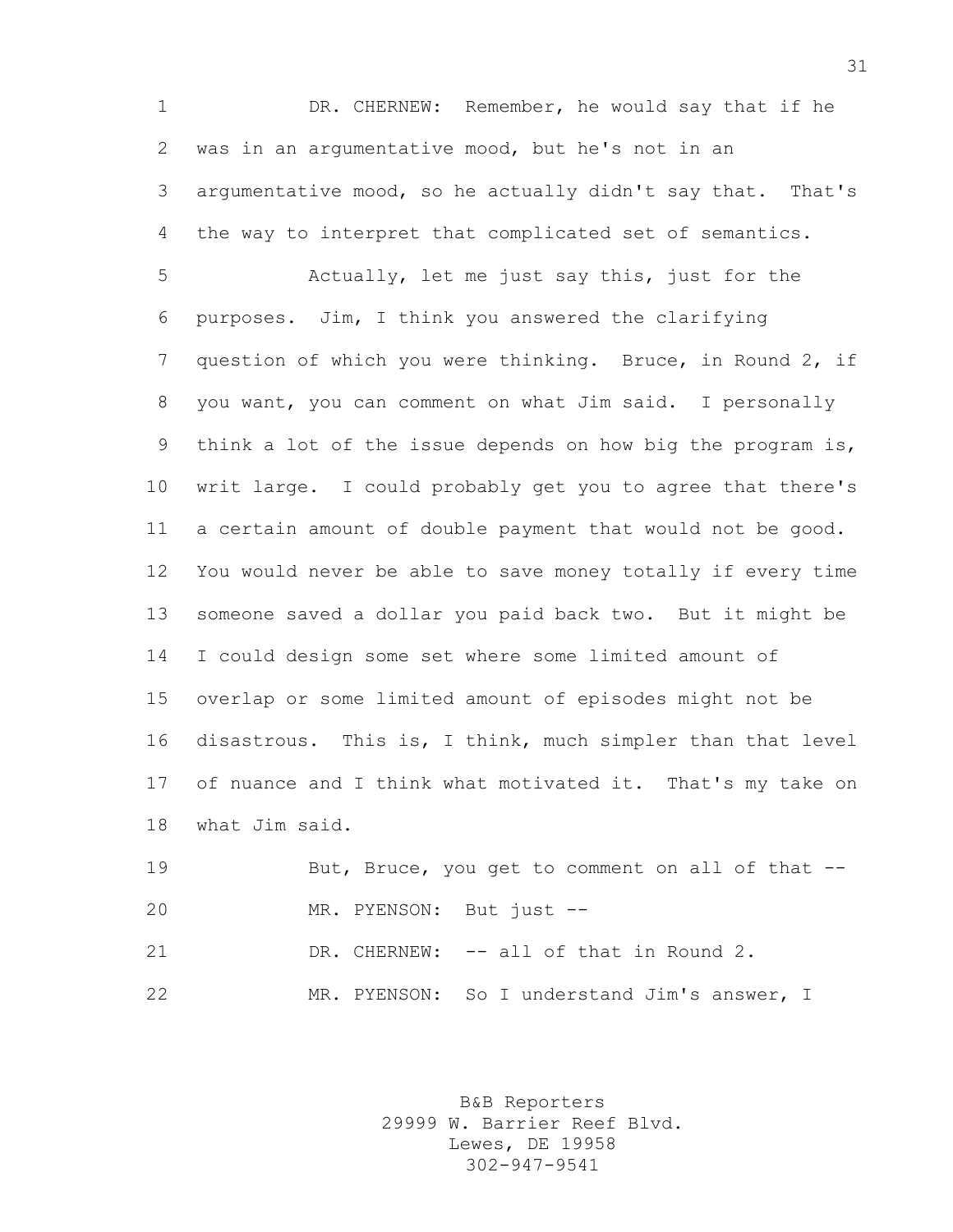DR. CHERNEW: Remember, he would say that if he was in an argumentative mood, but he's not in an argumentative mood, so he actually didn't say that. That's the way to interpret that complicated set of semantics.

Actually, let me just say this, just for the purposes. Jim, I think you answered the clarifying question of which you were thinking. Bruce, in Round 2, if you want, you can comment on what Jim said. I personally think a lot of the issue depends on how big the program is, writ large. I could probably get you to agree that there's a certain amount of double payment that would not be good. You would never be able to save money totally if every time someone saved a dollar you paid back two. But it might be I could design some set where some limited amount of overlap or some limited amount of episodes might not be disastrous. This is, I think, much simpler than that level of nuance and I think what motivated it. That's my take on what Jim said.

But, Bruce, you get to comment on all of that --

MR. PYENSON: But just --

DR. CHERNEW: -- all of that in Round 2.

MR. PYENSON: So I understand Jim's answer, I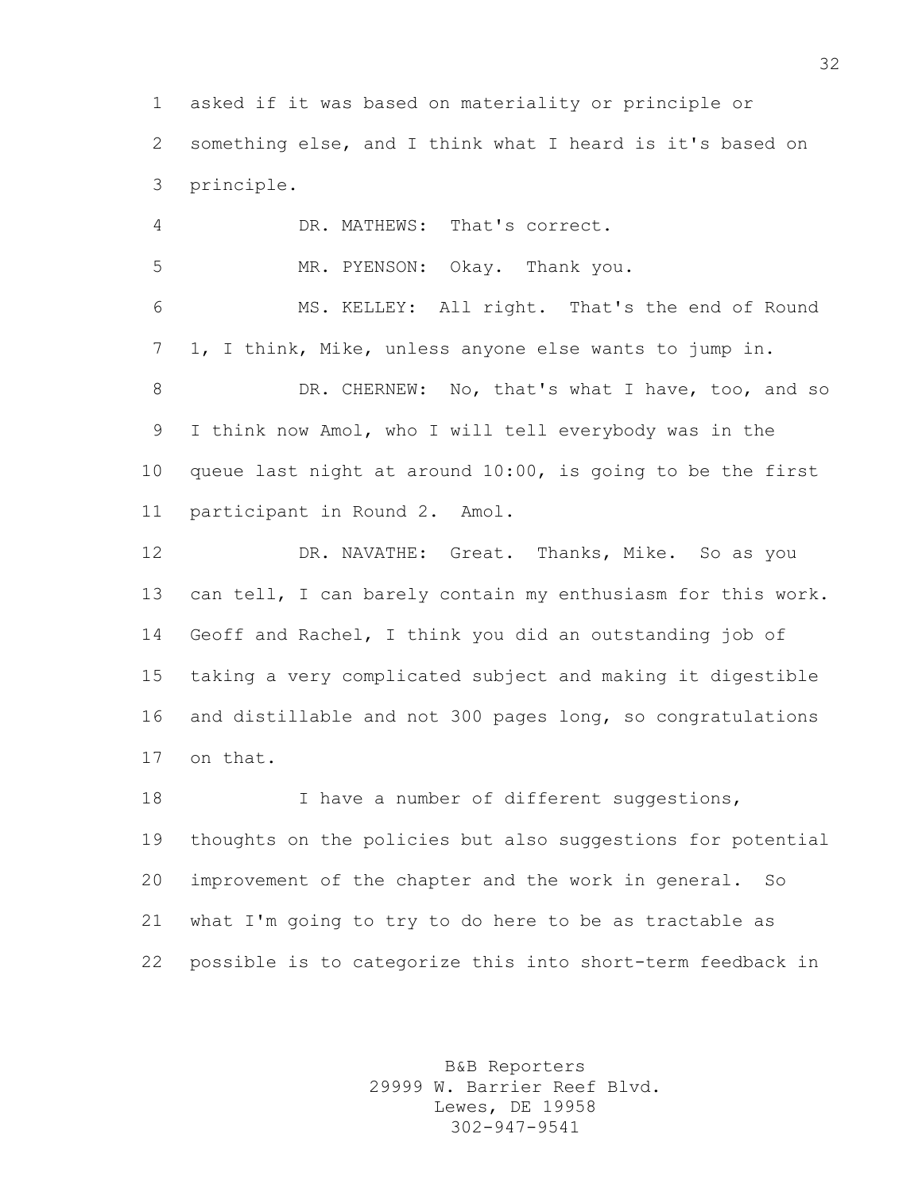asked if it was based on materiality or principle or something else, and I think what I heard is it's based on principle.

DR. MATHEWS: That's correct.

MR. PYENSON: Okay. Thank you.

MS. KELLEY: All right. That's the end of Round 1, I think, Mike, unless anyone else wants to jump in.

DR. CHERNEW: No, that's what I have, too, and so I think now Amol, who I will tell everybody was in the queue last night at around 10:00, is going to be the first participant in Round 2. Amol.

DR. NAVATHE: Great. Thanks, Mike. So as you can tell, I can barely contain my enthusiasm for this work. Geoff and Rachel, I think you did an outstanding job of taking a very complicated subject and making it digestible and distillable and not 300 pages long, so congratulations on that.

I have a number of different suggestions, thoughts on the policies but also suggestions for potential improvement of the chapter and the work in general. So what I'm going to try to do here to be as tractable as possible is to categorize this into short-term feedback in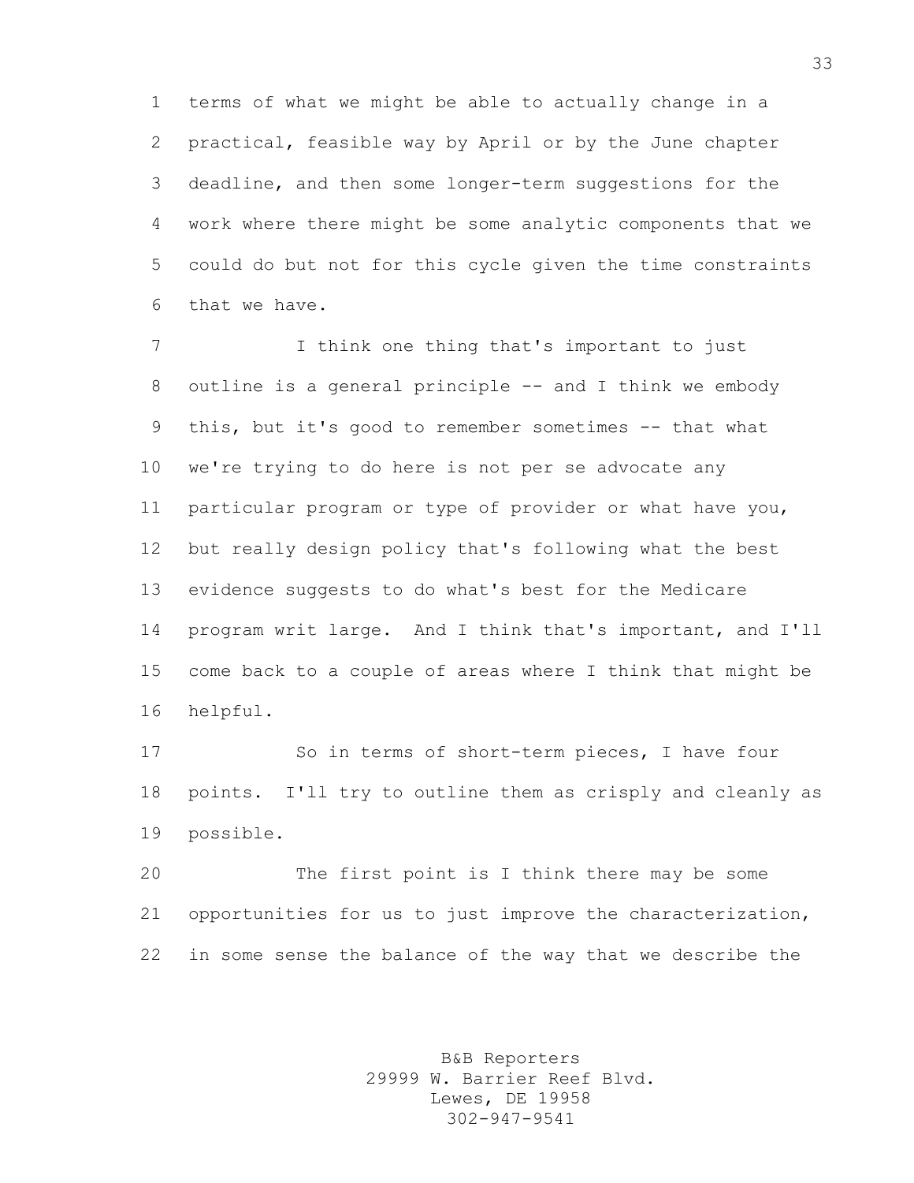terms of what we might be able to actually change in a practical, feasible way by April or by the June chapter deadline, and then some longer-term suggestions for the work where there might be some analytic components that we could do but not for this cycle given the time constraints that we have.

I think one thing that's important to just outline is a general principle -- and I think we embody this, but it's good to remember sometimes -- that what we're trying to do here is not per se advocate any particular program or type of provider or what have you, but really design policy that's following what the best evidence suggests to do what's best for the Medicare program writ large. And I think that's important, and I'll come back to a couple of areas where I think that might be helpful.

So in terms of short-term pieces, I have four points. I'll try to outline them as crisply and cleanly as possible.

The first point is I think there may be some opportunities for us to just improve the characterization, in some sense the balance of the way that we describe the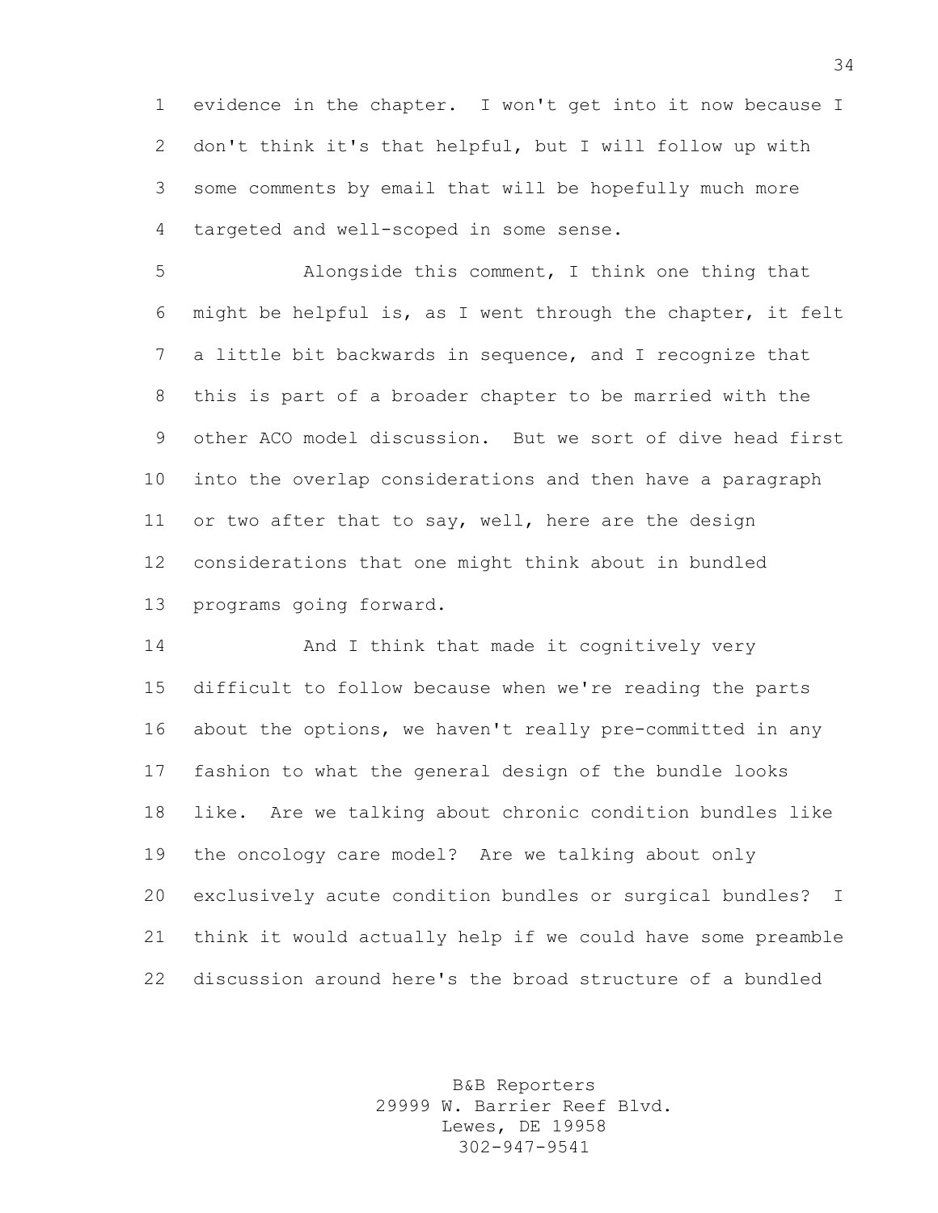evidence in the chapter. I won't get into it now because I don't think it's that helpful, but I will follow up with some comments by email that will be hopefully much more targeted and well-scoped in some sense.

Alongside this comment, I think one thing that might be helpful is, as I went through the chapter, it felt a little bit backwards in sequence, and I recognize that this is part of a broader chapter to be married with the other ACO model discussion. But we sort of dive head first into the overlap considerations and then have a paragraph or two after that to say, well, here are the design considerations that one might think about in bundled programs going forward.

And I think that made it cognitively very difficult to follow because when we're reading the parts about the options, we haven't really pre-committed in any fashion to what the general design of the bundle looks like. Are we talking about chronic condition bundles like the oncology care model? Are we talking about only exclusively acute condition bundles or surgical bundles? I think it would actually help if we could have some preamble discussion around here's the broad structure of a bundled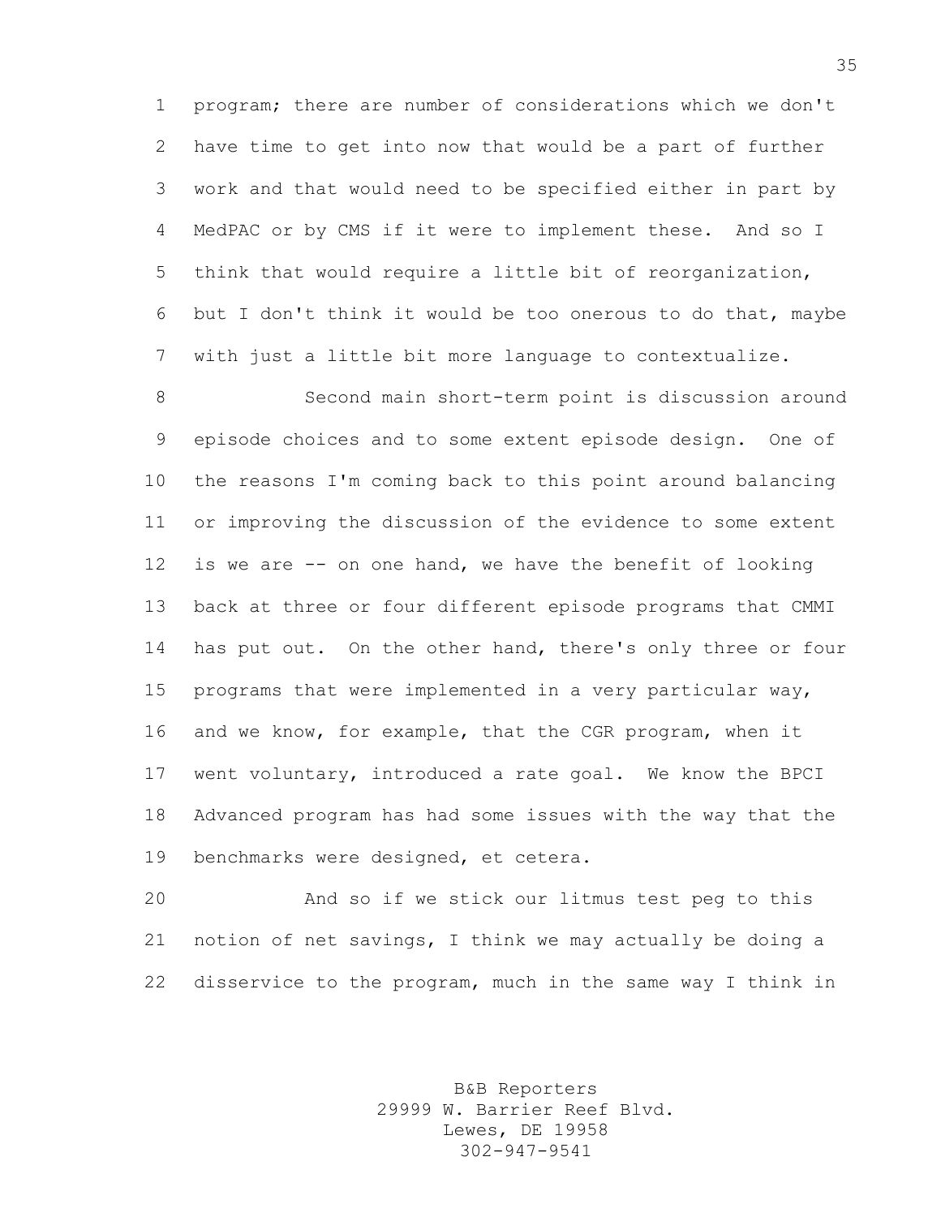program; there are number of considerations which we don't have time to get into now that would be a part of further work and that would need to be specified either in part by MedPAC or by CMS if it were to implement these. And so I think that would require a little bit of reorganization, but I don't think it would be too onerous to do that, maybe with just a little bit more language to contextualize.

Second main short-term point is discussion around episode choices and to some extent episode design. One of the reasons I'm coming back to this point around balancing or improving the discussion of the evidence to some extent is we are -- on one hand, we have the benefit of looking back at three or four different episode programs that CMMI has put out. On the other hand, there's only three or four programs that were implemented in a very particular way, and we know, for example, that the CGR program, when it went voluntary, introduced a rate goal. We know the BPCI Advanced program has had some issues with the way that the benchmarks were designed, et cetera.

And so if we stick our litmus test peg to this notion of net savings, I think we may actually be doing a disservice to the program, much in the same way I think in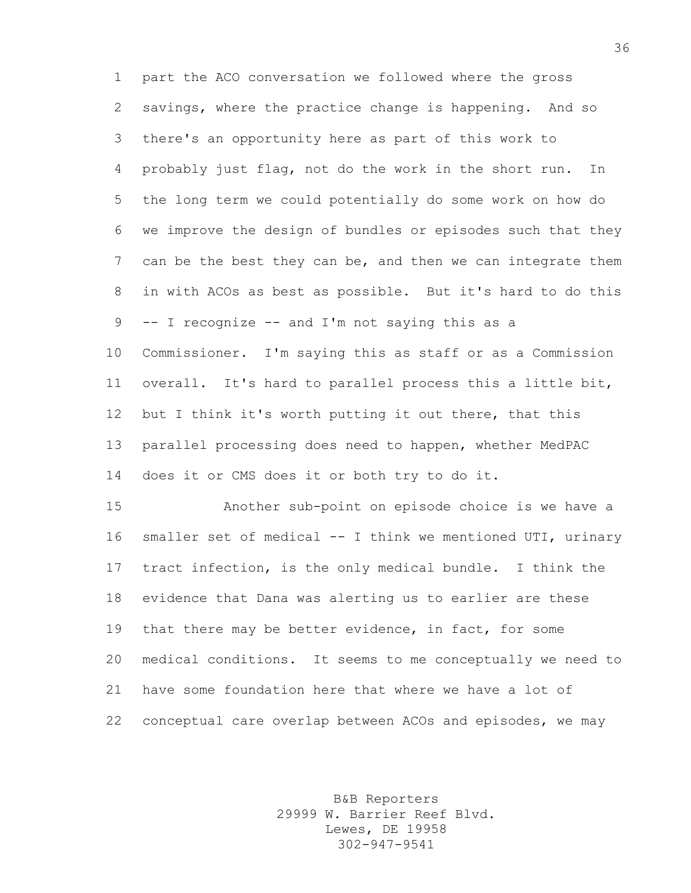part the ACO conversation we followed where the gross savings, where the practice change is happening. And so there's an opportunity here as part of this work to probably just flag, not do the work in the short run. In the long term we could potentially do some work on how do we improve the design of bundles or episodes such that they can be the best they can be, and then we can integrate them in with ACOs as best as possible. But it's hard to do this -- I recognize -- and I'm not saying this as a Commissioner. I'm saying this as staff or as a Commission overall. It's hard to parallel process this a little bit, but I think it's worth putting it out there, that this parallel processing does need to happen, whether MedPAC does it or CMS does it or both try to do it.

Another sub-point on episode choice is we have a smaller set of medical -- I think we mentioned UTI, urinary tract infection, is the only medical bundle. I think the evidence that Dana was alerting us to earlier are these that there may be better evidence, in fact, for some medical conditions. It seems to me conceptually we need to have some foundation here that where we have a lot of conceptual care overlap between ACOs and episodes, we may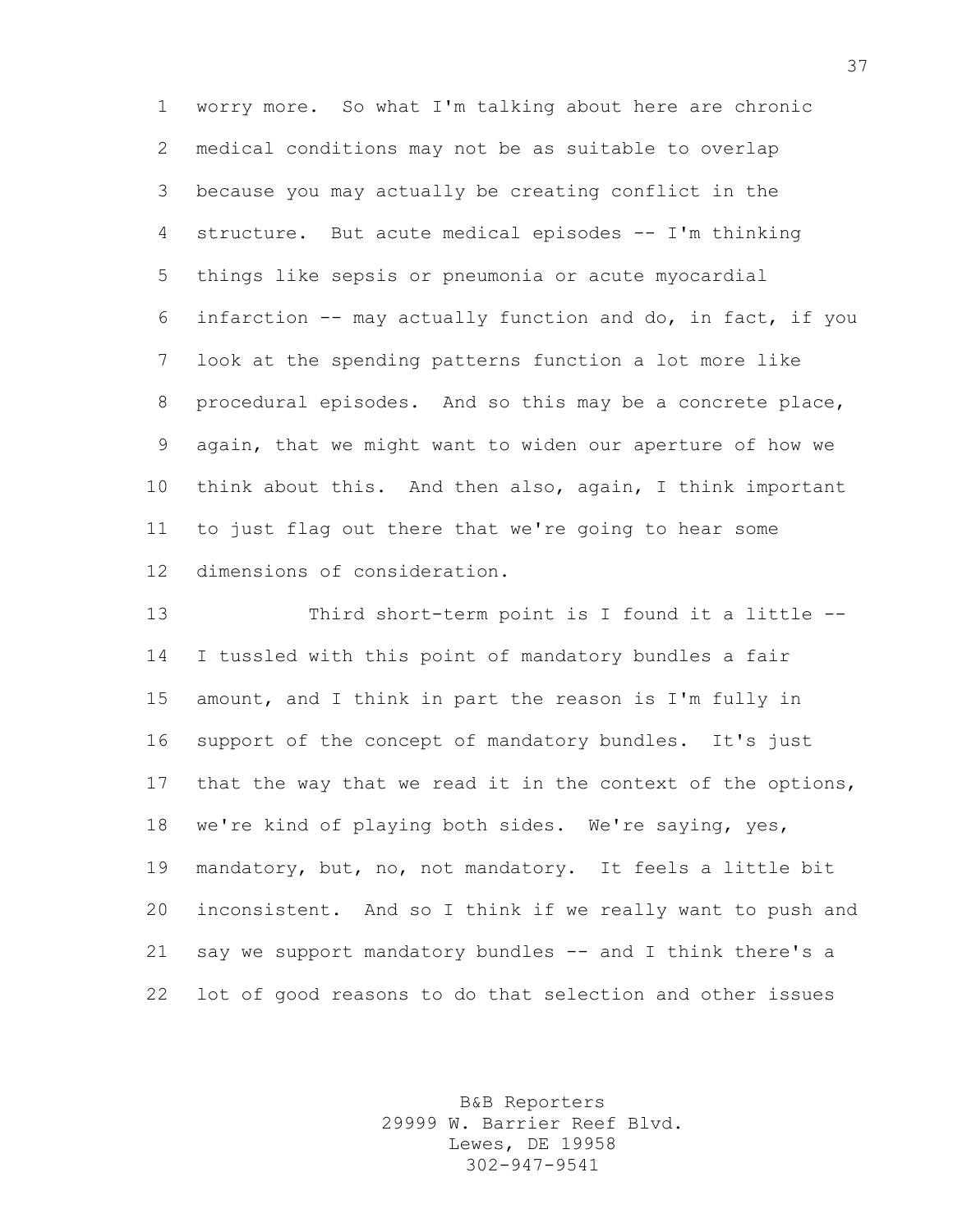worry more. So what I'm talking about here are chronic medical conditions may not be as suitable to overlap because you may actually be creating conflict in the structure. But acute medical episodes -- I'm thinking things like sepsis or pneumonia or acute myocardial infarction -- may actually function and do, in fact, if you look at the spending patterns function a lot more like procedural episodes. And so this may be a concrete place, again, that we might want to widen our aperture of how we think about this. And then also, again, I think important to just flag out there that we're going to hear some dimensions of consideration.

Third short-term point is I found it a little -- I tussled with this point of mandatory bundles a fair amount, and I think in part the reason is I'm fully in support of the concept of mandatory bundles. It's just that the way that we read it in the context of the options, we're kind of playing both sides. We're saying, yes, mandatory, but, no, not mandatory. It feels a little bit inconsistent. And so I think if we really want to push and say we support mandatory bundles -- and I think there's a lot of good reasons to do that selection and other issues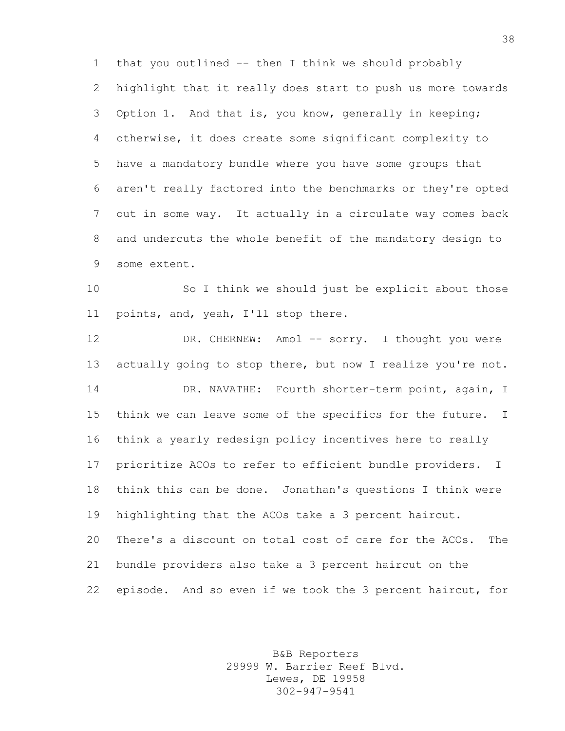that you outlined -- then I think we should probably highlight that it really does start to push us more towards Option 1. And that is, you know, generally in keeping; otherwise, it does create some significant complexity to have a mandatory bundle where you have some groups that aren't really factored into the benchmarks or they're opted out in some way. It actually in a circulate way comes back and undercuts the whole benefit of the mandatory design to some extent.

So I think we should just be explicit about those points, and, yeah, I'll stop there.

DR. CHERNEW: Amol -- sorry. I thought you were actually going to stop there, but now I realize you're not.

DR. NAVATHE: Fourth shorter-term point, again, I think we can leave some of the specifics for the future. I think a yearly redesign policy incentives here to really prioritize ACOs to refer to efficient bundle providers. I think this can be done. Jonathan's questions I think were highlighting that the ACOs take a 3 percent haircut. There's a discount on total cost of care for the ACOs. The bundle providers also take a 3 percent haircut on the episode. And so even if we took the 3 percent haircut, for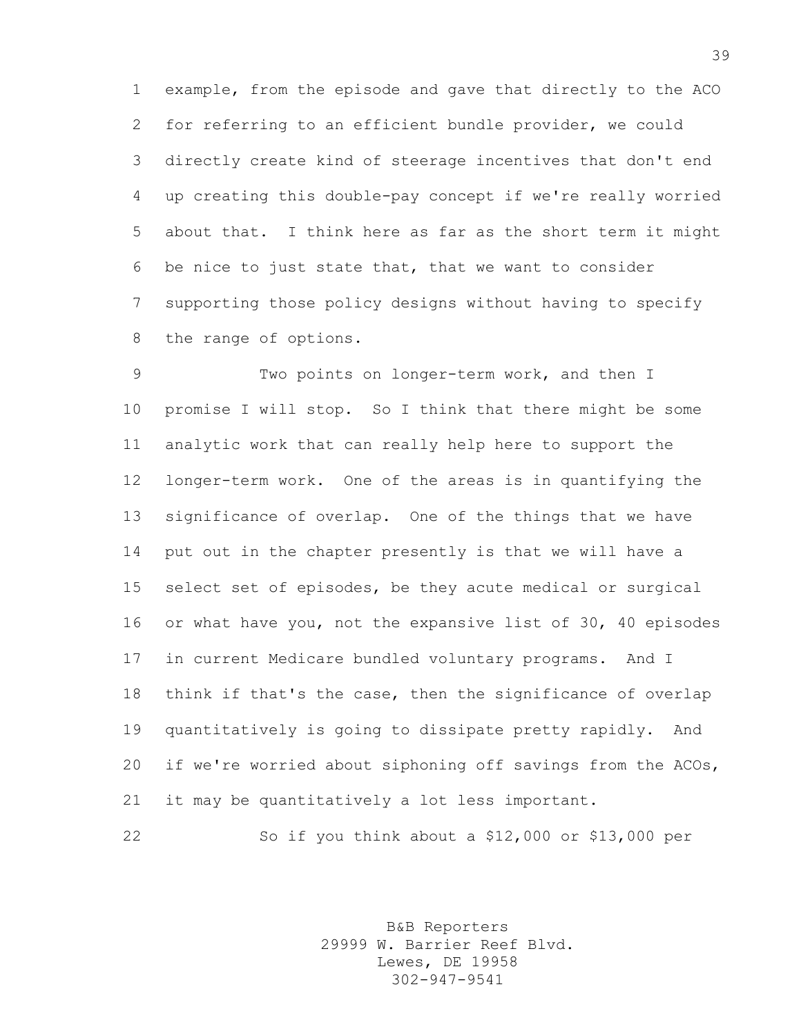example, from the episode and gave that directly to the ACO for referring to an efficient bundle provider, we could directly create kind of steerage incentives that don't end up creating this double-pay concept if we're really worried about that. I think here as far as the short term it might be nice to just state that, that we want to consider supporting those policy designs without having to specify the range of options.

Two points on longer-term work, and then I promise I will stop. So I think that there might be some analytic work that can really help here to support the longer-term work. One of the areas is in quantifying the significance of overlap. One of the things that we have put out in the chapter presently is that we will have a select set of episodes, be they acute medical or surgical or what have you, not the expansive list of 30, 40 episodes in current Medicare bundled voluntary programs. And I think if that's the case, then the significance of overlap quantitatively is going to dissipate pretty rapidly. And if we're worried about siphoning off savings from the ACOs, it may be quantitatively a lot less important.

So if you think about a $12,000 or $13,000 per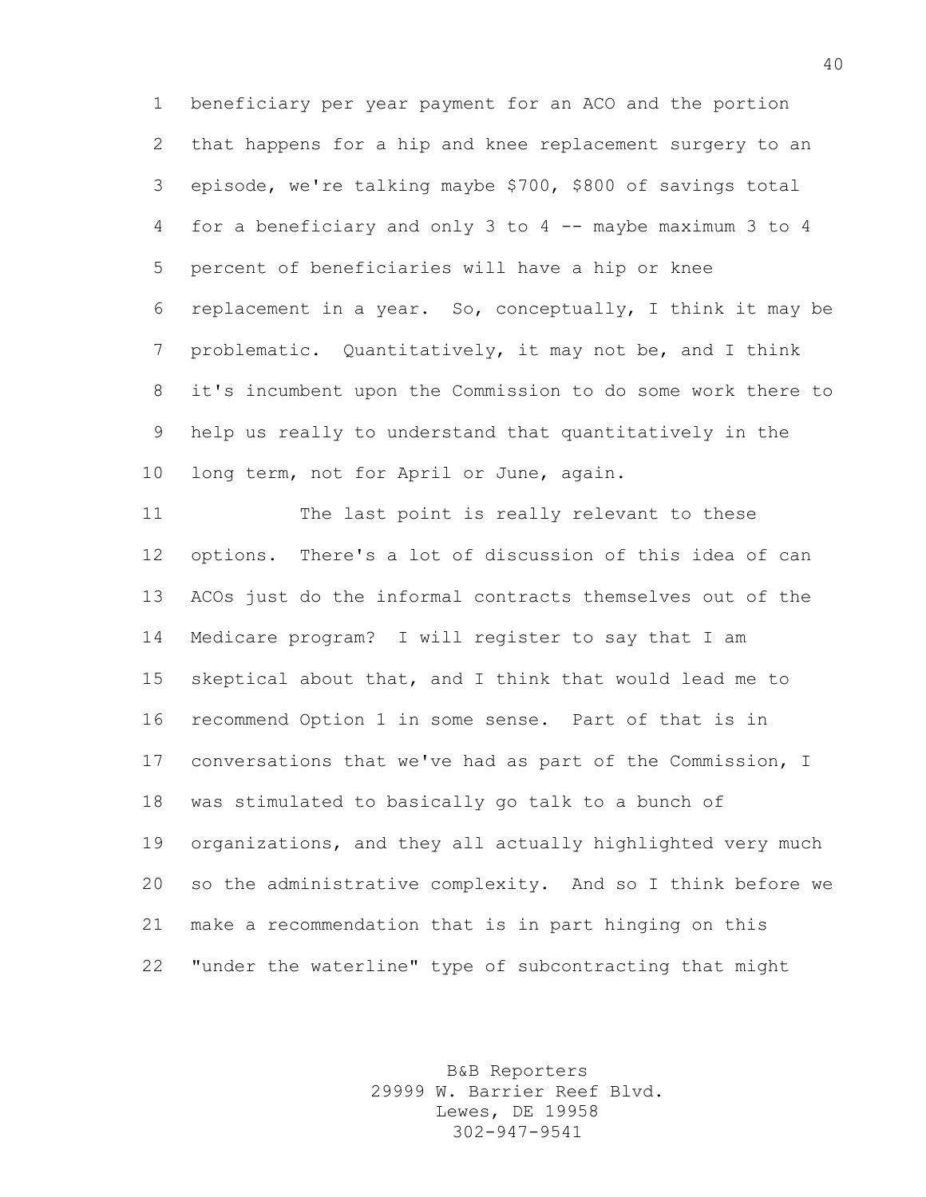beneficiary per year payment for an ACO and the portion that happens for a hip and knee replacement surgery to an episode, we're talking maybe $700, $800 of savings total for a beneficiary and only 3 to 4 -- maybe maximum 3 to 4 percent of beneficiaries will have a hip or knee replacement in a year. So, conceptually, I think it may be problematic. Quantitatively, it may not be, and I think it's incumbent upon the Commission to do some work there to help us really to understand that quantitatively in the long term, not for April or June, again.

The last point is really relevant to these options. There's a lot of discussion of this idea of can ACOs just do the informal contracts themselves out of the Medicare program? I will register to say that I am skeptical about that, and I think that would lead me to recommend Option 1 in some sense. Part of that is in conversations that we've had as part of the Commission, I was stimulated to basically go talk to a bunch of organizations, and they all actually highlighted very much so the administrative complexity. And so I think before we make a recommendation that is in part hinging on this "under the waterline" type of subcontracting that might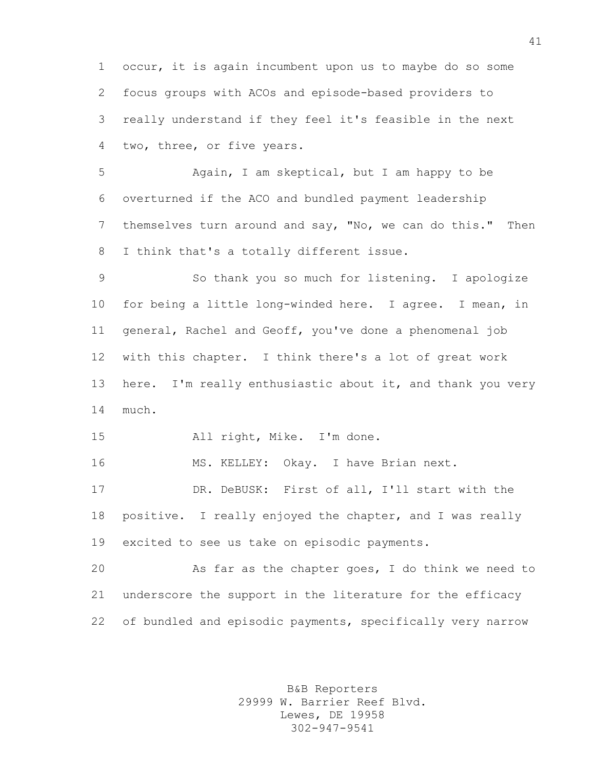occur, it is again incumbent upon us to maybe do so some focus groups with ACOs and episode-based providers to really understand if they feel it's feasible in the next two, three, or five years.

Again, I am skeptical, but I am happy to be overturned if the ACO and bundled payment leadership themselves turn around and say, "No, we can do this." Then I think that's a totally different issue.

So thank you so much for listening. I apologize for being a little long-winded here. I agree. I mean, in general, Rachel and Geoff, you've done a phenomenal job with this chapter. I think there's a lot of great work here. I'm really enthusiastic about it, and thank you very much.

All right, Mike. I'm done.

MS. KELLEY: Okay. I have Brian next.

DR. DeBUSK: First of all, I'll start with the positive. I really enjoyed the chapter, and I was really excited to see us take on episodic payments.

As far as the chapter goes, I do think we need to underscore the support in the literature for the efficacy of bundled and episodic payments, specifically very narrow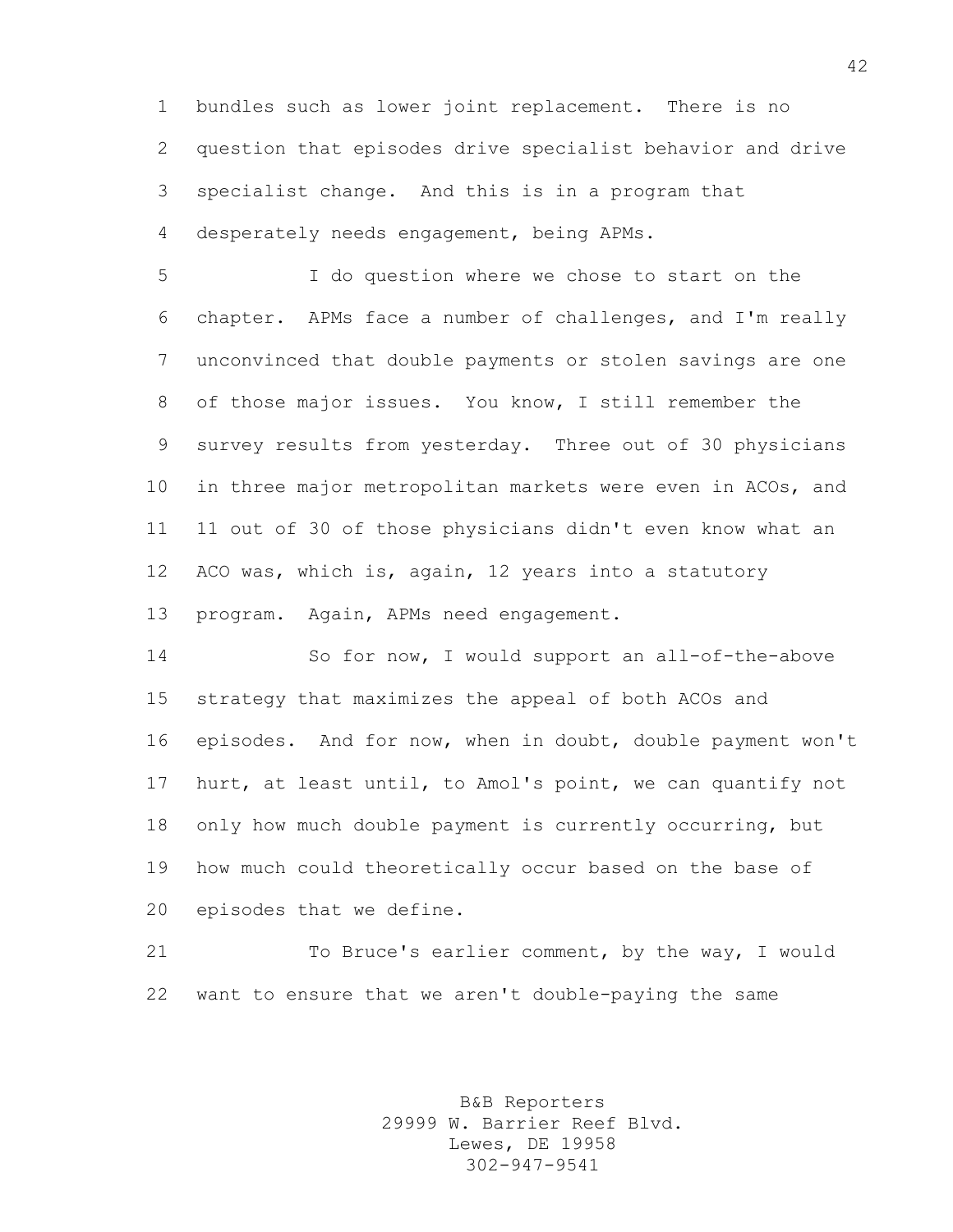bundles such as lower joint replacement. There is no question that episodes drive specialist behavior and drive specialist change. And this is in a program that desperately needs engagement, being APMs.

I do question where we chose to start on the chapter. APMs face a number of challenges, and I'm really unconvinced that double payments or stolen savings are one of those major issues. You know, I still remember the survey results from yesterday. Three out of 30 physicians in three major metropolitan markets were even in ACOs, and 11 out of 30 of those physicians didn't even know what an ACO was, which is, again, 12 years into a statutory program. Again, APMs need engagement.

So for now, I would support an all-of-the-above strategy that maximizes the appeal of both ACOs and episodes. And for now, when in doubt, double payment won't hurt, at least until, to Amol's point, we can quantify not only how much double payment is currently occurring, but how much could theoretically occur based on the base of episodes that we define.

To Bruce's earlier comment, by the way, I would want to ensure that we aren't double-paying the same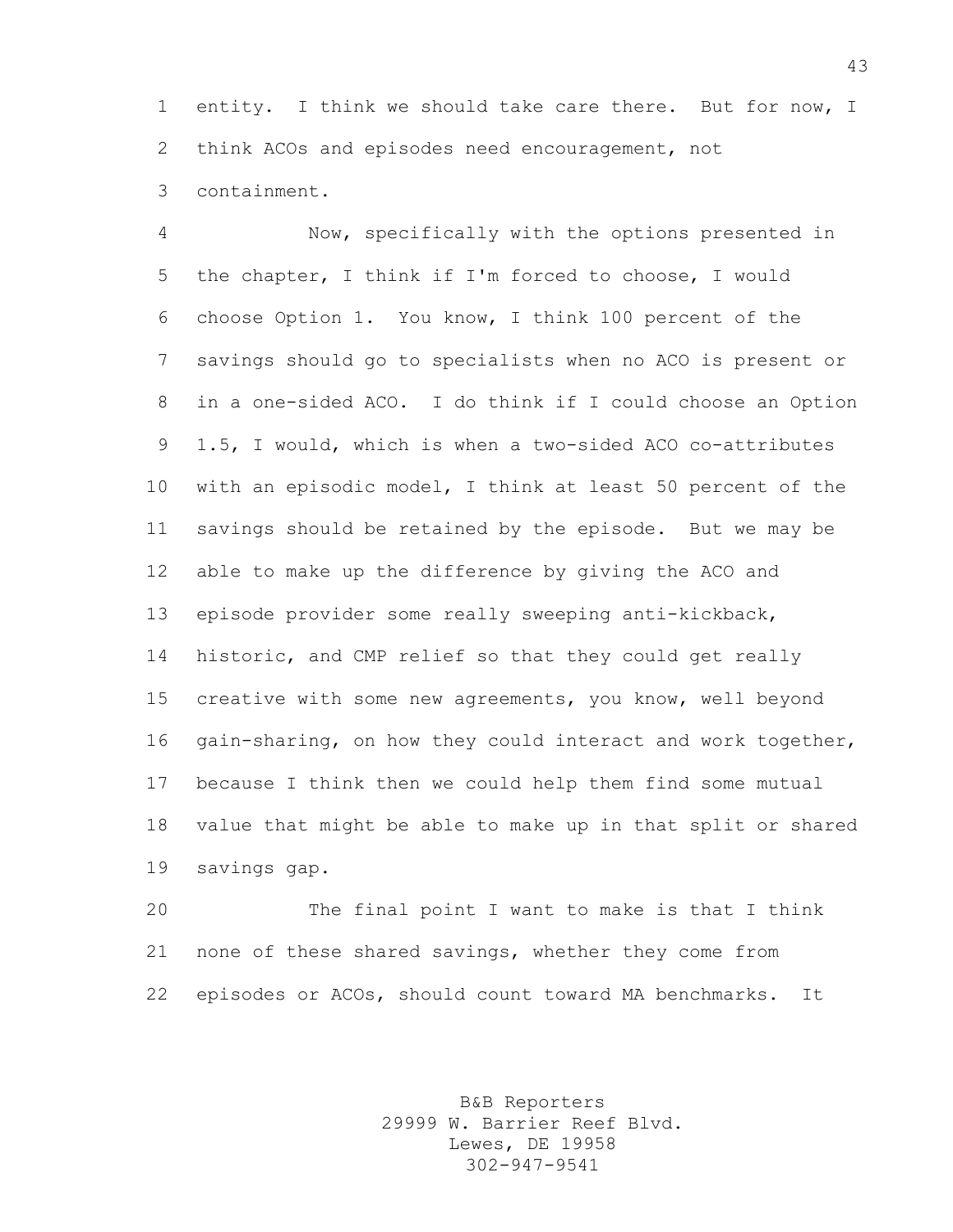entity. I think we should take care there. But for now, I think ACOs and episodes need encouragement, not containment.

Now, specifically with the options presented in the chapter, I think if I'm forced to choose, I would choose Option 1. You know, I think 100 percent of the savings should go to specialists when no ACO is present or in a one-sided ACO. I do think if I could choose an Option 1.5, I would, which is when a two-sided ACO co-attributes with an episodic model, I think at least 50 percent of the savings should be retained by the episode. But we may be able to make up the difference by giving the ACO and episode provider some really sweeping anti-kickback, historic, and CMP relief so that they could get really creative with some new agreements, you know, well beyond gain-sharing, on how they could interact and work together, because I think then we could help them find some mutual value that might be able to make up in that split or shared savings gap.

The final point I want to make is that I think none of these shared savings, whether they come from episodes or ACOs, should count toward MA benchmarks. It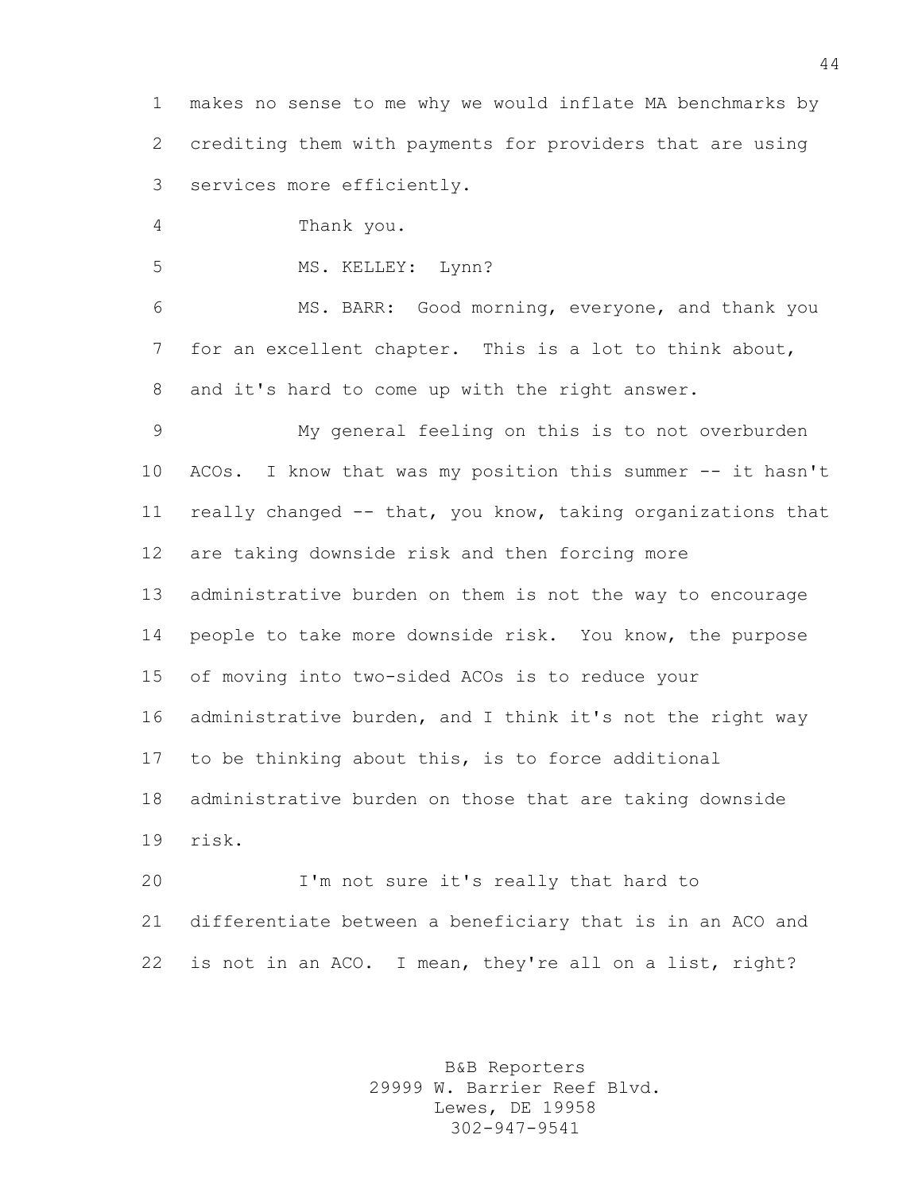makes no sense to me why we would inflate MA benchmarks by crediting them with payments for providers that are using services more efficiently.

Thank you.

MS. KELLEY: Lynn?

MS. BARR: Good morning, everyone, and thank you for an excellent chapter. This is a lot to think about, and it's hard to come up with the right answer.

My general feeling on this is to not overburden ACOs. I know that was my position this summer -- it hasn't really changed -- that, you know, taking organizations that are taking downside risk and then forcing more administrative burden on them is not the way to encourage people to take more downside risk. You know, the purpose of moving into two-sided ACOs is to reduce your administrative burden, and I think it's not the right way to be thinking about this, is to force additional administrative burden on those that are taking downside risk.

I'm not sure it's really that hard to differentiate between a beneficiary that is in an ACO and is not in an ACO. I mean, they're all on a list, right?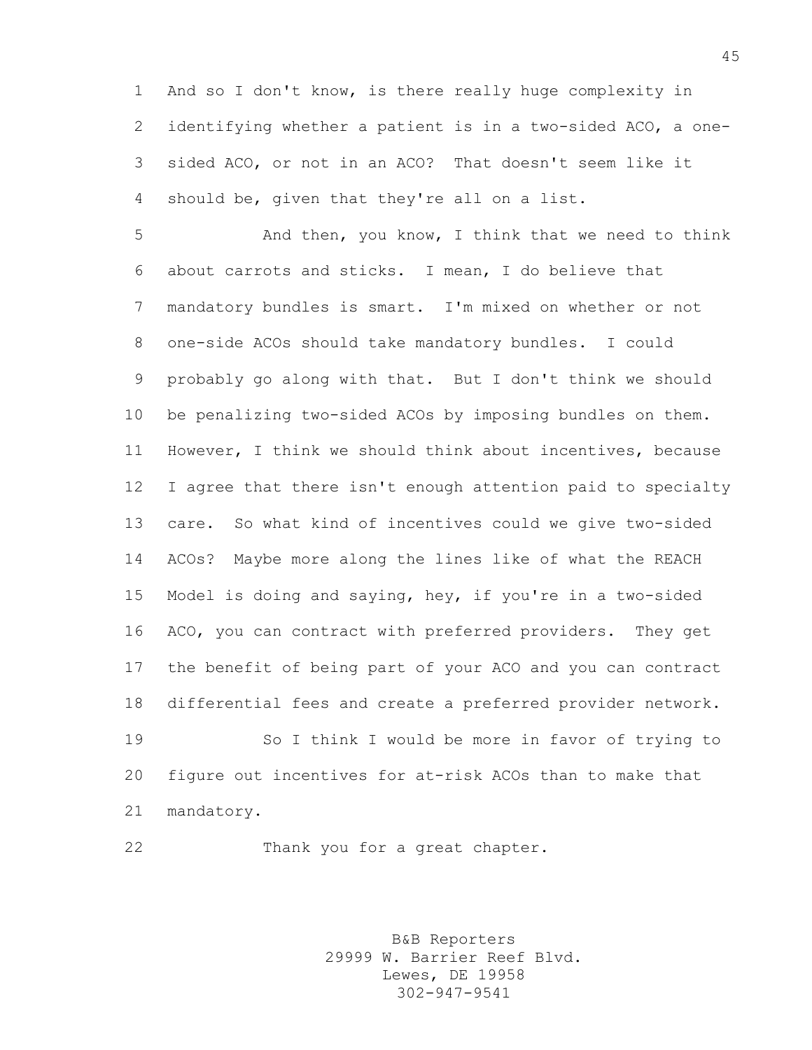And so I don't know, is there really huge complexity in identifying whether a patient is in a two-sided ACO, a one-sided ACO, or not in an ACO? That doesn't seem like it should be, given that they're all on a list.

And then, you know, I think that we need to think about carrots and sticks. I mean, I do believe that mandatory bundles is smart. I'm mixed on whether or not one-side ACOs should take mandatory bundles. I could probably go along with that. But I don't think we should be penalizing two-sided ACOs by imposing bundles on them. However, I think we should think about incentives, because I agree that there isn't enough attention paid to specialty care. So what kind of incentives could we give two-sided ACOs? Maybe more along the lines like of what the REACH Model is doing and saying, hey, if you're in a two-sided ACO, you can contract with preferred providers. They get the benefit of being part of your ACO and you can contract differential fees and create a preferred provider network.

So I think I would be more in favor of trying to figure out incentives for at-risk ACOs than to make that mandatory.

Thank you for a great chapter.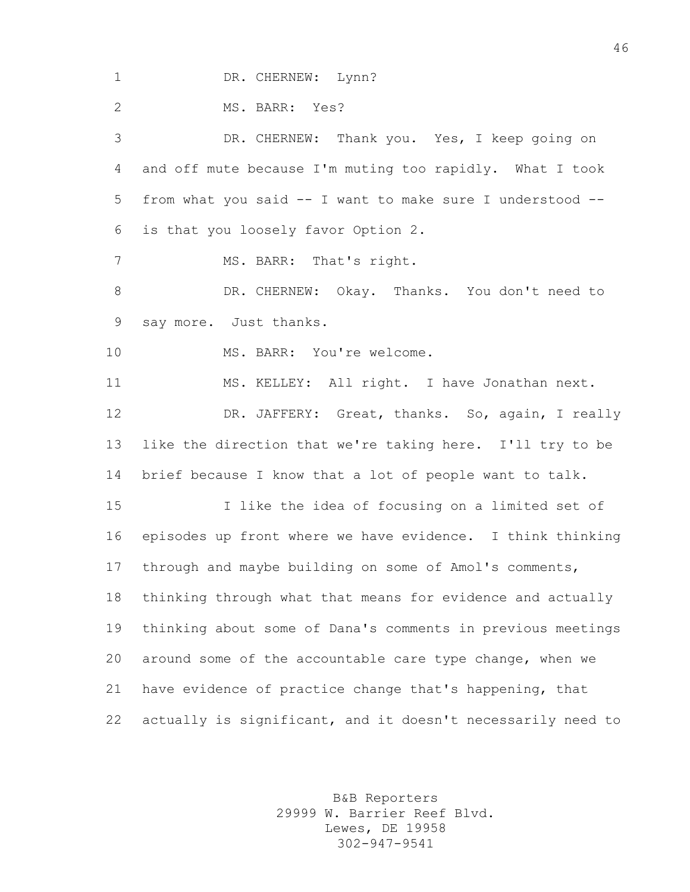DR. CHERNEW: Lynn?

MS. BARR: Yes?

DR. CHERNEW: Thank you. Yes, I keep going on and off mute because I'm muting too rapidly. What I took from what you said -- I want to make sure I understood -- is that you loosely favor Option 2.

MS. BARR: That's right.

DR. CHERNEW: Okay. Thanks. You don't need to say more. Just thanks.

MS. BARR: You're welcome.

MS. KELLEY: All right. I have Jonathan next.

DR. JAFFERY: Great, thanks. So, again, I really like the direction that we're taking here. I'll try to be brief because I know that a lot of people want to talk.

I like the idea of focusing on a limited set of episodes up front where we have evidence. I think thinking through and maybe building on some of Amol's comments, thinking through what that means for evidence and actually thinking about some of Dana's comments in previous meetings around some of the accountable care type change, when we have evidence of practice change that's happening, that actually is significant, and it doesn't necessarily need to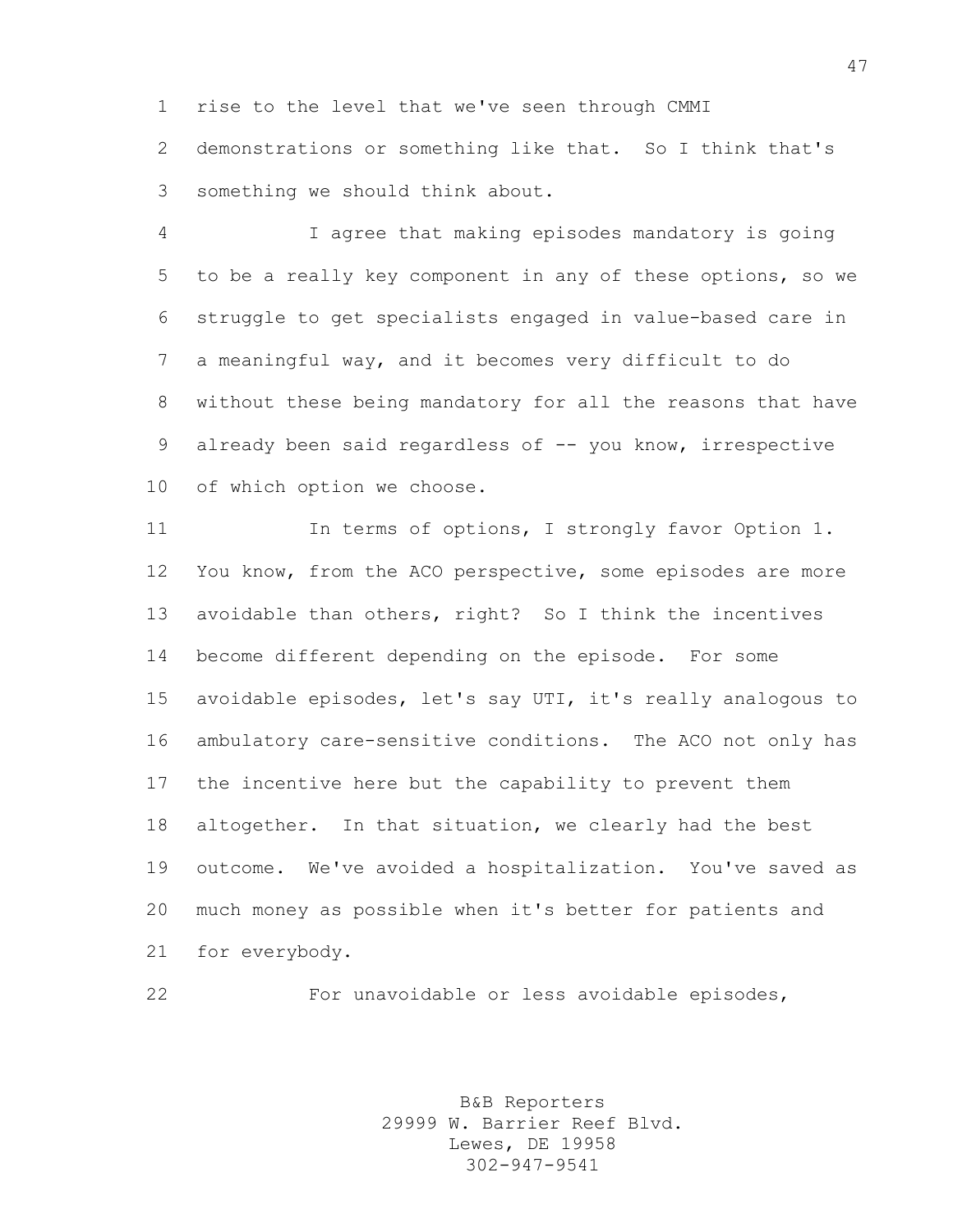rise to the level that we've seen through CMMI demonstrations or something like that. So I think that's something we should think about.

I agree that making episodes mandatory is going to be a really key component in any of these options, so we struggle to get specialists engaged in value-based care in a meaningful way, and it becomes very difficult to do without these being mandatory for all the reasons that have already been said regardless of -- you know, irrespective of which option we choose.

In terms of options, I strongly favor Option 1. You know, from the ACO perspective, some episodes are more avoidable than others, right? So I think the incentives become different depending on the episode. For some avoidable episodes, let's say UTI, it's really analogous to ambulatory care-sensitive conditions. The ACO not only has the incentive here but the capability to prevent them altogether. In that situation, we clearly had the best outcome. We've avoided a hospitalization. You've saved as much money as possible when it's better for patients and for everybody.

For unavoidable or less avoidable episodes,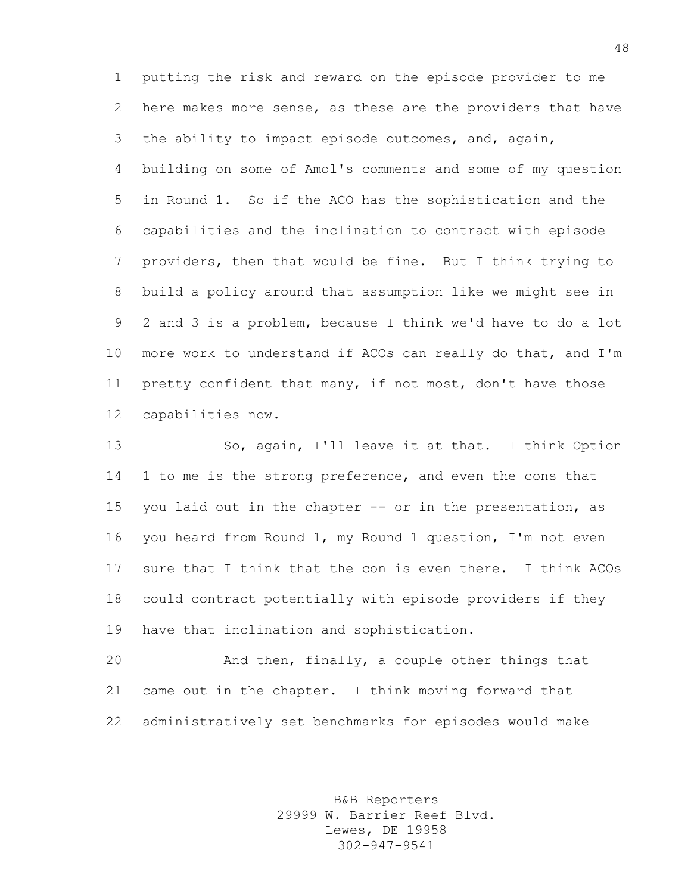putting the risk and reward on the episode provider to me here makes more sense, as these are the providers that have the ability to impact episode outcomes, and, again, building on some of Amol's comments and some of my question in Round 1. So if the ACO has the sophistication and the capabilities and the inclination to contract with episode providers, then that would be fine. But I think trying to build a policy around that assumption like we might see in 2 and 3 is a problem, because I think we'd have to do a lot more work to understand if ACOs can really do that, and I'm pretty confident that many, if not most, don't have those capabilities now.

So, again, I'll leave it at that. I think Option 1 to me is the strong preference, and even the cons that you laid out in the chapter -- or in the presentation, as you heard from Round 1, my Round 1 question, I'm not even sure that I think that the con is even there. I think ACOs could contract potentially with episode providers if they have that inclination and sophistication.

And then, finally, a couple other things that came out in the chapter. I think moving forward that administratively set benchmarks for episodes would make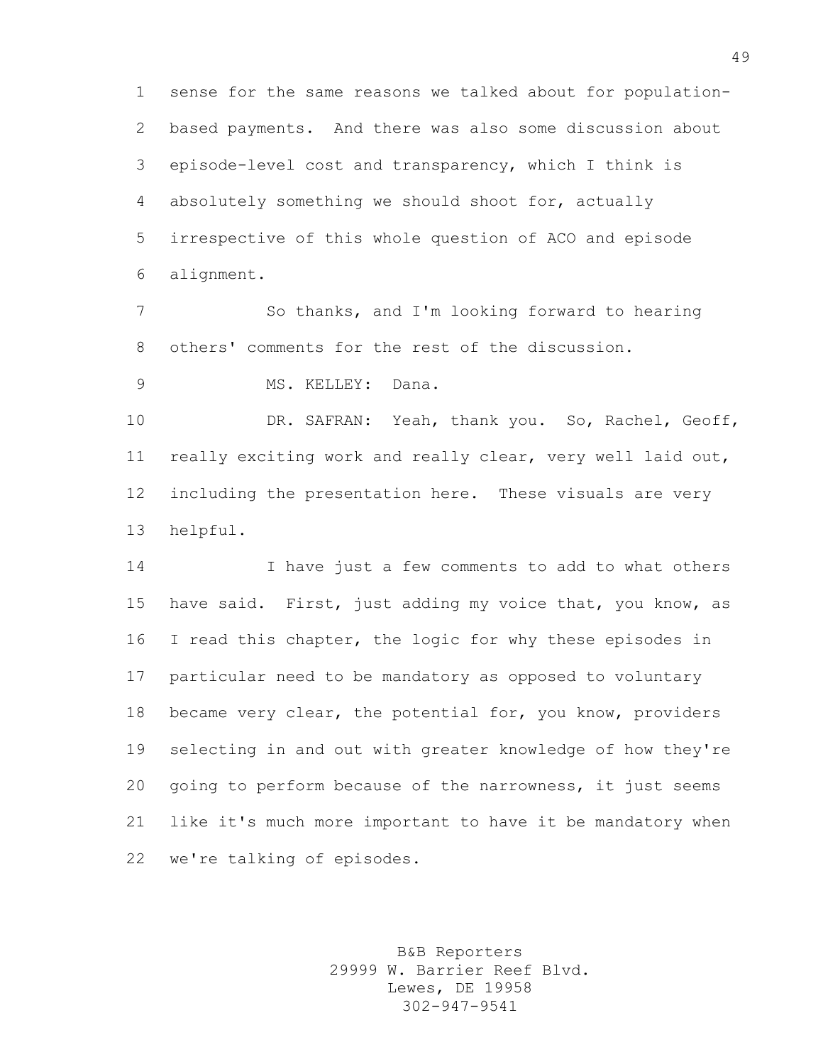sense for the same reasons we talked about for population-based payments. And there was also some discussion about episode-level cost and transparency, which I think is absolutely something we should shoot for, actually irrespective of this whole question of ACO and episode alignment.

So thanks, and I'm looking forward to hearing others' comments for the rest of the discussion.

MS. KELLEY: Dana.

DR. SAFRAN: Yeah, thank you. So, Rachel, Geoff, really exciting work and really clear, very well laid out, including the presentation here. These visuals are very helpful.

I have just a few comments to add to what others have said. First, just adding my voice that, you know, as I read this chapter, the logic for why these episodes in particular need to be mandatory as opposed to voluntary became very clear, the potential for, you know, providers selecting in and out with greater knowledge of how they're going to perform because of the narrowness, it just seems like it's much more important to have it be mandatory when we're talking of episodes.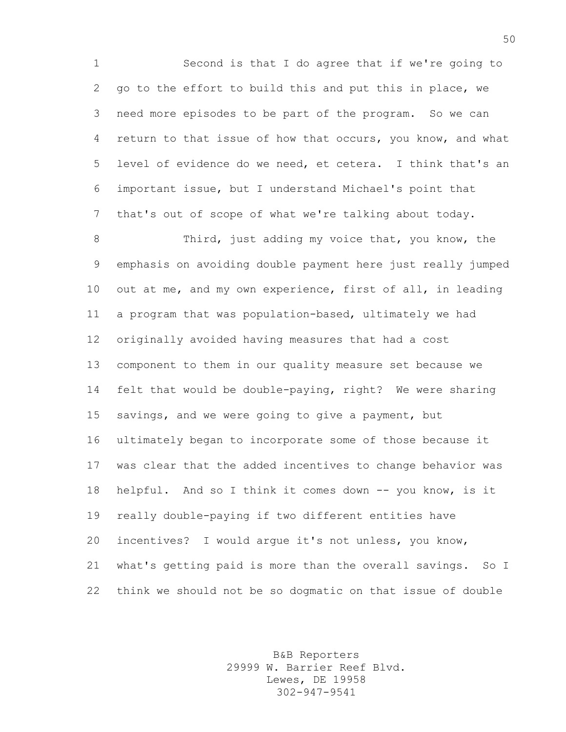Second is that I do agree that if we're going to go to the effort to build this and put this in place, we need more episodes to be part of the program. So we can return to that issue of how that occurs, you know, and what level of evidence do we need, et cetera. I think that's an important issue, but I understand Michael's point that that's out of scope of what we're talking about today.

Third, just adding my voice that, you know, the emphasis on avoiding double payment here just really jumped out at me, and my own experience, first of all, in leading a program that was population-based, ultimately we had originally avoided having measures that had a cost component to them in our quality measure set because we felt that would be double-paying, right? We were sharing savings, and we were going to give a payment, but ultimately began to incorporate some of those because it was clear that the added incentives to change behavior was helpful. And so I think it comes down -- you know, is it really double-paying if two different entities have incentives? I would argue it's not unless, you know, what's getting paid is more than the overall savings. So I think we should not be so dogmatic on that issue of double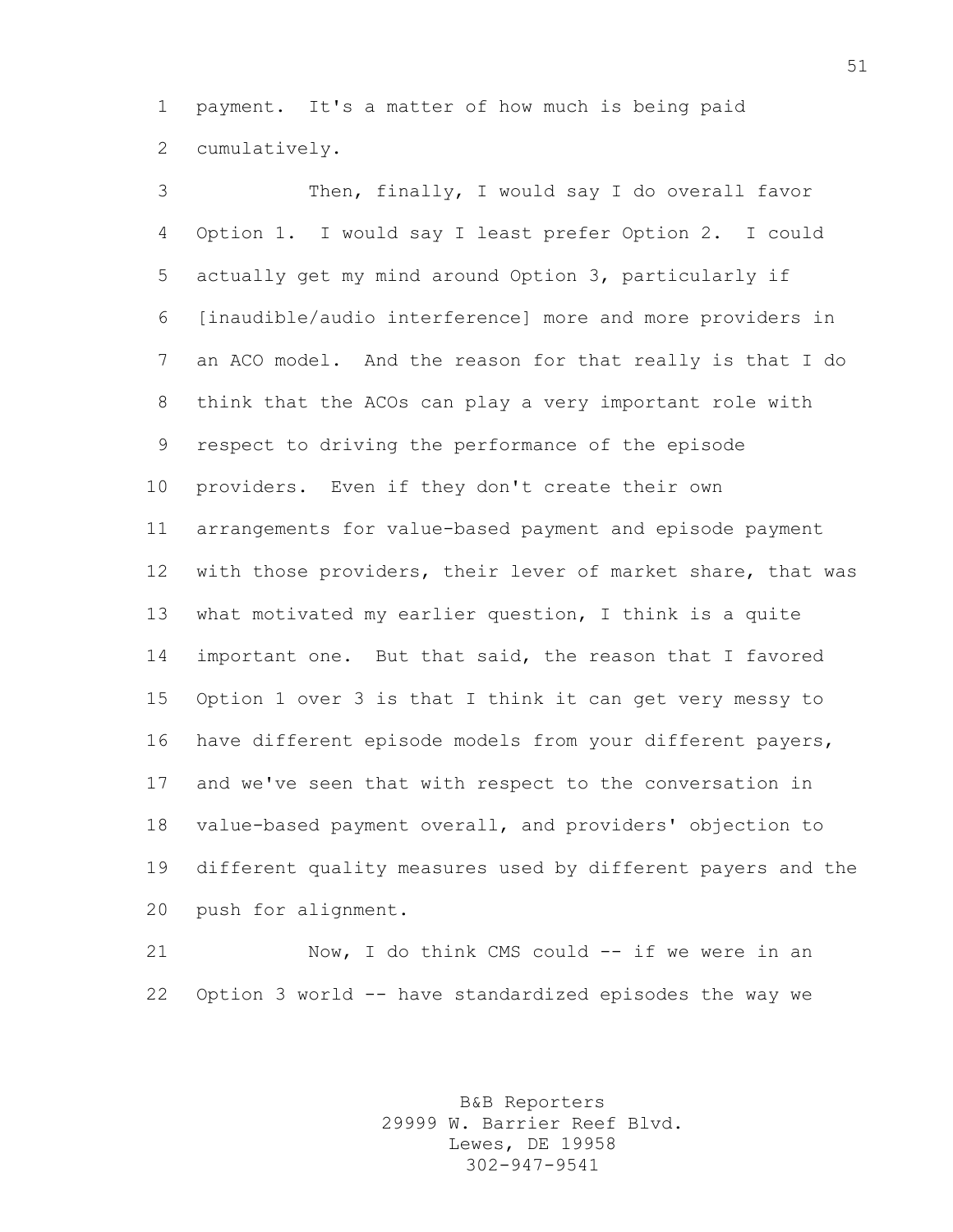payment. It's a matter of how much is being paid cumulatively.

Then, finally, I would say I do overall favor Option 1. I would say I least prefer Option 2. I could actually get my mind around Option 3, particularly if [inaudible/audio interference] more and more providers in an ACO model. And the reason for that really is that I do think that the ACOs can play a very important role with respect to driving the performance of the episode providers. Even if they don't create their own arrangements for value-based payment and episode payment with those providers, their lever of market share, that was what motivated my earlier question, I think is a quite important one. But that said, the reason that I favored Option 1 over 3 is that I think it can get very messy to have different episode models from your different payers, and we've seen that with respect to the conversation in value-based payment overall, and providers' objection to different quality measures used by different payers and the push for alignment.

Now, I do think CMS could -- if we were in an Option 3 world -- have standardized episodes the way we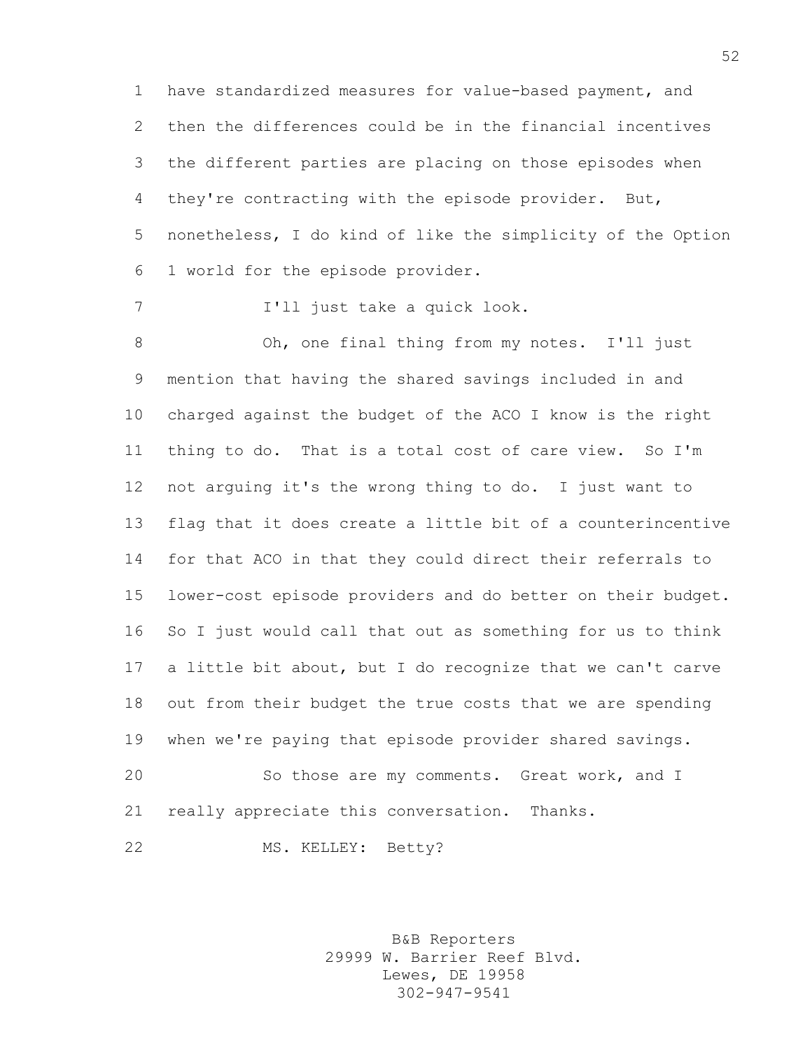have standardized measures for value-based payment, and then the differences could be in the financial incentives the different parties are placing on those episodes when they're contracting with the episode provider. But, nonetheless, I do kind of like the simplicity of the Option 1 world for the episode provider.

I'll just take a quick look.

Oh, one final thing from my notes. I'll just mention that having the shared savings included in and charged against the budget of the ACO I know is the right thing to do. That is a total cost of care view. So I'm not arguing it's the wrong thing to do. I just want to flag that it does create a little bit of a counterincentive for that ACO in that they could direct their referrals to lower-cost episode providers and do better on their budget. So I just would call that out as something for us to think a little bit about, but I do recognize that we can't carve out from their budget the true costs that we are spending when we're paying that episode provider shared savings.

So those are my comments. Great work, and I really appreciate this conversation. Thanks.

MS. KELLEY: Betty?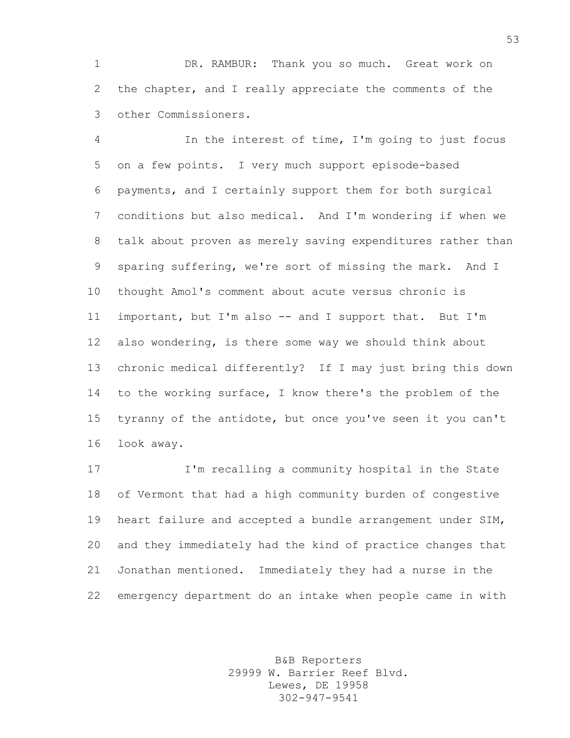DR. RAMBUR: Thank you so much. Great work on the chapter, and I really appreciate the comments of the other Commissioners.

In the interest of time, I'm going to just focus on a few points. I very much support episode-based payments, and I certainly support them for both surgical conditions but also medical. And I'm wondering if when we talk about proven as merely saving expenditures rather than sparing suffering, we're sort of missing the mark. And I thought Amol's comment about acute versus chronic is important, but I'm also -- and I support that. But I'm also wondering, is there some way we should think about chronic medical differently? If I may just bring this down to the working surface, I know there's the problem of the tyranny of the antidote, but once you've seen it you can't look away.

I'm recalling a community hospital in the State of Vermont that had a high community burden of congestive heart failure and accepted a bundle arrangement under SIM, and they immediately had the kind of practice changes that Jonathan mentioned. Immediately they had a nurse in the emergency department do an intake when people came in with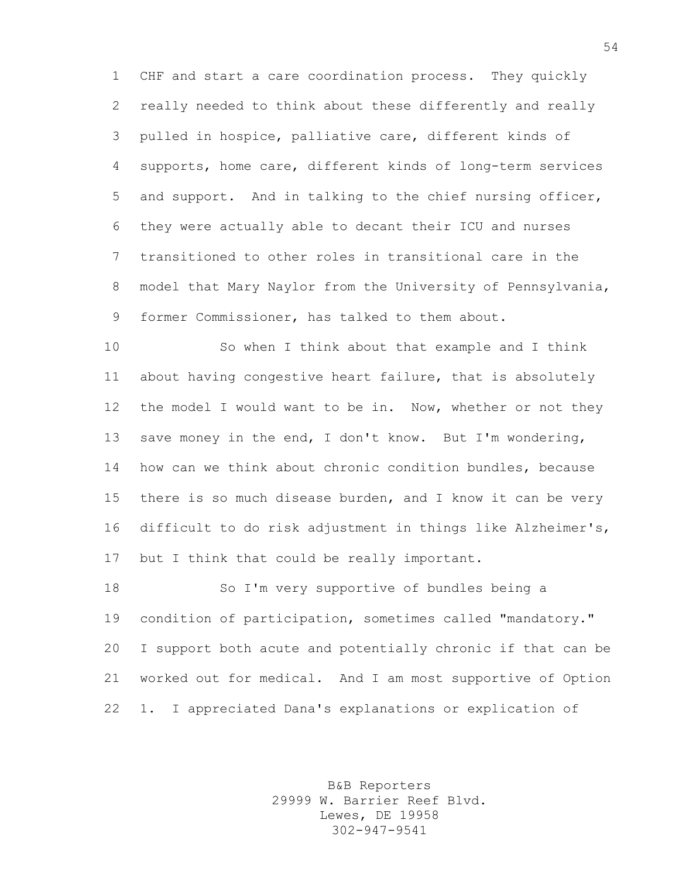CHF and start a care coordination process. They quickly really needed to think about these differently and really pulled in hospice, palliative care, different kinds of supports, home care, different kinds of long-term services and support. And in talking to the chief nursing officer, they were actually able to decant their ICU and nurses transitioned to other roles in transitional care in the model that Mary Naylor from the University of Pennsylvania, former Commissioner, has talked to them about.

So when I think about that example and I think about having congestive heart failure, that is absolutely the model I would want to be in. Now, whether or not they save money in the end, I don't know. But I'm wondering, how can we think about chronic condition bundles, because there is so much disease burden, and I know it can be very difficult to do risk adjustment in things like Alzheimer's, but I think that could be really important.

So I'm very supportive of bundles being a condition of participation, sometimes called "mandatory." I support both acute and potentially chronic if that can be worked out for medical. And I am most supportive of Option 1. I appreciated Dana's explanations or explication of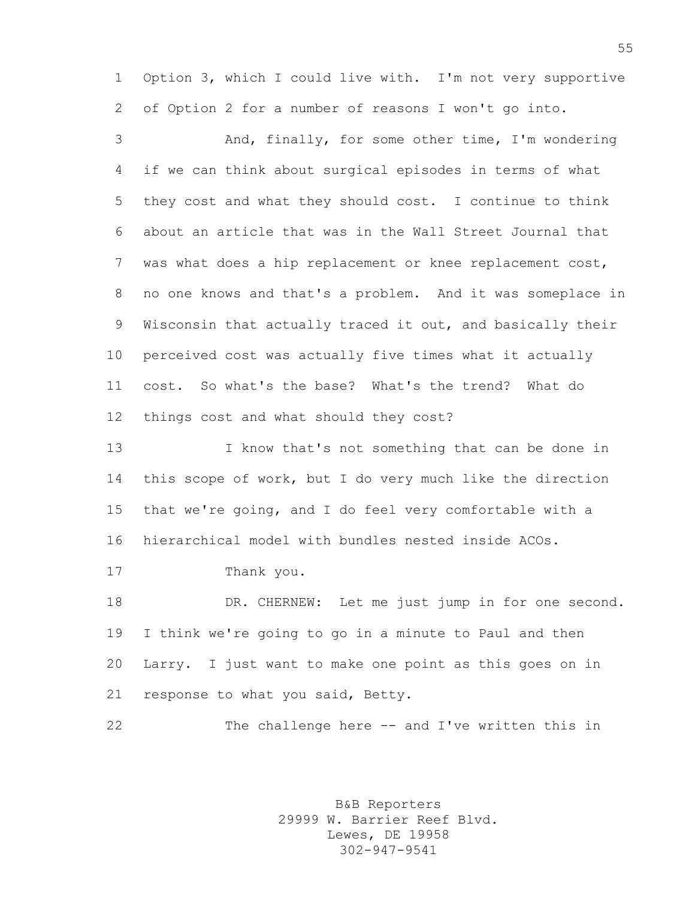Option 3, which I could live with. I'm not very supportive of Option 2 for a number of reasons I won't go into.

And, finally, for some other time, I'm wondering if we can think about surgical episodes in terms of what they cost and what they should cost. I continue to think about an article that was in the Wall Street Journal that was what does a hip replacement or knee replacement cost, no one knows and that's a problem. And it was someplace in Wisconsin that actually traced it out, and basically their perceived cost was actually five times what it actually cost. So what's the base? What's the trend? What do things cost and what should they cost?

I know that's not something that can be done in this scope of work, but I do very much like the direction that we're going, and I do feel very comfortable with a hierarchical model with bundles nested inside ACOs.

Thank you.

DR. CHERNEW: Let me just jump in for one second. I think we're going to go in a minute to Paul and then Larry. I just want to make one point as this goes on in response to what you said, Betty.

The challenge here -- and I've written this in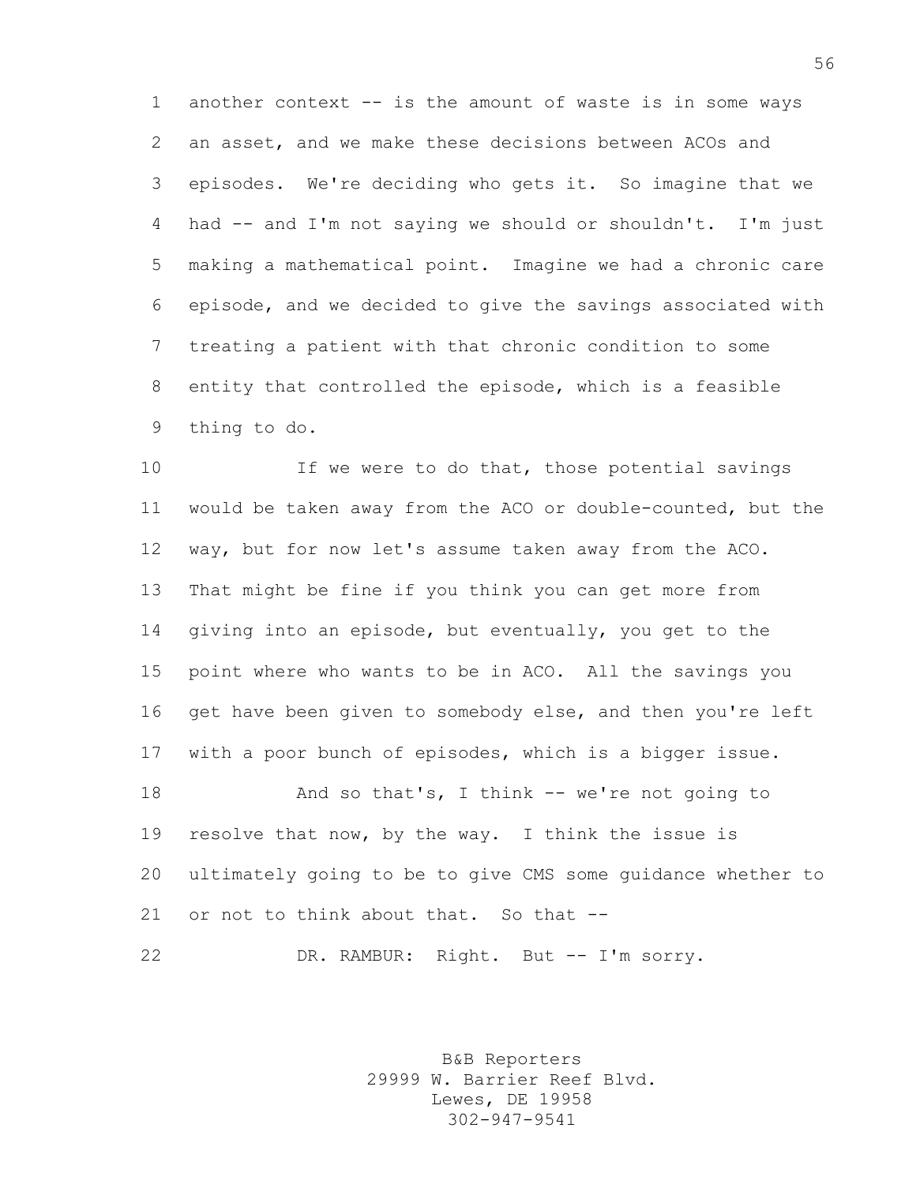another context -- is the amount of waste is in some ways an asset, and we make these decisions between ACOs and episodes. We're deciding who gets it. So imagine that we had -- and I'm not saying we should or shouldn't. I'm just making a mathematical point. Imagine we had a chronic care episode, and we decided to give the savings associated with treating a patient with that chronic condition to some entity that controlled the episode, which is a feasible thing to do.

If we were to do that, those potential savings would be taken away from the ACO or double-counted, but the way, but for now let's assume taken away from the ACO. That might be fine if you think you can get more from giving into an episode, but eventually, you get to the point where who wants to be in ACO. All the savings you get have been given to somebody else, and then you're left with a poor bunch of episodes, which is a bigger issue.

And so that's, I think -- we're not going to resolve that now, by the way. I think the issue is ultimately going to be to give CMS some guidance whether to or not to think about that. So that --

DR. RAMBUR: Right. But -- I'm sorry.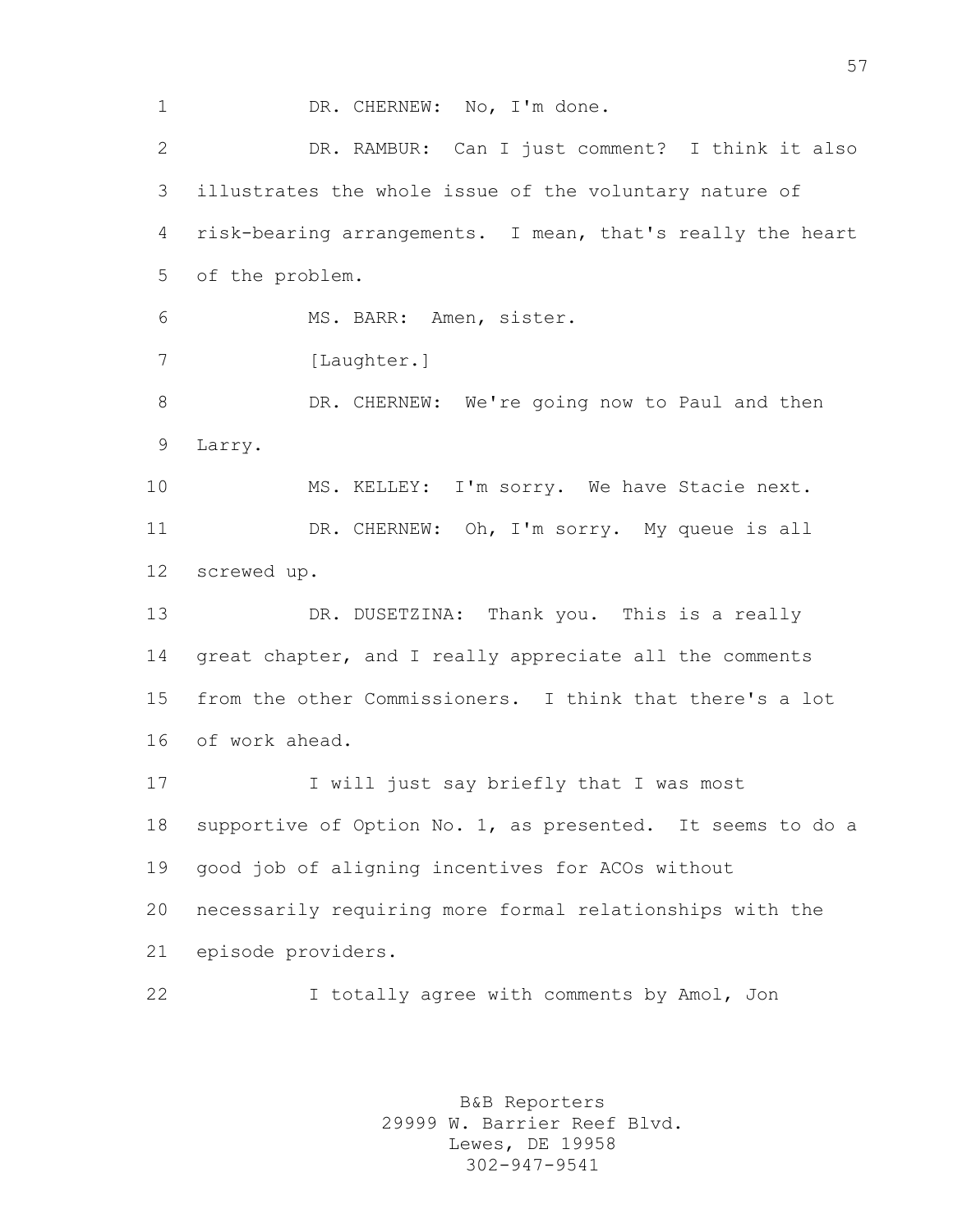DR. CHERNEW: No, I'm done.

DR. RAMBUR: Can I just comment? I think it also illustrates the whole issue of the voluntary nature of risk-bearing arrangements. I mean, that's really the heart of the problem.

MS. BARR: Amen, sister.

[Laughter.]

DR. CHERNEW: We're going now to Paul and then Larry.

MS. KELLEY: I'm sorry. We have Stacie next.

DR. CHERNEW: Oh, I'm sorry. My queue is all screwed up.

DR. DUSETZINA: Thank you. This is a really great chapter, and I really appreciate all the comments from the other Commissioners. I think that there's a lot of work ahead.

I will just say briefly that I was most supportive of Option No. 1, as presented. It seems to do a good job of aligning incentives for ACOs without necessarily requiring more formal relationships with the episode providers.

I totally agree with comments by Amol, Jon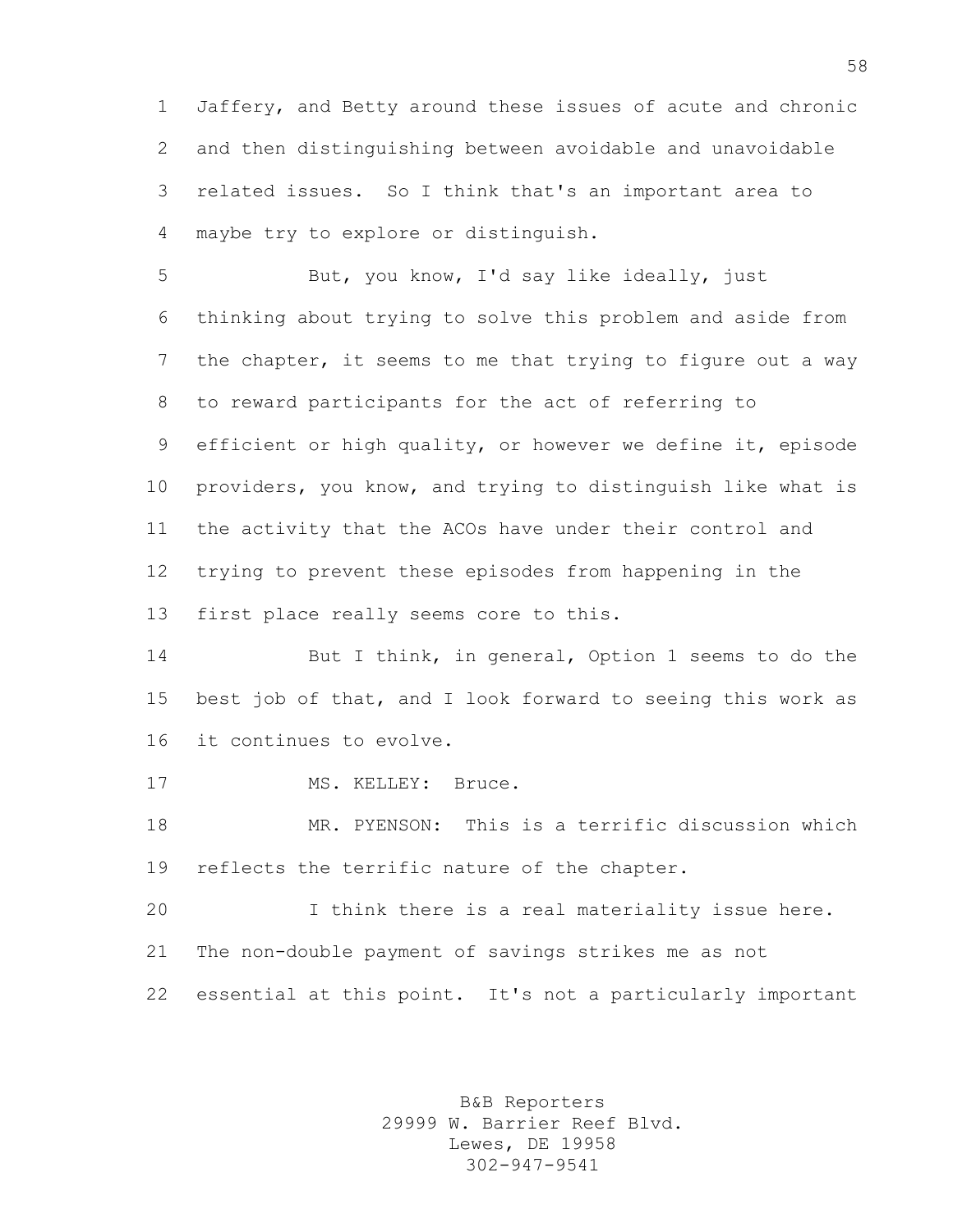Jaffery, and Betty around these issues of acute and chronic and then distinguishing between avoidable and unavoidable related issues. So I think that's an important area to maybe try to explore or distinguish.

But, you know, I'd say like ideally, just thinking about trying to solve this problem and aside from the chapter, it seems to me that trying to figure out a way to reward participants for the act of referring to efficient or high quality, or however we define it, episode providers, you know, and trying to distinguish like what is the activity that the ACOs have under their control and trying to prevent these episodes from happening in the first place really seems core to this.

But I think, in general, Option 1 seems to do the best job of that, and I look forward to seeing this work as it continues to evolve.

MS. KELLEY: Bruce.

MR. PYENSON: This is a terrific discussion which reflects the terrific nature of the chapter.

I think there is a real materiality issue here. The non-double payment of savings strikes me as not essential at this point. It's not a particularly important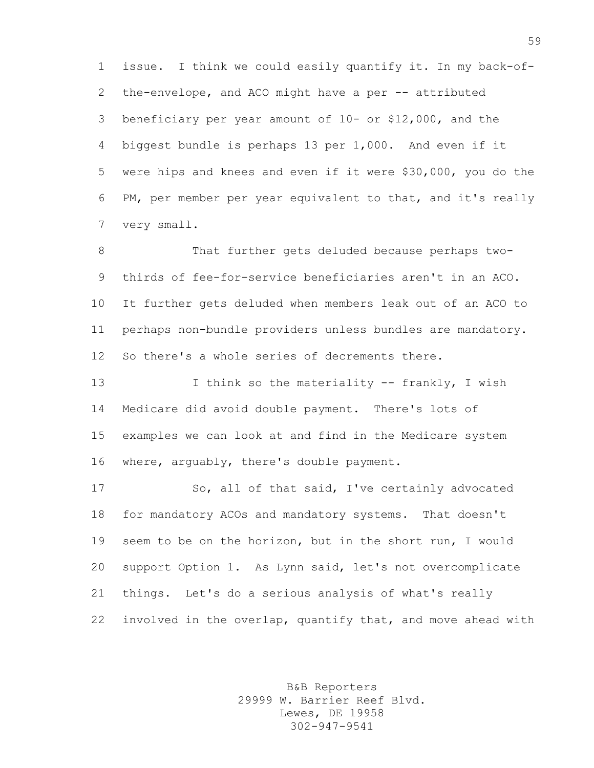issue. I think we could easily quantify it. In my back-of-the-envelope, and ACO might have a per -- attributed beneficiary per year amount of 10- or $12,000, and the biggest bundle is perhaps 13 per 1,000. And even if it were hips and knees and even if it were $30,000, you do the PM, per member per year equivalent to that, and it's really very small.

That further gets deluded because perhaps two-thirds of fee-for-service beneficiaries aren't in an ACO. It further gets deluded when members leak out of an ACO to perhaps non-bundle providers unless bundles are mandatory. So there's a whole series of decrements there.

I think so the materiality -- frankly, I wish Medicare did avoid double payment. There's lots of examples we can look at and find in the Medicare system where, arguably, there's double payment.

So, all of that said, I've certainly advocated for mandatory ACOs and mandatory systems. That doesn't seem to be on the horizon, but in the short run, I would support Option 1. As Lynn said, let's not overcomplicate things. Let's do a serious analysis of what's really involved in the overlap, quantify that, and move ahead with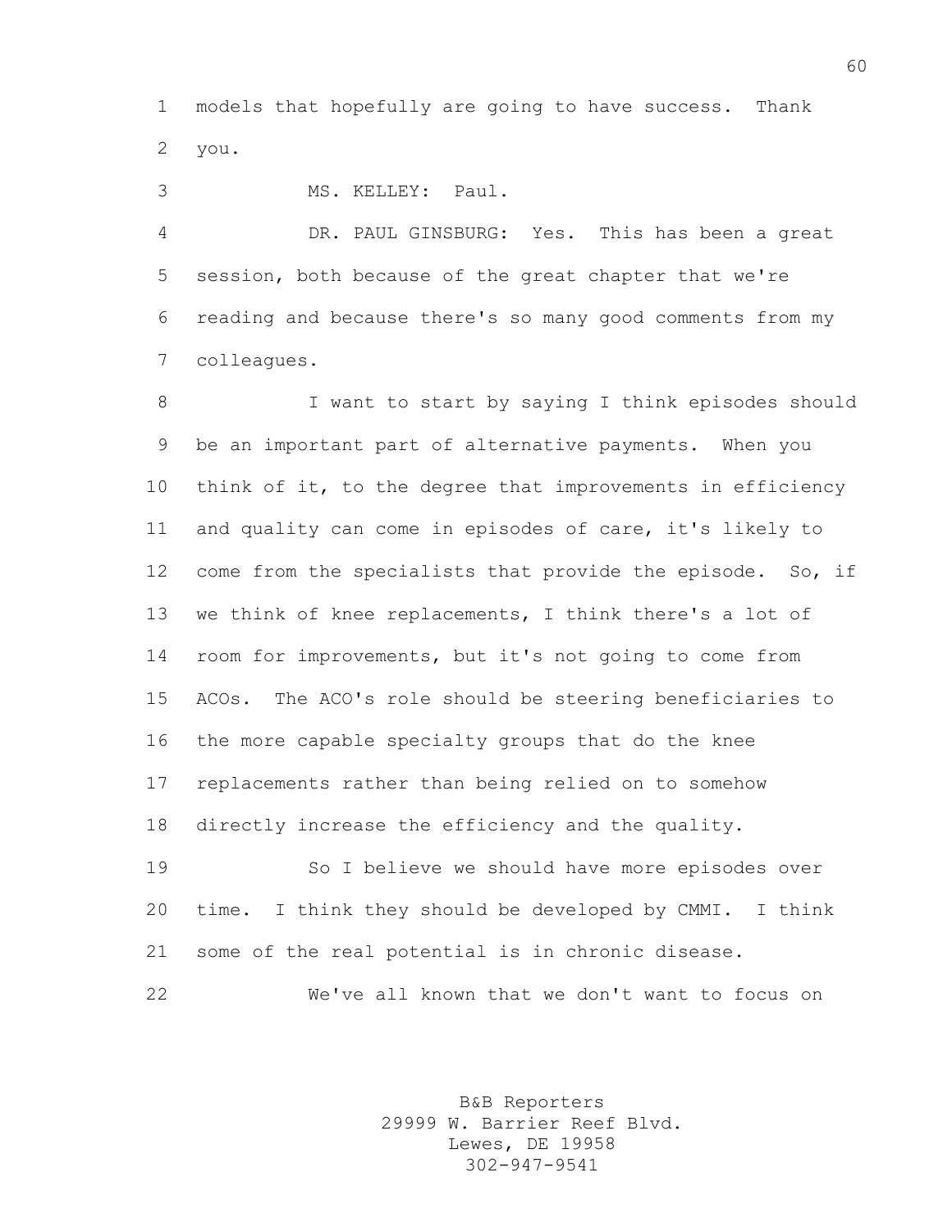models that hopefully are going to have success. Thank you.

MS. KELLEY: Paul.

DR. PAUL GINSBURG: Yes. This has been a great session, both because of the great chapter that we're reading and because there's so many good comments from my colleagues.

I want to start by saying I think episodes should be an important part of alternative payments. When you think of it, to the degree that improvements in efficiency and quality can come in episodes of care, it's likely to come from the specialists that provide the episode. So, if we think of knee replacements, I think there's a lot of room for improvements, but it's not going to come from ACOs. The ACO's role should be steering beneficiaries to the more capable specialty groups that do the knee replacements rather than being relied on to somehow directly increase the efficiency and the quality.

So I believe we should have more episodes over time. I think they should be developed by CMMI. I think some of the real potential is in chronic disease.

We've all known that we don't want to focus on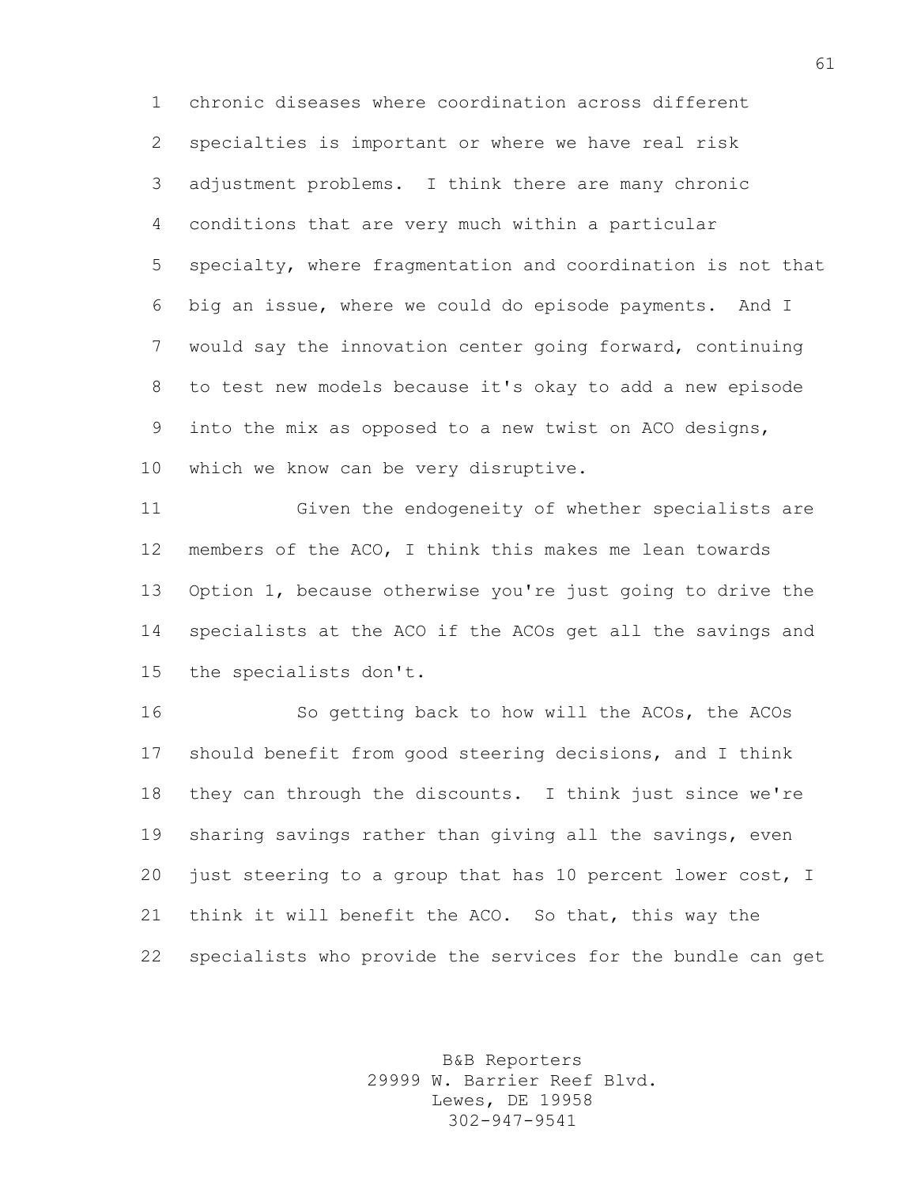chronic diseases where coordination across different specialties is important or where we have real risk adjustment problems. I think there are many chronic conditions that are very much within a particular specialty, where fragmentation and coordination is not that big an issue, where we could do episode payments. And I would say the innovation center going forward, continuing to test new models because it's okay to add a new episode into the mix as opposed to a new twist on ACO designs, which we know can be very disruptive.

Given the endogeneity of whether specialists are members of the ACO, I think this makes me lean towards Option 1, because otherwise you're just going to drive the specialists at the ACO if the ACOs get all the savings and the specialists don't.

So getting back to how will the ACOs, the ACOs should benefit from good steering decisions, and I think they can through the discounts. I think just since we're sharing savings rather than giving all the savings, even just steering to a group that has 10 percent lower cost, I think it will benefit the ACO. So that, this way the specialists who provide the services for the bundle can get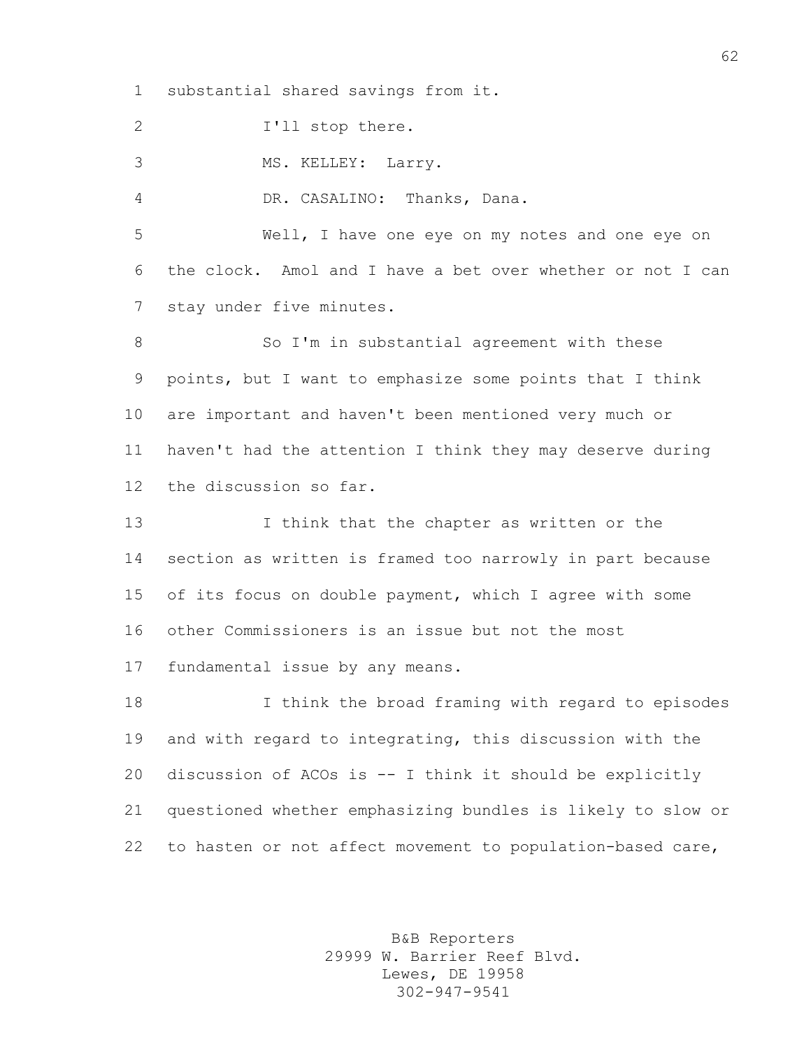substantial shared savings from it.

I'll stop there.

MS. KELLEY: Larry.

DR. CASALINO: Thanks, Dana.

Well, I have one eye on my notes and one eye on the clock. Amol and I have a bet over whether or not I can stay under five minutes.

So I'm in substantial agreement with these points, but I want to emphasize some points that I think are important and haven't been mentioned very much or haven't had the attention I think they may deserve during the discussion so far.

I think that the chapter as written or the section as written is framed too narrowly in part because of its focus on double payment, which I agree with some other Commissioners is an issue but not the most fundamental issue by any means.

I think the broad framing with regard to episodes and with regard to integrating, this discussion with the discussion of ACOs is -- I think it should be explicitly questioned whether emphasizing bundles is likely to slow or to hasten or not affect movement to population-based care,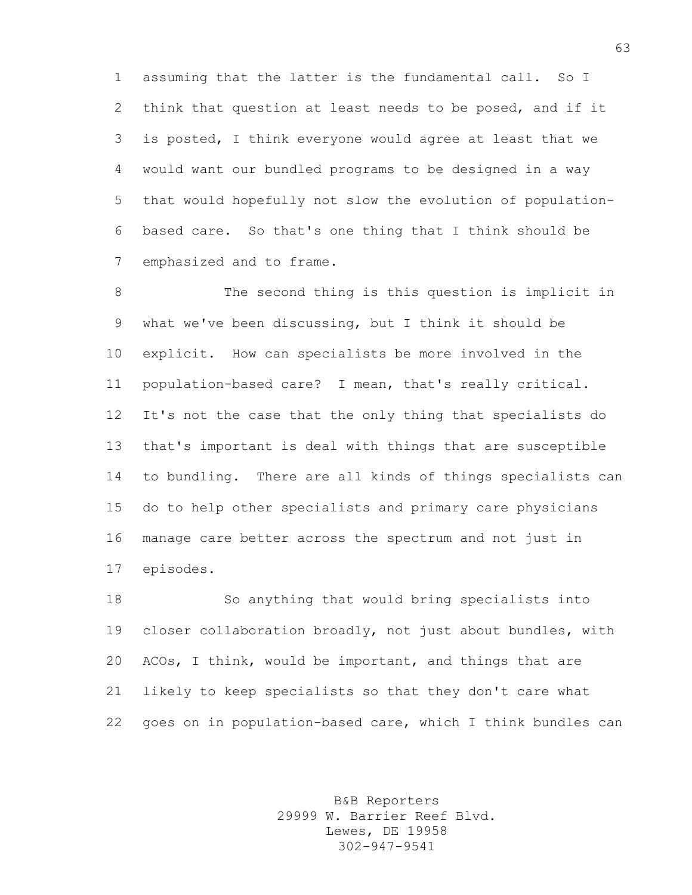assuming that the latter is the fundamental call. So I think that question at least needs to be posed, and if it is posted, I think everyone would agree at least that we would want our bundled programs to be designed in a way that would hopefully not slow the evolution of population-based care. So that's one thing that I think should be emphasized and to frame.

The second thing is this question is implicit in what we've been discussing, but I think it should be explicit. How can specialists be more involved in the population-based care? I mean, that's really critical. It's not the case that the only thing that specialists do that's important is deal with things that are susceptible to bundling. There are all kinds of things specialists can do to help other specialists and primary care physicians manage care better across the spectrum and not just in episodes.

So anything that would bring specialists into closer collaboration broadly, not just about bundles, with ACOs, I think, would be important, and things that are likely to keep specialists so that they don't care what goes on in population-based care, which I think bundles can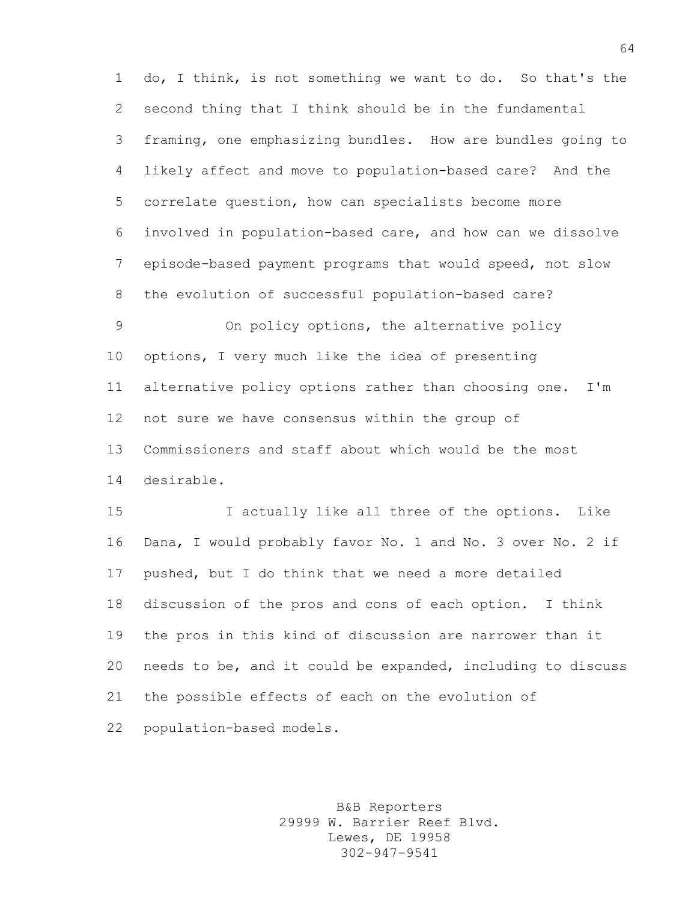do, I think, is not something we want to do. So that's the second thing that I think should be in the fundamental framing, one emphasizing bundles. How are bundles going to likely affect and move to population-based care? And the correlate question, how can specialists become more involved in population-based care, and how can we dissolve episode-based payment programs that would speed, not slow the evolution of successful population-based care?

On policy options, the alternative policy options, I very much like the idea of presenting alternative policy options rather than choosing one. I'm not sure we have consensus within the group of Commissioners and staff about which would be the most desirable.

I actually like all three of the options. Like Dana, I would probably favor No. 1 and No. 3 over No. 2 if pushed, but I do think that we need a more detailed discussion of the pros and cons of each option. I think the pros in this kind of discussion are narrower than it needs to be, and it could be expanded, including to discuss the possible effects of each on the evolution of population-based models.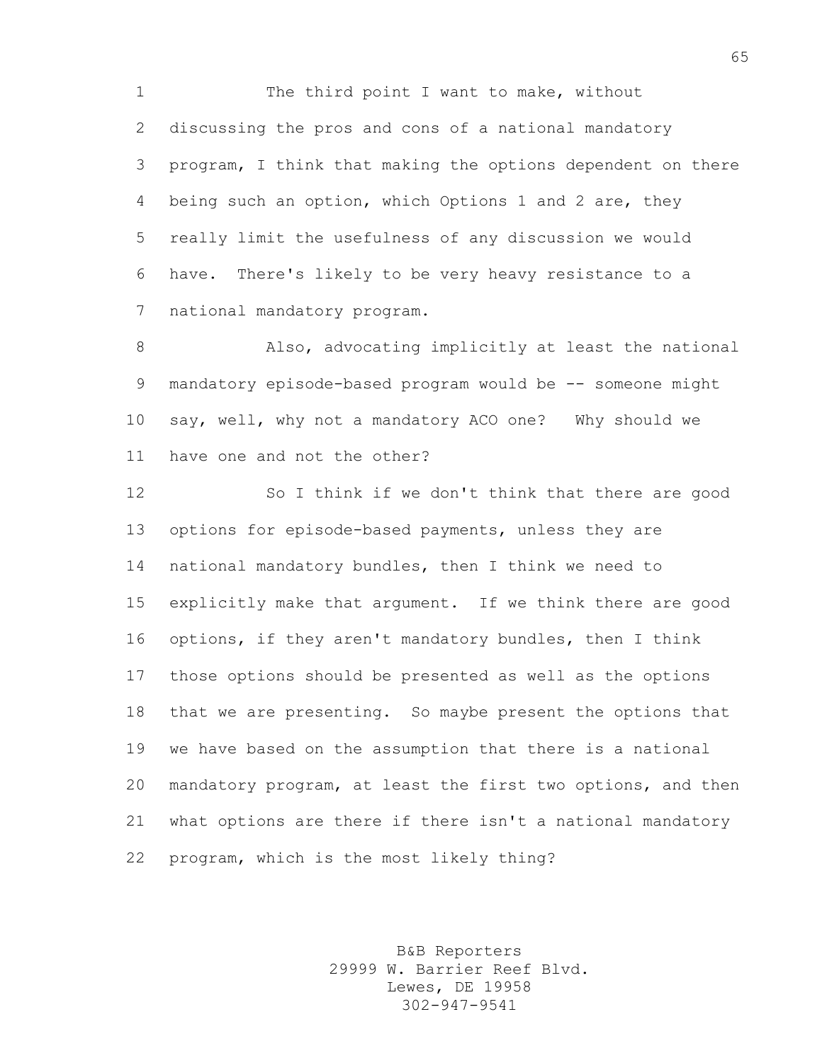The third point I want to make, without discussing the pros and cons of a national mandatory program, I think that making the options dependent on there being such an option, which Options 1 and 2 are, they really limit the usefulness of any discussion we would have. There's likely to be very heavy resistance to a national mandatory program.

Also, advocating implicitly at least the national mandatory episode-based program would be -- someone might say, well, why not a mandatory ACO one? Why should we have one and not the other?

So I think if we don't think that there are good options for episode-based payments, unless they are national mandatory bundles, then I think we need to explicitly make that argument. If we think there are good options, if they aren't mandatory bundles, then I think those options should be presented as well as the options that we are presenting. So maybe present the options that we have based on the assumption that there is a national mandatory program, at least the first two options, and then what options are there if there isn't a national mandatory program, which is the most likely thing?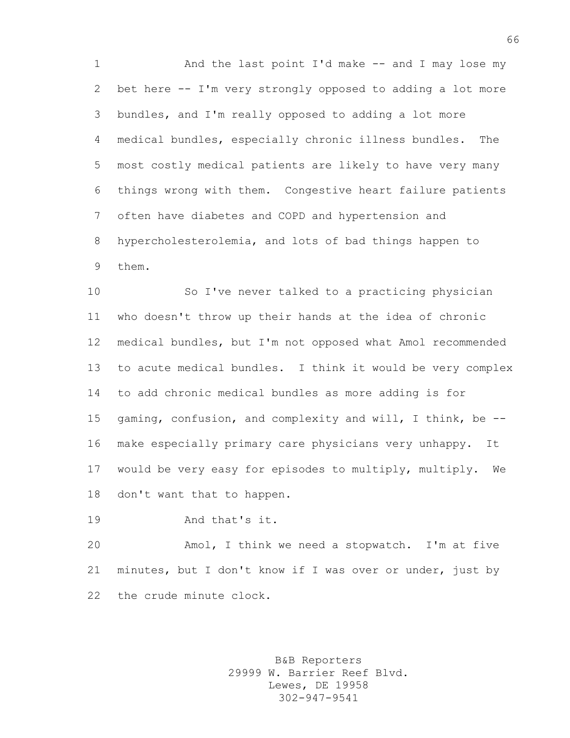And the last point I'd make -- and I may lose my bet here -- I'm very strongly opposed to adding a lot more bundles, and I'm really opposed to adding a lot more medical bundles, especially chronic illness bundles. The most costly medical patients are likely to have very many things wrong with them. Congestive heart failure patients often have diabetes and COPD and hypertension and hypercholesterolemia, and lots of bad things happen to them.

So I've never talked to a practicing physician who doesn't throw up their hands at the idea of chronic medical bundles, but I'm not opposed what Amol recommended to acute medical bundles. I think it would be very complex to add chronic medical bundles as more adding is for gaming, confusion, and complexity and will, I think, be -- make especially primary care physicians very unhappy. It would be very easy for episodes to multiply, multiply. We don't want that to happen.

And that's it.

Amol, I think we need a stopwatch. I'm at five minutes, but I don't know if I was over or under, just by the crude minute clock.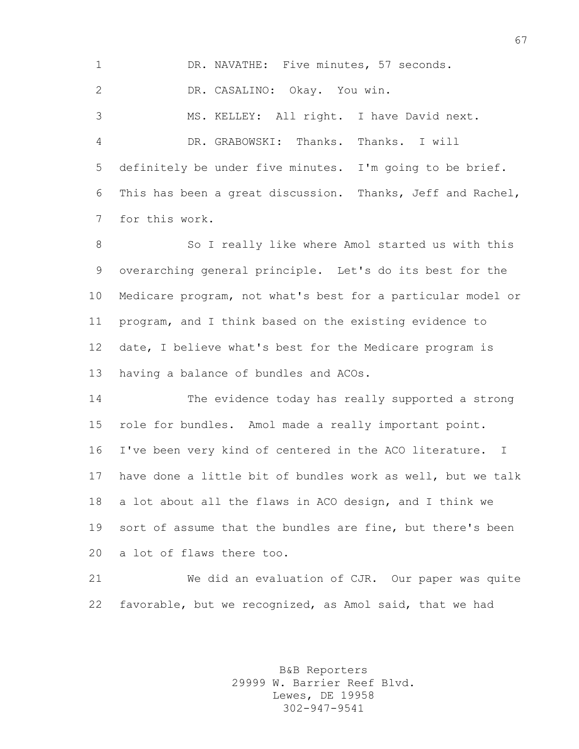DR. NAVATHE: Five minutes, 57 seconds.

DR. CASALINO: Okay. You win.

MS. KELLEY: All right. I have David next.

DR. GRABOWSKI: Thanks. Thanks. I will definitely be under five minutes. I'm going to be brief. This has been a great discussion. Thanks, Jeff and Rachel, for this work.

So I really like where Amol started us with this overarching general principle. Let's do its best for the Medicare program, not what's best for a particular model or program, and I think based on the existing evidence to date, I believe what's best for the Medicare program is having a balance of bundles and ACOs.

The evidence today has really supported a strong role for bundles. Amol made a really important point. I've been very kind of centered in the ACO literature. I have done a little bit of bundles work as well, but we talk a lot about all the flaws in ACO design, and I think we sort of assume that the bundles are fine, but there's been a lot of flaws there too.

We did an evaluation of CJR. Our paper was quite favorable, but we recognized, as Amol said, that we had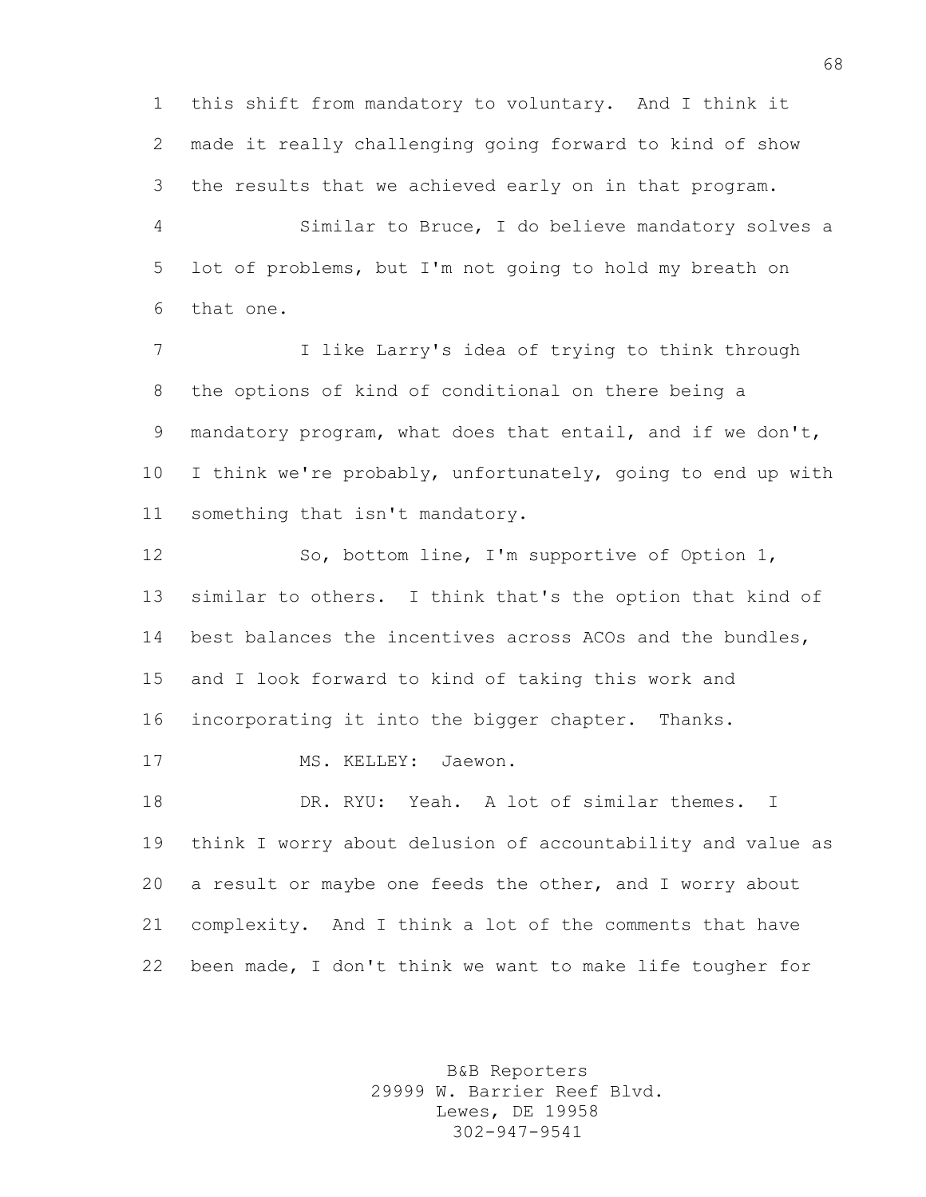this shift from mandatory to voluntary. And I think it made it really challenging going forward to kind of show the results that we achieved early on in that program.

Similar to Bruce, I do believe mandatory solves a lot of problems, but I'm not going to hold my breath on that one.

I like Larry's idea of trying to think through the options of kind of conditional on there being a mandatory program, what does that entail, and if we don't, I think we're probably, unfortunately, going to end up with something that isn't mandatory.

So, bottom line, I'm supportive of Option 1, similar to others. I think that's the option that kind of best balances the incentives across ACOs and the bundles, and I look forward to kind of taking this work and incorporating it into the bigger chapter. Thanks.

MS. KELLEY: Jaewon.

DR. RYU: Yeah. A lot of similar themes. I think I worry about delusion of accountability and value as a result or maybe one feeds the other, and I worry about complexity. And I think a lot of the comments that have been made, I don't think we want to make life tougher for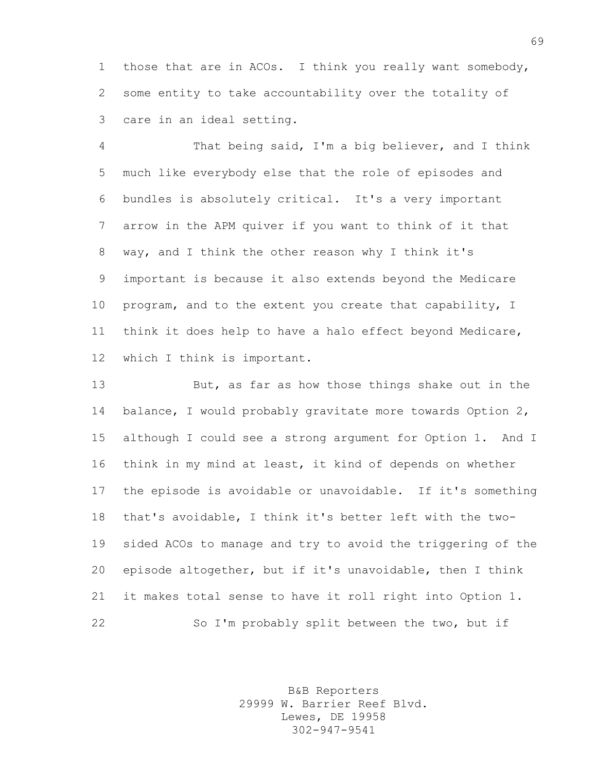those that are in ACOs. I think you really want somebody, some entity to take accountability over the totality of care in an ideal setting.

That being said, I'm a big believer, and I think much like everybody else that the role of episodes and bundles is absolutely critical. It's a very important arrow in the APM quiver if you want to think of it that way, and I think the other reason why I think it's important is because it also extends beyond the Medicare program, and to the extent you create that capability, I think it does help to have a halo effect beyond Medicare, which I think is important.

But, as far as how those things shake out in the balance, I would probably gravitate more towards Option 2, although I could see a strong argument for Option 1. And I think in my mind at least, it kind of depends on whether the episode is avoidable or unavoidable. If it's something that's avoidable, I think it's better left with the two-sided ACOs to manage and try to avoid the triggering of the episode altogether, but if it's unavoidable, then I think it makes total sense to have it roll right into Option 1.

So I'm probably split between the two, but if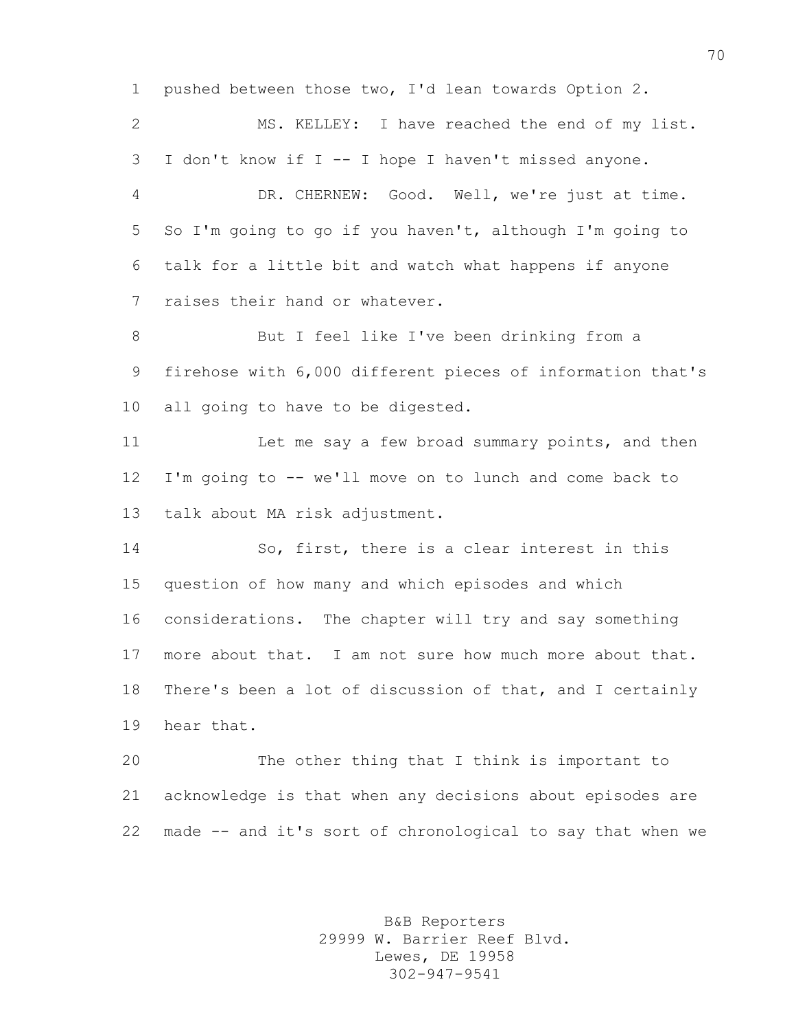pushed between those two, I'd lean towards Option 2.

MS. KELLEY: I have reached the end of my list. I don't know if I -- I hope I haven't missed anyone.

DR. CHERNEW: Good. Well, we're just at time. So I'm going to go if you haven't, although I'm going to talk for a little bit and watch what happens if anyone raises their hand or whatever.

But I feel like I've been drinking from a firehose with 6,000 different pieces of information that's all going to have to be digested.

Let me say a few broad summary points, and then I'm going to -- we'll move on to lunch and come back to talk about MA risk adjustment.

So, first, there is a clear interest in this question of how many and which episodes and which considerations. The chapter will try and say something more about that. I am not sure how much more about that. There's been a lot of discussion of that, and I certainly hear that.

The other thing that I think is important to acknowledge is that when any decisions about episodes are made -- and it's sort of chronological to say that when we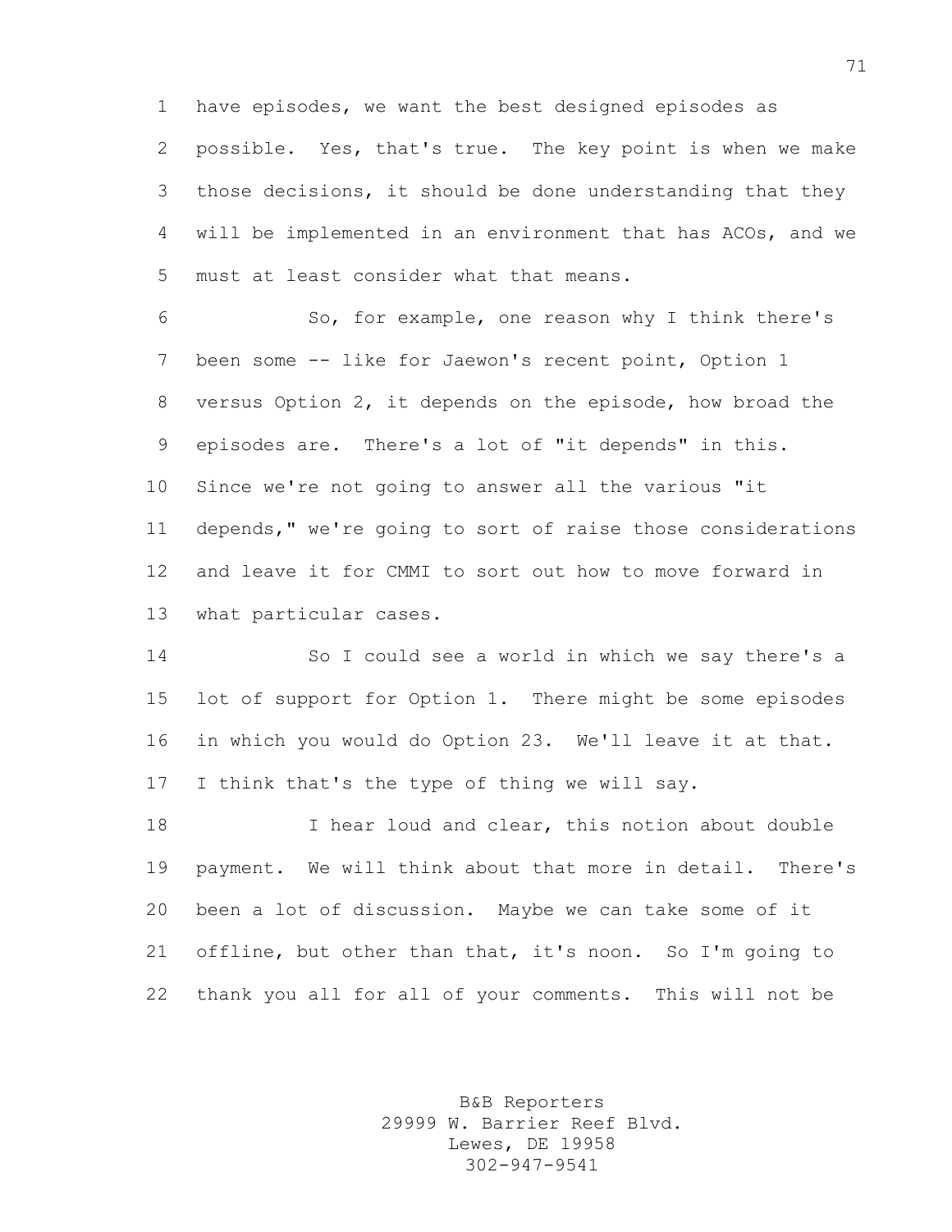have episodes, we want the best designed episodes as possible. Yes, that's true. The key point is when we make those decisions, it should be done understanding that they will be implemented in an environment that has ACOs, and we must at least consider what that means.

So, for example, one reason why I think there's been some -- like for Jaewon's recent point, Option 1 versus Option 2, it depends on the episode, how broad the episodes are. There's a lot of "it depends" in this. Since we're not going to answer all the various "it depends," we're going to sort of raise those considerations and leave it for CMMI to sort out how to move forward in what particular cases.

So I could see a world in which we say there's a lot of support for Option 1. There might be some episodes in which you would do Option 23. We'll leave it at that. I think that's the type of thing we will say.

I hear loud and clear, this notion about double payment. We will think about that more in detail. There's been a lot of discussion. Maybe we can take some of it offline, but other than that, it's noon. So I'm going to thank you all for all of your comments. This will not be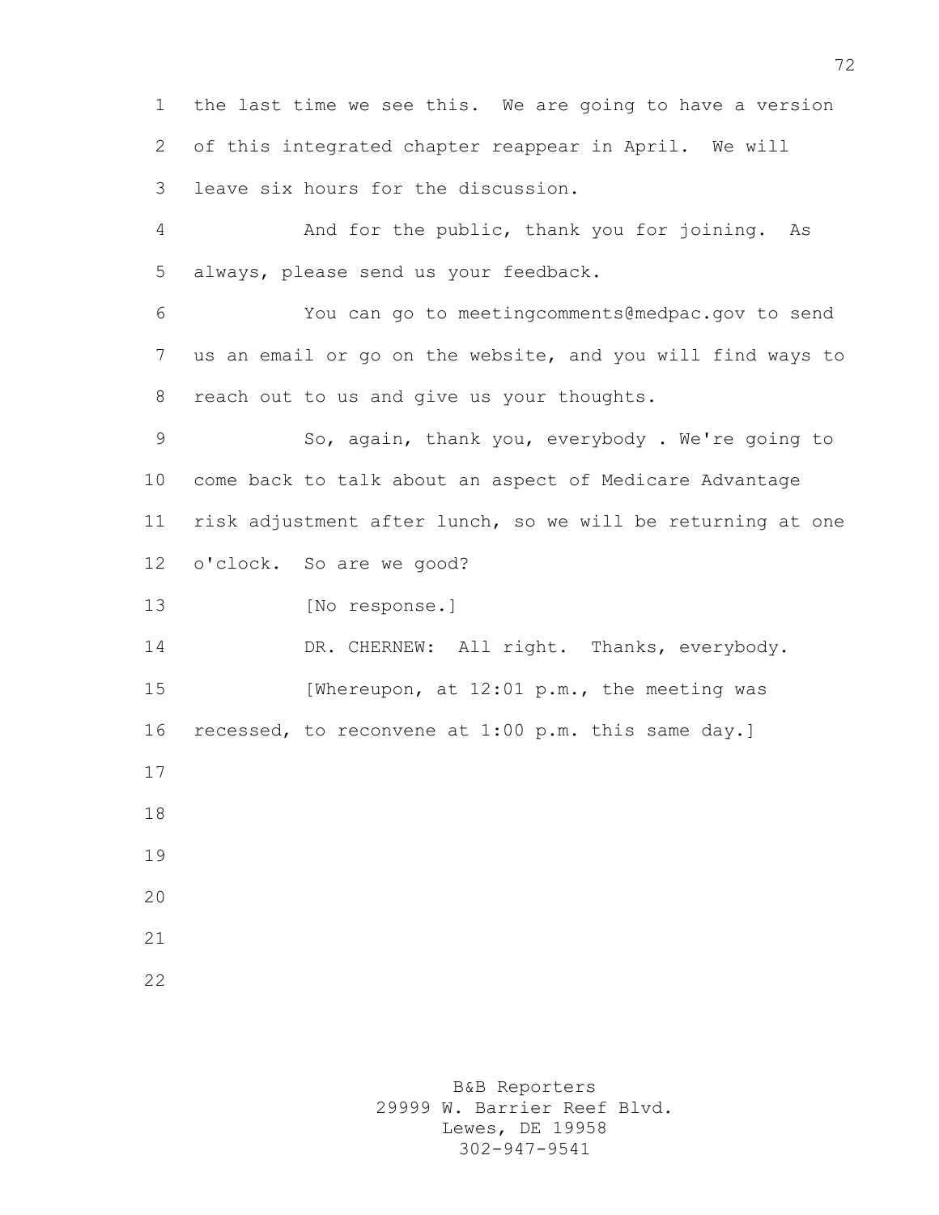the last time we see this. We are going to have a version of this integrated chapter reappear in April. We will leave six hours for the discussion.

And for the public, thank you for joining. As always, please send us your feedback.

You can go to meetingcomments@medpac.gov to send us an email or go on the website, and you will find ways to reach out to us and give us your thoughts.

So, again, thank you, everybody . We're going to come back to talk about an aspect of Medicare Advantage risk adjustment after lunch, so we will be returning at one o'clock. So are we good?

[No response.]

DR. CHERNEW: All right. Thanks, everybody.

[Whereupon, at 12:01 p.m., the meeting was recessed, to reconvene at 1:00 p.m. this same day.]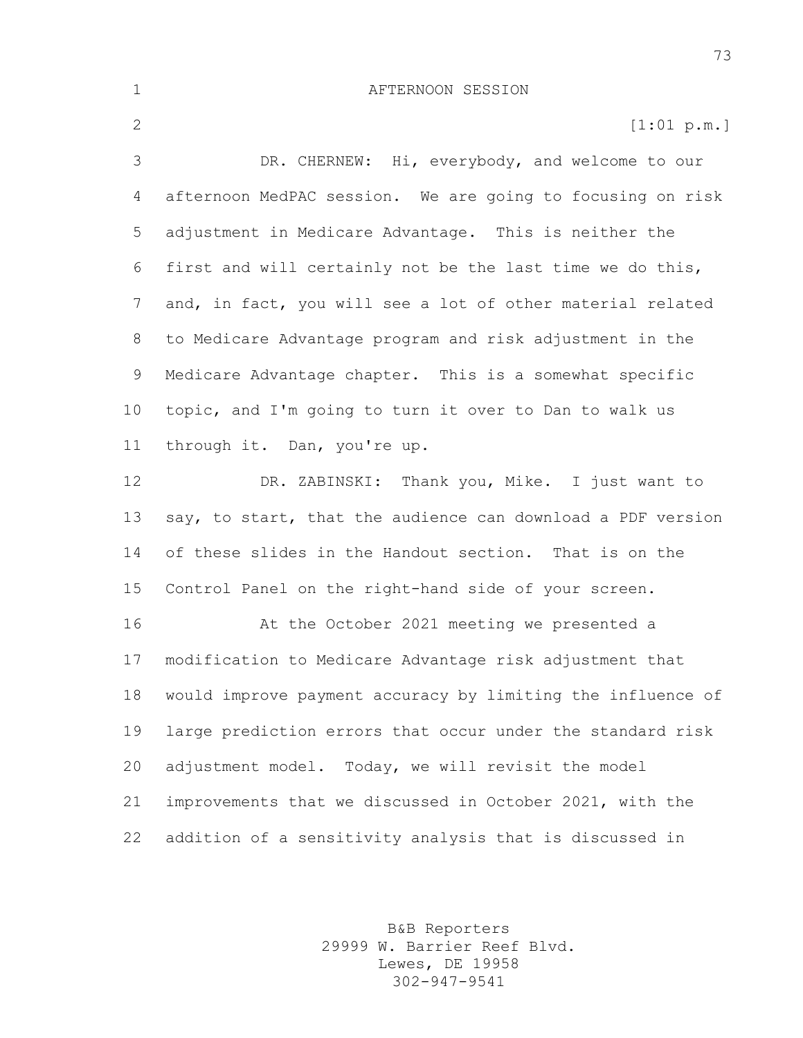AFTERNOON SESSION

[1:01 p.m.]

DR. CHERNEW: Hi, everybody, and welcome to our afternoon MedPAC session. We are going to focusing on risk adjustment in Medicare Advantage. This is neither the first and will certainly not be the last time we do this, and, in fact, you will see a lot of other material related to Medicare Advantage program and risk adjustment in the Medicare Advantage chapter. This is a somewhat specific topic, and I'm going to turn it over to Dan to walk us through it. Dan, you're up.

DR. ZABINSKI: Thank you, Mike. I just want to say, to start, that the audience can download a PDF version of these slides in the Handout section. That is on the Control Panel on the right-hand side of your screen.

At the October 2021 meeting we presented a modification to Medicare Advantage risk adjustment that would improve payment accuracy by limiting the influence of large prediction errors that occur under the standard risk adjustment model. Today, we will revisit the model improvements that we discussed in October 2021, with the addition of a sensitivity analysis that is discussed in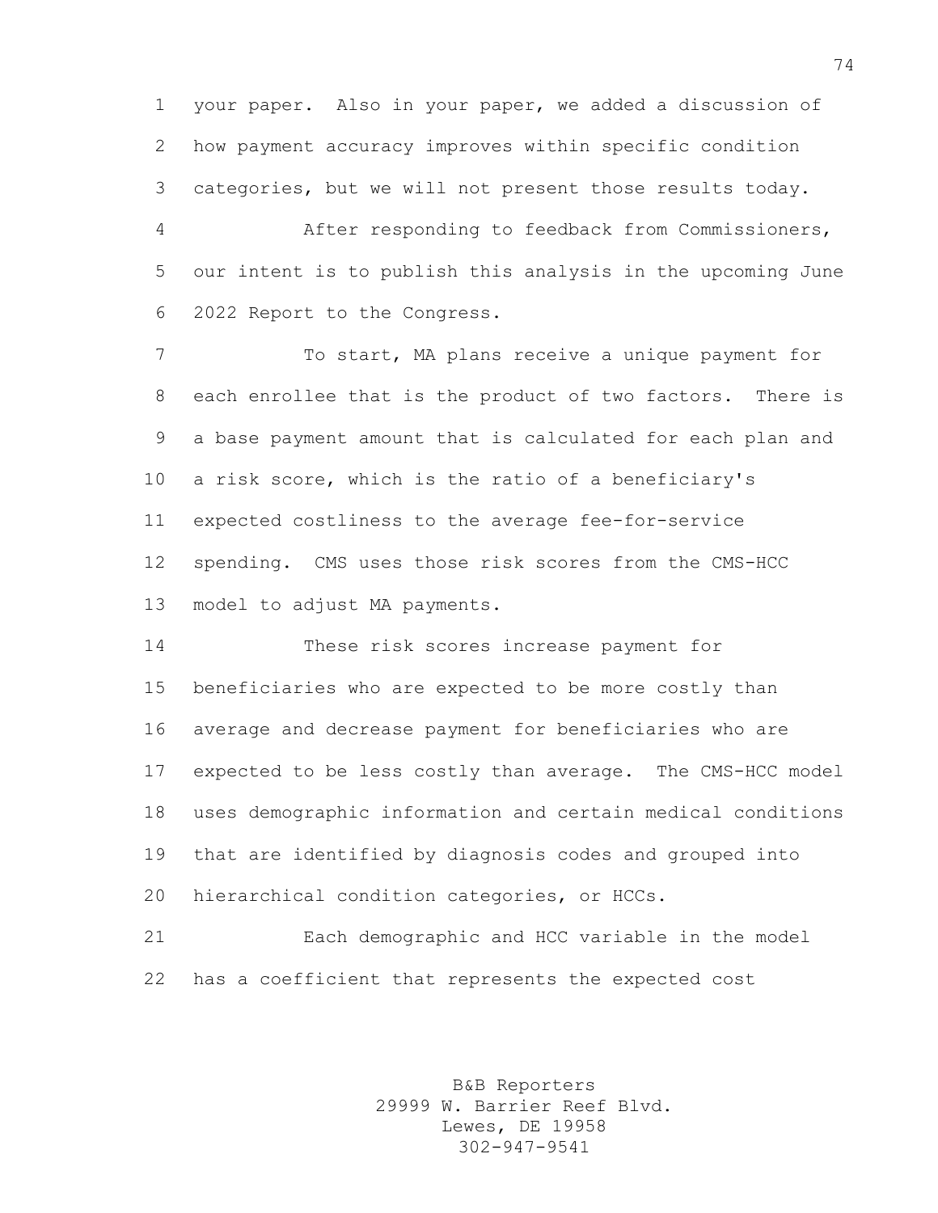your paper. Also in your paper, we added a discussion of how payment accuracy improves within specific condition categories, but we will not present those results today.

After responding to feedback from Commissioners, our intent is to publish this analysis in the upcoming June 2022 Report to the Congress.

To start, MA plans receive a unique payment for each enrollee that is the product of two factors. There is a base payment amount that is calculated for each plan and a risk score, which is the ratio of a beneficiary's expected costliness to the average fee-for-service spending. CMS uses those risk scores from the CMS-HCC model to adjust MA payments.

These risk scores increase payment for beneficiaries who are expected to be more costly than average and decrease payment for beneficiaries who are expected to be less costly than average. The CMS-HCC model uses demographic information and certain medical conditions that are identified by diagnosis codes and grouped into hierarchical condition categories, or HCCs.

Each demographic and HCC variable in the model has a coefficient that represents the expected cost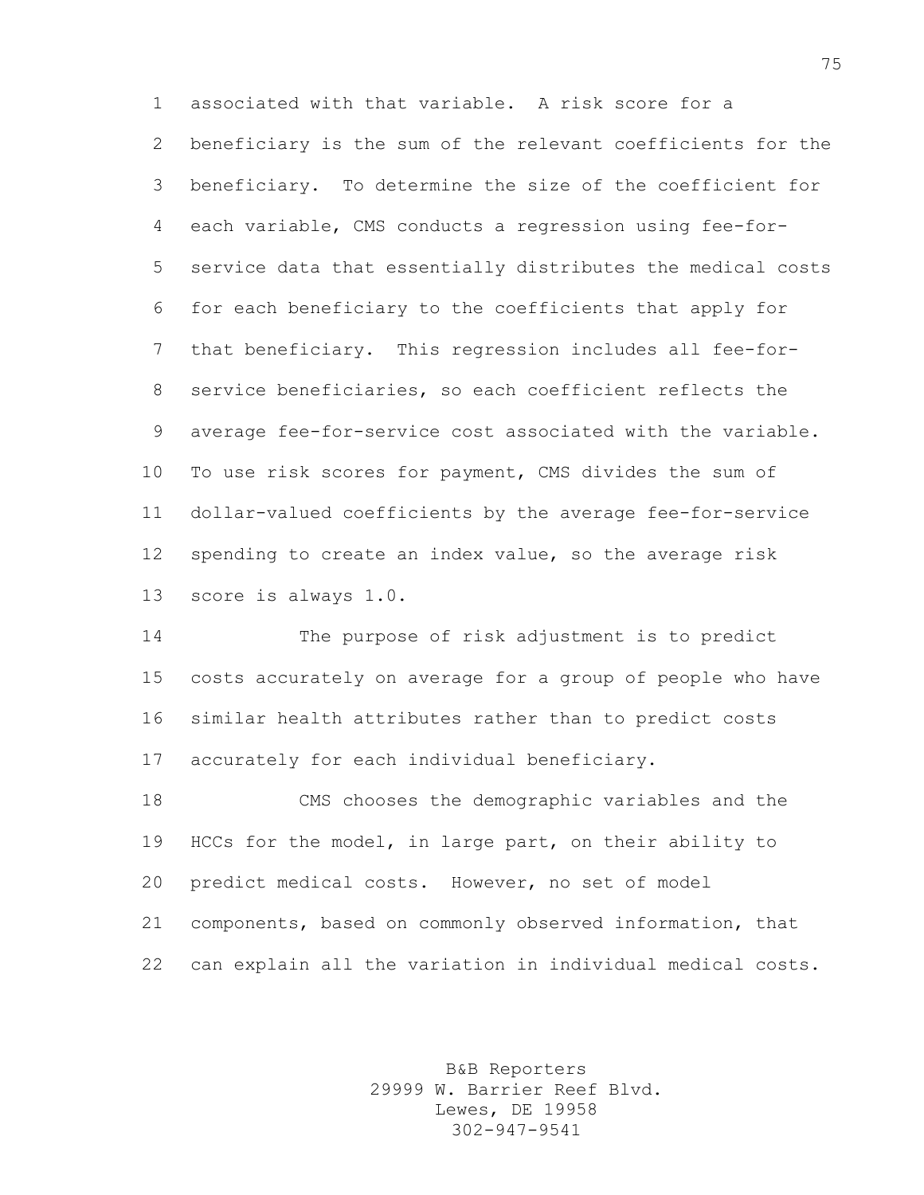associated with that variable. A risk score for a beneficiary is the sum of the relevant coefficients for the beneficiary. To determine the size of the coefficient for each variable, CMS conducts a regression using fee-for-service data that essentially distributes the medical costs for each beneficiary to the coefficients that apply for that beneficiary. This regression includes all fee-for-service beneficiaries, so each coefficient reflects the average fee-for-service cost associated with the variable. To use risk scores for payment, CMS divides the sum of dollar-valued coefficients by the average fee-for-service spending to create an index value, so the average risk score is always 1.0.

The purpose of risk adjustment is to predict costs accurately on average for a group of people who have similar health attributes rather than to predict costs accurately for each individual beneficiary.

CMS chooses the demographic variables and the HCCs for the model, in large part, on their ability to predict medical costs. However, no set of model components, based on commonly observed information, that can explain all the variation in individual medical costs.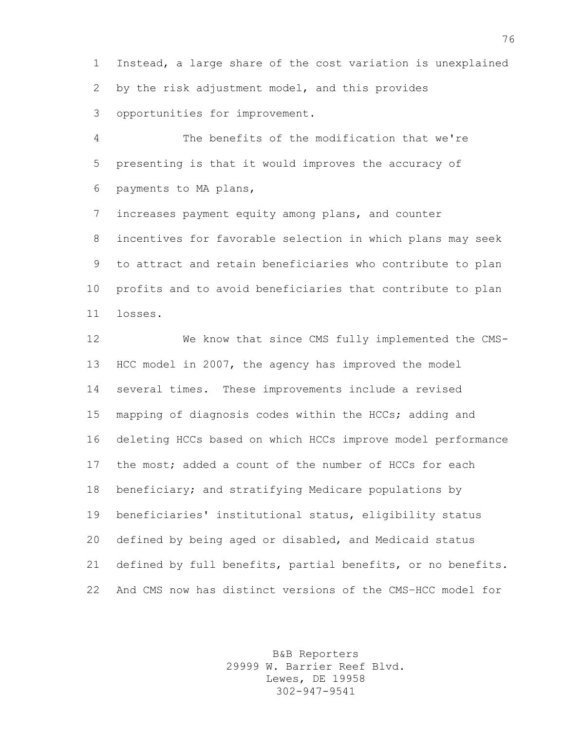Instead, a large share of the cost variation is unexplained by the risk adjustment model, and this provides opportunities for improvement.

The benefits of the modification that we're presenting is that it would improves the accuracy of payments to MA plans,

increases payment equity among plans, and counter incentives for favorable selection in which plans may seek to attract and retain beneficiaries who contribute to plan profits and to avoid beneficiaries that contribute to plan losses.

We know that since CMS fully implemented the CMS-HCC model in 2007, the agency has improved the model several times. These improvements include a revised mapping of diagnosis codes within the HCCs; adding and deleting HCCs based on which HCCs improve model performance the most; added a count of the number of HCCs for each beneficiary; and stratifying Medicare populations by beneficiaries' institutional status, eligibility status defined by being aged or disabled, and Medicaid status defined by full benefits, partial benefits, or no benefits. And CMS now has distinct versions of the CMS-HCC model for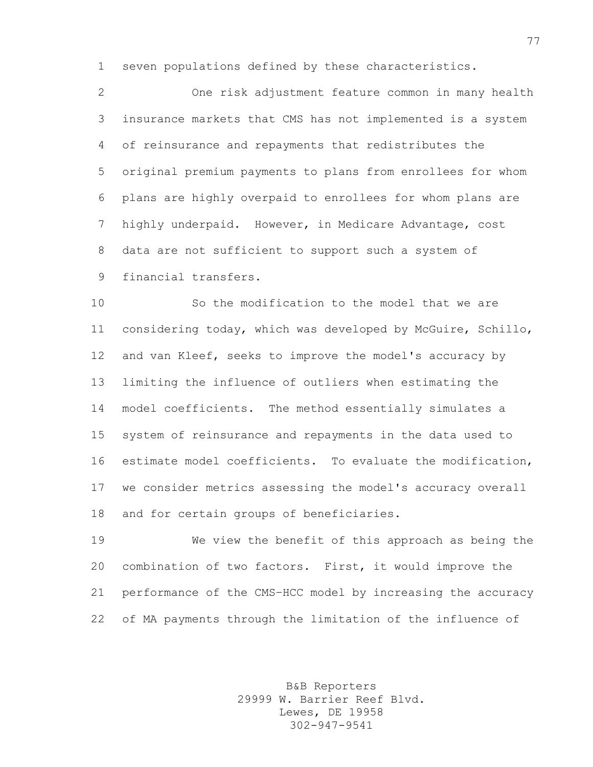seven populations defined by these characteristics.

One risk adjustment feature common in many health insurance markets that CMS has not implemented is a system of reinsurance and repayments that redistributes the original premium payments to plans from enrollees for whom plans are highly overpaid to enrollees for whom plans are highly underpaid. However, in Medicare Advantage, cost data are not sufficient to support such a system of financial transfers.

So the modification to the model that we are considering today, which was developed by McGuire, Schillo, and van Kleef, seeks to improve the model's accuracy by limiting the influence of outliers when estimating the model coefficients. The method essentially simulates a system of reinsurance and repayments in the data used to estimate model coefficients. To evaluate the modification, we consider metrics assessing the model's accuracy overall and for certain groups of beneficiaries.

We view the benefit of this approach as being the combination of two factors. First, it would improve the performance of the CMS-HCC model by increasing the accuracy of MA payments through the limitation of the influence of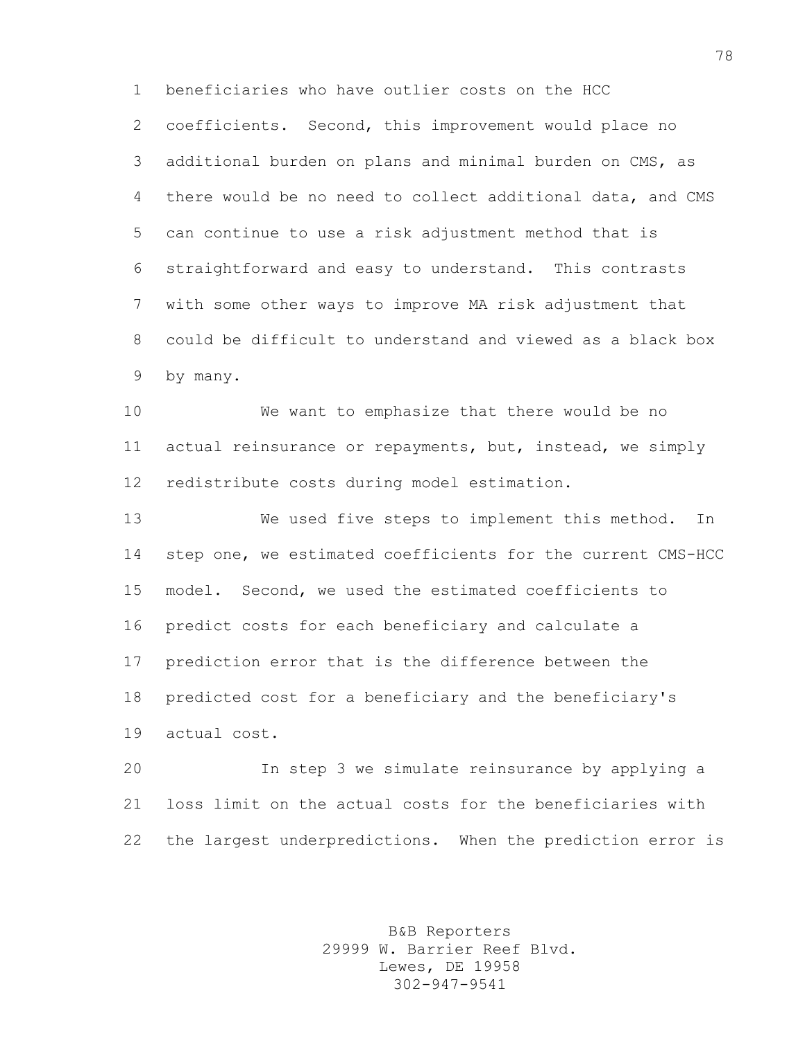beneficiaries who have outlier costs on the HCC coefficients. Second, this improvement would place no additional burden on plans and minimal burden on CMS, as there would be no need to collect additional data, and CMS can continue to use a risk adjustment method that is straightforward and easy to understand. This contrasts with some other ways to improve MA risk adjustment that could be difficult to understand and viewed as a black box by many.

We want to emphasize that there would be no actual reinsurance or repayments, but, instead, we simply redistribute costs during model estimation.

We used five steps to implement this method. In step one, we estimated coefficients for the current CMS-HCC model. Second, we used the estimated coefficients to predict costs for each beneficiary and calculate a prediction error that is the difference between the predicted cost for a beneficiary and the beneficiary's actual cost.

In step 3 we simulate reinsurance by applying a loss limit on the actual costs for the beneficiaries with the largest underpredictions. When the prediction error is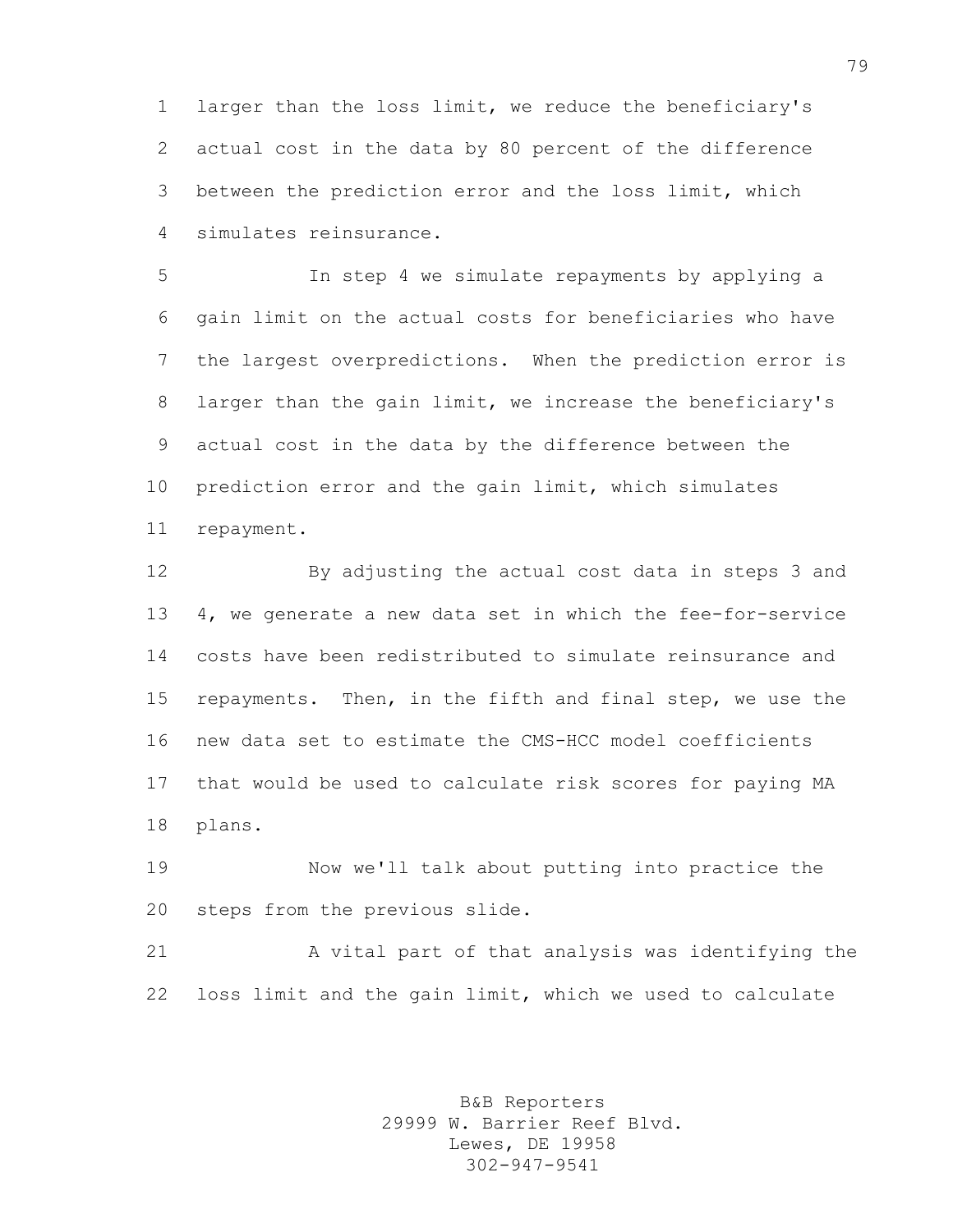larger than the loss limit, we reduce the beneficiary's actual cost in the data by 80 percent of the difference between the prediction error and the loss limit, which simulates reinsurance.

In step 4 we simulate repayments by applying a gain limit on the actual costs for beneficiaries who have the largest overpredictions. When the prediction error is larger than the gain limit, we increase the beneficiary's actual cost in the data by the difference between the prediction error and the gain limit, which simulates repayment.

By adjusting the actual cost data in steps 3 and 4, we generate a new data set in which the fee-for-service costs have been redistributed to simulate reinsurance and repayments. Then, in the fifth and final step, we use the new data set to estimate the CMS-HCC model coefficients that would be used to calculate risk scores for paying MA plans.

Now we'll talk about putting into practice the steps from the previous slide.

A vital part of that analysis was identifying the loss limit and the gain limit, which we used to calculate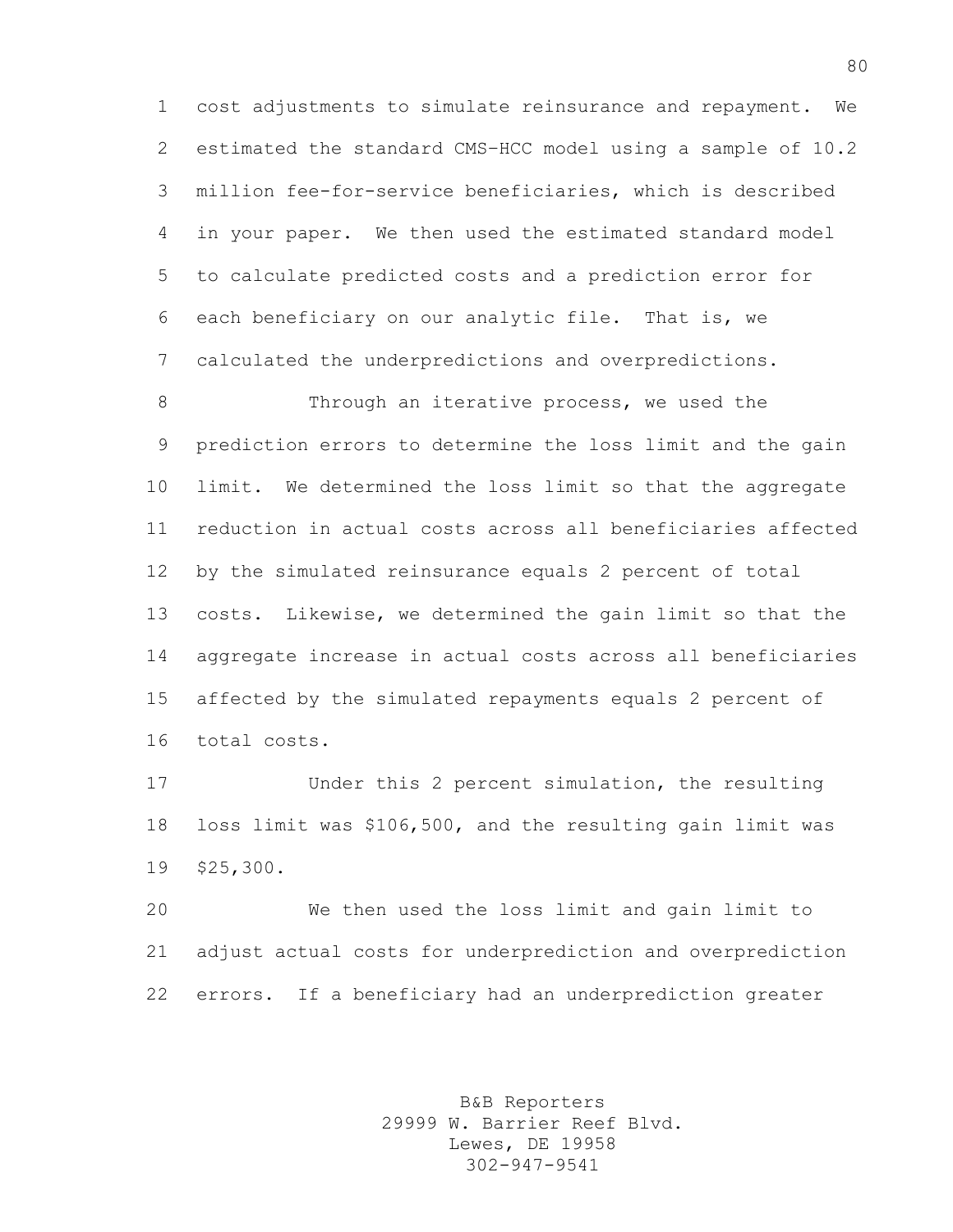cost adjustments to simulate reinsurance and repayment. We estimated the standard CMS-HCC model using a sample of 10.2 million fee-for-service beneficiaries, which is described in your paper. We then used the estimated standard model to calculate predicted costs and a prediction error for each beneficiary on our analytic file. That is, we calculated the underpredictions and overpredictions.

Through an iterative process, we used the prediction errors to determine the loss limit and the gain limit. We determined the loss limit so that the aggregate reduction in actual costs across all beneficiaries affected by the simulated reinsurance equals 2 percent of total costs. Likewise, we determined the gain limit so that the aggregate increase in actual costs across all beneficiaries affected by the simulated repayments equals 2 percent of total costs.

Under this 2 percent simulation, the resulting loss limit was $106,500, and the resulting gain limit was $25,300.

We then used the loss limit and gain limit to adjust actual costs for underprediction and overprediction errors. If a beneficiary had an underprediction greater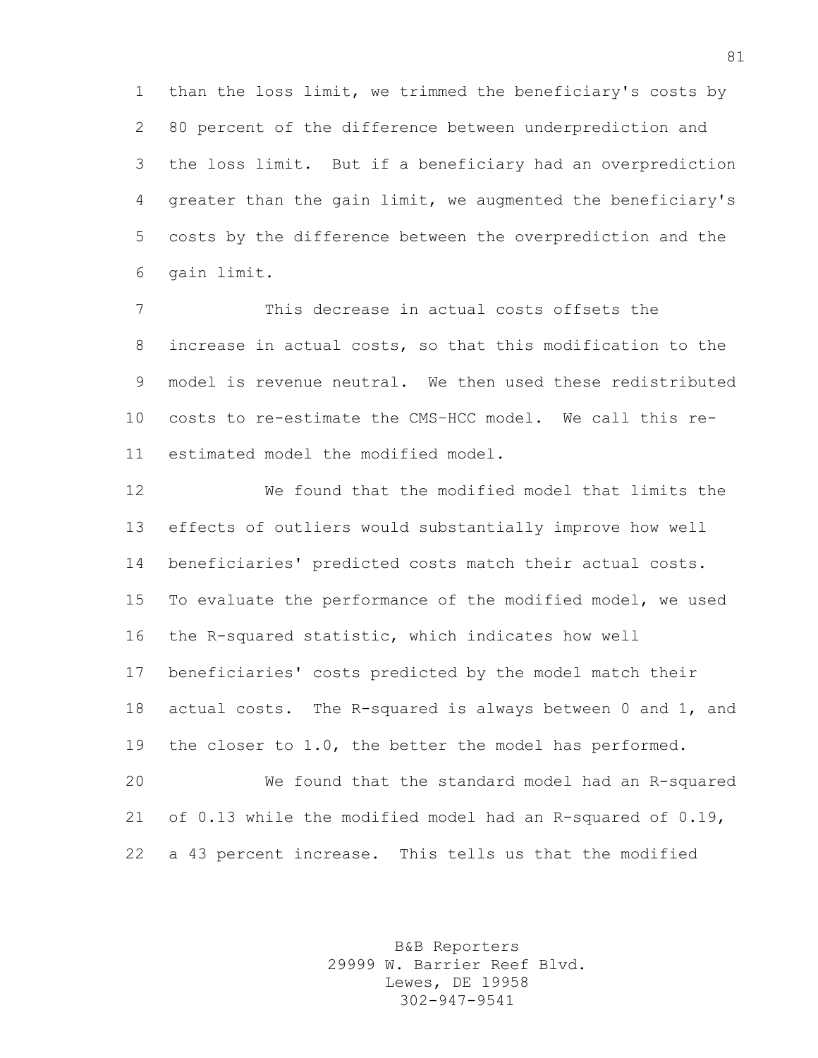than the loss limit, we trimmed the beneficiary's costs by 80 percent of the difference between underprediction and the loss limit. But if a beneficiary had an overprediction greater than the gain limit, we augmented the beneficiary's costs by the difference between the overprediction and the gain limit.

This decrease in actual costs offsets the increase in actual costs, so that this modification to the model is revenue neutral. We then used these redistributed costs to re-estimate the CMS-HCC model. We call this re-estimated model the modified model.

We found that the modified model that limits the effects of outliers would substantially improve how well beneficiaries' predicted costs match their actual costs. To evaluate the performance of the modified model, we used the R-squared statistic, which indicates how well beneficiaries' costs predicted by the model match their actual costs. The R-squared is always between 0 and 1, and the closer to 1.0, the better the model has performed.

We found that the standard model had an R-squared of 0.13 while the modified model had an R-squared of 0.19, a 43 percent increase. This tells us that the modified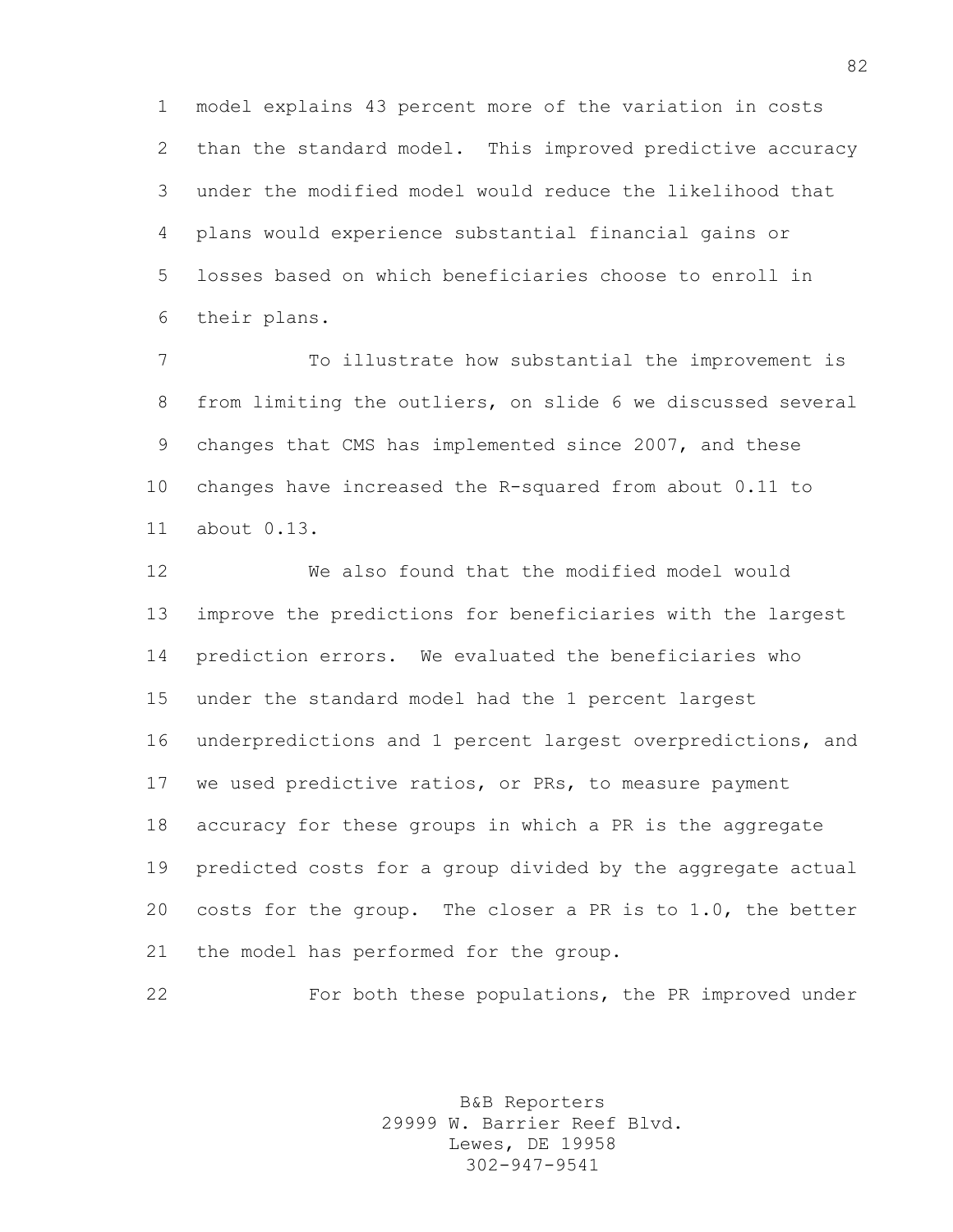model explains 43 percent more of the variation in costs than the standard model. This improved predictive accuracy under the modified model would reduce the likelihood that plans would experience substantial financial gains or losses based on which beneficiaries choose to enroll in their plans.

To illustrate how substantial the improvement is from limiting the outliers, on slide 6 we discussed several changes that CMS has implemented since 2007, and these changes have increased the R-squared from about 0.11 to about 0.13.

We also found that the modified model would improve the predictions for beneficiaries with the largest prediction errors. We evaluated the beneficiaries who under the standard model had the 1 percent largest underpredictions and 1 percent largest overpredictions, and we used predictive ratios, or PRs, to measure payment accuracy for these groups in which a PR is the aggregate predicted costs for a group divided by the aggregate actual costs for the group. The closer a PR is to 1.0, the better the model has performed for the group.

For both these populations, the PR improved under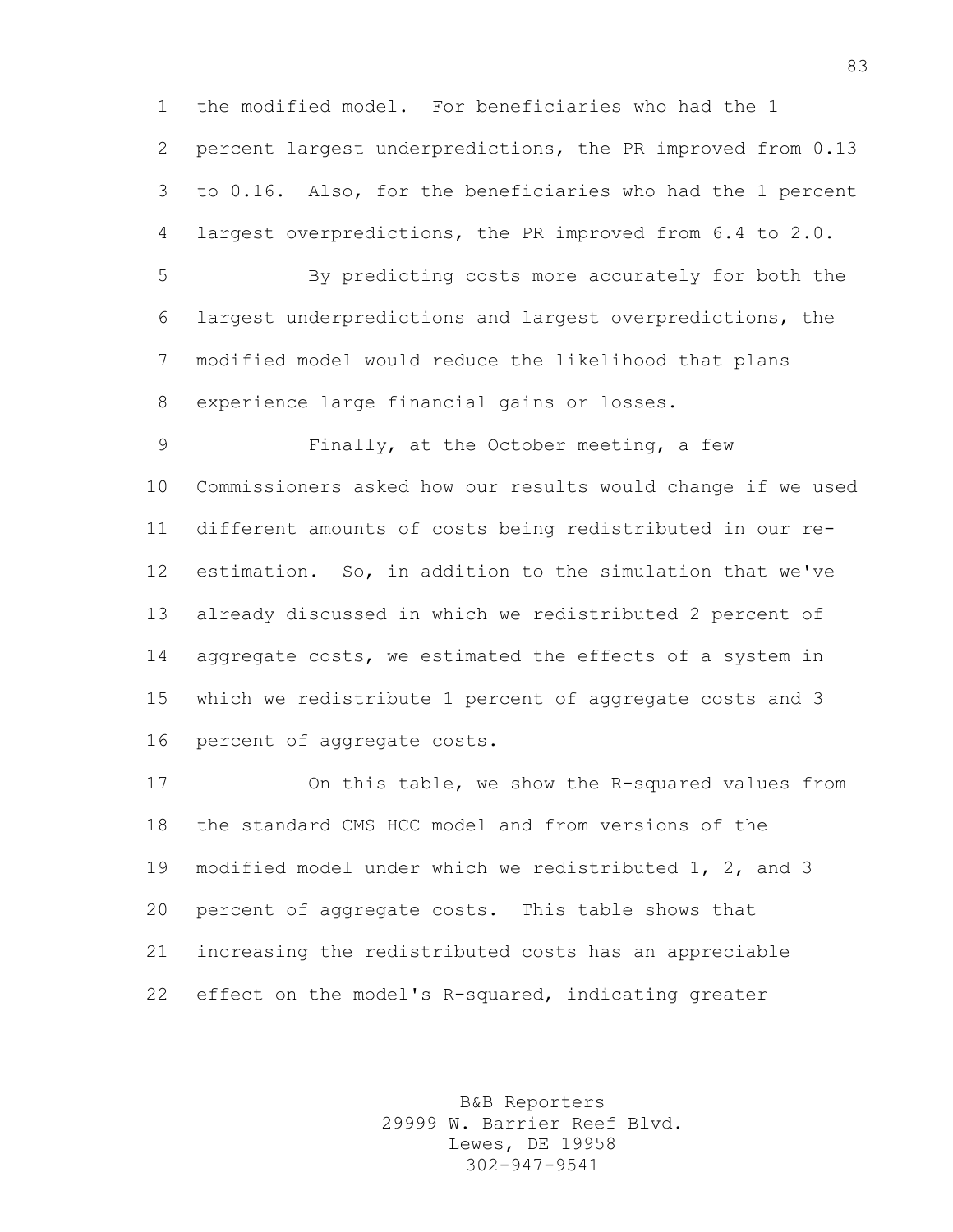the modified model. For beneficiaries who had the 1 percent largest underpredictions, the PR improved from 0.13 to 0.16. Also, for the beneficiaries who had the 1 percent largest overpredictions, the PR improved from 6.4 to 2.0.

By predicting costs more accurately for both the largest underpredictions and largest overpredictions, the modified model would reduce the likelihood that plans experience large financial gains or losses.

Finally, at the October meeting, a few Commissioners asked how our results would change if we used different amounts of costs being redistributed in our re-estimation. So, in addition to the simulation that we've already discussed in which we redistributed 2 percent of aggregate costs, we estimated the effects of a system in which we redistribute 1 percent of aggregate costs and 3 percent of aggregate costs.

On this table, we show the R-squared values from the standard CMS-HCC model and from versions of the modified model under which we redistributed 1, 2, and 3 percent of aggregate costs. This table shows that increasing the redistributed costs has an appreciable effect on the model's R-squared, indicating greater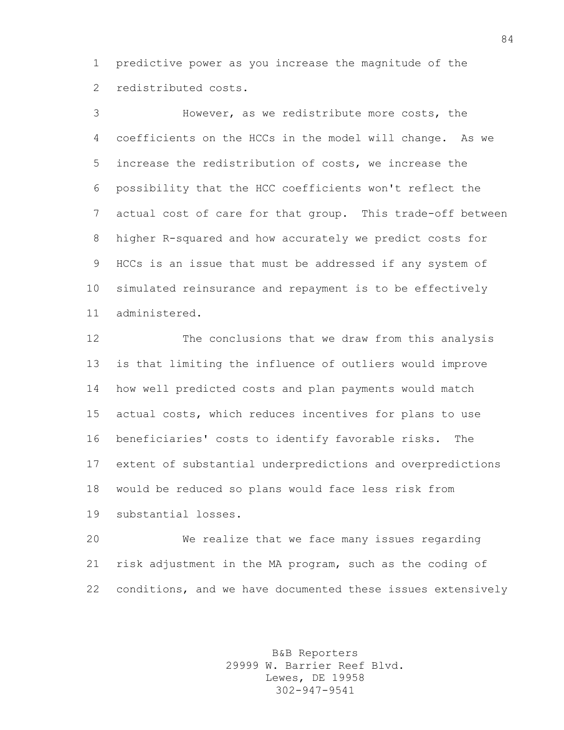predictive power as you increase the magnitude of the redistributed costs.

However, as we redistribute more costs, the coefficients on the HCCs in the model will change. As we increase the redistribution of costs, we increase the possibility that the HCC coefficients won't reflect the actual cost of care for that group. This trade-off between higher R-squared and how accurately we predict costs for HCCs is an issue that must be addressed if any system of simulated reinsurance and repayment is to be effectively administered.

The conclusions that we draw from this analysis is that limiting the influence of outliers would improve how well predicted costs and plan payments would match actual costs, which reduces incentives for plans to use beneficiaries' costs to identify favorable risks. The extent of substantial underpredictions and overpredictions would be reduced so plans would face less risk from substantial losses.

We realize that we face many issues regarding risk adjustment in the MA program, such as the coding of conditions, and we have documented these issues extensively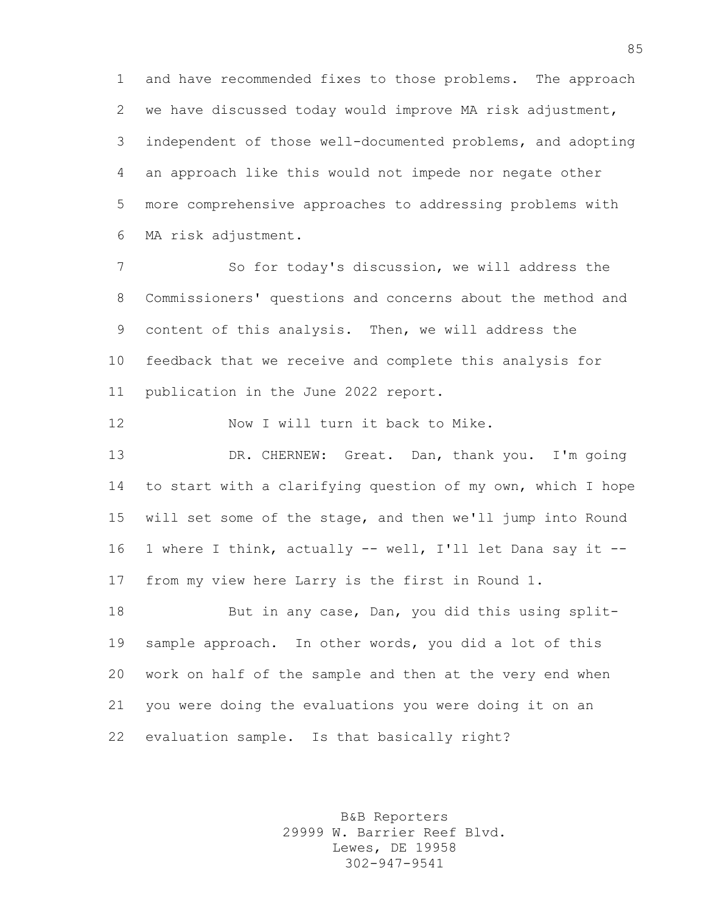and have recommended fixes to those problems. The approach we have discussed today would improve MA risk adjustment, independent of those well-documented problems, and adopting an approach like this would not impede nor negate other more comprehensive approaches to addressing problems with MA risk adjustment.

So for today's discussion, we will address the Commissioners' questions and concerns about the method and content of this analysis. Then, we will address the feedback that we receive and complete this analysis for publication in the June 2022 report.

Now I will turn it back to Mike.

DR. CHERNEW: Great. Dan, thank you. I'm going to start with a clarifying question of my own, which I hope will set some of the stage, and then we'll jump into Round 1 where I think, actually -- well, I'll let Dana say it -- from my view here Larry is the first in Round 1.

But in any case, Dan, you did this using split-sample approach. In other words, you did a lot of this work on half of the sample and then at the very end when you were doing the evaluations you were doing it on an evaluation sample. Is that basically right?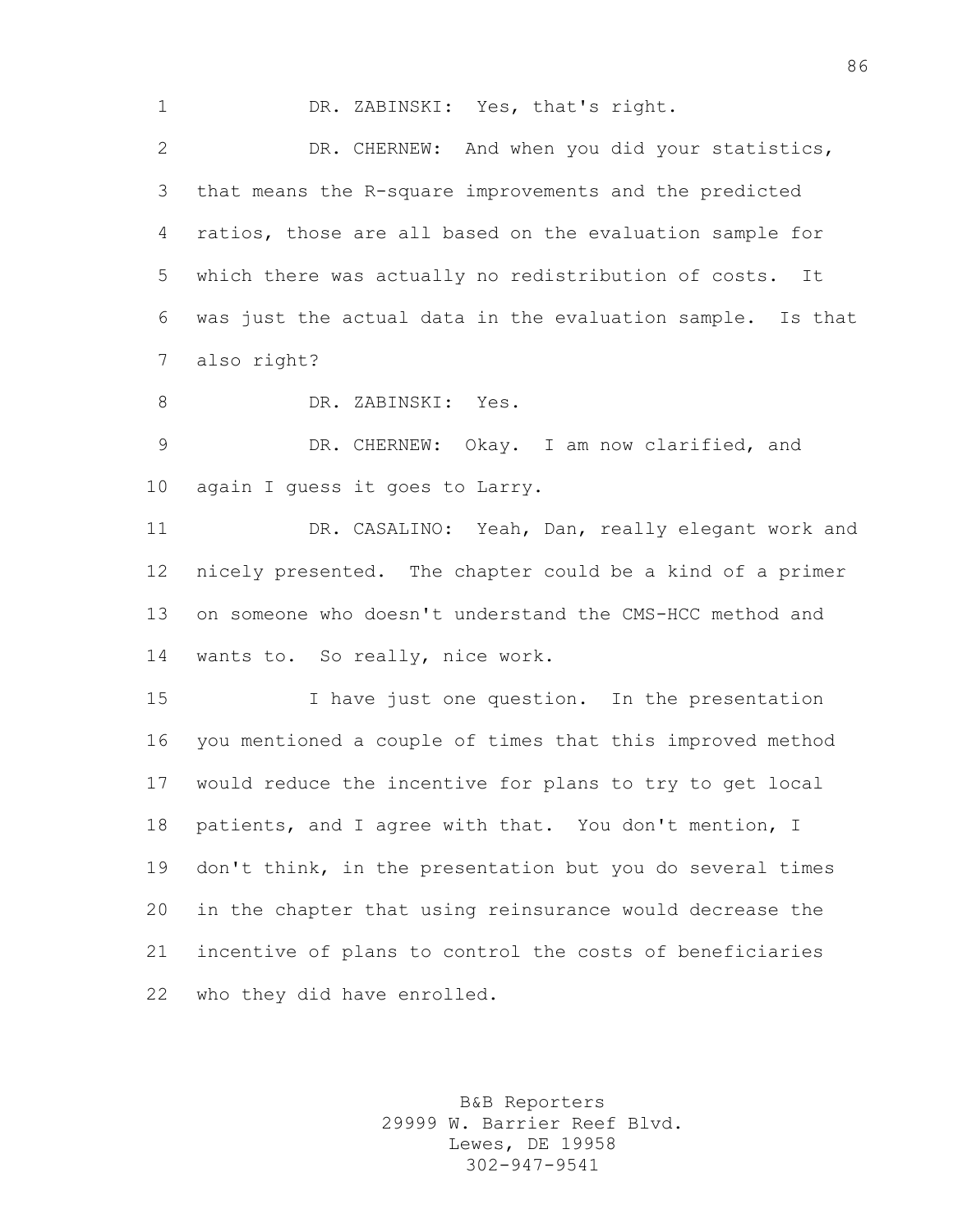DR. ZABINSKI: Yes, that's right.

DR. CHERNEW: And when you did your statistics, that means the R-square improvements and the predicted ratios, those are all based on the evaluation sample for which there was actually no redistribution of costs. It was just the actual data in the evaluation sample. Is that also right?

DR. ZABINSKI: Yes.

DR. CHERNEW: Okay. I am now clarified, and again I guess it goes to Larry.

DR. CASALINO: Yeah, Dan, really elegant work and nicely presented. The chapter could be a kind of a primer on someone who doesn't understand the CMS-HCC method and wants to. So really, nice work.

I have just one question. In the presentation you mentioned a couple of times that this improved method would reduce the incentive for plans to try to get local patients, and I agree with that. You don't mention, I don't think, in the presentation but you do several times in the chapter that using reinsurance would decrease the incentive of plans to control the costs of beneficiaries who they did have enrolled.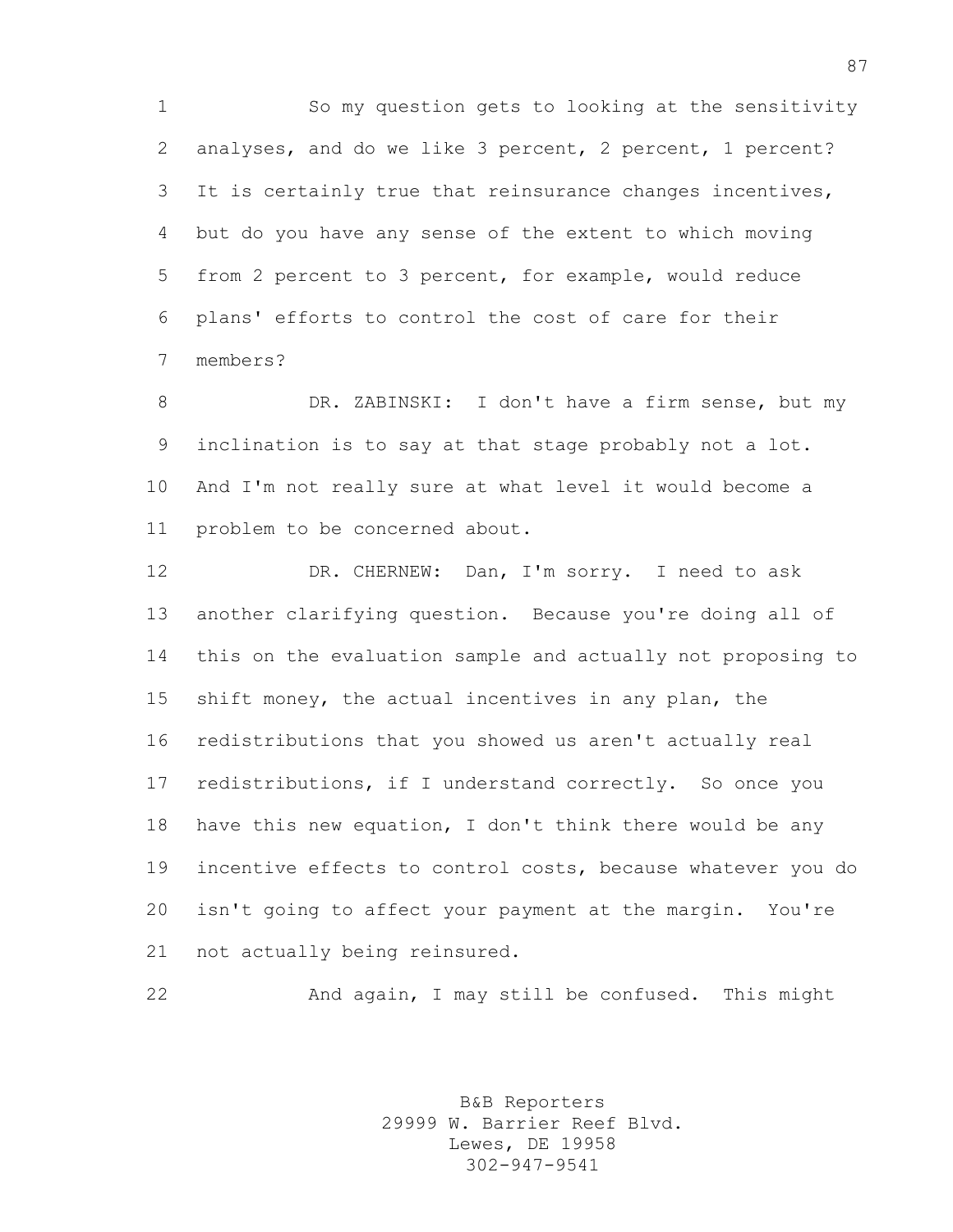So my question gets to looking at the sensitivity analyses, and do we like 3 percent, 2 percent, 1 percent? It is certainly true that reinsurance changes incentives, but do you have any sense of the extent to which moving from 2 percent to 3 percent, for example, would reduce plans' efforts to control the cost of care for their members?

DR. ZABINSKI: I don't have a firm sense, but my inclination is to say at that stage probably not a lot. And I'm not really sure at what level it would become a problem to be concerned about.

DR. CHERNEW: Dan, I'm sorry. I need to ask another clarifying question. Because you're doing all of this on the evaluation sample and actually not proposing to shift money, the actual incentives in any plan, the redistributions that you showed us aren't actually real redistributions, if I understand correctly. So once you have this new equation, I don't think there would be any incentive effects to control costs, because whatever you do isn't going to affect your payment at the margin. You're not actually being reinsured.

And again, I may still be confused. This might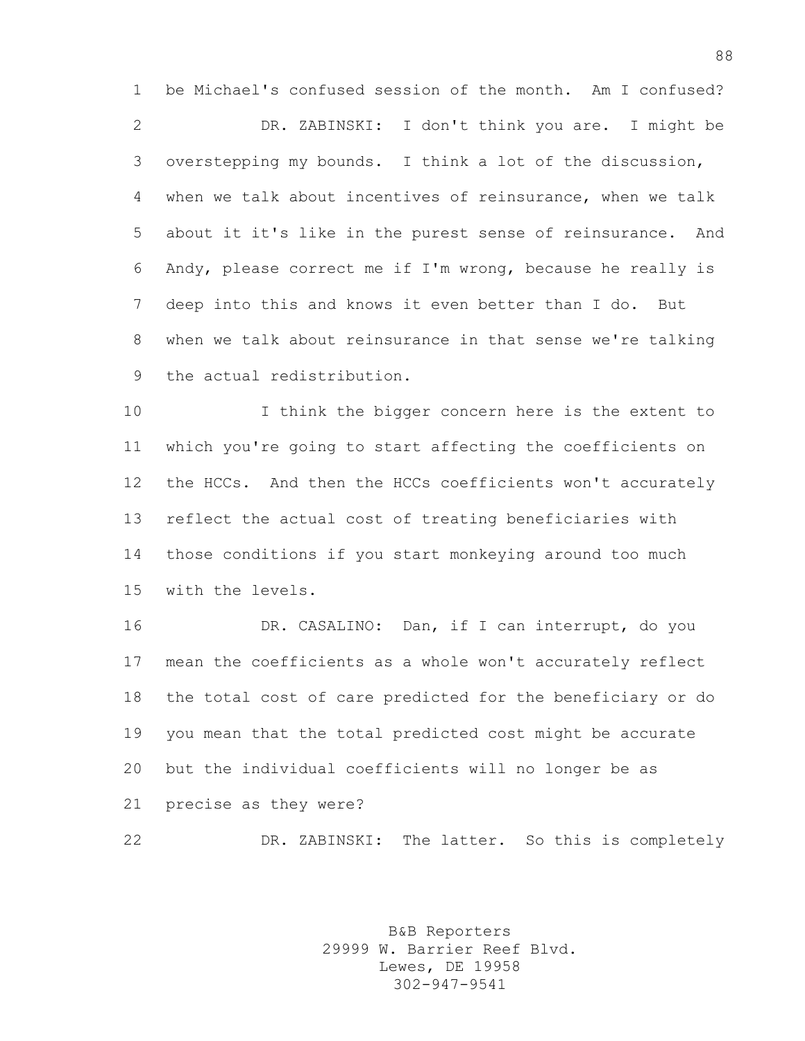be Michael's confused session of the month. Am I confused?

DR. ZABINSKI: I don't think you are. I might be overstepping my bounds. I think a lot of the discussion, when we talk about incentives of reinsurance, when we talk about it it's like in the purest sense of reinsurance. And Andy, please correct me if I'm wrong, because he really is deep into this and knows it even better than I do. But when we talk about reinsurance in that sense we're talking the actual redistribution.

I think the bigger concern here is the extent to which you're going to start affecting the coefficients on the HCCs. And then the HCCs coefficients won't accurately reflect the actual cost of treating beneficiaries with those conditions if you start monkeying around too much with the levels.

DR. CASALINO: Dan, if I can interrupt, do you mean the coefficients as a whole won't accurately reflect the total cost of care predicted for the beneficiary or do you mean that the total predicted cost might be accurate but the individual coefficients will no longer be as precise as they were?

DR. ZABINSKI: The latter. So this is completely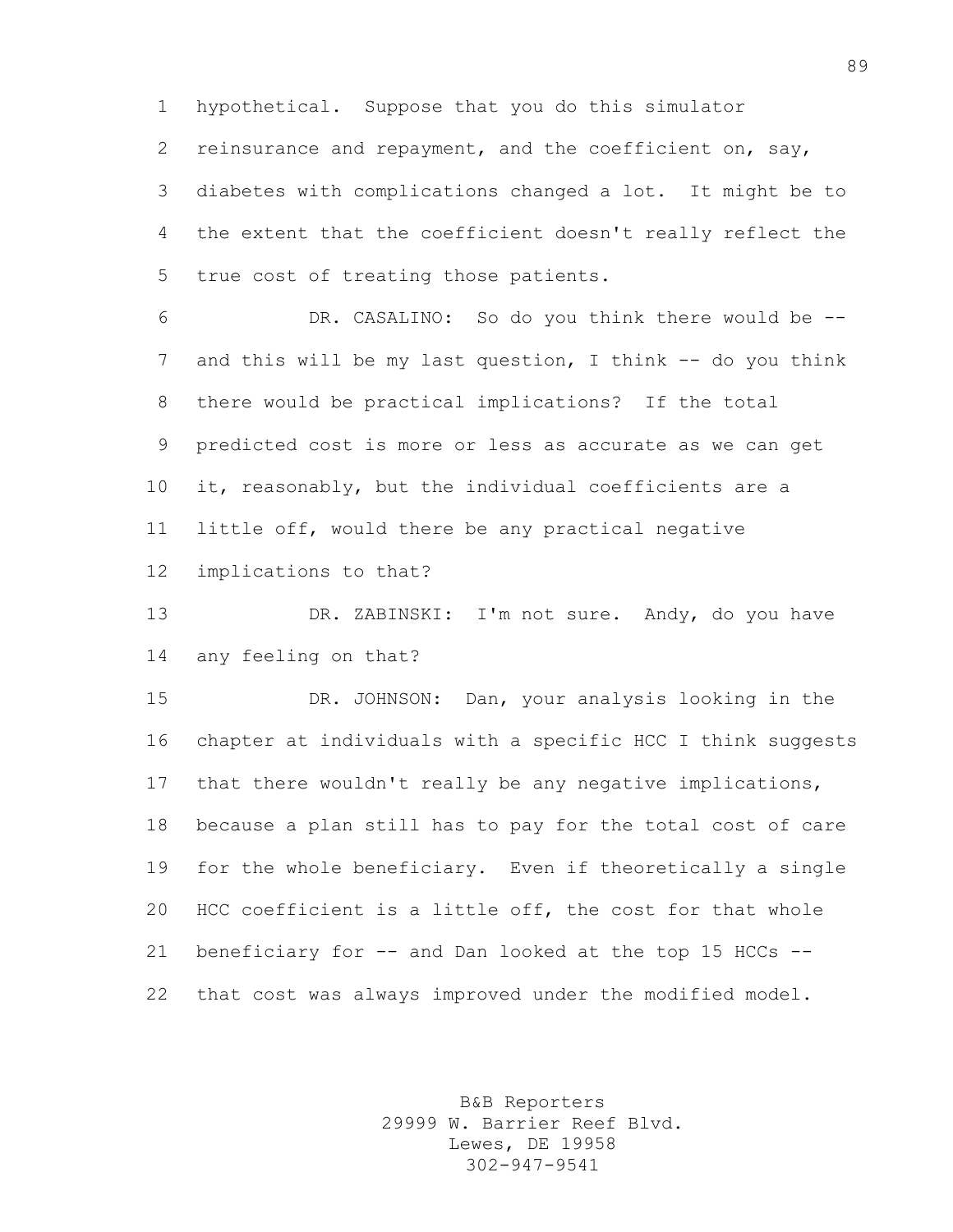hypothetical. Suppose that you do this simulator reinsurance and repayment, and the coefficient on, say, diabetes with complications changed a lot. It might be to the extent that the coefficient doesn't really reflect the true cost of treating those patients.

DR. CASALINO: So do you think there would be -- and this will be my last question, I think -- do you think there would be practical implications? If the total predicted cost is more or less as accurate as we can get it, reasonably, but the individual coefficients are a little off, would there be any practical negative implications to that?

DR. ZABINSKI: I'm not sure. Andy, do you have any feeling on that?

DR. JOHNSON: Dan, your analysis looking in the chapter at individuals with a specific HCC I think suggests that there wouldn't really be any negative implications, because a plan still has to pay for the total cost of care for the whole beneficiary. Even if theoretically a single HCC coefficient is a little off, the cost for that whole beneficiary for -- and Dan looked at the top 15 HCCs -- that cost was always improved under the modified model.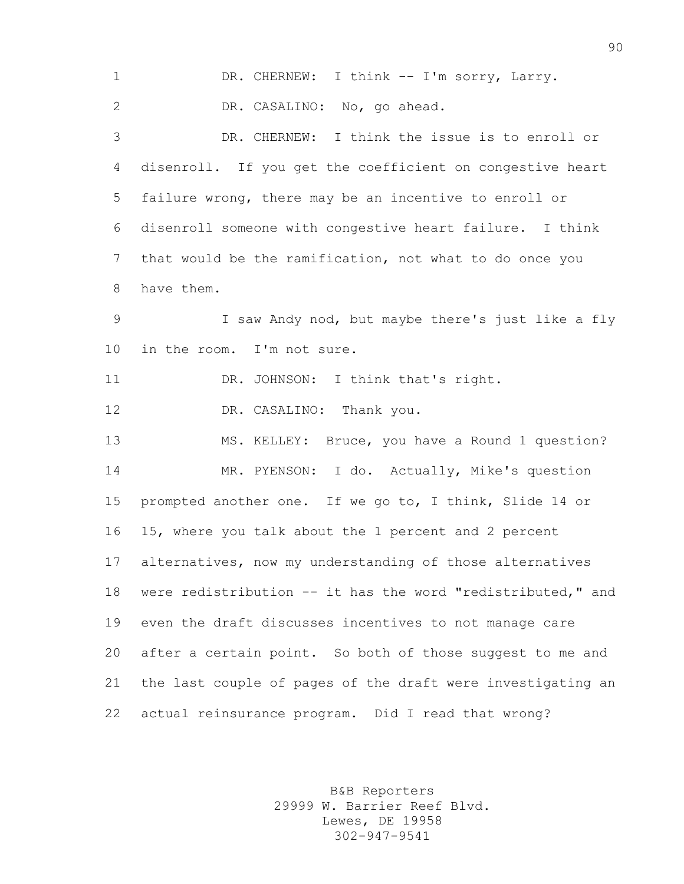DR. CHERNEW: I think -- I'm sorry, Larry.

DR. CASALINO: No, go ahead.

DR. CHERNEW: I think the issue is to enroll or disenroll. If you get the coefficient on congestive heart failure wrong, there may be an incentive to enroll or disenroll someone with congestive heart failure. I think that would be the ramification, not what to do once you have them.

I saw Andy nod, but maybe there's just like a fly in the room. I'm not sure.

DR. JOHNSON: I think that's right.

DR. CASALINO: Thank you.

MS. KELLEY: Bruce, you have a Round 1 question?

MR. PYENSON: I do. Actually, Mike's question prompted another one. If we go to, I think, Slide 14 or 15, where you talk about the 1 percent and 2 percent alternatives, now my understanding of those alternatives were redistribution -- it has the word "redistributed," and even the draft discusses incentives to not manage care after a certain point. So both of those suggest to me and the last couple of pages of the draft were investigating an actual reinsurance program. Did I read that wrong?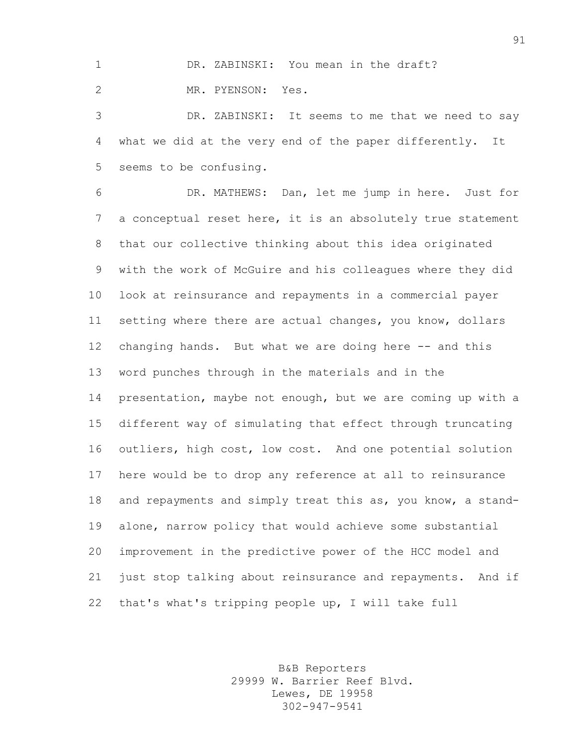DR. ZABINSKI: You mean in the draft?

MR. PYENSON: Yes.

DR. ZABINSKI: It seems to me that we need to say what we did at the very end of the paper differently. It seems to be confusing.

DR. MATHEWS: Dan, let me jump in here. Just for a conceptual reset here, it is an absolutely true statement that our collective thinking about this idea originated with the work of McGuire and his colleagues where they did look at reinsurance and repayments in a commercial payer setting where there are actual changes, you know, dollars changing hands. But what we are doing here -- and this word punches through in the materials and in the presentation, maybe not enough, but we are coming up with a different way of simulating that effect through truncating outliers, high cost, low cost. And one potential solution here would be to drop any reference at all to reinsurance and repayments and simply treat this as, you know, a stand-alone, narrow policy that would achieve some substantial improvement in the predictive power of the HCC model and just stop talking about reinsurance and repayments. And if that's what's tripping people up, I will take full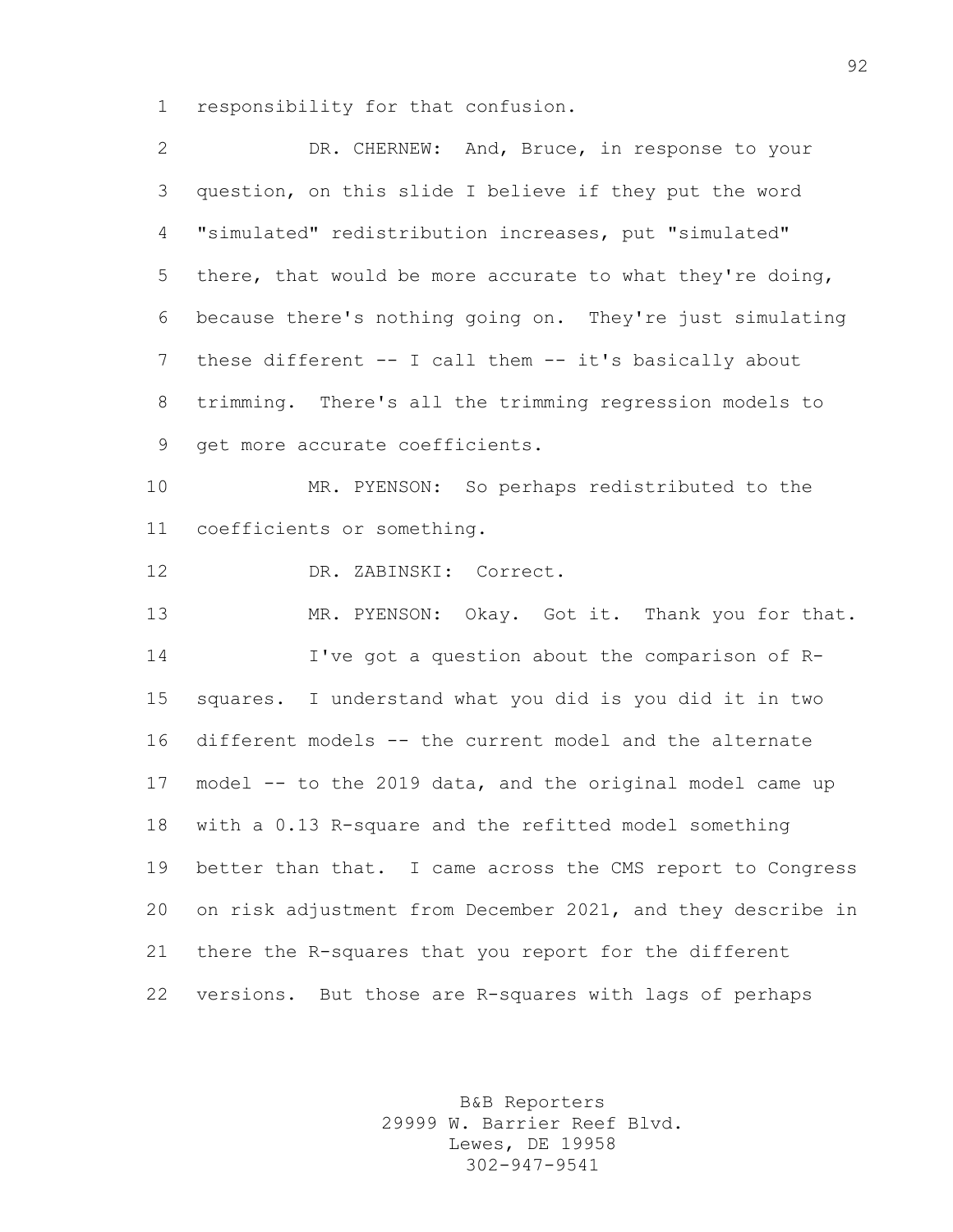responsibility for that confusion.

DR. CHERNEW: And, Bruce, in response to your question, on this slide I believe if they put the word "simulated" redistribution increases, put "simulated" there, that would be more accurate to what they're doing, because there's nothing going on. They're just simulating these different -- I call them -- it's basically about trimming. There's all the trimming regression models to get more accurate coefficients.

MR. PYENSON: So perhaps redistributed to the coefficients or something.

DR. ZABINSKI: Correct.

MR. PYENSON: Okay. Got it. Thank you for that.

I've got a question about the comparison of R-squares. I understand what you did is you did it in two different models -- the current model and the alternate model -- to the 2019 data, and the original model came up with a 0.13 R-square and the refitted model something better than that. I came across the CMS report to Congress on risk adjustment from December 2021, and they describe in there the R-squares that you report for the different versions. But those are R-squares with lags of perhaps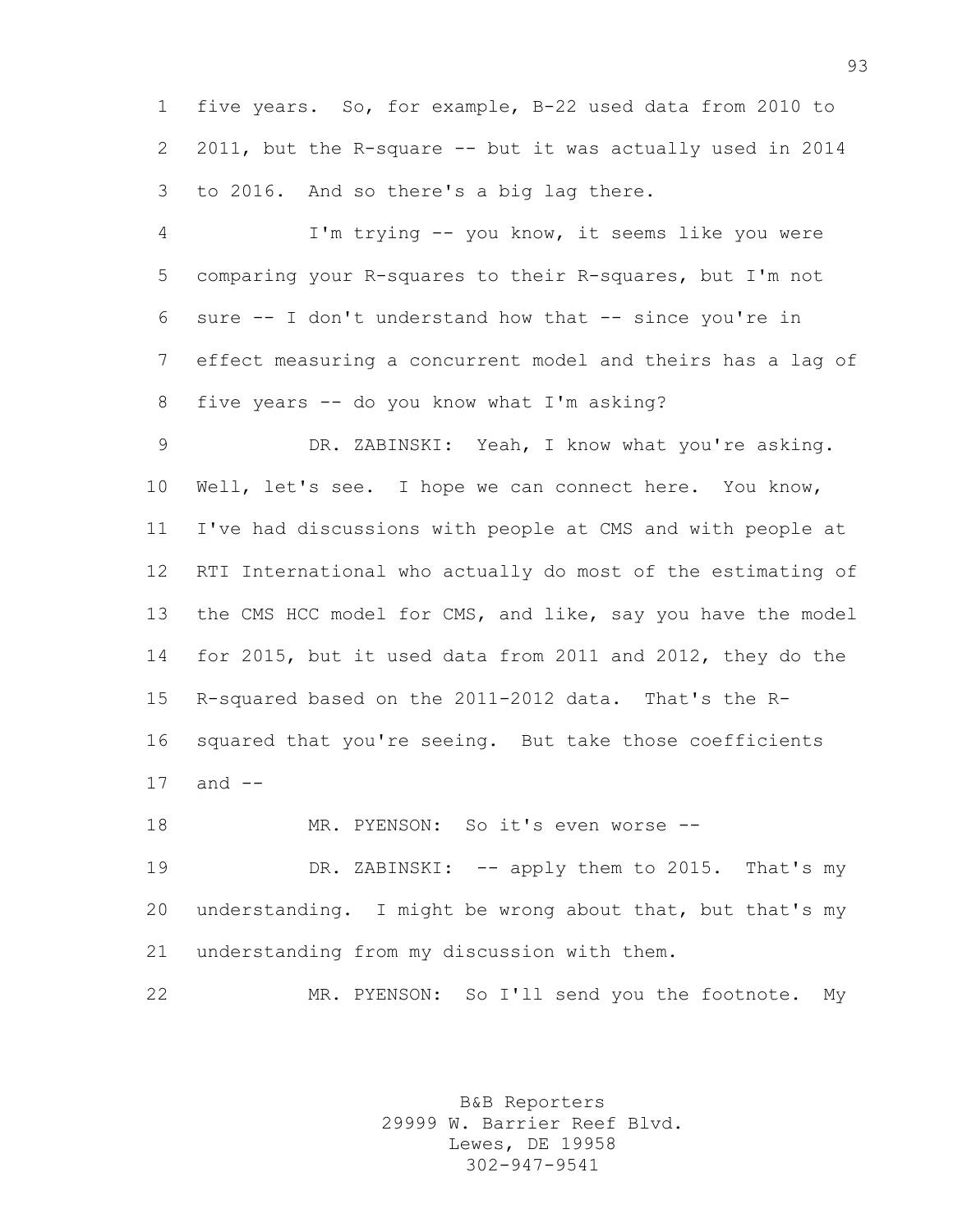five years. So, for example, B-22 used data from 2010 to 2011, but the R-square -- but it was actually used in 2014 to 2016. And so there's a big lag there.

I'm trying -- you know, it seems like you were comparing your R-squares to their R-squares, but I'm not sure -- I don't understand how that -- since you're in effect measuring a concurrent model and theirs has a lag of five years -- do you know what I'm asking?

DR. ZABINSKI: Yeah, I know what you're asking. Well, let's see. I hope we can connect here. You know, I've had discussions with people at CMS and with people at RTI International who actually do most of the estimating of the CMS HCC model for CMS, and like, say you have the model for 2015, but it used data from 2011 and 2012, they do the R-squared based on the 2011-2012 data. That's the R-squared that you're seeing. But take those coefficients and --

MR. PYENSON: So it's even worse --

DR. ZABINSKI: -- apply them to 2015. That's my understanding. I might be wrong about that, but that's my understanding from my discussion with them.

MR. PYENSON: So I'll send you the footnote. My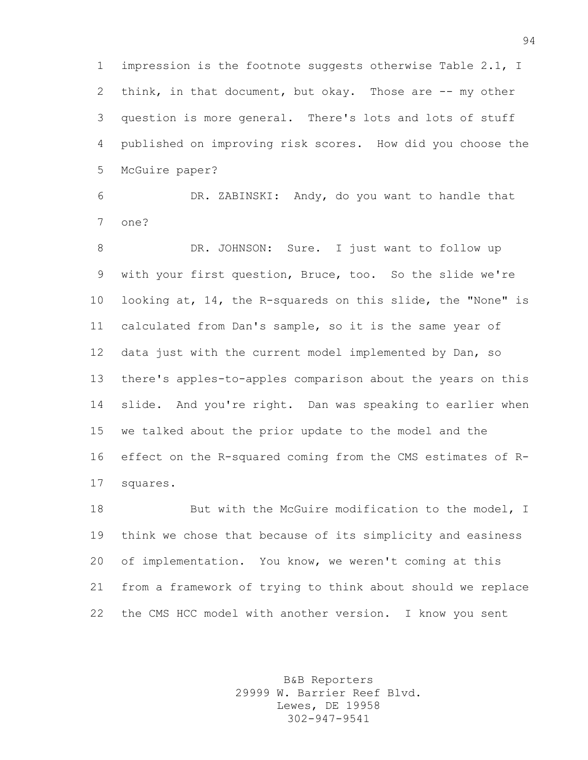impression is the footnote suggests otherwise Table 2.1, I think, in that document, but okay. Those are -- my other question is more general. There's lots and lots of stuff published on improving risk scores. How did you choose the McGuire paper?

DR. ZABINSKI: Andy, do you want to handle that one?

DR. JOHNSON: Sure. I just want to follow up with your first question, Bruce, too. So the slide we're looking at, 14, the R-squareds on this slide, the "None" is calculated from Dan's sample, so it is the same year of data just with the current model implemented by Dan, so there's apples-to-apples comparison about the years on this slide. And you're right. Dan was speaking to earlier when we talked about the prior update to the model and the effect on the R-squared coming from the CMS estimates of R-squares.

But with the McGuire modification to the model, I think we chose that because of its simplicity and easiness of implementation. You know, we weren't coming at this from a framework of trying to think about should we replace the CMS HCC model with another version. I know you sent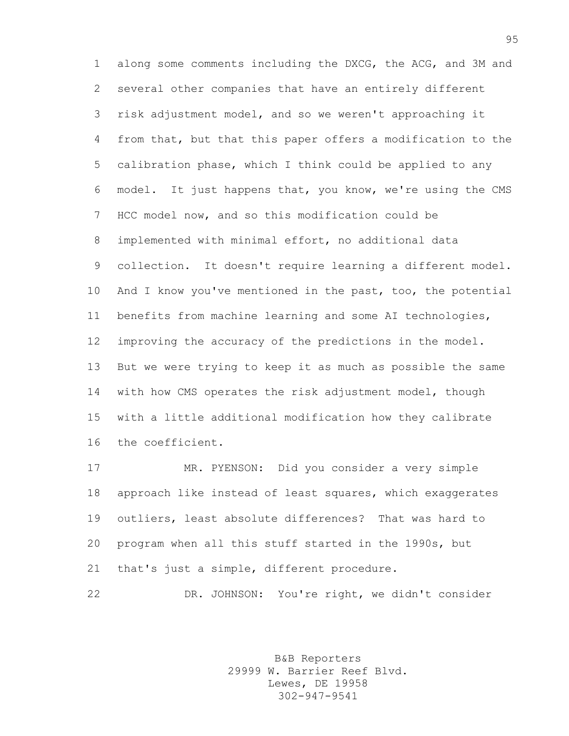along some comments including the DXCG, the ACG, and 3M and several other companies that have an entirely different risk adjustment model, and so we weren't approaching it from that, but that this paper offers a modification to the calibration phase, which I think could be applied to any model. It just happens that, you know, we're using the CMS HCC model now, and so this modification could be implemented with minimal effort, no additional data collection. It doesn't require learning a different model. And I know you've mentioned in the past, too, the potential benefits from machine learning and some AI technologies, improving the accuracy of the predictions in the model. But we were trying to keep it as much as possible the same with how CMS operates the risk adjustment model, though with a little additional modification how they calibrate the coefficient.

MR. PYENSON: Did you consider a very simple approach like instead of least squares, which exaggerates outliers, least absolute differences? That was hard to program when all this stuff started in the 1990s, but that's just a simple, different procedure.

DR. JOHNSON: You're right, we didn't consider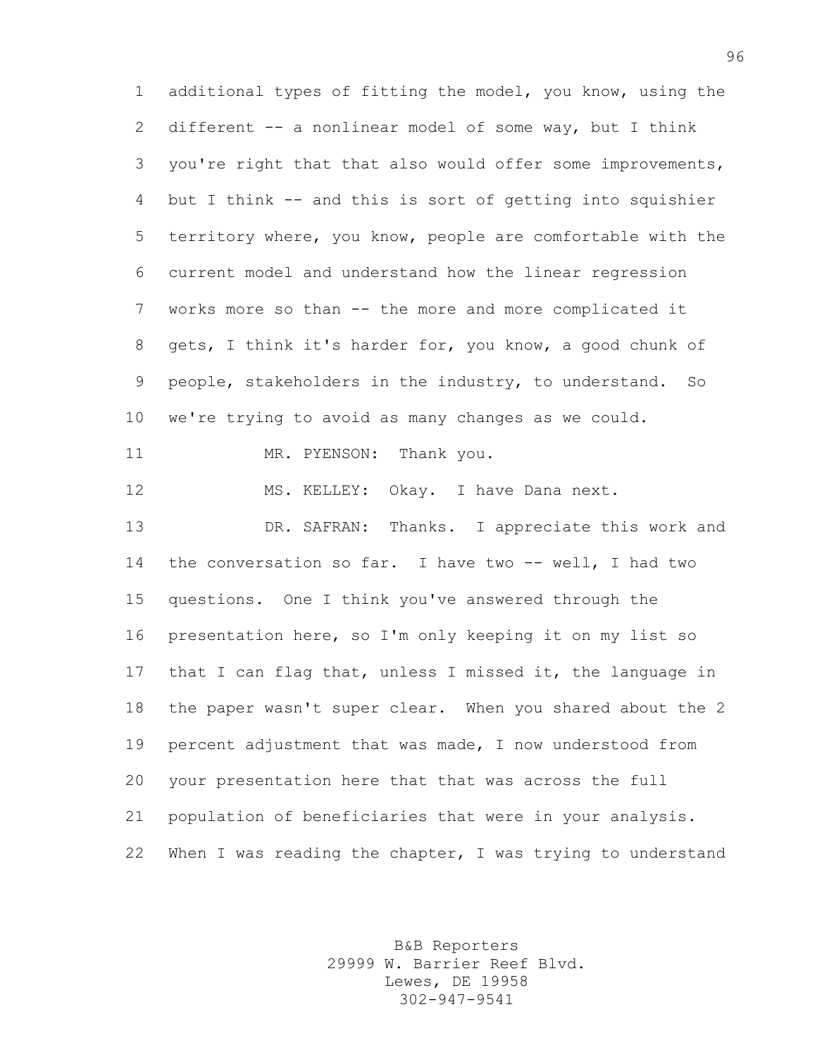additional types of fitting the model, you know, using the different -- a nonlinear model of some way, but I think you're right that that also would offer some improvements, but I think -- and this is sort of getting into squishier territory where, you know, people are comfortable with the current model and understand how the linear regression works more so than -- the more and more complicated it gets, I think it's harder for, you know, a good chunk of people, stakeholders in the industry, to understand. So we're trying to avoid as many changes as we could.

MR. PYENSON: Thank you.

MS. KELLEY: Okay. I have Dana next.

DR. SAFRAN: Thanks. I appreciate this work and the conversation so far. I have two -- well, I had two questions. One I think you've answered through the presentation here, so I'm only keeping it on my list so that I can flag that, unless I missed it, the language in the paper wasn't super clear. When you shared about the 2 percent adjustment that was made, I now understood from your presentation here that that was across the full population of beneficiaries that were in your analysis. When I was reading the chapter, I was trying to understand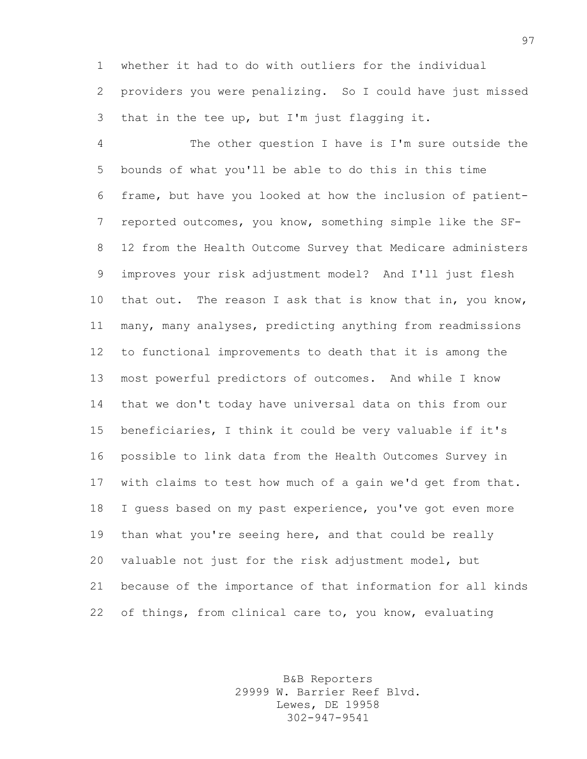whether it had to do with outliers for the individual providers you were penalizing. So I could have just missed that in the tee up, but I'm just flagging it.

The other question I have is I'm sure outside the bounds of what you'll be able to do this in this time frame, but have you looked at how the inclusion of patient-reported outcomes, you know, something simple like the SF-12 from the Health Outcome Survey that Medicare administers improves your risk adjustment model? And I'll just flesh that out. The reason I ask that is know that in, you know, many, many analyses, predicting anything from readmissions to functional improvements to death that it is among the most powerful predictors of outcomes. And while I know that we don't today have universal data on this from our beneficiaries, I think it could be very valuable if it's possible to link data from the Health Outcomes Survey in with claims to test how much of a gain we'd get from that. I guess based on my past experience, you've got even more than what you're seeing here, and that could be really valuable not just for the risk adjustment model, but because of the importance of that information for all kinds of things, from clinical care to, you know, evaluating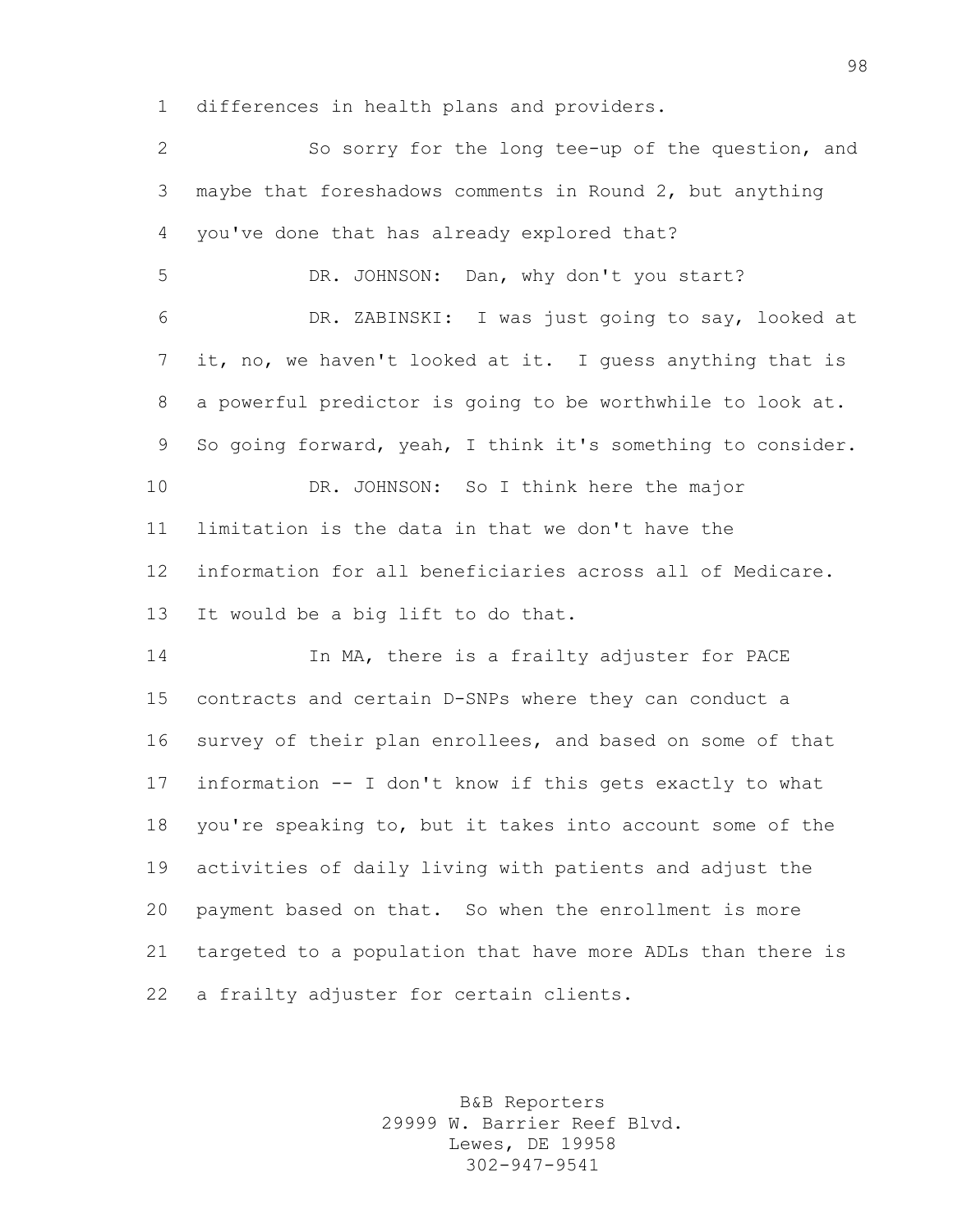differences in health plans and providers.

So sorry for the long tee-up of the question, and maybe that foreshadows comments in Round 2, but anything you've done that has already explored that?

DR. JOHNSON: Dan, why don't you start?

DR. ZABINSKI: I was just going to say, looked at it, no, we haven't looked at it. I guess anything that is a powerful predictor is going to be worthwhile to look at. So going forward, yeah, I think it's something to consider.

DR. JOHNSON: So I think here the major limitation is the data in that we don't have the information for all beneficiaries across all of Medicare. It would be a big lift to do that.

In MA, there is a frailty adjuster for PACE contracts and certain D-SNPs where they can conduct a survey of their plan enrollees, and based on some of that information -- I don't know if this gets exactly to what you're speaking to, but it takes into account some of the activities of daily living with patients and adjust the payment based on that. So when the enrollment is more targeted to a population that have more ADLs than there is a frailty adjuster for certain clients.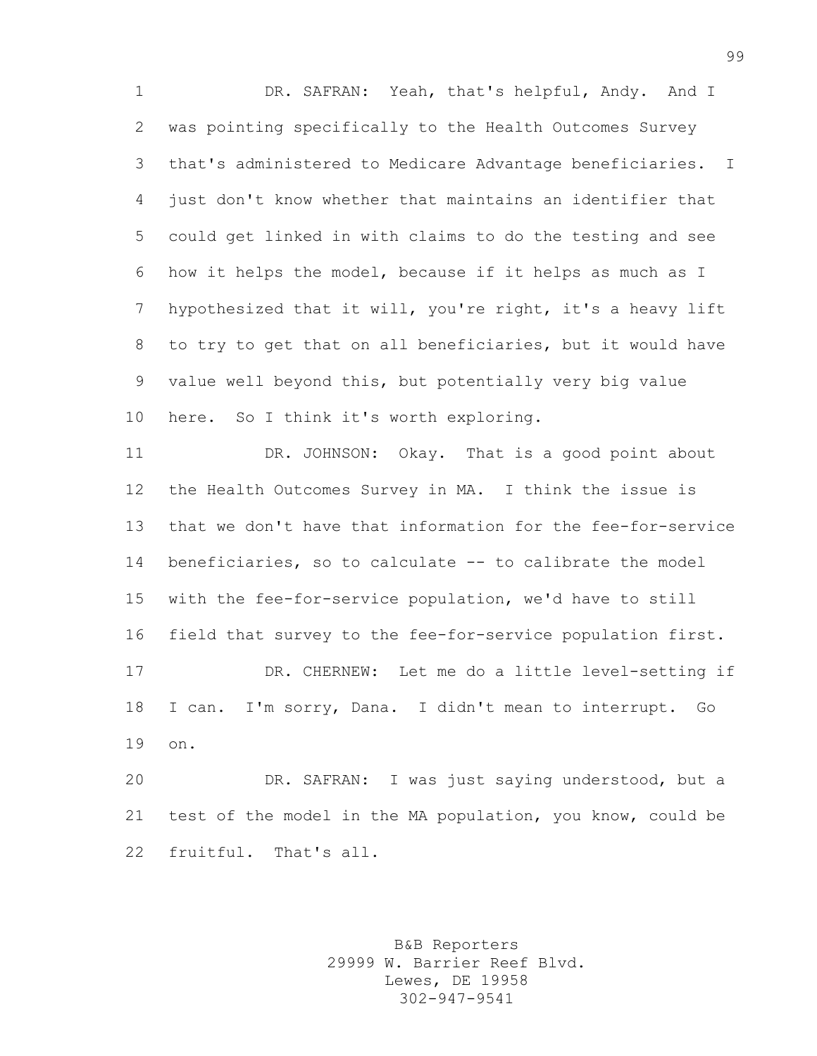DR. SAFRAN: Yeah, that's helpful, Andy. And I was pointing specifically to the Health Outcomes Survey that's administered to Medicare Advantage beneficiaries. I just don't know whether that maintains an identifier that could get linked in with claims to do the testing and see how it helps the model, because if it helps as much as I hypothesized that it will, you're right, it's a heavy lift to try to get that on all beneficiaries, but it would have value well beyond this, but potentially very big value here. So I think it's worth exploring.

DR. JOHNSON: Okay. That is a good point about the Health Outcomes Survey in MA. I think the issue is that we don't have that information for the fee-for-service beneficiaries, so to calculate -- to calibrate the model with the fee-for-service population, we'd have to still field that survey to the fee-for-service population first.

DR. CHERNEW: Let me do a little level-setting if I can. I'm sorry, Dana. I didn't mean to interrupt. Go on.

DR. SAFRAN: I was just saying understood, but a test of the model in the MA population, you know, could be fruitful. That's all.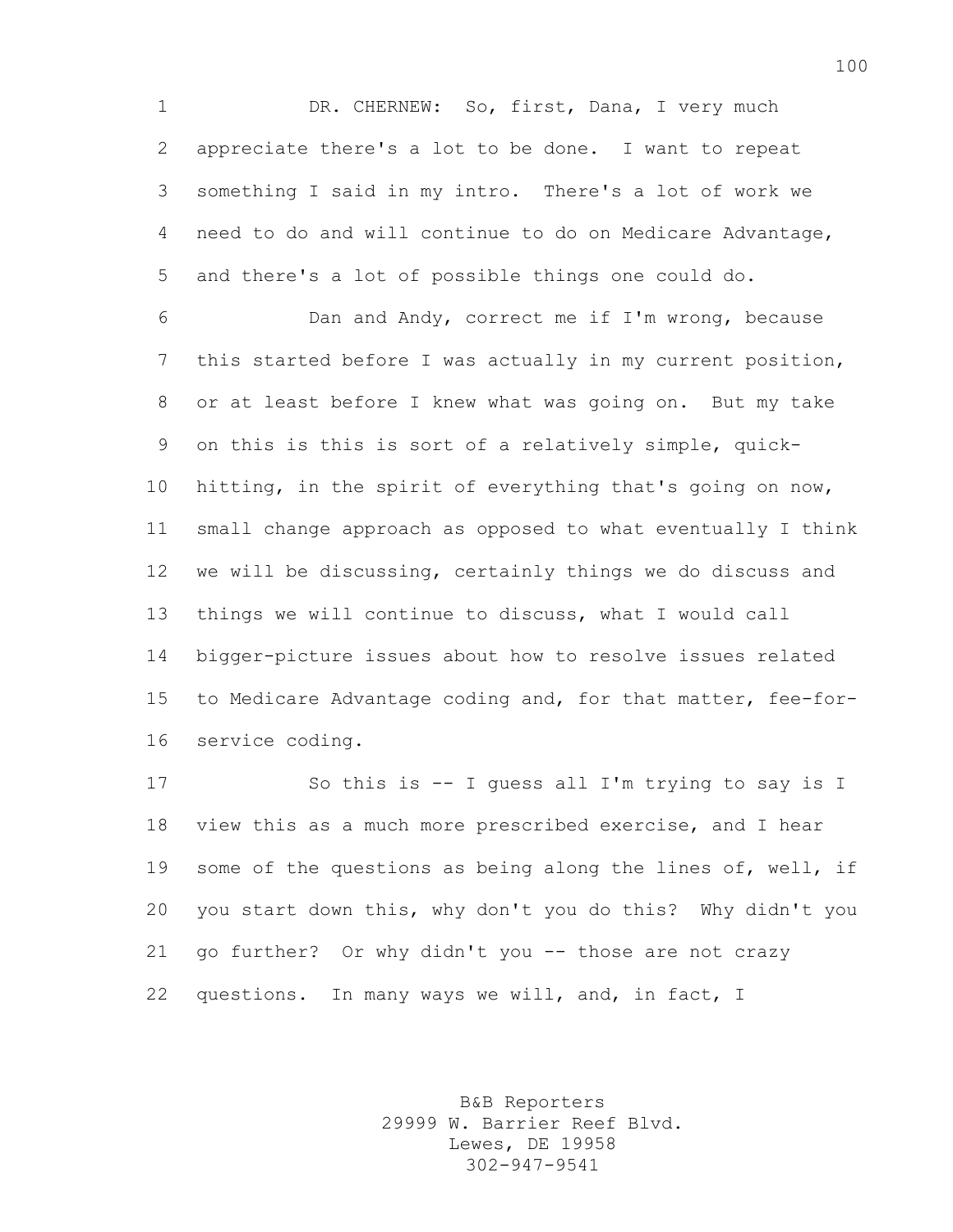DR. CHERNEW: So, first, Dana, I very much appreciate there's a lot to be done. I want to repeat something I said in my intro. There's a lot of work we need to do and will continue to do on Medicare Advantage, and there's a lot of possible things one could do.

Dan and Andy, correct me if I'm wrong, because this started before I was actually in my current position, or at least before I knew what was going on. But my take on this is this is sort of a relatively simple, quick-hitting, in the spirit of everything that's going on now, small change approach as opposed to what eventually I think we will be discussing, certainly things we do discuss and things we will continue to discuss, what I would call bigger-picture issues about how to resolve issues related to Medicare Advantage coding and, for that matter, fee-for-service coding.

So this is -- I guess all I'm trying to say is I view this as a much more prescribed exercise, and I hear some of the questions as being along the lines of, well, if you start down this, why don't you do this? Why didn't you go further? Or why didn't you -- those are not crazy questions. In many ways we will, and, in fact, I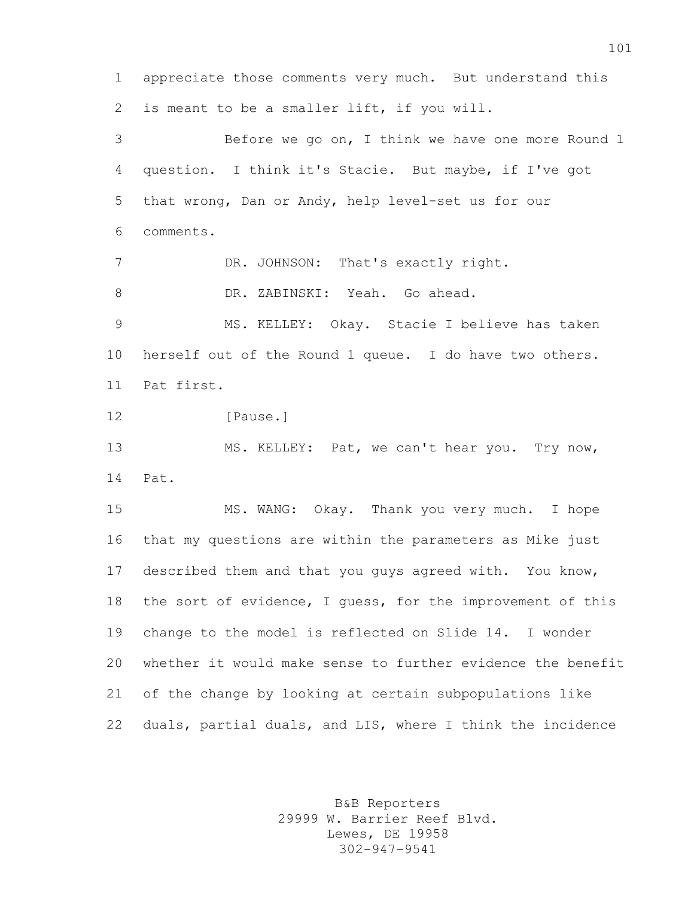appreciate those comments very much. But understand this is meant to be a smaller lift, if you will.

Before we go on, I think we have one more Round 1 question. I think it's Stacie. But maybe, if I've got that wrong, Dan or Andy, help level-set us for our comments.

DR. JOHNSON: That's exactly right.

DR. ZABINSKI: Yeah. Go ahead.

MS. KELLEY: Okay. Stacie I believe has taken herself out of the Round 1 queue. I do have two others. Pat first.

[Pause.]

MS. KELLEY: Pat, we can't hear you. Try now, Pat.

MS. WANG: Okay. Thank you very much. I hope that my questions are within the parameters as Mike just described them and that you guys agreed with. You know, the sort of evidence, I guess, for the improvement of this change to the model is reflected on Slide 14. I wonder whether it would make sense to further evidence the benefit of the change by looking at certain subpopulations like duals, partial duals, and LIS, where I think the incidence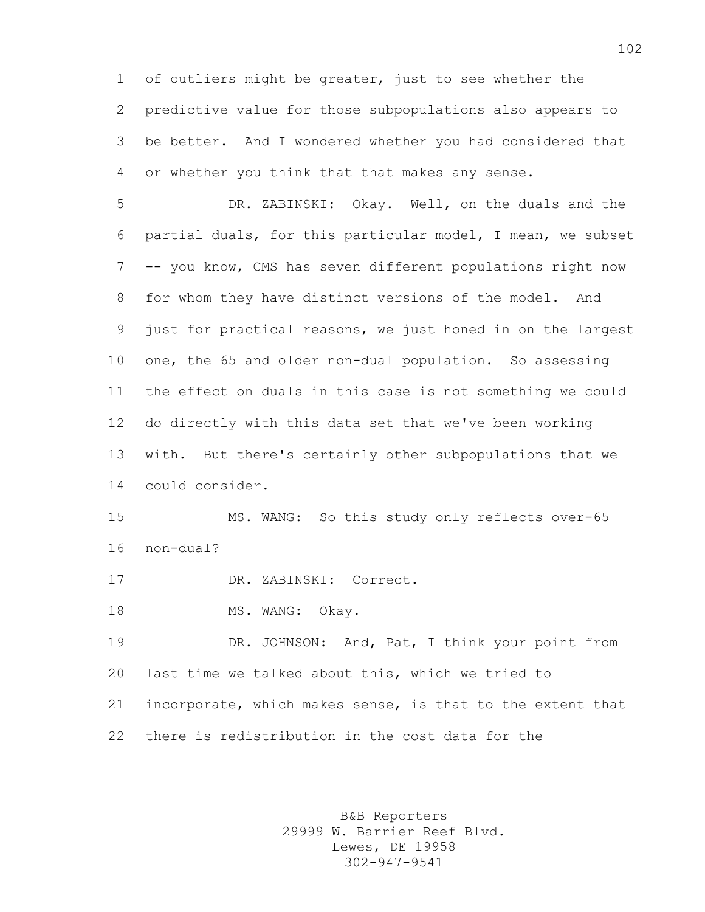of outliers might be greater, just to see whether the predictive value for those subpopulations also appears to be better. And I wondered whether you had considered that or whether you think that that makes any sense.

DR. ZABINSKI: Okay. Well, on the duals and the partial duals, for this particular model, I mean, we subset -- you know, CMS has seven different populations right now for whom they have distinct versions of the model. And just for practical reasons, we just honed in on the largest one, the 65 and older non-dual population. So assessing the effect on duals in this case is not something we could do directly with this data set that we've been working with. But there's certainly other subpopulations that we could consider.

MS. WANG: So this study only reflects over-65 non-dual?

DR. ZABINSKI: Correct.

MS. WANG: Okay.

DR. JOHNSON: And, Pat, I think your point from last time we talked about this, which we tried to incorporate, which makes sense, is that to the extent that there is redistribution in the cost data for the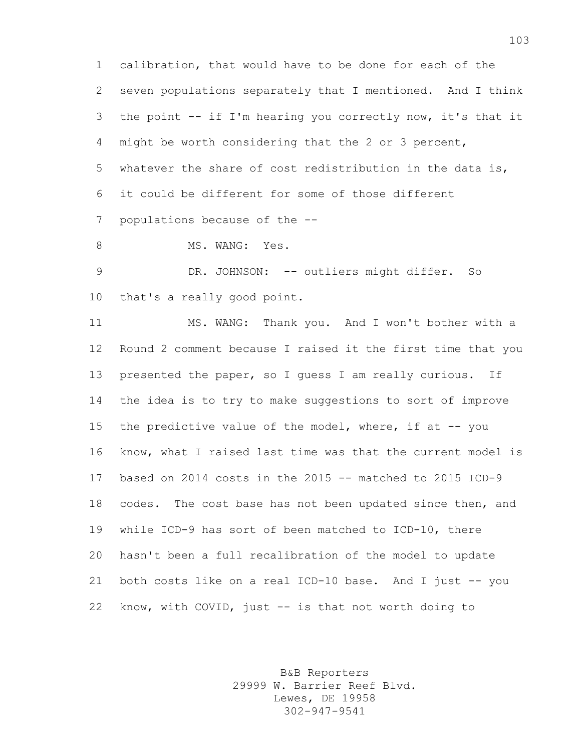calibration, that would have to be done for each of the seven populations separately that I mentioned. And I think the point -- if I'm hearing you correctly now, it's that it might be worth considering that the 2 or 3 percent, whatever the share of cost redistribution in the data is, it could be different for some of those different populations because of the --

MS. WANG: Yes.

DR. JOHNSON: -- outliers might differ. So that's a really good point.

MS. WANG: Thank you. And I won't bother with a Round 2 comment because I raised it the first time that you presented the paper, so I guess I am really curious. If the idea is to try to make suggestions to sort of improve the predictive value of the model, where, if at -- you know, what I raised last time was that the current model is based on 2014 costs in the 2015 -- matched to 2015 ICD-9 codes. The cost base has not been updated since then, and while ICD-9 has sort of been matched to ICD-10, there hasn't been a full recalibration of the model to update both costs like on a real ICD-10 base. And I just -- you know, with COVID, just -- is that not worth doing to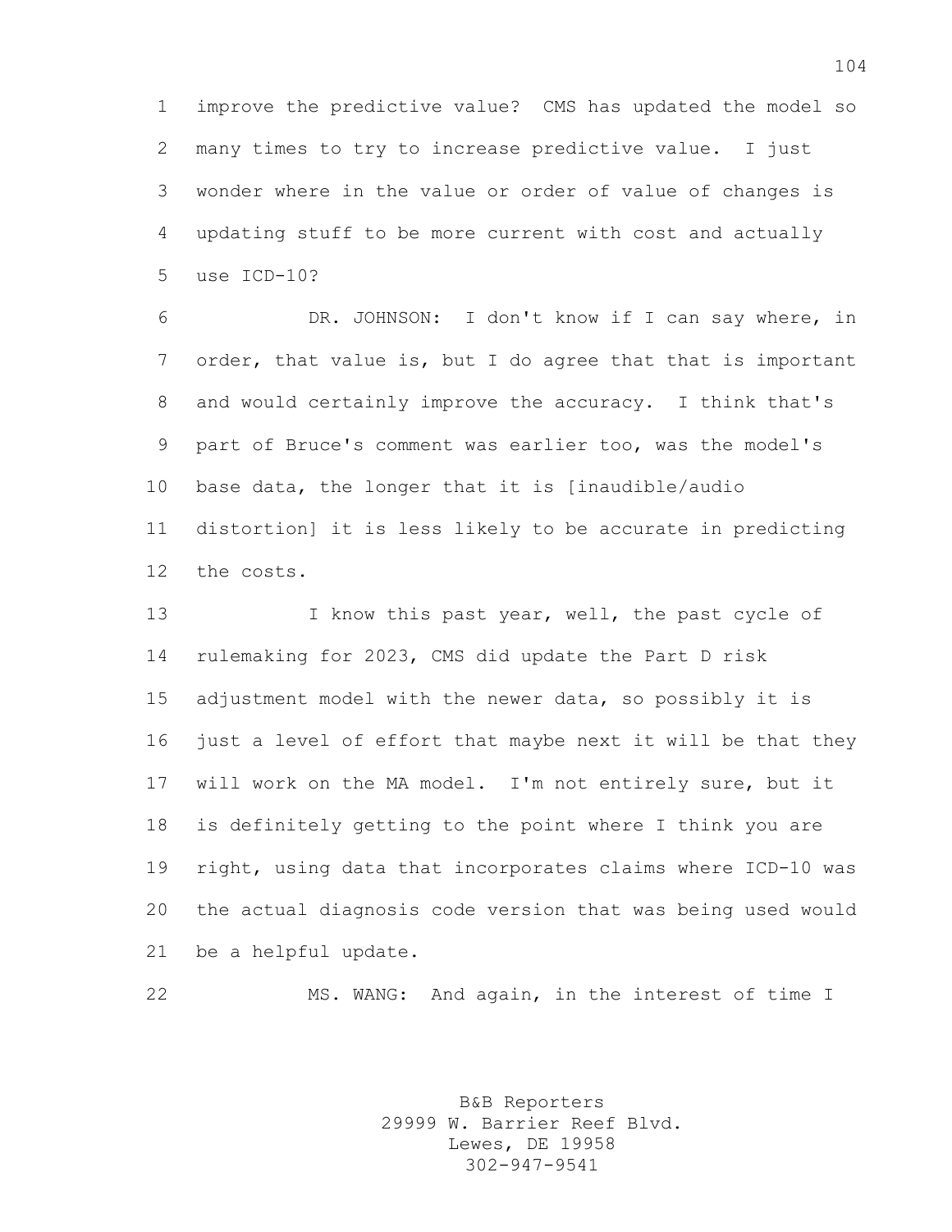improve the predictive value? CMS has updated the model so many times to try to increase predictive value. I just wonder where in the value or order of value of changes is updating stuff to be more current with cost and actually use ICD-10?

DR. JOHNSON: I don't know if I can say where, in order, that value is, but I do agree that that is important and would certainly improve the accuracy. I think that's part of Bruce's comment was earlier too, was the model's base data, the longer that it is [inaudible/audio distortion] it is less likely to be accurate in predicting the costs.

I know this past year, well, the past cycle of rulemaking for 2023, CMS did update the Part D risk adjustment model with the newer data, so possibly it is just a level of effort that maybe next it will be that they will work on the MA model. I'm not entirely sure, but it is definitely getting to the point where I think you are right, using data that incorporates claims where ICD-10 was the actual diagnosis code version that was being used would be a helpful update.

MS. WANG: And again, in the interest of time I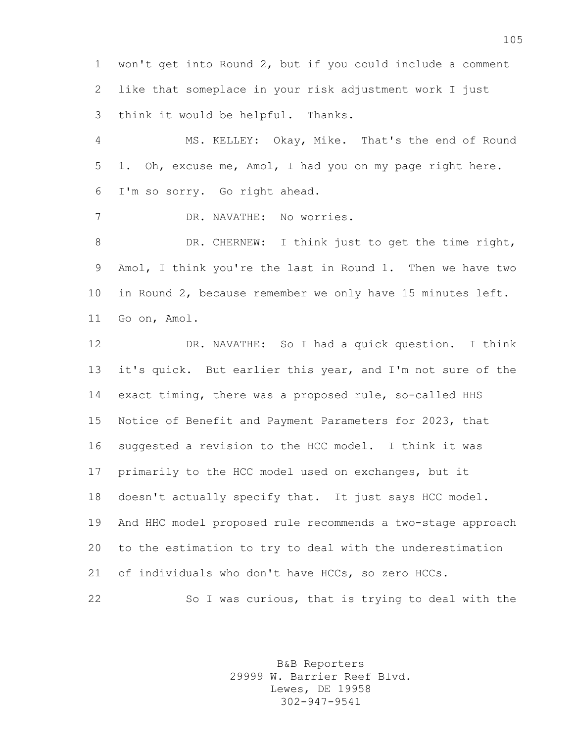won't get into Round 2, but if you could include a comment like that someplace in your risk adjustment work I just think it would be helpful. Thanks.

MS. KELLEY: Okay, Mike. That's the end of Round 1. Oh, excuse me, Amol, I had you on my page right here. I'm so sorry. Go right ahead.

DR. NAVATHE: No worries.

DR. CHERNEW: I think just to get the time right, Amol, I think you're the last in Round 1. Then we have two in Round 2, because remember we only have 15 minutes left. Go on, Amol.

DR. NAVATHE: So I had a quick question. I think it's quick. But earlier this year, and I'm not sure of the exact timing, there was a proposed rule, so-called HHS Notice of Benefit and Payment Parameters for 2023, that suggested a revision to the HCC model. I think it was primarily to the HCC model used on exchanges, but it doesn't actually specify that. It just says HCC model. And HHC model proposed rule recommends a two-stage approach to the estimation to try to deal with the underestimation of individuals who don't have HCCs, so zero HCCs.

So I was curious, that is trying to deal with the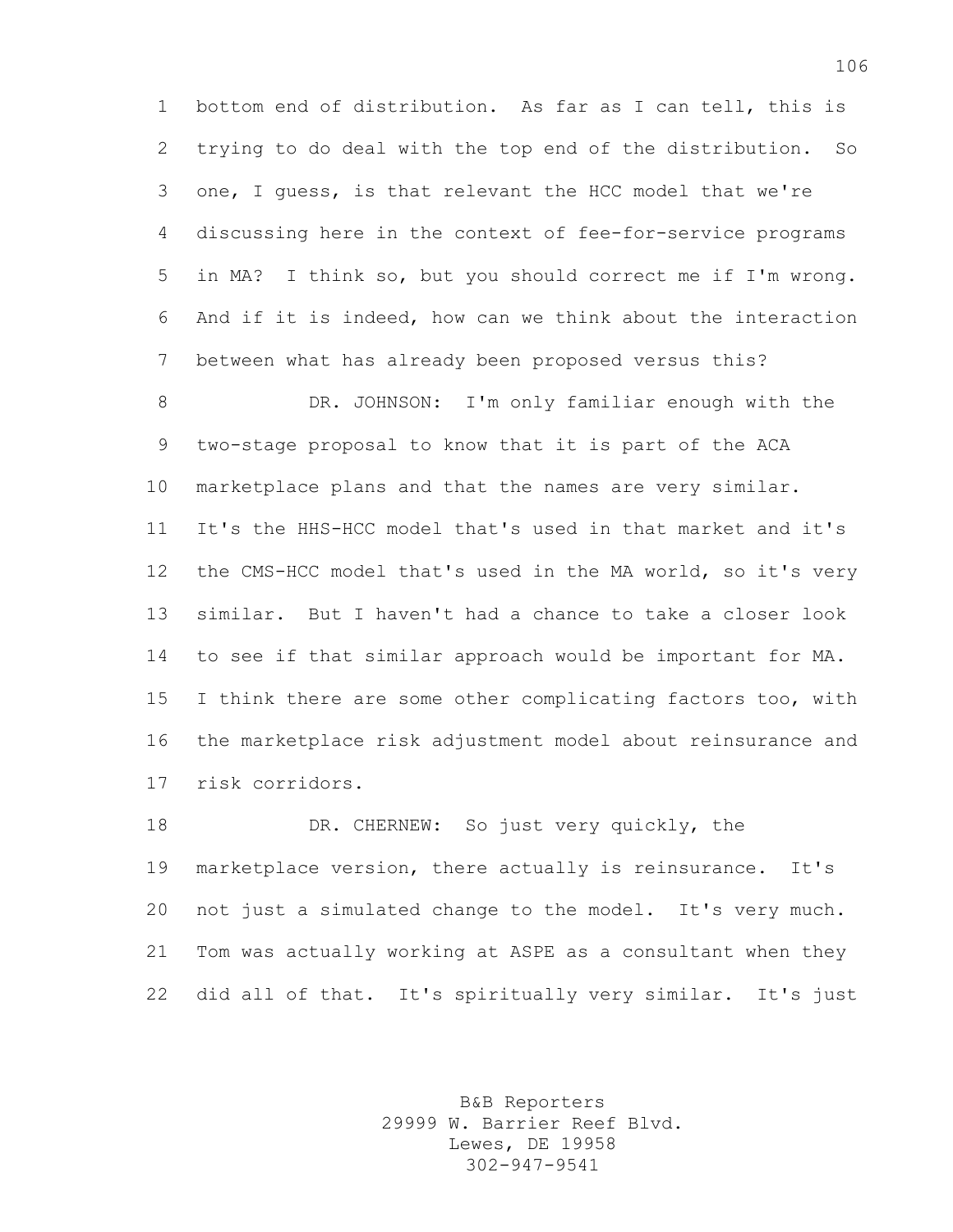bottom end of distribution. As far as I can tell, this is trying to do deal with the top end of the distribution. So one, I guess, is that relevant the HCC model that we're discussing here in the context of fee-for-service programs in MA? I think so, but you should correct me if I'm wrong. And if it is indeed, how can we think about the interaction between what has already been proposed versus this?

DR. JOHNSON: I'm only familiar enough with the two-stage proposal to know that it is part of the ACA marketplace plans and that the names are very similar. It's the HHS-HCC model that's used in that market and it's the CMS-HCC model that's used in the MA world, so it's very similar. But I haven't had a chance to take a closer look to see if that similar approach would be important for MA. I think there are some other complicating factors too, with the marketplace risk adjustment model about reinsurance and risk corridors.

DR. CHERNEW: So just very quickly, the marketplace version, there actually is reinsurance. It's not just a simulated change to the model. It's very much. Tom was actually working at ASPE as a consultant when they did all of that. It's spiritually very similar. It's just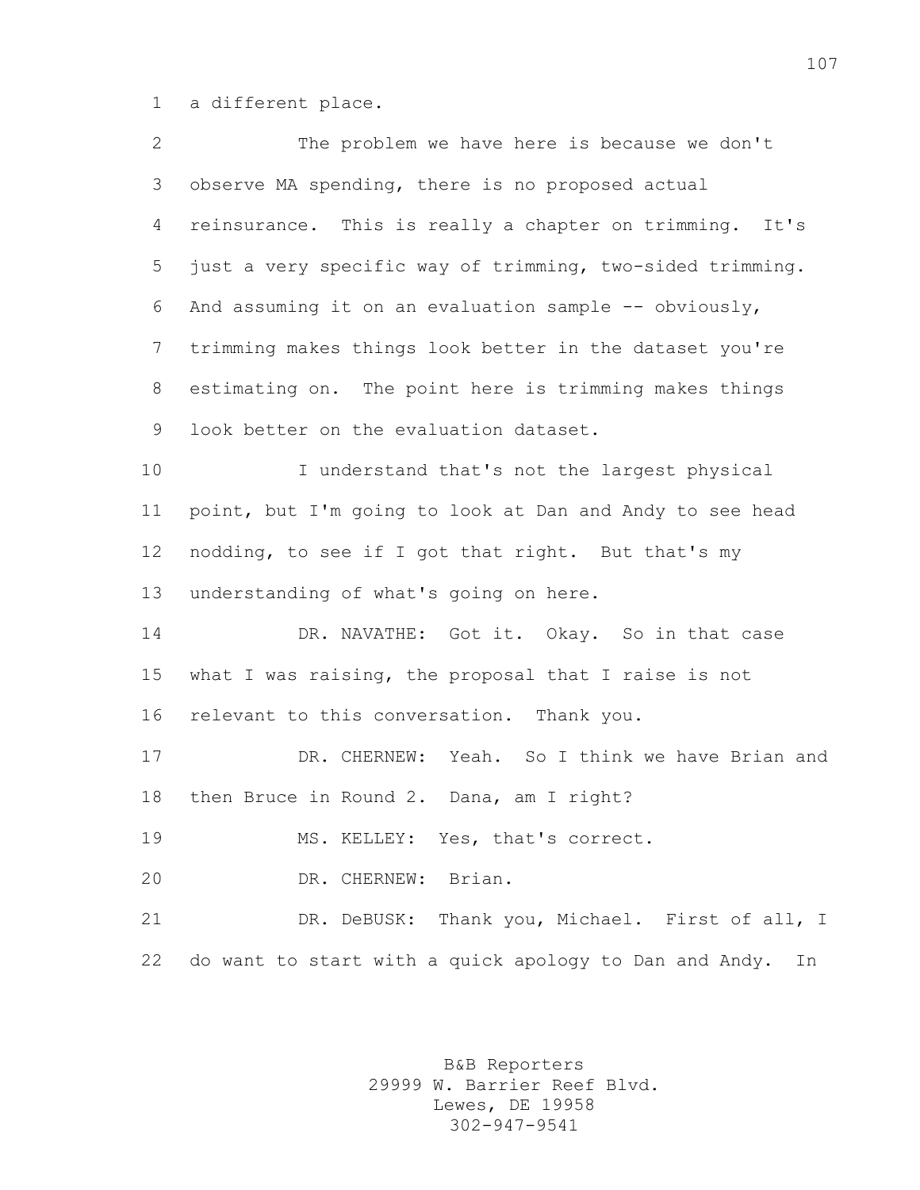a different place.

The problem we have here is because we don't observe MA spending, there is no proposed actual reinsurance. This is really a chapter on trimming. It's just a very specific way of trimming, two-sided trimming. And assuming it on an evaluation sample -- obviously, trimming makes things look better in the dataset you're estimating on. The point here is trimming makes things look better on the evaluation dataset.

I understand that's not the largest physical point, but I'm going to look at Dan and Andy to see head nodding, to see if I got that right. But that's my understanding of what's going on here.

DR. NAVATHE: Got it. Okay. So in that case what I was raising, the proposal that I raise is not relevant to this conversation. Thank you.

DR. CHERNEW: Yeah. So I think we have Brian and then Bruce in Round 2. Dana, am I right?

MS. KELLEY: Yes, that's correct.

DR. CHERNEW: Brian.

DR. DeBUSK: Thank you, Michael. First of all, I do want to start with a quick apology to Dan and Andy. In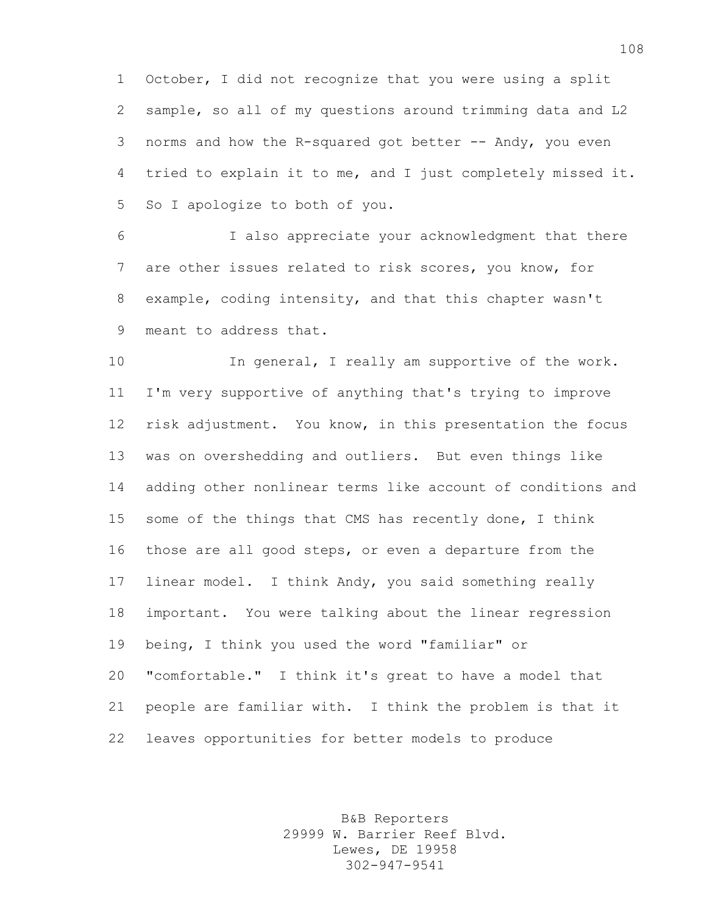October, I did not recognize that you were using a split sample, so all of my questions around trimming data and L2 norms and how the R-squared got better -- Andy, you even tried to explain it to me, and I just completely missed it. So I apologize to both of you.

I also appreciate your acknowledgment that there are other issues related to risk scores, you know, for example, coding intensity, and that this chapter wasn't meant to address that.

In general, I really am supportive of the work. I'm very supportive of anything that's trying to improve risk adjustment. You know, in this presentation the focus was on overshedding and outliers. But even things like adding other nonlinear terms like account of conditions and some of the things that CMS has recently done, I think those are all good steps, or even a departure from the linear model. I think Andy, you said something really important. You were talking about the linear regression being, I think you used the word "familiar" or "comfortable." I think it's great to have a model that people are familiar with. I think the problem is that it leaves opportunities for better models to produce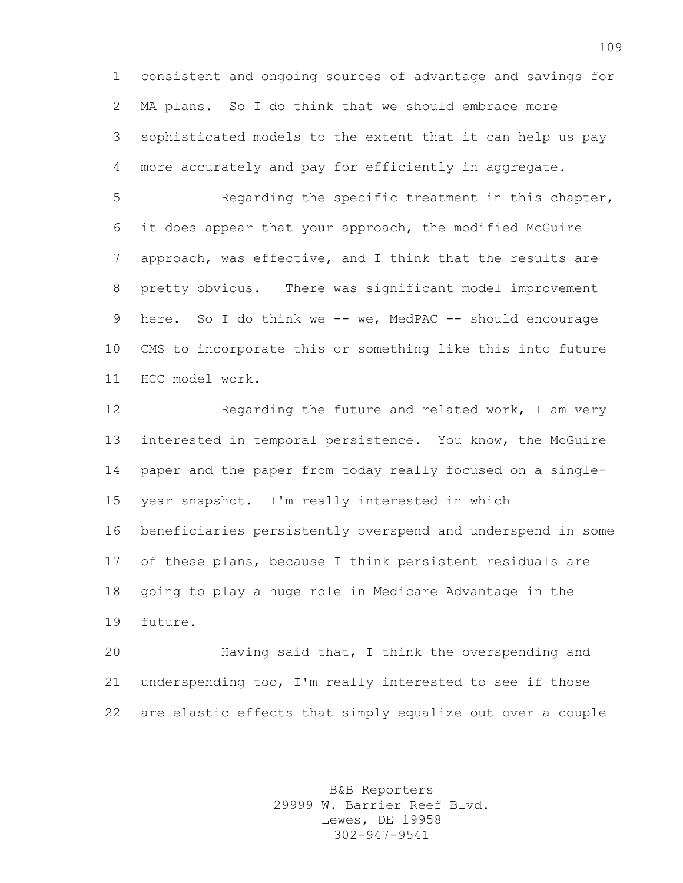consistent and ongoing sources of advantage and savings for MA plans. So I do think that we should embrace more sophisticated models to the extent that it can help us pay more accurately and pay for efficiently in aggregate.

Regarding the specific treatment in this chapter, it does appear that your approach, the modified McGuire approach, was effective, and I think that the results are pretty obvious. There was significant model improvement here. So I do think we -- we, MedPAC -- should encourage CMS to incorporate this or something like this into future HCC model work.

Regarding the future and related work, I am very interested in temporal persistence. You know, the McGuire paper and the paper from today really focused on a single-year snapshot. I'm really interested in which beneficiaries persistently overspend and underspend in some of these plans, because I think persistent residuals are going to play a huge role in Medicare Advantage in the future.

Having said that, I think the overspending and underspending too, I'm really interested to see if those are elastic effects that simply equalize out over a couple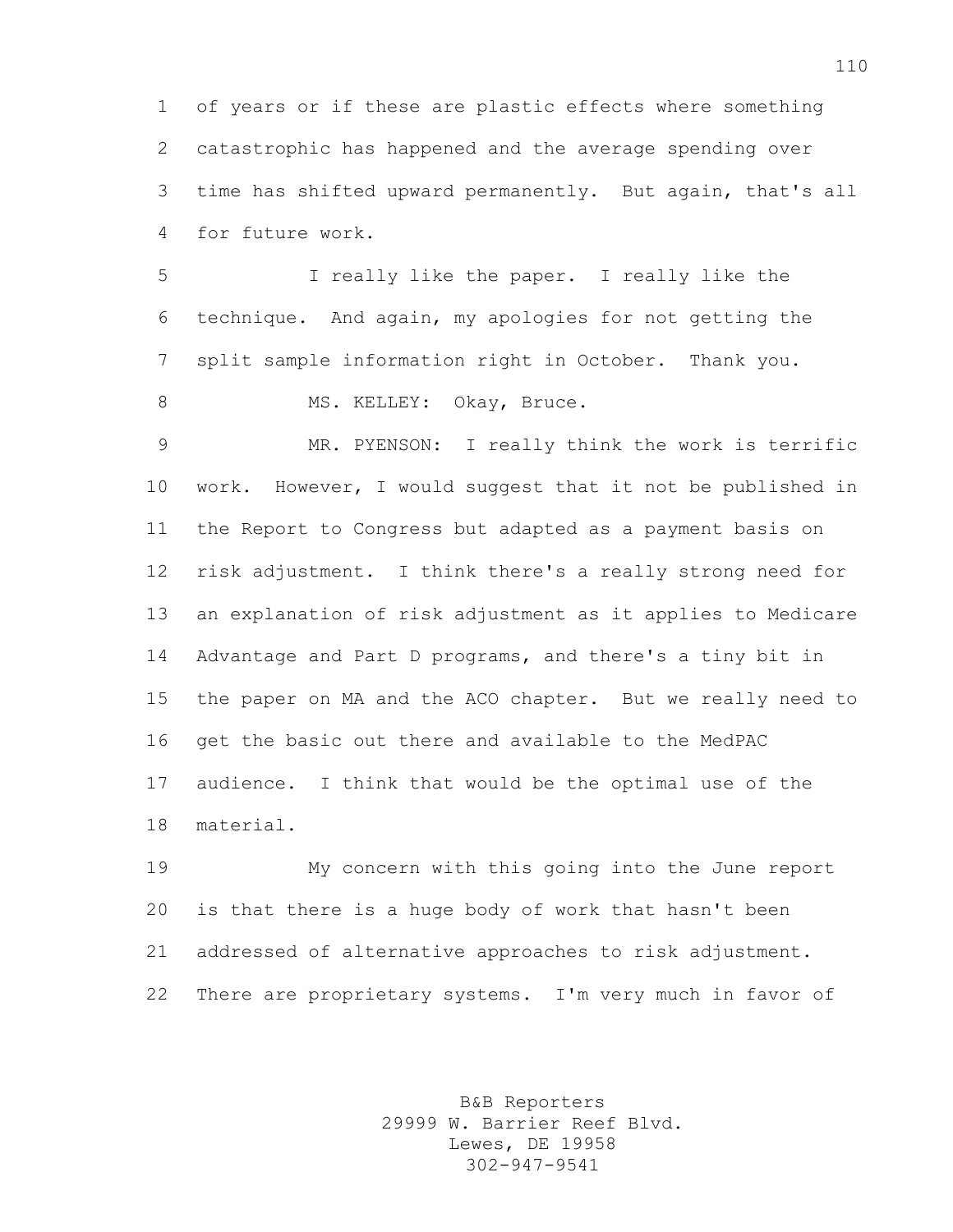of years or if these are plastic effects where something catastrophic has happened and the average spending over time has shifted upward permanently. But again, that's all for future work.

I really like the paper. I really like the technique. And again, my apologies for not getting the split sample information right in October. Thank you.

MS. KELLEY: Okay, Bruce.

MR. PYENSON: I really think the work is terrific work. However, I would suggest that it not be published in the Report to Congress but adapted as a payment basis on risk adjustment. I think there's a really strong need for an explanation of risk adjustment as it applies to Medicare Advantage and Part D programs, and there's a tiny bit in the paper on MA and the ACO chapter. But we really need to get the basic out there and available to the MedPAC audience. I think that would be the optimal use of the material.

My concern with this going into the June report is that there is a huge body of work that hasn't been addressed of alternative approaches to risk adjustment. There are proprietary systems. I'm very much in favor of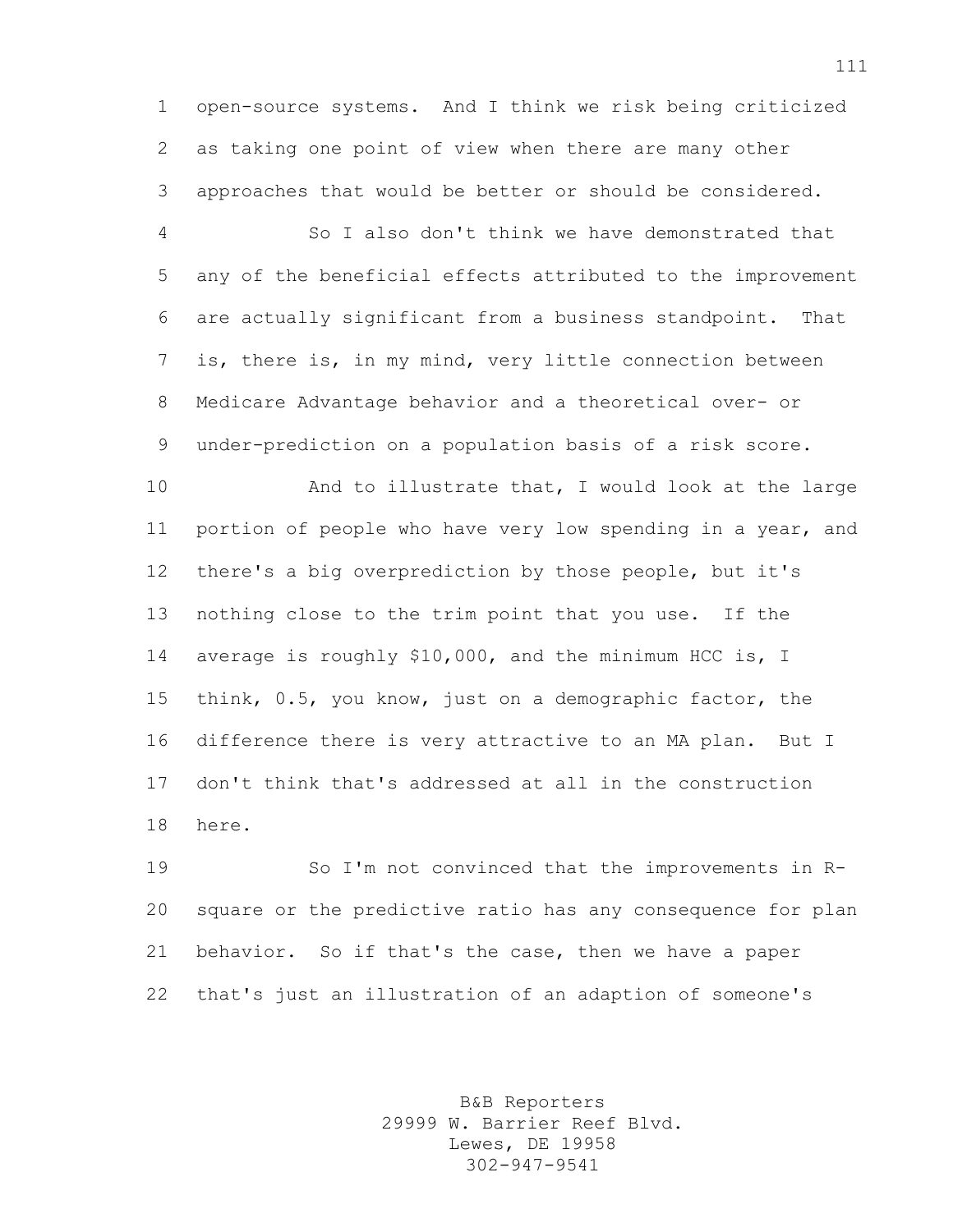open-source systems. And I think we risk being criticized as taking one point of view when there are many other approaches that would be better or should be considered.

So I also don't think we have demonstrated that any of the beneficial effects attributed to the improvement are actually significant from a business standpoint. That is, there is, in my mind, very little connection between Medicare Advantage behavior and a theoretical over- or under-prediction on a population basis of a risk score.

And to illustrate that, I would look at the large portion of people who have very low spending in a year, and there's a big overprediction by those people, but it's nothing close to the trim point that you use. If the average is roughly $10,000, and the minimum HCC is, I think, 0.5, you know, just on a demographic factor, the difference there is very attractive to an MA plan. But I don't think that's addressed at all in the construction here.

So I'm not convinced that the improvements in R-square or the predictive ratio has any consequence for plan behavior. So if that's the case, then we have a paper that's just an illustration of an adaption of someone's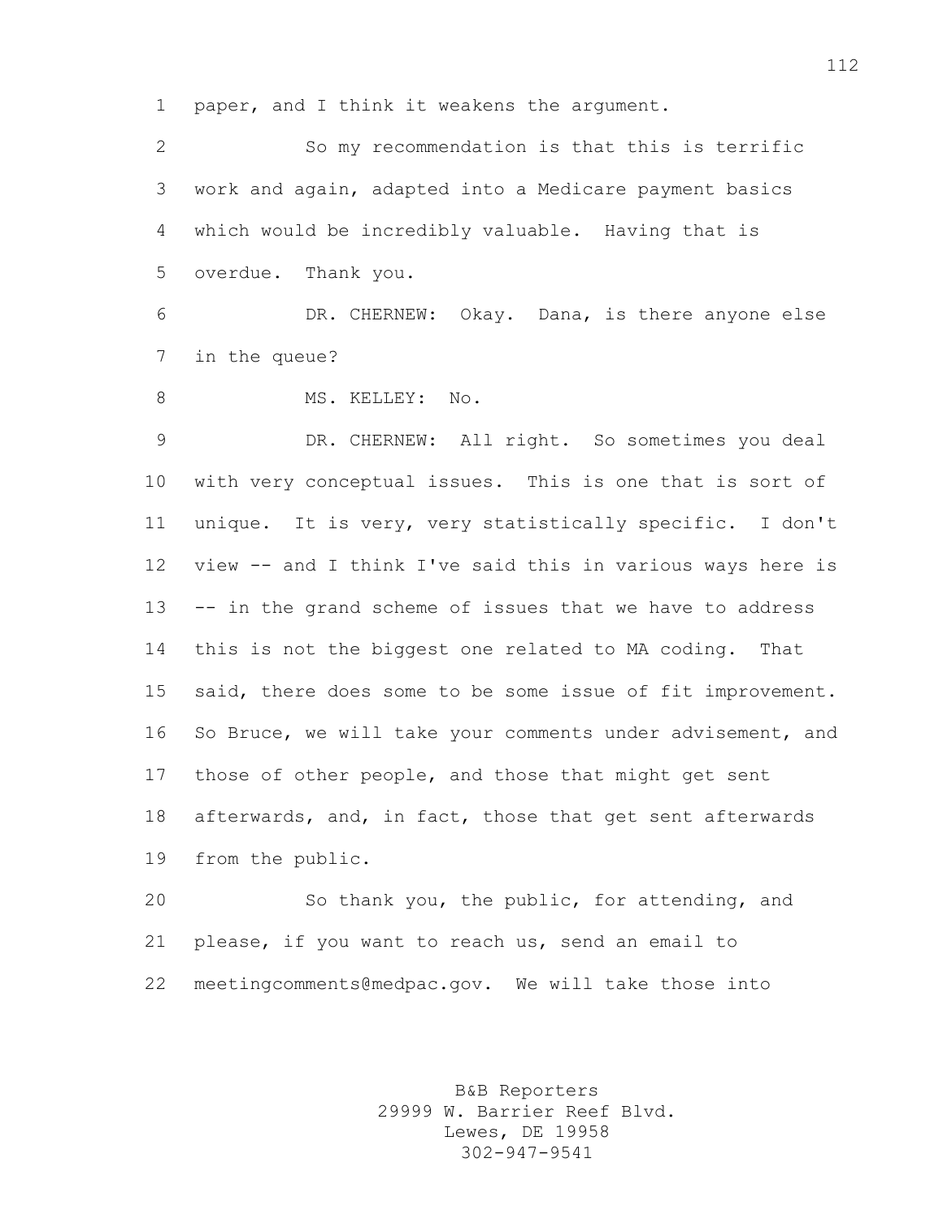paper, and I think it weakens the argument.

So my recommendation is that this is terrific work and again, adapted into a Medicare payment basics which would be incredibly valuable. Having that is overdue. Thank you.

DR. CHERNEW: Okay. Dana, is there anyone else in the queue?

MS. KELLEY: No.

DR. CHERNEW: All right. So sometimes you deal with very conceptual issues. This is one that is sort of unique. It is very, very statistically specific. I don't view -- and I think I've said this in various ways here is -- in the grand scheme of issues that we have to address this is not the biggest one related to MA coding. That said, there does some to be some issue of fit improvement. So Bruce, we will take your comments under advisement, and those of other people, and those that might get sent afterwards, and, in fact, those that get sent afterwards from the public.

So thank you, the public, for attending, and please, if you want to reach us, send an email to meetingcomments@medpac.gov. We will take those into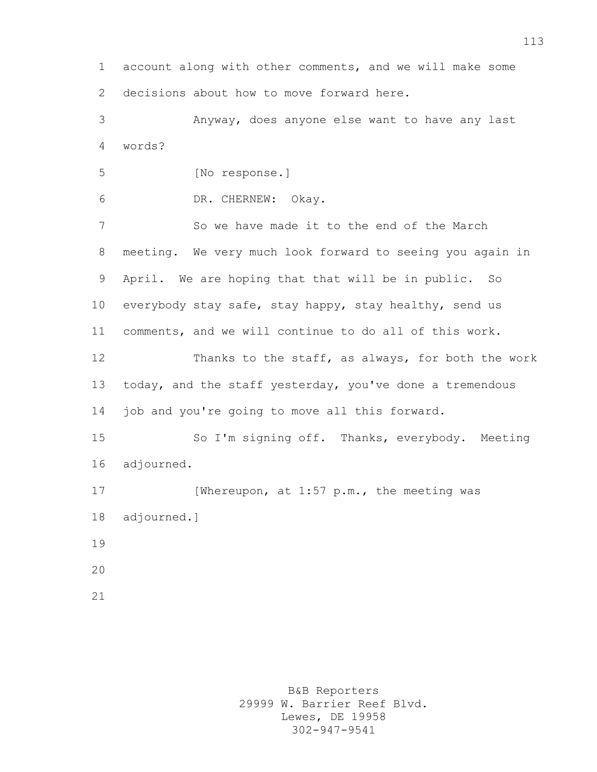account along with other comments, and we will make some decisions about how to move forward here.

Anyway, does anyone else want to have any last words?

[No response.]

DR. CHERNEW: Okay.

So we have made it to the end of the March meeting. We very much look forward to seeing you again in April. We are hoping that that will be in public. So everybody stay safe, stay happy, stay healthy, send us comments, and we will continue to do all of this work.

Thanks to the staff, as always, for both the work today, and the staff yesterday, you've done a tremendous job and you're going to move all this forward.

So I'm signing off. Thanks, everybody. Meeting adjourned.

[Whereupon, at 1:57 p.m., the meeting was adjourned.]